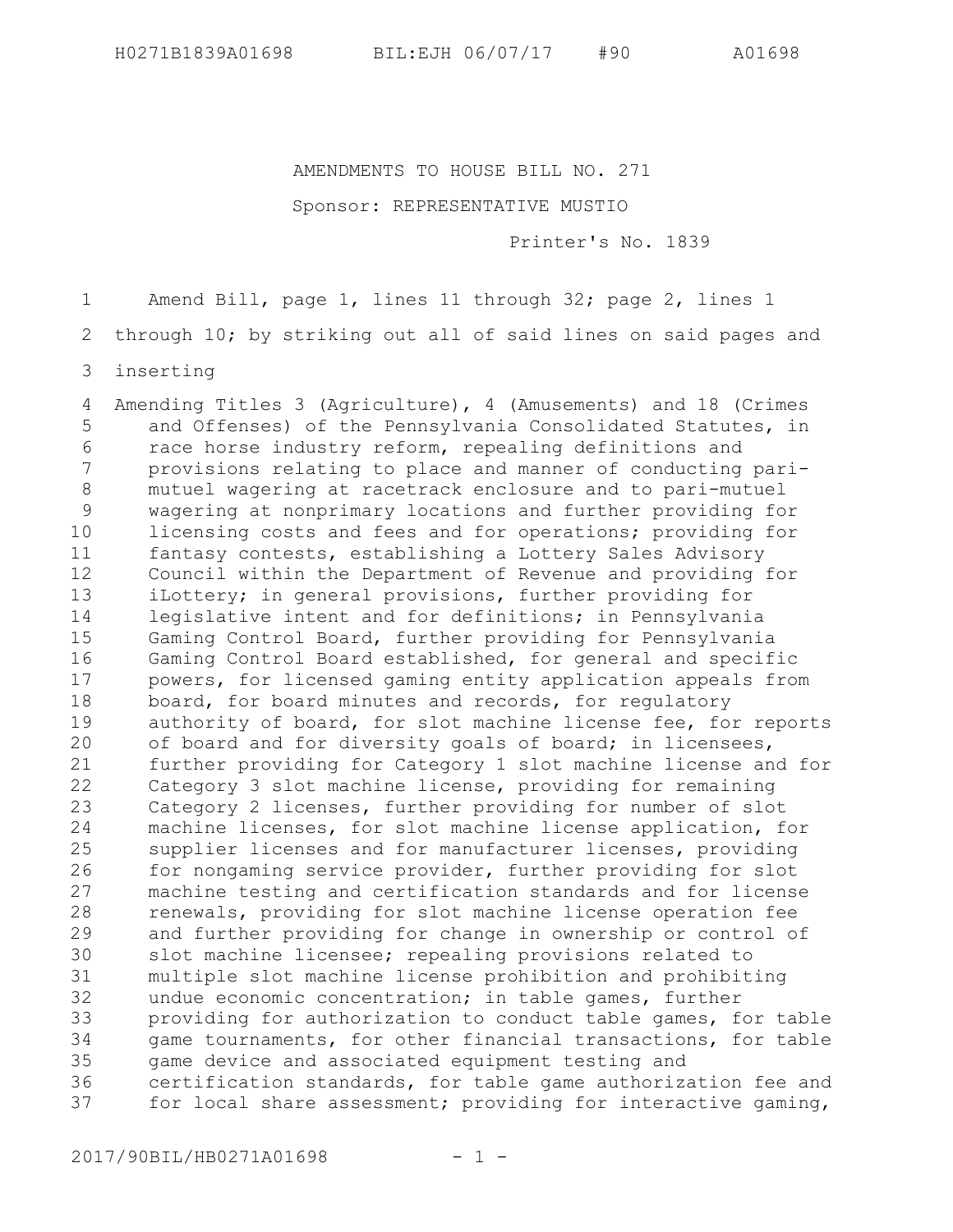AMENDMENTS TO HOUSE BILL NO. 271

Sponsor: REPRESENTATIVE MUSTIO

Printer's No. 1839

Amend Bill, page 1, lines 11 through 32; page 2, lines 1 through 10; by striking out all of said lines on said pages and inserting

Amending Titles 3 (Agriculture), 4 (Amusements) and 18 (Crimes and Offenses) of the Pennsylvania Consolidated Statutes, in race horse industry reform, repealing definitions and provisions relating to place and manner of conducting pari-mutuel wagering at racetrack enclosure and to pari-mutuel wagering at nonprimary locations and further providing for licensing costs and fees and for operations; providing for fantasy contests, establishing a Lottery Sales Advisory Council within the Department of Revenue and providing for iLottery; in general provisions, further providing for legislative intent and for definitions; in Pennsylvania Gaming Control Board, further providing for Pennsylvania Gaming Control Board established, for general and specific powers, for licensed gaming entity application appeals from board, for board minutes and records, for regulatory authority of board, for slot machine license fee, for reports of board and for diversity goals of board; in licensees, further providing for Category 1 slot machine license and for Category 3 slot machine license, providing for remaining Category 2 licenses, further providing for number of slot machine licenses, for slot machine license application, for supplier licenses and for manufacturer licenses, providing for nongaming service provider, further providing for slot machine testing and certification standards and for license renewals, providing for slot machine license operation fee and further providing for change in ownership or control of slot machine licensee; repealing provisions related to multiple slot machine license prohibition and prohibiting undue economic concentration; in table games, further providing for authorization to conduct table games, for table game tournaments, for other financial transactions, for table game device and associated equipment testing and certification standards, for table game authorization fee and for local share assessment; providing for interactive gaming,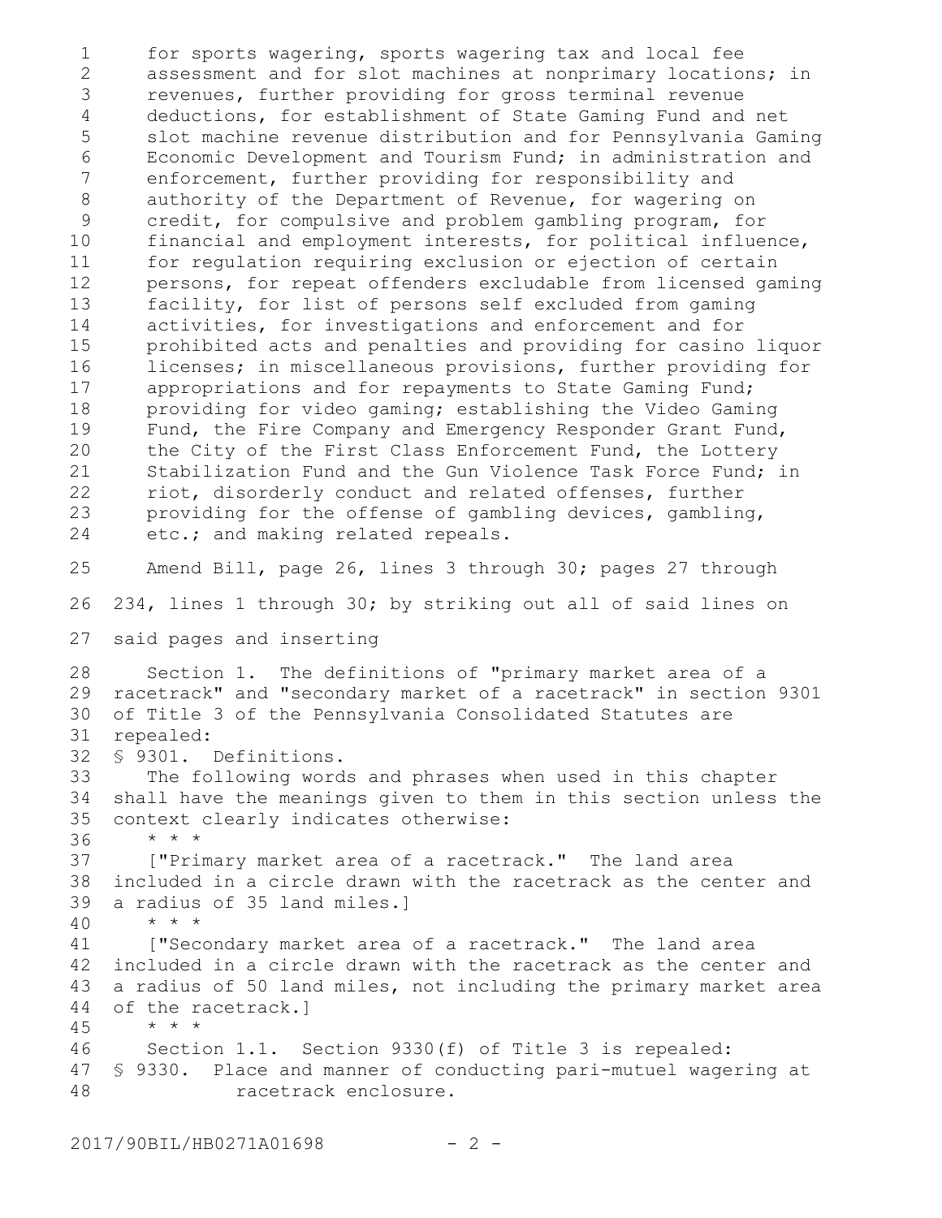for sports wagering, sports wagering tax and local fee assessment and for slot machines at nonprimary locations; in revenues, further providing for gross terminal revenue deductions, for establishment of State Gaming Fund and net slot machine revenue distribution and for Pennsylvania Gaming Economic Development and Tourism Fund; in administration and enforcement, further providing for responsibility and authority of the Department of Revenue, for wagering on credit, for compulsive and problem gambling program, for financial and employment interests, for political influence, for regulation requiring exclusion or ejection of certain persons, for repeat offenders excludable from licensed gaming facility, for list of persons self excluded from gaming activities, for investigations and enforcement and for prohibited acts and penalties and providing for casino liquor licenses; in miscellaneous provisions, further providing for appropriations and for repayments to State Gaming Fund; providing for video gaming; establishing the Video Gaming Fund, the Fire Company and Emergency Responder Grant Fund, the City of the First Class Enforcement Fund, the Lottery Stabilization Fund and the Gun Violence Task Force Fund; in riot, disorderly conduct and related offenses, further providing for the offense of gambling devices, gambling, etc.; and making related repeals.

Amend Bill, page 26, lines 3 through 30; pages 27 through 234, lines 1 through 30; by striking out all of said lines on said pages and inserting

Section 1. The definitions of "primary market area of a racetrack" and "secondary market of a racetrack" in section 9301 of Title 3 of the Pennsylvania Consolidated Statutes are repealed:

§ 9301. Definitions.

The following words and phrases when used in this chapter shall have the meanings given to them in this section unless the context clearly indicates otherwise:

\* \* \*

["Primary market area of a racetrack." The land area included in a circle drawn with the racetrack as the center and a radius of 35 land miles.]

\* \* \*

["Secondary market area of a racetrack." The land area included in a circle drawn with the racetrack as the center and a radius of 50 land miles, not including the primary market area of the racetrack.]

\* \* \*

Section 1.1. Section 9330(f) of Title 3 is repealed:

§ 9330. Place and manner of conducting pari-mutuel wagering at racetrack enclosure.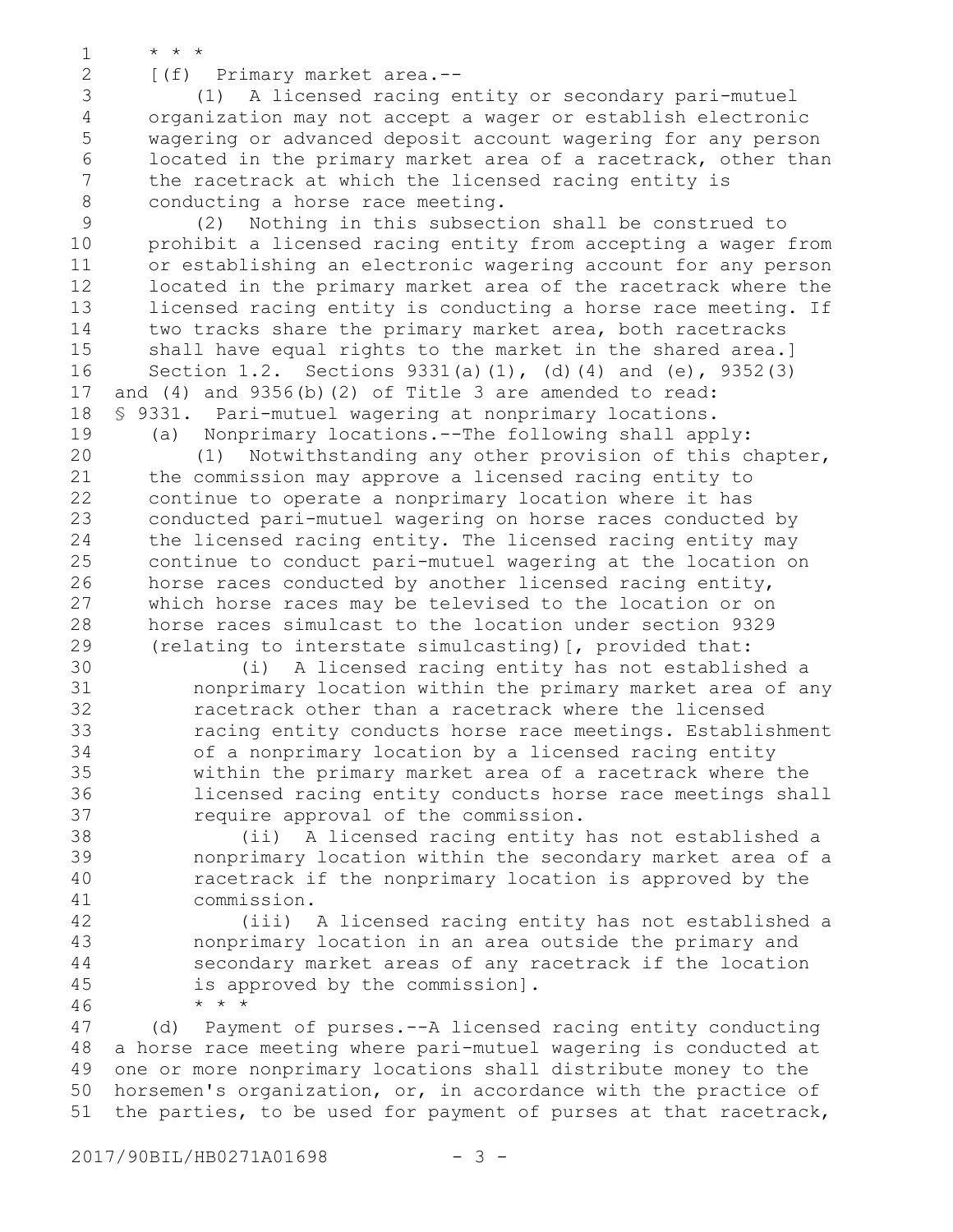* * *

[(f) Primary market area.--

(1) A licensed racing entity or secondary pari-mutuel organization may not accept a wager or establish electronic wagering or advanced deposit account wagering for any person located in the primary market area of a racetrack, other than the racetrack at which the licensed racing entity is conducting a horse race meeting.

(2) Nothing in this subsection shall be construed to prohibit a licensed racing entity from accepting a wager from or establishing an electronic wagering account for any person located in the primary market area of the racetrack where the licensed racing entity is conducting a horse race meeting. If two tracks share the primary market area, both racetracks shall have equal rights to the market in the shared area.]

Section 1.2. Sections 9331(a)(1), (d)(4) and (e), 9352(3) and (4) and 9356(b)(2) of Title 3 are amended to read:

§ 9331. Pari-mutuel wagering at nonprimary locations.

(a) Nonprimary locations.--The following shall apply:

(1) Notwithstanding any other provision of this chapter, the commission may approve a licensed racing entity to continue to operate a nonprimary location where it has conducted pari-mutuel wagering on horse races conducted by the licensed racing entity. The licensed racing entity may continue to conduct pari-mutuel wagering at the location on horse races conducted by another licensed racing entity, which horse races may be televised to the location or on horse races simulcast to the location under section 9329 (relating to interstate simulcasting)[, provided that:

(i) A licensed racing entity has not established a nonprimary location within the primary market area of any racetrack other than a racetrack where the licensed racing entity conducts horse race meetings. Establishment of a nonprimary location by a licensed racing entity within the primary market area of a racetrack where the licensed racing entity conducts horse race meetings shall require approval of the commission.

(ii) A licensed racing entity has not established a nonprimary location within the secondary market area of a racetrack if the nonprimary location is approved by the commission.

(iii) A licensed racing entity has not established a nonprimary location in an area outside the primary and secondary market areas of any racetrack if the location is approved by the commission].

* * *

(d) Payment of purses.--A licensed racing entity conducting a horse race meeting where pari-mutuel wagering is conducted at one or more nonprimary locations shall distribute money to the horsemen's organization, or, in accordance with the practice of the parties, to be used for payment of purses at that racetrack,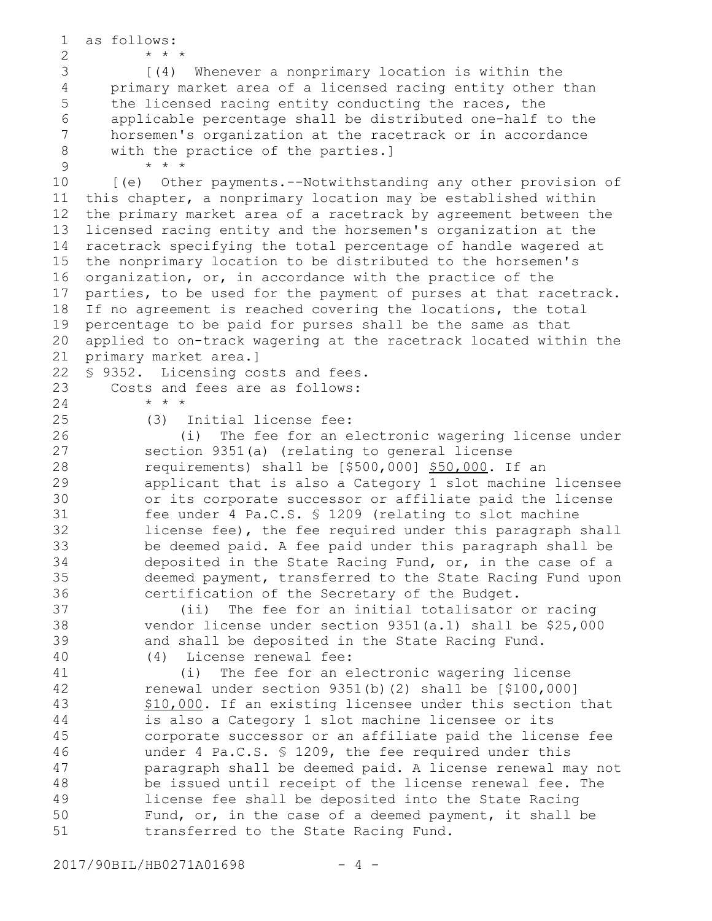as follows:

\* \* \*

[(4) Whenever a nonprimary location is within the primary market area of a licensed racing entity other than the licensed racing entity conducting the races, the applicable percentage shall be distributed one-half to the horsemen's organization at the racetrack or in accordance with the practice of the parties.]

\* \* \*

[(e) Other payments.--Notwithstanding any other provision of this chapter, a nonprimary location may be established within the primary market area of a racetrack by agreement between the licensed racing entity and the horsemen's organization at the racetrack specifying the total percentage of handle wagered at the nonprimary location to be distributed to the horsemen's organization, or, in accordance with the practice of the parties, to be used for the payment of purses at that racetrack. If no agreement is reached covering the locations, the total percentage to be paid for purses shall be the same as that applied to on-track wagering at the racetrack located within the primary market area.]

§ 9352. Licensing costs and fees.

Costs and fees are as follows:

\* \* \*

(3) Initial license fee:

(i) The fee for an electronic wagering license under section 9351(a) (relating to general license requirements) shall be [$500,000] <u>$50,000</u>. If an applicant that is also a Category 1 slot machine licensee or its corporate successor or affiliate paid the license fee under 4 Pa.C.S. § 1209 (relating to slot machine license fee), the fee required under this paragraph shall be deemed paid. A fee paid under this paragraph shall be deposited in the State Racing Fund, or, in the case of a deemed payment, transferred to the State Racing Fund upon certification of the Secretary of the Budget.

(ii) The fee for an initial totalisator or racing vendor license under section 9351(a.1) shall be $25,000 and shall be deposited in the State Racing Fund.

(4) License renewal fee:

(i) The fee for an electronic wagering license renewal under section 9351(b)(2) shall be [$100,000] <u>$10,000</u>. If an existing licensee under this section that is also a Category 1 slot machine licensee or its corporate successor or an affiliate paid the license fee under 4 Pa.C.S. § 1209, the fee required under this paragraph shall be deemed paid. A license renewal may not be issued until receipt of the license renewal fee. The license fee shall be deposited into the State Racing Fund, or, in the case of a deemed payment, it shall be transferred to the State Racing Fund.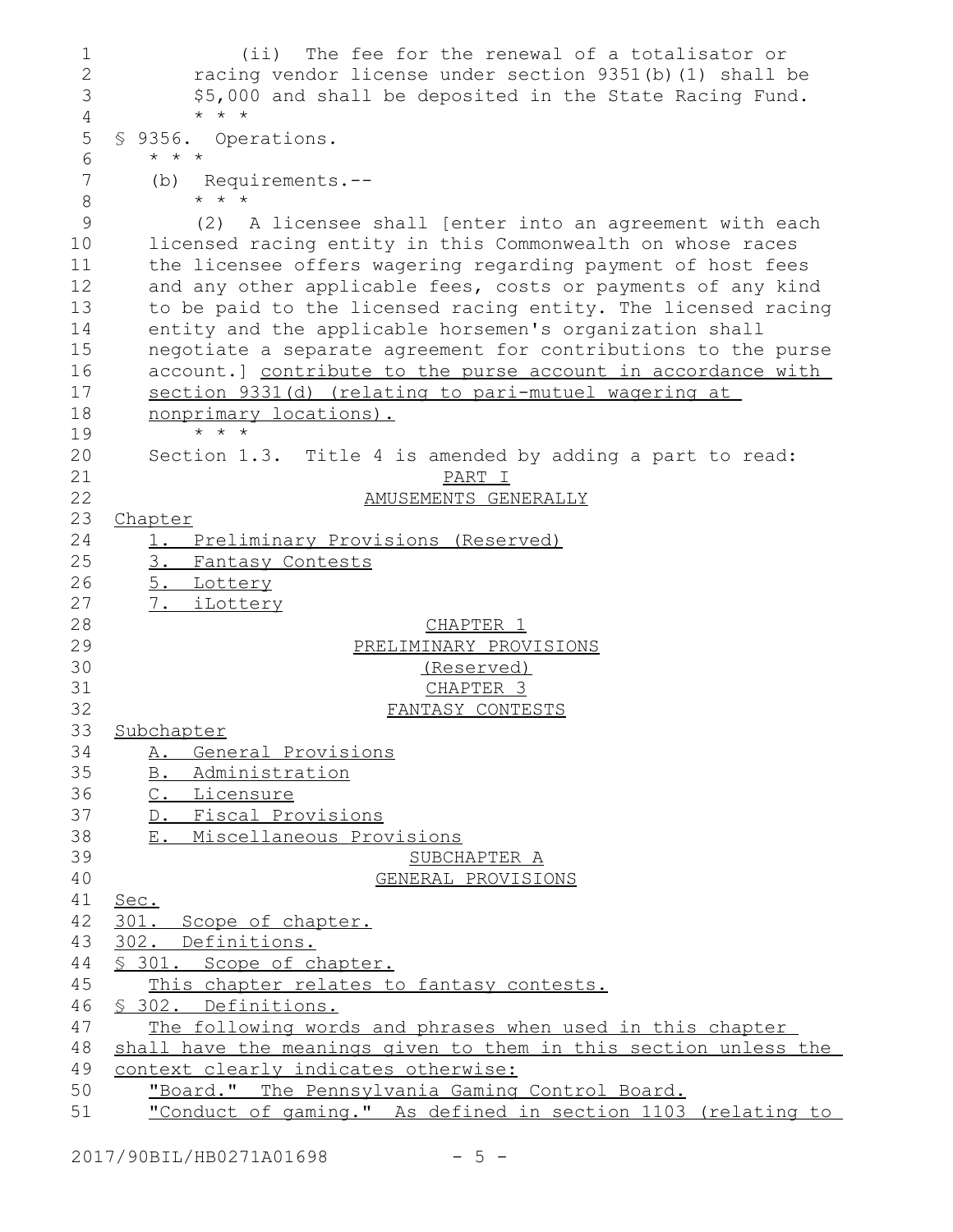(ii) The fee for the renewal of a totalisator or racing vendor license under section 9351(b)(1) shall be $5,000 and shall be deposited in the State Racing Fund.

\* \* \*

§ 9356. Operations.

\* \* \*

(b) Requirements.--

\* \* \*

(2) A licensee shall [enter into an agreement with each licensed racing entity in this Commonwealth on whose races the licensee offers wagering regarding payment of host fees and any other applicable fees, costs or payments of any kind to be paid to the licensed racing entity. The licensed racing entity and the applicable horsemen's organization shall negotiate a separate agreement for contributions to the purse account.] contribute to the purse account in accordance with section 9331(d) (relating to pari-mutuel wagering at nonprimary locations).

\* \* \*

Section 1.3. Title 4 is amended by adding a part to read:

PART I

AMUSEMENTS GENERALLY

Chapter

1. Preliminary Provisions (Reserved)
3. Fantasy Contests
5. Lottery
7. iLottery

CHAPTER 1

PRELIMINARY PROVISIONS

(Reserved)

CHAPTER 3

FANTASY CONTESTS

Subchapter

A. General Provisions
B. Administration
C. Licensure
D. Fiscal Provisions
E. Miscellaneous Provisions

SUBCHAPTER A

GENERAL PROVISIONS

Sec.

301. Scope of chapter.

302. Definitions.

§ 301. Scope of chapter.

This chapter relates to fantasy contests.

§ 302. Definitions.

The following words and phrases when used in this chapter shall have the meanings given to them in this section unless the context clearly indicates otherwise:

"Board." The Pennsylvania Gaming Control Board.

"Conduct of gaming." As defined in section 1103 (relating to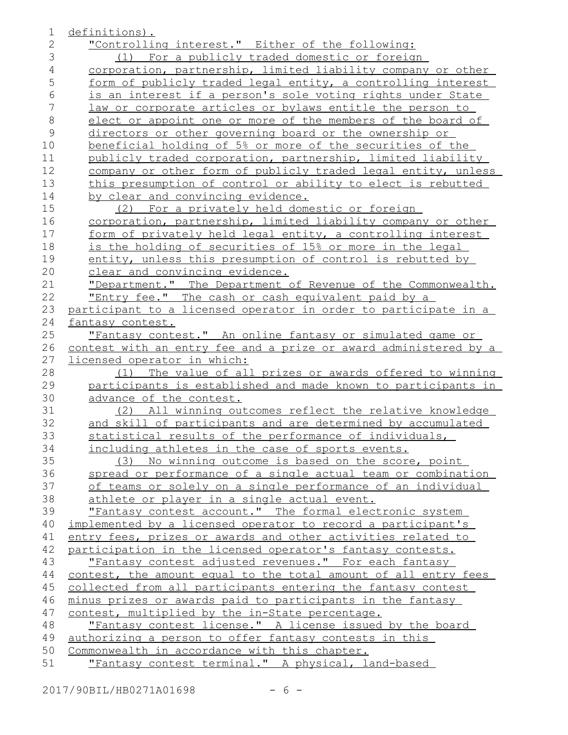definitions).

"Controlling interest." Either of the following:

(1) For a publicly traded domestic or foreign corporation, partnership, limited liability company or other form of publicly traded legal entity, a controlling interest is an interest if a person's sole voting rights under State law or corporate articles or bylaws entitle the person to elect or appoint one or more of the members of the board of directors or other governing board or the ownership or beneficial holding of 5% or more of the securities of the publicly traded corporation, partnership, limited liability company or other form of publicly traded legal entity, unless this presumption of control or ability to elect is rebutted by clear and convincing evidence.

(2) For a privately held domestic or foreign corporation, partnership, limited liability company or other form of privately held legal entity, a controlling interest is the holding of securities of 15% or more in the legal entity, unless this presumption of control is rebutted by clear and convincing evidence.

"Department." The Department of Revenue of the Commonwealth.

"Entry fee." The cash or cash equivalent paid by a participant to a licensed operator in order to participate in a fantasy contest.

"Fantasy contest." An online fantasy or simulated game or contest with an entry fee and a prize or award administered by a licensed operator in which:

(1) The value of all prizes or awards offered to winning participants is established and made known to participants in advance of the contest.

(2) All winning outcomes reflect the relative knowledge and skill of participants and are determined by accumulated statistical results of the performance of individuals, including athletes in the case of sports events.

(3) No winning outcome is based on the score, point spread or performance of a single actual team or combination of teams or solely on a single performance of an individual athlete or player in a single actual event.

"Fantasy contest account." The formal electronic system implemented by a licensed operator to record a participant's entry fees, prizes or awards and other activities related to participation in the licensed operator's fantasy contests.

"Fantasy contest adjusted revenues." For each fantasy contest, the amount equal to the total amount of all entry fees collected from all participants entering the fantasy contest minus prizes or awards paid to participants in the fantasy contest, multiplied by the in-State percentage.

"Fantasy contest license." A license issued by the board authorizing a person to offer fantasy contests in this Commonwealth in accordance with this chapter.

"Fantasy contest terminal." A physical, land-based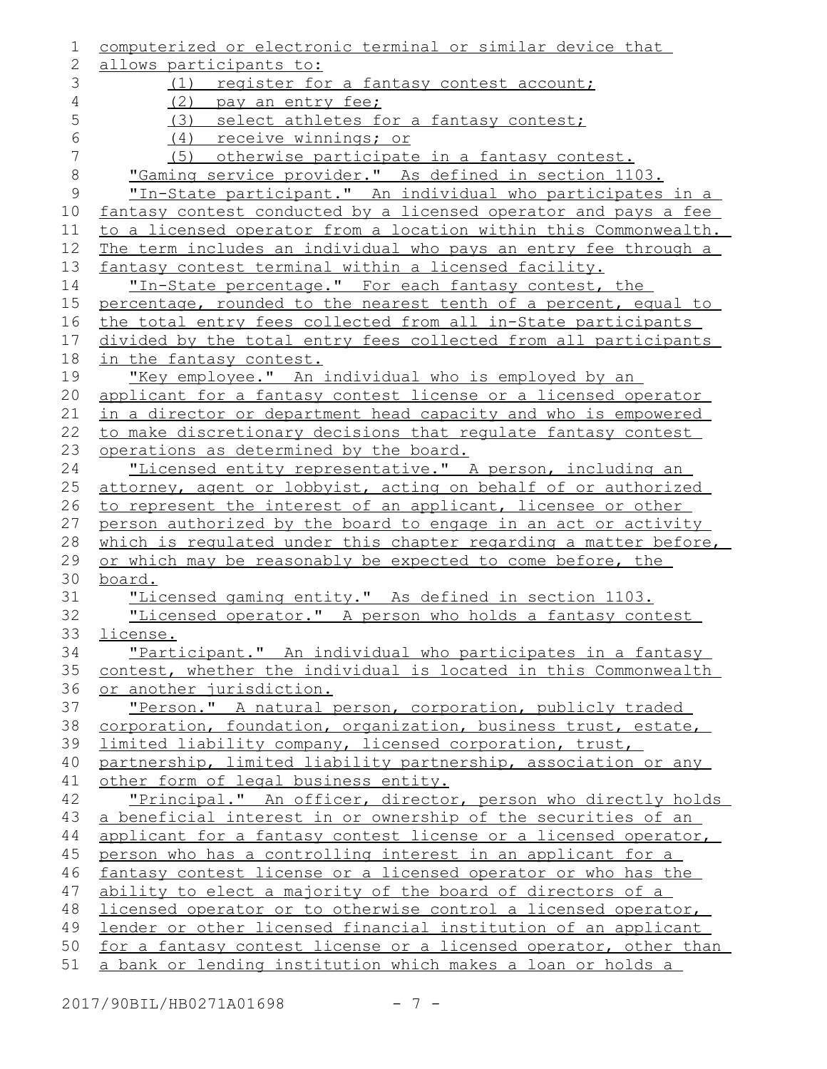computerized or electronic terminal or similar device that allows participants to:

(1) register for a fantasy contest account;

(2) pay an entry fee;

(3) select athletes for a fantasy contest;

(4) receive winnings; or

(5) otherwise participate in a fantasy contest.

"Gaming service provider." As defined in section 1103.

"In-State participant." An individual who participates in a fantasy contest conducted by a licensed operator and pays a fee to a licensed operator from a location within this Commonwealth. The term includes an individual who pays an entry fee through a fantasy contest terminal within a licensed facility.

"In-State percentage." For each fantasy contest, the percentage, rounded to the nearest tenth of a percent, equal to the total entry fees collected from all in-State participants divided by the total entry fees collected from all participants in the fantasy contest.

"Key employee." An individual who is employed by an applicant for a fantasy contest license or a licensed operator in a director or department head capacity and who is empowered to make discretionary decisions that regulate fantasy contest operations as determined by the board.

"Licensed entity representative." A person, including an attorney, agent or lobbyist, acting on behalf of or authorized to represent the interest of an applicant, licensee or other person authorized by the board to engage in an act or activity which is regulated under this chapter regarding a matter before, or which may be reasonably be expected to come before, the board.

"Licensed gaming entity." As defined in section 1103.

"Licensed operator." A person who holds a fantasy contest license.

"Participant." An individual who participates in a fantasy contest, whether the individual is located in this Commonwealth or another jurisdiction.

"Person." A natural person, corporation, publicly traded corporation, foundation, organization, business trust, estate, limited liability company, licensed corporation, trust, partnership, limited liability partnership, association or any other form of legal business entity.

"Principal." An officer, director, person who directly holds a beneficial interest in or ownership of the securities of an applicant for a fantasy contest license or a licensed operator, person who has a controlling interest in an applicant for a fantasy contest license or a licensed operator or who has the ability to elect a majority of the board of directors of a licensed operator or to otherwise control a licensed operator, lender or other licensed financial institution of an applicant for a fantasy contest license or a licensed operator, other than a bank or lending institution which makes a loan or holds a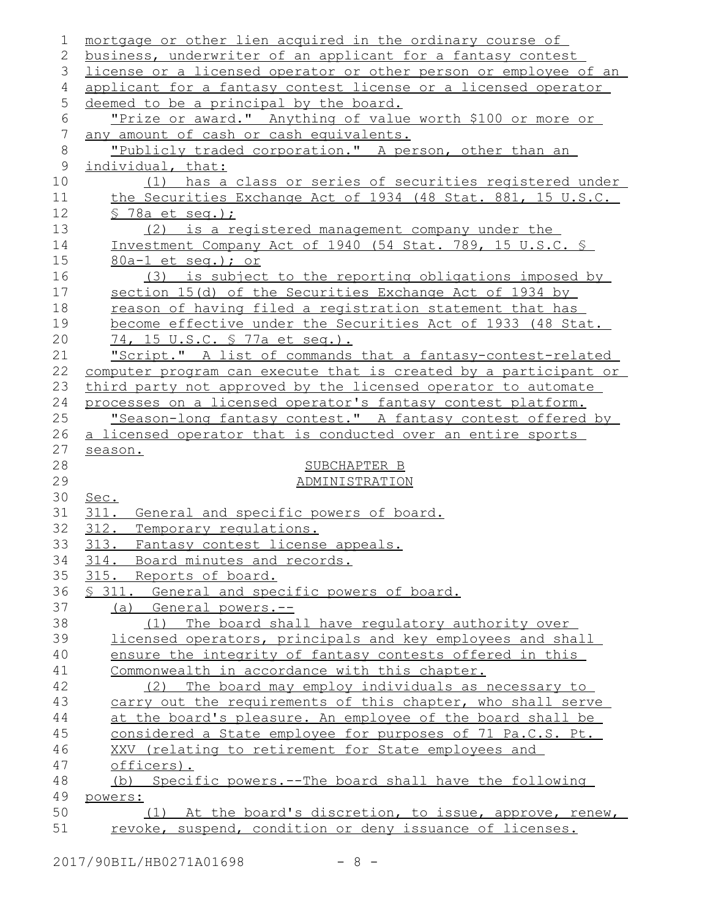mortgage or other lien acquired in the ordinary course of business, underwriter of an applicant for a fantasy contest license or a licensed operator or other person or employee of an applicant for a fantasy contest license or a licensed operator deemed to be a principal by the board.

"Prize or award." Anything of value worth $100 or more or any amount of cash or cash equivalents.

"Publicly traded corporation." A person, other than an individual, that:

(1) has a class or series of securities registered under the Securities Exchange Act of 1934 (48 Stat. 881, 15 U.S.C. § 78a et seq.);

(2) is a registered management company under the Investment Company Act of 1940 (54 Stat. 789, 15 U.S.C. § 80a-1 et seq.); or

(3) is subject to the reporting obligations imposed by section 15(d) of the Securities Exchange Act of 1934 by reason of having filed a registration statement that has become effective under the Securities Act of 1933 (48 Stat. 74, 15 U.S.C. § 77a et seq.).

"Script." A list of commands that a fantasy-contest-related computer program can execute that is created by a participant or third party not approved by the licensed operator to automate processes on a licensed operator's fantasy contest platform.

"Season-long fantasy contest." A fantasy contest offered by a licensed operator that is conducted over an entire sports season.

## SUBCHAPTER B
## ADMINISTRATION

Sec.
311. General and specific powers of board.
312. Temporary regulations.
313. Fantasy contest license appeals.
314. Board minutes and records.
315. Reports of board.

### § 311. General and specific powers of board.

(a) General powers.--

(1) The board shall have regulatory authority over licensed operators, principals and key employees and shall ensure the integrity of fantasy contests offered in this Commonwealth in accordance with this chapter.

(2) The board may employ individuals as necessary to carry out the requirements of this chapter, who shall serve at the board's pleasure. An employee of the board shall be considered a State employee for purposes of 71 Pa.C.S. Pt. XXV (relating to retirement for State employees and officers).

(b) Specific powers.--The board shall have the following powers:

(1) At the board's discretion, to issue, approve, renew, revoke, suspend, condition or deny issuance of licenses.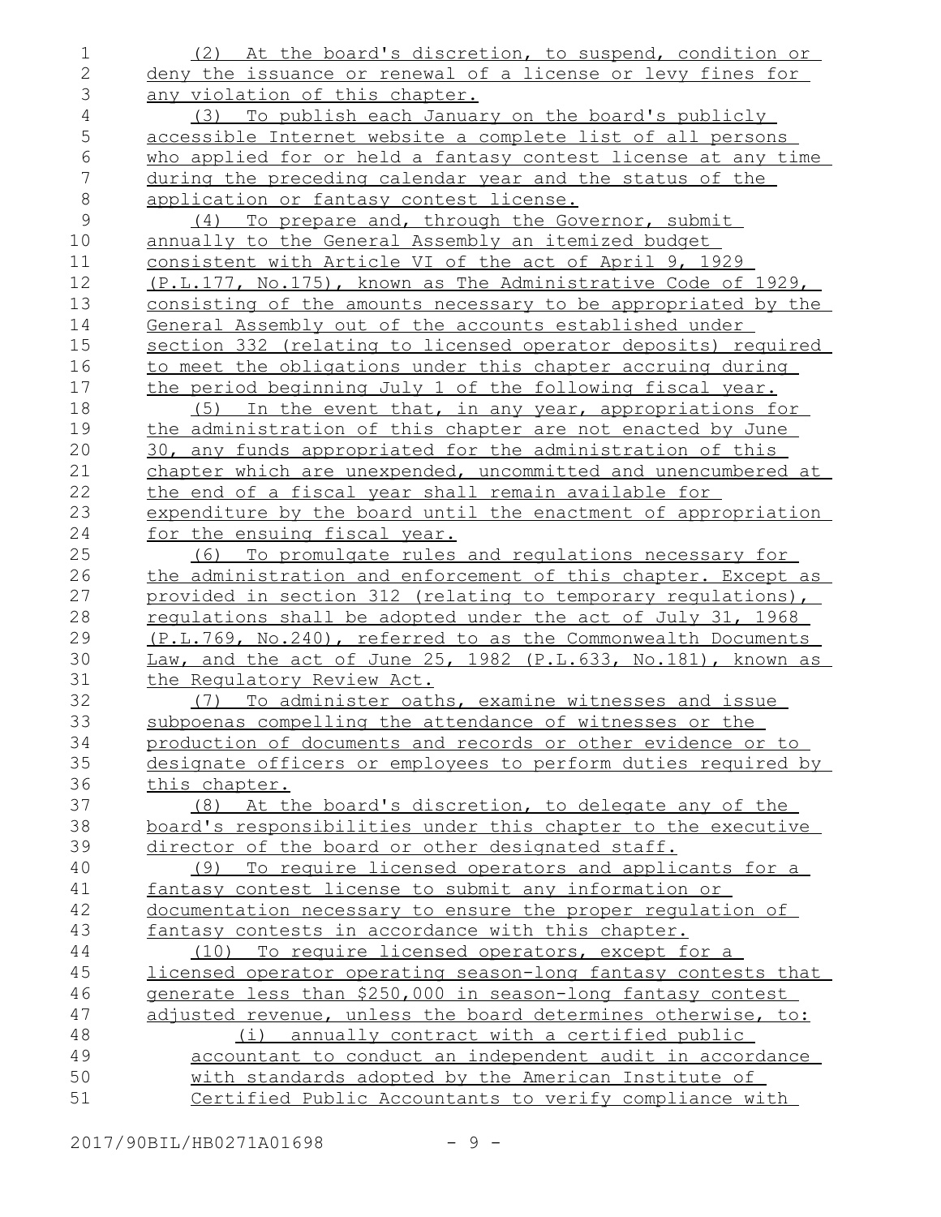(2) At the board's discretion, to suspend, condition or deny the issuance or renewal of a license or levy fines for any violation of this chapter.

(3) To publish each January on the board's publicly accessible Internet website a complete list of all persons who applied for or held a fantasy contest license at any time during the preceding calendar year and the status of the application or fantasy contest license.

(4) To prepare and, through the Governor, submit annually to the General Assembly an itemized budget consistent with Article VI of the act of April 9, 1929 (P.L.177, No.175), known as The Administrative Code of 1929, consisting of the amounts necessary to be appropriated by the General Assembly out of the accounts established under section 332 (relating to licensed operator deposits) required to meet the obligations under this chapter accruing during the period beginning July 1 of the following fiscal year.

(5) In the event that, in any year, appropriations for the administration of this chapter are not enacted by June 30, any funds appropriated for the administration of this chapter which are unexpended, uncommitted and unencumbered at the end of a fiscal year shall remain available for expenditure by the board until the enactment of appropriation for the ensuing fiscal year.

(6) To promulgate rules and regulations necessary for the administration and enforcement of this chapter. Except as provided in section 312 (relating to temporary regulations), regulations shall be adopted under the act of July 31, 1968 (P.L.769, No.240), referred to as the Commonwealth Documents Law, and the act of June 25, 1982 (P.L.633, No.181), known as the Regulatory Review Act.

(7) To administer oaths, examine witnesses and issue subpoenas compelling the attendance of witnesses or the production of documents and records or other evidence or to designate officers or employees to perform duties required by this chapter.

(8) At the board's discretion, to delegate any of the board's responsibilities under this chapter to the executive director of the board or other designated staff.

(9) To require licensed operators and applicants for a fantasy contest license to submit any information or documentation necessary to ensure the proper regulation of fantasy contests in accordance with this chapter.

(10) To require licensed operators, except for a licensed operator operating season-long fantasy contests that generate less than $250,000 in season-long fantasy contest adjusted revenue, unless the board determines otherwise, to:

(i) annually contract with a certified public accountant to conduct an independent audit in accordance with standards adopted by the American Institute of Certified Public Accountants to verify compliance with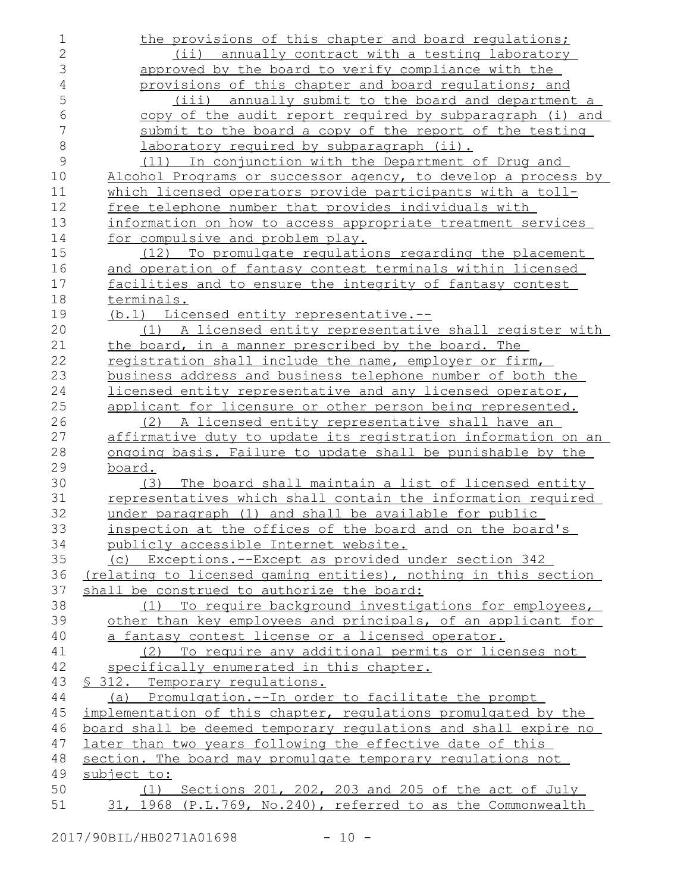the provisions of this chapter and board regulations;

(ii) annually contract with a testing laboratory approved by the board to verify compliance with the provisions of this chapter and board regulations; and

(iii) annually submit to the board and department a copy of the audit report required by subparagraph (i) and submit to the board a copy of the report of the testing laboratory required by subparagraph (ii).

(11) In conjunction with the Department of Drug and Alcohol Programs or successor agency, to develop a process by which licensed operators provide participants with a toll-free telephone number that provides individuals with information on how to access appropriate treatment services for compulsive and problem play.

(12) To promulgate regulations regarding the placement and operation of fantasy contest terminals within licensed facilities and to ensure the integrity of fantasy contest terminals.

(b.1) Licensed entity representative.--

(1) A licensed entity representative shall register with the board, in a manner prescribed by the board. The registration shall include the name, employer or firm, business address and business telephone number of both the licensed entity representative and any licensed operator, applicant for licensure or other person being represented.

(2) A licensed entity representative shall have an affirmative duty to update its registration information on an ongoing basis. Failure to update shall be punishable by the board.

(3) The board shall maintain a list of licensed entity representatives which shall contain the information required under paragraph (1) and shall be available for public inspection at the offices of the board and on the board's publicly accessible Internet website.

(c) Exceptions.--Except as provided under section 342 (relating to licensed gaming entities), nothing in this section shall be construed to authorize the board:

(1) To require background investigations for employees, other than key employees and principals, of an applicant for a fantasy contest license or a licensed operator.

(2) To require any additional permits or licenses not specifically enumerated in this chapter.

§ 312. Temporary regulations.

(a) Promulgation.--In order to facilitate the prompt implementation of this chapter, regulations promulgated by the board shall be deemed temporary regulations and shall expire no later than two years following the effective date of this section. The board may promulgate temporary regulations not subject to:

(1) Sections 201, 202, 203 and 205 of the act of July 31, 1968 (P.L.769, No.240), referred to as the Commonwealth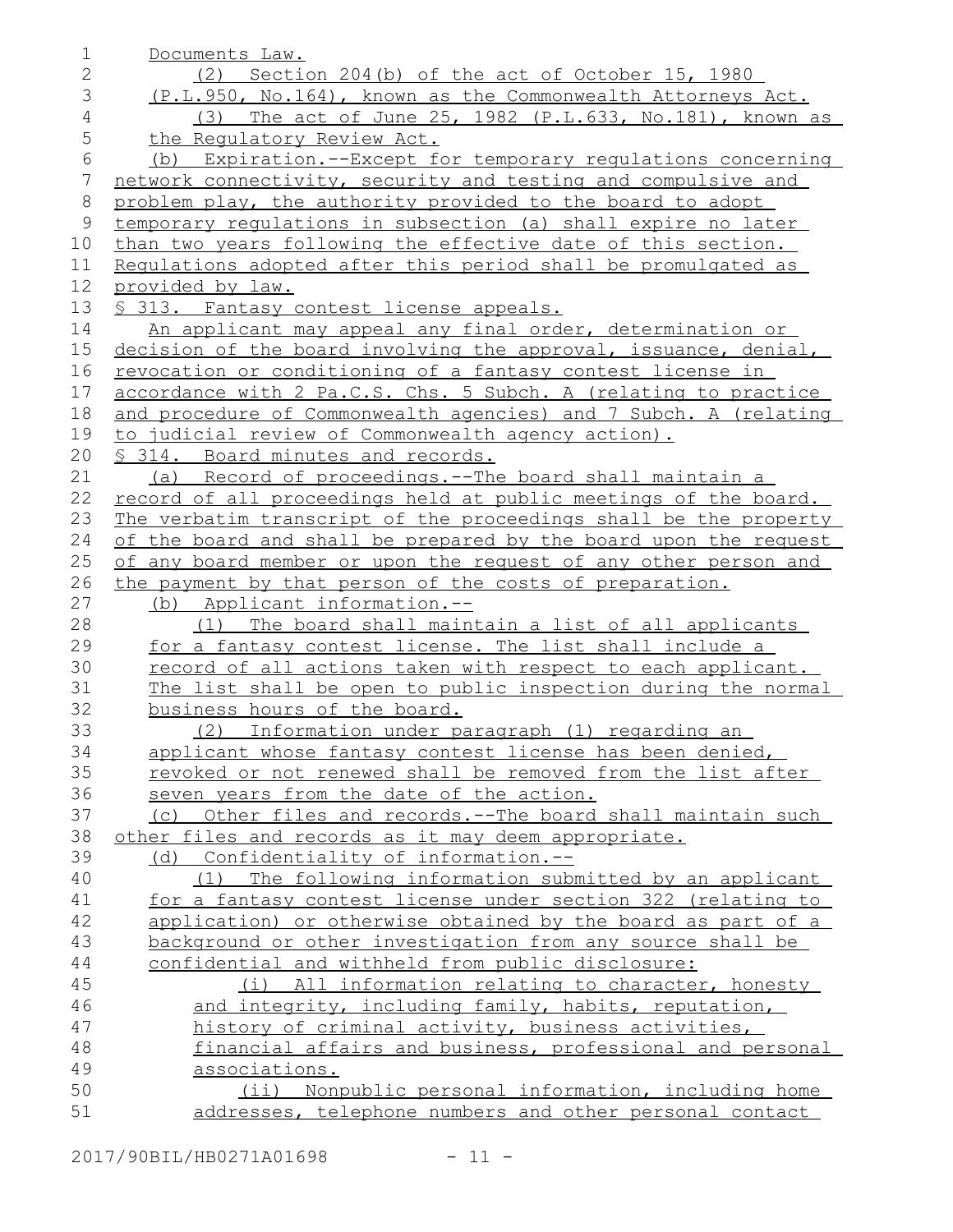Documents Law.

(2) Section 204(b) of the act of October 15, 1980 (P.L.950, No.164), known as the Commonwealth Attorneys Act.

(3) The act of June 25, 1982 (P.L.633, No.181), known as the Regulatory Review Act.

(b) Expiration.--Except for temporary regulations concerning network connectivity, security and testing and compulsive and problem play, the authority provided to the board to adopt temporary regulations in subsection (a) shall expire no later than two years following the effective date of this section. Regulations adopted after this period shall be promulgated as provided by law.

§ 313. Fantasy contest license appeals.

An applicant may appeal any final order, determination or decision of the board involving the approval, issuance, denial, revocation or conditioning of a fantasy contest license in accordance with 2 Pa.C.S. Chs. 5 Subch. A (relating to practice and procedure of Commonwealth agencies) and 7 Subch. A (relating to judicial review of Commonwealth agency action).

§ 314. Board minutes and records.

(a) Record of proceedings.--The board shall maintain a record of all proceedings held at public meetings of the board. The verbatim transcript of the proceedings shall be the property of the board and shall be prepared by the board upon the request of any board member or upon the request of any other person and the payment by that person of the costs of preparation.

(b) Applicant information.--

(1) The board shall maintain a list of all applicants for a fantasy contest license. The list shall include a record of all actions taken with respect to each applicant. The list shall be open to public inspection during the normal business hours of the board.

(2) Information under paragraph (1) regarding an applicant whose fantasy contest license has been denied, revoked or not renewed shall be removed from the list after seven years from the date of the action.

(c) Other files and records.--The board shall maintain such other files and records as it may deem appropriate.

(d) Confidentiality of information.--

(1) The following information submitted by an applicant for a fantasy contest license under section 322 (relating to application) or otherwise obtained by the board as part of a background or other investigation from any source shall be confidential and withheld from public disclosure:

(i) All information relating to character, honesty and integrity, including family, habits, reputation, history of criminal activity, business activities, financial affairs and business, professional and personal associations.

(ii) Nonpublic personal information, including home addresses, telephone numbers and other personal contact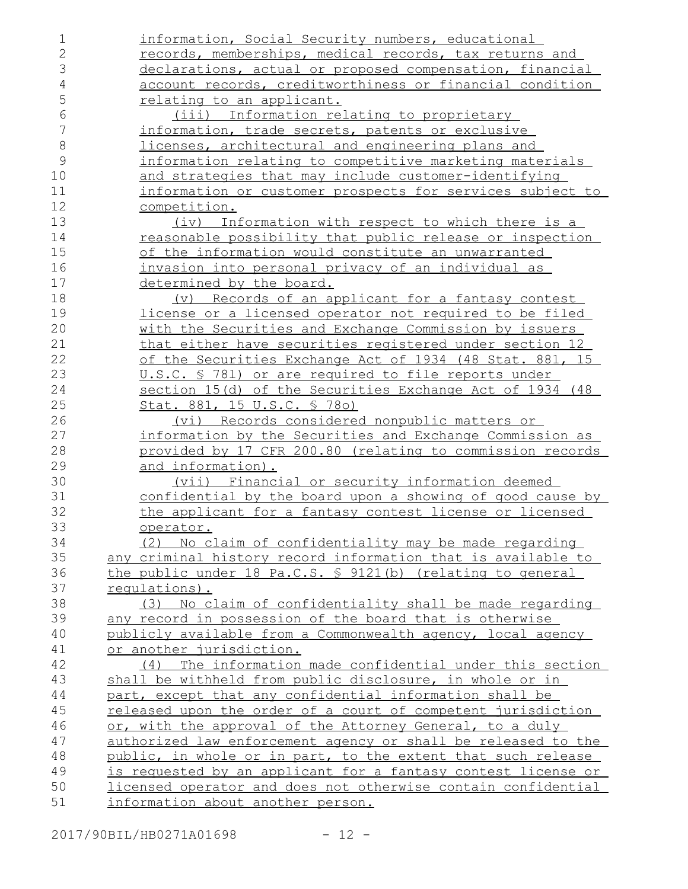information, Social Security numbers, educational records, memberships, medical records, tax returns and declarations, actual or proposed compensation, financial account records, creditworthiness or financial condition relating to an applicant.

(iii) Information relating to proprietary information, trade secrets, patents or exclusive licenses, architectural and engineering plans and information relating to competitive marketing materials and strategies that may include customer-identifying information or customer prospects for services subject to competition.

(iv) Information with respect to which there is a reasonable possibility that public release or inspection of the information would constitute an unwarranted invasion into personal privacy of an individual as determined by the board.

(v) Records of an applicant for a fantasy contest license or a licensed operator not required to be filed with the Securities and Exchange Commission by issuers that either have securities registered under section 12 of the Securities Exchange Act of 1934 (48 Stat. 881, 15 U.S.C. § 78l) or are required to file reports under section 15(d) of the Securities Exchange Act of 1934 (48 Stat. 881, 15 U.S.C. § 78o)

(vi) Records considered nonpublic matters or information by the Securities and Exchange Commission as provided by 17 CFR 200.80 (relating to commission records and information).

(vii) Financial or security information deemed confidential by the board upon a showing of good cause by the applicant for a fantasy contest license or licensed operator.

(2) No claim of confidentiality may be made regarding any criminal history record information that is available to the public under 18 Pa.C.S. § 9121(b) (relating to general regulations).

(3) No claim of confidentiality shall be made regarding any record in possession of the board that is otherwise publicly available from a Commonwealth agency, local agency or another jurisdiction.

(4) The information made confidential under this section shall be withheld from public disclosure, in whole or in part, except that any confidential information shall be released upon the order of a court of competent jurisdiction or, with the approval of the Attorney General, to a duly authorized law enforcement agency or shall be released to the public, in whole or in part, to the extent that such release is requested by an applicant for a fantasy contest license or licensed operator and does not otherwise contain confidential information about another person.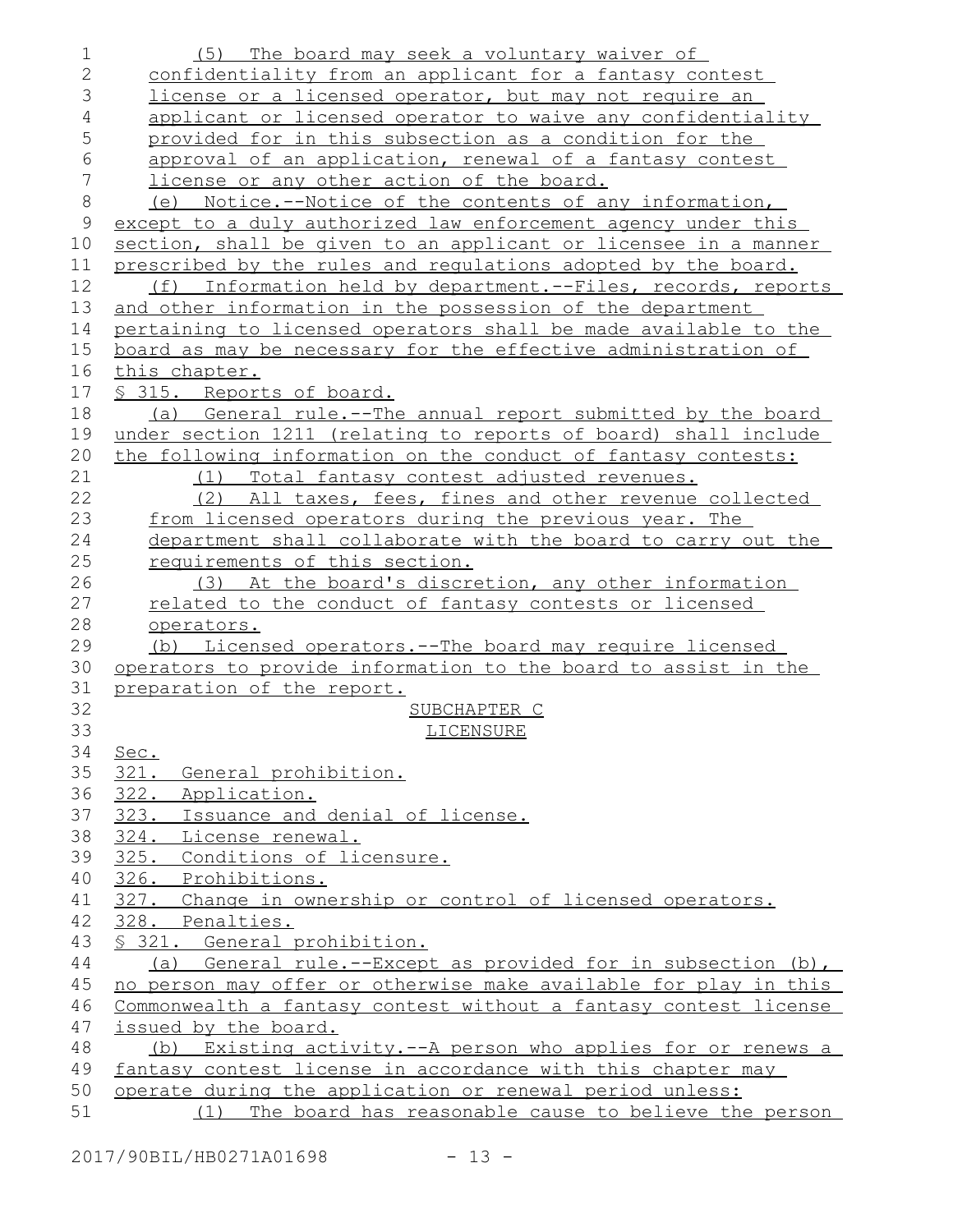(5) The board may seek a voluntary waiver of confidentiality from an applicant for a fantasy contest license or a licensed operator, but may not require an applicant or licensed operator to waive any confidentiality provided for in this subsection as a condition for the approval of an application, renewal of a fantasy contest license or any other action of the board.

(e) Notice.--Notice of the contents of any information, except to a duly authorized law enforcement agency under this section, shall be given to an applicant or licensee in a manner prescribed by the rules and regulations adopted by the board.

(f) Information held by department.--Files, records, reports and other information in the possession of the department pertaining to licensed operators shall be made available to the board as may be necessary for the effective administration of this chapter.

§ 315. Reports of board.

(a) General rule.--The annual report submitted by the board under section 1211 (relating to reports of board) shall include the following information on the conduct of fantasy contests:

(1) Total fantasy contest adjusted revenues.

(2) All taxes, fees, fines and other revenue collected from licensed operators during the previous year. The department shall collaborate with the board to carry out the requirements of this section.

(3) At the board's discretion, any other information related to the conduct of fantasy contests or licensed operators.

(b) Licensed operators.--The board may require licensed operators to provide information to the board to assist in the preparation of the report.

SUBCHAPTER C
LICENSURE

Sec.
321. General prohibition.
322. Application.
323. Issuance and denial of license.
324. License renewal.
325. Conditions of licensure.
326. Prohibitions.
327. Change in ownership or control of licensed operators.
328. Penalties.

§ 321. General prohibition.

(a) General rule.--Except as provided for in subsection (b), no person may offer or otherwise make available for play in this Commonwealth a fantasy contest without a fantasy contest license issued by the board.

(b) Existing activity.--A person who applies for or renews a fantasy contest license in accordance with this chapter may operate during the application or renewal period unless:

(1) The board has reasonable cause to believe the person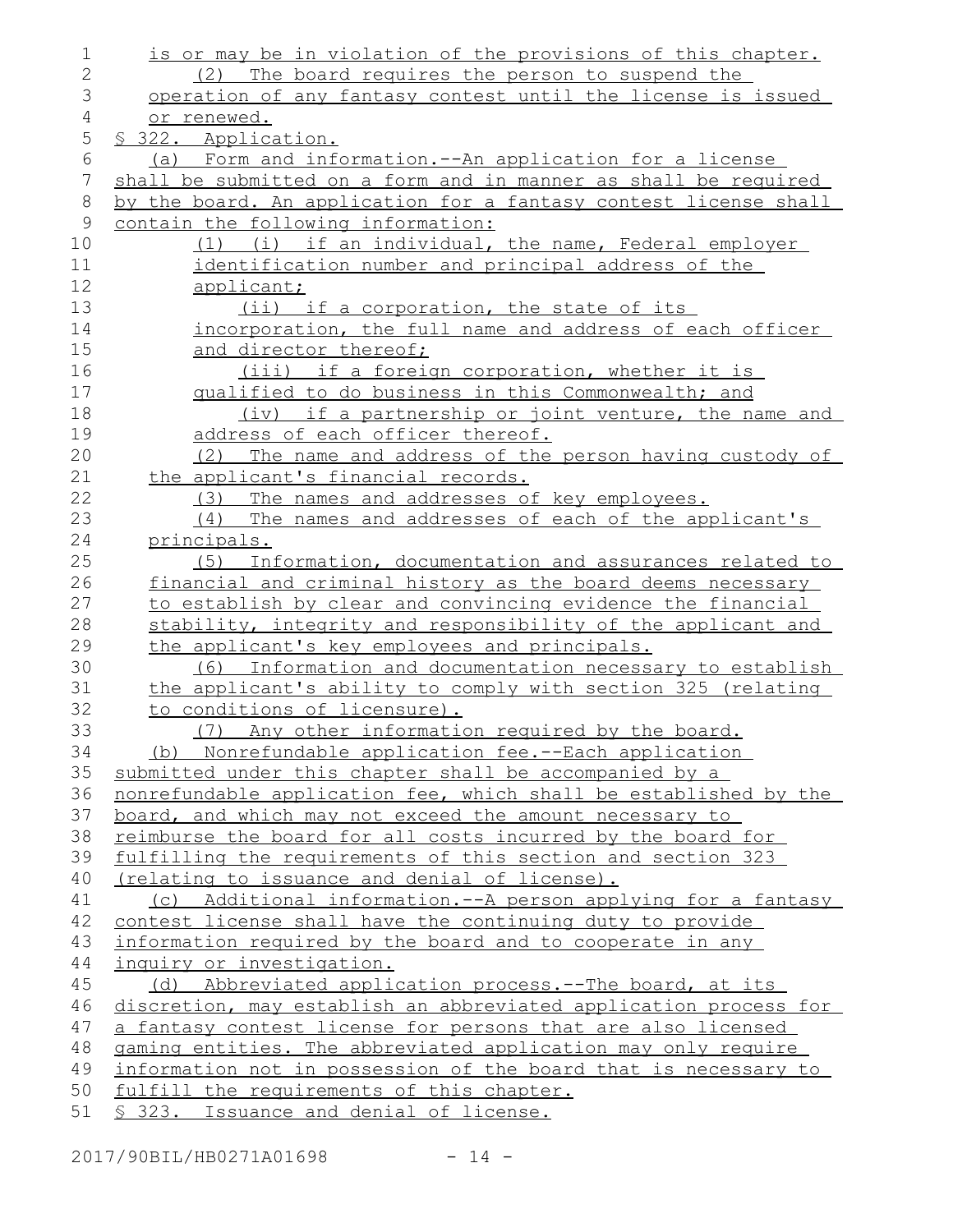is or may be in violation of the provisions of this chapter.

(2) The board requires the person to suspend the operation of any fantasy contest until the license is issued or renewed.

§ 322. Application.

(a) Form and information.--An application for a license shall be submitted on a form and in manner as shall be required by the board. An application for a fantasy contest license shall contain the following information:

(1) (i) if an individual, the name, Federal employer identification number and principal address of the applicant;

(ii) if a corporation, the state of its incorporation, the full name and address of each officer and director thereof;

(iii) if a foreign corporation, whether it is qualified to do business in this Commonwealth; and

(iv) if a partnership or joint venture, the name and address of each officer thereof.

(2) The name and address of the person having custody of the applicant's financial records.

(3) The names and addresses of key employees.

(4) The names and addresses of each of the applicant's principals.

(5) Information, documentation and assurances related to financial and criminal history as the board deems necessary to establish by clear and convincing evidence the financial stability, integrity and responsibility of the applicant and the applicant's key employees and principals.

(6) Information and documentation necessary to establish the applicant's ability to comply with section 325 (relating to conditions of licensure).

(7) Any other information required by the board.

(b) Nonrefundable application fee.--Each application submitted under this chapter shall be accompanied by a nonrefundable application fee, which shall be established by the board, and which may not exceed the amount necessary to reimburse the board for all costs incurred by the board for fulfilling the requirements of this section and section 323 (relating to issuance and denial of license).

(c) Additional information.--A person applying for a fantasy contest license shall have the continuing duty to provide information required by the board and to cooperate in any inquiry or investigation.

(d) Abbreviated application process.--The board, at its discretion, may establish an abbreviated application process for a fantasy contest license for persons that are also licensed gaming entities. The abbreviated application may only require information not in possession of the board that is necessary to fulfill the requirements of this chapter.

§ 323. Issuance and denial of license.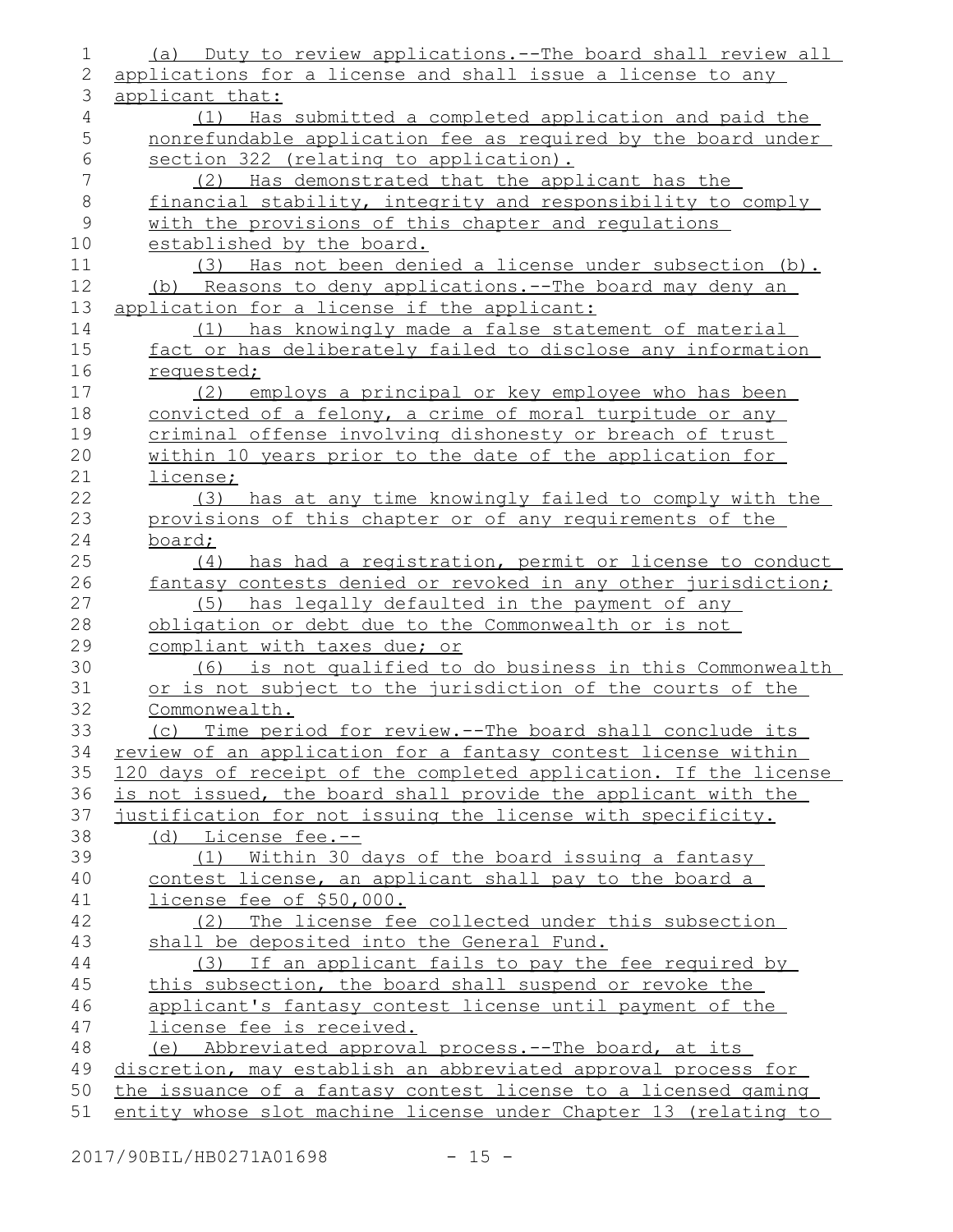(a) Duty to review applications.--The board shall review all applications for a license and shall issue a license to any applicant that:

(1) Has submitted a completed application and paid the nonrefundable application fee as required by the board under section 322 (relating to application).

(2) Has demonstrated that the applicant has the financial stability, integrity and responsibility to comply with the provisions of this chapter and regulations established by the board.

(3) Has not been denied a license under subsection (b).

(b) Reasons to deny applications.--The board may deny an application for a license if the applicant:

(1) has knowingly made a false statement of material fact or has deliberately failed to disclose any information requested;

(2) employs a principal or key employee who has been convicted of a felony, a crime of moral turpitude or any criminal offense involving dishonesty or breach of trust within 10 years prior to the date of the application for license;

(3) has at any time knowingly failed to comply with the provisions of this chapter or of any requirements of the board;

(4) has had a registration, permit or license to conduct fantasy contests denied or revoked in any other jurisdiction;

(5) has legally defaulted in the payment of any obligation or debt due to the Commonwealth or is not compliant with taxes due; or

(6) is not qualified to do business in this Commonwealth or is not subject to the jurisdiction of the courts of the Commonwealth.

(c) Time period for review.--The board shall conclude its review of an application for a fantasy contest license within 120 days of receipt of the completed application. If the license is not issued, the board shall provide the applicant with the justification for not issuing the license with specificity.

(d) License fee.--

(1) Within 30 days of the board issuing a fantasy contest license, an applicant shall pay to the board a license fee of $50,000.

(2) The license fee collected under this subsection shall be deposited into the General Fund.

(3) If an applicant fails to pay the fee required by this subsection, the board shall suspend or revoke the applicant's fantasy contest license until payment of the license fee is received.

(e) Abbreviated approval process.--The board, at its discretion, may establish an abbreviated approval process for the issuance of a fantasy contest license to a licensed gaming entity whose slot machine license under Chapter 13 (relating to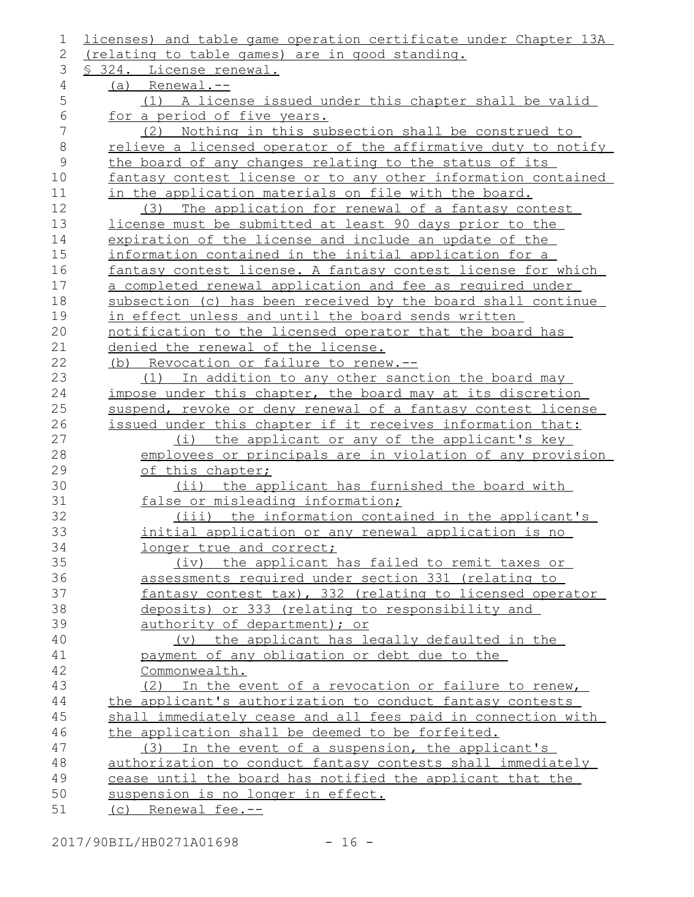licenses) and table game operation certificate under Chapter 13A (relating to table games) are in good standing.

§ 324. License renewal.

(a) Renewal.--

(1) A license issued under this chapter shall be valid for a period of five years.

(2) Nothing in this subsection shall be construed to relieve a licensed operator of the affirmative duty to notify the board of any changes relating to the status of its fantasy contest license or to any other information contained in the application materials on file with the board.

(3) The application for renewal of a fantasy contest license must be submitted at least 90 days prior to the expiration of the license and include an update of the information contained in the initial application for a fantasy contest license. A fantasy contest license for which a completed renewal application and fee as required under subsection (c) has been received by the board shall continue in effect unless and until the board sends written notification to the licensed operator that the board has denied the renewal of the license.

(b) Revocation or failure to renew.--

(1) In addition to any other sanction the board may impose under this chapter, the board may at its discretion suspend, revoke or deny renewal of a fantasy contest license issued under this chapter if it receives information that:

(i) the applicant or any of the applicant's key employees or principals are in violation of any provision of this chapter;

(ii) the applicant has furnished the board with false or misleading information;

(iii) the information contained in the applicant's initial application or any renewal application is no longer true and correct;

(iv) the applicant has failed to remit taxes or assessments required under section 331 (relating to fantasy contest tax), 332 (relating to licensed operator deposits) or 333 (relating to responsibility and authority of department); or

(v) the applicant has legally defaulted in the payment of any obligation or debt due to the Commonwealth.

(2) In the event of a revocation or failure to renew, the applicant's authorization to conduct fantasy contests shall immediately cease and all fees paid in connection with the application shall be deemed to be forfeited.

(3) In the event of a suspension, the applicant's authorization to conduct fantasy contests shall immediately cease until the board has notified the applicant that the suspension is no longer in effect.

(c) Renewal fee.--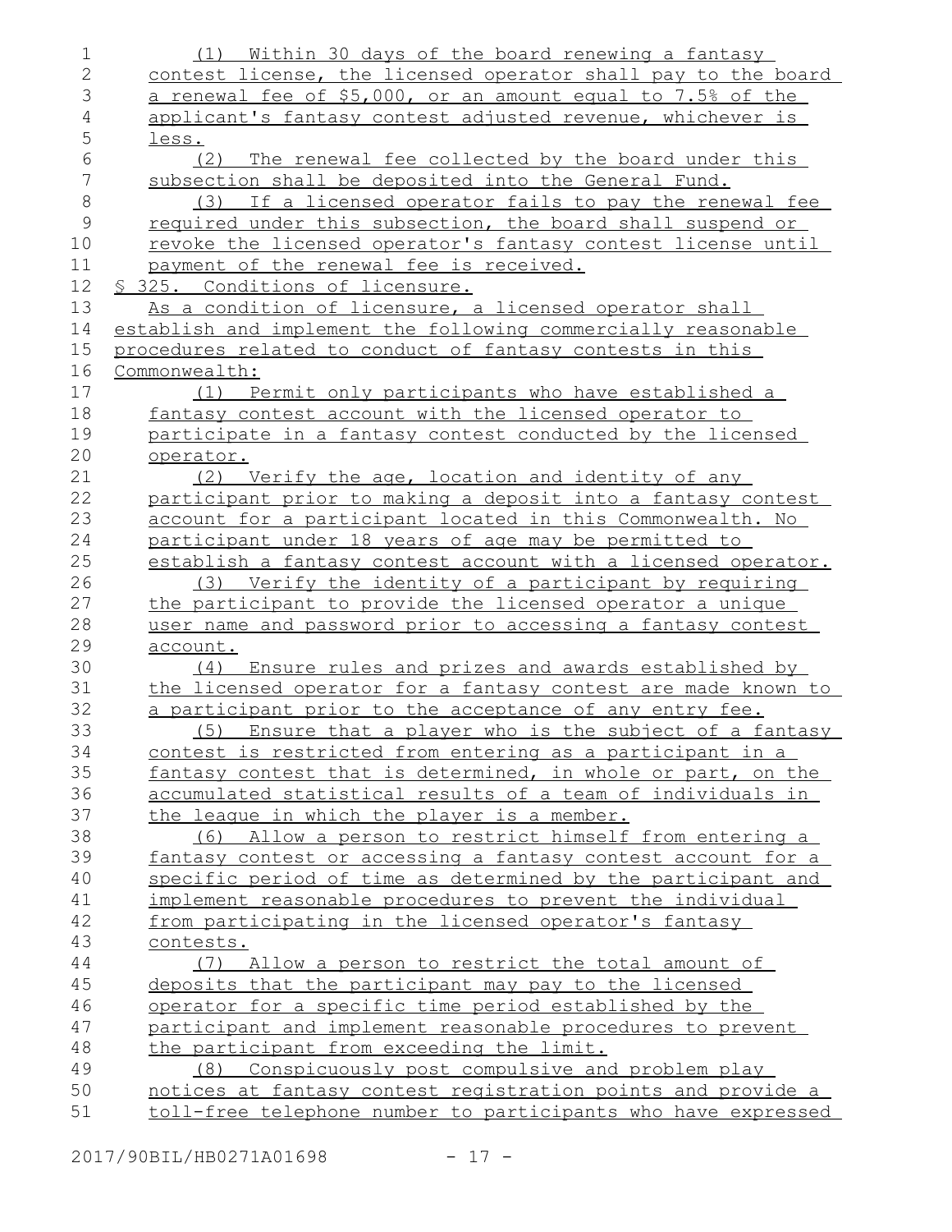(1) Within 30 days of the board renewing a fantasy contest license, the licensed operator shall pay to the board a renewal fee of $5,000, or an amount equal to 7.5% of the applicant's fantasy contest adjusted revenue, whichever is less.

(2) The renewal fee collected by the board under this subsection shall be deposited into the General Fund.

(3) If a licensed operator fails to pay the renewal fee required under this subsection, the board shall suspend or revoke the licensed operator's fantasy contest license until payment of the renewal fee is received.

§ 325. Conditions of licensure.

As a condition of licensure, a licensed operator shall establish and implement the following commercially reasonable procedures related to conduct of fantasy contests in this Commonwealth:

(1) Permit only participants who have established a fantasy contest account with the licensed operator to participate in a fantasy contest conducted by the licensed operator.

(2) Verify the age, location and identity of any participant prior to making a deposit into a fantasy contest account for a participant located in this Commonwealth. No participant under 18 years of age may be permitted to establish a fantasy contest account with a licensed operator.

(3) Verify the identity of a participant by requiring the participant to provide the licensed operator a unique user name and password prior to accessing a fantasy contest account.

(4) Ensure rules and prizes and awards established by the licensed operator for a fantasy contest are made known to a participant prior to the acceptance of any entry fee.

(5) Ensure that a player who is the subject of a fantasy contest is restricted from entering as a participant in a fantasy contest that is determined, in whole or part, on the accumulated statistical results of a team of individuals in the league in which the player is a member.

(6) Allow a person to restrict himself from entering a fantasy contest or accessing a fantasy contest account for a specific period of time as determined by the participant and implement reasonable procedures to prevent the individual from participating in the licensed operator's fantasy contests.

(7) Allow a person to restrict the total amount of deposits that the participant may pay to the licensed operator for a specific time period established by the participant and implement reasonable procedures to prevent the participant from exceeding the limit.

(8) Conspicuously post compulsive and problem play notices at fantasy contest registration points and provide a toll-free telephone number to participants who have expressed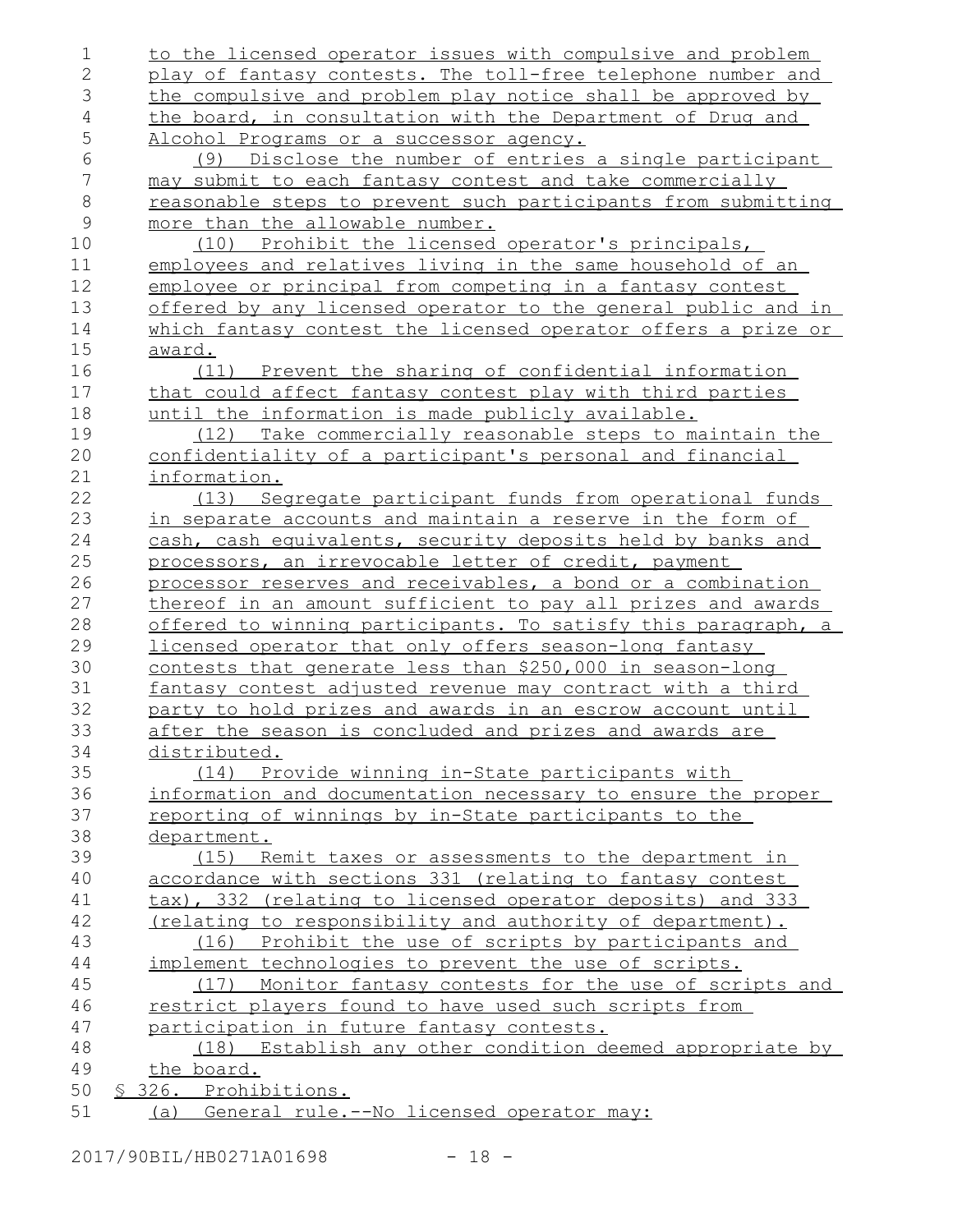to the licensed operator issues with compulsive and problem play of fantasy contests. The toll-free telephone number and the compulsive and problem play notice shall be approved by the board, in consultation with the Department of Drug and Alcohol Programs or a successor agency.

(9) Disclose the number of entries a single participant may submit to each fantasy contest and take commercially reasonable steps to prevent such participants from submitting more than the allowable number.

(10) Prohibit the licensed operator's principals, employees and relatives living in the same household of an employee or principal from competing in a fantasy contest offered by any licensed operator to the general public and in which fantasy contest the licensed operator offers a prize or award.

(11) Prevent the sharing of confidential information that could affect fantasy contest play with third parties until the information is made publicly available.

(12) Take commercially reasonable steps to maintain the confidentiality of a participant's personal and financial information.

(13) Segregate participant funds from operational funds in separate accounts and maintain a reserve in the form of cash, cash equivalents, security deposits held by banks and processors, an irrevocable letter of credit, payment processor reserves and receivables, a bond or a combination thereof in an amount sufficient to pay all prizes and awards offered to winning participants. To satisfy this paragraph, a licensed operator that only offers season-long fantasy contests that generate less than $250,000 in season-long fantasy contest adjusted revenue may contract with a third party to hold prizes and awards in an escrow account until after the season is concluded and prizes and awards are distributed.

(14) Provide winning in-State participants with information and documentation necessary to ensure the proper reporting of winnings by in-State participants to the department.

(15) Remit taxes or assessments to the department in accordance with sections 331 (relating to fantasy contest tax), 332 (relating to licensed operator deposits) and 333 (relating to responsibility and authority of department).

(16) Prohibit the use of scripts by participants and implement technologies to prevent the use of scripts.

(17) Monitor fantasy contests for the use of scripts and restrict players found to have used such scripts from participation in future fantasy contests.

(18) Establish any other condition deemed appropriate by the board.

§ 326. Prohibitions.

(a) General rule.--No licensed operator may: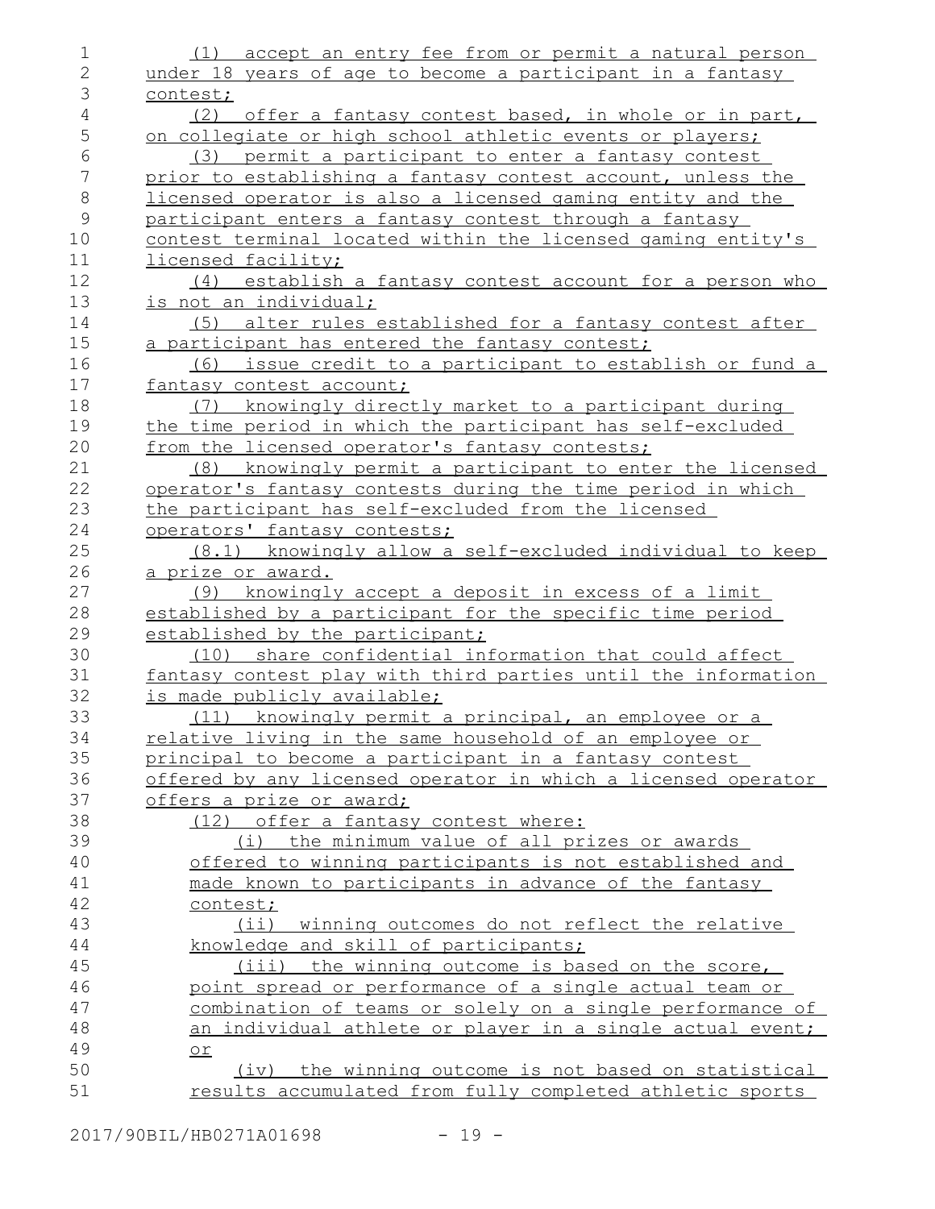(1) accept an entry fee from or permit a natural person under 18 years of age to become a participant in a fantasy contest;

(2) offer a fantasy contest based, in whole or in part, on collegiate or high school athletic events or players;

(3) permit a participant to enter a fantasy contest prior to establishing a fantasy contest account, unless the licensed operator is also a licensed gaming entity and the participant enters a fantasy contest through a fantasy contest terminal located within the licensed gaming entity's licensed facility;

(4) establish a fantasy contest account for a person who is not an individual;

(5) alter rules established for a fantasy contest after a participant has entered the fantasy contest;

(6) issue credit to a participant to establish or fund a fantasy contest account;

(7) knowingly directly market to a participant during the time period in which the participant has self-excluded from the licensed operator's fantasy contests;

(8) knowingly permit a participant to enter the licensed operator's fantasy contests during the time period in which the participant has self-excluded from the licensed operators' fantasy contests;

(8.1) knowingly allow a self-excluded individual to keep a prize or award.

(9) knowingly accept a deposit in excess of a limit established by a participant for the specific time period established by the participant;

(10) share confidential information that could affect fantasy contest play with third parties until the information is made publicly available;

(11) knowingly permit a principal, an employee or a relative living in the same household of an employee or principal to become a participant in a fantasy contest offered by any licensed operator in which a licensed operator offers a prize or award;

(12) offer a fantasy contest where:

(i) the minimum value of all prizes or awards offered to winning participants is not established and made known to participants in advance of the fantasy contest;

(ii) winning outcomes do not reflect the relative knowledge and skill of participants;

(iii) the winning outcome is based on the score, point spread or performance of a single actual team or combination of teams or solely on a single performance of an individual athlete or player in a single actual event; or

(iv) the winning outcome is not based on statistical results accumulated from fully completed athletic sports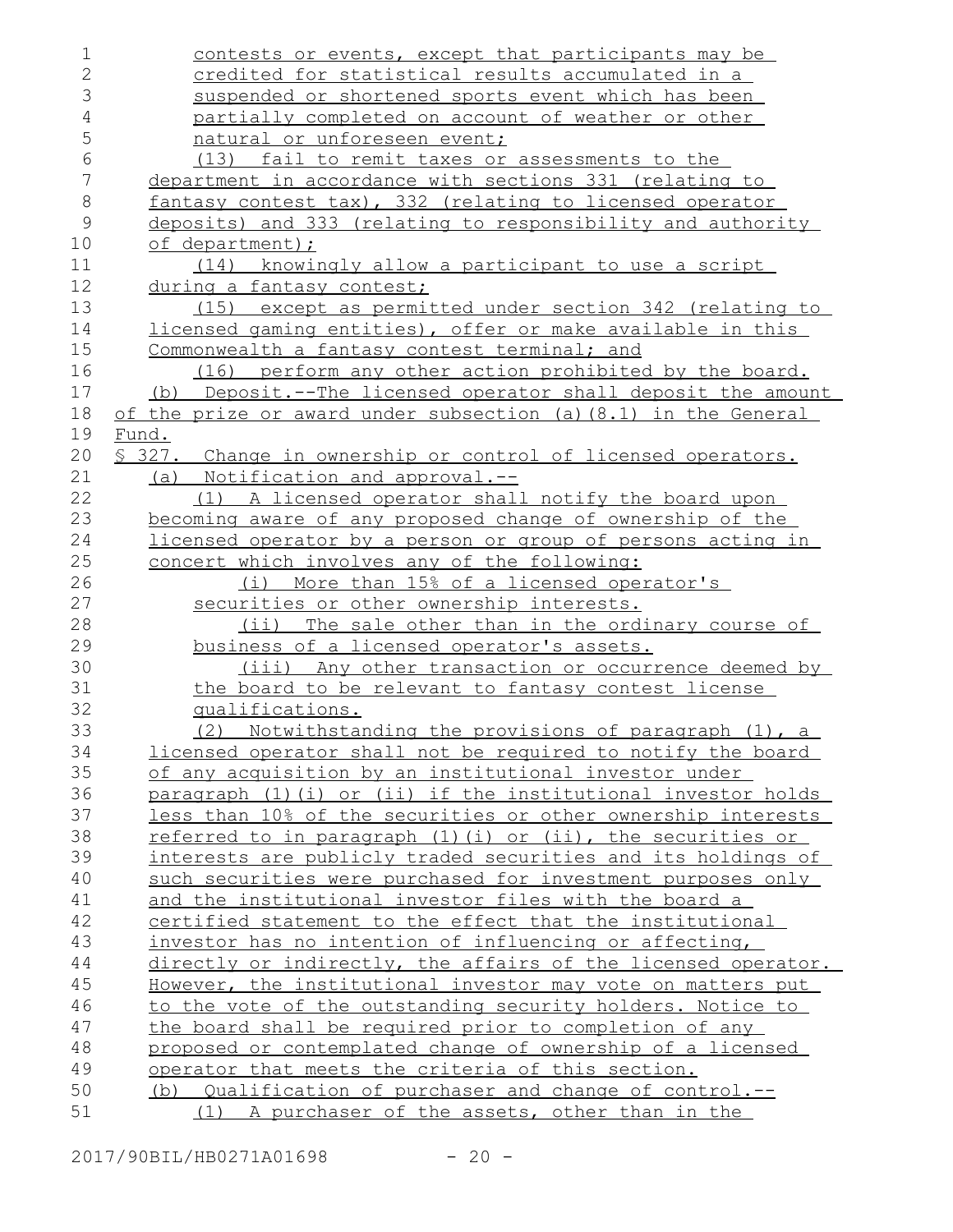contests or events, except that participants may be credited for statistical results accumulated in a suspended or shortened sports event which has been partially completed on account of weather or other natural or unforeseen event;

(13) fail to remit taxes or assessments to the department in accordance with sections 331 (relating to fantasy contest tax), 332 (relating to licensed operator deposits) and 333 (relating to responsibility and authority of department);

(14) knowingly allow a participant to use a script during a fantasy contest;

(15) except as permitted under section 342 (relating to licensed gaming entities), offer or make available in this Commonwealth a fantasy contest terminal; and

(16) perform any other action prohibited by the board.

(b) Deposit.--The licensed operator shall deposit the amount of the prize or award under subsection (a)(8.1) in the General Fund.

§ 327. Change in ownership or control of licensed operators.

(a) Notification and approval.--

(1) A licensed operator shall notify the board upon becoming aware of any proposed change of ownership of the licensed operator by a person or group of persons acting in concert which involves any of the following:

(i) More than 15% of a licensed operator's securities or other ownership interests.

(ii) The sale other than in the ordinary course of business of a licensed operator's assets.

(iii) Any other transaction or occurrence deemed by the board to be relevant to fantasy contest license qualifications.

(2) Notwithstanding the provisions of paragraph (1), a licensed operator shall not be required to notify the board of any acquisition by an institutional investor under paragraph (1)(i) or (ii) if the institutional investor holds less than 10% of the securities or other ownership interests referred to in paragraph (1)(i) or (ii), the securities or interests are publicly traded securities and its holdings of such securities were purchased for investment purposes only and the institutional investor files with the board a certified statement to the effect that the institutional investor has no intention of influencing or affecting, directly or indirectly, the affairs of the licensed operator. However, the institutional investor may vote on matters put to the vote of the outstanding security holders. Notice to the board shall be required prior to completion of any proposed or contemplated change of ownership of a licensed operator that meets the criteria of this section.

(b) Qualification of purchaser and change of control.--

(1) A purchaser of the assets, other than in the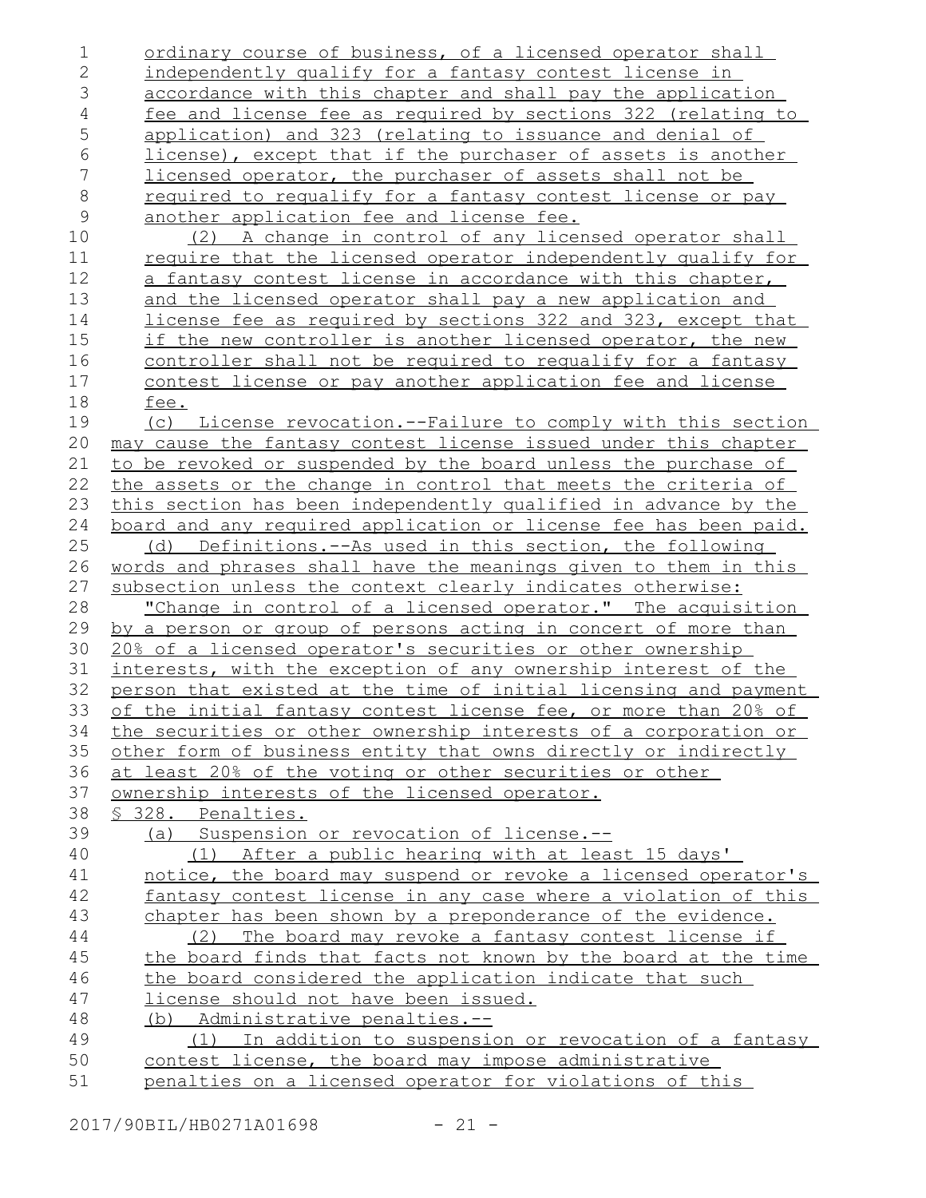ordinary course of business, of a licensed operator shall independently qualify for a fantasy contest license in accordance with this chapter and shall pay the application fee and license fee as required by sections 322 (relating to application) and 323 (relating to issuance and denial of license), except that if the purchaser of assets is another licensed operator, the purchaser of assets shall not be required to requalify for a fantasy contest license or pay another application fee and license fee.

(2) A change in control of any licensed operator shall require that the licensed operator independently qualify for a fantasy contest license in accordance with this chapter, and the licensed operator shall pay a new application and license fee as required by sections 322 and 323, except that if the new controller is another licensed operator, the new controller shall not be required to requalify for a fantasy contest license or pay another application fee and license fee.

(c) License revocation.--Failure to comply with this section may cause the fantasy contest license issued under this chapter to be revoked or suspended by the board unless the purchase of the assets or the change in control that meets the criteria of this section has been independently qualified in advance by the board and any required application or license fee has been paid.

(d) Definitions.--As used in this section, the following words and phrases shall have the meanings given to them in this subsection unless the context clearly indicates otherwise:

"Change in control of a licensed operator." The acquisition by a person or group of persons acting in concert of more than 20% of a licensed operator's securities or other ownership interests, with the exception of any ownership interest of the person that existed at the time of initial licensing and payment of the initial fantasy contest license fee, or more than 20% of the securities or other ownership interests of a corporation or other form of business entity that owns directly or indirectly at least 20% of the voting or other securities or other ownership interests of the licensed operator.

§ 328. Penalties.

(a) Suspension or revocation of license.--

(1) After a public hearing with at least 15 days' notice, the board may suspend or revoke a licensed operator's fantasy contest license in any case where a violation of this chapter has been shown by a preponderance of the evidence.

(2) The board may revoke a fantasy contest license if the board finds that facts not known by the board at the time the board considered the application indicate that such license should not have been issued.

(b) Administrative penalties.--

(1) In addition to suspension or revocation of a fantasy contest license, the board may impose administrative penalties on a licensed operator for violations of this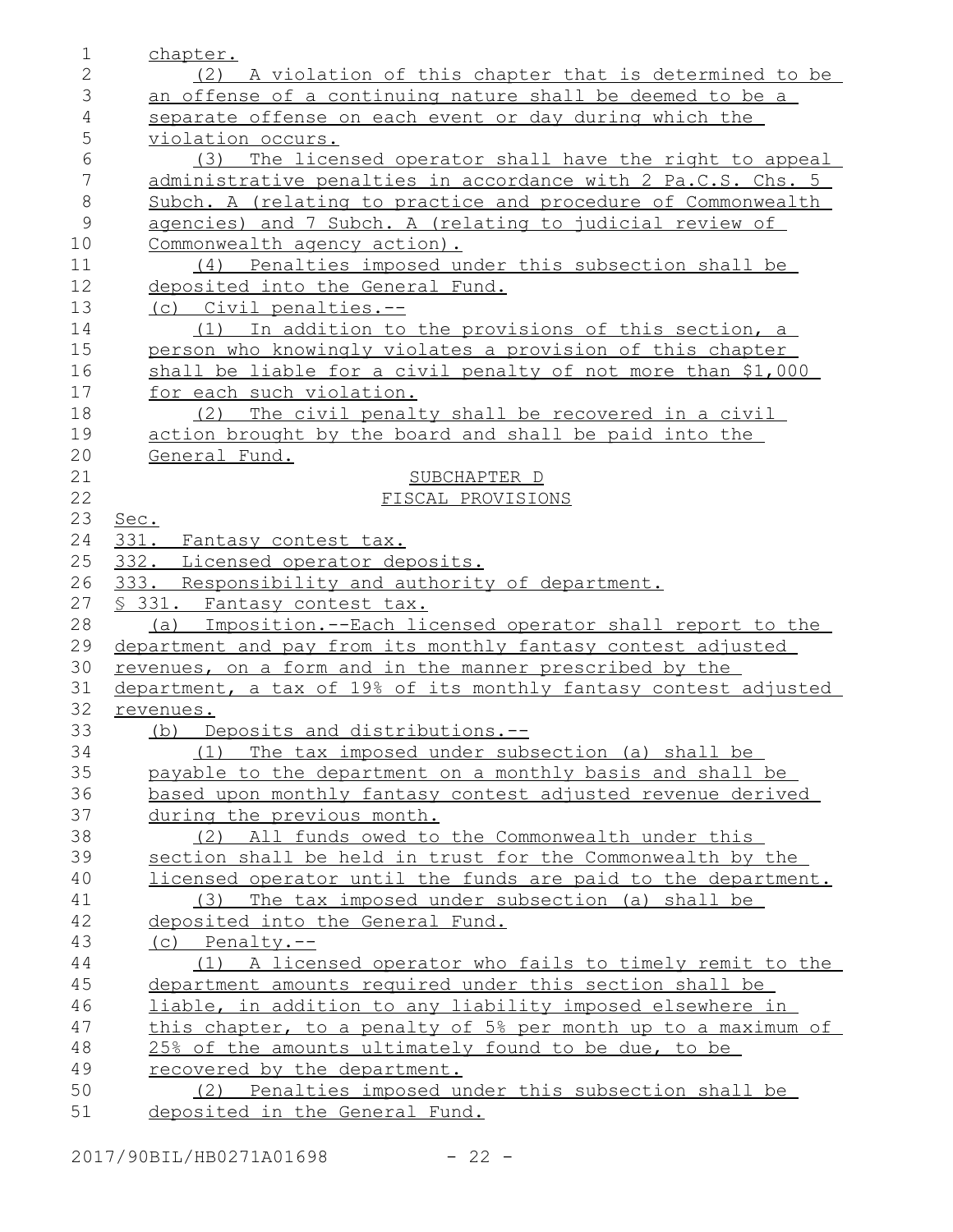chapter.

(2) A violation of this chapter that is determined to be an offense of a continuing nature shall be deemed to be a separate offense on each event or day during which the violation occurs.

(3) The licensed operator shall have the right to appeal administrative penalties in accordance with 2 Pa.C.S. Chs. 5 Subch. A (relating to practice and procedure of Commonwealth agencies) and 7 Subch. A (relating to judicial review of Commonwealth agency action).

(4) Penalties imposed under this subsection shall be deposited into the General Fund.

(c) Civil penalties.--

(1) In addition to the provisions of this section, a person who knowingly violates a provision of this chapter shall be liable for a civil penalty of not more than $1,000 for each such violation.

(2) The civil penalty shall be recovered in a civil action brought by the board and shall be paid into the General Fund.

SUBCHAPTER D

FISCAL PROVISIONS

Sec.

331. Fantasy contest tax.

332. Licensed operator deposits.

333. Responsibility and authority of department.

§ 331. Fantasy contest tax.

(a) Imposition.--Each licensed operator shall report to the department and pay from its monthly fantasy contest adjusted revenues, on a form and in the manner prescribed by the department, a tax of 19% of its monthly fantasy contest adjusted revenues.

(b) Deposits and distributions.--

(1) The tax imposed under subsection (a) shall be payable to the department on a monthly basis and shall be based upon monthly fantasy contest adjusted revenue derived during the previous month.

(2) All funds owed to the Commonwealth under this section shall be held in trust for the Commonwealth by the licensed operator until the funds are paid to the department.

(3) The tax imposed under subsection (a) shall be deposited into the General Fund.

(c) Penalty.--

(1) A licensed operator who fails to timely remit to the department amounts required under this section shall be liable, in addition to any liability imposed elsewhere in this chapter, to a penalty of 5% per month up to a maximum of 25% of the amounts ultimately found to be due, to be recovered by the department.

(2) Penalties imposed under this subsection shall be deposited in the General Fund.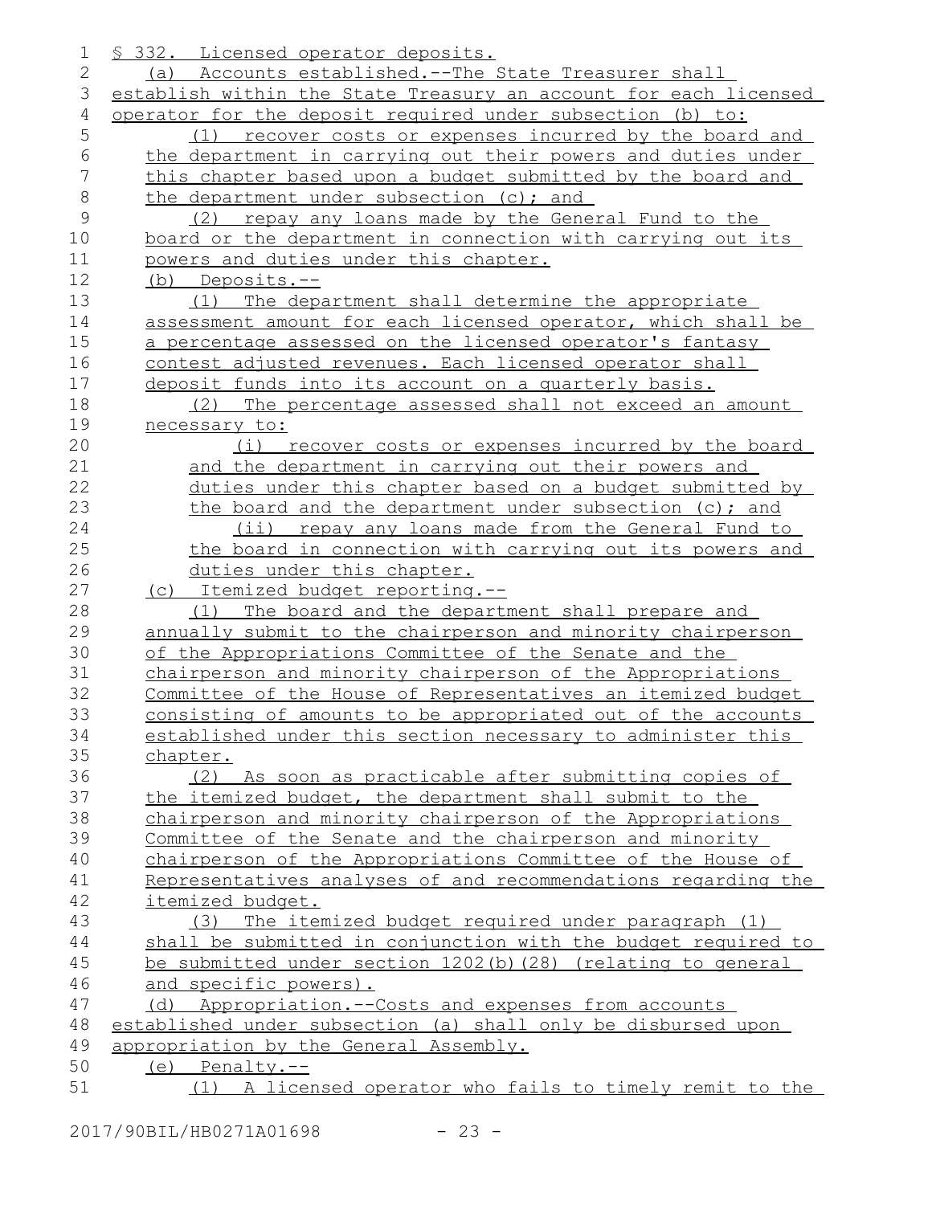§ 332. Licensed operator deposits.

(a) Accounts established.--The State Treasurer shall establish within the State Treasury an account for each licensed operator for the deposit required under subsection (b) to:

(1) recover costs or expenses incurred by the board and the department in carrying out their powers and duties under this chapter based upon a budget submitted by the board and the department under subsection (c); and

(2) repay any loans made by the General Fund to the board or the department in connection with carrying out its powers and duties under this chapter.

(b) Deposits.--

(1) The department shall determine the appropriate assessment amount for each licensed operator, which shall be a percentage assessed on the licensed operator's fantasy contest adjusted revenues. Each licensed operator shall deposit funds into its account on a quarterly basis.

(2) The percentage assessed shall not exceed an amount necessary to:

(i) recover costs or expenses incurred by the board and the department in carrying out their powers and duties under this chapter based on a budget submitted by the board and the department under subsection (c); and

(ii) repay any loans made from the General Fund to the board in connection with carrying out its powers and duties under this chapter.

(c) Itemized budget reporting.--

(1) The board and the department shall prepare and annually submit to the chairperson and minority chairperson of the Appropriations Committee of the Senate and the chairperson and minority chairperson of the Appropriations Committee of the House of Representatives an itemized budget consisting of amounts to be appropriated out of the accounts established under this section necessary to administer this chapter.

(2) As soon as practicable after submitting copies of the itemized budget, the department shall submit to the chairperson and minority chairperson of the Appropriations Committee of the Senate and the chairperson and minority chairperson of the Appropriations Committee of the House of Representatives analyses of and recommendations regarding the itemized budget.

(3) The itemized budget required under paragraph (1) shall be submitted in conjunction with the budget required to be submitted under section 1202(b)(28) (relating to general and specific powers).

(d) Appropriation.--Costs and expenses from accounts established under subsection (a) shall only be disbursed upon appropriation by the General Assembly.

(e) Penalty.--

(1) A licensed operator who fails to timely remit to the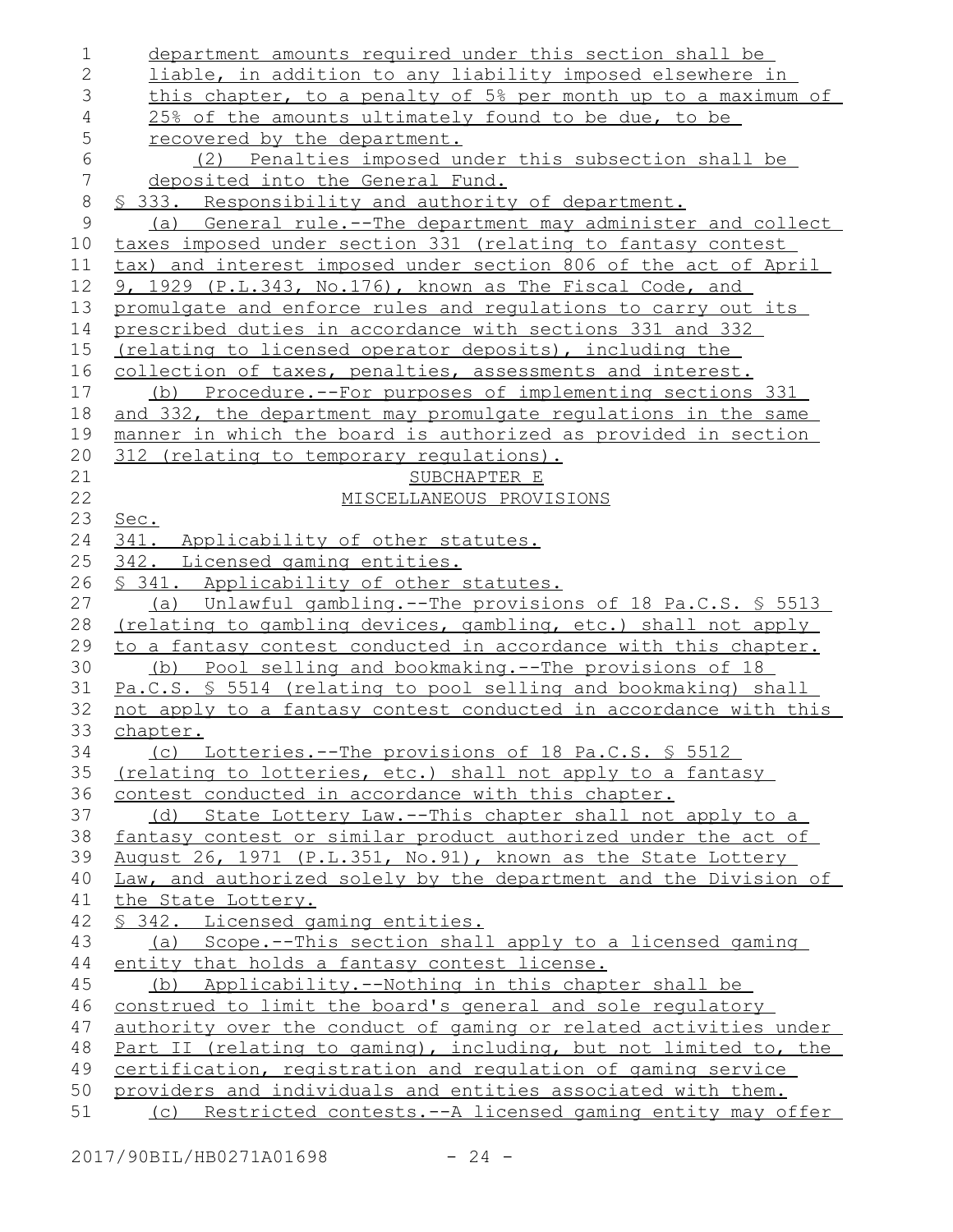department amounts required under this section shall be liable, in addition to any liability imposed elsewhere in this chapter, to a penalty of 5% per month up to a maximum of 25% of the amounts ultimately found to be due, to be recovered by the department.

(2) Penalties imposed under this subsection shall be deposited into the General Fund.

§ 333. Responsibility and authority of department.

(a) General rule.--The department may administer and collect taxes imposed under section 331 (relating to fantasy contest tax) and interest imposed under section 806 of the act of April 9, 1929 (P.L.343, No.176), known as The Fiscal Code, and promulgate and enforce rules and regulations to carry out its prescribed duties in accordance with sections 331 and 332 (relating to licensed operator deposits), including the collection of taxes, penalties, assessments and interest.

(b) Procedure.--For purposes of implementing sections 331 and 332, the department may promulgate regulations in the same manner in which the board is authorized as provided in section 312 (relating to temporary regulations).

SUBCHAPTER E

MISCELLANEOUS PROVISIONS

Sec.

341. Applicability of other statutes.

342. Licensed gaming entities.

§ 341. Applicability of other statutes.

(a) Unlawful gambling.--The provisions of 18 Pa.C.S. § 5513 (relating to gambling devices, gambling, etc.) shall not apply to a fantasy contest conducted in accordance with this chapter.

(b) Pool selling and bookmaking.--The provisions of 18 Pa.C.S. § 5514 (relating to pool selling and bookmaking) shall not apply to a fantasy contest conducted in accordance with this chapter.

(c) Lotteries.--The provisions of 18 Pa.C.S. § 5512 (relating to lotteries, etc.) shall not apply to a fantasy contest conducted in accordance with this chapter.

(d) State Lottery Law.--This chapter shall not apply to a fantasy contest or similar product authorized under the act of August 26, 1971 (P.L.351, No.91), known as the State Lottery Law, and authorized solely by the department and the Division of the State Lottery.

§ 342. Licensed gaming entities.

(a) Scope.--This section shall apply to a licensed gaming entity that holds a fantasy contest license.

(b) Applicability.--Nothing in this chapter shall be construed to limit the board's general and sole regulatory authority over the conduct of gaming or related activities under Part II (relating to gaming), including, but not limited to, the certification, registration and regulation of gaming service providers and individuals and entities associated with them.

(c) Restricted contests.--A licensed gaming entity may offer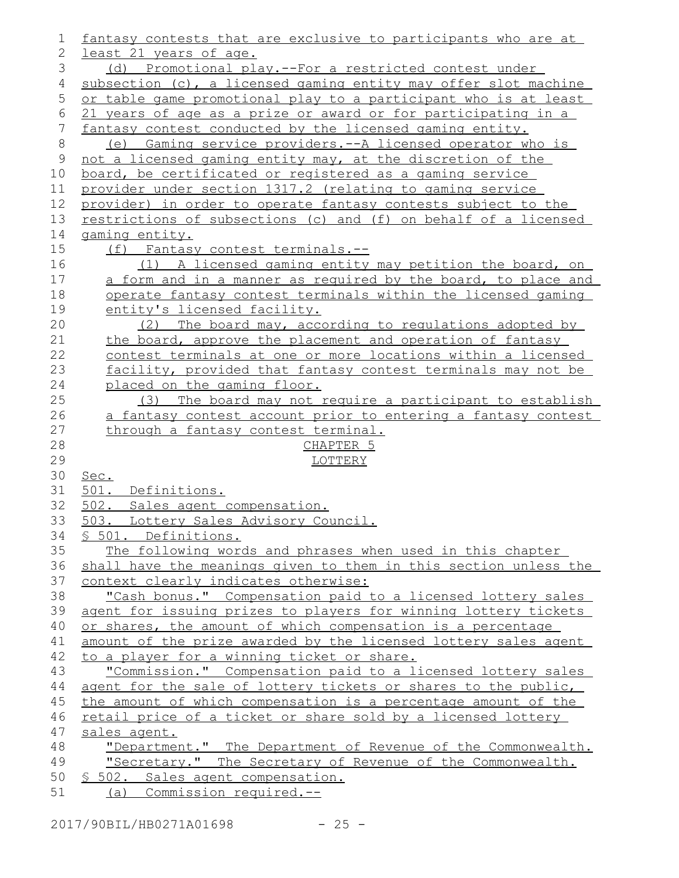fantasy contests that are exclusive to participants who are at least 21 years of age.

(d) Promotional play.--For a restricted contest under subsection (c), a licensed gaming entity may offer slot machine or table game promotional play to a participant who is at least 21 years of age as a prize or award or for participating in a fantasy contest conducted by the licensed gaming entity.

(e) Gaming service providers.--A licensed operator who is not a licensed gaming entity may, at the discretion of the board, be certificated or registered as a gaming service provider under section 1317.2 (relating to gaming service provider) in order to operate fantasy contests subject to the restrictions of subsections (c) and (f) on behalf of a licensed gaming entity.

(f) Fantasy contest terminals.--

(1) A licensed gaming entity may petition the board, on a form and in a manner as required by the board, to place and operate fantasy contest terminals within the licensed gaming entity's licensed facility.

(2) The board may, according to regulations adopted by the board, approve the placement and operation of fantasy contest terminals at one or more locations within a licensed facility, provided that fantasy contest terminals may not be placed on the gaming floor.

(3) The board may not require a participant to establish a fantasy contest account prior to entering a fantasy contest through a fantasy contest terminal.

CHAPTER 5

LOTTERY

Sec.

501. Definitions.

502. Sales agent compensation.

503. Lottery Sales Advisory Council.

§ 501. Definitions.

The following words and phrases when used in this chapter shall have the meanings given to them in this section unless the context clearly indicates otherwise:

"Cash bonus." Compensation paid to a licensed lottery sales agent for issuing prizes to players for winning lottery tickets or shares, the amount of which compensation is a percentage amount of the prize awarded by the licensed lottery sales agent to a player for a winning ticket or share.

"Commission." Compensation paid to a licensed lottery sales agent for the sale of lottery tickets or shares to the public, the amount of which compensation is a percentage amount of the retail price of a ticket or share sold by a licensed lottery sales agent.

"Department." The Department of Revenue of the Commonwealth.

"Secretary." The Secretary of Revenue of the Commonwealth.

§ 502. Sales agent compensation.

(a) Commission required.--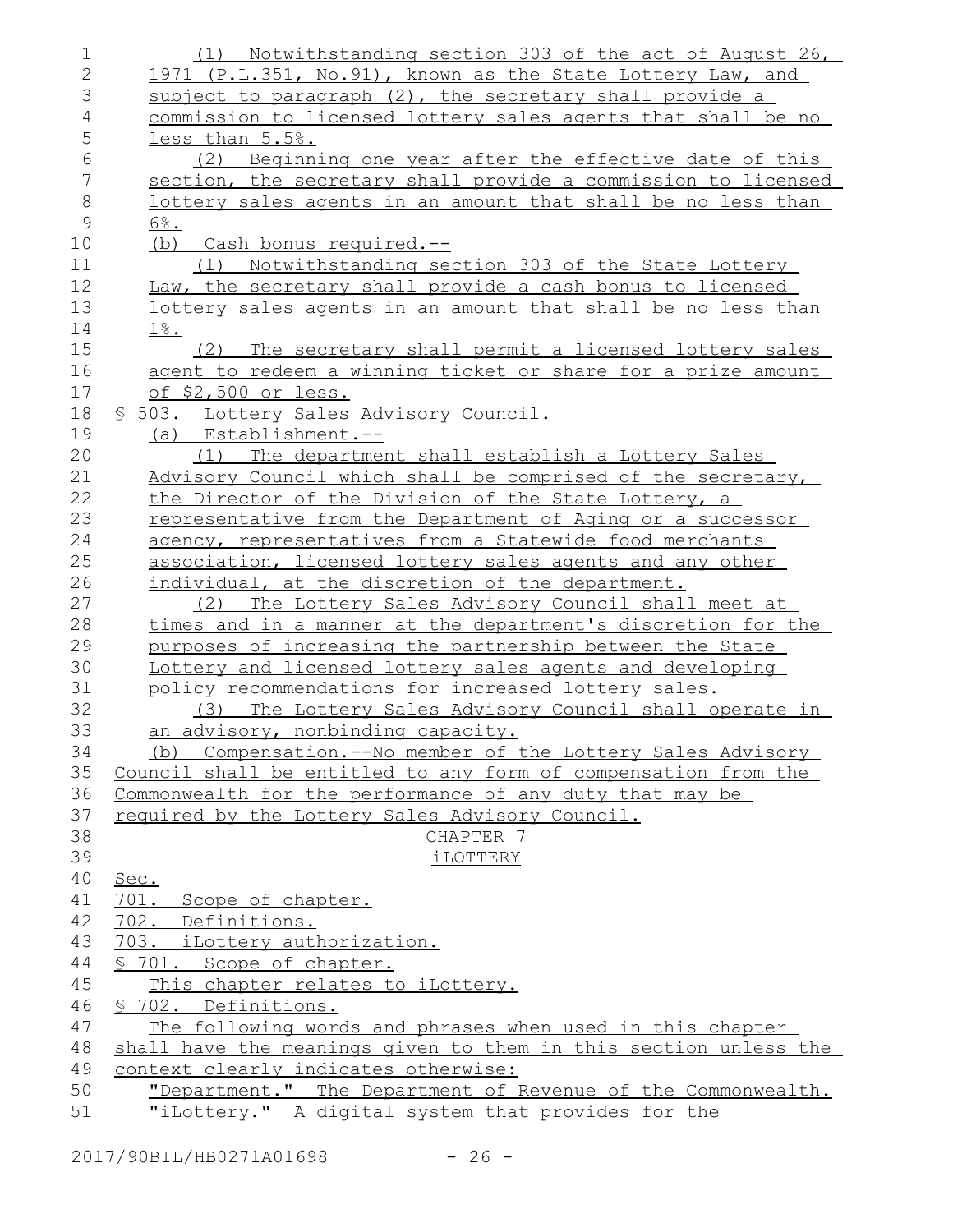(1) Notwithstanding section 303 of the act of August 26, 1971 (P.L.351, No.91), known as the State Lottery Law, and subject to paragraph (2), the secretary shall provide a commission to licensed lottery sales agents that shall be no less than 5.5%.

(2) Beginning one year after the effective date of this section, the secretary shall provide a commission to licensed lottery sales agents in an amount that shall be no less than 6%.

(b) Cash bonus required.--

(1) Notwithstanding section 303 of the State Lottery Law, the secretary shall provide a cash bonus to licensed lottery sales agents in an amount that shall be no less than 1%.

(2) The secretary shall permit a licensed lottery sales agent to redeem a winning ticket or share for a prize amount of $2,500 or less.

§ 503. Lottery Sales Advisory Council.

(a) Establishment.--

(1) The department shall establish a Lottery Sales Advisory Council which shall be comprised of the secretary, the Director of the Division of the State Lottery, a representative from the Department of Aging or a successor agency, representatives from a Statewide food merchants association, licensed lottery sales agents and any other individual, at the discretion of the department.

(2) The Lottery Sales Advisory Council shall meet at times and in a manner at the department's discretion for the purposes of increasing the partnership between the State Lottery and licensed lottery sales agents and developing policy recommendations for increased lottery sales.

(3) The Lottery Sales Advisory Council shall operate in an advisory, nonbinding capacity.

(b) Compensation.--No member of the Lottery Sales Advisory Council shall be entitled to any form of compensation from the Commonwealth for the performance of any duty that may be required by the Lottery Sales Advisory Council.

CHAPTER 7

iLOTTERY

Sec.

701. Scope of chapter.

702. Definitions.

703. iLottery authorization.

§ 701. Scope of chapter.

This chapter relates to iLottery.

§ 702. Definitions.

The following words and phrases when used in this chapter shall have the meanings given to them in this section unless the context clearly indicates otherwise:

"Department." The Department of Revenue of the Commonwealth.

"iLottery." A digital system that provides for the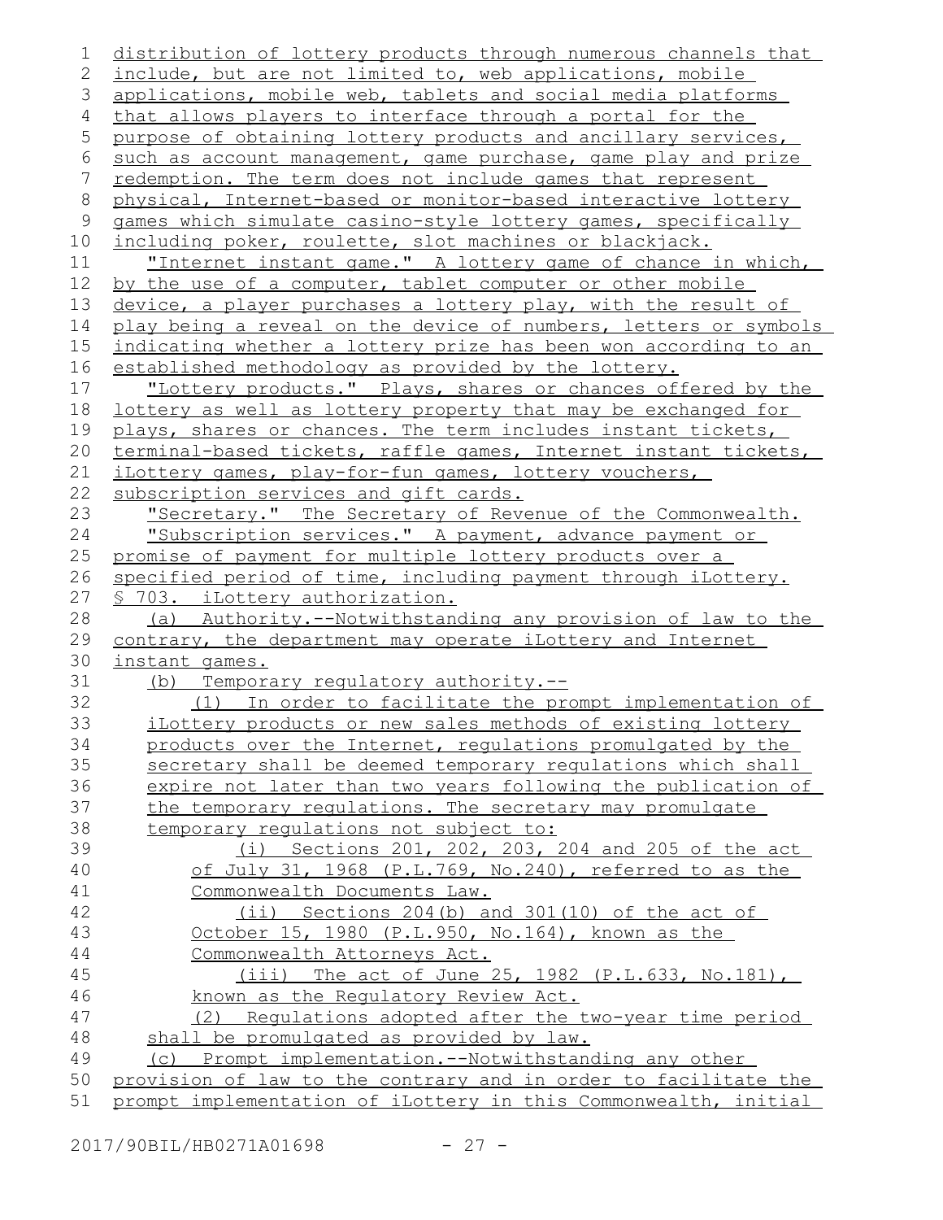distribution of lottery products through numerous channels that include, but are not limited to, web applications, mobile applications, mobile web, tablets and social media platforms that allows players to interface through a portal for the purpose of obtaining lottery products and ancillary services, such as account management, game purchase, game play and prize redemption. The term does not include games that represent physical, Internet-based or monitor-based interactive lottery games which simulate casino-style lottery games, specifically including poker, roulette, slot machines or blackjack.

"Internet instant game." A lottery game of chance in which, by the use of a computer, tablet computer or other mobile device, a player purchases a lottery play, with the result of play being a reveal on the device of numbers, letters or symbols indicating whether a lottery prize has been won according to an established methodology as provided by the lottery.

"Lottery products." Plays, shares or chances offered by the lottery as well as lottery property that may be exchanged for plays, shares or chances. The term includes instant tickets, terminal-based tickets, raffle games, Internet instant tickets, iLottery games, play-for-fun games, lottery vouchers, subscription services and gift cards.

"Secretary." The Secretary of Revenue of the Commonwealth.

"Subscription services." A payment, advance payment or promise of payment for multiple lottery products over a specified period of time, including payment through iLottery.

§ 703. iLottery authorization.

(a) Authority.--Notwithstanding any provision of law to the contrary, the department may operate iLottery and Internet instant games.

(b) Temporary regulatory authority.--

(1) In order to facilitate the prompt implementation of iLottery products or new sales methods of existing lottery products over the Internet, regulations promulgated by the secretary shall be deemed temporary regulations which shall expire not later than two years following the publication of the temporary regulations. The secretary may promulgate temporary regulations not subject to:

(i) Sections 201, 202, 203, 204 and 205 of the act of July 31, 1968 (P.L.769, No.240), referred to as the Commonwealth Documents Law.

(ii) Sections 204(b) and 301(10) of the act of October 15, 1980 (P.L.950, No.164), known as the Commonwealth Attorneys Act.

(iii) The act of June 25, 1982 (P.L.633, No.181), known as the Regulatory Review Act.

(2) Regulations adopted after the two-year time period shall be promulgated as provided by law.

(c) Prompt implementation.--Notwithstanding any other provision of law to the contrary and in order to facilitate the prompt implementation of iLottery in this Commonwealth, initial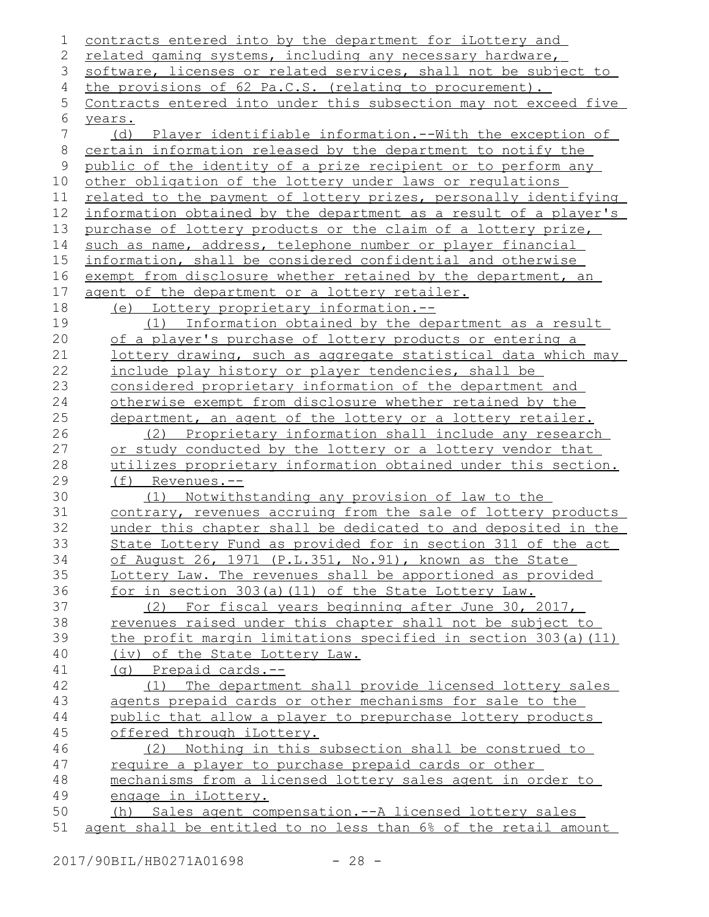contracts entered into by the department for iLottery and related gaming systems, including any necessary hardware, software, licenses or related services, shall not be subject to the provisions of 62 Pa.C.S. (relating to procurement). Contracts entered into under this subsection may not exceed five years.

(d) Player identifiable information.--With the exception of certain information released by the department to notify the public of the identity of a prize recipient or to perform any other obligation of the lottery under laws or regulations related to the payment of lottery prizes, personally identifying information obtained by the department as a result of a player's purchase of lottery products or the claim of a lottery prize, such as name, address, telephone number or player financial information, shall be considered confidential and otherwise exempt from disclosure whether retained by the department, an agent of the department or a lottery retailer.

(e) Lottery proprietary information.--

(1) Information obtained by the department as a result of a player's purchase of lottery products or entering a lottery drawing, such as aggregate statistical data which may include play history or player tendencies, shall be considered proprietary information of the department and otherwise exempt from disclosure whether retained by the department, an agent of the lottery or a lottery retailer.

(2) Proprietary information shall include any research or study conducted by the lottery or a lottery vendor that utilizes proprietary information obtained under this section.

(f) Revenues.--

(1) Notwithstanding any provision of law to the contrary, revenues accruing from the sale of lottery products under this chapter shall be dedicated to and deposited in the State Lottery Fund as provided for in section 311 of the act of August 26, 1971 (P.L.351, No.91), known as the State Lottery Law. The revenues shall be apportioned as provided for in section 303(a)(11) of the State Lottery Law.

(2) For fiscal years beginning after June 30, 2017, revenues raised under this chapter shall not be subject to the profit margin limitations specified in section 303(a)(11)(iv) of the State Lottery Law.

(g) Prepaid cards.--

(1) The department shall provide licensed lottery sales agents prepaid cards or other mechanisms for sale to the public that allow a player to prepurchase lottery products offered through iLottery.

(2) Nothing in this subsection shall be construed to require a player to purchase prepaid cards or other mechanisms from a licensed lottery sales agent in order to engage in iLottery.

(h) Sales agent compensation.--A licensed lottery sales agent shall be entitled to no less than 6% of the retail amount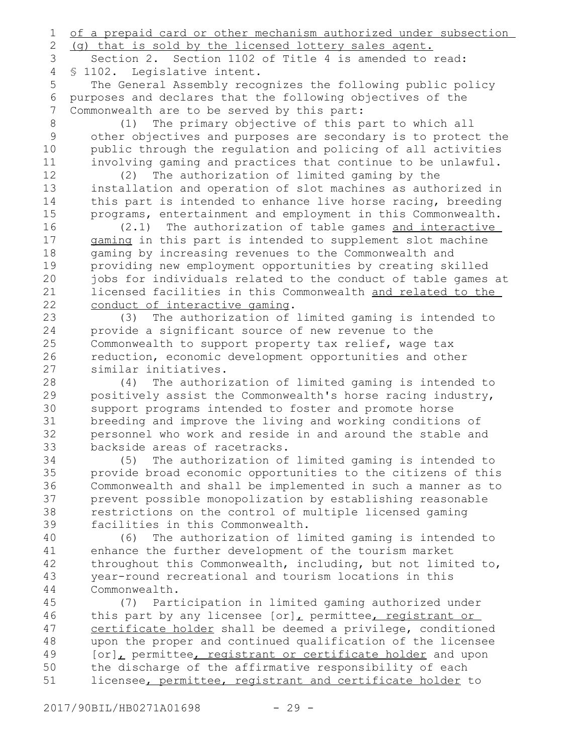of a prepaid card or other mechanism authorized under subsection (g) that is sold by the licensed lottery sales agent.

Section 2. Section 1102 of Title 4 is amended to read:

§ 1102. Legislative intent.

The General Assembly recognizes the following public policy purposes and declares that the following objectives of the Commonwealth are to be served by this part:

(1) The primary objective of this part to which all other objectives and purposes are secondary is to protect the public through the regulation and policing of all activities involving gaming and practices that continue to be unlawful.

(2) The authorization of limited gaming by the installation and operation of slot machines as authorized in this part is intended to enhance live horse racing, breeding programs, entertainment and employment in this Commonwealth.

(2.1) The authorization of table games and interactive gaming in this part is intended to supplement slot machine gaming by increasing revenues to the Commonwealth and providing new employment opportunities by creating skilled jobs for individuals related to the conduct of table games at licensed facilities in this Commonwealth and related to the conduct of interactive gaming.

(3) The authorization of limited gaming is intended to provide a significant source of new revenue to the Commonwealth to support property tax relief, wage tax reduction, economic development opportunities and other similar initiatives.

(4) The authorization of limited gaming is intended to positively assist the Commonwealth's horse racing industry, support programs intended to foster and promote horse breeding and improve the living and working conditions of personnel who work and reside in and around the stable and backside areas of racetracks.

(5) The authorization of limited gaming is intended to provide broad economic opportunities to the citizens of this Commonwealth and shall be implemented in such a manner as to prevent possible monopolization by establishing reasonable restrictions on the control of multiple licensed gaming facilities in this Commonwealth.

(6) The authorization of limited gaming is intended to enhance the further development of the tourism market throughout this Commonwealth, including, but not limited to, year-round recreational and tourism locations in this Commonwealth.

(7) Participation in limited gaming authorized under this part by any licensee [or], permittee, registrant or certificate holder shall be deemed a privilege, conditioned upon the proper and continued qualification of the licensee [or], permittee, registrant or certificate holder and upon the discharge of the affirmative responsibility of each licensee, permittee, registrant and certificate holder to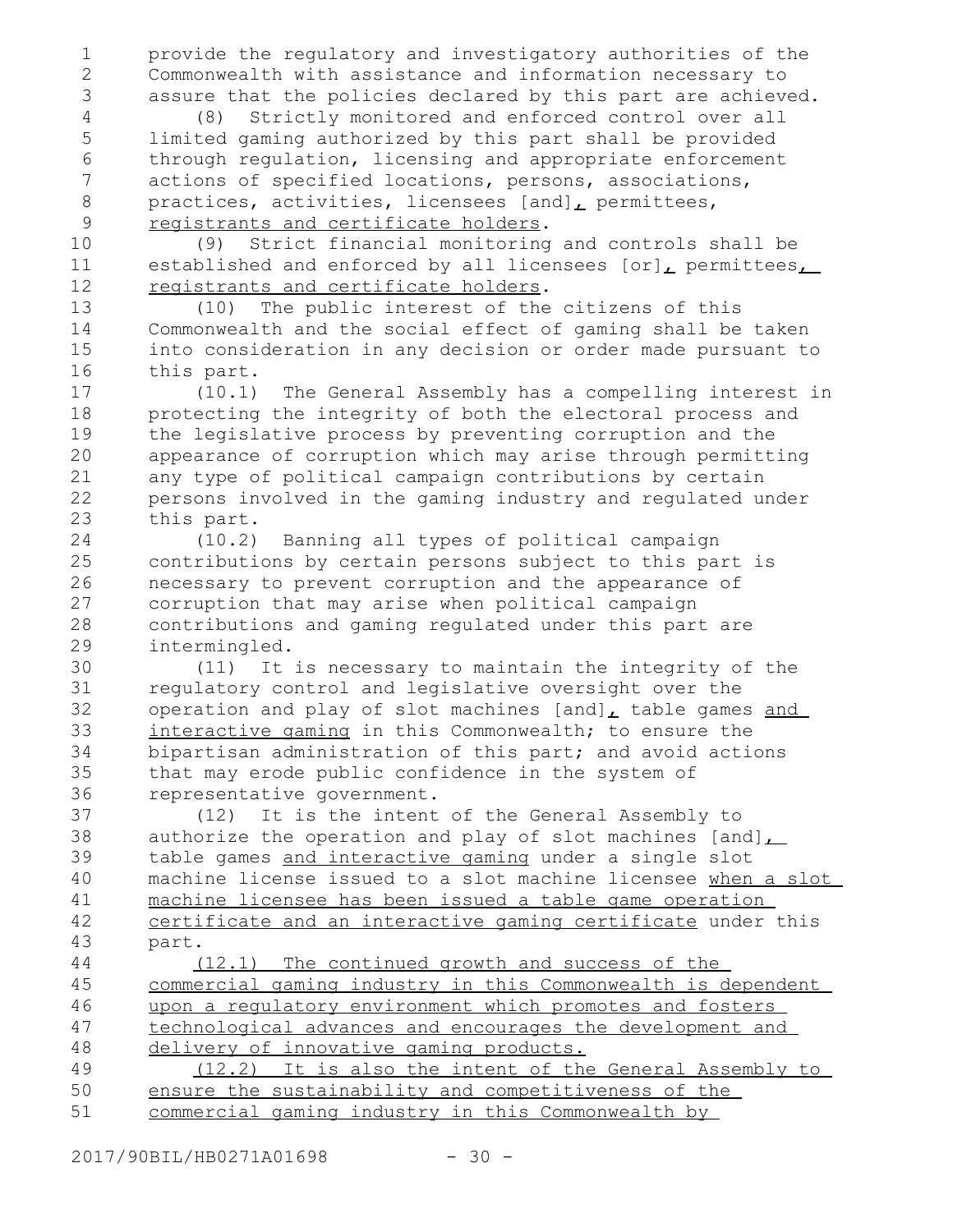provide the regulatory and investigatory authorities of the Commonwealth with assistance and information necessary to assure that the policies declared by this part are achieved.

(8) Strictly monitored and enforced control over all limited gaming authorized by this part shall be provided through regulation, licensing and appropriate enforcement actions of specified locations, persons, associations, practices, activities, licensees [and], permittees, registrants and certificate holders.

(9) Strict financial monitoring and controls shall be established and enforced by all licensees [or], permittees, registrants and certificate holders.

(10) The public interest of the citizens of this Commonwealth and the social effect of gaming shall be taken into consideration in any decision or order made pursuant to this part.

(10.1) The General Assembly has a compelling interest in protecting the integrity of both the electoral process and the legislative process by preventing corruption and the appearance of corruption which may arise through permitting any type of political campaign contributions by certain persons involved in the gaming industry and regulated under this part.

(10.2) Banning all types of political campaign contributions by certain persons subject to this part is necessary to prevent corruption and the appearance of corruption that may arise when political campaign contributions and gaming regulated under this part are intermingled.

(11) It is necessary to maintain the integrity of the regulatory control and legislative oversight over the operation and play of slot machines [and], table games and interactive gaming in this Commonwealth; to ensure the bipartisan administration of this part; and avoid actions that may erode public confidence in the system of representative government.

(12) It is the intent of the General Assembly to authorize the operation and play of slot machines [and], table games and interactive gaming under a single slot machine license issued to a slot machine licensee when a slot machine licensee has been issued a table game operation certificate and an interactive gaming certificate under this part.

(12.1) The continued growth and success of the commercial gaming industry in this Commonwealth is dependent upon a regulatory environment which promotes and fosters technological advances and encourages the development and delivery of innovative gaming products.

(12.2) It is also the intent of the General Assembly to ensure the sustainability and competitiveness of the commercial gaming industry in this Commonwealth by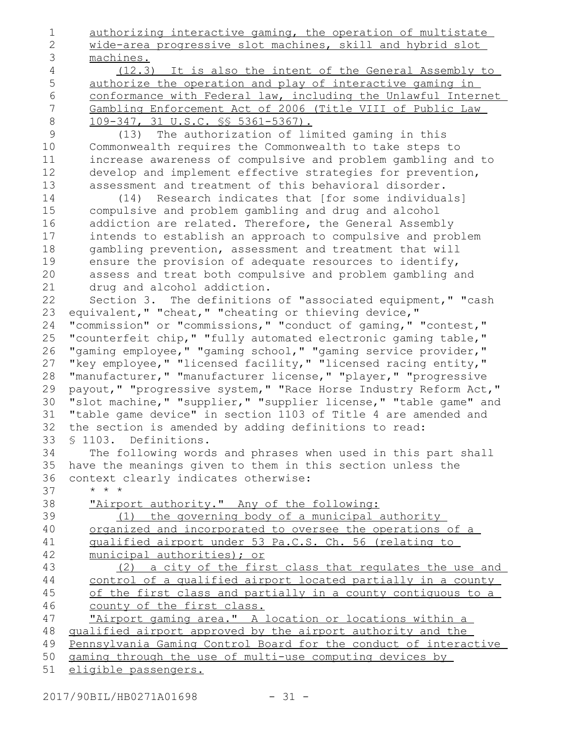authorizing interactive gaming, the operation of multistate wide-area progressive slot machines, skill and hybrid slot machines.

(12.3) It is also the intent of the General Assembly to authorize the operation and play of interactive gaming in conformance with Federal law, including the Unlawful Internet Gambling Enforcement Act of 2006 (Title VIII of Public Law 109-347, 31 U.S.C. §§ 5361-5367).

(13) The authorization of limited gaming in this Commonwealth requires the Commonwealth to take steps to increase awareness of compulsive and problem gambling and to develop and implement effective strategies for prevention, assessment and treatment of this behavioral disorder.

(14) Research indicates that [for some individuals] compulsive and problem gambling and drug and alcohol addiction are related. Therefore, the General Assembly intends to establish an approach to compulsive and problem gambling prevention, assessment and treatment that will ensure the provision of adequate resources to identify, assess and treat both compulsive and problem gambling and drug and alcohol addiction.

Section 3. The definitions of "associated equipment," "cash equivalent," "cheat," "cheating or thieving device," "commission" or "commissions," "conduct of gaming," "contest," "counterfeit chip," "fully automated electronic gaming table," "gaming employee," "gaming school," "gaming service provider," "key employee," "licensed facility," "licensed racing entity," "manufacturer," "manufacturer license," "player," "progressive payout," "progressive system," "Race Horse Industry Reform Act," "slot machine," "supplier," "supplier license," "table game" and "table game device" in section 1103 of Title 4 are amended and the section is amended by adding definitions to read:

§ 1103. Definitions.

The following words and phrases when used in this part shall have the meanings given to them in this section unless the context clearly indicates otherwise:

* * *

"Airport authority." Any of the following:

(1) the governing body of a municipal authority organized and incorporated to oversee the operations of a qualified airport under 53 Pa.C.S. Ch. 56 (relating to municipal authorities); or

(2) a city of the first class that regulates the use and control of a qualified airport located partially in a county of the first class and partially in a county contiguous to a county of the first class.

"Airport gaming area." A location or locations within a qualified airport approved by the airport authority and the Pennsylvania Gaming Control Board for the conduct of interactive gaming through the use of multi-use computing devices by eligible passengers.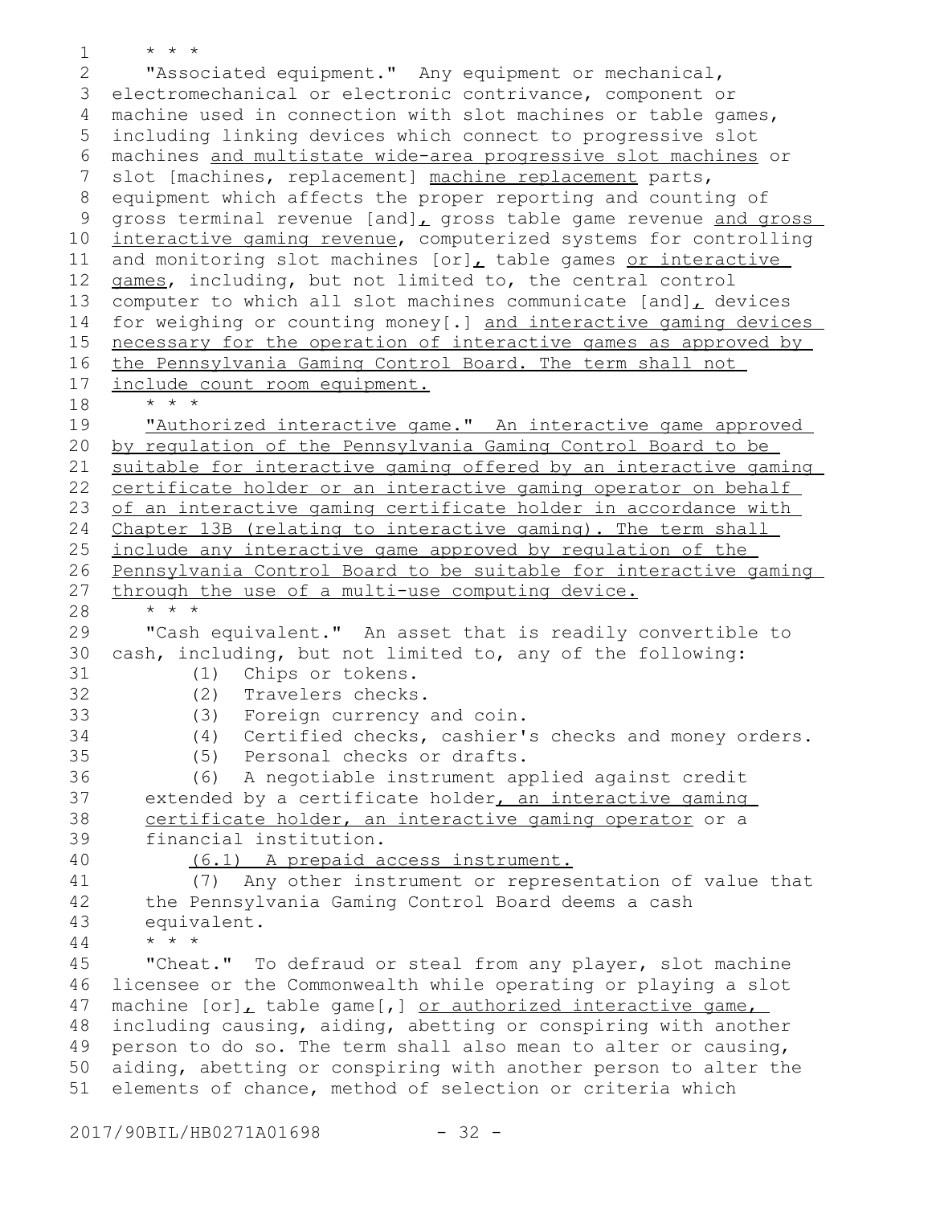* * *

"Associated equipment." Any equipment or mechanical, electromechanical or electronic contrivance, component or machine used in connection with slot machines or table games, including linking devices which connect to progressive slot machines and multistate wide-area progressive slot machines or slot [machines, replacement] machine replacement parts, equipment which affects the proper reporting and counting of gross terminal revenue [and], gross table game revenue and gross interactive gaming revenue, computerized systems for controlling and monitoring slot machines [or], table games or interactive games, including, but not limited to, the central control computer to which all slot machines communicate [and], devices for weighing or counting money[.] and interactive gaming devices necessary for the operation of interactive games as approved by the Pennsylvania Gaming Control Board. The term shall not include count room equipment.

* * *

"Authorized interactive game." An interactive game approved by regulation of the Pennsylvania Gaming Control Board to be suitable for interactive gaming offered by an interactive gaming certificate holder or an interactive gaming operator on behalf of an interactive gaming certificate holder in accordance with Chapter 13B (relating to interactive gaming). The term shall include any interactive game approved by regulation of the Pennsylvania Control Board to be suitable for interactive gaming through the use of a multi-use computing device.

* * *

"Cash equivalent." An asset that is readily convertible to cash, including, but not limited to, any of the following:

(1) Chips or tokens.

(2) Travelers checks.

(3) Foreign currency and coin.

(4) Certified checks, cashier's checks and money orders.

(5) Personal checks or drafts.

(6) A negotiable instrument applied against credit extended by a certificate holder, an interactive gaming certificate holder, an interactive gaming operator or a financial institution.

(6.1) A prepaid access instrument.

(7) Any other instrument or representation of value that the Pennsylvania Gaming Control Board deems a cash equivalent.

* * *

"Cheat." To defraud or steal from any player, slot machine licensee or the Commonwealth while operating or playing a slot machine [or], table game[,] or authorized interactive game, including causing, aiding, abetting or conspiring with another person to do so. The term shall also mean to alter or causing, aiding, abetting or conspiring with another person to alter the elements of chance, method of selection or criteria which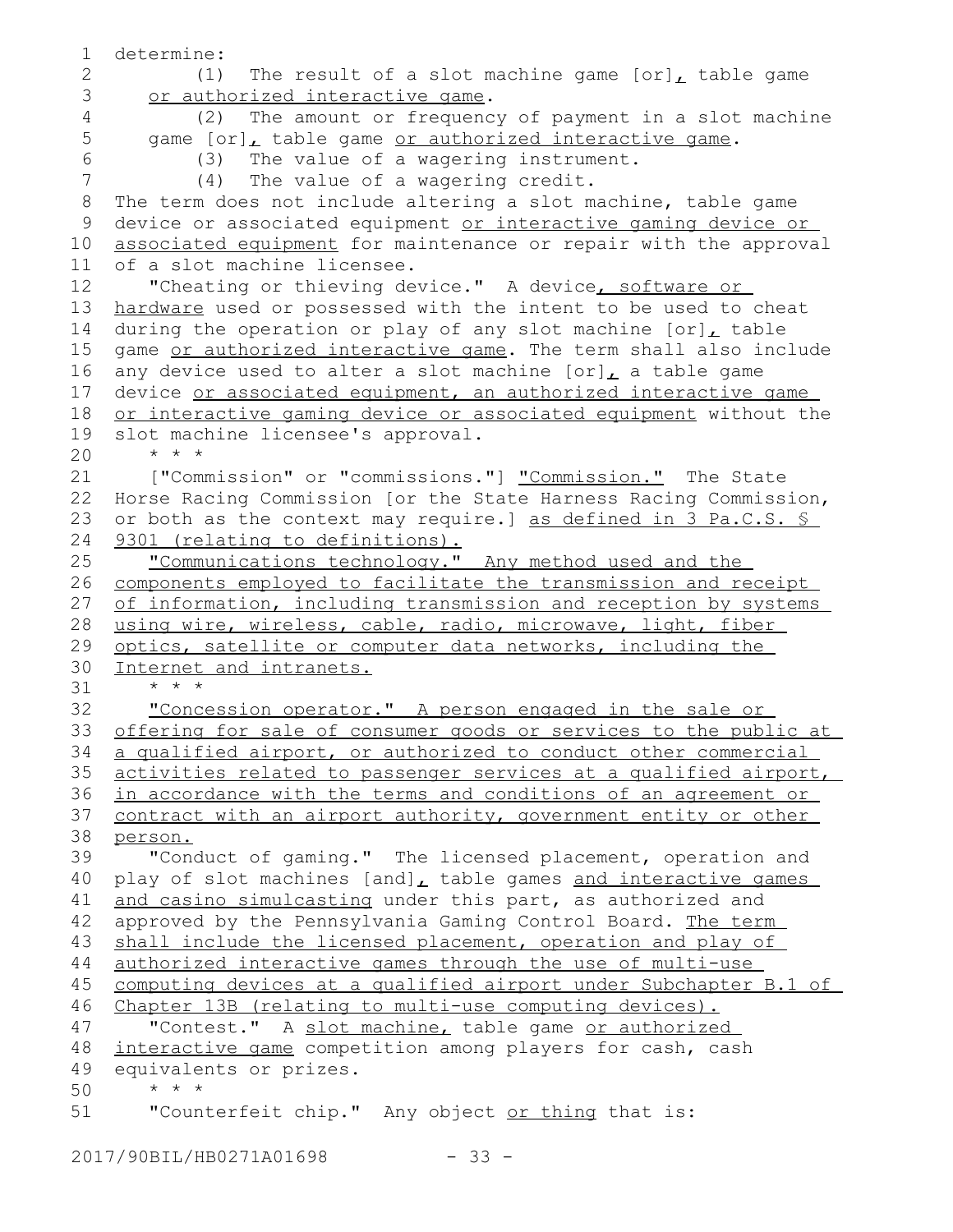determine:

(1) The result of a slot machine game [or], table game or authorized interactive game.

(2) The amount or frequency of payment in a slot machine game [or], table game or authorized interactive game.

(3) The value of a wagering instrument.

(4) The value of a wagering credit.

The term does not include altering a slot machine, table game device or associated equipment or interactive gaming device or associated equipment for maintenance or repair with the approval of a slot machine licensee.

"Cheating or thieving device." A device, software or hardware used or possessed with the intent to be used to cheat during the operation or play of any slot machine [or], table game or authorized interactive game. The term shall also include any device used to alter a slot machine [or], a table game device or associated equipment, an authorized interactive game or interactive gaming device or associated equipment without the slot machine licensee's approval.

* * *

["Commission" or "commissions."] "Commission." The State Horse Racing Commission [or the State Harness Racing Commission, or both as the context may require.] as defined in 3 Pa.C.S. § 9301 (relating to definitions).

"Communications technology." Any method used and the components employed to facilitate the transmission and receipt of information, including transmission and reception by systems using wire, wireless, cable, radio, microwave, light, fiber optics, satellite or computer data networks, including the Internet and intranets.

* * *

"Concession operator." A person engaged in the sale or offering for sale of consumer goods or services to the public at a qualified airport, or authorized to conduct other commercial activities related to passenger services at a qualified airport, in accordance with the terms and conditions of an agreement or contract with an airport authority, government entity or other person.

"Conduct of gaming." The licensed placement, operation and play of slot machines [and], table games and interactive games and casino simulcasting under this part, as authorized and approved by the Pennsylvania Gaming Control Board. The term shall include the licensed placement, operation and play of authorized interactive games through the use of multi-use computing devices at a qualified airport under Subchapter B.1 of Chapter 13B (relating to multi-use computing devices).

"Contest." A slot machine, table game or authorized interactive game competition among players for cash, cash equivalents or prizes.

* * *

"Counterfeit chip." Any object or thing that is: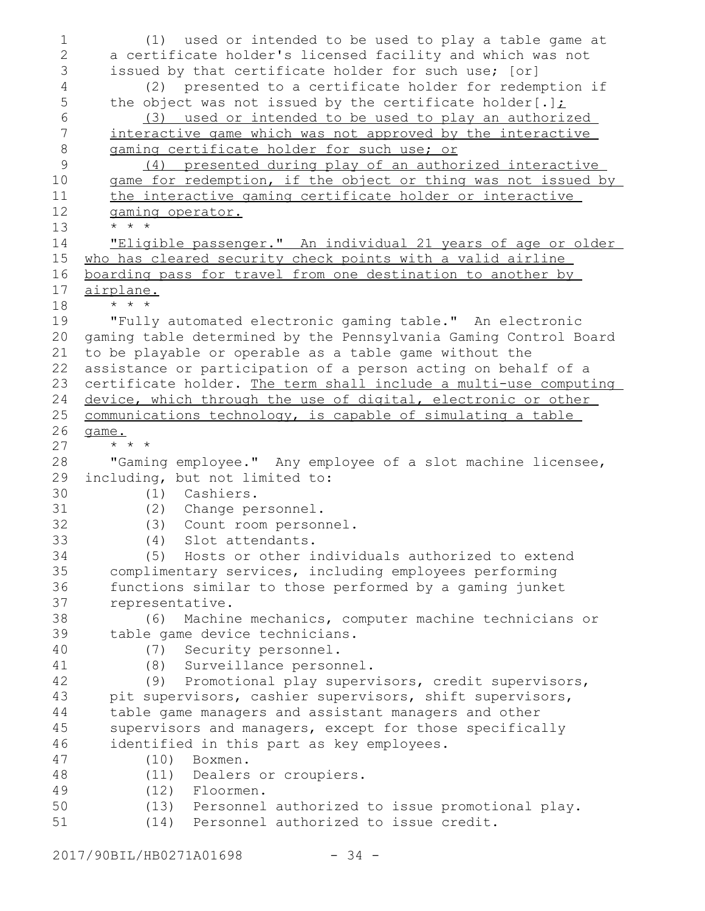(1) used or intended to be used to play a table game at a certificate holder's licensed facility and which was not issued by that certificate holder for such use; [or]

(2) presented to a certificate holder for redemption if the object was not issued by the certificate holder[.];

(3) used or intended to be used to play an authorized interactive game which was not approved by the interactive gaming certificate holder for such use; or

(4) presented during play of an authorized interactive game for redemption, if the object or thing was not issued by the interactive gaming certificate holder or interactive gaming operator.

* * *

"Eligible passenger." An individual 21 years of age or older who has cleared security check points with a valid airline boarding pass for travel from one destination to another by airplane.

* * *

"Fully automated electronic gaming table." An electronic gaming table determined by the Pennsylvania Gaming Control Board to be playable or operable as a table game without the assistance or participation of a person acting on behalf of a certificate holder. The term shall include a multi-use computing device, which through the use of digital, electronic or other communications technology, is capable of simulating a table game.

* * *

"Gaming employee." Any employee of a slot machine licensee, including, but not limited to:

(1) Cashiers.

(2) Change personnel.

(3) Count room personnel.

(4) Slot attendants.

(5) Hosts or other individuals authorized to extend complimentary services, including employees performing functions similar to those performed by a gaming junket representative.

(6) Machine mechanics, computer machine technicians or table game device technicians.

(7) Security personnel.

(8) Surveillance personnel.

(9) Promotional play supervisors, credit supervisors, pit supervisors, cashier supervisors, shift supervisors, table game managers and assistant managers and other supervisors and managers, except for those specifically identified in this part as key employees.

(10) Boxmen.

(11) Dealers or croupiers.

(12) Floormen.

(13) Personnel authorized to issue promotional play.

(14) Personnel authorized to issue credit.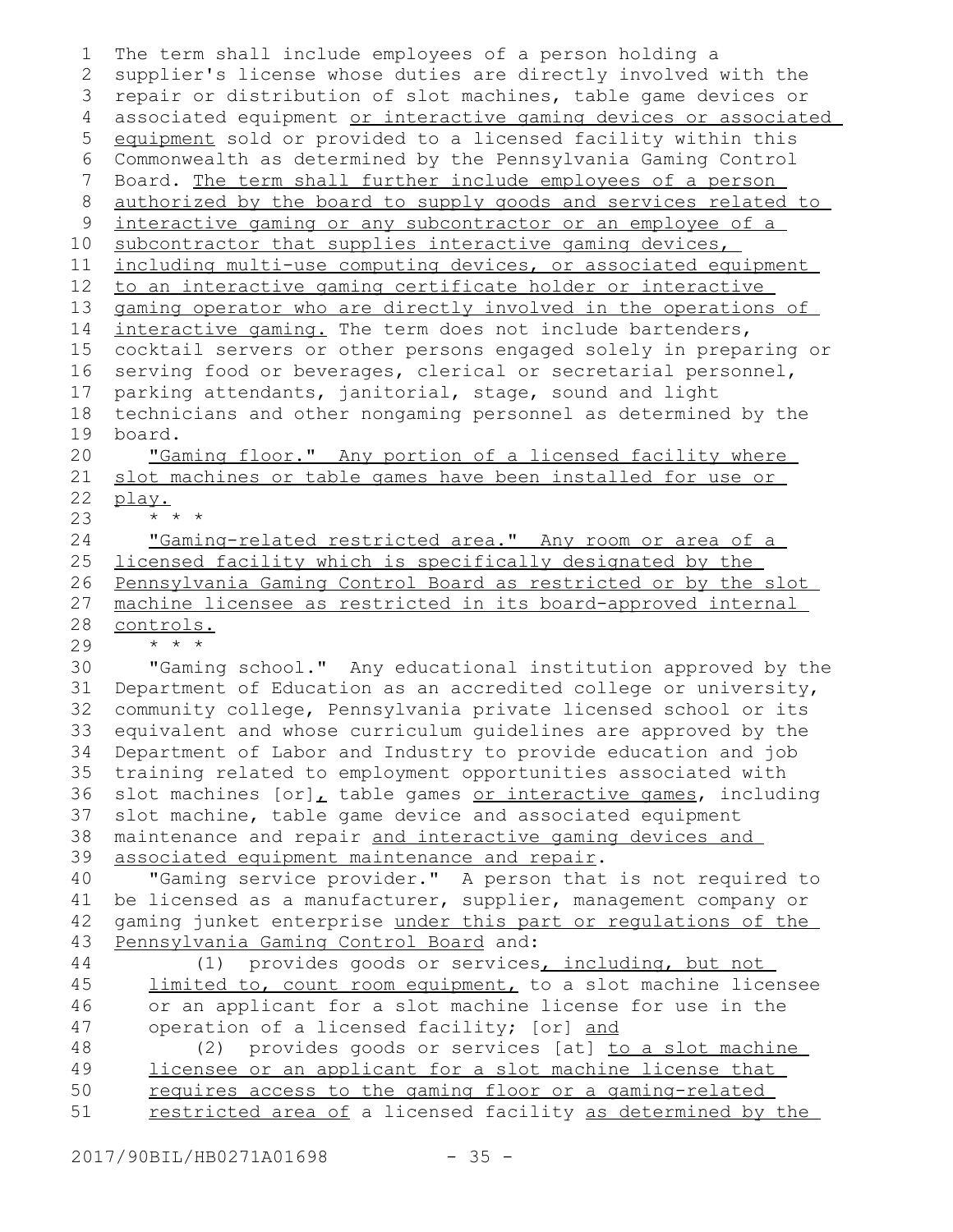The term shall include employees of a person holding a supplier's license whose duties are directly involved with the repair or distribution of slot machines, table game devices or associated equipment <u>or interactive gaming devices or associated equipment</u> sold or provided to a licensed facility within this Commonwealth as determined by the Pennsylvania Gaming Control Board. <u>The term shall further include employees of a person authorized by the board to supply goods and services related to interactive gaming or any subcontractor or an employee of a subcontractor that supplies interactive gaming devices, including multi-use computing devices, or associated equipment to an interactive gaming certificate holder or interactive gaming operator who are directly involved in the operations of interactive gaming.</u> The term does not include bartenders, cocktail servers or other persons engaged solely in preparing or serving food or beverages, clerical or secretarial personnel, parking attendants, janitorial, stage, sound and light technicians and other nongaming personnel as determined by the board.

<u>"Gaming floor." Any portion of a licensed facility where slot machines or table games have been installed for use or play.</u>

* * *

<u>"Gaming-related restricted area." Any room or area of a licensed facility which is specifically designated by the Pennsylvania Gaming Control Board as restricted or by the slot machine licensee as restricted in its board-approved internal controls.</u>

* * *

"Gaming school." Any educational institution approved by the Department of Education as an accredited college or university, community college, Pennsylvania private licensed school or its equivalent and whose curriculum guidelines are approved by the Department of Labor and Industry to provide education and job training related to employment opportunities associated with slot machines [or]<u>,</u> table games <u>or interactive games</u>, including slot machine, table game device and associated equipment maintenance and repair <u>and interactive gaming devices and associated equipment maintenance and repair</u>.

"Gaming service provider." A person that is not required to be licensed as a manufacturer, supplier, management company or gaming junket enterprise <u>under this part or regulations of the Pennsylvania Gaming Control Board</u> and:

(1) provides goods or services<u>, including, but not limited to, count room equipment,</u> to a slot machine licensee or an applicant for a slot machine license for use in the operation of a licensed facility; [or] <u>and</u>

(2) provides goods or services [at] <u>to a slot machine licensee or an applicant for a slot machine license that requires access to the gaming floor or a gaming-related restricted area of</u> a licensed facility <u>as determined by the</u>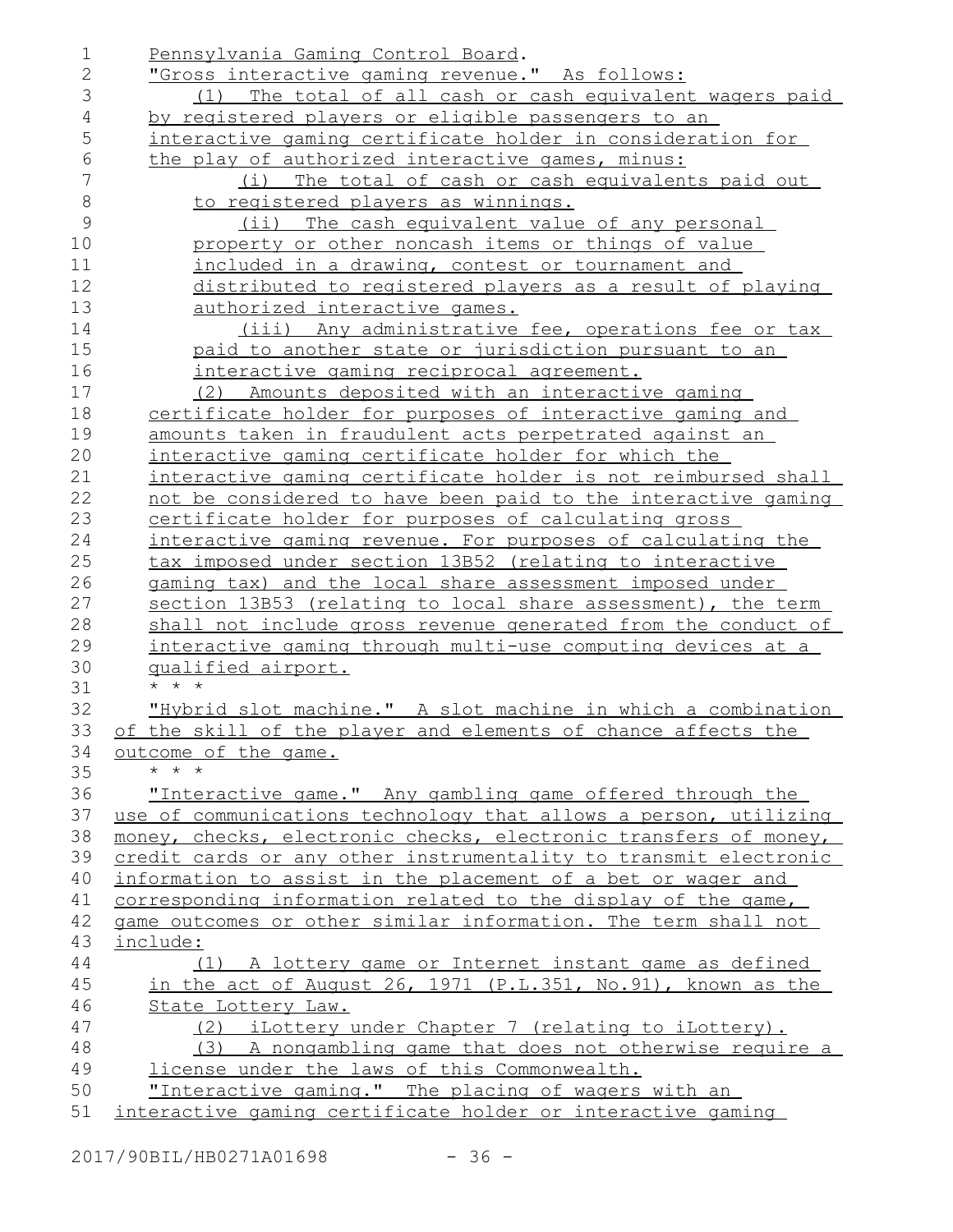Pennsylvania Gaming Control Board.

"Gross interactive gaming revenue." As follows:

(1) The total of all cash or cash equivalent wagers paid by registered players or eligible passengers to an interactive gaming certificate holder in consideration for the play of authorized interactive games, minus:

(i) The total of cash or cash equivalents paid out to registered players as winnings.

(ii) The cash equivalent value of any personal property or other noncash items or things of value included in a drawing, contest or tournament and distributed to registered players as a result of playing authorized interactive games.

(iii) Any administrative fee, operations fee or tax paid to another state or jurisdiction pursuant to an interactive gaming reciprocal agreement.

(2) Amounts deposited with an interactive gaming certificate holder for purposes of interactive gaming and amounts taken in fraudulent acts perpetrated against an interactive gaming certificate holder for which the interactive gaming certificate holder is not reimbursed shall not be considered to have been paid to the interactive gaming certificate holder for purposes of calculating gross interactive gaming revenue. For purposes of calculating the tax imposed under section 13B52 (relating to interactive gaming tax) and the local share assessment imposed under section 13B53 (relating to local share assessment), the term shall not include gross revenue generated from the conduct of interactive gaming through multi-use computing devices at a qualified airport.

\* \* \*

"Hybrid slot machine." A slot machine in which a combination of the skill of the player and elements of chance affects the outcome of the game.

\* \* \*

"Interactive game." Any gambling game offered through the use of communications technology that allows a person, utilizing money, checks, electronic checks, electronic transfers of money, credit cards or any other instrumentality to transmit electronic information to assist in the placement of a bet or wager and corresponding information related to the display of the game, game outcomes or other similar information. The term shall not include:

(1) A lottery game or Internet instant game as defined in the act of August 26, 1971 (P.L.351, No.91), known as the State Lottery Law.

(2) iLottery under Chapter 7 (relating to iLottery).

(3) A nongambling game that does not otherwise require a license under the laws of this Commonwealth.

"Interactive gaming." The placing of wagers with an interactive gaming certificate holder or interactive gaming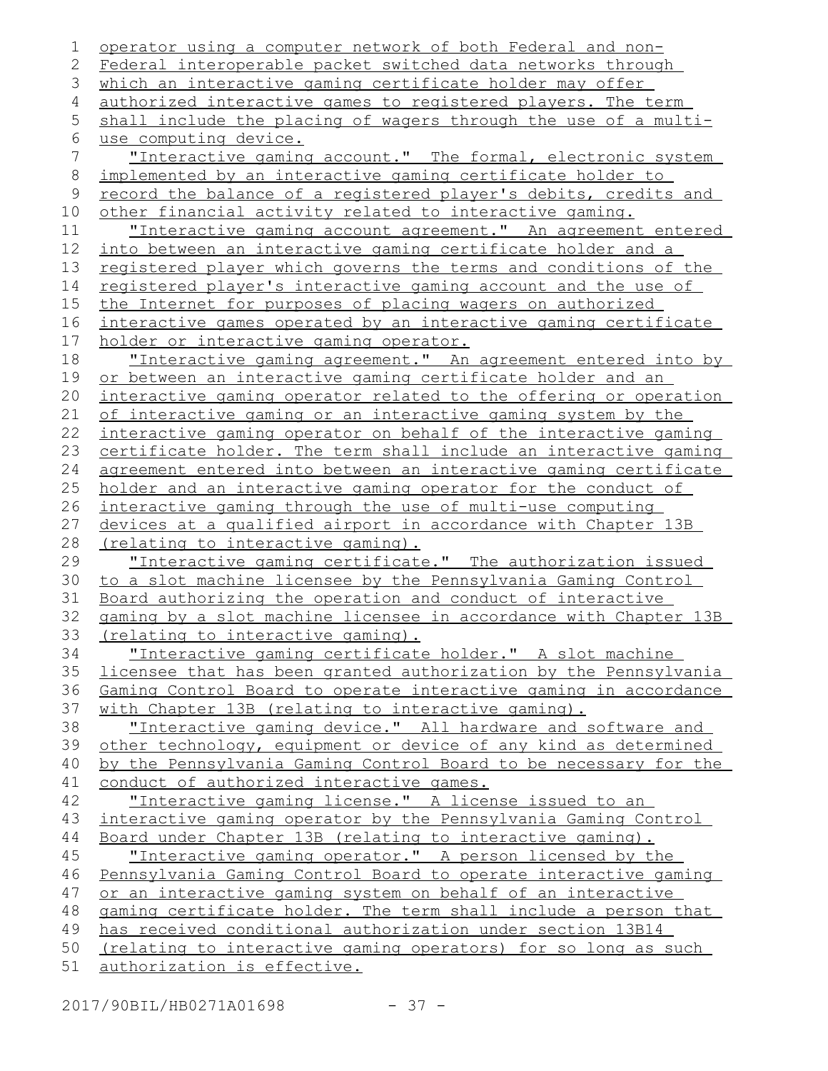operator using a computer network of both Federal and non-Federal interoperable packet switched data networks through which an interactive gaming certificate holder may offer authorized interactive games to registered players. The term shall include the placing of wagers through the use of a multi-use computing device.

"Interactive gaming account." The formal, electronic system implemented by an interactive gaming certificate holder to record the balance of a registered player's debits, credits and other financial activity related to interactive gaming.

"Interactive gaming account agreement." An agreement entered into between an interactive gaming certificate holder and a registered player which governs the terms and conditions of the registered player's interactive gaming account and the use of the Internet for purposes of placing wagers on authorized interactive games operated by an interactive gaming certificate holder or interactive gaming operator.

"Interactive gaming agreement." An agreement entered into by or between an interactive gaming certificate holder and an interactive gaming operator related to the offering or operation of interactive gaming or an interactive gaming system by the interactive gaming operator on behalf of the interactive gaming certificate holder. The term shall include an interactive gaming agreement entered into between an interactive gaming certificate holder and an interactive gaming operator for the conduct of interactive gaming through the use of multi-use computing devices at a qualified airport in accordance with Chapter 13B (relating to interactive gaming).

"Interactive gaming certificate." The authorization issued to a slot machine licensee by the Pennsylvania Gaming Control Board authorizing the operation and conduct of interactive gaming by a slot machine licensee in accordance with Chapter 13B (relating to interactive gaming).

"Interactive gaming certificate holder." A slot machine licensee that has been granted authorization by the Pennsylvania Gaming Control Board to operate interactive gaming in accordance with Chapter 13B (relating to interactive gaming).

"Interactive gaming device." All hardware and software and other technology, equipment or device of any kind as determined by the Pennsylvania Gaming Control Board to be necessary for the conduct of authorized interactive games.

"Interactive gaming license." A license issued to an interactive gaming operator by the Pennsylvania Gaming Control Board under Chapter 13B (relating to interactive gaming).

"Interactive gaming operator." A person licensed by the Pennsylvania Gaming Control Board to operate interactive gaming or an interactive gaming system on behalf of an interactive gaming certificate holder. The term shall include a person that has received conditional authorization under section 13B14 (relating to interactive gaming operators) for so long as such authorization is effective.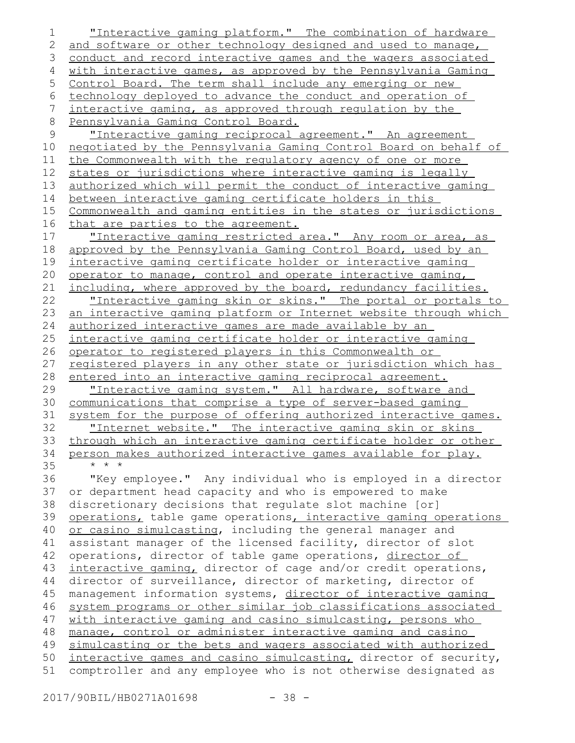"Interactive gaming platform." The combination of hardware and software or other technology designed and used to manage, conduct and record interactive games and the wagers associated with interactive games, as approved by the Pennsylvania Gaming Control Board. The term shall include any emerging or new technology deployed to advance the conduct and operation of interactive gaming, as approved through regulation by the Pennsylvania Gaming Control Board.

"Interactive gaming reciprocal agreement." An agreement negotiated by the Pennsylvania Gaming Control Board on behalf of the Commonwealth with the regulatory agency of one or more states or jurisdictions where interactive gaming is legally authorized which will permit the conduct of interactive gaming between interactive gaming certificate holders in this Commonwealth and gaming entities in the states or jurisdictions that are parties to the agreement.

"Interactive gaming restricted area." Any room or area, as approved by the Pennsylvania Gaming Control Board, used by an interactive gaming certificate holder or interactive gaming operator to manage, control and operate interactive gaming, including, where approved by the board, redundancy facilities.

"Interactive gaming skin or skins." The portal or portals to an interactive gaming platform or Internet website through which authorized interactive games are made available by an interactive gaming certificate holder or interactive gaming operator to registered players in this Commonwealth or registered players in any other state or jurisdiction which has entered into an interactive gaming reciprocal agreement.

"Interactive gaming system." All hardware, software and communications that comprise a type of server-based gaming system for the purpose of offering authorized interactive games.

"Internet website." The interactive gaming skin or skins through which an interactive gaming certificate holder or other person makes authorized interactive games available for play.

\* \* \*

"Key employee." Any individual who is employed in a director or department head capacity and who is empowered to make discretionary decisions that regulate slot machine [or] operations, table game operations, interactive gaming operations or casino simulcasting, including the general manager and assistant manager of the licensed facility, director of slot operations, director of table game operations, director of interactive gaming, director of cage and/or credit operations, director of surveillance, director of marketing, director of management information systems, director of interactive gaming system programs or other similar job classifications associated with interactive gaming and casino simulcasting, persons who manage, control or administer interactive gaming and casino simulcasting or the bets and wagers associated with authorized interactive games and casino simulcasting, director of security, comptroller and any employee who is not otherwise designated as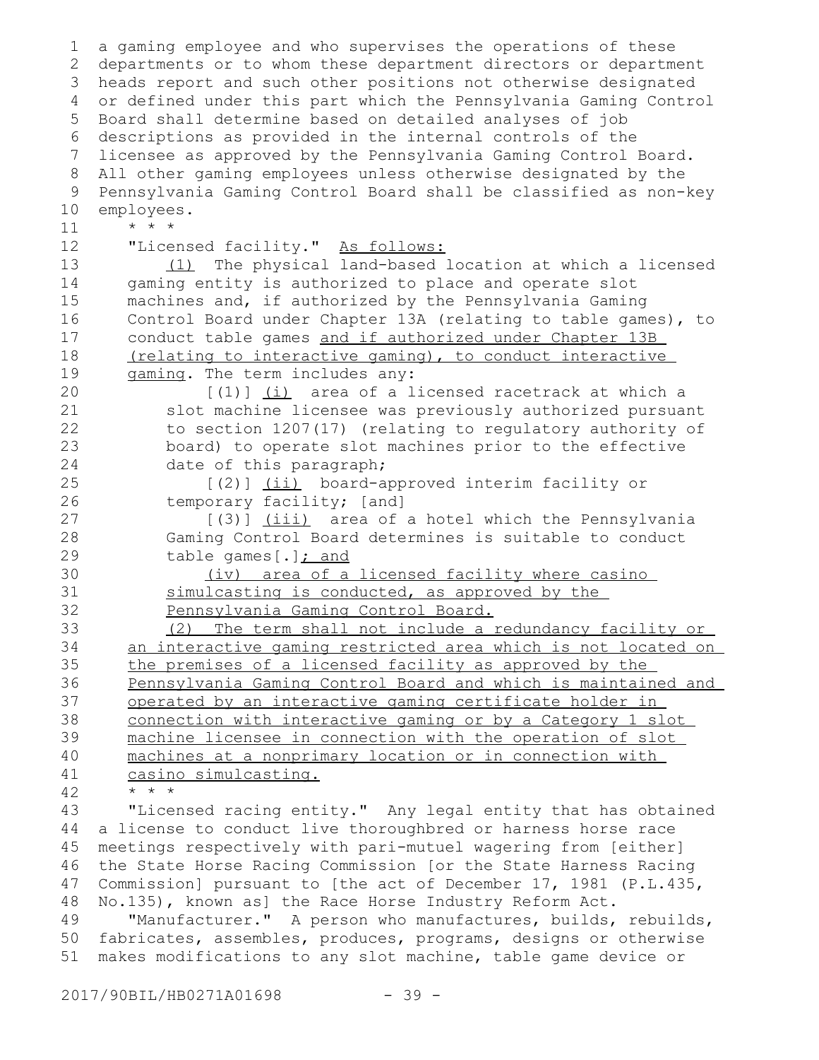a gaming employee and who supervises the operations of these departments or to whom these department directors or department heads report and such other positions not otherwise designated or defined under this part which the Pennsylvania Gaming Control Board shall determine based on detailed analyses of job descriptions as provided in the internal controls of the licensee as approved by the Pennsylvania Gaming Control Board. All other gaming employees unless otherwise designated by the Pennsylvania Gaming Control Board shall be classified as non-key employees.

* * *

"Licensed facility." As follows:

(1) The physical land-based location at which a licensed gaming entity is authorized to place and operate slot machines and, if authorized by the Pennsylvania Gaming Control Board under Chapter 13A (relating to table games), to conduct table games and if authorized under Chapter 13B (relating to interactive gaming), to conduct interactive gaming. The term includes any:

[(1)] (i) area of a licensed racetrack at which a slot machine licensee was previously authorized pursuant to section 1207(17) (relating to regulatory authority of board) to operate slot machines prior to the effective date of this paragraph;

[(2)] (ii) board-approved interim facility or temporary facility; [and]

[(3)] (iii) area of a hotel which the Pennsylvania Gaming Control Board determines is suitable to conduct table games[.]; and

(iv) area of a licensed facility where casino simulcasting is conducted, as approved by the Pennsylvania Gaming Control Board.

(2) The term shall not include a redundancy facility or an interactive gaming restricted area which is not located on the premises of a licensed facility as approved by the Pennsylvania Gaming Control Board and which is maintained and operated by an interactive gaming certificate holder in connection with interactive gaming or by a Category 1 slot machine licensee in connection with the operation of slot machines at a nonprimary location or in connection with casino simulcasting.

* * *

"Licensed racing entity." Any legal entity that has obtained a license to conduct live thoroughbred or harness horse race meetings respectively with pari-mutuel wagering from [either] the State Horse Racing Commission [or the State Harness Racing Commission] pursuant to [the act of December 17, 1981 (P.L.435, No.135), known as] the Race Horse Industry Reform Act.

"Manufacturer." A person who manufactures, builds, rebuilds, fabricates, assembles, produces, programs, designs or otherwise makes modifications to any slot machine, table game device or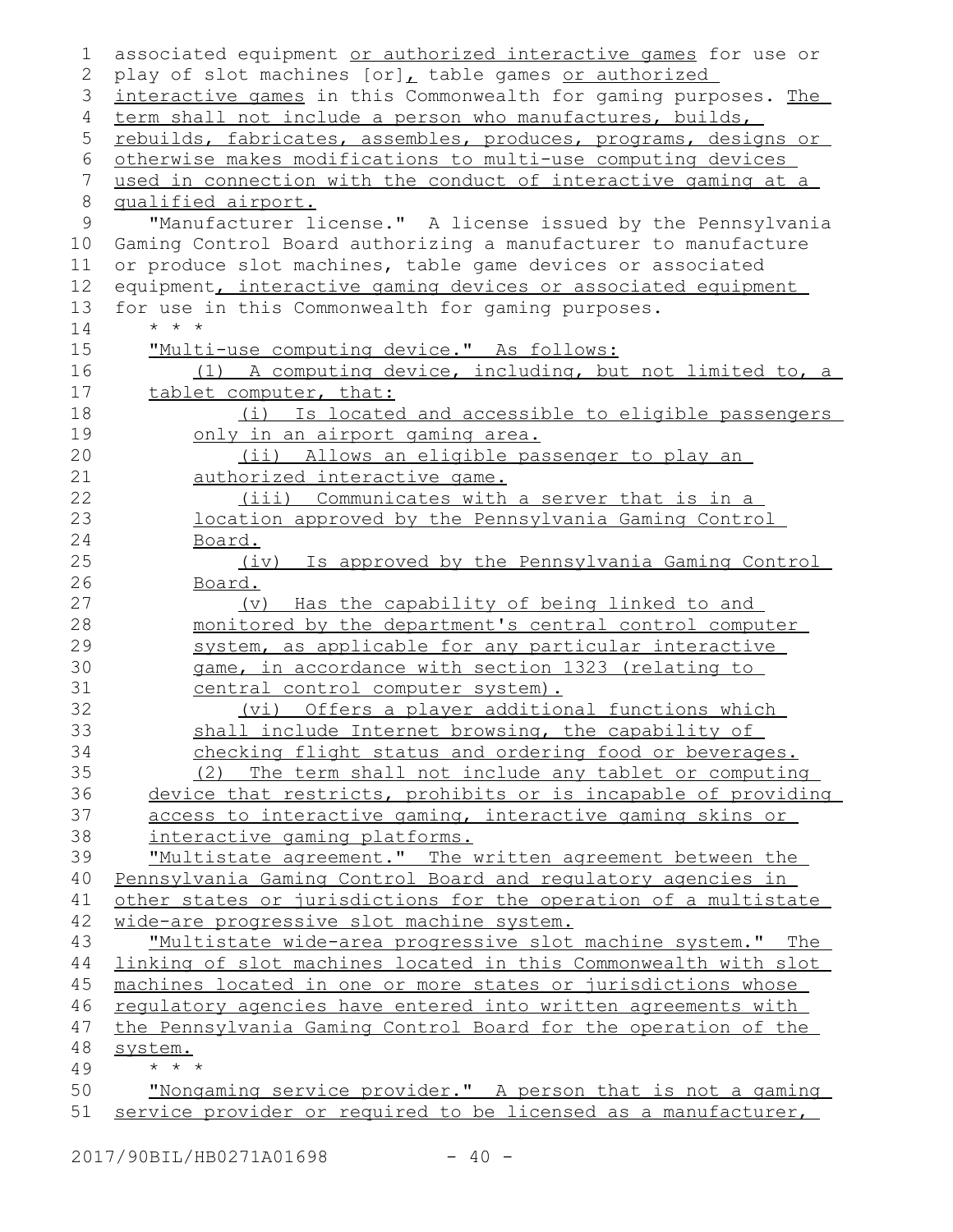associated equipment or authorized interactive games for use or play of slot machines [or], table games or authorized interactive games in this Commonwealth for gaming purposes. The term shall not include a person who manufactures, builds, rebuilds, fabricates, assembles, produces, programs, designs or otherwise makes modifications to multi-use computing devices used in connection with the conduct of interactive gaming at a qualified airport.

"Manufacturer license." A license issued by the Pennsylvania Gaming Control Board authorizing a manufacturer to manufacture or produce slot machines, table game devices or associated equipment, interactive gaming devices or associated equipment for use in this Commonwealth for gaming purposes.

\* \* \*

"Multi-use computing device." As follows:

(1) A computing device, including, but not limited to, a tablet computer, that:

(i) Is located and accessible to eligible passengers only in an airport gaming area.

(ii) Allows an eligible passenger to play an authorized interactive game.

(iii) Communicates with a server that is in a location approved by the Pennsylvania Gaming Control Board.

(iv) Is approved by the Pennsylvania Gaming Control Board.

(v) Has the capability of being linked to and monitored by the department's central control computer system, as applicable for any particular interactive game, in accordance with section 1323 (relating to central control computer system).

(vi) Offers a player additional functions which shall include Internet browsing, the capability of checking flight status and ordering food or beverages.

(2) The term shall not include any tablet or computing device that restricts, prohibits or is incapable of providing access to interactive gaming, interactive gaming skins or interactive gaming platforms.

"Multistate agreement." The written agreement between the Pennsylvania Gaming Control Board and regulatory agencies in other states or jurisdictions for the operation of a multistate wide-are progressive slot machine system.

"Multistate wide-area progressive slot machine system." The linking of slot machines located in this Commonwealth with slot machines located in one or more states or jurisdictions whose regulatory agencies have entered into written agreements with the Pennsylvania Gaming Control Board for the operation of the system.

\* \* \*

"Nongaming service provider." A person that is not a gaming service provider or required to be licensed as a manufacturer,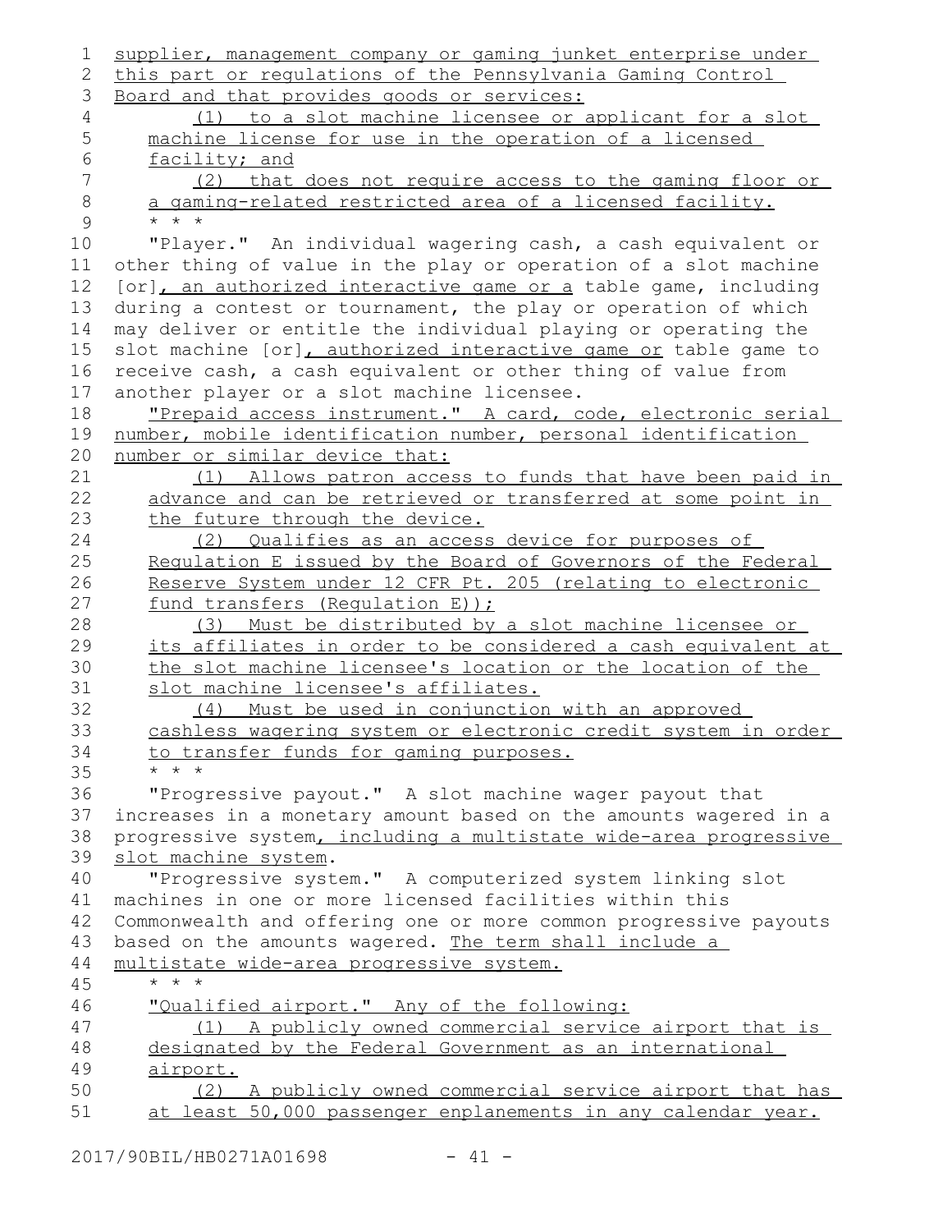supplier, management company or gaming junket enterprise under this part or regulations of the Pennsylvania Gaming Control Board and that provides goods or services:

(1) to a slot machine licensee or applicant for a slot machine license for use in the operation of a licensed facility; and

(2) that does not require access to the gaming floor or a gaming-related restricted area of a licensed facility.

* * *

"Player." An individual wagering cash, a cash equivalent or other thing of value in the play or operation of a slot machine [or], an authorized interactive game or a table game, including during a contest or tournament, the play or operation of which may deliver or entitle the individual playing or operating the slot machine [or], authorized interactive game or table game to receive cash, a cash equivalent or other thing of value from another player or a slot machine licensee.

"Prepaid access instrument." A card, code, electronic serial number, mobile identification number, personal identification number or similar device that:

(1) Allows patron access to funds that have been paid in advance and can be retrieved or transferred at some point in the future through the device.

(2) Qualifies as an access device for purposes of Regulation E issued by the Board of Governors of the Federal Reserve System under 12 CFR Pt. 205 (relating to electronic fund transfers (Regulation E));

(3) Must be distributed by a slot machine licensee or its affiliates in order to be considered a cash equivalent at the slot machine licensee's location or the location of the slot machine licensee's affiliates.

(4) Must be used in conjunction with an approved cashless wagering system or electronic credit system in order to transfer funds for gaming purposes.

* * *

"Progressive payout." A slot machine wager payout that increases in a monetary amount based on the amounts wagered in a progressive system, including a multistate wide-area progressive slot machine system.

"Progressive system." A computerized system linking slot machines in one or more licensed facilities within this Commonwealth and offering one or more common progressive payouts based on the amounts wagered. The term shall include a multistate wide-area progressive system.

* * *

"Qualified airport." Any of the following:

(1) A publicly owned commercial service airport that is designated by the Federal Government as an international airport.

(2) A publicly owned commercial service airport that has at least 50,000 passenger enplanements in any calendar year.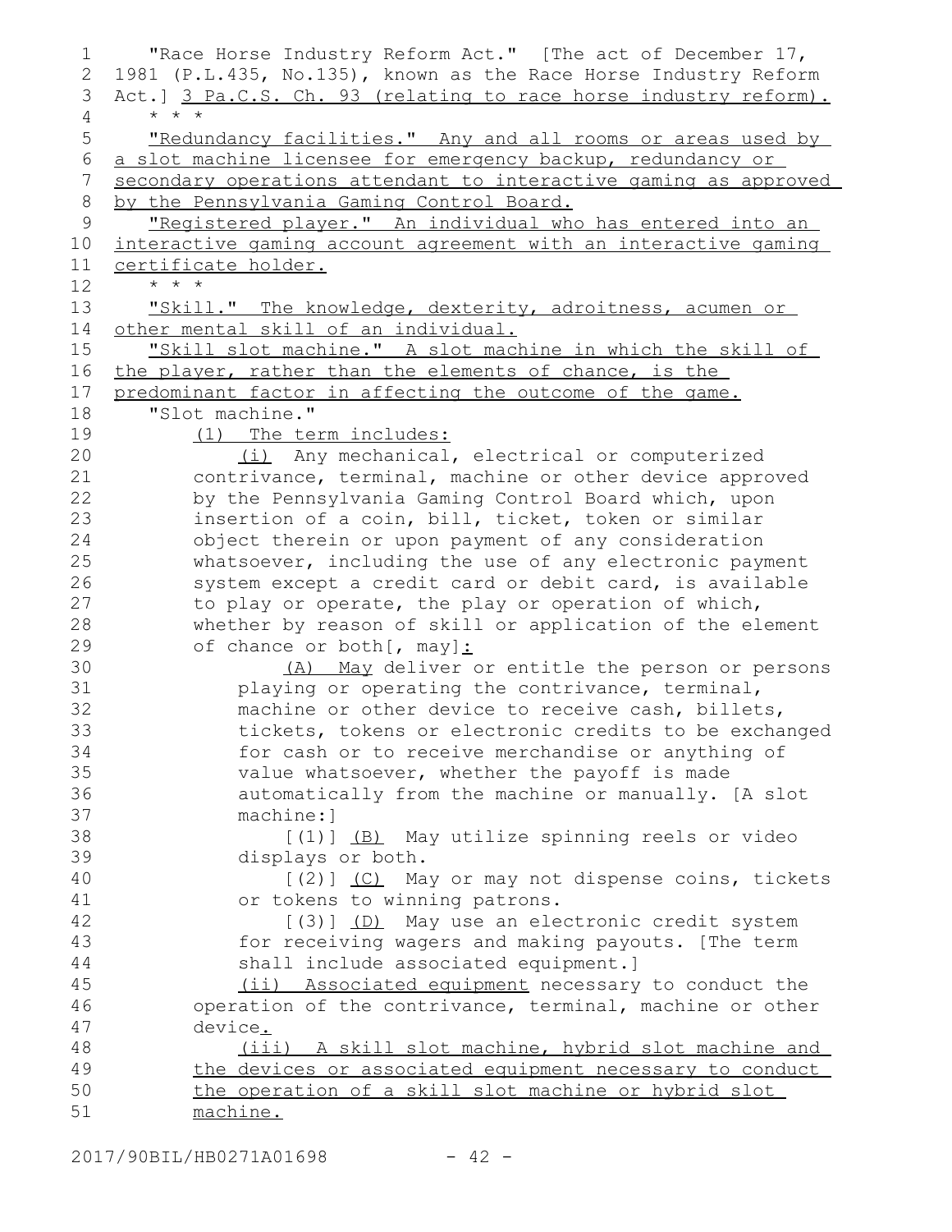"Race Horse Industry Reform Act." [The act of December 17, 1981 (P.L.435, No.135), known as the Race Horse Industry Reform Act.] 3 Pa.C.S. Ch. 93 (relating to race horse industry reform).

\* \* \*

"Redundancy facilities." Any and all rooms or areas used by a slot machine licensee for emergency backup, redundancy or secondary operations attendant to interactive gaming as approved by the Pennsylvania Gaming Control Board.

"Registered player." An individual who has entered into an interactive gaming account agreement with an interactive gaming certificate holder.

\* \* \*

"Skill." The knowledge, dexterity, adroitness, acumen or other mental skill of an individual.

"Skill slot machine." A slot machine in which the skill of the player, rather than the elements of chance, is the predominant factor in affecting the outcome of the game.

"Slot machine."

(1) The term includes:

(i) Any mechanical, electrical or computerized contrivance, terminal, machine or other device approved by the Pennsylvania Gaming Control Board which, upon insertion of a coin, bill, ticket, token or similar object therein or upon payment of any consideration whatsoever, including the use of any electronic payment system except a credit card or debit card, is available to play or operate, the play or operation of which, whether by reason of skill or application of the element of chance or both[, may]:

(A) May deliver or entitle the person or persons playing or operating the contrivance, terminal, machine or other device to receive cash, billets, tickets, tokens or electronic credits to be exchanged for cash or to receive merchandise or anything of value whatsoever, whether the payoff is made automatically from the machine or manually. [A slot machine:]

[(1)] (B) May utilize spinning reels or video displays or both.

[(2)] (C) May or may not dispense coins, tickets or tokens to winning patrons.

[(3)] (D) May use an electronic credit system for receiving wagers and making payouts. [The term shall include associated equipment.]

(ii) Associated equipment necessary to conduct the operation of the contrivance, terminal, machine or other device.

(iii) A skill slot machine, hybrid slot machine and the devices or associated equipment necessary to conduct the operation of a skill slot machine or hybrid slot machine.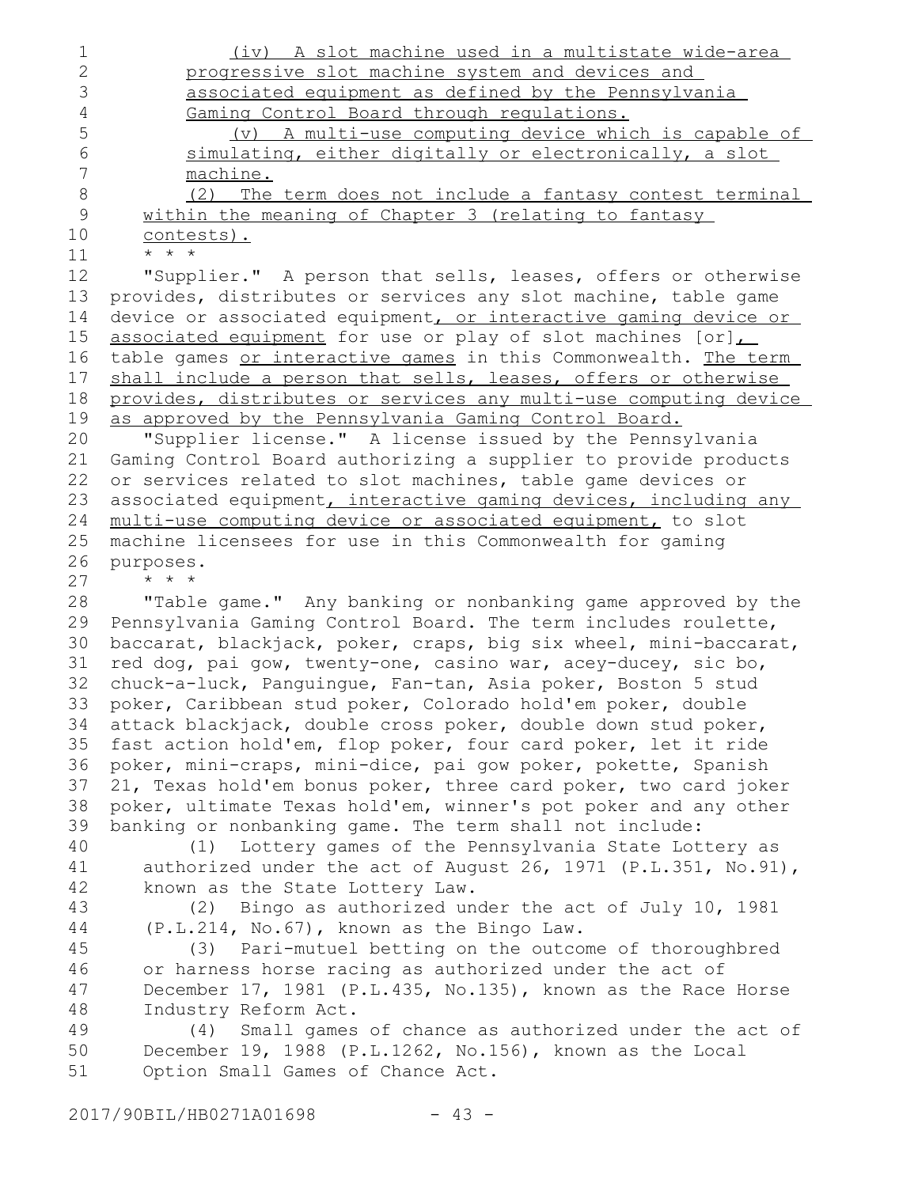(iv) A slot machine used in a multistate wide-area progressive slot machine system and devices and associated equipment as defined by the Pennsylvania Gaming Control Board through regulations.

(v) A multi-use computing device which is capable of simulating, either digitally or electronically, a slot machine.

(2) The term does not include a fantasy contest terminal within the meaning of Chapter 3 (relating to fantasy contests).

\* \* \*

"Supplier." A person that sells, leases, offers or otherwise provides, distributes or services any slot machine, table game device or associated equipment, or interactive gaming device or associated equipment for use or play of slot machines [or], table games or interactive games in this Commonwealth. The term shall include a person that sells, leases, offers or otherwise provides, distributes or services any multi-use computing device as approved by the Pennsylvania Gaming Control Board.

"Supplier license." A license issued by the Pennsylvania Gaming Control Board authorizing a supplier to provide products or services related to slot machines, table game devices or associated equipment, interactive gaming devices, including any multi-use computing device or associated equipment, to slot machine licensees for use in this Commonwealth for gaming purposes.

\* \* \*

"Table game." Any banking or nonbanking game approved by the Pennsylvania Gaming Control Board. The term includes roulette, baccarat, blackjack, poker, craps, big six wheel, mini-baccarat, red dog, pai gow, twenty-one, casino war, acey-ducey, sic bo, chuck-a-luck, Panguingue, Fan-tan, Asia poker, Boston 5 stud poker, Caribbean stud poker, Colorado hold'em poker, double attack blackjack, double cross poker, double down stud poker, fast action hold'em, flop poker, four card poker, let it ride poker, mini-craps, mini-dice, pai gow poker, pokette, Spanish 21, Texas hold'em bonus poker, three card poker, two card joker poker, ultimate Texas hold'em, winner's pot poker and any other banking or nonbanking game. The term shall not include:

(1) Lottery games of the Pennsylvania State Lottery as authorized under the act of August 26, 1971 (P.L.351, No.91), known as the State Lottery Law.

(2) Bingo as authorized under the act of July 10, 1981 (P.L.214, No.67), known as the Bingo Law.

(3) Pari-mutuel betting on the outcome of thoroughbred or harness horse racing as authorized under the act of December 17, 1981 (P.L.435, No.135), known as the Race Horse Industry Reform Act.

(4) Small games of chance as authorized under the act of December 19, 1988 (P.L.1262, No.156), known as the Local Option Small Games of Chance Act.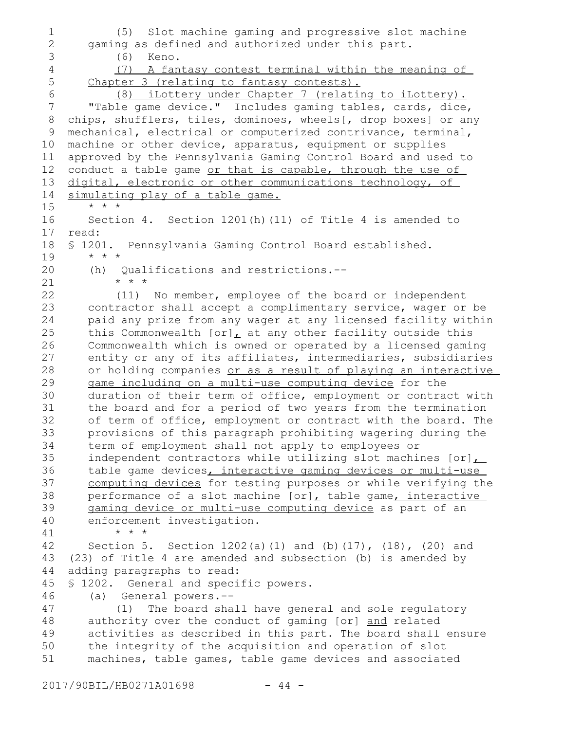(5) Slot machine gaming and progressive slot machine gaming as defined and authorized under this part.

(6) Keno.

<u>(7) A fantasy contest terminal within the meaning of Chapter 3 (relating to fantasy contests).</u>

<u>(8) iLottery under Chapter 7 (relating to iLottery).</u>

"Table game device." Includes gaming tables, cards, dice, chips, shufflers, tiles, dominoes, wheels[, drop boxes] or any mechanical, electrical or computerized contrivance, terminal, machine or other device, apparatus, equipment or supplies approved by the Pennsylvania Gaming Control Board and used to conduct a table game <u>or that is capable, through the use of digital, electronic or other communications technology, of simulating play of a table game.</u>

\* \* \*

Section 4. Section 1201(h)(11) of Title 4 is amended to read:

§ 1201. Pennsylvania Gaming Control Board established.

\* \* \*

(h) Qualifications and restrictions.--

\* \* \*

(11) No member, employee of the board or independent contractor shall accept a complimentary service, wager or be paid any prize from any wager at any licensed facility within this Commonwealth [or]<u>,</u> at any other facility outside this Commonwealth which is owned or operated by a licensed gaming entity or any of its affiliates, intermediaries, subsidiaries or holding companies <u>or as a result of playing an interactive game including on a multi-use computing device</u> for the duration of their term of office, employment or contract with the board and for a period of two years from the termination of term of office, employment or contract with the board. The provisions of this paragraph prohibiting wagering during the term of employment shall not apply to employees or independent contractors while utilizing slot machines [or]<u>,</u> table game devices<u>, interactive gaming devices or multi-use computing devices</u> for testing purposes or while verifying the performance of a slot machine [or]<u>,</u> table game<u>, interactive gaming device or multi-use computing device</u> as part of an enforcement investigation.

\* \* \*

Section 5. Section 1202(a)(1) and (b)(17), (18), (20) and (23) of Title 4 are amended and subsection (b) is amended by adding paragraphs to read:

§ 1202. General and specific powers.

(a) General powers.--

(1) The board shall have general and sole regulatory authority over the conduct of gaming [or] <u>and</u> related activities as described in this part. The board shall ensure the integrity of the acquisition and operation of slot machines, table games, table game devices and associated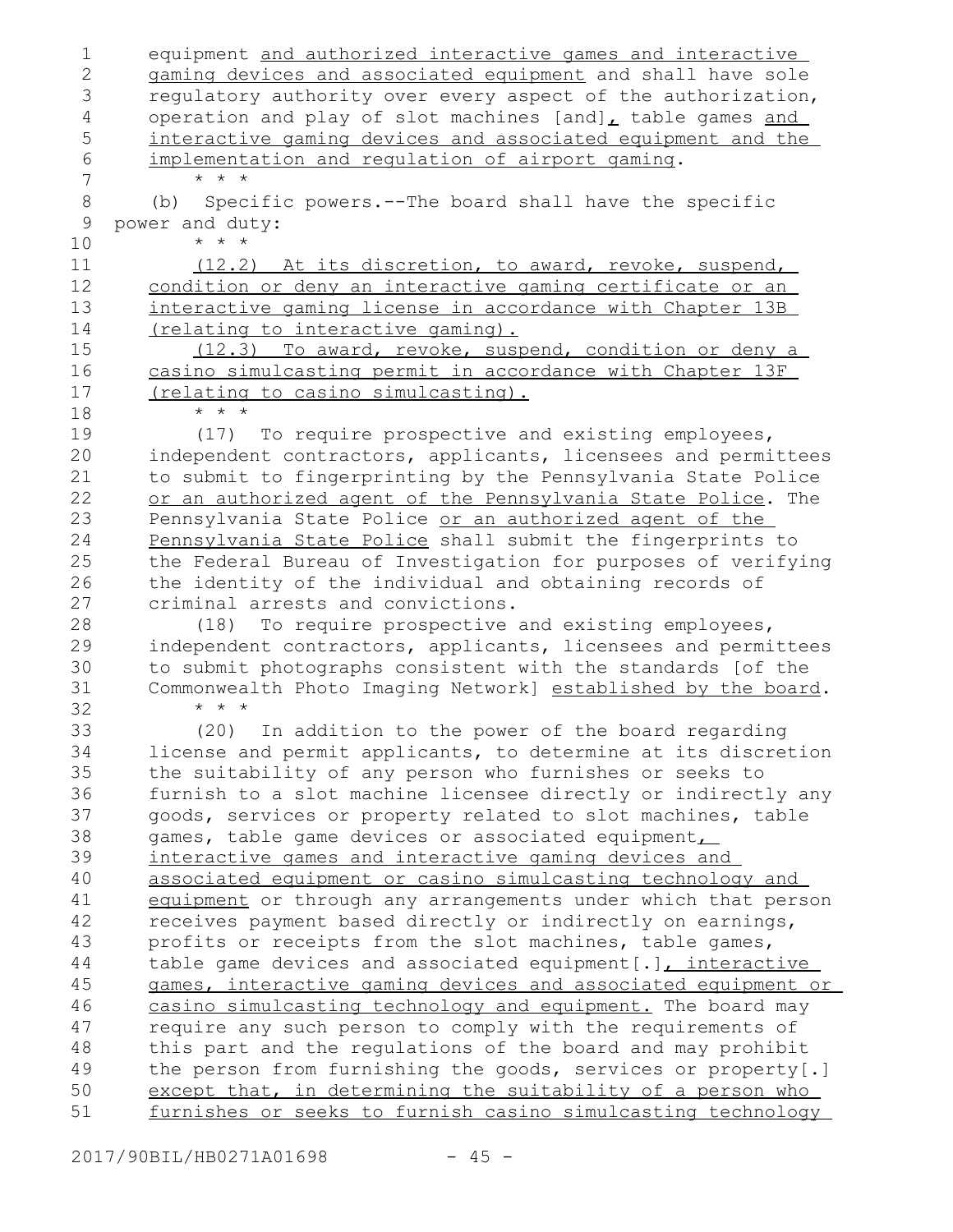equipment and authorized interactive games and interactive gaming devices and associated equipment and shall have sole regulatory authority over every aspect of the authorization, operation and play of slot machines [and], table games and interactive gaming devices and associated equipment and the implementation and regulation of airport gaming.

* * *

(b) Specific powers.--The board shall have the specific power and duty:

* * *

(12.2) At its discretion, to award, revoke, suspend, condition or deny an interactive gaming certificate or an interactive gaming license in accordance with Chapter 13B (relating to interactive gaming).

(12.3) To award, revoke, suspend, condition or deny a casino simulcasting permit in accordance with Chapter 13F (relating to casino simulcasting).

* * *

(17) To require prospective and existing employees, independent contractors, applicants, licensees and permittees to submit to fingerprinting by the Pennsylvania State Police or an authorized agent of the Pennsylvania State Police. The Pennsylvania State Police or an authorized agent of the Pennsylvania State Police shall submit the fingerprints to the Federal Bureau of Investigation for purposes of verifying the identity of the individual and obtaining records of criminal arrests and convictions.

(18) To require prospective and existing employees, independent contractors, applicants, licensees and permittees to submit photographs consistent with the standards [of the Commonwealth Photo Imaging Network] established by the board.

* * *

(20) In addition to the power of the board regarding license and permit applicants, to determine at its discretion the suitability of any person who furnishes or seeks to furnish to a slot machine licensee directly or indirectly any goods, services or property related to slot machines, table games, table game devices or associated equipment, interactive games and interactive gaming devices and associated equipment or casino simulcasting technology and equipment or through any arrangements under which that person receives payment based directly or indirectly on earnings, profits or receipts from the slot machines, table games, table game devices and associated equipment[.], interactive games, interactive gaming devices and associated equipment or casino simulcasting technology and equipment. The board may require any such person to comply with the requirements of this part and the regulations of the board and may prohibit the person from furnishing the goods, services or property[.] except that, in determining the suitability of a person who furnishes or seeks to furnish casino simulcasting technology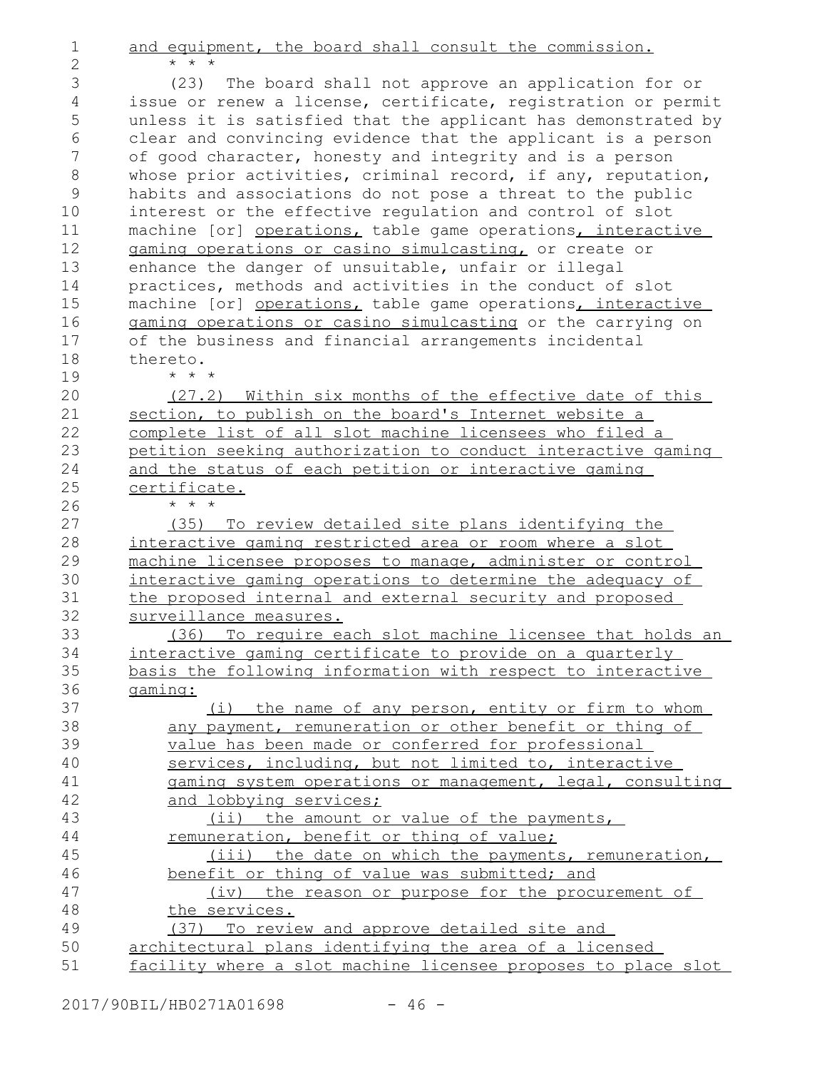and equipment, the board shall consult the commission.

\* \* \*

(23) The board shall not approve an application for or issue or renew a license, certificate, registration or permit unless it is satisfied that the applicant has demonstrated by clear and convincing evidence that the applicant is a person of good character, honesty and integrity and is a person whose prior activities, criminal record, if any, reputation, habits and associations do not pose a threat to the public interest or the effective regulation and control of slot machine [or] operations, table game operations, interactive gaming operations or casino simulcasting, or create or enhance the danger of unsuitable, unfair or illegal practices, methods and activities in the conduct of slot machine [or] operations, table game operations, interactive gaming operations or casino simulcasting or the carrying on of the business and financial arrangements incidental thereto.

\* \* \*

(27.2) Within six months of the effective date of this section, to publish on the board's Internet website a complete list of all slot machine licensees who filed a petition seeking authorization to conduct interactive gaming and the status of each petition or interactive gaming certificate.

\* \* \*

(35) To review detailed site plans identifying the interactive gaming restricted area or room where a slot machine licensee proposes to manage, administer or control interactive gaming operations to determine the adequacy of the proposed internal and external security and proposed surveillance measures.

(36) To require each slot machine licensee that holds an interactive gaming certificate to provide on a quarterly basis the following information with respect to interactive gaming:

(i) the name of any person, entity or firm to whom any payment, remuneration or other benefit or thing of value has been made or conferred for professional services, including, but not limited to, interactive gaming system operations or management, legal, consulting and lobbying services;

(ii) the amount or value of the payments, remuneration, benefit or thing of value;

(iii) the date on which the payments, remuneration, benefit or thing of value was submitted; and

(iv) the reason or purpose for the procurement of the services.

(37) To review and approve detailed site and architectural plans identifying the area of a licensed facility where a slot machine licensee proposes to place slot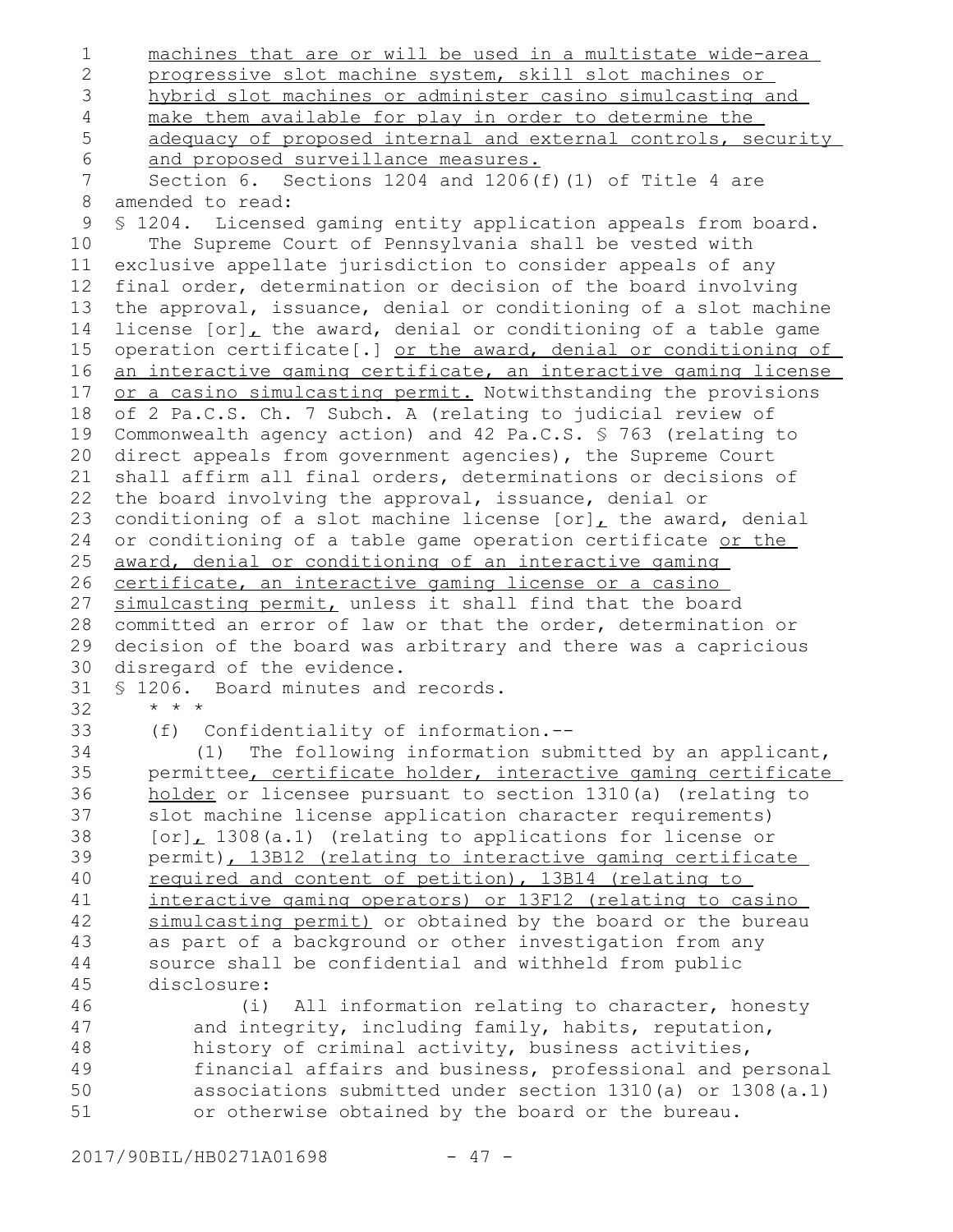machines that are or will be used in a multistate wide-area progressive slot machine system, skill slot machines or hybrid slot machines or administer casino simulcasting and make them available for play in order to determine the adequacy of proposed internal and external controls, security and proposed surveillance measures.

Section 6. Sections 1204 and 1206(f)(1) of Title 4 are amended to read:

§ 1204. Licensed gaming entity application appeals from board.

The Supreme Court of Pennsylvania shall be vested with exclusive appellate jurisdiction to consider appeals of any final order, determination or decision of the board involving the approval, issuance, denial or conditioning of a slot machine license [or], the award, denial or conditioning of a table game operation certificate[.] or the award, denial or conditioning of an interactive gaming certificate, an interactive gaming license or a casino simulcasting permit. Notwithstanding the provisions of 2 Pa.C.S. Ch. 7 Subch. A (relating to judicial review of Commonwealth agency action) and 42 Pa.C.S. § 763 (relating to direct appeals from government agencies), the Supreme Court shall affirm all final orders, determinations or decisions of the board involving the approval, issuance, denial or conditioning of a slot machine license [or], the award, denial or conditioning of a table game operation certificate or the award, denial or conditioning of an interactive gaming certificate, an interactive gaming license or a casino simulcasting permit, unless it shall find that the board committed an error of law or that the order, determination or decision of the board was arbitrary and there was a capricious disregard of the evidence.

§ 1206. Board minutes and records.

\* \* \*

(f) Confidentiality of information.--

(1) The following information submitted by an applicant, permittee, certificate holder, interactive gaming certificate holder or licensee pursuant to section 1310(a) (relating to slot machine license application character requirements) [or], 1308(a.1) (relating to applications for license or permit), 13B12 (relating to interactive gaming certificate required and content of petition), 13B14 (relating to interactive gaming operators) or 13F12 (relating to casino simulcasting permit) or obtained by the board or the bureau as part of a background or other investigation from any source shall be confidential and withheld from public disclosure:

(i) All information relating to character, honesty and integrity, including family, habits, reputation, history of criminal activity, business activities, financial affairs and business, professional and personal associations submitted under section 1310(a) or 1308(a.1) or otherwise obtained by the board or the bureau.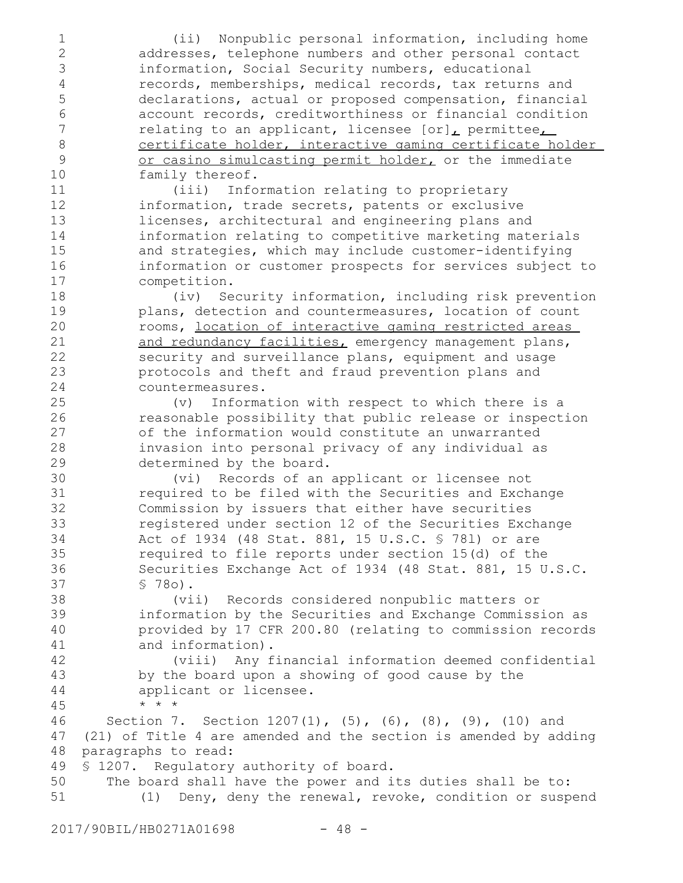(ii) Nonpublic personal information, including home addresses, telephone numbers and other personal contact information, Social Security numbers, educational records, memberships, medical records, tax returns and declarations, actual or proposed compensation, financial account records, creditworthiness or financial condition relating to an applicant, licensee [or], permittee, certificate holder, interactive gaming certificate holder or casino simulcasting permit holder, or the immediate family thereof.

(iii) Information relating to proprietary information, trade secrets, patents or exclusive licenses, architectural and engineering plans and information relating to competitive marketing materials and strategies, which may include customer-identifying information or customer prospects for services subject to competition.

(iv) Security information, including risk prevention plans, detection and countermeasures, location of count rooms, location of interactive gaming restricted areas and redundancy facilities, emergency management plans, security and surveillance plans, equipment and usage protocols and theft and fraud prevention plans and countermeasures.

(v) Information with respect to which there is a reasonable possibility that public release or inspection of the information would constitute an unwarranted invasion into personal privacy of any individual as determined by the board.

(vi) Records of an applicant or licensee not required to be filed with the Securities and Exchange Commission by issuers that either have securities registered under section 12 of the Securities Exchange Act of 1934 (48 Stat. 881, 15 U.S.C. § 78l) or are required to file reports under section 15(d) of the Securities Exchange Act of 1934 (48 Stat. 881, 15 U.S.C. § 78o).

(vii) Records considered nonpublic matters or information by the Securities and Exchange Commission as provided by 17 CFR 200.80 (relating to commission records and information).

(viii) Any financial information deemed confidential by the board upon a showing of good cause by the applicant or licensee.

\* \* \*

Section 7. Section 1207(1), (5), (6), (8), (9), (10) and (21) of Title 4 are amended and the section is amended by adding paragraphs to read:

§ 1207. Regulatory authority of board.

The board shall have the power and its duties shall be to:

(1) Deny, deny the renewal, revoke, condition or suspend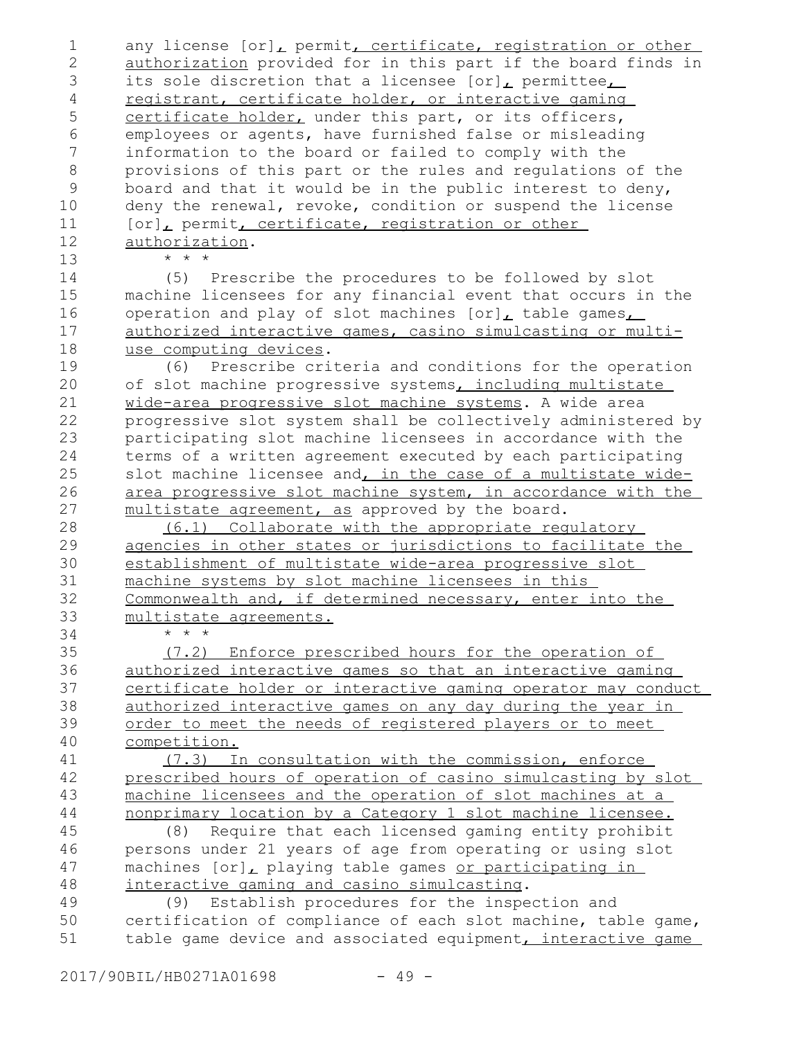any license [or], permit, certificate, registration or other authorization provided for in this part if the board finds in its sole discretion that a licensee [or], permittee, registrant, certificate holder, or interactive gaming certificate holder, under this part, or its officers, employees or agents, have furnished false or misleading information to the board or failed to comply with the provisions of this part or the rules and regulations of the board and that it would be in the public interest to deny, deny the renewal, revoke, condition or suspend the license [or], permit, certificate, registration or other authorization.

\* \* \*

(5) Prescribe the procedures to be followed by slot machine licensees for any financial event that occurs in the operation and play of slot machines [or], table games, authorized interactive games, casino simulcasting or multi-use computing devices.

(6) Prescribe criteria and conditions for the operation of slot machine progressive systems, including multistate wide-area progressive slot machine systems. A wide area progressive slot system shall be collectively administered by participating slot machine licensees in accordance with the terms of a written agreement executed by each participating slot machine licensee and, in the case of a multistate wide-area progressive slot machine system, in accordance with the multistate agreement, as approved by the board.

(6.1) Collaborate with the appropriate regulatory agencies in other states or jurisdictions to facilitate the establishment of multistate wide-area progressive slot machine systems by slot machine licensees in this Commonwealth and, if determined necessary, enter into the multistate agreements.

\* \* \*

(7.2) Enforce prescribed hours for the operation of authorized interactive games so that an interactive gaming certificate holder or interactive gaming operator may conduct authorized interactive games on any day during the year in order to meet the needs of registered players or to meet competition.

(7.3) In consultation with the commission, enforce prescribed hours of operation of casino simulcasting by slot machine licensees and the operation of slot machines at a nonprimary location by a Category 1 slot machine licensee.

(8) Require that each licensed gaming entity prohibit persons under 21 years of age from operating or using slot machines [or], playing table games or participating in interactive gaming and casino simulcasting.

(9) Establish procedures for the inspection and certification of compliance of each slot machine, table game, table game device and associated equipment, interactive game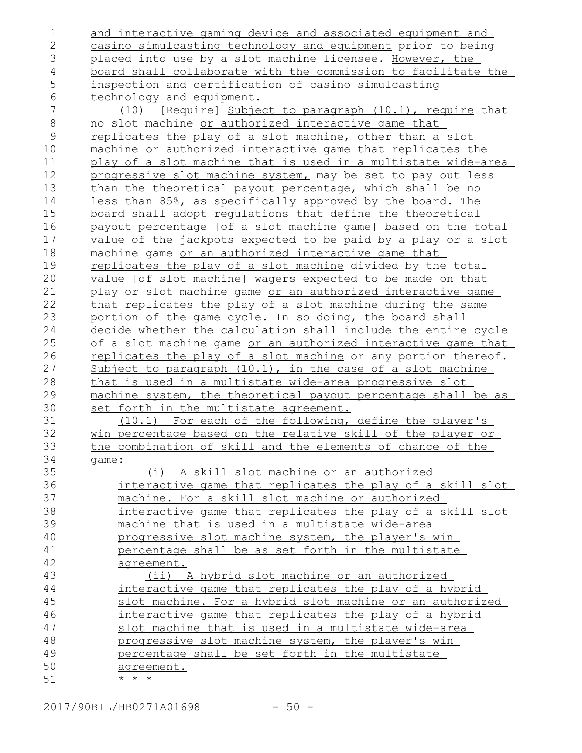and interactive gaming device and associated equipment and casino simulcasting technology and equipment prior to being placed into use by a slot machine licensee. However, the board shall collaborate with the commission to facilitate the inspection and certification of casino simulcasting technology and equipment.

(10) [Require] Subject to paragraph (10.1), require that no slot machine or authorized interactive game that replicates the play of a slot machine, other than a slot machine or authorized interactive game that replicates the play of a slot machine that is used in a multistate wide-area progressive slot machine system, may be set to pay out less than the theoretical payout percentage, which shall be no less than 85%, as specifically approved by the board. The board shall adopt regulations that define the theoretical payout percentage [of a slot machine game] based on the total value of the jackpots expected to be paid by a play or a slot machine game or an authorized interactive game that replicates the play of a slot machine divided by the total value [of slot machine] wagers expected to be made on that play or slot machine game or an authorized interactive game that replicates the play of a slot machine during the same portion of the game cycle. In so doing, the board shall decide whether the calculation shall include the entire cycle of a slot machine game or an authorized interactive game that replicates the play of a slot machine or any portion thereof. Subject to paragraph (10.1), in the case of a slot machine that is used in a multistate wide-area progressive slot machine system, the theoretical payout percentage shall be as set forth in the multistate agreement.

(10.1) For each of the following, define the player's win percentage based on the relative skill of the player or the combination of skill and the elements of chance of the game:

(i) A skill slot machine or an authorized interactive game that replicates the play of a skill slot machine. For a skill slot machine or authorized interactive game that replicates the play of a skill slot machine that is used in a multistate wide-area progressive slot machine system, the player's win percentage shall be as set forth in the multistate agreement.

(ii) A hybrid slot machine or an authorized interactive game that replicates the play of a hybrid slot machine. For a hybrid slot machine or an authorized interactive game that replicates the play of a hybrid slot machine that is used in a multistate wide-area progressive slot machine system, the player's win percentage shall be set forth in the multistate agreement.

* * *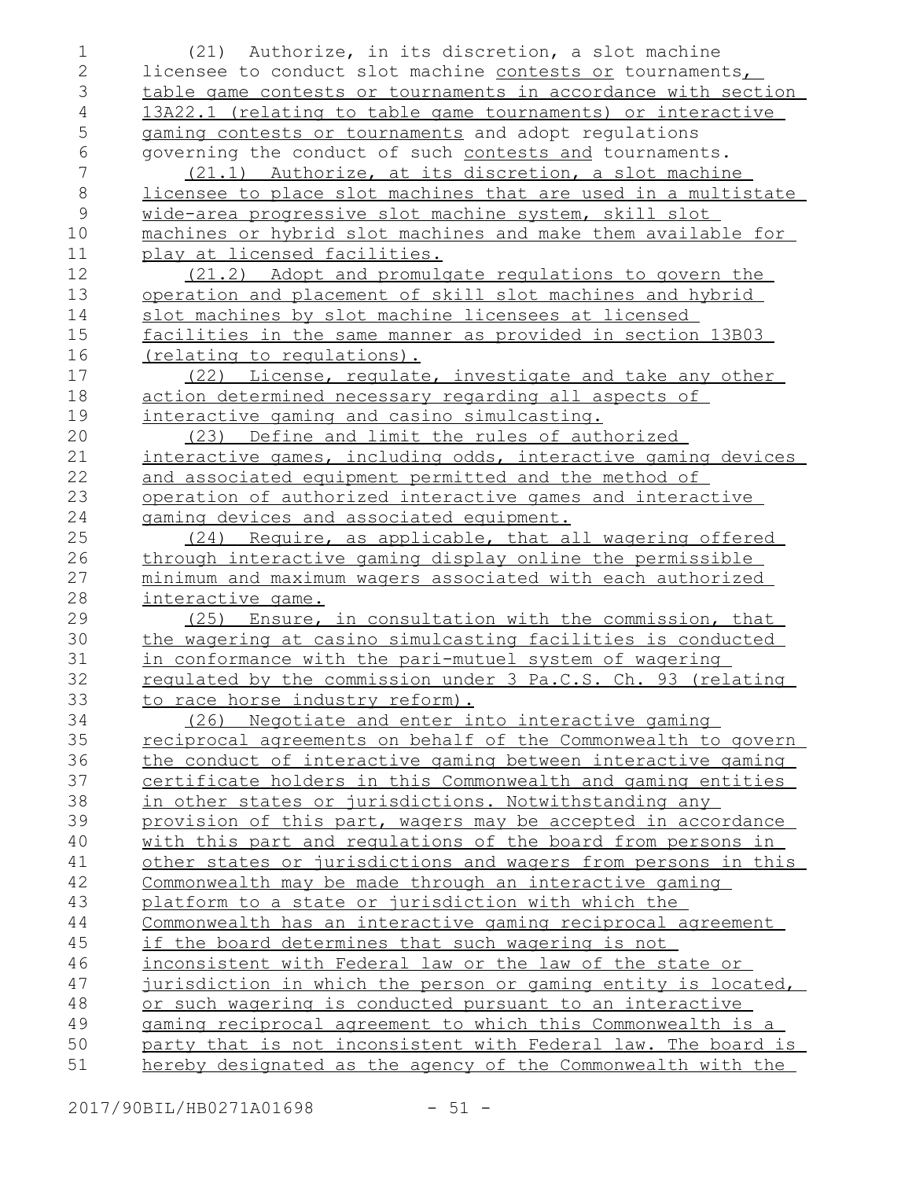(21) Authorize, in its discretion, a slot machine licensee to conduct slot machine contests or tournaments, table game contests or tournaments in accordance with section 13A22.1 (relating to table game tournaments) or interactive gaming contests or tournaments and adopt regulations governing the conduct of such contests and tournaments.

(21.1) Authorize, at its discretion, a slot machine licensee to place slot machines that are used in a multistate wide-area progressive slot machine system, skill slot machines or hybrid slot machines and make them available for play at licensed facilities.

(21.2) Adopt and promulgate regulations to govern the operation and placement of skill slot machines and hybrid slot machines by slot machine licensees at licensed facilities in the same manner as provided in section 13B03 (relating to regulations).

(22) License, regulate, investigate and take any other action determined necessary regarding all aspects of interactive gaming and casino simulcasting.

(23) Define and limit the rules of authorized interactive games, including odds, interactive gaming devices and associated equipment permitted and the method of operation of authorized interactive games and interactive gaming devices and associated equipment.

(24) Require, as applicable, that all wagering offered through interactive gaming display online the permissible minimum and maximum wagers associated with each authorized interactive game.

(25) Ensure, in consultation with the commission, that the wagering at casino simulcasting facilities is conducted in conformance with the pari-mutuel system of wagering regulated by the commission under 3 Pa.C.S. Ch. 93 (relating to race horse industry reform).

(26) Negotiate and enter into interactive gaming reciprocal agreements on behalf of the Commonwealth to govern the conduct of interactive gaming between interactive gaming certificate holders in this Commonwealth and gaming entities in other states or jurisdictions. Notwithstanding any provision of this part, wagers may be accepted in accordance with this part and regulations of the board from persons in other states or jurisdictions and wagers from persons in this Commonwealth may be made through an interactive gaming platform to a state or jurisdiction with which the Commonwealth has an interactive gaming reciprocal agreement if the board determines that such wagering is not inconsistent with Federal law or the law of the state or jurisdiction in which the person or gaming entity is located, or such wagering is conducted pursuant to an interactive gaming reciprocal agreement to which this Commonwealth is a party that is not inconsistent with Federal law. The board is hereby designated as the agency of the Commonwealth with the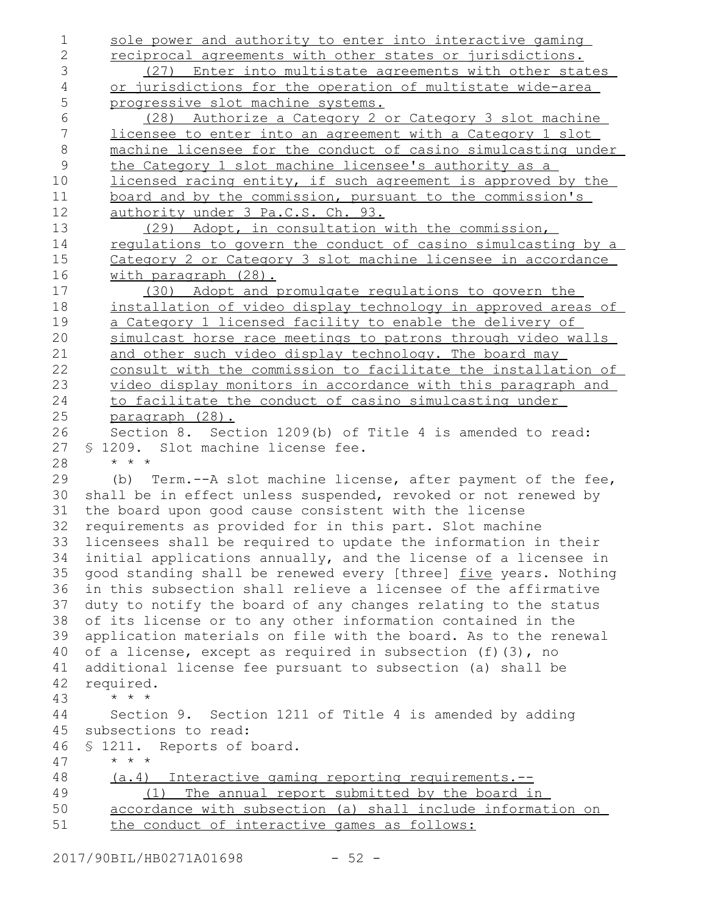sole power and authority to enter into interactive gaming reciprocal agreements with other states or jurisdictions.

(27) Enter into multistate agreements with other states or jurisdictions for the operation of multistate wide-area progressive slot machine systems.

(28) Authorize a Category 2 or Category 3 slot machine licensee to enter into an agreement with a Category 1 slot machine licensee for the conduct of casino simulcasting under the Category 1 slot machine licensee's authority as a licensed racing entity, if such agreement is approved by the board and by the commission, pursuant to the commission's authority under 3 Pa.C.S. Ch. 93.

(29) Adopt, in consultation with the commission, regulations to govern the conduct of casino simulcasting by a Category 2 or Category 3 slot machine licensee in accordance with paragraph (28).

(30) Adopt and promulgate regulations to govern the installation of video display technology in approved areas of a Category 1 licensed facility to enable the delivery of simulcast horse race meetings to patrons through video walls and other such video display technology. The board may consult with the commission to facilitate the installation of video display monitors in accordance with this paragraph and to facilitate the conduct of casino simulcasting under paragraph (28).

Section 8. Section 1209(b) of Title 4 is amended to read:

§ 1209. Slot machine license fee.

* * *

(b) Term.--A slot machine license, after payment of the fee, shall be in effect unless suspended, revoked or not renewed by the board upon good cause consistent with the license requirements as provided for in this part. Slot machine licensees shall be required to update the information in their initial applications annually, and the license of a licensee in good standing shall be renewed every [three] five years. Nothing in this subsection shall relieve a licensee of the affirmative duty to notify the board of any changes relating to the status of its license or to any other information contained in the application materials on file with the board. As to the renewal of a license, except as required in subsection (f)(3), no additional license fee pursuant to subsection (a) shall be required.

* * *

Section 9. Section 1211 of Title 4 is amended by adding subsections to read:

§ 1211. Reports of board.

* * *

(a.4) Interactive gaming reporting requirements.--

(1) The annual report submitted by the board in accordance with subsection (a) shall include information on the conduct of interactive games as follows: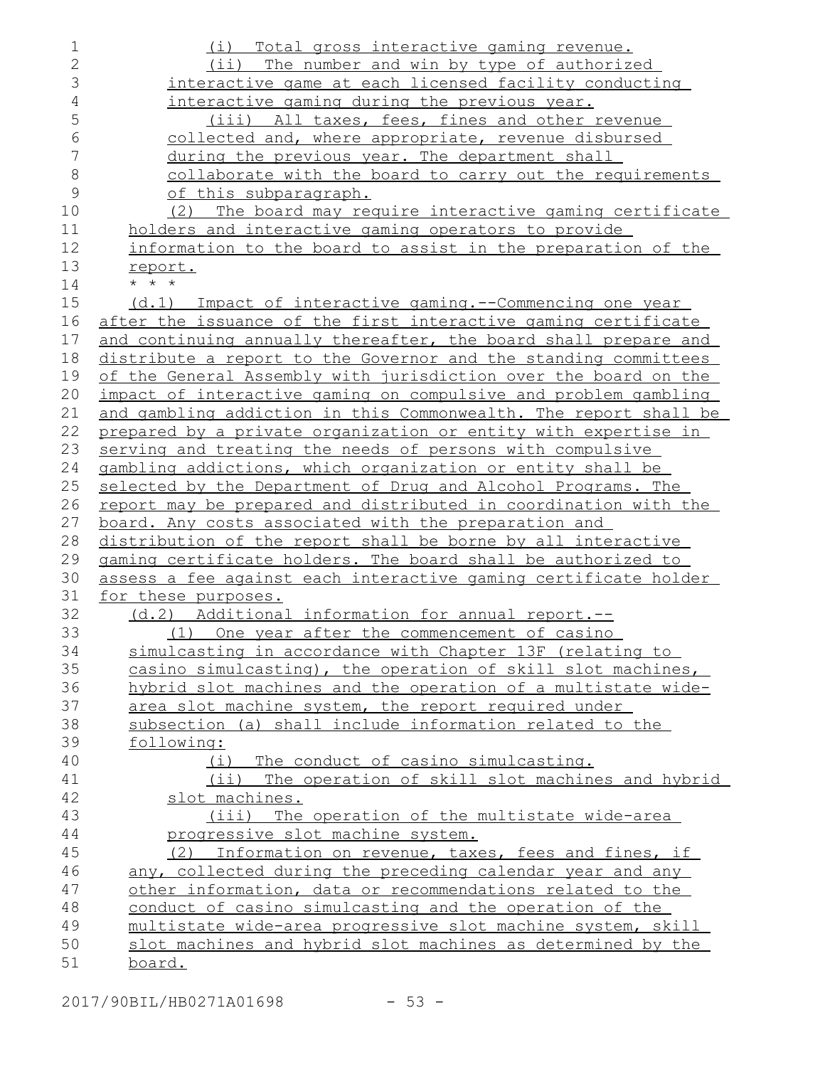(i) Total gross interactive gaming revenue.

(ii) The number and win by type of authorized interactive game at each licensed facility conducting interactive gaming during the previous year.

(iii) All taxes, fees, fines and other revenue collected and, where appropriate, revenue disbursed during the previous year. The department shall collaborate with the board to carry out the requirements of this subparagraph.

(2) The board may require interactive gaming certificate holders and interactive gaming operators to provide information to the board to assist in the preparation of the report.

* * *

(d.1) Impact of interactive gaming.--Commencing one year after the issuance of the first interactive gaming certificate and continuing annually thereafter, the board shall prepare and distribute a report to the Governor and the standing committees of the General Assembly with jurisdiction over the board on the impact of interactive gaming on compulsive and problem gambling and gambling addiction in this Commonwealth. The report shall be prepared by a private organization or entity with expertise in serving and treating the needs of persons with compulsive gambling addictions, which organization or entity shall be selected by the Department of Drug and Alcohol Programs. The report may be prepared and distributed in coordination with the board. Any costs associated with the preparation and distribution of the report shall be borne by all interactive gaming certificate holders. The board shall be authorized to assess a fee against each interactive gaming certificate holder for these purposes.

(d.2) Additional information for annual report.--

(1) One year after the commencement of casino simulcasting in accordance with Chapter 13F (relating to casino simulcasting), the operation of skill slot machines, hybrid slot machines and the operation of a multistate wide-area slot machine system, the report required under subsection (a) shall include information related to the following:

(i) The conduct of casino simulcasting.

(ii) The operation of skill slot machines and hybrid slot machines.

(iii) The operation of the multistate wide-area progressive slot machine system.

(2) Information on revenue, taxes, fees and fines, if any, collected during the preceding calendar year and any other information, data or recommendations related to the conduct of casino simulcasting and the operation of the multistate wide-area progressive slot machine system, skill slot machines and hybrid slot machines as determined by the board.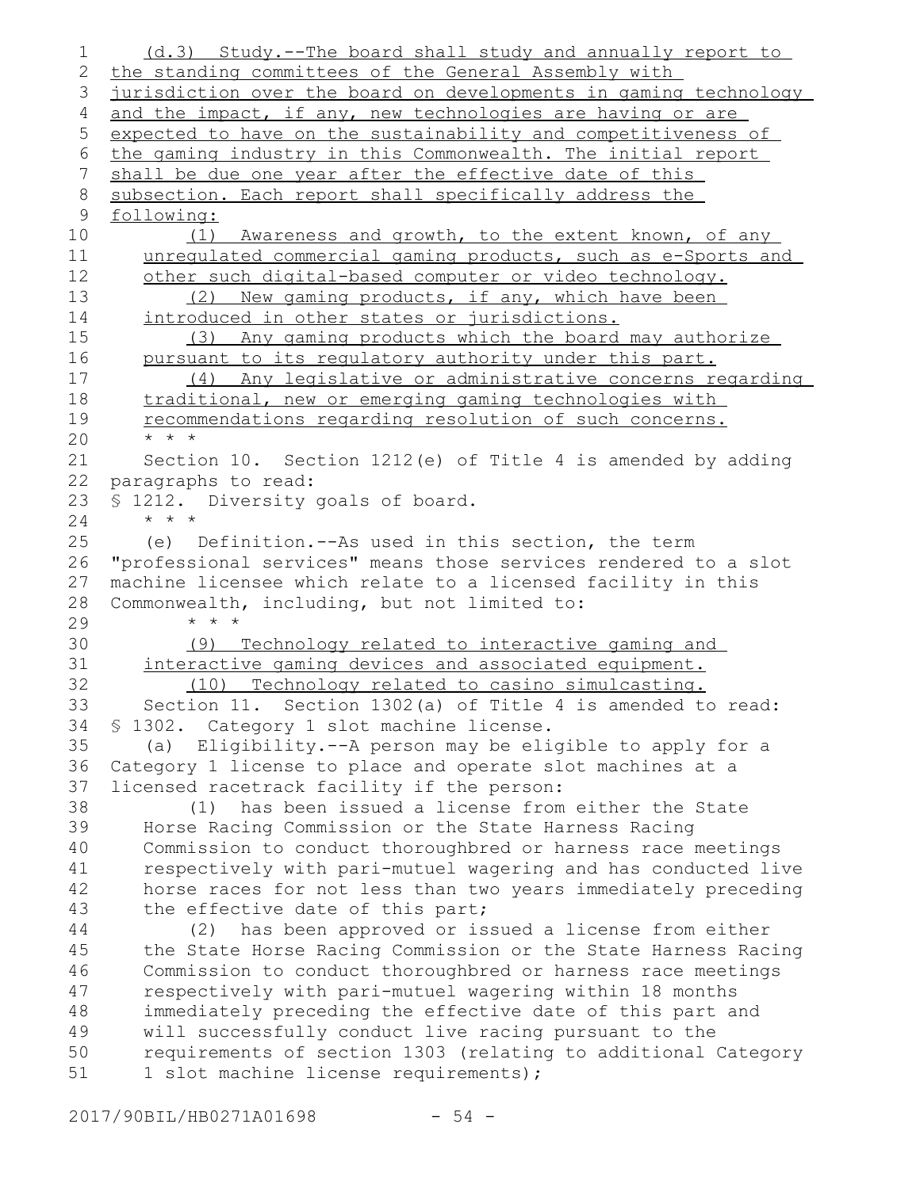(d.3) Study.--The board shall study and annually report to the standing committees of the General Assembly with jurisdiction over the board on developments in gaming technology and the impact, if any, new technologies are having or are expected to have on the sustainability and competitiveness of the gaming industry in this Commonwealth. The initial report shall be due one year after the effective date of this subsection. Each report shall specifically address the following:

(1) Awareness and growth, to the extent known, of any unregulated commercial gaming products, such as e-Sports and other such digital-based computer or video technology.

(2) New gaming products, if any, which have been introduced in other states or jurisdictions.

(3) Any gaming products which the board may authorize pursuant to its regulatory authority under this part.

(4) Any legislative or administrative concerns regarding traditional, new or emerging gaming technologies with recommendations regarding resolution of such concerns.

\* \* \*

Section 10. Section 1212(e) of Title 4 is amended by adding paragraphs to read:

§ 1212. Diversity goals of board.

\* \* \*

(e) Definition.--As used in this section, the term "professional services" means those services rendered to a slot machine licensee which relate to a licensed facility in this Commonwealth, including, but not limited to:

\* \* \*

(9) Technology related to interactive gaming and interactive gaming devices and associated equipment.

(10) Technology related to casino simulcasting.

Section 11. Section 1302(a) of Title 4 is amended to read:

§ 1302. Category 1 slot machine license.

(a) Eligibility.--A person may be eligible to apply for a Category 1 license to place and operate slot machines at a licensed racetrack facility if the person:

(1) has been issued a license from either the State Horse Racing Commission or the State Harness Racing Commission to conduct thoroughbred or harness race meetings respectively with pari-mutuel wagering and has conducted live horse races for not less than two years immediately preceding the effective date of this part;

(2) has been approved or issued a license from either the State Horse Racing Commission or the State Harness Racing Commission to conduct thoroughbred or harness race meetings respectively with pari-mutuel wagering within 18 months immediately preceding the effective date of this part and will successfully conduct live racing pursuant to the requirements of section 1303 (relating to additional Category 1 slot machine license requirements);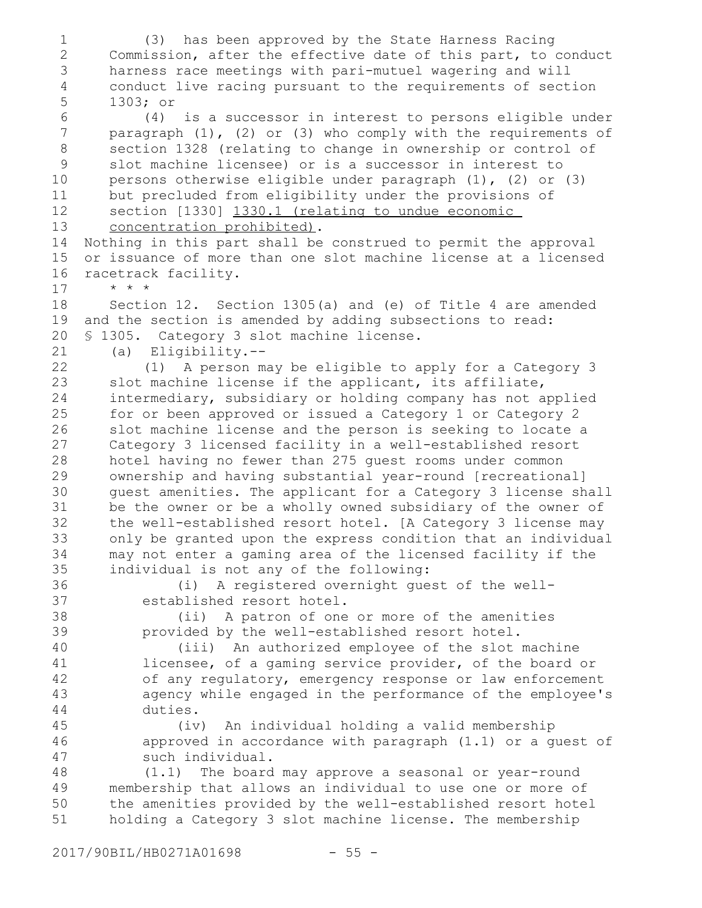(3) has been approved by the State Harness Racing Commission, after the effective date of this part, to conduct harness race meetings with pari-mutuel wagering and will conduct live racing pursuant to the requirements of section 1303; or

(4) is a successor in interest to persons eligible under paragraph (1), (2) or (3) who comply with the requirements of section 1328 (relating to change in ownership or control of slot machine licensee) or is a successor in interest to persons otherwise eligible under paragraph (1), (2) or (3) but precluded from eligibility under the provisions of section [1330] 1330.1 (relating to undue economic concentration prohibited).

Nothing in this part shall be construed to permit the approval or issuance of more than one slot machine license at a licensed racetrack facility.

* * *

Section 12. Section 1305(a) and (e) of Title 4 are amended and the section is amended by adding subsections to read:

§ 1305. Category 3 slot machine license.

(a) Eligibility.--

(1) A person may be eligible to apply for a Category 3 slot machine license if the applicant, its affiliate, intermediary, subsidiary or holding company has not applied for or been approved or issued a Category 1 or Category 2 slot machine license and the person is seeking to locate a Category 3 licensed facility in a well-established resort hotel having no fewer than 275 guest rooms under common ownership and having substantial year-round [recreational] guest amenities. The applicant for a Category 3 license shall be the owner or be a wholly owned subsidiary of the owner of the well-established resort hotel. [A Category 3 license may only be granted upon the express condition that an individual may not enter a gaming area of the licensed facility if the individual is not any of the following:

(i) A registered overnight guest of the well-established resort hotel.

(ii) A patron of one or more of the amenities provided by the well-established resort hotel.

(iii) An authorized employee of the slot machine licensee, of a gaming service provider, of the board or of any regulatory, emergency response or law enforcement agency while engaged in the performance of the employee's duties.

(iv) An individual holding a valid membership approved in accordance with paragraph (1.1) or a guest of such individual.

(1.1) The board may approve a seasonal or year-round membership that allows an individual to use one or more of the amenities provided by the well-established resort hotel holding a Category 3 slot machine license. The membership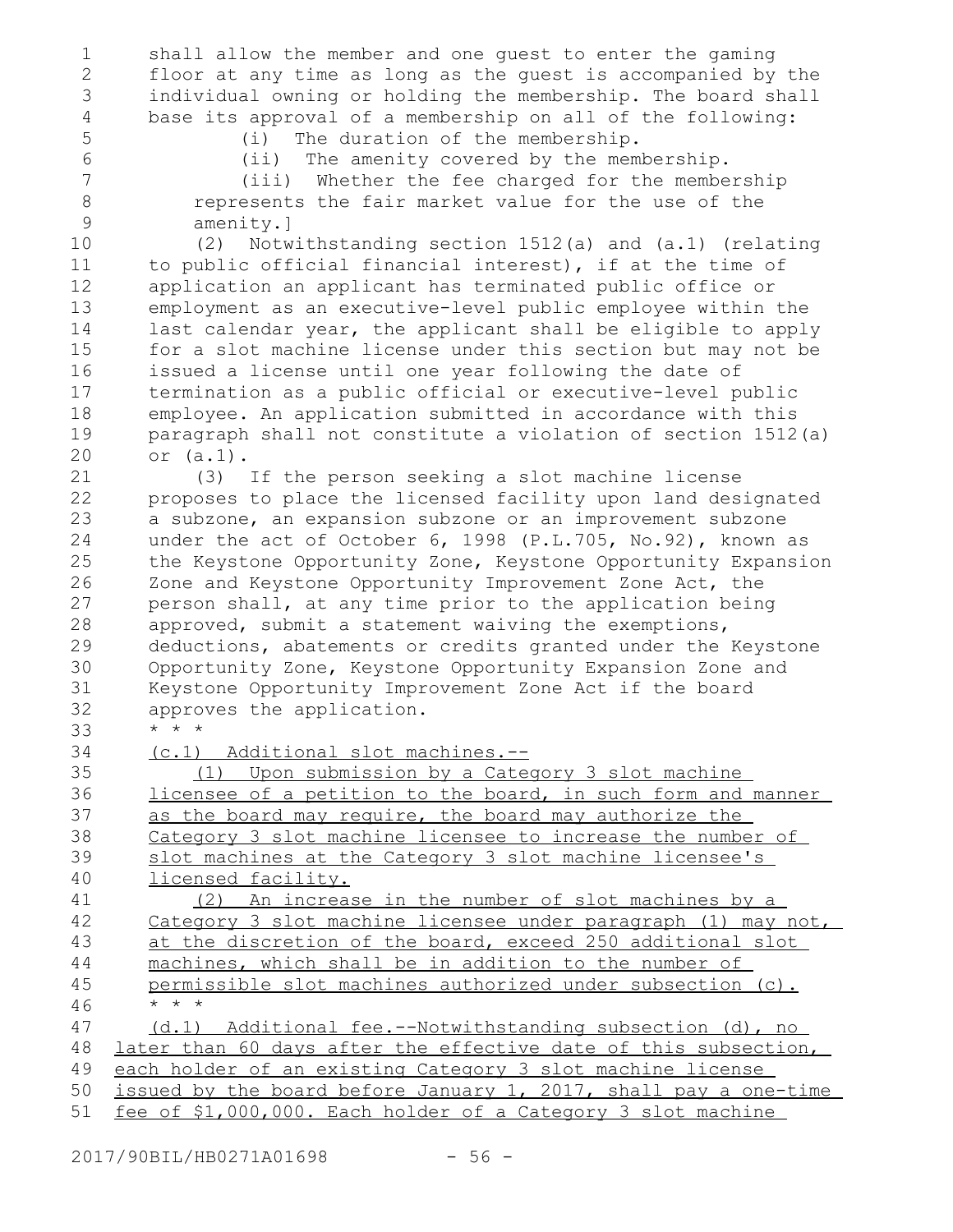shall allow the member and one guest to enter the gaming floor at any time as long as the guest is accompanied by the individual owning or holding the membership. The board shall base its approval of a membership on all of the following:

(i) The duration of the membership.

(ii) The amenity covered by the membership.

(iii) Whether the fee charged for the membership represents the fair market value for the use of the amenity.]

(2) Notwithstanding section 1512(a) and (a.1) (relating to public official financial interest), if at the time of application an applicant has terminated public office or employment as an executive-level public employee within the last calendar year, the applicant shall be eligible to apply for a slot machine license under this section but may not be issued a license until one year following the date of termination as a public official or executive-level public employee. An application submitted in accordance with this paragraph shall not constitute a violation of section 1512(a) or (a.1).

(3) If the person seeking a slot machine license proposes to place the licensed facility upon land designated a subzone, an expansion subzone or an improvement subzone under the act of October 6, 1998 (P.L.705, No.92), known as the Keystone Opportunity Zone, Keystone Opportunity Expansion Zone and Keystone Opportunity Improvement Zone Act, the person shall, at any time prior to the application being approved, submit a statement waiving the exemptions, deductions, abatements or credits granted under the Keystone Opportunity Zone, Keystone Opportunity Expansion Zone and Keystone Opportunity Improvement Zone Act if the board approves the application.

\* \* \*

<u>(c.1) Additional slot machines.--</u>

<u>(1) Upon submission by a Category 3 slot machine licensee of a petition to the board, in such form and manner as the board may require, the board may authorize the Category 3 slot machine licensee to increase the number of slot machines at the Category 3 slot machine licensee's licensed facility.</u>

<u>(2) An increase in the number of slot machines by a Category 3 slot machine licensee under paragraph (1) may not, at the discretion of the board, exceed 250 additional slot machines, which shall be in addition to the number of permissible slot machines authorized under subsection (c).</u>

\* \* \*

<u>(d.1) Additional fee.--Notwithstanding subsection (d), no later than 60 days after the effective date of this subsection, each holder of an existing Category 3 slot machine license issued by the board before January 1, 2017, shall pay a one-time fee of $1,000,000. Each holder of a Category 3 slot machine</u>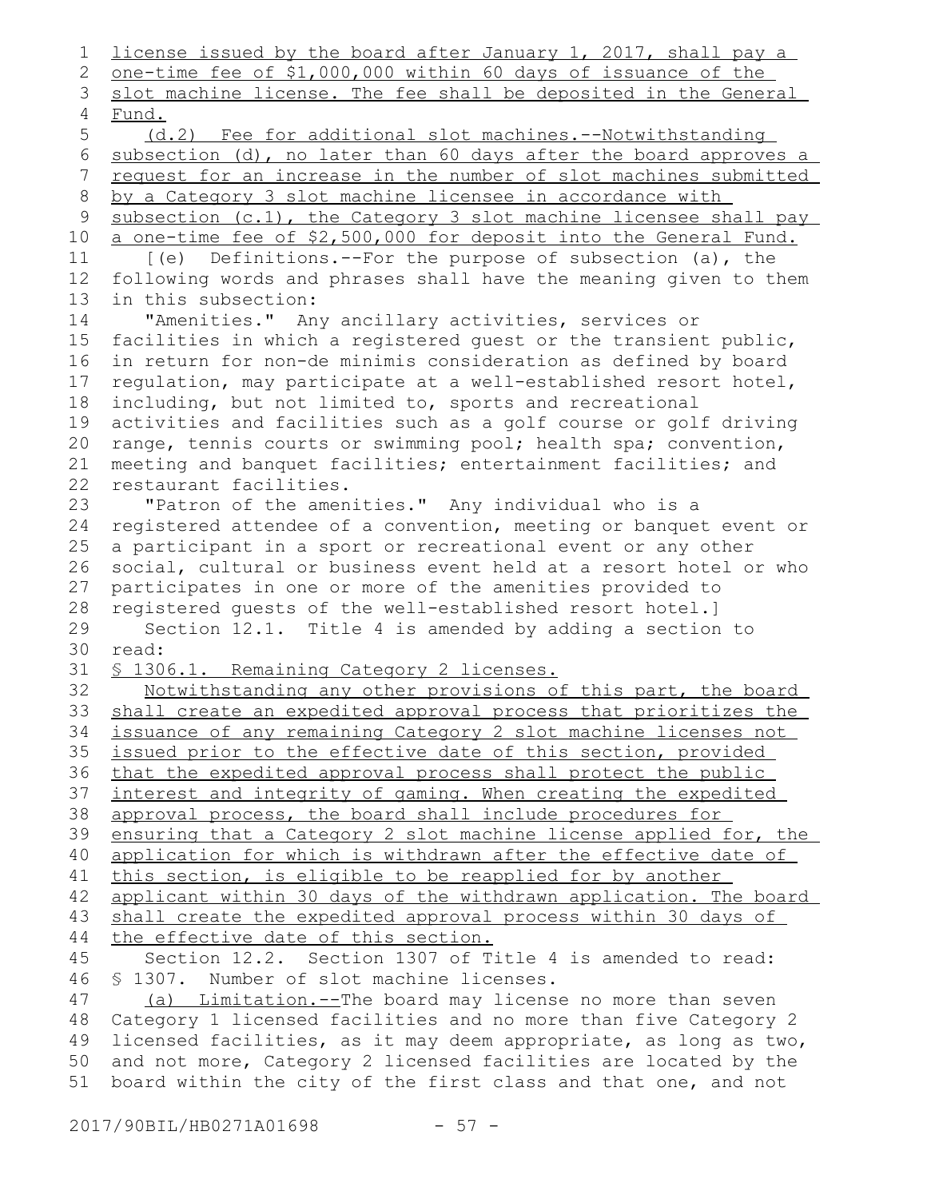license issued by the board after January 1, 2017, shall pay a one-time fee of $1,000,000 within 60 days of issuance of the slot machine license. The fee shall be deposited in the General Fund.

(d.2) Fee for additional slot machines.--Notwithstanding subsection (d), no later than 60 days after the board approves a request for an increase in the number of slot machines submitted by a Category 3 slot machine licensee in accordance with subsection (c.1), the Category 3 slot machine licensee shall pay a one-time fee of $2,500,000 for deposit into the General Fund.

[(e) Definitions.--For the purpose of subsection (a), the following words and phrases shall have the meaning given to them in this subsection:

"Amenities." Any ancillary activities, services or facilities in which a registered guest or the transient public, in return for non-de minimis consideration as defined by board regulation, may participate at a well-established resort hotel, including, but not limited to, sports and recreational activities and facilities such as a golf course or golf driving range, tennis courts or swimming pool; health spa; convention, meeting and banquet facilities; entertainment facilities; and restaurant facilities.

"Patron of the amenities." Any individual who is a registered attendee of a convention, meeting or banquet event or a participant in a sport or recreational event or any other social, cultural or business event held at a resort hotel or who participates in one or more of the amenities provided to registered guests of the well-established resort hotel.]

Section 12.1. Title 4 is amended by adding a section to read:

§ 1306.1. Remaining Category 2 licenses.

Notwithstanding any other provisions of this part, the board shall create an expedited approval process that prioritizes the issuance of any remaining Category 2 slot machine licenses not issued prior to the effective date of this section, provided that the expedited approval process shall protect the public interest and integrity of gaming. When creating the expedited approval process, the board shall include procedures for ensuring that a Category 2 slot machine license applied for, the application for which is withdrawn after the effective date of this section, is eligible to be reapplied for by another applicant within 30 days of the withdrawn application. The board shall create the expedited approval process within 30 days of the effective date of this section.

Section 12.2. Section 1307 of Title 4 is amended to read:

§ 1307. Number of slot machine licenses.

(a) Limitation.--The board may license no more than seven Category 1 licensed facilities and no more than five Category 2 licensed facilities, as it may deem appropriate, as long as two, and not more, Category 2 licensed facilities are located by the board within the city of the first class and that one, and not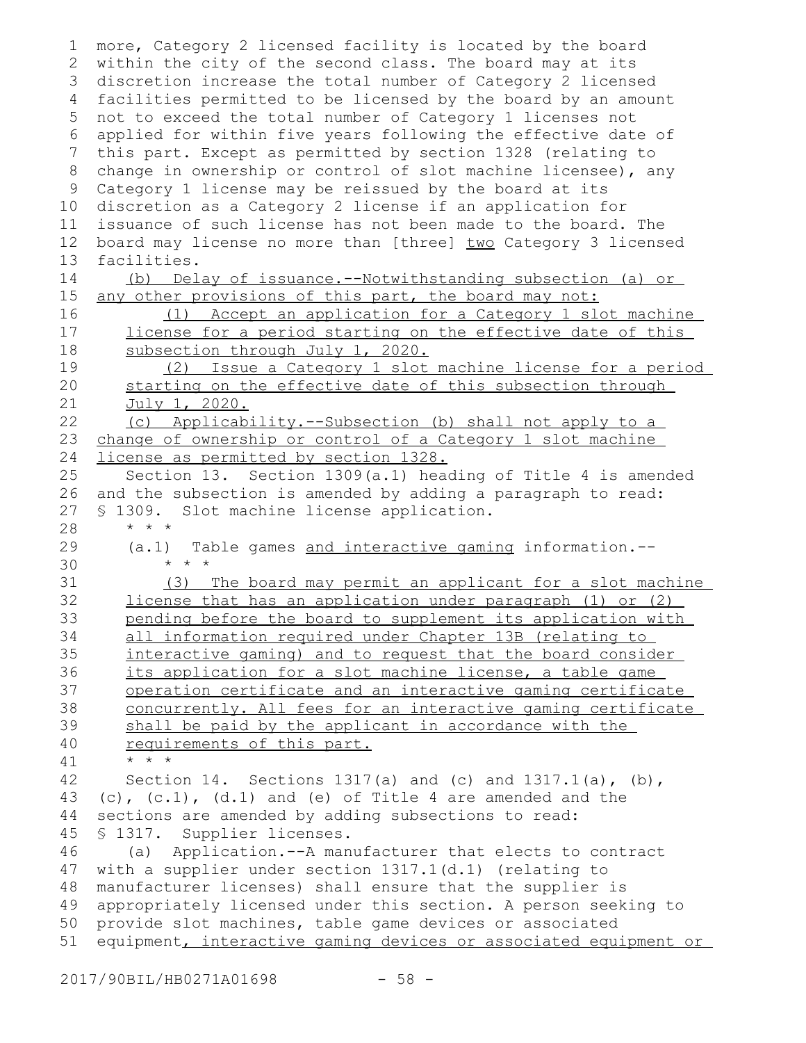more, Category 2 licensed facility is located by the board within the city of the second class. The board may at its discretion increase the total number of Category 2 licensed facilities permitted to be licensed by the board by an amount not to exceed the total number of Category 1 licenses not applied for within five years following the effective date of this part. Except as permitted by section 1328 (relating to change in ownership or control of slot machine licensee), any Category 1 license may be reissued by the board at its discretion as a Category 2 license if an application for issuance of such license has not been made to the board. The board may license no more than [three] two Category 3 licensed facilities.

(b) Delay of issuance.--Notwithstanding subsection (a) or any other provisions of this part, the board may not:

(1) Accept an application for a Category 1 slot machine license for a period starting on the effective date of this subsection through July 1, 2020.

(2) Issue a Category 1 slot machine license for a period starting on the effective date of this subsection through July 1, 2020.

(c) Applicability.--Subsection (b) shall not apply to a change of ownership or control of a Category 1 slot machine license as permitted by section 1328.

Section 13. Section 1309(a.1) heading of Title 4 is amended and the subsection is amended by adding a paragraph to read:

§ 1309. Slot machine license application.

\* \* \*

(a.1) Table games and interactive gaming information.--

\* \* \*

(3) The board may permit an applicant for a slot machine license that has an application under paragraph (1) or (2) pending before the board to supplement its application with all information required under Chapter 13B (relating to interactive gaming) and to request that the board consider its application for a slot machine license, a table game operation certificate and an interactive gaming certificate concurrently. All fees for an interactive gaming certificate shall be paid by the applicant in accordance with the requirements of this part.

\* \* \*

Section 14. Sections 1317(a) and (c) and 1317.1(a), (b), (c), (c.1), (d.1) and (e) of Title 4 are amended and the sections are amended by adding subsections to read:

§ 1317. Supplier licenses.

(a) Application.--A manufacturer that elects to contract with a supplier under section 1317.1(d.1) (relating to manufacturer licenses) shall ensure that the supplier is appropriately licensed under this section. A person seeking to provide slot machines, table game devices or associated equipment, interactive gaming devices or associated equipment or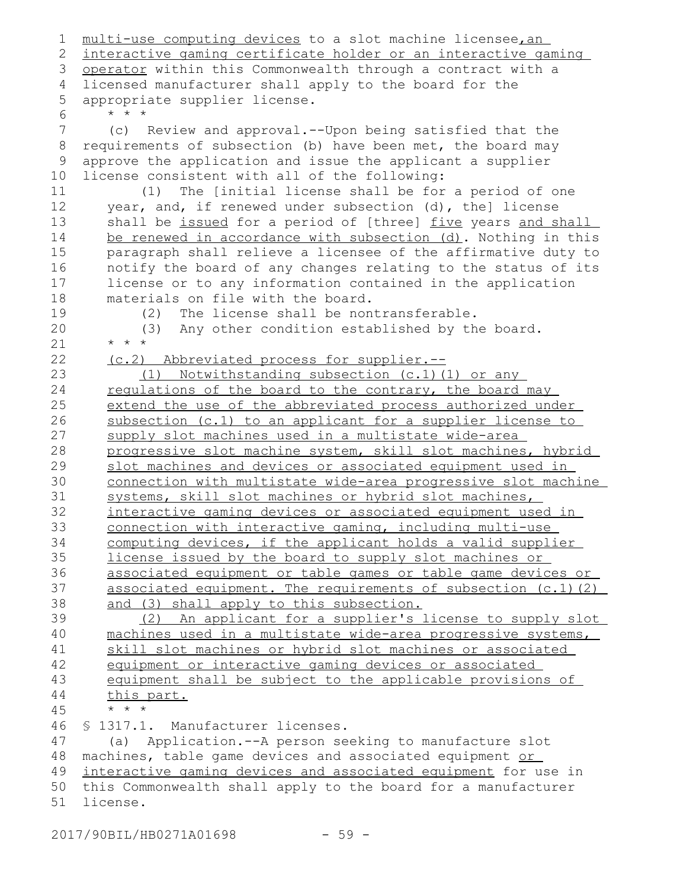multi-use computing devices to a slot machine licensee, an interactive gaming certificate holder or an interactive gaming operator within this Commonwealth through a contract with a licensed manufacturer shall apply to the board for the appropriate supplier license.

\* \* \*

(c) Review and approval.--Upon being satisfied that the requirements of subsection (b) have been met, the board may approve the application and issue the applicant a supplier license consistent with all of the following:

(1) The [initial license shall be for a period of one year, and, if renewed under subsection (d), the] license shall be issued for a period of [three] five years and shall be renewed in accordance with subsection (d). Nothing in this paragraph shall relieve a licensee of the affirmative duty to notify the board of any changes relating to the status of its license or to any information contained in the application materials on file with the board.

(2) The license shall be nontransferable.

(3) Any other condition established by the board.

\* \* \*

(c.2) Abbreviated process for supplier.--

(1) Notwithstanding subsection (c.1)(1) or any regulations of the board to the contrary, the board may extend the use of the abbreviated process authorized under subsection (c.1) to an applicant for a supplier license to supply slot machines used in a multistate wide-area progressive slot machine system, skill slot machines, hybrid slot machines and devices or associated equipment used in connection with multistate wide-area progressive slot machine systems, skill slot machines or hybrid slot machines, interactive gaming devices or associated equipment used in connection with interactive gaming, including multi-use computing devices, if the applicant holds a valid supplier license issued by the board to supply slot machines or associated equipment or table games or table game devices or associated equipment. The requirements of subsection (c.1)(2) and (3) shall apply to this subsection.

(2) An applicant for a supplier's license to supply slot machines used in a multistate wide-area progressive systems, skill slot machines or hybrid slot machines or associated equipment or interactive gaming devices or associated equipment shall be subject to the applicable provisions of this part.

\* \* \*

§ 1317.1. Manufacturer licenses.

(a) Application.--A person seeking to manufacture slot machines, table game devices and associated equipment or interactive gaming devices and associated equipment for use in this Commonwealth shall apply to the board for a manufacturer license.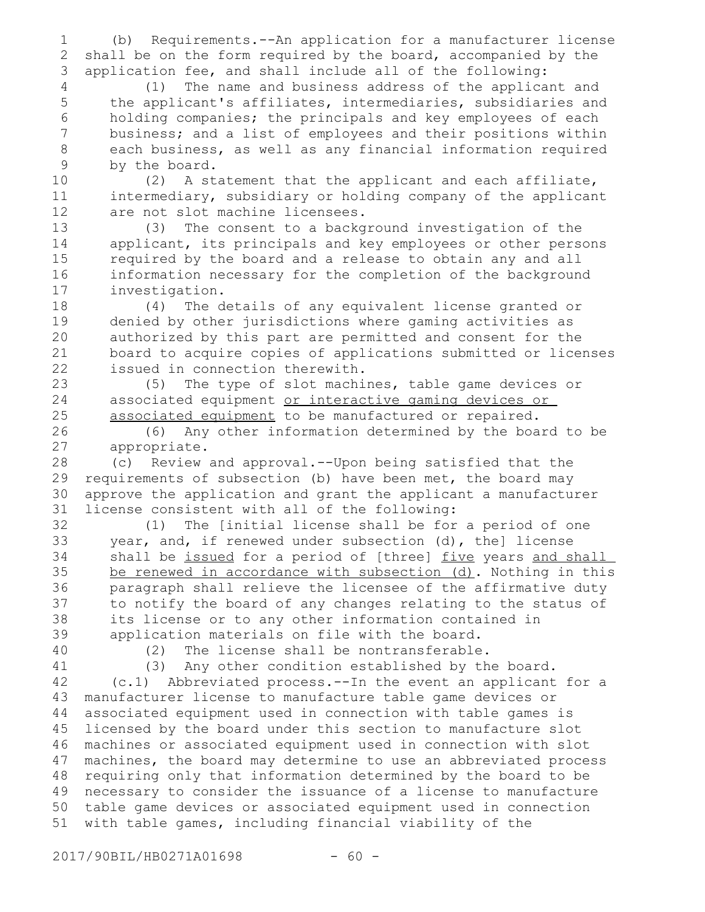(b) Requirements.--An application for a manufacturer license shall be on the form required by the board, accompanied by the application fee, and shall include all of the following:

(1) The name and business address of the applicant and the applicant's affiliates, intermediaries, subsidiaries and holding companies; the principals and key employees of each business; and a list of employees and their positions within each business, as well as any financial information required by the board.

(2) A statement that the applicant and each affiliate, intermediary, subsidiary or holding company of the applicant are not slot machine licensees.

(3) The consent to a background investigation of the applicant, its principals and key employees or other persons required by the board and a release to obtain any and all information necessary for the completion of the background investigation.

(4) The details of any equivalent license granted or denied by other jurisdictions where gaming activities as authorized by this part are permitted and consent for the board to acquire copies of applications submitted or licenses issued in connection therewith.

(5) The type of slot machines, table game devices or associated equipment <u>or interactive gaming devices or associated equipment</u> to be manufactured or repaired.

(6) Any other information determined by the board to be appropriate.

(c) Review and approval.--Upon being satisfied that the requirements of subsection (b) have been met, the board may approve the application and grant the applicant a manufacturer license consistent with all of the following:

(1) The [initial license shall be for a period of one year, and, if renewed under subsection (d), the] license shall be <u>issued</u> for a period of [three] <u>five</u> years <u>and shall be renewed in accordance with subsection (d)</u>. Nothing in this paragraph shall relieve the licensee of the affirmative duty to notify the board of any changes relating to the status of its license or to any other information contained in application materials on file with the board.

(2) The license shall be nontransferable.

(3) Any other condition established by the board.

(c.1) Abbreviated process.--In the event an applicant for a manufacturer license to manufacture table game devices or associated equipment used in connection with table games is licensed by the board under this section to manufacture slot machines or associated equipment used in connection with slot machines, the board may determine to use an abbreviated process requiring only that information determined by the board to be necessary to consider the issuance of a license to manufacture table game devices or associated equipment used in connection with table games, including financial viability of the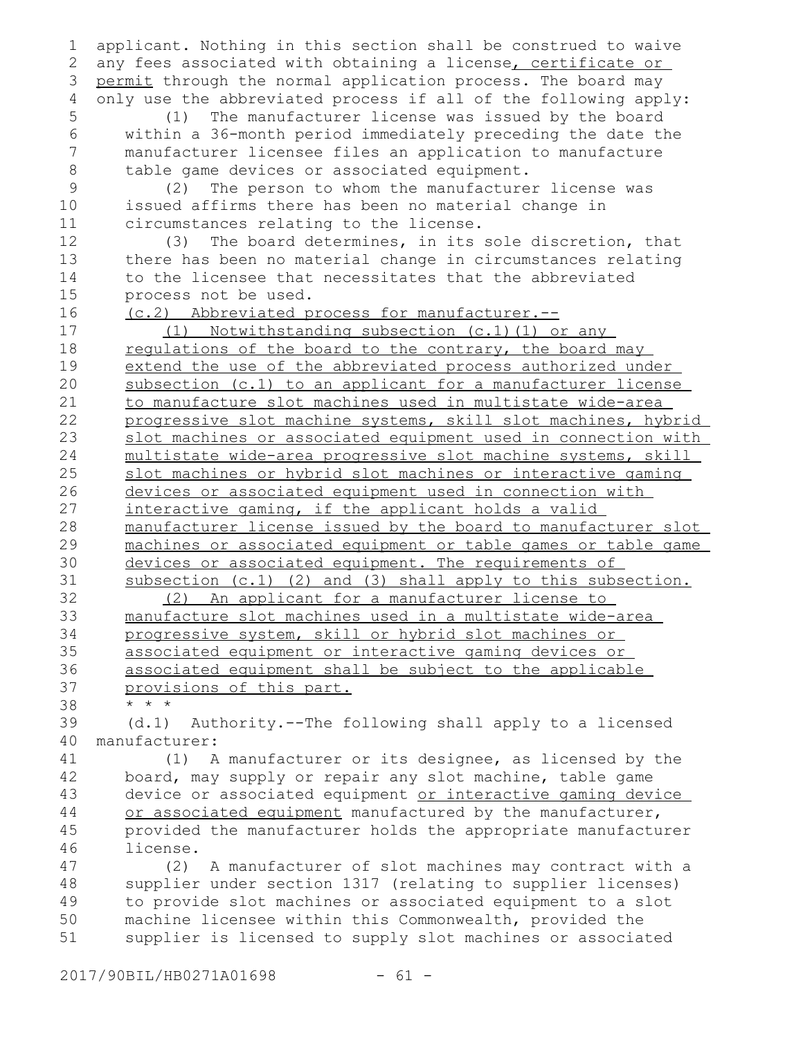applicant. Nothing in this section shall be construed to waive any fees associated with obtaining a license, certificate or permit through the normal application process. The board may only use the abbreviated process if all of the following apply:

(1) The manufacturer license was issued by the board within a 36-month period immediately preceding the date the manufacturer licensee files an application to manufacture table game devices or associated equipment.

(2) The person to whom the manufacturer license was issued affirms there has been no material change in circumstances relating to the license.

(3) The board determines, in its sole discretion, that there has been no material change in circumstances relating to the licensee that necessitates that the abbreviated process not be used.

(c.2) Abbreviated process for manufacturer.--

(1) Notwithstanding subsection (c.1)(1) or any regulations of the board to the contrary, the board may extend the use of the abbreviated process authorized under subsection (c.1) to an applicant for a manufacturer license to manufacture slot machines used in multistate wide-area progressive slot machine systems, skill slot machines, hybrid slot machines or associated equipment used in connection with multistate wide-area progressive slot machine systems, skill slot machines or hybrid slot machines or interactive gaming devices or associated equipment used in connection with interactive gaming, if the applicant holds a valid manufacturer license issued by the board to manufacturer slot machines or associated equipment or table games or table game devices or associated equipment. The requirements of subsection (c.1) (2) and (3) shall apply to this subsection.

(2) An applicant for a manufacturer license to manufacture slot machines used in a multistate wide-area progressive system, skill or hybrid slot machines or associated equipment or interactive gaming devices or associated equipment shall be subject to the applicable provisions of this part.

* * *

(d.1) Authority.--The following shall apply to a licensed manufacturer:

(1) A manufacturer or its designee, as licensed by the board, may supply or repair any slot machine, table game device or associated equipment or interactive gaming device or associated equipment manufactured by the manufacturer, provided the manufacturer holds the appropriate manufacturer license.

(2) A manufacturer of slot machines may contract with a supplier under section 1317 (relating to supplier licenses) to provide slot machines or associated equipment to a slot machine licensee within this Commonwealth, provided the supplier is licensed to supply slot machines or associated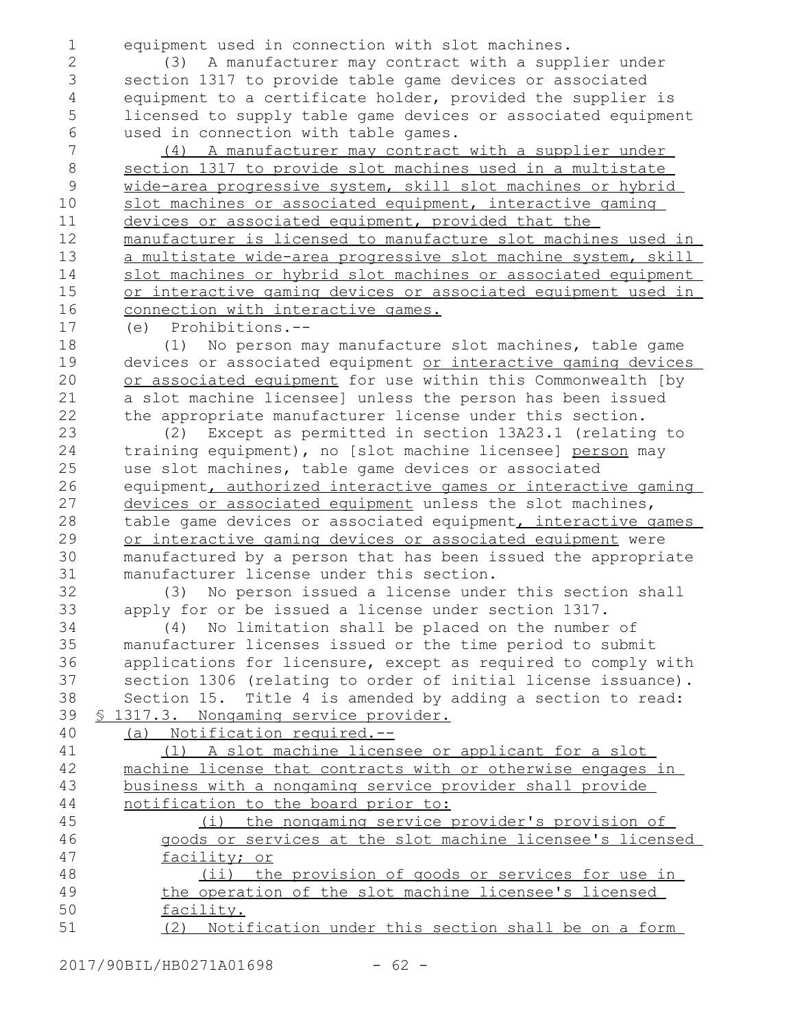equipment used in connection with slot machines.

(3) A manufacturer may contract with a supplier under section 1317 to provide table game devices or associated equipment to a certificate holder, provided the supplier is licensed to supply table game devices or associated equipment used in connection with table games.

(4) A manufacturer may contract with a supplier under section 1317 to provide slot machines used in a multistate wide-area progressive system, skill slot machines or hybrid slot machines or associated equipment, interactive gaming devices or associated equipment, provided that the manufacturer is licensed to manufacture slot machines used in a multistate wide-area progressive slot machine system, skill slot machines or hybrid slot machines or associated equipment or interactive gaming devices or associated equipment used in connection with interactive games.

(e) Prohibitions.--

(1) No person may manufacture slot machines, table game devices or associated equipment or interactive gaming devices or associated equipment for use within this Commonwealth [by a slot machine licensee] unless the person has been issued the appropriate manufacturer license under this section.

(2) Except as permitted in section 13A23.1 (relating to training equipment), no [slot machine licensee] person may use slot machines, table game devices or associated equipment, authorized interactive games or interactive gaming devices or associated equipment unless the slot machines, table game devices or associated equipment, interactive games or interactive gaming devices or associated equipment were manufactured by a person that has been issued the appropriate manufacturer license under this section.

(3) No person issued a license under this section shall apply for or be issued a license under section 1317.

(4) No limitation shall be placed on the number of manufacturer licenses issued or the time period to submit applications for licensure, except as required to comply with section 1306 (relating to order of initial license issuance).

Section 15. Title 4 is amended by adding a section to read:

§ 1317.3. Nongaming service provider.

(a) Notification required.--

(1) A slot machine licensee or applicant for a slot machine license that contracts with or otherwise engages in business with a nongaming service provider shall provide notification to the board prior to:

(i) the nongaming service provider's provision of goods or services at the slot machine licensee's licensed facility; or

(ii) the provision of goods or services for use in the operation of the slot machine licensee's licensed facility.

(2) Notification under this section shall be on a form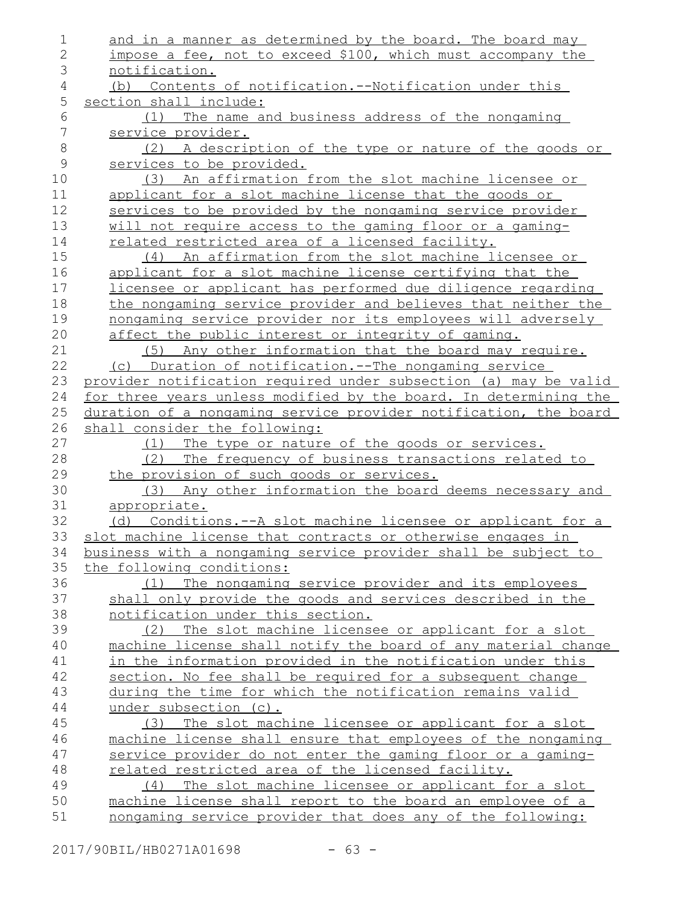and in a manner as determined by the board. The board may impose a fee, not to exceed $100, which must accompany the notification.

(b) Contents of notification.--Notification under this section shall include:

(1) The name and business address of the nongaming service provider.

(2) A description of the type or nature of the goods or services to be provided.

(3) An affirmation from the slot machine licensee or applicant for a slot machine license that the goods or services to be provided by the nongaming service provider will not require access to the gaming floor or a gaming-related restricted area of a licensed facility.

(4) An affirmation from the slot machine licensee or applicant for a slot machine license certifying that the licensee or applicant has performed due diligence regarding the nongaming service provider and believes that neither the nongaming service provider nor its employees will adversely affect the public interest or integrity of gaming.

(5) Any other information that the board may require.

(c) Duration of notification.--The nongaming service provider notification required under subsection (a) may be valid for three years unless modified by the board. In determining the duration of a nongaming service provider notification, the board shall consider the following:

(1) The type or nature of the goods or services.

(2) The frequency of business transactions related to the provision of such goods or services.

(3) Any other information the board deems necessary and appropriate.

(d) Conditions.--A slot machine licensee or applicant for a slot machine license that contracts or otherwise engages in business with a nongaming service provider shall be subject to the following conditions:

(1) The nongaming service provider and its employees shall only provide the goods and services described in the notification under this section.

(2) The slot machine licensee or applicant for a slot machine license shall notify the board of any material change in the information provided in the notification under this section. No fee shall be required for a subsequent change during the time for which the notification remains valid under subsection (c).

(3) The slot machine licensee or applicant for a slot machine license shall ensure that employees of the nongaming service provider do not enter the gaming floor or a gaming-related restricted area of the licensed facility.

(4) The slot machine licensee or applicant for a slot machine license shall report to the board an employee of a nongaming service provider that does any of the following: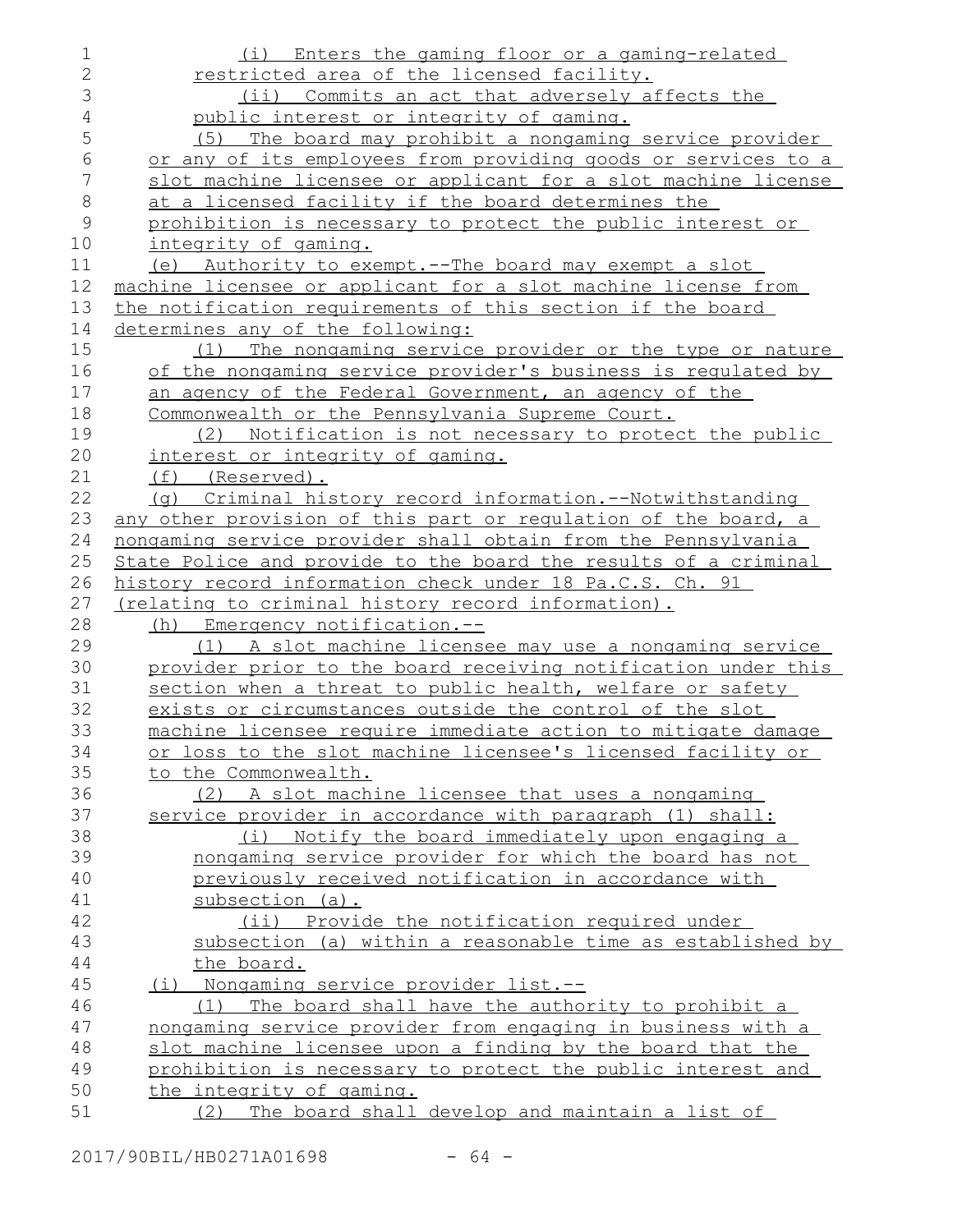(i) Enters the gaming floor or a gaming-related restricted area of the licensed facility.

(ii) Commits an act that adversely affects the public interest or integrity of gaming.

(5) The board may prohibit a nongaming service provider or any of its employees from providing goods or services to a slot machine licensee or applicant for a slot machine license at a licensed facility if the board determines the prohibition is necessary to protect the public interest or integrity of gaming.

(e) Authority to exempt.--The board may exempt a slot machine licensee or applicant for a slot machine license from the notification requirements of this section if the board determines any of the following:

(1) The nongaming service provider or the type or nature of the nongaming service provider's business is regulated by an agency of the Federal Government, an agency of the Commonwealth or the Pennsylvania Supreme Court.

(2) Notification is not necessary to protect the public interest or integrity of gaming.

(f) (Reserved).

(g) Criminal history record information.--Notwithstanding any other provision of this part or regulation of the board, a nongaming service provider shall obtain from the Pennsylvania State Police and provide to the board the results of a criminal history record information check under 18 Pa.C.S. Ch. 91 (relating to criminal history record information).

(h) Emergency notification.--

(1) A slot machine licensee may use a nongaming service provider prior to the board receiving notification under this section when a threat to public health, welfare or safety exists or circumstances outside the control of the slot machine licensee require immediate action to mitigate damage or loss to the slot machine licensee's licensed facility or to the Commonwealth.

(2) A slot machine licensee that uses a nongaming service provider in accordance with paragraph (1) shall:

(i) Notify the board immediately upon engaging a nongaming service provider for which the board has not previously received notification in accordance with subsection (a).

(ii) Provide the notification required under subsection (a) within a reasonable time as established by the board.

(i) Nongaming service provider list.--

(1) The board shall have the authority to prohibit a nongaming service provider from engaging in business with a slot machine licensee upon a finding by the board that the prohibition is necessary to protect the public interest and the integrity of gaming.

(2) The board shall develop and maintain a list of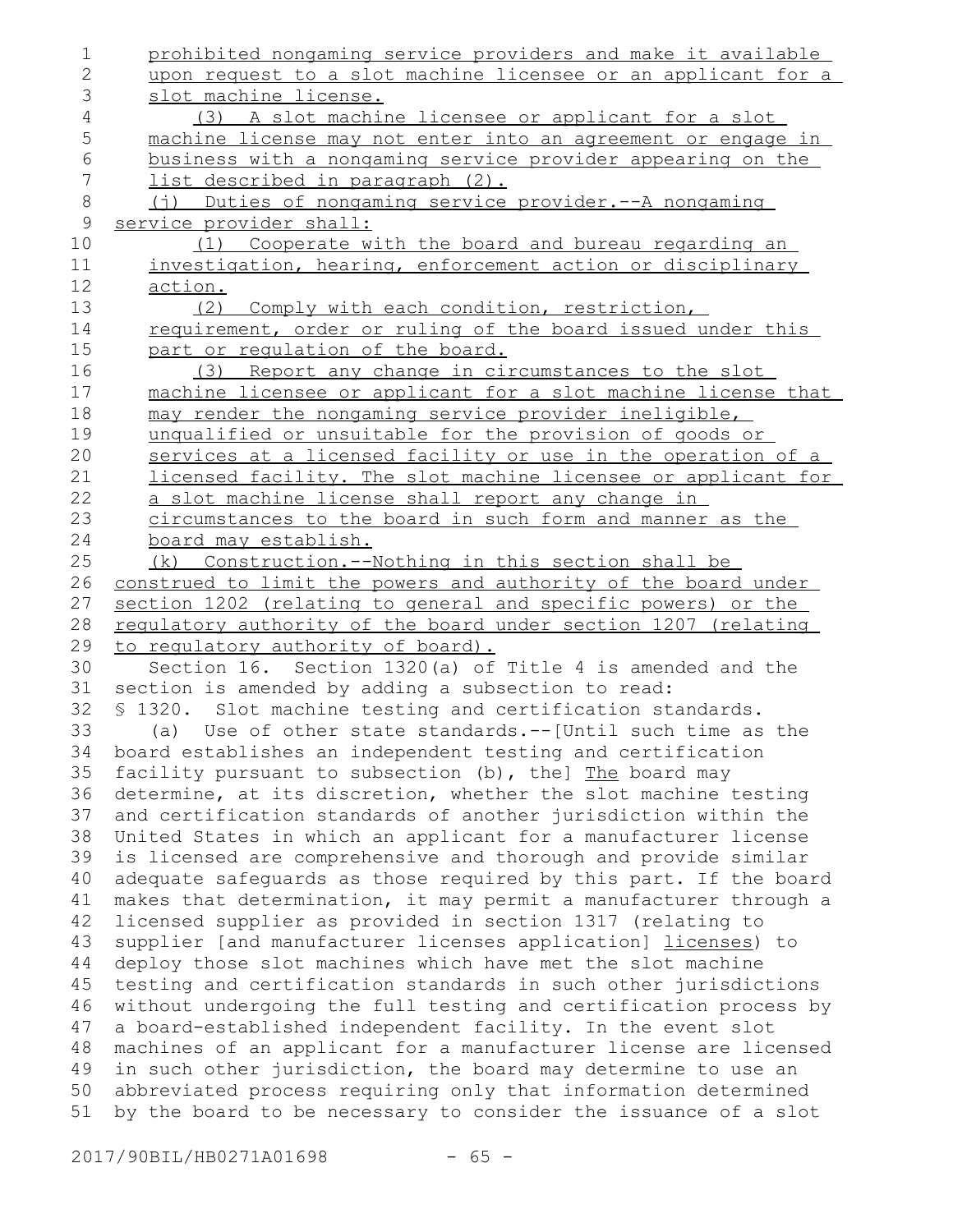prohibited nongaming service providers and make it available upon request to a slot machine licensee or an applicant for a slot machine license.

(3) A slot machine licensee or applicant for a slot machine license may not enter into an agreement or engage in business with a nongaming service provider appearing on the list described in paragraph (2).

(j) Duties of nongaming service provider.--A nongaming service provider shall:

(1) Cooperate with the board and bureau regarding an investigation, hearing, enforcement action or disciplinary action.

(2) Comply with each condition, restriction, requirement, order or ruling of the board issued under this part or regulation of the board.

(3) Report any change in circumstances to the slot machine licensee or applicant for a slot machine license that may render the nongaming service provider ineligible, unqualified or unsuitable for the provision of goods or services at a licensed facility or use in the operation of a licensed facility. The slot machine licensee or applicant for a slot machine license shall report any change in circumstances to the board in such form and manner as the board may establish.

(k) Construction.--Nothing in this section shall be construed to limit the powers and authority of the board under section 1202 (relating to general and specific powers) or the regulatory authority of the board under section 1207 (relating to regulatory authority of board).

Section 16. Section 1320(a) of Title 4 is amended and the section is amended by adding a subsection to read:

§ 1320. Slot machine testing and certification standards.

(a) Use of other state standards.--[Until such time as the board establishes an independent testing and certification facility pursuant to subsection (b), the] The board may determine, at its discretion, whether the slot machine testing and certification standards of another jurisdiction within the United States in which an applicant for a manufacturer license is licensed are comprehensive and thorough and provide similar adequate safeguards as those required by this part. If the board makes that determination, it may permit a manufacturer through a licensed supplier as provided in section 1317 (relating to supplier [and manufacturer licenses application] licenses) to deploy those slot machines which have met the slot machine testing and certification standards in such other jurisdictions without undergoing the full testing and certification process by a board-established independent facility. In the event slot machines of an applicant for a manufacturer license are licensed in such other jurisdiction, the board may determine to use an abbreviated process requiring only that information determined by the board to be necessary to consider the issuance of a slot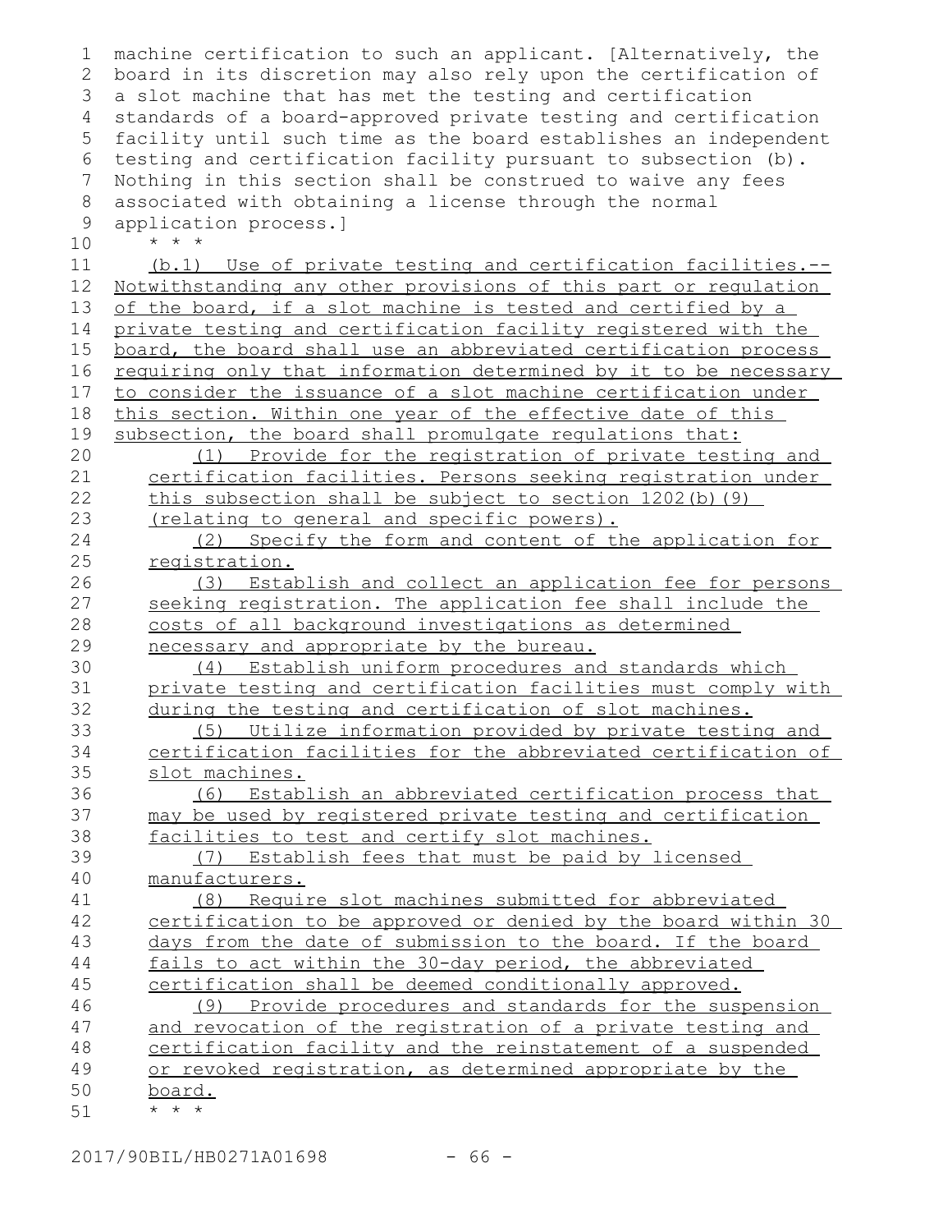machine certification to such an applicant. [Alternatively, the board in its discretion may also rely upon the certification of a slot machine that has met the testing and certification standards of a board-approved private testing and certification facility until such time as the board establishes an independent testing and certification facility pursuant to subsection (b). Nothing in this section shall be construed to waive any fees associated with obtaining a license through the normal application process.]

\* \* \*

(b.1) Use of private testing and certification facilities.--Notwithstanding any other provisions of this part or regulation of the board, if a slot machine is tested and certified by a private testing and certification facility registered with the board, the board shall use an abbreviated certification process requiring only that information determined by it to be necessary to consider the issuance of a slot machine certification under this section. Within one year of the effective date of this subsection, the board shall promulgate regulations that:

(1) Provide for the registration of private testing and certification facilities. Persons seeking registration under this subsection shall be subject to section 1202(b)(9) (relating to general and specific powers).

(2) Specify the form and content of the application for registration.

(3) Establish and collect an application fee for persons seeking registration. The application fee shall include the costs of all background investigations as determined necessary and appropriate by the bureau.

(4) Establish uniform procedures and standards which private testing and certification facilities must comply with during the testing and certification of slot machines.

(5) Utilize information provided by private testing and certification facilities for the abbreviated certification of slot machines.

(6) Establish an abbreviated certification process that may be used by registered private testing and certification facilities to test and certify slot machines.

(7) Establish fees that must be paid by licensed manufacturers.

(8) Require slot machines submitted for abbreviated certification to be approved or denied by the board within 30 days from the date of submission to the board. If the board fails to act within the 30-day period, the abbreviated certification shall be deemed conditionally approved.

(9) Provide procedures and standards for the suspension and revocation of the registration of a private testing and certification facility and the reinstatement of a suspended or revoked registration, as determined appropriate by the board.

\* \* \*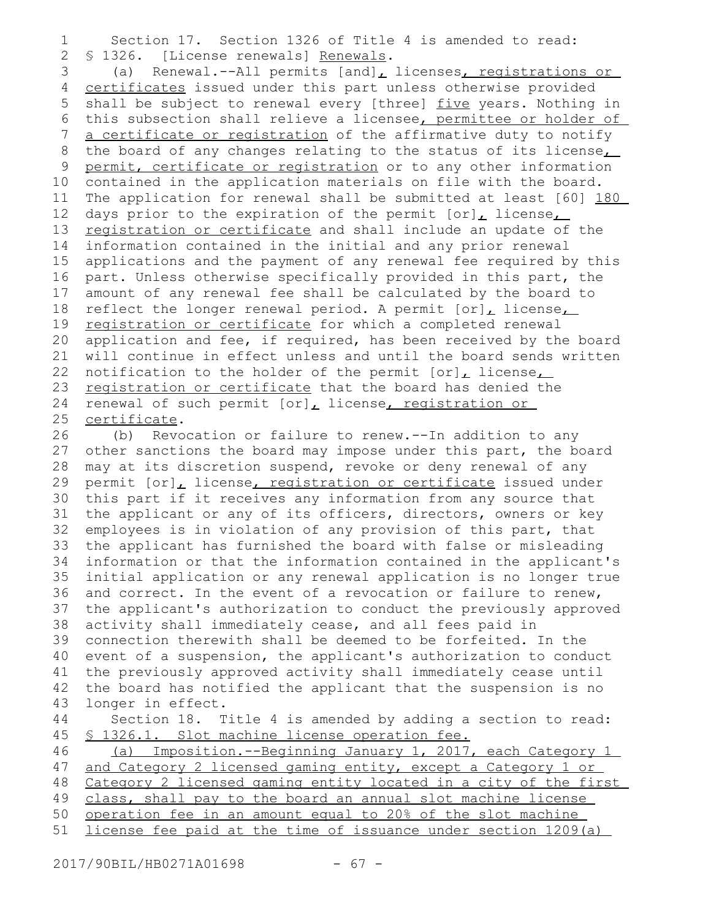Section 17. Section 1326 of Title 4 is amended to read:

§ 1326. [License renewals] Renewals.

(a) Renewal.--All permits [and], licenses, registrations or certificates issued under this part unless otherwise provided shall be subject to renewal every [three] five years. Nothing in this subsection shall relieve a licensee, permittee or holder of a certificate or registration of the affirmative duty to notify the board of any changes relating to the status of its license, permit, certificate or registration or to any other information contained in the application materials on file with the board. The application for renewal shall be submitted at least [60] 180 days prior to the expiration of the permit [or], license, registration or certificate and shall include an update of the information contained in the initial and any prior renewal applications and the payment of any renewal fee required by this part. Unless otherwise specifically provided in this part, the amount of any renewal fee shall be calculated by the board to reflect the longer renewal period. A permit [or], license, registration or certificate for which a completed renewal application and fee, if required, has been received by the board will continue in effect unless and until the board sends written notification to the holder of the permit [or], license, registration or certificate that the board has denied the renewal of such permit [or], license, registration or certificate.

(b) Revocation or failure to renew.--In addition to any other sanctions the board may impose under this part, the board may at its discretion suspend, revoke or deny renewal of any permit [or], license, registration or certificate issued under this part if it receives any information from any source that the applicant or any of its officers, directors, owners or key employees is in violation of any provision of this part, that the applicant has furnished the board with false or misleading information or that the information contained in the applicant's initial application or any renewal application is no longer true and correct. In the event of a revocation or failure to renew, the applicant's authorization to conduct the previously approved activity shall immediately cease, and all fees paid in connection therewith shall be deemed to be forfeited. In the event of a suspension, the applicant's authorization to conduct the previously approved activity shall immediately cease until the board has notified the applicant that the suspension is no longer in effect.

Section 18. Title 4 is amended by adding a section to read:

§ 1326.1. Slot machine license operation fee.

(a) Imposition.--Beginning January 1, 2017, each Category 1 and Category 2 licensed gaming entity, except a Category 1 or Category 2 licensed gaming entity located in a city of the first class, shall pay to the board an annual slot machine license operation fee in an amount equal to 20% of the slot machine license fee paid at the time of issuance under section 1209(a)

2017/90BIL/HB0271A01698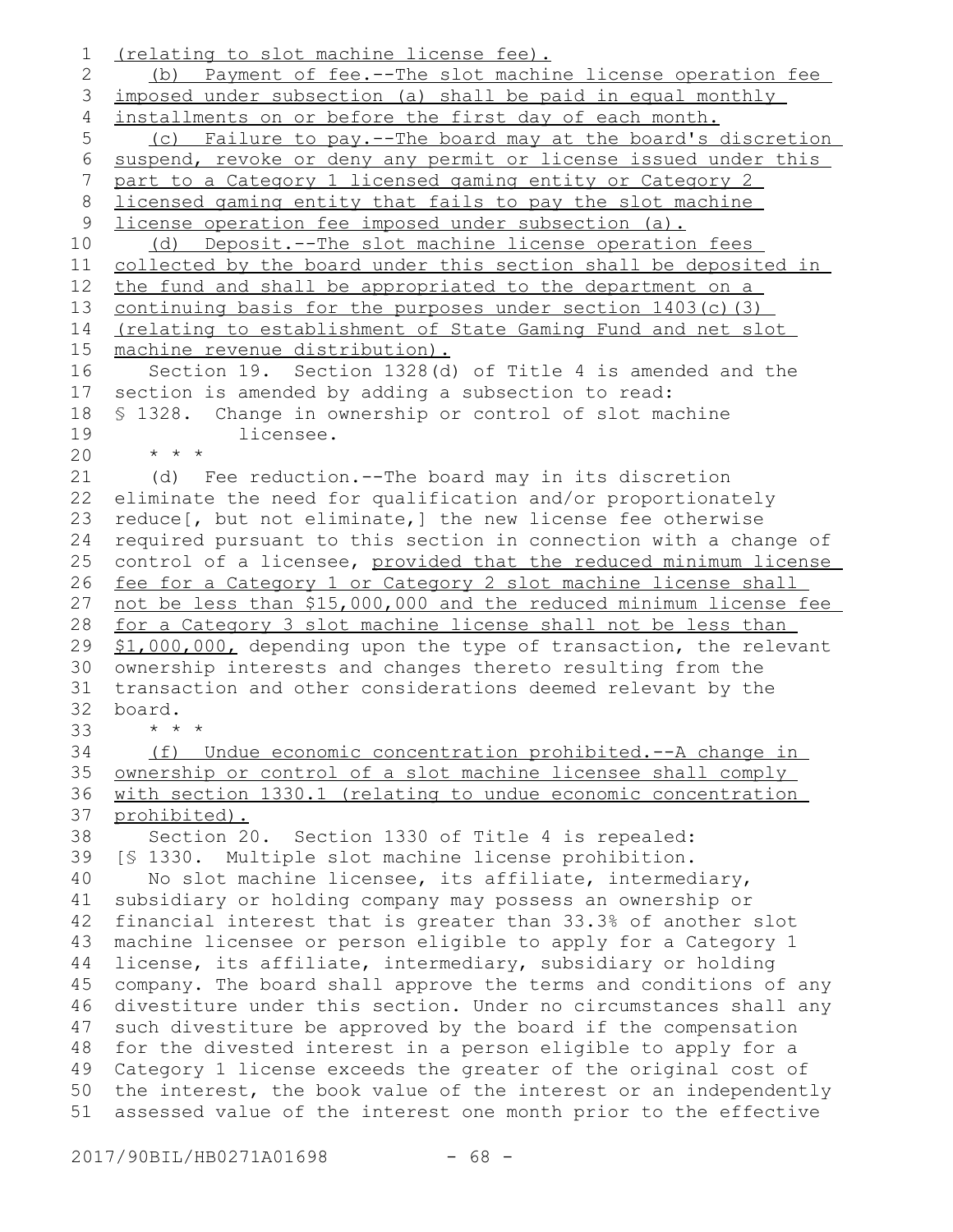(relating to slot machine license fee).

(b) Payment of fee.--The slot machine license operation fee imposed under subsection (a) shall be paid in equal monthly installments on or before the first day of each month.

(c) Failure to pay.--The board may at the board's discretion suspend, revoke or deny any permit or license issued under this part to a Category 1 licensed gaming entity or Category 2 licensed gaming entity that fails to pay the slot machine license operation fee imposed under subsection (a).

(d) Deposit.--The slot machine license operation fees collected by the board under this section shall be deposited in the fund and shall be appropriated to the department on a continuing basis for the purposes under section 1403(c)(3) (relating to establishment of State Gaming Fund and net slot machine revenue distribution).

Section 19. Section 1328(d) of Title 4 is amended and the section is amended by adding a subsection to read:

§ 1328. Change in ownership or control of slot machine licensee.

* * *

(d) Fee reduction.--The board may in its discretion eliminate the need for qualification and/or proportionately reduce[, but not eliminate,] the new license fee otherwise required pursuant to this section in connection with a change of control of a licensee, provided that the reduced minimum license fee for a Category 1 or Category 2 slot machine license shall not be less than $15,000,000 and the reduced minimum license fee for a Category 3 slot machine license shall not be less than $1,000,000, depending upon the type of transaction, the relevant ownership interests and changes thereto resulting from the transaction and other considerations deemed relevant by the board.

* * *

(f) Undue economic concentration prohibited.--A change in ownership or control of a slot machine licensee shall comply with section 1330.1 (relating to undue economic concentration prohibited).

Section 20. Section 1330 of Title 4 is repealed:

[§ 1330. Multiple slot machine license prohibition.

No slot machine licensee, its affiliate, intermediary, subsidiary or holding company may possess an ownership or financial interest that is greater than 33.3% of another slot machine licensee or person eligible to apply for a Category 1 license, its affiliate, intermediary, subsidiary or holding company. The board shall approve the terms and conditions of any divestiture under this section. Under no circumstances shall any such divestiture be approved by the board if the compensation for the divested interest in a person eligible to apply for a Category 1 license exceeds the greater of the original cost of the interest, the book value of the interest or an independently assessed value of the interest one month prior to the effective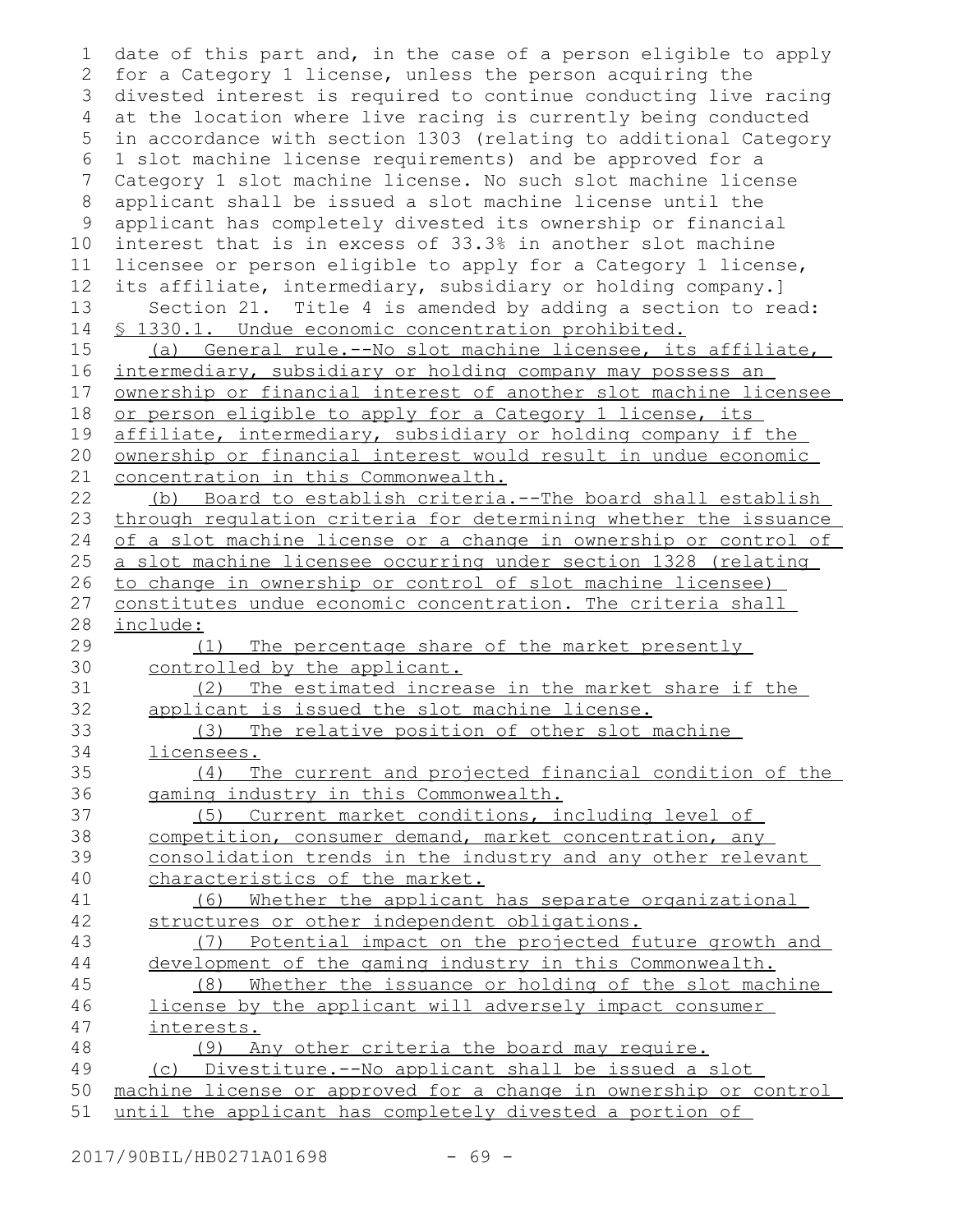date of this part and, in the case of a person eligible to apply for a Category 1 license, unless the person acquiring the divested interest is required to continue conducting live racing at the location where live racing is currently being conducted in accordance with section 1303 (relating to additional Category 1 slot machine license requirements) and be approved for a Category 1 slot machine license. No such slot machine license applicant shall be issued a slot machine license until the applicant has completely divested its ownership or financial interest that is in excess of 33.3% in another slot machine licensee or person eligible to apply for a Category 1 license, its affiliate, intermediary, subsidiary or holding company.]

Section 21. Title 4 is amended by adding a section to read:

§ 1330.1. Undue economic concentration prohibited.

(a) General rule.--No slot machine licensee, its affiliate, intermediary, subsidiary or holding company may possess an ownership or financial interest of another slot machine licensee or person eligible to apply for a Category 1 license, its affiliate, intermediary, subsidiary or holding company if the ownership or financial interest would result in undue economic concentration in this Commonwealth.

(b) Board to establish criteria.--The board shall establish through regulation criteria for determining whether the issuance of a slot machine license or a change in ownership or control of a slot machine licensee occurring under section 1328 (relating to change in ownership or control of slot machine licensee) constitutes undue economic concentration. The criteria shall include:

(1) The percentage share of the market presently controlled by the applicant.

(2) The estimated increase in the market share if the applicant is issued the slot machine license.

(3) The relative position of other slot machine licensees.

(4) The current and projected financial condition of the gaming industry in this Commonwealth.

(5) Current market conditions, including level of competition, consumer demand, market concentration, any consolidation trends in the industry and any other relevant characteristics of the market.

(6) Whether the applicant has separate organizational structures or other independent obligations.

(7) Potential impact on the projected future growth and development of the gaming industry in this Commonwealth.

(8) Whether the issuance or holding of the slot machine license by the applicant will adversely impact consumer interests.

(9) Any other criteria the board may require.

(c) Divestiture.--No applicant shall be issued a slot machine license or approved for a change in ownership or control until the applicant has completely divested a portion of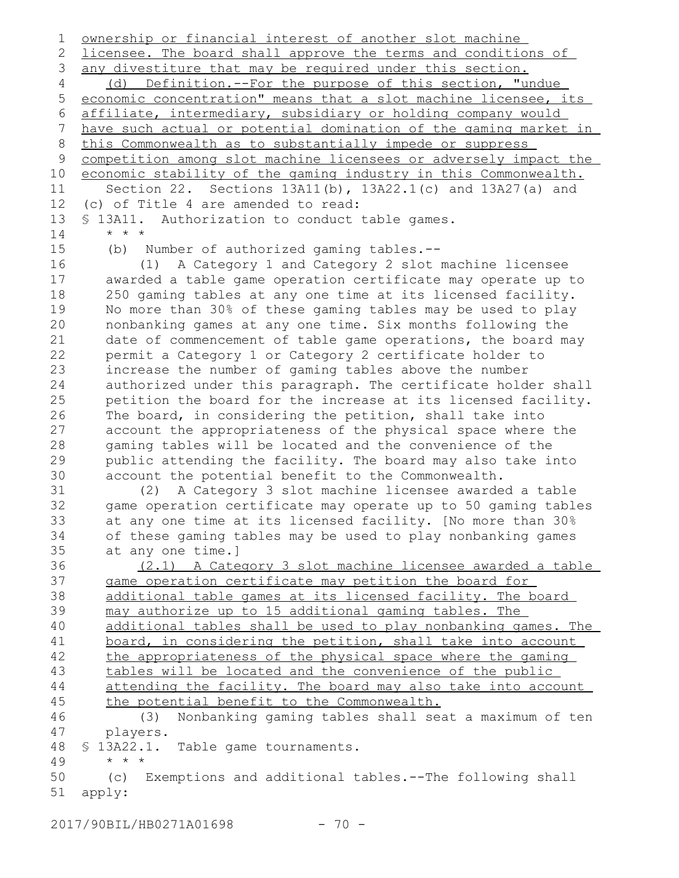ownership or financial interest of another slot machine licensee. The board shall approve the terms and conditions of any divestiture that may be required under this section.

(d) Definition.--For the purpose of this section, "undue economic concentration" means that a slot machine licensee, its affiliate, intermediary, subsidiary or holding company would have such actual or potential domination of the gaming market in this Commonwealth as to substantially impede or suppress competition among slot machine licensees or adversely impact the economic stability of the gaming industry in this Commonwealth.

Section 22. Sections 13A11(b), 13A22.1(c) and 13A27(a) and (c) of Title 4 are amended to read:

§ 13A11. Authorization to conduct table games.

\* \* \*

(b) Number of authorized gaming tables.--

(1) A Category 1 and Category 2 slot machine licensee awarded a table game operation certificate may operate up to 250 gaming tables at any one time at its licensed facility. No more than 30% of these gaming tables may be used to play nonbanking games at any one time. Six months following the date of commencement of table game operations, the board may permit a Category 1 or Category 2 certificate holder to increase the number of gaming tables above the number authorized under this paragraph. The certificate holder shall petition the board for the increase at its licensed facility. The board, in considering the petition, shall take into account the appropriateness of the physical space where the gaming tables will be located and the convenience of the public attending the facility. The board may also take into account the potential benefit to the Commonwealth.

(2) A Category 3 slot machine licensee awarded a table game operation certificate may operate up to 50 gaming tables at any one time at its licensed facility. [No more than 30% of these gaming tables may be used to play nonbanking games at any one time.]

(2.1) A Category 3 slot machine licensee awarded a table game operation certificate may petition the board for additional table games at its licensed facility. The board may authorize up to 15 additional gaming tables. The additional tables shall be used to play nonbanking games. The board, in considering the petition, shall take into account the appropriateness of the physical space where the gaming tables will be located and the convenience of the public attending the facility. The board may also take into account the potential benefit to the Commonwealth.

(3) Nonbanking gaming tables shall seat a maximum of ten players.

§ 13A22.1. Table game tournaments.

\* \* \*

(c) Exemptions and additional tables.--The following shall apply: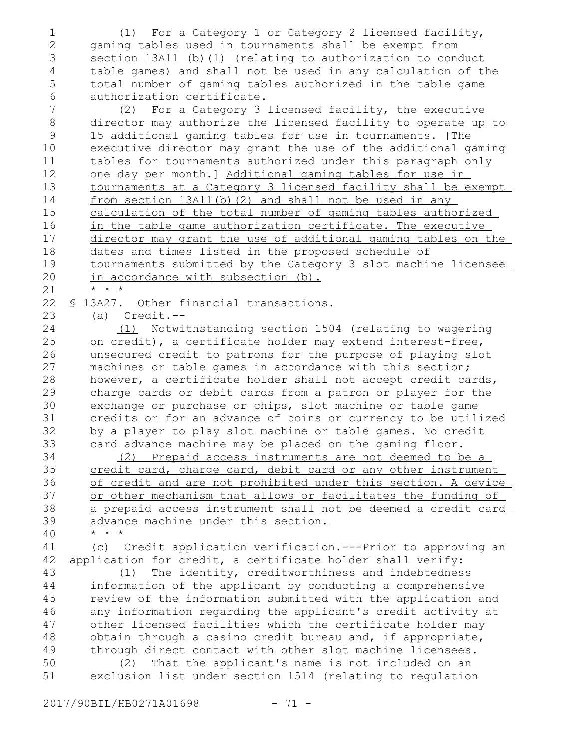(1) For a Category 1 or Category 2 licensed facility, gaming tables used in tournaments shall be exempt from section 13A11 (b)(1) (relating to authorization to conduct table games) and shall not be used in any calculation of the total number of gaming tables authorized in the table game authorization certificate.

(2) For a Category 3 licensed facility, the executive director may authorize the licensed facility to operate up to 15 additional gaming tables for use in tournaments. [The executive director may grant the use of the additional gaming tables for tournaments authorized under this paragraph only one day per month.] Additional gaming tables for use in tournaments at a Category 3 licensed facility shall be exempt from section 13A11(b)(2) and shall not be used in any calculation of the total number of gaming tables authorized in the table game authorization certificate. The executive director may grant the use of additional gaming tables on the dates and times listed in the proposed schedule of tournaments submitted by the Category 3 slot machine licensee in accordance with subsection (b).

\* \* \*

§ 13A27. Other financial transactions.

(a) Credit.--

(1) Notwithstanding section 1504 (relating to wagering on credit), a certificate holder may extend interest-free, unsecured credit to patrons for the purpose of playing slot machines or table games in accordance with this section; however, a certificate holder shall not accept credit cards, charge cards or debit cards from a patron or player for the exchange or purchase or chips, slot machine or table game credits or for an advance of coins or currency to be utilized by a player to play slot machine or table games. No credit card advance machine may be placed on the gaming floor.

(2) Prepaid access instruments are not deemed to be a credit card, charge card, debit card or any other instrument of credit and are not prohibited under this section. A device or other mechanism that allows or facilitates the funding of a prepaid access instrument shall not be deemed a credit card advance machine under this section.

\* \* \*

(c) Credit application verification.---Prior to approving an application for credit, a certificate holder shall verify:

(1) The identity, creditworthiness and indebtedness information of the applicant by conducting a comprehensive review of the information submitted with the application and any information regarding the applicant's credit activity at other licensed facilities which the certificate holder may obtain through a casino credit bureau and, if appropriate, through direct contact with other slot machine licensees.

(2) That the applicant's name is not included on an exclusion list under section 1514 (relating to regulation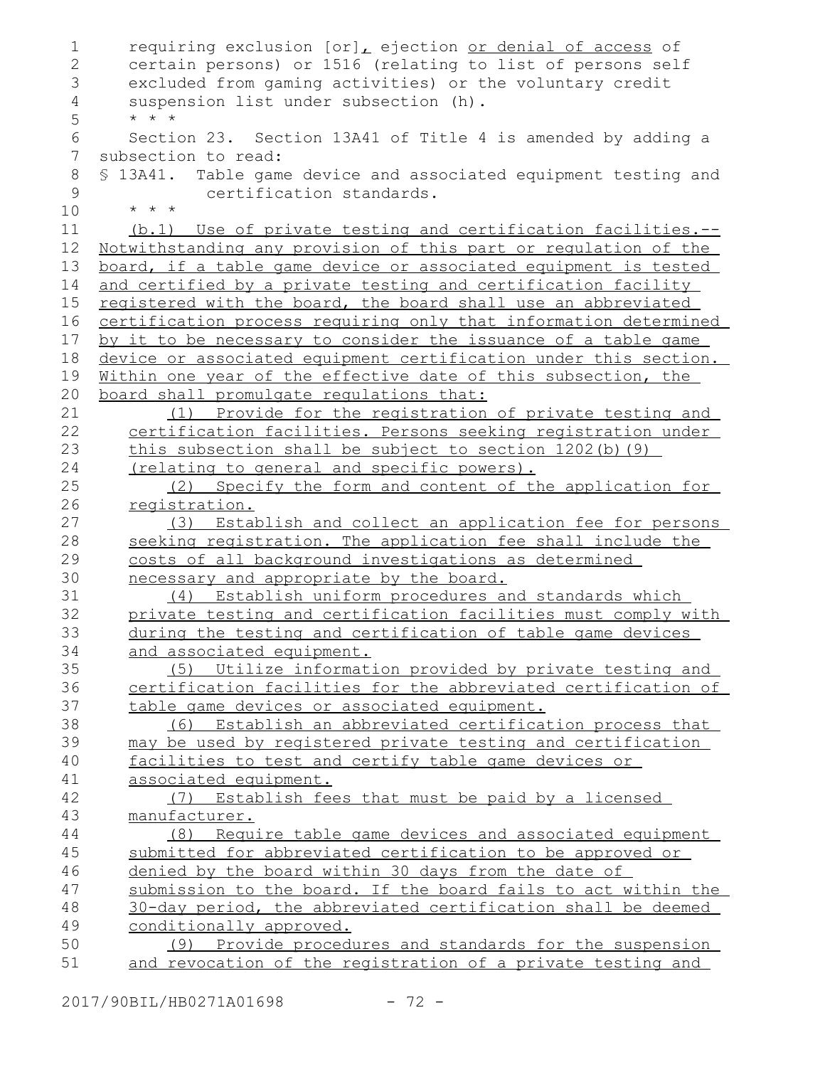requiring exclusion [or], ejection or denial of access of certain persons) or 1516 (relating to list of persons self excluded from gaming activities) or the voluntary credit suspension list under subsection (h).

\* \* \*

Section 23. Section 13A41 of Title 4 is amended by adding a subsection to read:

§ 13A41. Table game device and associated equipment testing and certification standards.

\* \* \*

(b.1) Use of private testing and certification facilities.--Notwithstanding any provision of this part or regulation of the board, if a table game device or associated equipment is tested and certified by a private testing and certification facility registered with the board, the board shall use an abbreviated certification process requiring only that information determined by it to be necessary to consider the issuance of a table game device or associated equipment certification under this section. Within one year of the effective date of this subsection, the board shall promulgate regulations that:

(1) Provide for the registration of private testing and certification facilities. Persons seeking registration under this subsection shall be subject to section 1202(b)(9) (relating to general and specific powers).

(2) Specify the form and content of the application for registration.

(3) Establish and collect an application fee for persons seeking registration. The application fee shall include the costs of all background investigations as determined necessary and appropriate by the board.

(4) Establish uniform procedures and standards which private testing and certification facilities must comply with during the testing and certification of table game devices and associated equipment.

(5) Utilize information provided by private testing and certification facilities for the abbreviated certification of table game devices or associated equipment.

(6) Establish an abbreviated certification process that may be used by registered private testing and certification facilities to test and certify table game devices or associated equipment.

(7) Establish fees that must be paid by a licensed manufacturer.

(8) Require table game devices and associated equipment submitted for abbreviated certification to be approved or denied by the board within 30 days from the date of submission to the board. If the board fails to act within the 30-day period, the abbreviated certification shall be deemed conditionally approved.

(9) Provide procedures and standards for the suspension and revocation of the registration of a private testing and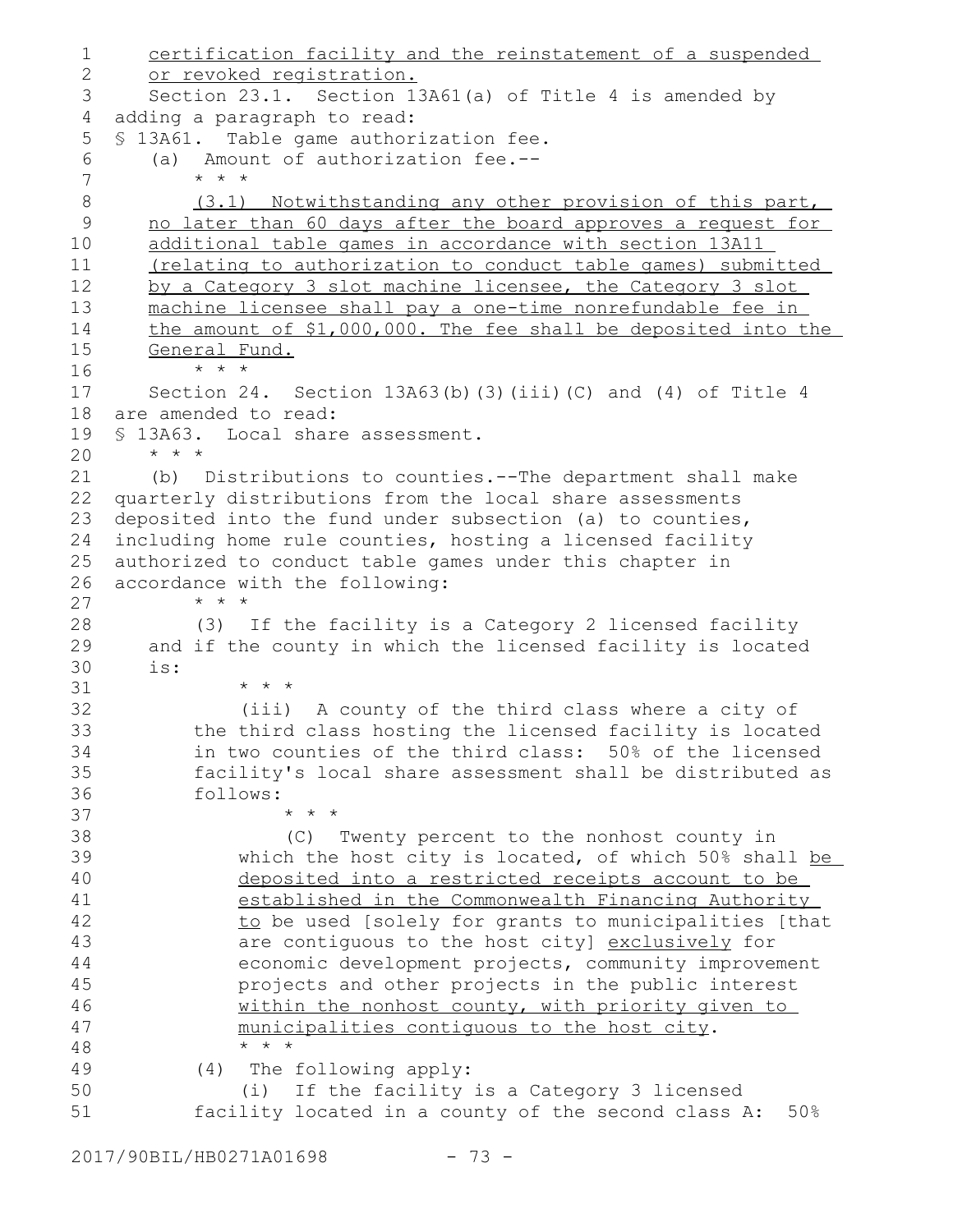certification facility and the reinstatement of a suspended or revoked registration.

Section 23.1. Section 13A61(a) of Title 4 is amended by adding a paragraph to read:

§ 13A61. Table game authorization fee.

(a) Amount of authorization fee.--

* * *

(3.1) Notwithstanding any other provision of this part, no later than 60 days after the board approves a request for additional table games in accordance with section 13A11 (relating to authorization to conduct table games) submitted by a Category 3 slot machine licensee, the Category 3 slot machine licensee shall pay a one-time nonrefundable fee in the amount of $1,000,000. The fee shall be deposited into the General Fund.

* * *

Section 24. Section 13A63(b)(3)(iii)(C) and (4) of Title 4 are amended to read:

§ 13A63. Local share assessment.

* * *

(b) Distributions to counties.--The department shall make quarterly distributions from the local share assessments deposited into the fund under subsection (a) to counties, including home rule counties, hosting a licensed facility authorized to conduct table games under this chapter in accordance with the following:

* * *

(3) If the facility is a Category 2 licensed facility and if the county in which the licensed facility is located is:

* * *

(iii) A county of the third class where a city of the third class hosting the licensed facility is located in two counties of the third class: 50% of the licensed facility's local share assessment shall be distributed as follows:

* * *

(C) Twenty percent to the nonhost county in which the host city is located, of which 50% shall be deposited into a restricted receipts account to be established in the Commonwealth Financing Authority to be used [solely for grants to municipalities [that are contiguous to the host city] exclusively for economic development projects, community improvement projects and other projects in the public interest within the nonhost county, with priority given to municipalities contiguous to the host city.

* * *

(4) The following apply:

(i) If the facility is a Category 3 licensed facility located in a county of the second class A: 50%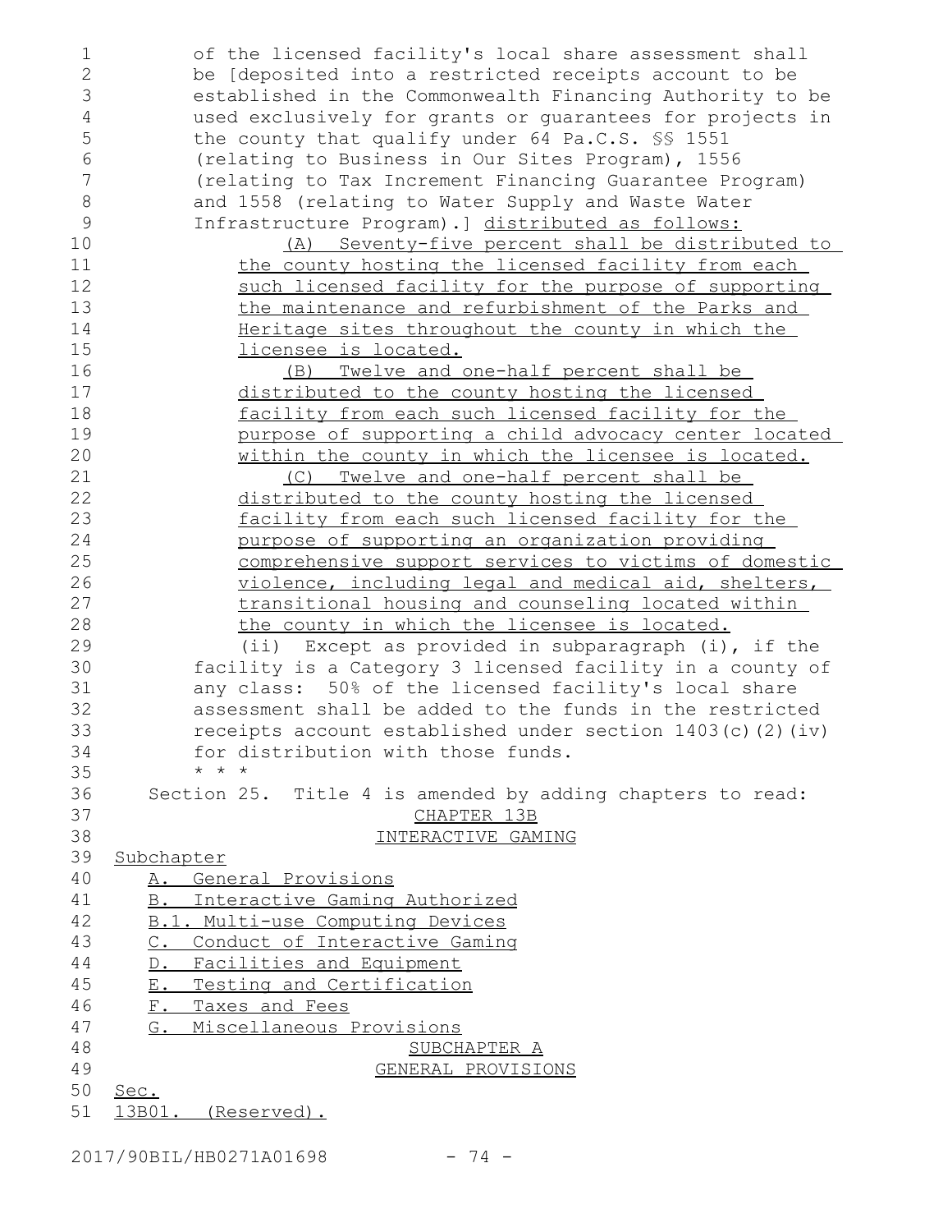of the licensed facility's local share assessment shall be [deposited into a restricted receipts account to be established in the Commonwealth Financing Authority to be used exclusively for grants or guarantees for projects in the county that qualify under 64 Pa.C.S. §§ 1551 (relating to Business in Our Sites Program), 1556 (relating to Tax Increment Financing Guarantee Program) and 1558 (relating to Water Supply and Waste Water Infrastructure Program).] distributed as follows:

(A) Seventy-five percent shall be distributed to the county hosting the licensed facility from each such licensed facility for the purpose of supporting the maintenance and refurbishment of the Parks and Heritage sites throughout the county in which the licensee is located.

(B) Twelve and one-half percent shall be distributed to the county hosting the licensed facility from each such licensed facility for the purpose of supporting a child advocacy center located within the county in which the licensee is located.

(C) Twelve and one-half percent shall be distributed to the county hosting the licensed facility from each such licensed facility for the purpose of supporting an organization providing comprehensive support services to victims of domestic violence, including legal and medical aid, shelters, transitional housing and counseling located within the county in which the licensee is located.

(ii) Except as provided in subparagraph (i), if the facility is a Category 3 licensed facility in a county of any class: 50% of the licensed facility's local share assessment shall be added to the funds in the restricted receipts account established under section 1403(c)(2)(iv) for distribution with those funds.

* * *

Section 25. Title 4 is amended by adding chapters to read:

CHAPTER 13B

INTERACTIVE GAMING

Subchapter

A. General Provisions

B. Interactive Gaming Authorized

B.1. Multi-use Computing Devices

C. Conduct of Interactive Gaming

D. Facilities and Equipment

E. Testing and Certification

F. Taxes and Fees

G. Miscellaneous Provisions

SUBCHAPTER A

GENERAL PROVISIONS

Sec.

13B01. (Reserved).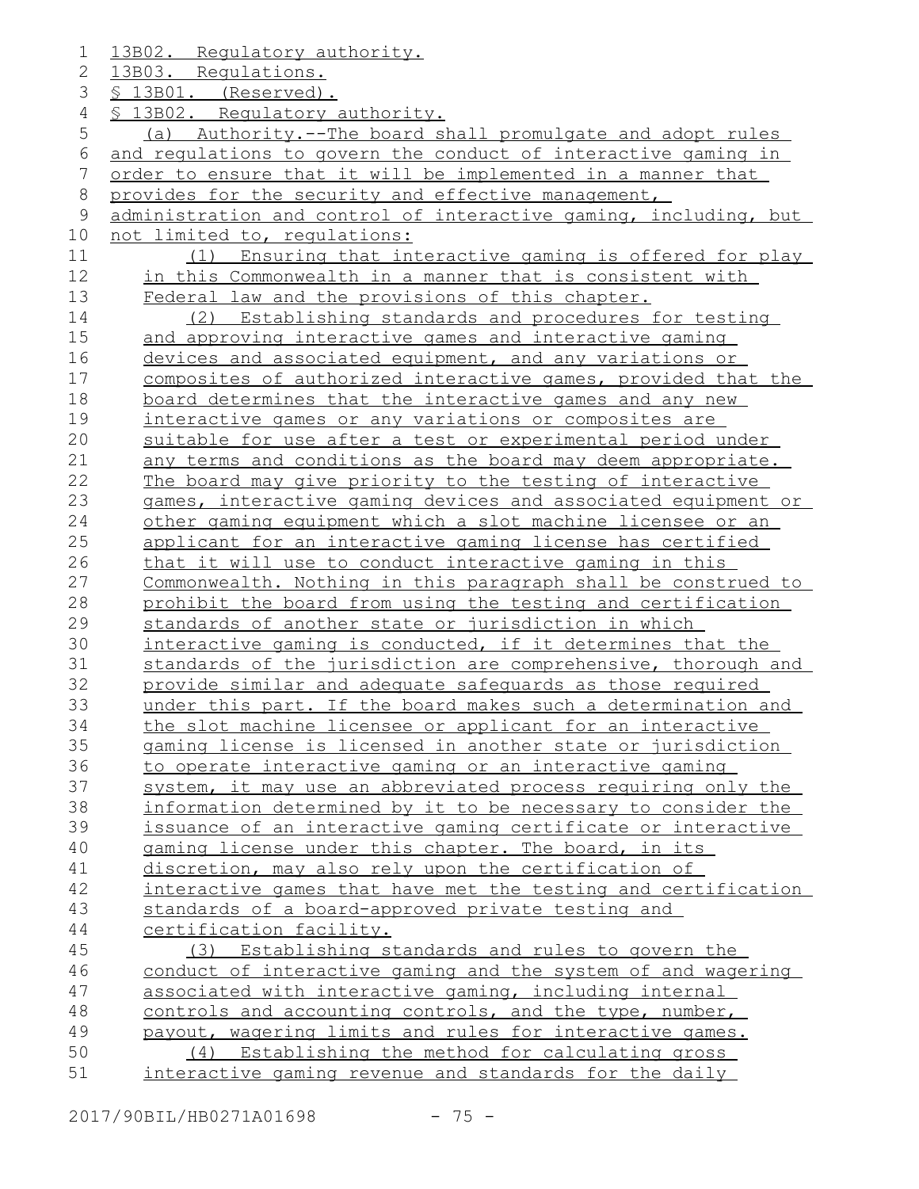13B02. Regulatory authority.

13B03. Regulations.

§ 13B01. (Reserved).

§ 13B02. Regulatory authority.

(a) Authority.--The board shall promulgate and adopt rules and regulations to govern the conduct of interactive gaming in order to ensure that it will be implemented in a manner that provides for the security and effective management, administration and control of interactive gaming, including, but not limited to, regulations:

(1) Ensuring that interactive gaming is offered for play in this Commonwealth in a manner that is consistent with Federal law and the provisions of this chapter.

(2) Establishing standards and procedures for testing and approving interactive games and interactive gaming devices and associated equipment, and any variations or composites of authorized interactive games, provided that the board determines that the interactive games and any new interactive games or any variations or composites are suitable for use after a test or experimental period under any terms and conditions as the board may deem appropriate. The board may give priority to the testing of interactive games, interactive gaming devices and associated equipment or other gaming equipment which a slot machine licensee or an applicant for an interactive gaming license has certified that it will use to conduct interactive gaming in this Commonwealth. Nothing in this paragraph shall be construed to prohibit the board from using the testing and certification standards of another state or jurisdiction in which interactive gaming is conducted, if it determines that the standards of the jurisdiction are comprehensive, thorough and provide similar and adequate safeguards as those required under this part. If the board makes such a determination and the slot machine licensee or applicant for an interactive gaming license is licensed in another state or jurisdiction to operate interactive gaming or an interactive gaming system, it may use an abbreviated process requiring only the information determined by it to be necessary to consider the issuance of an interactive gaming certificate or interactive gaming license under this chapter. The board, in its discretion, may also rely upon the certification of interactive games that have met the testing and certification standards of a board-approved private testing and certification facility.

(3) Establishing standards and rules to govern the conduct of interactive gaming and the system of and wagering associated with interactive gaming, including internal controls and accounting controls, and the type, number, payout, wagering limits and rules for interactive games.

(4) Establishing the method for calculating gross interactive gaming revenue and standards for the daily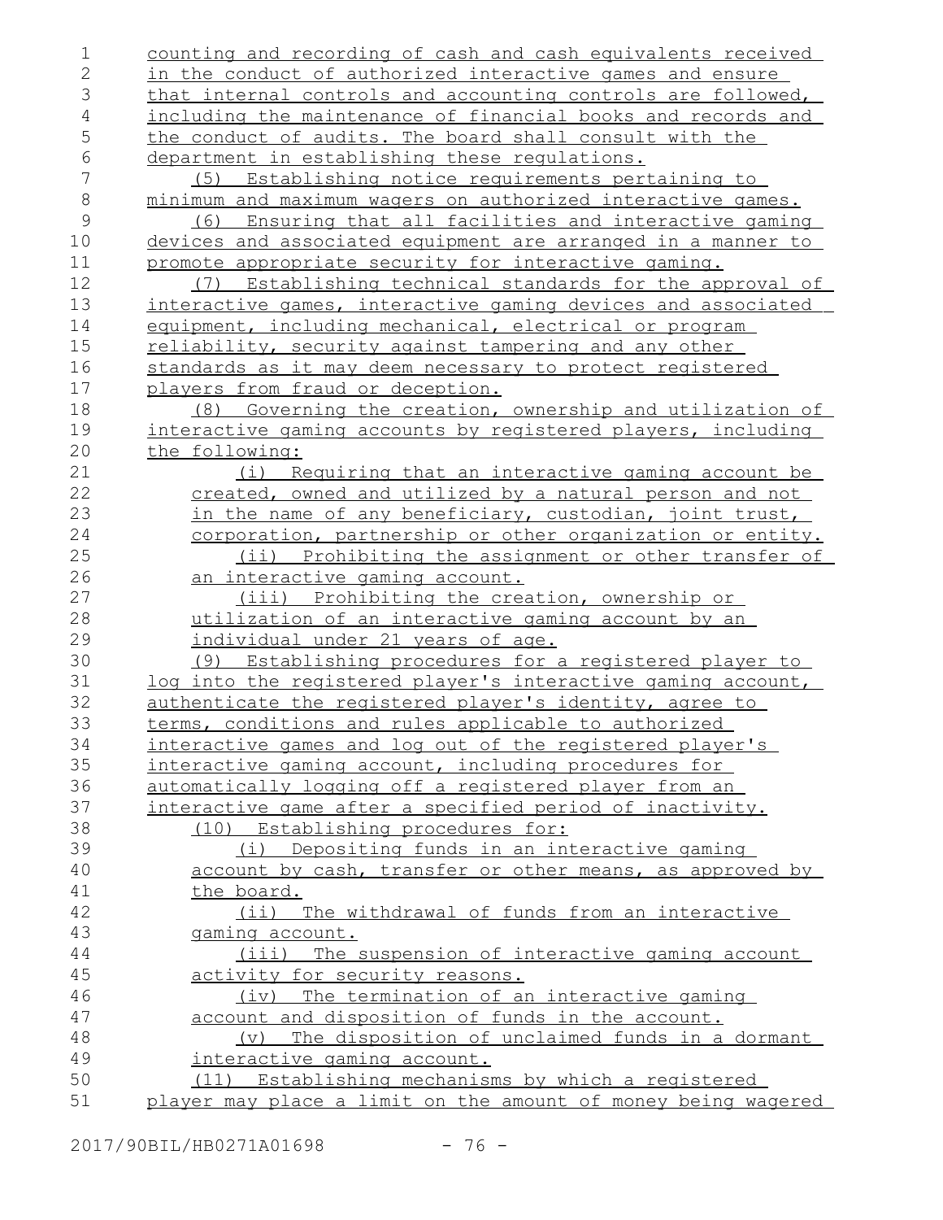counting and recording of cash and cash equivalents received in the conduct of authorized interactive games and ensure that internal controls and accounting controls are followed, including the maintenance of financial books and records and the conduct of audits. The board shall consult with the department in establishing these regulations.

(5) Establishing notice requirements pertaining to minimum and maximum wagers on authorized interactive games.

(6) Ensuring that all facilities and interactive gaming devices and associated equipment are arranged in a manner to promote appropriate security for interactive gaming.

(7) Establishing technical standards for the approval of interactive games, interactive gaming devices and associated equipment, including mechanical, electrical or program reliability, security against tampering and any other standards as it may deem necessary to protect registered players from fraud or deception.

(8) Governing the creation, ownership and utilization of interactive gaming accounts by registered players, including the following:

(i) Requiring that an interactive gaming account be created, owned and utilized by a natural person and not in the name of any beneficiary, custodian, joint trust, corporation, partnership or other organization or entity.

(ii) Prohibiting the assignment or other transfer of an interactive gaming account.

(iii) Prohibiting the creation, ownership or utilization of an interactive gaming account by an individual under 21 years of age.

(9) Establishing procedures for a registered player to log into the registered player's interactive gaming account, authenticate the registered player's identity, agree to terms, conditions and rules applicable to authorized interactive games and log out of the registered player's interactive gaming account, including procedures for automatically logging off a registered player from an interactive game after a specified period of inactivity.

(10) Establishing procedures for:

(i) Depositing funds in an interactive gaming account by cash, transfer or other means, as approved by the board.

(ii) The withdrawal of funds from an interactive gaming account.

(iii) The suspension of interactive gaming account activity for security reasons.

(iv) The termination of an interactive gaming account and disposition of funds in the account.

(v) The disposition of unclaimed funds in a dormant interactive gaming account.

(11) Establishing mechanisms by which a registered player may place a limit on the amount of money being wagered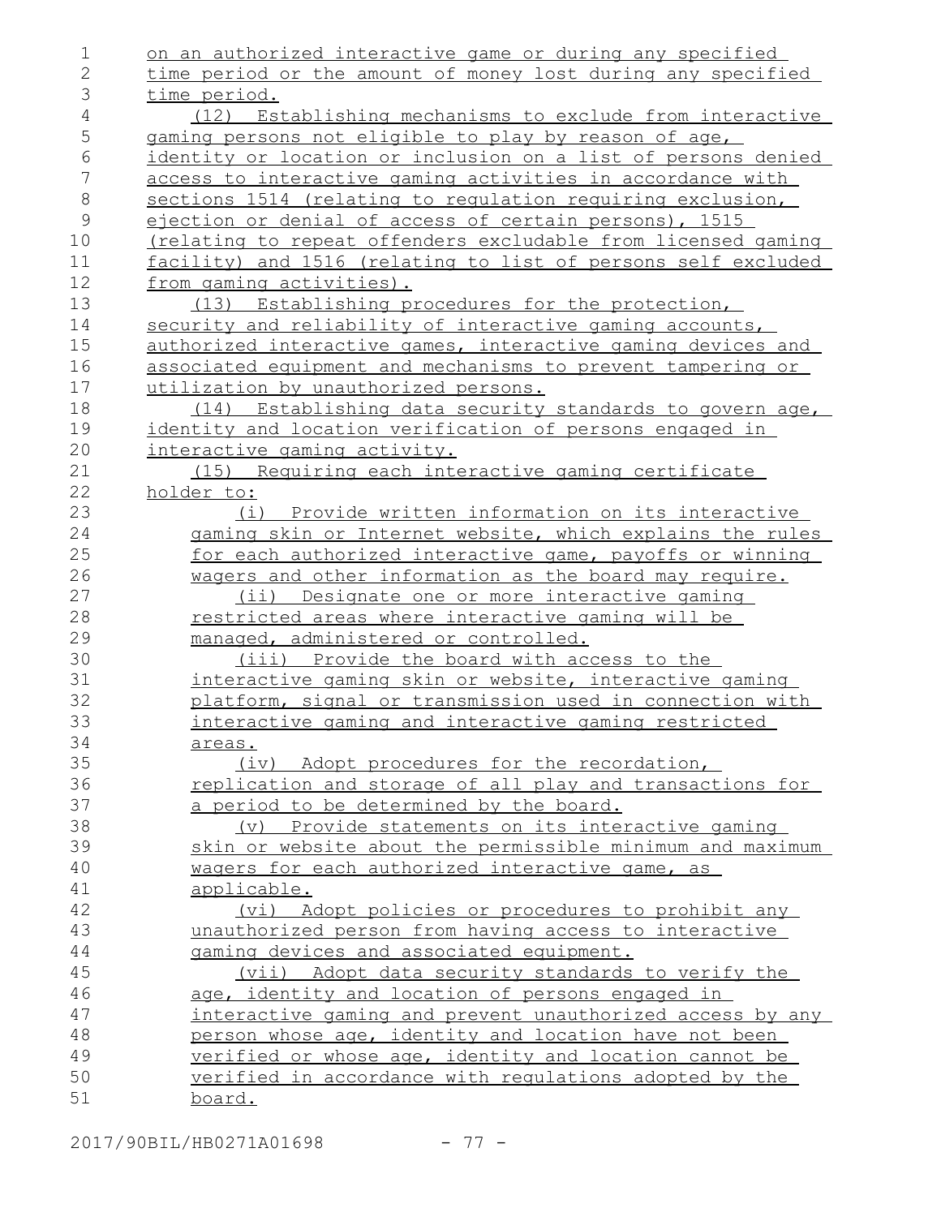on an authorized interactive game or during any specified time period or the amount of money lost during any specified time period.

(12) Establishing mechanisms to exclude from interactive gaming persons not eligible to play by reason of age, identity or location or inclusion on a list of persons denied access to interactive gaming activities in accordance with sections 1514 (relating to regulation requiring exclusion, ejection or denial of access of certain persons), 1515 (relating to repeat offenders excludable from licensed gaming facility) and 1516 (relating to list of persons self excluded from gaming activities).

(13) Establishing procedures for the protection, security and reliability of interactive gaming accounts, authorized interactive games, interactive gaming devices and associated equipment and mechanisms to prevent tampering or utilization by unauthorized persons.

(14) Establishing data security standards to govern age, identity and location verification of persons engaged in interactive gaming activity.

(15) Requiring each interactive gaming certificate holder to:

(i) Provide written information on its interactive gaming skin or Internet website, which explains the rules for each authorized interactive game, payoffs or winning wagers and other information as the board may require.

(ii) Designate one or more interactive gaming restricted areas where interactive gaming will be managed, administered or controlled.

(iii) Provide the board with access to the interactive gaming skin or website, interactive gaming platform, signal or transmission used in connection with interactive gaming and interactive gaming restricted areas.

(iv) Adopt procedures for the recordation, replication and storage of all play and transactions for a period to be determined by the board.

(v) Provide statements on its interactive gaming skin or website about the permissible minimum and maximum wagers for each authorized interactive game, as applicable.

(vi) Adopt policies or procedures to prohibit any unauthorized person from having access to interactive gaming devices and associated equipment.

(vii) Adopt data security standards to verify the age, identity and location of persons engaged in interactive gaming and prevent unauthorized access by any person whose age, identity and location have not been verified or whose age, identity and location cannot be verified in accordance with regulations adopted by the board.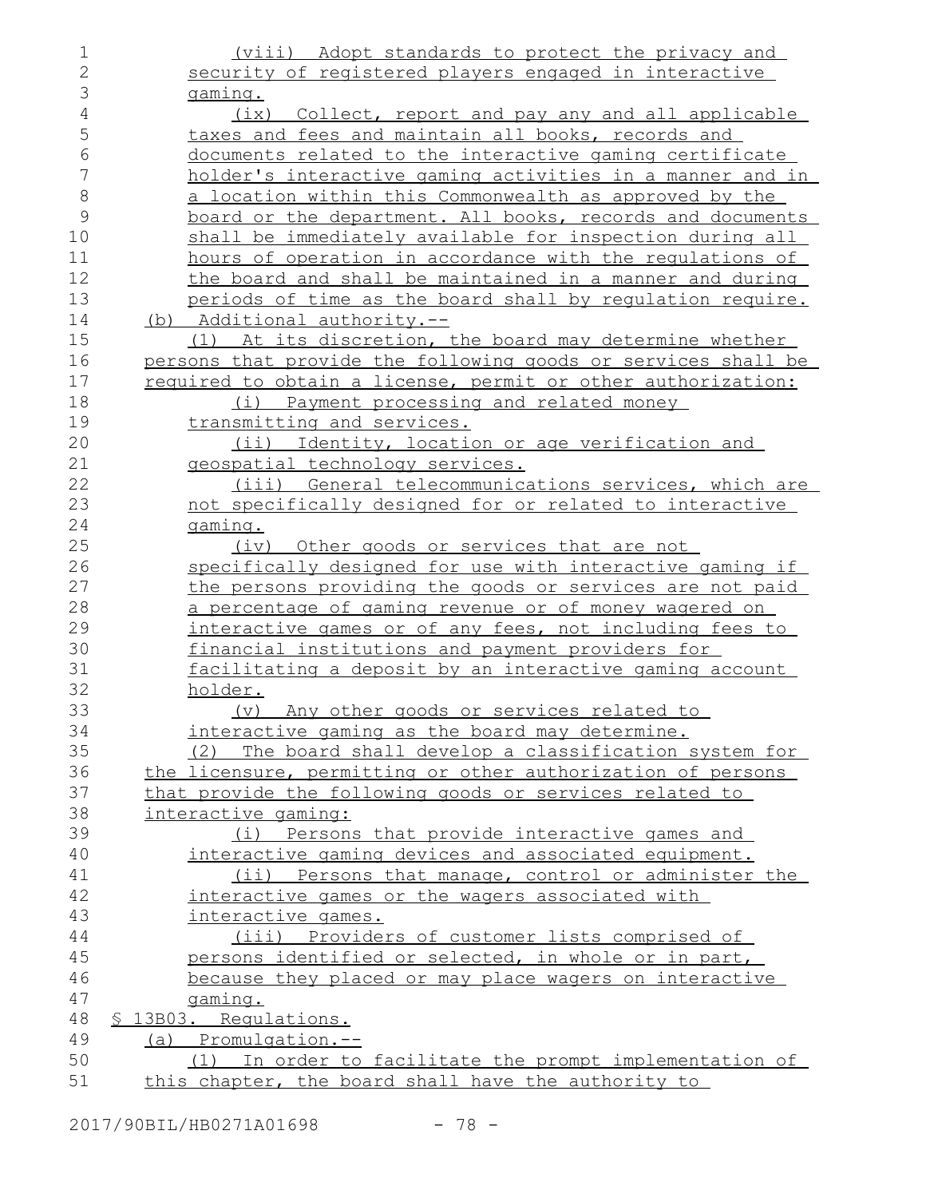(viii) Adopt standards to protect the privacy and security of registered players engaged in interactive gaming.

(ix) Collect, report and pay any and all applicable taxes and fees and maintain all books, records and documents related to the interactive gaming certificate holder's interactive gaming activities in a manner and in a location within this Commonwealth as approved by the board or the department. All books, records and documents shall be immediately available for inspection during all hours of operation in accordance with the regulations of the board and shall be maintained in a manner and during periods of time as the board shall by regulation require.

(b) Additional authority.--

(1) At its discretion, the board may determine whether persons that provide the following goods or services shall be required to obtain a license, permit or other authorization:

(i) Payment processing and related money transmitting and services.

(ii) Identity, location or age verification and geospatial technology services.

(iii) General telecommunications services, which are not specifically designed for or related to interactive gaming.

(iv) Other goods or services that are not specifically designed for use with interactive gaming if the persons providing the goods or services are not paid a percentage of gaming revenue or of money wagered on interactive games or of any fees, not including fees to financial institutions and payment providers for facilitating a deposit by an interactive gaming account holder.

(v) Any other goods or services related to interactive gaming as the board may determine.

(2) The board shall develop a classification system for the licensure, permitting or other authorization of persons that provide the following goods or services related to interactive gaming:

(i) Persons that provide interactive games and interactive gaming devices and associated equipment.

(ii) Persons that manage, control or administer the interactive games or the wagers associated with interactive games.

(iii) Providers of customer lists comprised of persons identified or selected, in whole or in part, because they placed or may place wagers on interactive gaming.

§ 13B03. Regulations.

(a) Promulgation.--

(1) In order to facilitate the prompt implementation of this chapter, the board shall have the authority to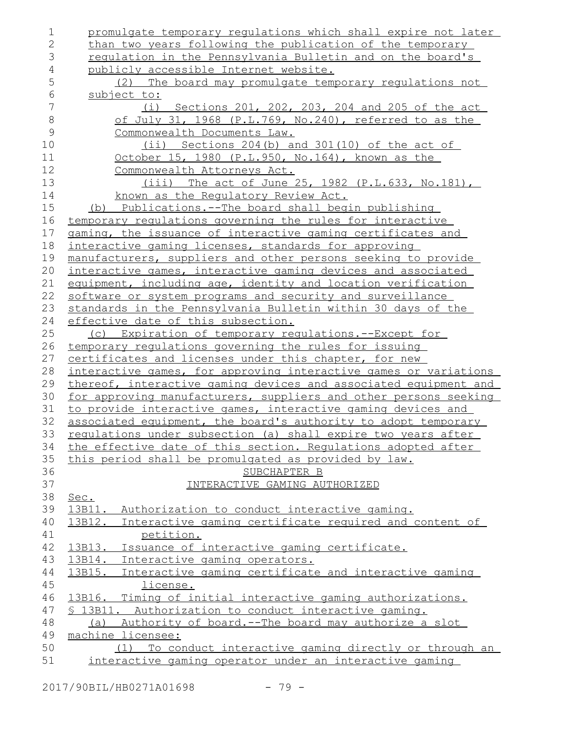promulgate temporary regulations which shall expire not later than two years following the publication of the temporary regulation in the Pennsylvania Bulletin and on the board's publicly accessible Internet website.

(2) The board may promulgate temporary regulations not subject to:

(i) Sections 201, 202, 203, 204 and 205 of the act of July 31, 1968 (P.L.769, No.240), referred to as the Commonwealth Documents Law.

(ii) Sections 204(b) and 301(10) of the act of October 15, 1980 (P.L.950, No.164), known as the Commonwealth Attorneys Act.

(iii) The act of June 25, 1982 (P.L.633, No.181), known as the Regulatory Review Act.

(b) Publications.--The board shall begin publishing temporary regulations governing the rules for interactive gaming, the issuance of interactive gaming certificates and interactive gaming licenses, standards for approving manufacturers, suppliers and other persons seeking to provide interactive games, interactive gaming devices and associated equipment, including age, identity and location verification software or system programs and security and surveillance standards in the Pennsylvania Bulletin within 30 days of the effective date of this subsection.

(c) Expiration of temporary regulations.--Except for temporary regulations governing the rules for issuing certificates and licenses under this chapter, for new interactive games, for approving interactive games or variations thereof, interactive gaming devices and associated equipment and for approving manufacturers, suppliers and other persons seeking to provide interactive games, interactive gaming devices and associated equipment, the board's authority to adopt temporary regulations under subsection (a) shall expire two years after the effective date of this section. Regulations adopted after this period shall be promulgated as provided by law.

## SUBCHAPTER B
## INTERACTIVE GAMING AUTHORIZED

Sec.

13B11. Authorization to conduct interactive gaming.

13B12. Interactive gaming certificate required and content of petition.

13B13. Issuance of interactive gaming certificate.

13B14. Interactive gaming operators.

13B15. Interactive gaming certificate and interactive gaming license.

13B16. Timing of initial interactive gaming authorizations.

§ 13B11. Authorization to conduct interactive gaming.

(a) Authority of board.--The board may authorize a slot machine licensee:

(1) To conduct interactive gaming directly or through an interactive gaming operator under an interactive gaming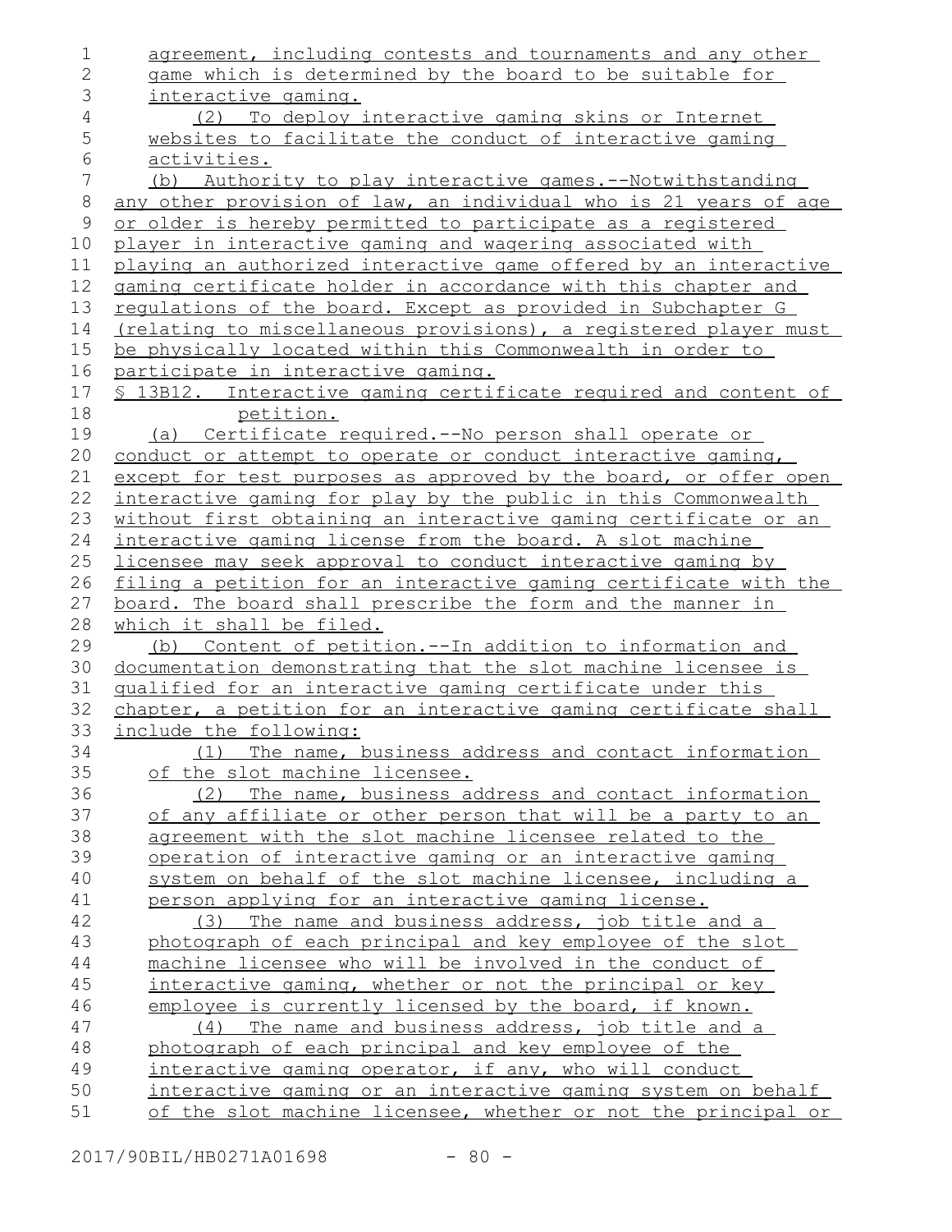agreement, including contests and tournaments and any other game which is determined by the board to be suitable for interactive gaming.

(2) To deploy interactive gaming skins or Internet websites to facilitate the conduct of interactive gaming activities.

(b) Authority to play interactive games.--Notwithstanding any other provision of law, an individual who is 21 years of age or older is hereby permitted to participate as a registered player in interactive gaming and wagering associated with playing an authorized interactive game offered by an interactive gaming certificate holder in accordance with this chapter and regulations of the board. Except as provided in Subchapter G (relating to miscellaneous provisions), a registered player must be physically located within this Commonwealth in order to participate in interactive gaming.

§ 13B12. Interactive gaming certificate required and content of petition.

(a) Certificate required.--No person shall operate or conduct or attempt to operate or conduct interactive gaming, except for test purposes as approved by the board, or offer open interactive gaming for play by the public in this Commonwealth without first obtaining an interactive gaming certificate or an interactive gaming license from the board. A slot machine licensee may seek approval to conduct interactive gaming by filing a petition for an interactive gaming certificate with the board. The board shall prescribe the form and the manner in which it shall be filed.

(b) Content of petition.--In addition to information and documentation demonstrating that the slot machine licensee is qualified for an interactive gaming certificate under this chapter, a petition for an interactive gaming certificate shall include the following:

(1) The name, business address and contact information of the slot machine licensee.

(2) The name, business address and contact information of any affiliate or other person that will be a party to an agreement with the slot machine licensee related to the operation of interactive gaming or an interactive gaming system on behalf of the slot machine licensee, including a person applying for an interactive gaming license.

(3) The name and business address, job title and a photograph of each principal and key employee of the slot machine licensee who will be involved in the conduct of interactive gaming, whether or not the principal or key employee is currently licensed by the board, if known.

(4) The name and business address, job title and a photograph of each principal and key employee of the interactive gaming operator, if any, who will conduct interactive gaming or an interactive gaming system on behalf of the slot machine licensee, whether or not the principal or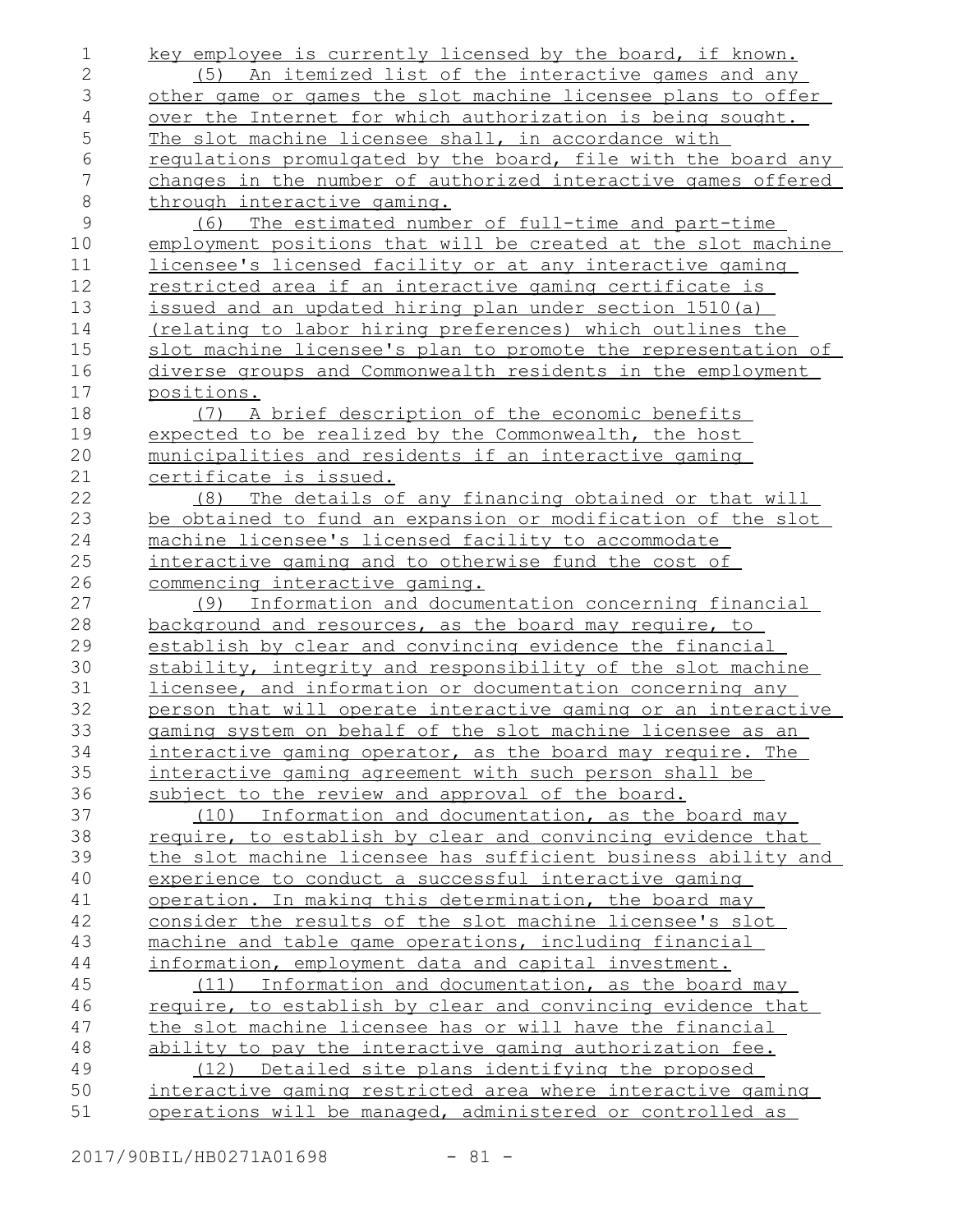key employee is currently licensed by the board, if known.

(5) An itemized list of the interactive games and any other game or games the slot machine licensee plans to offer over the Internet for which authorization is being sought. The slot machine licensee shall, in accordance with regulations promulgated by the board, file with the board any changes in the number of authorized interactive games offered through interactive gaming.

(6) The estimated number of full-time and part-time employment positions that will be created at the slot machine licensee's licensed facility or at any interactive gaming restricted area if an interactive gaming certificate is issued and an updated hiring plan under section 1510(a) (relating to labor hiring preferences) which outlines the slot machine licensee's plan to promote the representation of diverse groups and Commonwealth residents in the employment positions.

(7) A brief description of the economic benefits expected to be realized by the Commonwealth, the host municipalities and residents if an interactive gaming certificate is issued.

(8) The details of any financing obtained or that will be obtained to fund an expansion or modification of the slot machine licensee's licensed facility to accommodate interactive gaming and to otherwise fund the cost of commencing interactive gaming.

(9) Information and documentation concerning financial background and resources, as the board may require, to establish by clear and convincing evidence the financial stability, integrity and responsibility of the slot machine licensee, and information or documentation concerning any person that will operate interactive gaming or an interactive gaming system on behalf of the slot machine licensee as an interactive gaming operator, as the board may require. The interactive gaming agreement with such person shall be subject to the review and approval of the board.

(10) Information and documentation, as the board may require, to establish by clear and convincing evidence that the slot machine licensee has sufficient business ability and experience to conduct a successful interactive gaming operation. In making this determination, the board may consider the results of the slot machine licensee's slot machine and table game operations, including financial information, employment data and capital investment.

(11) Information and documentation, as the board may require, to establish by clear and convincing evidence that the slot machine licensee has or will have the financial ability to pay the interactive gaming authorization fee.

(12) Detailed site plans identifying the proposed interactive gaming restricted area where interactive gaming operations will be managed, administered or controlled as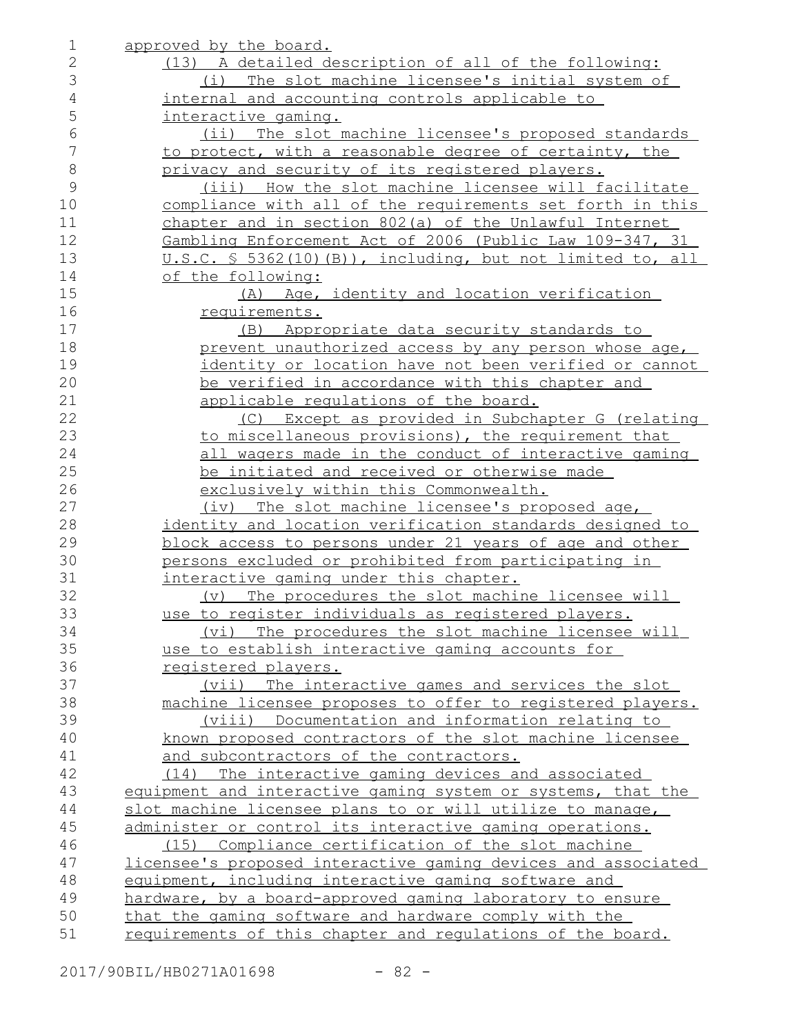approved by the board.

(13) A detailed description of all of the following:

(i) The slot machine licensee's initial system of internal and accounting controls applicable to interactive gaming.

(ii) The slot machine licensee's proposed standards to protect, with a reasonable degree of certainty, the privacy and security of its registered players.

(iii) How the slot machine licensee will facilitate compliance with all of the requirements set forth in this chapter and in section 802(a) of the Unlawful Internet Gambling Enforcement Act of 2006 (Public Law 109-347, 31 U.S.C. § 5362(10)(B)), including, but not limited to, all of the following:

(A) Age, identity and location verification requirements.

(B) Appropriate data security standards to prevent unauthorized access by any person whose age, identity or location have not been verified or cannot be verified in accordance with this chapter and applicable regulations of the board.

(C) Except as provided in Subchapter G (relating to miscellaneous provisions), the requirement that all wagers made in the conduct of interactive gaming be initiated and received or otherwise made exclusively within this Commonwealth.

(iv) The slot machine licensee's proposed age, identity and location verification standards designed to block access to persons under 21 years of age and other persons excluded or prohibited from participating in interactive gaming under this chapter.

(v) The procedures the slot machine licensee will use to register individuals as registered players.

(vi) The procedures the slot machine licensee will use to establish interactive gaming accounts for registered players.

(vii) The interactive games and services the slot machine licensee proposes to offer to registered players.

(viii) Documentation and information relating to known proposed contractors of the slot machine licensee and subcontractors of the contractors.

(14) The interactive gaming devices and associated equipment and interactive gaming system or systems, that the slot machine licensee plans to or will utilize to manage, administer or control its interactive gaming operations.

(15) Compliance certification of the slot machine licensee's proposed interactive gaming devices and associated equipment, including interactive gaming software and hardware, by a board-approved gaming laboratory to ensure that the gaming software and hardware comply with the requirements of this chapter and regulations of the board.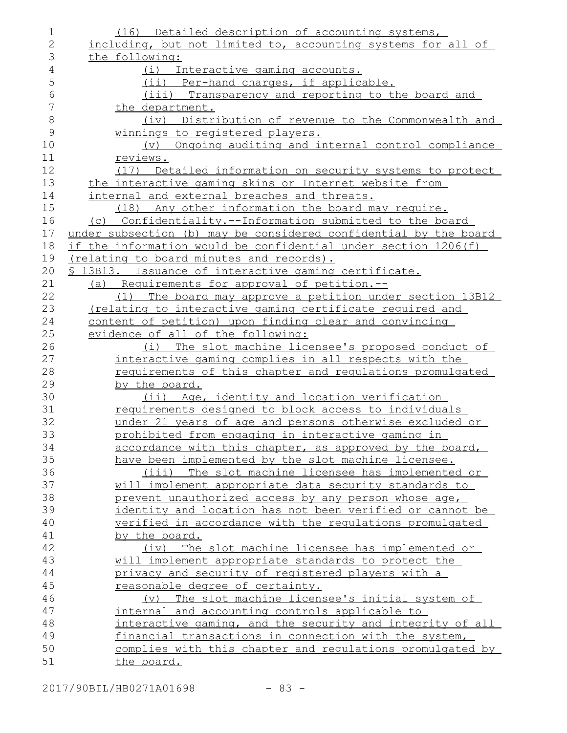(16) Detailed description of accounting systems, including, but not limited to, accounting systems for all of the following:

(i) Interactive gaming accounts.

(ii) Per-hand charges, if applicable.

(iii) Transparency and reporting to the board and the department.

(iv) Distribution of revenue to the Commonwealth and winnings to registered players.

(v) Ongoing auditing and internal control compliance reviews.

(17) Detailed information on security systems to protect the interactive gaming skins or Internet website from internal and external breaches and threats.

(18) Any other information the board may require.

(c) Confidentiality.--Information submitted to the board under subsection (b) may be considered confidential by the board if the information would be confidential under section 1206(f) (relating to board minutes and records).

§ 13B13. Issuance of interactive gaming certificate.

(a) Requirements for approval of petition.--

(1) The board may approve a petition under section 13B12 (relating to interactive gaming certificate required and content of petition) upon finding clear and convincing evidence of all of the following:

(i) The slot machine licensee's proposed conduct of interactive gaming complies in all respects with the requirements of this chapter and regulations promulgated by the board.

(ii) Age, identity and location verification requirements designed to block access to individuals under 21 years of age and persons otherwise excluded or prohibited from engaging in interactive gaming in accordance with this chapter, as approved by the board, have been implemented by the slot machine licensee.

(iii) The slot machine licensee has implemented or will implement appropriate data security standards to prevent unauthorized access by any person whose age, identity and location has not been verified or cannot be verified in accordance with the regulations promulgated by the board.

(iv) The slot machine licensee has implemented or will implement appropriate standards to protect the privacy and security of registered players with a reasonable degree of certainty.

(v) The slot machine licensee's initial system of internal and accounting controls applicable to interactive gaming, and the security and integrity of all financial transactions in connection with the system, complies with this chapter and regulations promulgated by the board.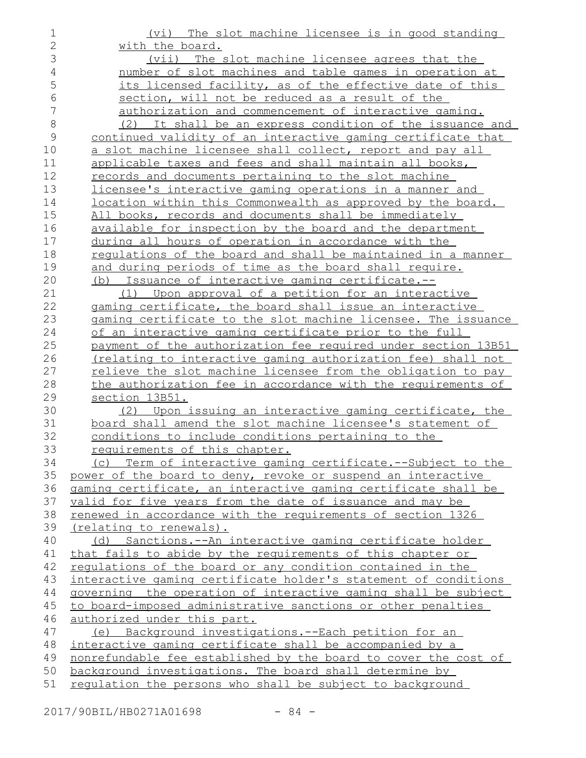(vi) The slot machine licensee is in good standing with the board.

(vii) The slot machine licensee agrees that the number of slot machines and table games in operation at its licensed facility, as of the effective date of this section, will not be reduced as a result of the authorization and commencement of interactive gaming.

(2) It shall be an express condition of the issuance and continued validity of an interactive gaming certificate that a slot machine licensee shall collect, report and pay all applicable taxes and fees and shall maintain all books, records and documents pertaining to the slot machine licensee's interactive gaming operations in a manner and location within this Commonwealth as approved by the board. All books, records and documents shall be immediately available for inspection by the board and the department during all hours of operation in accordance with the regulations of the board and shall be maintained in a manner and during periods of time as the board shall require.

(b) Issuance of interactive gaming certificate.--

(1) Upon approval of a petition for an interactive gaming certificate, the board shall issue an interactive gaming certificate to the slot machine licensee. The issuance of an interactive gaming certificate prior to the full payment of the authorization fee required under section 13B51 (relating to interactive gaming authorization fee) shall not relieve the slot machine licensee from the obligation to pay the authorization fee in accordance with the requirements of section 13B51.

(2) Upon issuing an interactive gaming certificate, the board shall amend the slot machine licensee's statement of conditions to include conditions pertaining to the requirements of this chapter.

(c) Term of interactive gaming certificate.--Subject to the power of the board to deny, revoke or suspend an interactive gaming certificate, an interactive gaming certificate shall be valid for five years from the date of issuance and may be renewed in accordance with the requirements of section 1326 (relating to renewals).

(d) Sanctions.--An interactive gaming certificate holder that fails to abide by the requirements of this chapter or regulations of the board or any condition contained in the interactive gaming certificate holder's statement of conditions governing the operation of interactive gaming shall be subject to board-imposed administrative sanctions or other penalties authorized under this part.

(e) Background investigations.--Each petition for an interactive gaming certificate shall be accompanied by a nonrefundable fee established by the board to cover the cost of background investigations. The board shall determine by regulation the persons who shall be subject to background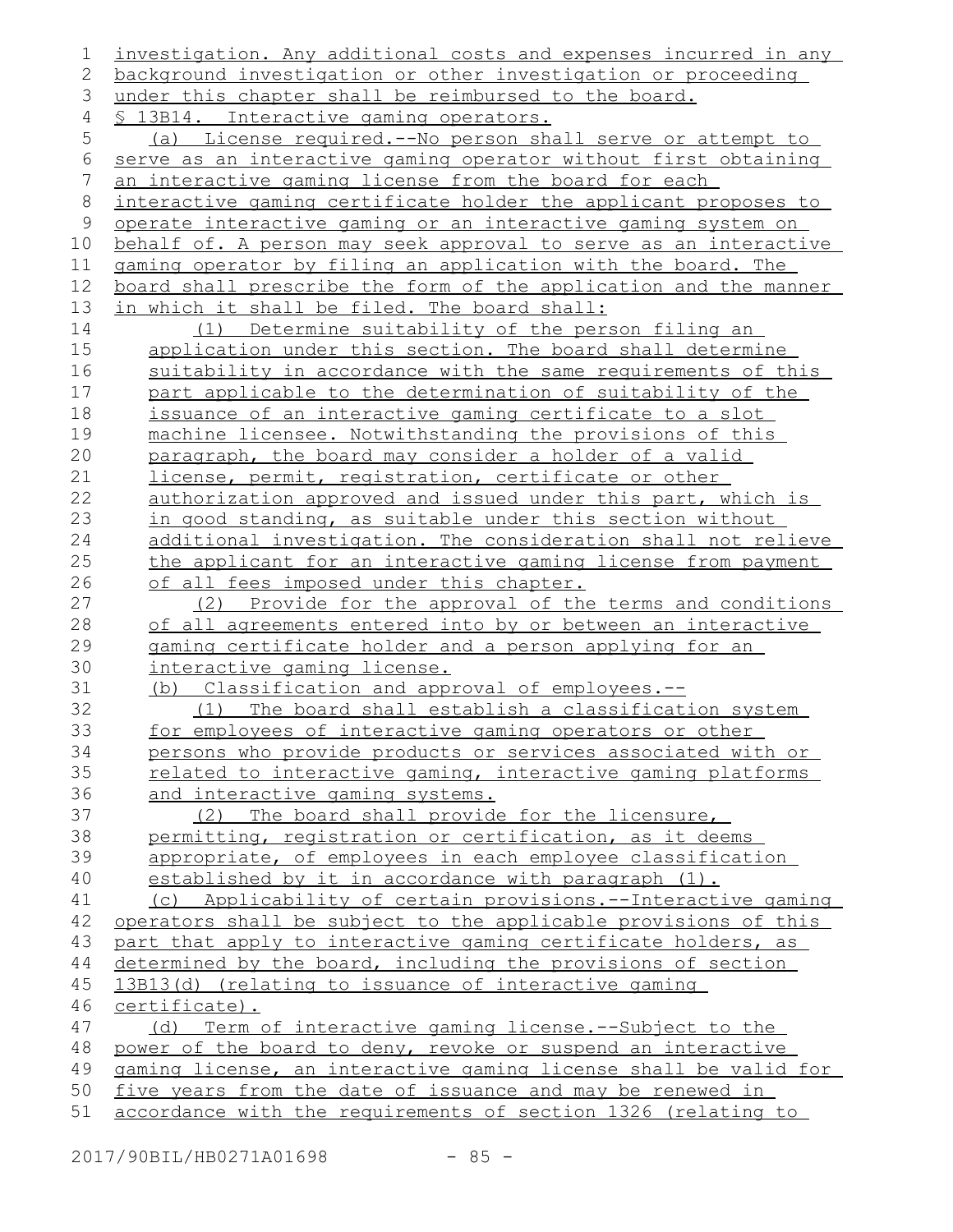investigation. Any additional costs and expenses incurred in any background investigation or other investigation or proceeding under this chapter shall be reimbursed to the board.

§ 13B14. Interactive gaming operators.

(a) License required.--No person shall serve or attempt to serve as an interactive gaming operator without first obtaining an interactive gaming license from the board for each interactive gaming certificate holder the applicant proposes to operate interactive gaming or an interactive gaming system on behalf of. A person may seek approval to serve as an interactive gaming operator by filing an application with the board. The board shall prescribe the form of the application and the manner in which it shall be filed. The board shall:

(1) Determine suitability of the person filing an application under this section. The board shall determine suitability in accordance with the same requirements of this part applicable to the determination of suitability of the issuance of an interactive gaming certificate to a slot machine licensee. Notwithstanding the provisions of this paragraph, the board may consider a holder of a valid license, permit, registration, certificate or other authorization approved and issued under this part, which is in good standing, as suitable under this section without additional investigation. The consideration shall not relieve the applicant for an interactive gaming license from payment of all fees imposed under this chapter.

(2) Provide for the approval of the terms and conditions of all agreements entered into by or between an interactive gaming certificate holder and a person applying for an interactive gaming license.

(b) Classification and approval of employees.--

(1) The board shall establish a classification system for employees of interactive gaming operators or other persons who provide products or services associated with or related to interactive gaming, interactive gaming platforms and interactive gaming systems.

(2) The board shall provide for the licensure, permitting, registration or certification, as it deems appropriate, of employees in each employee classification established by it in accordance with paragraph (1).

(c) Applicability of certain provisions.--Interactive gaming operators shall be subject to the applicable provisions of this part that apply to interactive gaming certificate holders, as determined by the board, including the provisions of section 13B13(d) (relating to issuance of interactive gaming certificate).

(d) Term of interactive gaming license.--Subject to the power of the board to deny, revoke or suspend an interactive gaming license, an interactive gaming license shall be valid for five years from the date of issuance and may be renewed in accordance with the requirements of section 1326 (relating to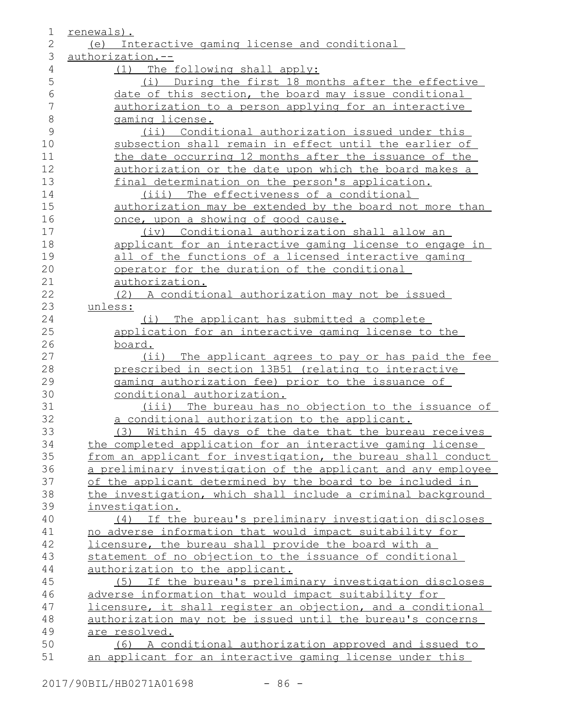renewals).

(e) Interactive gaming license and conditional authorization.--

(1) The following shall apply:

(i) During the first 18 months after the effective date of this section, the board may issue conditional authorization to a person applying for an interactive gaming license.

(ii) Conditional authorization issued under this subsection shall remain in effect until the earlier of the date occurring 12 months after the issuance of the authorization or the date upon which the board makes a final determination on the person's application.

(iii) The effectiveness of a conditional authorization may be extended by the board not more than once, upon a showing of good cause.

(iv) Conditional authorization shall allow an applicant for an interactive gaming license to engage in all of the functions of a licensed interactive gaming operator for the duration of the conditional authorization.

(2) A conditional authorization may not be issued unless:

(i) The applicant has submitted a complete application for an interactive gaming license to the board.

(ii) The applicant agrees to pay or has paid the fee prescribed in section 13B51 (relating to interactive gaming authorization fee) prior to the issuance of conditional authorization.

(iii) The bureau has no objection to the issuance of a conditional authorization to the applicant.

(3) Within 45 days of the date that the bureau receives the completed application for an interactive gaming license from an applicant for investigation, the bureau shall conduct a preliminary investigation of the applicant and any employee of the applicant determined by the board to be included in the investigation, which shall include a criminal background investigation.

(4) If the bureau's preliminary investigation discloses no adverse information that would impact suitability for licensure, the bureau shall provide the board with a statement of no objection to the issuance of conditional authorization to the applicant.

(5) If the bureau's preliminary investigation discloses adverse information that would impact suitability for licensure, it shall register an objection, and a conditional authorization may not be issued until the bureau's concerns are resolved.

(6) A conditional authorization approved and issued to an applicant for an interactive gaming license under this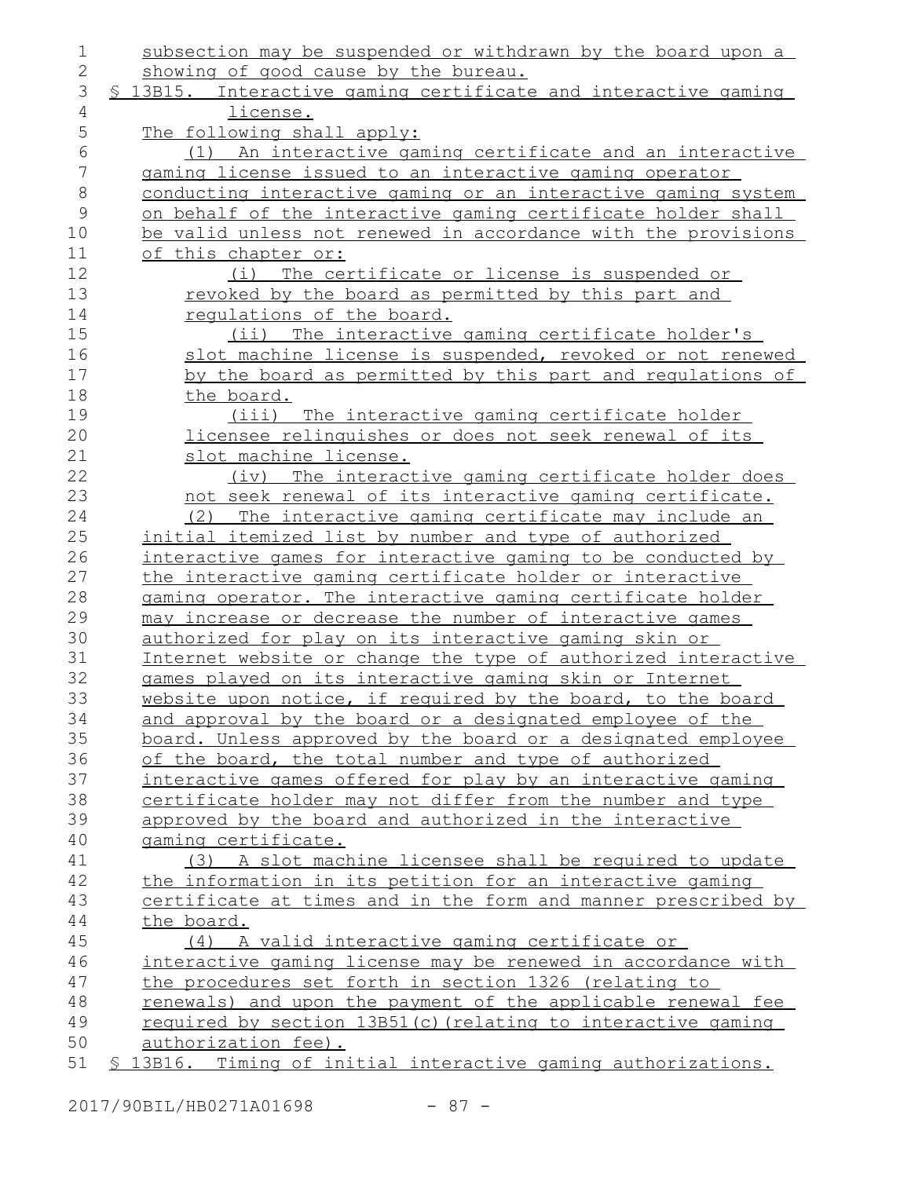subsection may be suspended or withdrawn by the board upon a showing of good cause by the bureau.

§ 13B15. Interactive gaming certificate and interactive gaming license.

The following shall apply:

(1) An interactive gaming certificate and an interactive gaming license issued to an interactive gaming operator conducting interactive gaming or an interactive gaming system on behalf of the interactive gaming certificate holder shall be valid unless not renewed in accordance with the provisions of this chapter or:

(i) The certificate or license is suspended or revoked by the board as permitted by this part and regulations of the board.

(ii) The interactive gaming certificate holder's slot machine license is suspended, revoked or not renewed by the board as permitted by this part and regulations of the board.

(iii) The interactive gaming certificate holder licensee relinquishes or does not seek renewal of its slot machine license.

(iv) The interactive gaming certificate holder does not seek renewal of its interactive gaming certificate.

(2) The interactive gaming certificate may include an initial itemized list by number and type of authorized interactive games for interactive gaming to be conducted by the interactive gaming certificate holder or interactive gaming operator. The interactive gaming certificate holder may increase or decrease the number of interactive games authorized for play on its interactive gaming skin or Internet website or change the type of authorized interactive games played on its interactive gaming skin or Internet website upon notice, if required by the board, to the board and approval by the board or a designated employee of the board. Unless approved by the board or a designated employee of the board, the total number and type of authorized interactive games offered for play by an interactive gaming certificate holder may not differ from the number and type approved by the board and authorized in the interactive gaming certificate.

(3) A slot machine licensee shall be required to update the information in its petition for an interactive gaming certificate at times and in the form and manner prescribed by the board.

(4) A valid interactive gaming certificate or interactive gaming license may be renewed in accordance with the procedures set forth in section 1326 (relating to renewals) and upon the payment of the applicable renewal fee required by section 13B51(c)(relating to interactive gaming authorization fee).

§ 13B16. Timing of initial interactive gaming authorizations.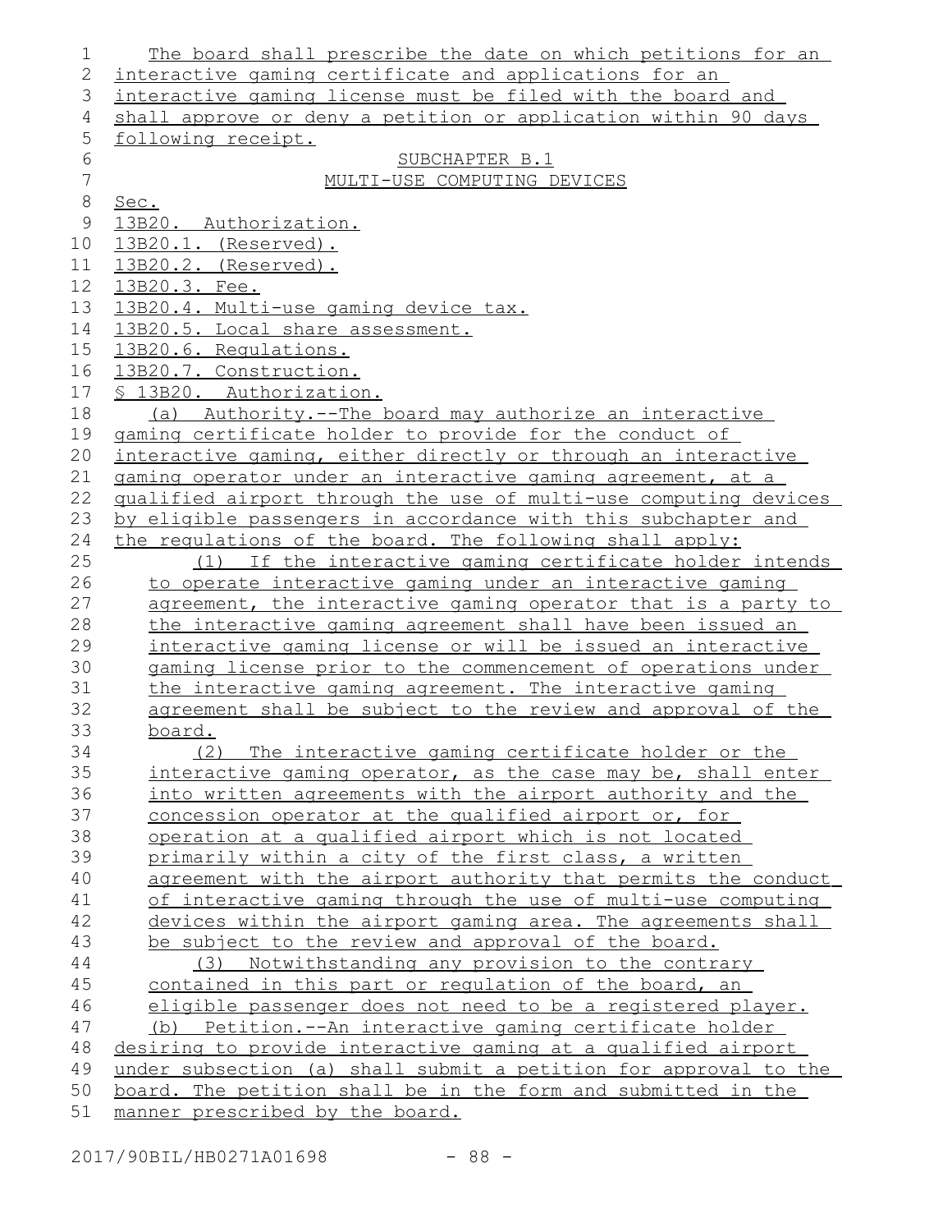The board shall prescribe the date on which petitions for an interactive gaming certificate and applications for an interactive gaming license must be filed with the board and shall approve or deny a petition or application within 90 days following receipt.

SUBCHAPTER B.1

MULTI-USE COMPUTING DEVICES

Sec.

13B20. Authorization.

13B20.1. (Reserved).

13B20.2. (Reserved).

13B20.3. Fee.

13B20.4. Multi-use gaming device tax.

13B20.5. Local share assessment.

13B20.6. Regulations.

13B20.7. Construction.

§ 13B20. Authorization.

(a) Authority.--The board may authorize an interactive gaming certificate holder to provide for the conduct of interactive gaming, either directly or through an interactive gaming operator under an interactive gaming agreement, at a qualified airport through the use of multi-use computing devices by eligible passengers in accordance with this subchapter and the regulations of the board. The following shall apply:

(1) If the interactive gaming certificate holder intends to operate interactive gaming under an interactive gaming agreement, the interactive gaming operator that is a party to the interactive gaming agreement shall have been issued an interactive gaming license or will be issued an interactive gaming license prior to the commencement of operations under the interactive gaming agreement. The interactive gaming agreement shall be subject to the review and approval of the board.

(2) The interactive gaming certificate holder or the interactive gaming operator, as the case may be, shall enter into written agreements with the airport authority and the concession operator at the qualified airport or, for operation at a qualified airport which is not located primarily within a city of the first class, a written agreement with the airport authority that permits the conduct of interactive gaming through the use of multi-use computing devices within the airport gaming area. The agreements shall be subject to the review and approval of the board.

(3) Notwithstanding any provision to the contrary contained in this part or regulation of the board, an eligible passenger does not need to be a registered player.

(b) Petition.--An interactive gaming certificate holder desiring to provide interactive gaming at a qualified airport under subsection (a) shall submit a petition for approval to the board. The petition shall be in the form and submitted in the manner prescribed by the board.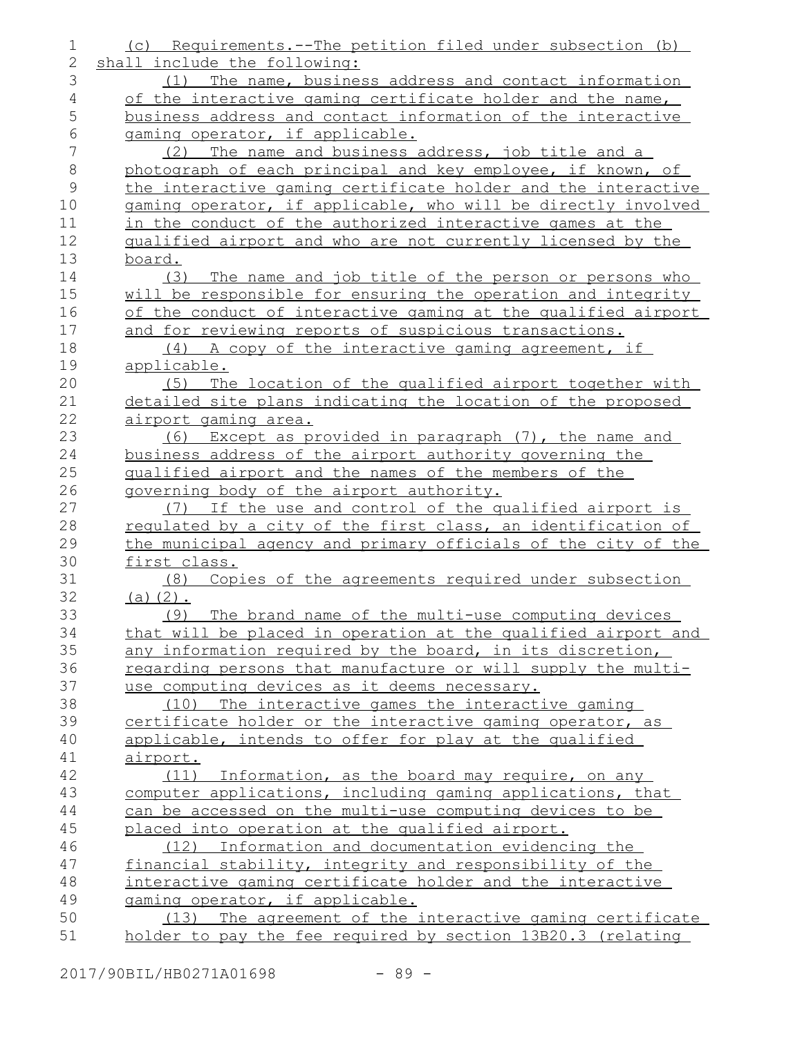(c) Requirements.--The petition filed under subsection (b) shall include the following:

(1) The name, business address and contact information of the interactive gaming certificate holder and the name, business address and contact information of the interactive gaming operator, if applicable.

(2) The name and business address, job title and a photograph of each principal and key employee, if known, of the interactive gaming certificate holder and the interactive gaming operator, if applicable, who will be directly involved in the conduct of the authorized interactive games at the qualified airport and who are not currently licensed by the board.

(3) The name and job title of the person or persons who will be responsible for ensuring the operation and integrity of the conduct of interactive gaming at the qualified airport and for reviewing reports of suspicious transactions.

(4) A copy of the interactive gaming agreement, if applicable.

(5) The location of the qualified airport together with detailed site plans indicating the location of the proposed airport gaming area.

(6) Except as provided in paragraph (7), the name and business address of the airport authority governing the qualified airport and the names of the members of the governing body of the airport authority.

(7) If the use and control of the qualified airport is regulated by a city of the first class, an identification of the municipal agency and primary officials of the city of the first class.

(8) Copies of the agreements required under subsection (a)(2).

(9) The brand name of the multi-use computing devices that will be placed in operation at the qualified airport and any information required by the board, in its discretion, regarding persons that manufacture or will supply the multi-use computing devices as it deems necessary.

(10) The interactive games the interactive gaming certificate holder or the interactive gaming operator, as applicable, intends to offer for play at the qualified airport.

(11) Information, as the board may require, on any computer applications, including gaming applications, that can be accessed on the multi-use computing devices to be placed into operation at the qualified airport.

(12) Information and documentation evidencing the financial stability, integrity and responsibility of the interactive gaming certificate holder and the interactive gaming operator, if applicable.

(13) The agreement of the interactive gaming certificate holder to pay the fee required by section 13B20.3 (relating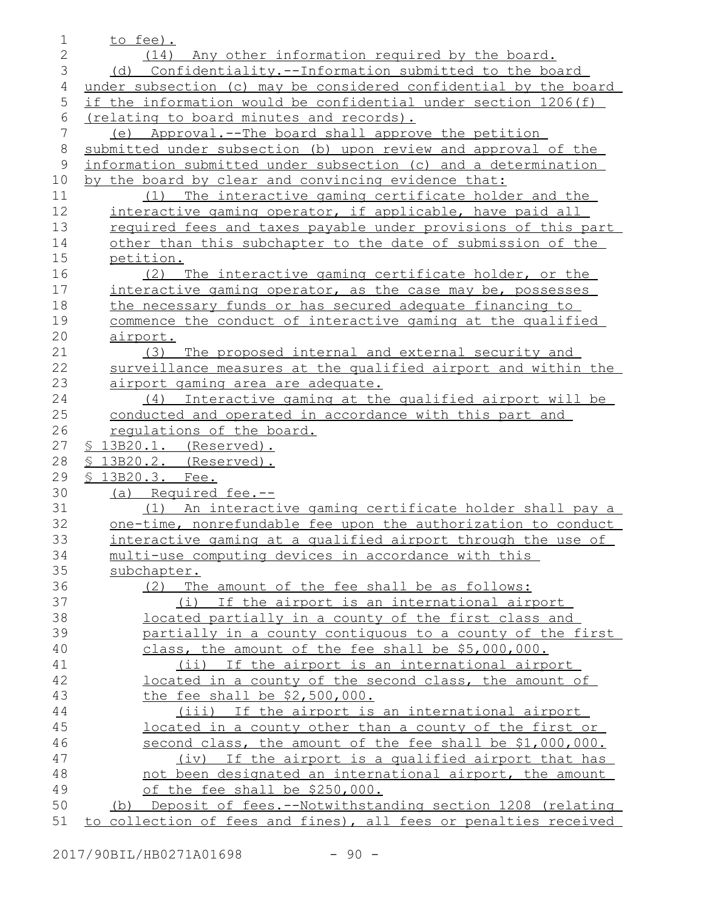to fee).

(14) Any other information required by the board.

(d) Confidentiality.--Information submitted to the board under subsection (c) may be considered confidential by the board if the information would be confidential under section 1206(f) (relating to board minutes and records).

(e) Approval.--The board shall approve the petition submitted under subsection (b) upon review and approval of the information submitted under subsection (c) and a determination by the board by clear and convincing evidence that:

(1) The interactive gaming certificate holder and the interactive gaming operator, if applicable, have paid all required fees and taxes payable under provisions of this part other than this subchapter to the date of submission of the petition.

(2) The interactive gaming certificate holder, or the interactive gaming operator, as the case may be, possesses the necessary funds or has secured adequate financing to commence the conduct of interactive gaming at the qualified airport.

(3) The proposed internal and external security and surveillance measures at the qualified airport and within the airport gaming area are adequate.

(4) Interactive gaming at the qualified airport will be conducted and operated in accordance with this part and regulations of the board.

§ 13B20.1. (Reserved).

§ 13B20.2. (Reserved).

§ 13B20.3. Fee.

(a) Required fee.--

(1) An interactive gaming certificate holder shall pay a one-time, nonrefundable fee upon the authorization to conduct interactive gaming at a qualified airport through the use of multi-use computing devices in accordance with this subchapter.

(2) The amount of the fee shall be as follows:

(i) If the airport is an international airport located partially in a county of the first class and partially in a county contiguous to a county of the first class, the amount of the fee shall be $5,000,000.

(ii) If the airport is an international airport located in a county of the second class, the amount of the fee shall be $2,500,000.

(iii) If the airport is an international airport located in a county other than a county of the first or second class, the amount of the fee shall be $1,000,000.

(iv) If the airport is a qualified airport that has not been designated an international airport, the amount of the fee shall be $250,000.

(b) Deposit of fees.--Notwithstanding section 1208 (relating to collection of fees and fines), all fees or penalties received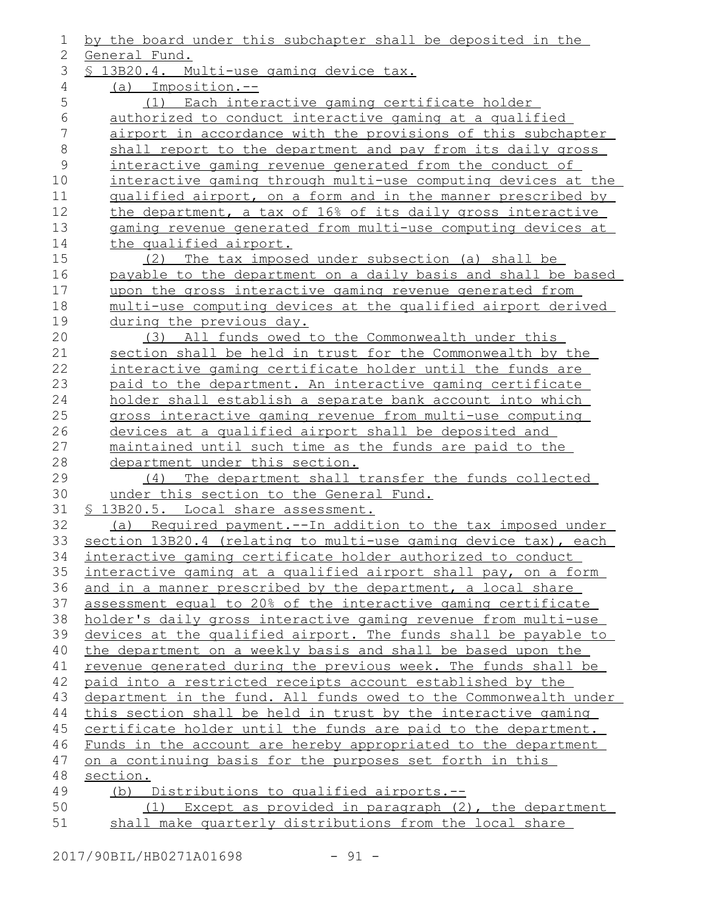by the board under this subchapter shall be deposited in the General Fund.

§ 13B20.4. Multi-use gaming device tax.

(a) Imposition.--

(1) Each interactive gaming certificate holder authorized to conduct interactive gaming at a qualified airport in accordance with the provisions of this subchapter shall report to the department and pay from its daily gross interactive gaming revenue generated from the conduct of interactive gaming through multi-use computing devices at the qualified airport, on a form and in the manner prescribed by the department, a tax of 16% of its daily gross interactive gaming revenue generated from multi-use computing devices at the qualified airport.

(2) The tax imposed under subsection (a) shall be payable to the department on a daily basis and shall be based upon the gross interactive gaming revenue generated from multi-use computing devices at the qualified airport derived during the previous day.

(3) All funds owed to the Commonwealth under this section shall be held in trust for the Commonwealth by the interactive gaming certificate holder until the funds are paid to the department. An interactive gaming certificate holder shall establish a separate bank account into which gross interactive gaming revenue from multi-use computing devices at a qualified airport shall be deposited and maintained until such time as the funds are paid to the department under this section.

(4) The department shall transfer the funds collected under this section to the General Fund.

§ 13B20.5. Local share assessment.

(a) Required payment.--In addition to the tax imposed under section 13B20.4 (relating to multi-use gaming device tax), each interactive gaming certificate holder authorized to conduct interactive gaming at a qualified airport shall pay, on a form and in a manner prescribed by the department, a local share assessment equal to 20% of the interactive gaming certificate holder's daily gross interactive gaming revenue from multi-use devices at the qualified airport. The funds shall be payable to the department on a weekly basis and shall be based upon the revenue generated during the previous week. The funds shall be paid into a restricted receipts account established by the department in the fund. All funds owed to the Commonwealth under this section shall be held in trust by the interactive gaming certificate holder until the funds are paid to the department. Funds in the account are hereby appropriated to the department on a continuing basis for the purposes set forth in this section.

(b) Distributions to qualified airports.--

(1) Except as provided in paragraph (2), the department shall make quarterly distributions from the local share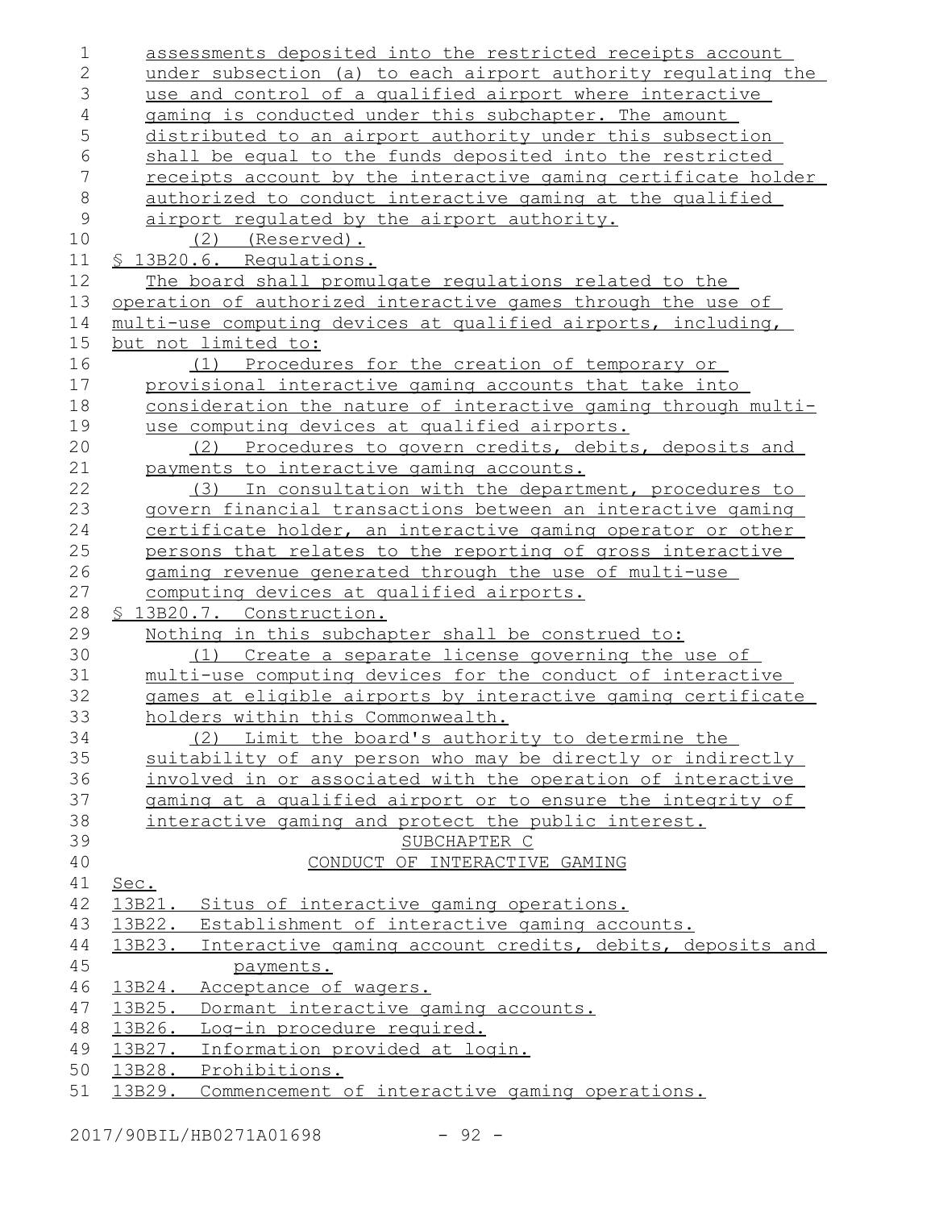assessments deposited into the restricted receipts account under subsection (a) to each airport authority regulating the use and control of a qualified airport where interactive gaming is conducted under this subchapter. The amount distributed to an airport authority under this subsection shall be equal to the funds deposited into the restricted receipts account by the interactive gaming certificate holder authorized to conduct interactive gaming at the qualified airport regulated by the airport authority.

(2) (Reserved).

§ 13B20.6. Regulations.

The board shall promulgate regulations related to the operation of authorized interactive games through the use of multi-use computing devices at qualified airports, including, but not limited to:

(1) Procedures for the creation of temporary or provisional interactive gaming accounts that take into consideration the nature of interactive gaming through multi-use computing devices at qualified airports.

(2) Procedures to govern credits, debits, deposits and payments to interactive gaming accounts.

(3) In consultation with the department, procedures to govern financial transactions between an interactive gaming certificate holder, an interactive gaming operator or other persons that relates to the reporting of gross interactive gaming revenue generated through the use of multi-use computing devices at qualified airports.

§ 13B20.7. Construction.

Nothing in this subchapter shall be construed to:

(1) Create a separate license governing the use of multi-use computing devices for the conduct of interactive games at eligible airports by interactive gaming certificate holders within this Commonwealth.

(2) Limit the board's authority to determine the suitability of any person who may be directly or indirectly involved in or associated with the operation of interactive gaming at a qualified airport or to ensure the integrity of interactive gaming and protect the public interest.

SUBCHAPTER C

CONDUCT OF INTERACTIVE GAMING

Sec.

13B21. Situs of interactive gaming operations.

13B22. Establishment of interactive gaming accounts.

13B23. Interactive gaming account credits, debits, deposits and payments.

13B24. Acceptance of wagers.

13B25. Dormant interactive gaming accounts.

13B26. Log-in procedure required.

13B27. Information provided at login.

13B28. Prohibitions.

13B29. Commencement of interactive gaming operations.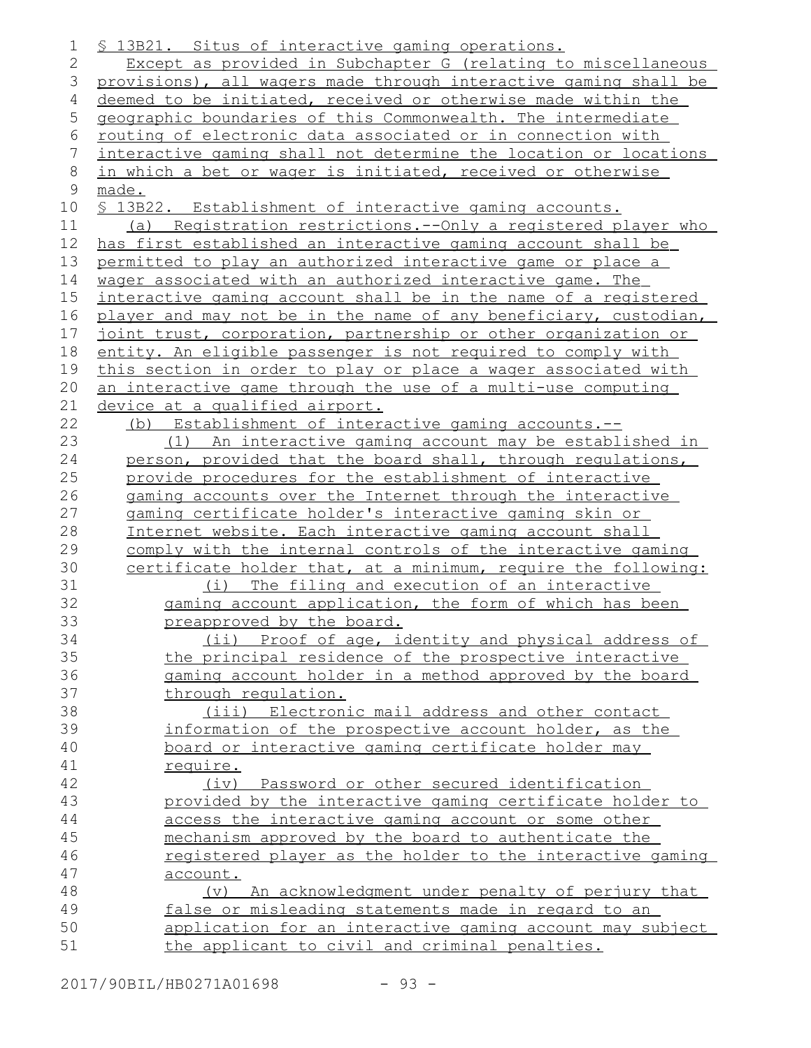§ 13B21. Situs of interactive gaming operations.

Except as provided in Subchapter G (relating to miscellaneous provisions), all wagers made through interactive gaming shall be deemed to be initiated, received or otherwise made within the geographic boundaries of this Commonwealth. The intermediate routing of electronic data associated or in connection with interactive gaming shall not determine the location or locations in which a bet or wager is initiated, received or otherwise made.

§ 13B22. Establishment of interactive gaming accounts.

(a) Registration restrictions.--Only a registered player who has first established an interactive gaming account shall be permitted to play an authorized interactive game or place a wager associated with an authorized interactive game. The interactive gaming account shall be in the name of a registered player and may not be in the name of any beneficiary, custodian, joint trust, corporation, partnership or other organization or entity. An eligible passenger is not required to comply with this section in order to play or place a wager associated with an interactive game through the use of a multi-use computing device at a qualified airport.

(b) Establishment of interactive gaming accounts.--

(1) An interactive gaming account may be established in person, provided that the board shall, through regulations, provide procedures for the establishment of interactive gaming accounts over the Internet through the interactive gaming certificate holder's interactive gaming skin or Internet website. Each interactive gaming account shall comply with the internal controls of the interactive gaming certificate holder that, at a minimum, require the following:

(i) The filing and execution of an interactive gaming account application, the form of which has been preapproved by the board.

(ii) Proof of age, identity and physical address of the principal residence of the prospective interactive gaming account holder in a method approved by the board through regulation.

(iii) Electronic mail address and other contact information of the prospective account holder, as the board or interactive gaming certificate holder may require.

(iv) Password or other secured identification provided by the interactive gaming certificate holder to access the interactive gaming account or some other mechanism approved by the board to authenticate the registered player as the holder to the interactive gaming account.

(v) An acknowledgment under penalty of perjury that false or misleading statements made in regard to an application for an interactive gaming account may subject the applicant to civil and criminal penalties.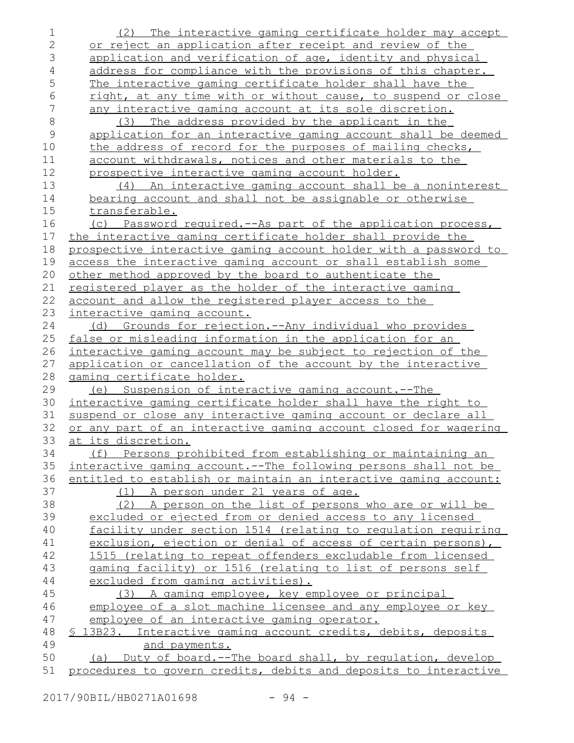(2) The interactive gaming certificate holder may accept or reject an application after receipt and review of the application and verification of age, identity and physical address for compliance with the provisions of this chapter. The interactive gaming certificate holder shall have the right, at any time with or without cause, to suspend or close any interactive gaming account at its sole discretion.

(3) The address provided by the applicant in the application for an interactive gaming account shall be deemed the address of record for the purposes of mailing checks, account withdrawals, notices and other materials to the prospective interactive gaming account holder.

(4) An interactive gaming account shall be a noninterest bearing account and shall not be assignable or otherwise transferable.

(c) Password required.--As part of the application process, the interactive gaming certificate holder shall provide the prospective interactive gaming account holder with a password to access the interactive gaming account or shall establish some other method approved by the board to authenticate the registered player as the holder of the interactive gaming account and allow the registered player access to the interactive gaming account.

(d) Grounds for rejection.--Any individual who provides false or misleading information in the application for an interactive gaming account may be subject to rejection of the application or cancellation of the account by the interactive gaming certificate holder.

(e) Suspension of interactive gaming account.--The interactive gaming certificate holder shall have the right to suspend or close any interactive gaming account or declare all or any part of an interactive gaming account closed for wagering at its discretion.

(f) Persons prohibited from establishing or maintaining an interactive gaming account.--The following persons shall not be entitled to establish or maintain an interactive gaming account:

(1) A person under 21 years of age.

(2) A person on the list of persons who are or will be excluded or ejected from or denied access to any licensed facility under section 1514 (relating to regulation requiring exclusion, ejection or denial of access of certain persons), 1515 (relating to repeat offenders excludable from licensed gaming facility) or 1516 (relating to list of persons self excluded from gaming activities).

(3) A gaming employee, key employee or principal employee of a slot machine licensee and any employee or key employee of an interactive gaming operator.

§ 13B23. Interactive gaming account credits, debits, deposits and payments.

(a) Duty of board.--The board shall, by regulation, develop procedures to govern credits, debits and deposits to interactive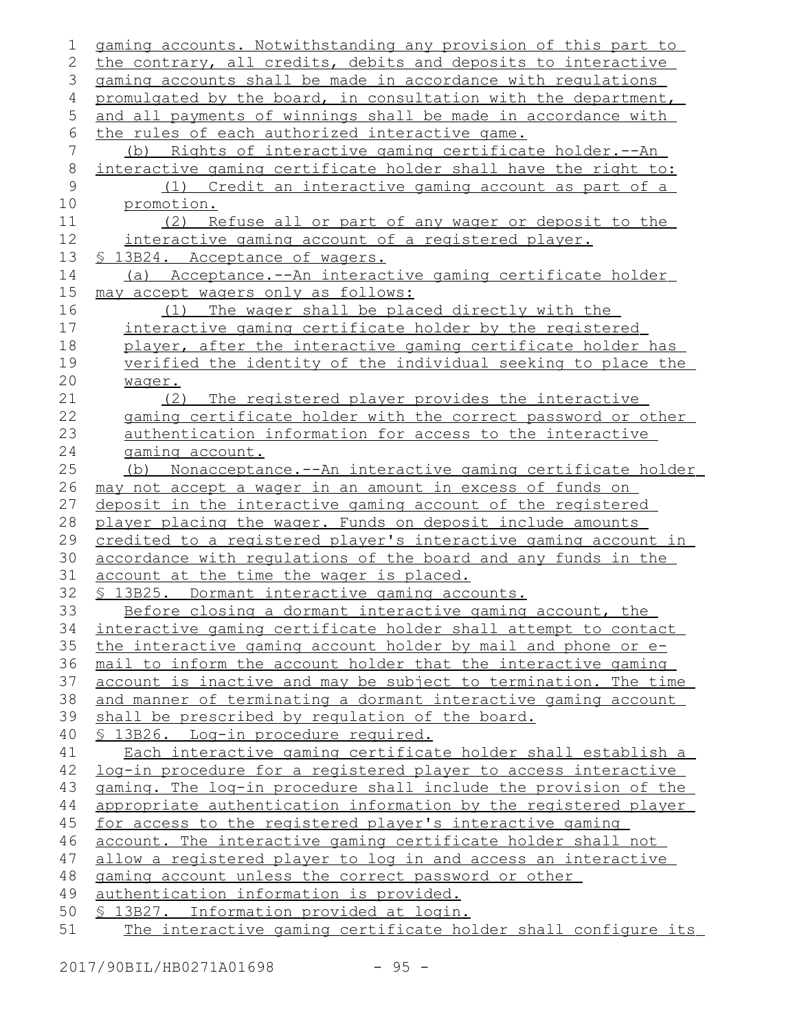gaming accounts. Notwithstanding any provision of this part to the contrary, all credits, debits and deposits to interactive gaming accounts shall be made in accordance with regulations promulgated by the board, in consultation with the department, and all payments of winnings shall be made in accordance with the rules of each authorized interactive game.

(b) Rights of interactive gaming certificate holder.--An interactive gaming certificate holder shall have the right to:

(1) Credit an interactive gaming account as part of a promotion.

(2) Refuse all or part of any wager or deposit to the interactive gaming account of a registered player.

§ 13B24. Acceptance of wagers.

(a) Acceptance.--An interactive gaming certificate holder may accept wagers only as follows:

(1) The wager shall be placed directly with the interactive gaming certificate holder by the registered player, after the interactive gaming certificate holder has verified the identity of the individual seeking to place the wager.

(2) The registered player provides the interactive gaming certificate holder with the correct password or other authentication information for access to the interactive gaming account.

(b) Nonacceptance.--An interactive gaming certificate holder may not accept a wager in an amount in excess of funds on deposit in the interactive gaming account of the registered player placing the wager. Funds on deposit include amounts credited to a registered player's interactive gaming account in accordance with regulations of the board and any funds in the account at the time the wager is placed.

§ 13B25. Dormant interactive gaming accounts.

Before closing a dormant interactive gaming account, the interactive gaming certificate holder shall attempt to contact the interactive gaming account holder by mail and phone or e-mail to inform the account holder that the interactive gaming account is inactive and may be subject to termination. The time and manner of terminating a dormant interactive gaming account shall be prescribed by regulation of the board.

§ 13B26. Log-in procedure required.

Each interactive gaming certificate holder shall establish a log-in procedure for a registered player to access interactive gaming. The log-in procedure shall include the provision of the appropriate authentication information by the registered player for access to the registered player's interactive gaming account. The interactive gaming certificate holder shall not allow a registered player to log in and access an interactive gaming account unless the correct password or other authentication information is provided.

§ 13B27. Information provided at login.

The interactive gaming certificate holder shall configure its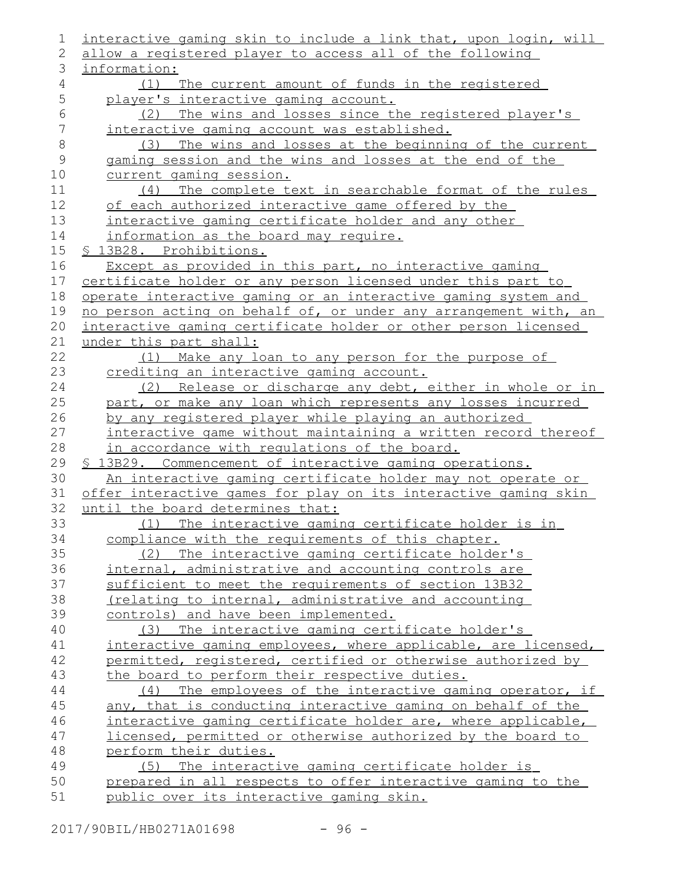interactive gaming skin to include a link that, upon login, will allow a registered player to access all of the following information:

(1) The current amount of funds in the registered player's interactive gaming account.

(2) The wins and losses since the registered player's interactive gaming account was established.

(3) The wins and losses at the beginning of the current gaming session and the wins and losses at the end of the current gaming session.

(4) The complete text in searchable format of the rules of each authorized interactive game offered by the interactive gaming certificate holder and any other information as the board may require.

§ 13B28. Prohibitions.

Except as provided in this part, no interactive gaming certificate holder or any person licensed under this part to operate interactive gaming or an interactive gaming system and no person acting on behalf of, or under any arrangement with, an interactive gaming certificate holder or other person licensed under this part shall:

(1) Make any loan to any person for the purpose of crediting an interactive gaming account.

(2) Release or discharge any debt, either in whole or in part, or make any loan which represents any losses incurred by any registered player while playing an authorized interactive game without maintaining a written record thereof in accordance with regulations of the board.

§ 13B29. Commencement of interactive gaming operations.

An interactive gaming certificate holder may not operate or offer interactive games for play on its interactive gaming skin until the board determines that:

(1) The interactive gaming certificate holder is in compliance with the requirements of this chapter.

(2) The interactive gaming certificate holder's internal, administrative and accounting controls are sufficient to meet the requirements of section 13B32 (relating to internal, administrative and accounting controls) and have been implemented.

(3) The interactive gaming certificate holder's interactive gaming employees, where applicable, are licensed, permitted, registered, certified or otherwise authorized by the board to perform their respective duties.

(4) The employees of the interactive gaming operator, if any, that is conducting interactive gaming on behalf of the interactive gaming certificate holder are, where applicable, licensed, permitted or otherwise authorized by the board to perform their duties.

(5) The interactive gaming certificate holder is prepared in all respects to offer interactive gaming to the public over its interactive gaming skin.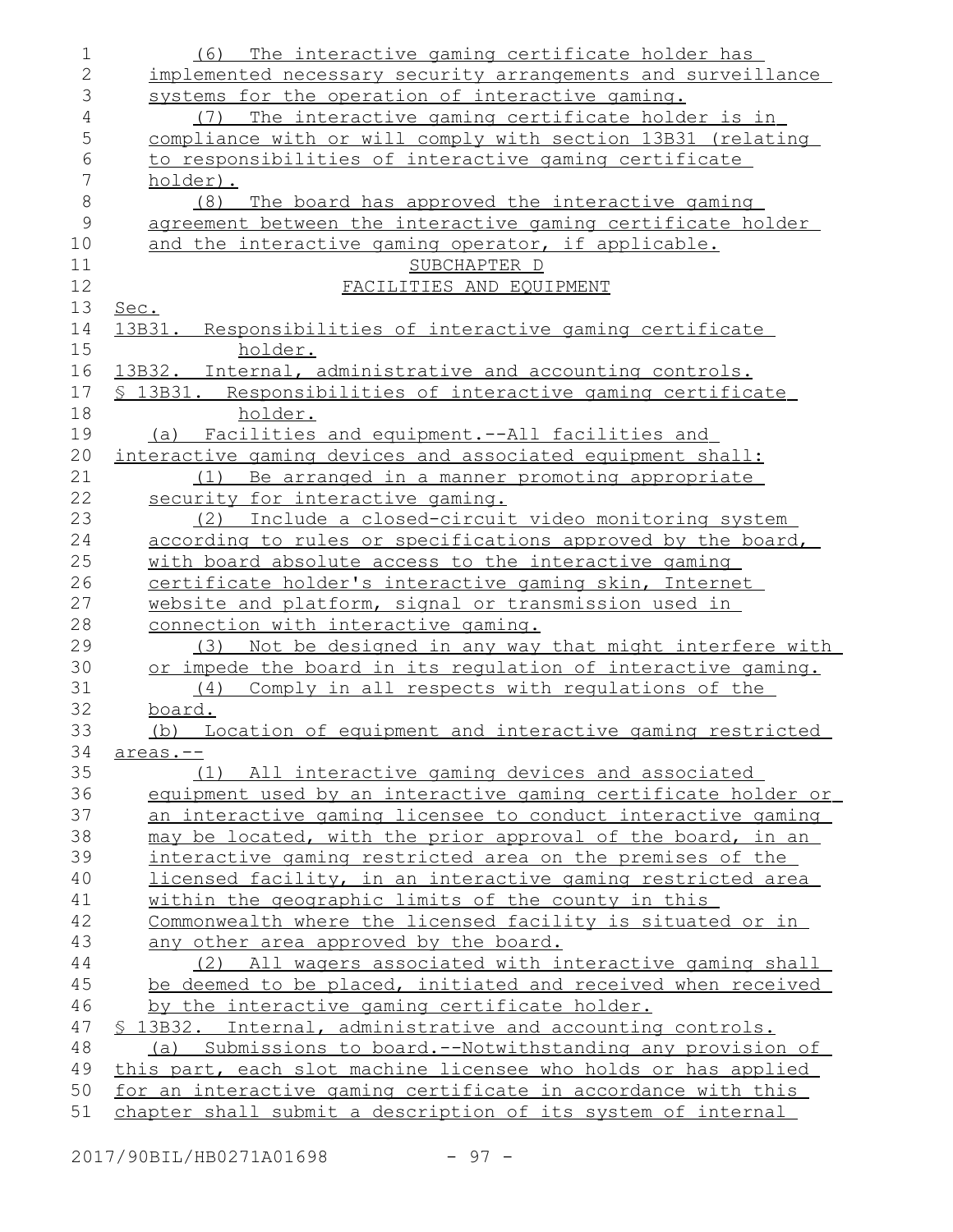(6) The interactive gaming certificate holder has implemented necessary security arrangements and surveillance systems for the operation of interactive gaming.

(7) The interactive gaming certificate holder is in compliance with or will comply with section 13B31 (relating to responsibilities of interactive gaming certificate holder).

(8) The board has approved the interactive gaming agreement between the interactive gaming certificate holder and the interactive gaming operator, if applicable.

SUBCHAPTER D

FACILITIES AND EQUIPMENT

Sec.

13B31. Responsibilities of interactive gaming certificate holder.

13B32. Internal, administrative and accounting controls.

§ 13B31. Responsibilities of interactive gaming certificate holder.

(a) Facilities and equipment.--All facilities and interactive gaming devices and associated equipment shall:

(1) Be arranged in a manner promoting appropriate security for interactive gaming.

(2) Include a closed-circuit video monitoring system according to rules or specifications approved by the board, with board absolute access to the interactive gaming certificate holder's interactive gaming skin, Internet website and platform, signal or transmission used in connection with interactive gaming.

(3) Not be designed in any way that might interfere with or impede the board in its regulation of interactive gaming.

(4) Comply in all respects with regulations of the board.

(b) Location of equipment and interactive gaming restricted areas.--

(1) All interactive gaming devices and associated equipment used by an interactive gaming certificate holder or an interactive gaming licensee to conduct interactive gaming may be located, with the prior approval of the board, in an interactive gaming restricted area on the premises of the licensed facility, in an interactive gaming restricted area within the geographic limits of the county in this Commonwealth where the licensed facility is situated or in any other area approved by the board.

(2) All wagers associated with interactive gaming shall be deemed to be placed, initiated and received when received by the interactive gaming certificate holder.

§ 13B32. Internal, administrative and accounting controls.

(a) Submissions to board.--Notwithstanding any provision of this part, each slot machine licensee who holds or has applied for an interactive gaming certificate in accordance with this chapter shall submit a description of its system of internal

2017/90BIL/HB0271A01698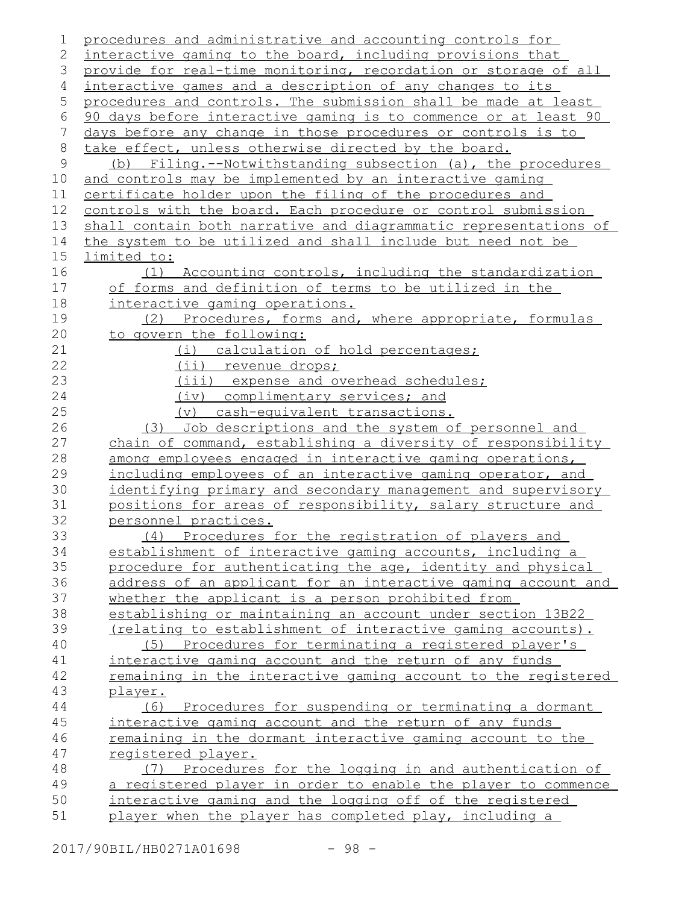procedures and administrative and accounting controls for interactive gaming to the board, including provisions that provide for real-time monitoring, recordation or storage of all interactive games and a description of any changes to its procedures and controls. The submission shall be made at least 90 days before interactive gaming is to commence or at least 90 days before any change in those procedures or controls is to take effect, unless otherwise directed by the board.

(b) Filing.--Notwithstanding subsection (a), the procedures and controls may be implemented by an interactive gaming certificate holder upon the filing of the procedures and controls with the board. Each procedure or control submission shall contain both narrative and diagrammatic representations of the system to be utilized and shall include but need not be limited to:

(1) Accounting controls, including the standardization of forms and definition of terms to be utilized in the interactive gaming operations.

(2) Procedures, forms and, where appropriate, formulas to govern the following:

(i) calculation of hold percentages;

(ii) revenue drops;

(iii) expense and overhead schedules;

(iv) complimentary services; and

(v) cash-equivalent transactions.

(3) Job descriptions and the system of personnel and chain of command, establishing a diversity of responsibility among employees engaged in interactive gaming operations, including employees of an interactive gaming operator, and identifying primary and secondary management and supervisory positions for areas of responsibility, salary structure and personnel practices.

(4) Procedures for the registration of players and establishment of interactive gaming accounts, including a procedure for authenticating the age, identity and physical address of an applicant for an interactive gaming account and whether the applicant is a person prohibited from establishing or maintaining an account under section 13B22 (relating to establishment of interactive gaming accounts).

(5) Procedures for terminating a registered player's interactive gaming account and the return of any funds remaining in the interactive gaming account to the registered player.

(6) Procedures for suspending or terminating a dormant interactive gaming account and the return of any funds remaining in the dormant interactive gaming account to the registered player.

(7) Procedures for the logging in and authentication of a registered player in order to enable the player to commence interactive gaming and the logging off of the registered player when the player has completed play, including a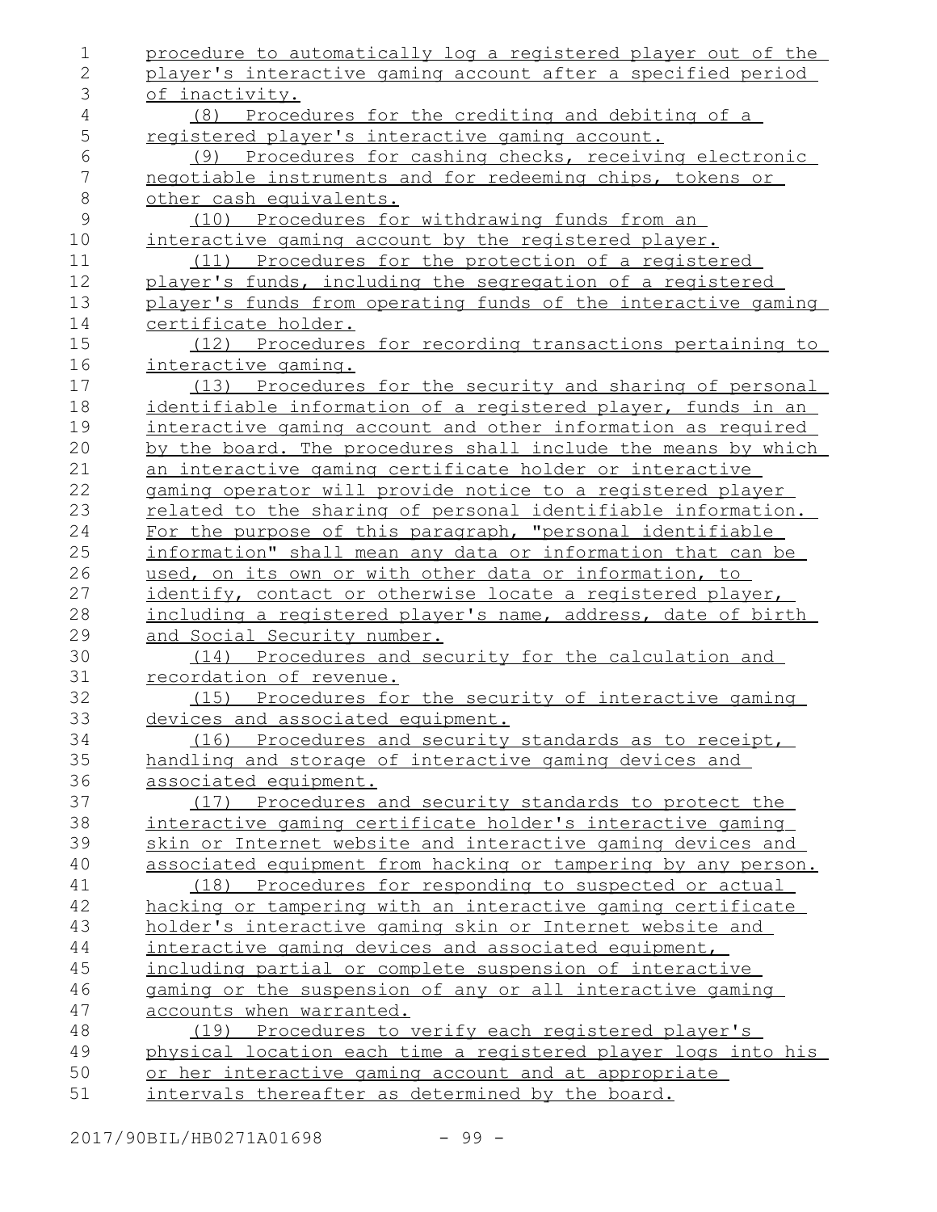procedure to automatically log a registered player out of the player's interactive gaming account after a specified period of inactivity.

(8) Procedures for the crediting and debiting of a registered player's interactive gaming account.

(9) Procedures for cashing checks, receiving electronic negotiable instruments and for redeeming chips, tokens or other cash equivalents.

(10) Procedures for withdrawing funds from an interactive gaming account by the registered player.

(11) Procedures for the protection of a registered player's funds, including the segregation of a registered player's funds from operating funds of the interactive gaming certificate holder.

(12) Procedures for recording transactions pertaining to interactive gaming.

(13) Procedures for the security and sharing of personal identifiable information of a registered player, funds in an interactive gaming account and other information as required by the board. The procedures shall include the means by which an interactive gaming certificate holder or interactive gaming operator will provide notice to a registered player related to the sharing of personal identifiable information. For the purpose of this paragraph, "personal identifiable information" shall mean any data or information that can be used, on its own or with other data or information, to identify, contact or otherwise locate a registered player, including a registered player's name, address, date of birth and Social Security number.

(14) Procedures and security for the calculation and recordation of revenue.

(15) Procedures for the security of interactive gaming devices and associated equipment.

(16) Procedures and security standards as to receipt, handling and storage of interactive gaming devices and associated equipment.

(17) Procedures and security standards to protect the interactive gaming certificate holder's interactive gaming skin or Internet website and interactive gaming devices and associated equipment from hacking or tampering by any person.

(18) Procedures for responding to suspected or actual hacking or tampering with an interactive gaming certificate holder's interactive gaming skin or Internet website and interactive gaming devices and associated equipment, including partial or complete suspension of interactive gaming or the suspension of any or all interactive gaming accounts when warranted.

(19) Procedures to verify each registered player's physical location each time a registered player logs into his or her interactive gaming account and at appropriate intervals thereafter as determined by the board.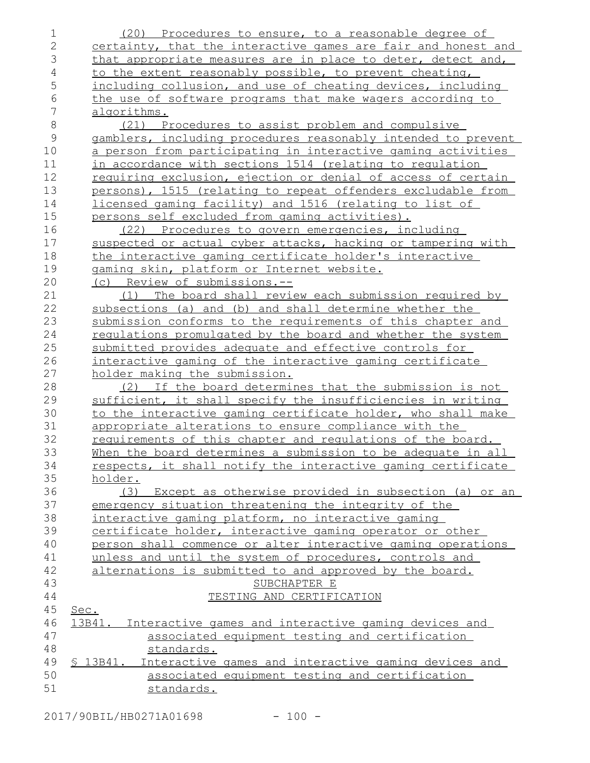(20) Procedures to ensure, to a reasonable degree of certainty, that the interactive games are fair and honest and that appropriate measures are in place to deter, detect and, to the extent reasonably possible, to prevent cheating, including collusion, and use of cheating devices, including the use of software programs that make wagers according to algorithms.

(21) Procedures to assist problem and compulsive gamblers, including procedures reasonably intended to prevent a person from participating in interactive gaming activities in accordance with sections 1514 (relating to regulation requiring exclusion, ejection or denial of access of certain persons), 1515 (relating to repeat offenders excludable from licensed gaming facility) and 1516 (relating to list of persons self excluded from gaming activities).

(22) Procedures to govern emergencies, including suspected or actual cyber attacks, hacking or tampering with the interactive gaming certificate holder's interactive gaming skin, platform or Internet website.

(c) Review of submissions.--

(1) The board shall review each submission required by subsections (a) and (b) and shall determine whether the submission conforms to the requirements of this chapter and regulations promulgated by the board and whether the system submitted provides adequate and effective controls for interactive gaming of the interactive gaming certificate holder making the submission.

(2) If the board determines that the submission is not sufficient, it shall specify the insufficiencies in writing to the interactive gaming certificate holder, who shall make appropriate alterations to ensure compliance with the requirements of this chapter and regulations of the board. When the board determines a submission to be adequate in all respects, it shall notify the interactive gaming certificate holder.

(3) Except as otherwise provided in subsection (a) or an emergency situation threatening the integrity of the interactive gaming platform, no interactive gaming certificate holder, interactive gaming operator or other person shall commence or alter interactive gaming operations unless and until the system of procedures, controls and alternations is submitted to and approved by the board.

SUBCHAPTER E
TESTING AND CERTIFICATION

Sec.
13B41. Interactive games and interactive gaming devices and associated equipment testing and certification standards.

§ 13B41. Interactive games and interactive gaming devices and associated equipment testing and certification standards.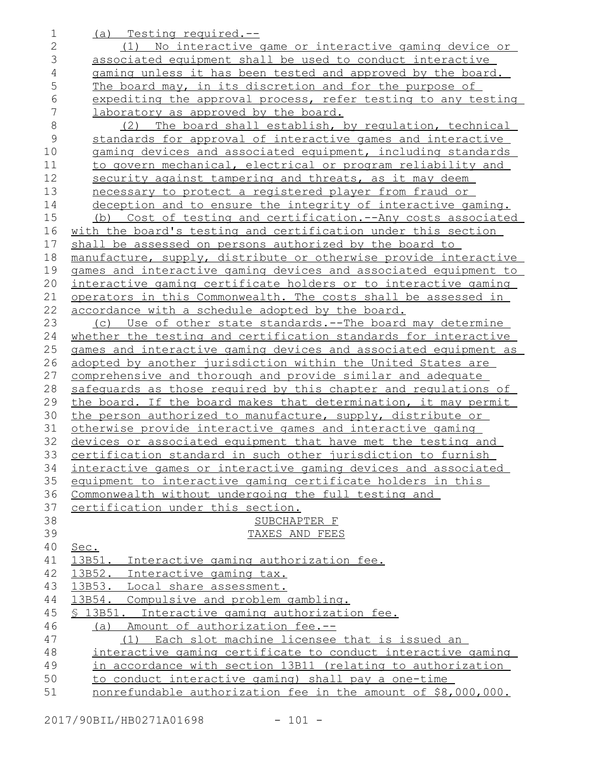(a) Testing required.--

(1) No interactive game or interactive gaming device or associated equipment shall be used to conduct interactive gaming unless it has been tested and approved by the board. The board may, in its discretion and for the purpose of expediting the approval process, refer testing to any testing laboratory as approved by the board.

(2) The board shall establish, by regulation, technical standards for approval of interactive games and interactive gaming devices and associated equipment, including standards to govern mechanical, electrical or program reliability and security against tampering and threats, as it may deem necessary to protect a registered player from fraud or deception and to ensure the integrity of interactive gaming.

(b) Cost of testing and certification.--Any costs associated with the board's testing and certification under this section shall be assessed on persons authorized by the board to manufacture, supply, distribute or otherwise provide interactive games and interactive gaming devices and associated equipment to interactive gaming certificate holders or to interactive gaming operators in this Commonwealth. The costs shall be assessed in accordance with a schedule adopted by the board.

(c) Use of other state standards.--The board may determine whether the testing and certification standards for interactive games and interactive gaming devices and associated equipment as adopted by another jurisdiction within the United States are comprehensive and thorough and provide similar and adequate safeguards as those required by this chapter and regulations of the board. If the board makes that determination, it may permit the person authorized to manufacture, supply, distribute or otherwise provide interactive games and interactive gaming devices or associated equipment that have met the testing and certification standard in such other jurisdiction to furnish interactive games or interactive gaming devices and associated equipment to interactive gaming certificate holders in this Commonwealth without undergoing the full testing and certification under this section.

SUBCHAPTER F
TAXES AND FEES

Sec.
13B51. Interactive gaming authorization fee.
13B52. Interactive gaming tax.
13B53. Local share assessment.
13B54. Compulsive and problem gambling.

§ 13B51. Interactive gaming authorization fee.

(a) Amount of authorization fee.--

(1) Each slot machine licensee that is issued an interactive gaming certificate to conduct interactive gaming in accordance with section 13B11 (relating to authorization to conduct interactive gaming) shall pay a one-time nonrefundable authorization fee in the amount of $8,000,000.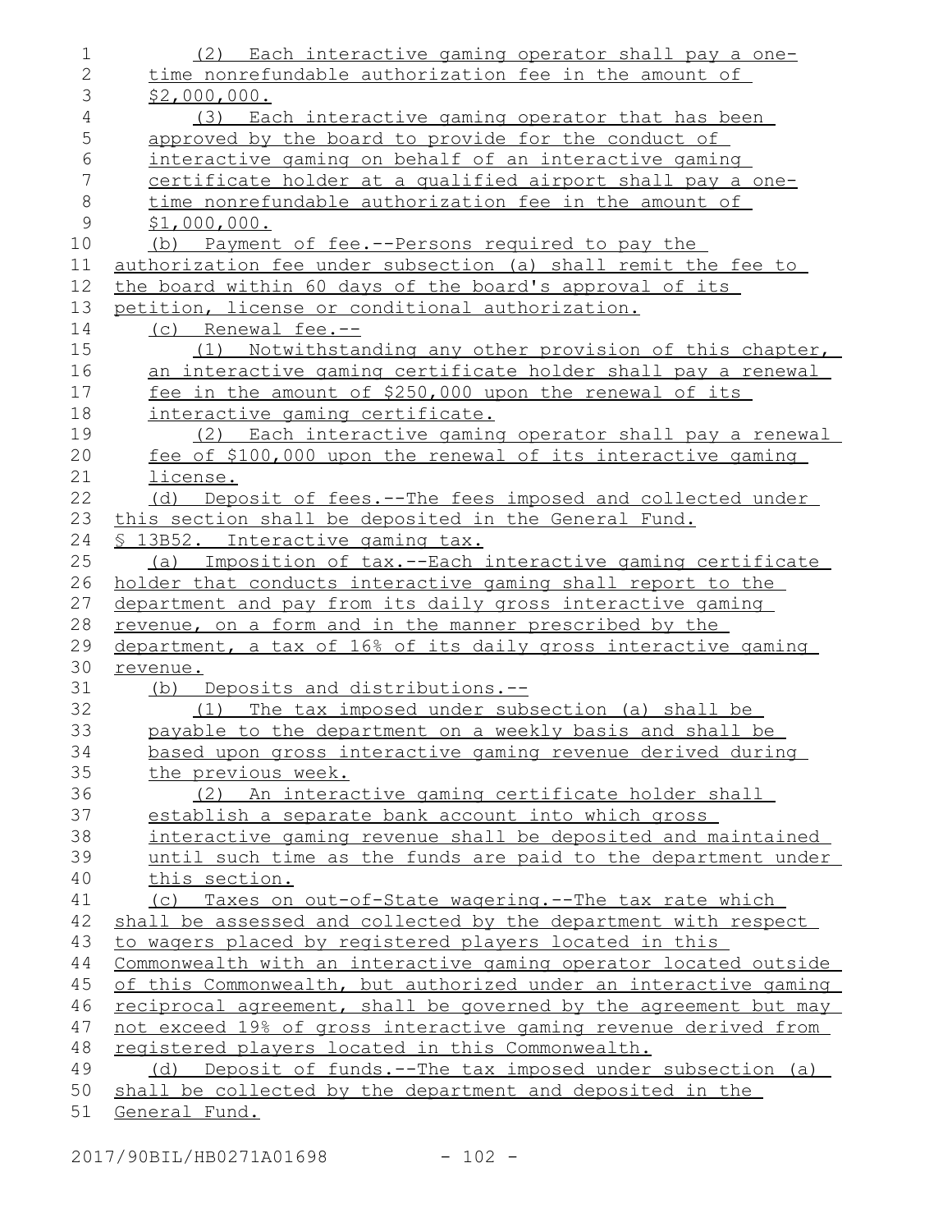(2) Each interactive gaming operator shall pay a one-time nonrefundable authorization fee in the amount of $2,000,000.

(3) Each interactive gaming operator that has been approved by the board to provide for the conduct of interactive gaming on behalf of an interactive gaming certificate holder at a qualified airport shall pay a one-time nonrefundable authorization fee in the amount of $1,000,000.

(b) Payment of fee.--Persons required to pay the authorization fee under subsection (a) shall remit the fee to the board within 60 days of the board's approval of its petition, license or conditional authorization.

(c) Renewal fee.--

(1) Notwithstanding any other provision of this chapter, an interactive gaming certificate holder shall pay a renewal fee in the amount of $250,000 upon the renewal of its interactive gaming certificate.

(2) Each interactive gaming operator shall pay a renewal fee of $100,000 upon the renewal of its interactive gaming license.

(d) Deposit of fees.--The fees imposed and collected under this section shall be deposited in the General Fund.

§ 13B52. Interactive gaming tax.

(a) Imposition of tax.--Each interactive gaming certificate holder that conducts interactive gaming shall report to the department and pay from its daily gross interactive gaming revenue, on a form and in the manner prescribed by the department, a tax of 16% of its daily gross interactive gaming revenue.

(b) Deposits and distributions.--

(1) The tax imposed under subsection (a) shall be payable to the department on a weekly basis and shall be based upon gross interactive gaming revenue derived during the previous week.

(2) An interactive gaming certificate holder shall establish a separate bank account into which gross interactive gaming revenue shall be deposited and maintained until such time as the funds are paid to the department under this section.

(c) Taxes on out-of-State wagering.--The tax rate which shall be assessed and collected by the department with respect to wagers placed by registered players located in this Commonwealth with an interactive gaming operator located outside of this Commonwealth, but authorized under an interactive gaming reciprocal agreement, shall be governed by the agreement but may not exceed 19% of gross interactive gaming revenue derived from registered players located in this Commonwealth.

(d) Deposit of funds.--The tax imposed under subsection (a) shall be collected by the department and deposited in the General Fund.

2017/90BIL/HB0271A01698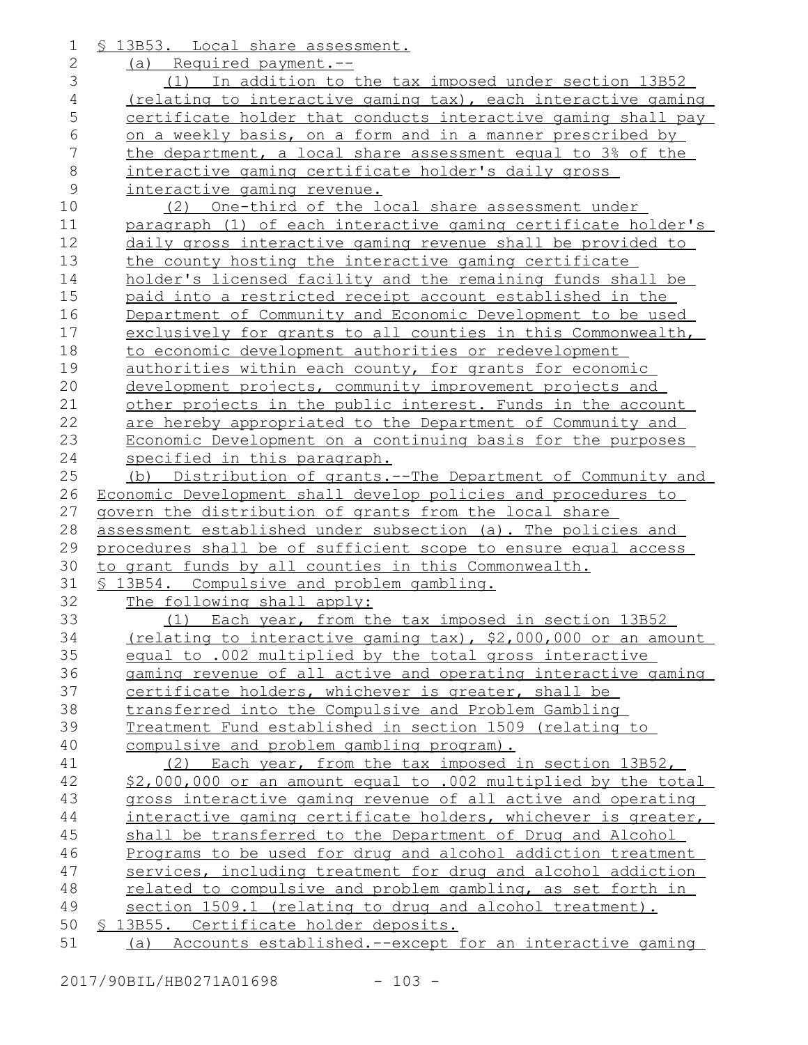§ 13B53. Local share assessment.

(a) Required payment.--

(1) In addition to the tax imposed under section 13B52 (relating to interactive gaming tax), each interactive gaming certificate holder that conducts interactive gaming shall pay on a weekly basis, on a form and in a manner prescribed by the department, a local share assessment equal to 3% of the interactive gaming certificate holder's daily gross interactive gaming revenue.

(2) One-third of the local share assessment under paragraph (1) of each interactive gaming certificate holder's daily gross interactive gaming revenue shall be provided to the county hosting the interactive gaming certificate holder's licensed facility and the remaining funds shall be paid into a restricted receipt account established in the Department of Community and Economic Development to be used exclusively for grants to all counties in this Commonwealth, to economic development authorities or redevelopment authorities within each county, for grants for economic development projects, community improvement projects and other projects in the public interest. Funds in the account are hereby appropriated to the Department of Community and Economic Development on a continuing basis for the purposes specified in this paragraph.

(b) Distribution of grants.--The Department of Community and Economic Development shall develop policies and procedures to govern the distribution of grants from the local share assessment established under subsection (a). The policies and procedures shall be of sufficient scope to ensure equal access to grant funds by all counties in this Commonwealth.

§ 13B54. Compulsive and problem gambling.

The following shall apply:

(1) Each year, from the tax imposed in section 13B52 (relating to interactive gaming tax), $2,000,000 or an amount equal to .002 multiplied by the total gross interactive gaming revenue of all active and operating interactive gaming certificate holders, whichever is greater, shall be transferred into the Compulsive and Problem Gambling Treatment Fund established in section 1509 (relating to compulsive and problem gambling program).

(2) Each year, from the tax imposed in section 13B52, $2,000,000 or an amount equal to .002 multiplied by the total gross interactive gaming revenue of all active and operating interactive gaming certificate holders, whichever is greater, shall be transferred to the Department of Drug and Alcohol Programs to be used for drug and alcohol addiction treatment services, including treatment for drug and alcohol addiction related to compulsive and problem gambling, as set forth in section 1509.1 (relating to drug and alcohol treatment).

§ 13B55. Certificate holder deposits.

(a) Accounts established.--except for an interactive gaming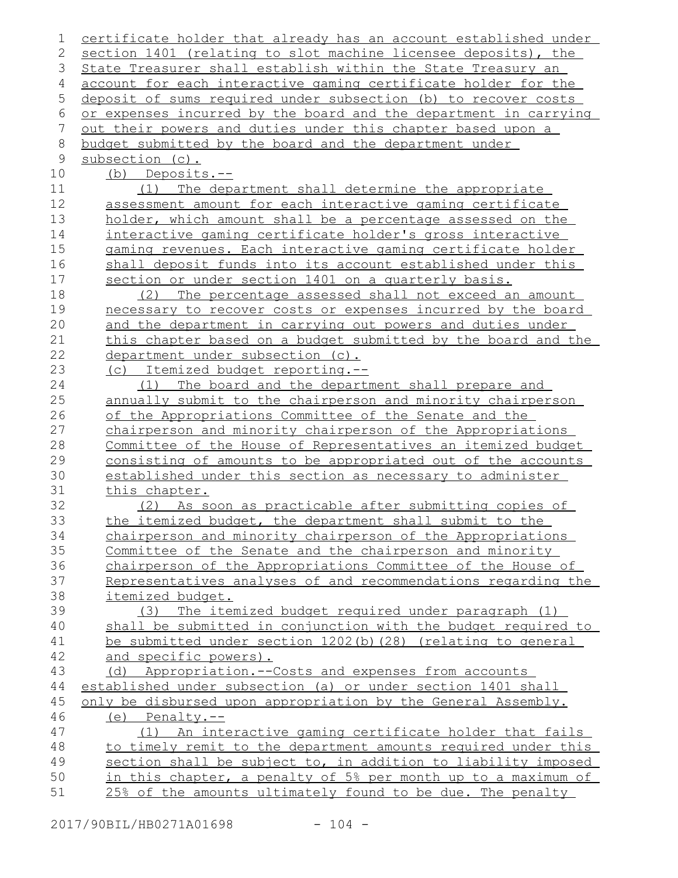certificate holder that already has an account established under section 1401 (relating to slot machine licensee deposits), the State Treasurer shall establish within the State Treasury an account for each interactive gaming certificate holder for the deposit of sums required under subsection (b) to recover costs or expenses incurred by the board and the department in carrying out their powers and duties under this chapter based upon a budget submitted by the board and the department under subsection (c).

(b) Deposits.--

(1) The department shall determine the appropriate assessment amount for each interactive gaming certificate holder, which amount shall be a percentage assessed on the interactive gaming certificate holder's gross interactive gaming revenues. Each interactive gaming certificate holder shall deposit funds into its account established under this section or under section 1401 on a quarterly basis.

(2) The percentage assessed shall not exceed an amount necessary to recover costs or expenses incurred by the board and the department in carrying out powers and duties under this chapter based on a budget submitted by the board and the department under subsection (c).

(c) Itemized budget reporting.--

(1) The board and the department shall prepare and annually submit to the chairperson and minority chairperson of the Appropriations Committee of the Senate and the chairperson and minority chairperson of the Appropriations Committee of the House of Representatives an itemized budget consisting of amounts to be appropriated out of the accounts established under this section as necessary to administer this chapter.

(2) As soon as practicable after submitting copies of the itemized budget, the department shall submit to the chairperson and minority chairperson of the Appropriations Committee of the Senate and the chairperson and minority chairperson of the Appropriations Committee of the House of Representatives analyses of and recommendations regarding the itemized budget.

(3) The itemized budget required under paragraph (1) shall be submitted in conjunction with the budget required to be submitted under section 1202(b)(28) (relating to general and specific powers).

(d) Appropriation.--Costs and expenses from accounts established under subsection (a) or under section 1401 shall only be disbursed upon appropriation by the General Assembly.

(e) Penalty.--

(1) An interactive gaming certificate holder that fails to timely remit to the department amounts required under this section shall be subject to, in addition to liability imposed in this chapter, a penalty of 5% per month up to a maximum of 25% of the amounts ultimately found to be due. The penalty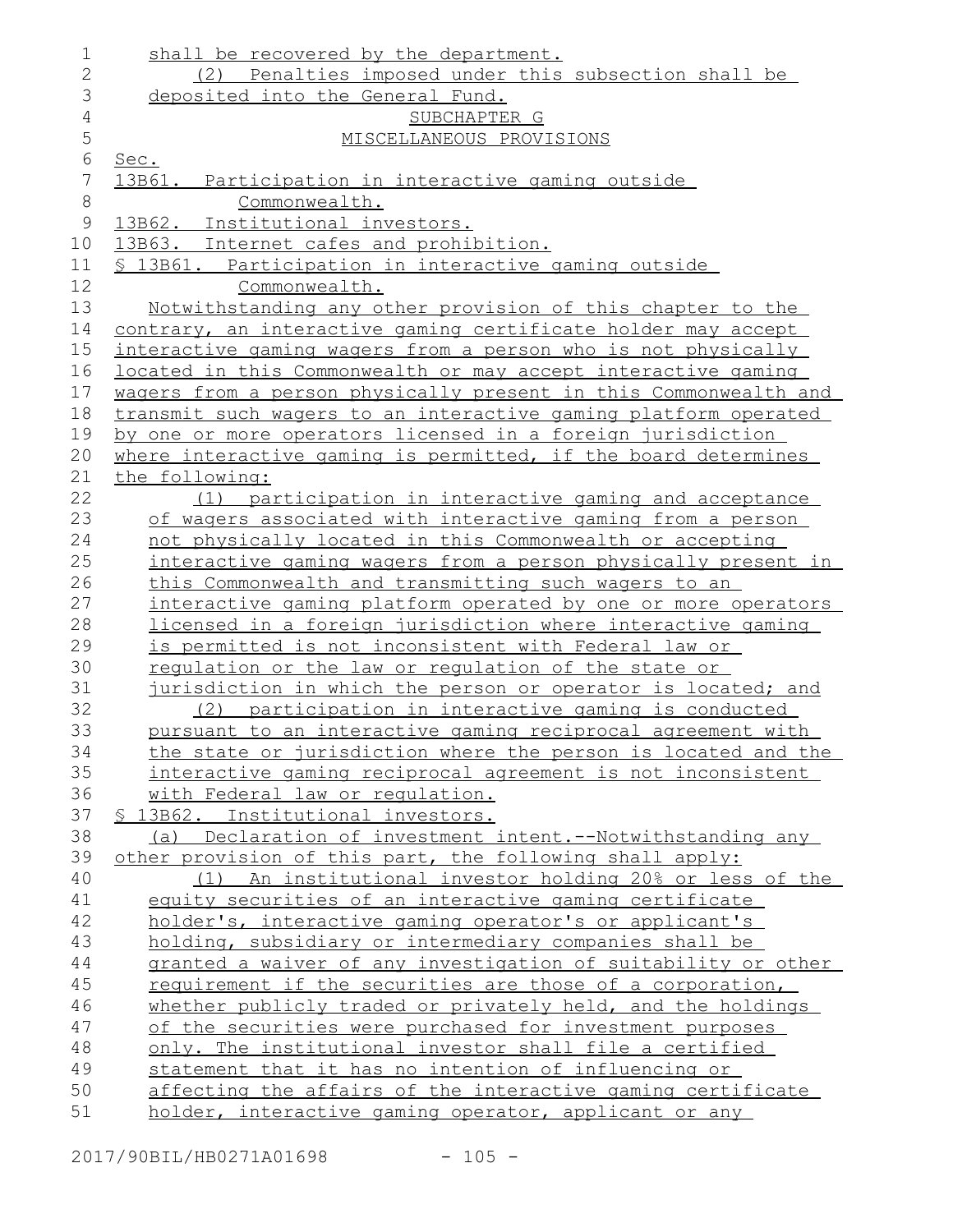shall be recovered by the department.

(2) Penalties imposed under this subsection shall be deposited into the General Fund.

SUBCHAPTER G

MISCELLANEOUS PROVISIONS

Sec.

13B61. Participation in interactive gaming outside Commonwealth.

13B62. Institutional investors.

13B63. Internet cafes and prohibition.

§ 13B61. Participation in interactive gaming outside Commonwealth.

Notwithstanding any other provision of this chapter to the contrary, an interactive gaming certificate holder may accept interactive gaming wagers from a person who is not physically located in this Commonwealth or may accept interactive gaming wagers from a person physically present in this Commonwealth and transmit such wagers to an interactive gaming platform operated by one or more operators licensed in a foreign jurisdiction where interactive gaming is permitted, if the board determines the following:

(1) participation in interactive gaming and acceptance of wagers associated with interactive gaming from a person not physically located in this Commonwealth or accepting interactive gaming wagers from a person physically present in this Commonwealth and transmitting such wagers to an interactive gaming platform operated by one or more operators licensed in a foreign jurisdiction where interactive gaming is permitted is not inconsistent with Federal law or regulation or the law or regulation of the state or jurisdiction in which the person or operator is located; and

(2) participation in interactive gaming is conducted pursuant to an interactive gaming reciprocal agreement with the state or jurisdiction where the person is located and the interactive gaming reciprocal agreement is not inconsistent with Federal law or regulation.

§ 13B62. Institutional investors.

(a) Declaration of investment intent.--Notwithstanding any other provision of this part, the following shall apply:

(1) An institutional investor holding 20% or less of the equity securities of an interactive gaming certificate holder's, interactive gaming operator's or applicant's holding, subsidiary or intermediary companies shall be granted a waiver of any investigation of suitability or other requirement if the securities are those of a corporation, whether publicly traded or privately held, and the holdings of the securities were purchased for investment purposes only. The institutional investor shall file a certified statement that it has no intention of influencing or affecting the affairs of the interactive gaming certificate holder, interactive gaming operator, applicant or any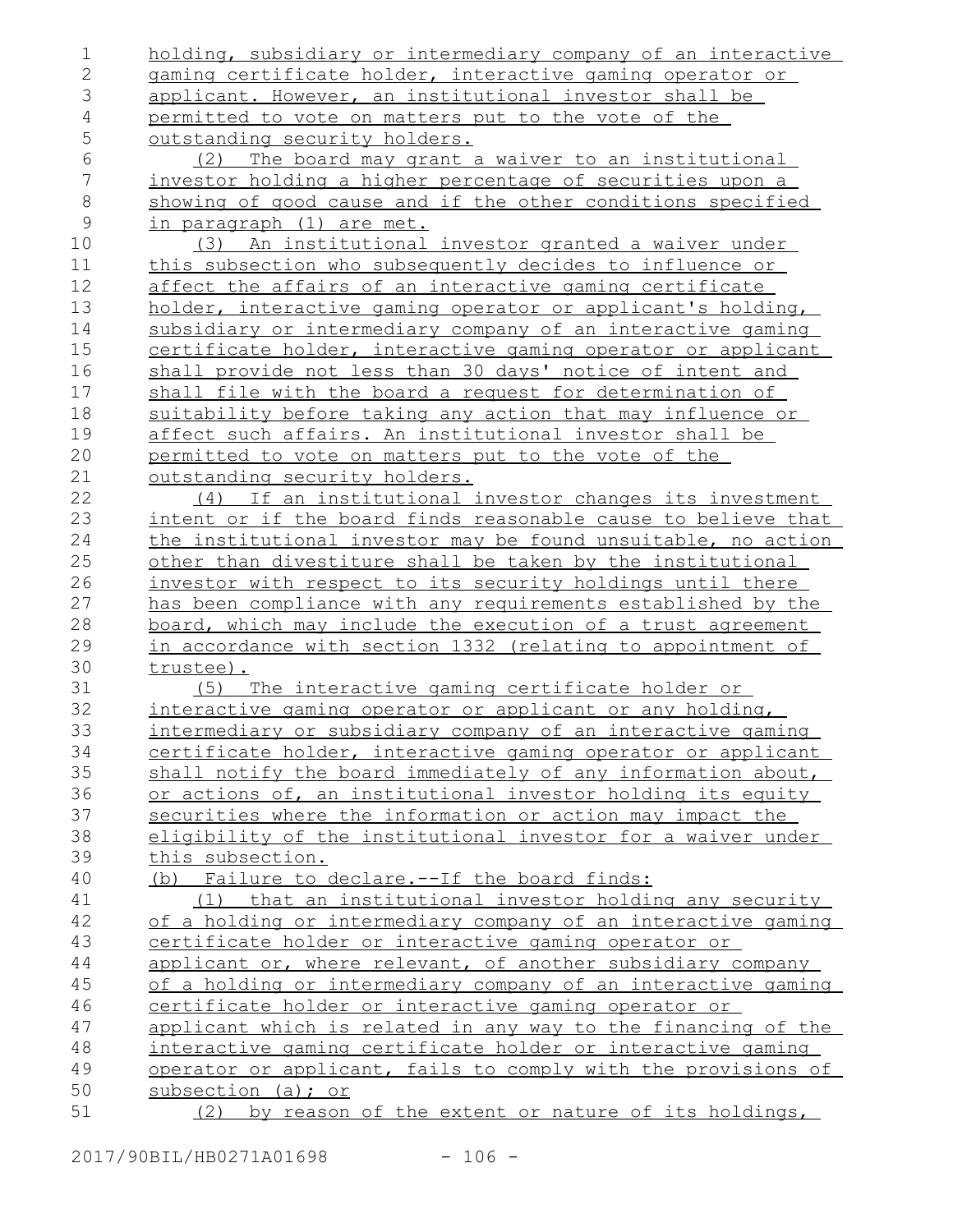holding, subsidiary or intermediary company of an interactive gaming certificate holder, interactive gaming operator or applicant. However, an institutional investor shall be permitted to vote on matters put to the vote of the outstanding security holders.

(2) The board may grant a waiver to an institutional investor holding a higher percentage of securities upon a showing of good cause and if the other conditions specified in paragraph (1) are met.

(3) An institutional investor granted a waiver under this subsection who subsequently decides to influence or affect the affairs of an interactive gaming certificate holder, interactive gaming operator or applicant's holding, subsidiary or intermediary company of an interactive gaming certificate holder, interactive gaming operator or applicant shall provide not less than 30 days' notice of intent and shall file with the board a request for determination of suitability before taking any action that may influence or affect such affairs. An institutional investor shall be permitted to vote on matters put to the vote of the outstanding security holders.

(4) If an institutional investor changes its investment intent or if the board finds reasonable cause to believe that the institutional investor may be found unsuitable, no action other than divestiture shall be taken by the institutional investor with respect to its security holdings until there has been compliance with any requirements established by the board, which may include the execution of a trust agreement in accordance with section 1332 (relating to appointment of trustee).

(5) The interactive gaming certificate holder or interactive gaming operator or applicant or any holding, intermediary or subsidiary company of an interactive gaming certificate holder, interactive gaming operator or applicant shall notify the board immediately of any information about, or actions of, an institutional investor holding its equity securities where the information or action may impact the eligibility of the institutional investor for a waiver under this subsection.

(b) Failure to declare.--If the board finds:

(1) that an institutional investor holding any security of a holding or intermediary company of an interactive gaming certificate holder or interactive gaming operator or applicant or, where relevant, of another subsidiary company of a holding or intermediary company of an interactive gaming certificate holder or interactive gaming operator or applicant which is related in any way to the financing of the interactive gaming certificate holder or interactive gaming operator or applicant, fails to comply with the provisions of subsection (a); or

(2) by reason of the extent or nature of its holdings,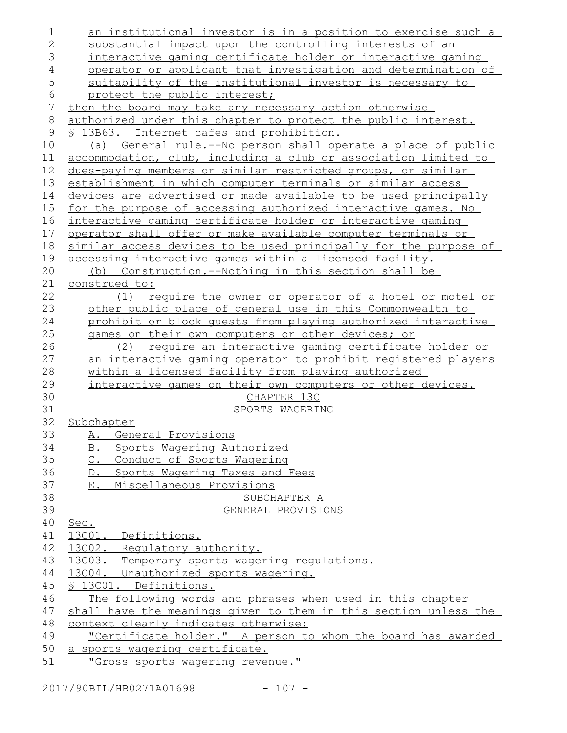an institutional investor is in a position to exercise such a substantial impact upon the controlling interests of an interactive gaming certificate holder or interactive gaming operator or applicant that investigation and determination of suitability of the institutional investor is necessary to protect the public interest;

then the board may take any necessary action otherwise authorized under this chapter to protect the public interest.

§ 13B63. Internet cafes and prohibition.

(a) General rule.--No person shall operate a place of public accommodation, club, including a club or association limited to dues-paying members or similar restricted groups, or similar establishment in which computer terminals or similar access devices are advertised or made available to be used principally for the purpose of accessing authorized interactive games. No interactive gaming certificate holder or interactive gaming operator shall offer or make available computer terminals or similar access devices to be used principally for the purpose of accessing interactive games within a licensed facility.

(b) Construction.--Nothing in this section shall be construed to:

(1) require the owner or operator of a hotel or motel or other public place of general use in this Commonwealth to prohibit or block guests from playing authorized interactive games on their own computers or other devices; or

(2) require an interactive gaming certificate holder or an interactive gaming operator to prohibit registered players within a licensed facility from playing authorized interactive games on their own computers or other devices.

# CHAPTER 13C
# SPORTS WAGERING

Subchapter

A. General Provisions

B. Sports Wagering Authorized

C. Conduct of Sports Wagering

D. Sports Wagering Taxes and Fees

E. Miscellaneous Provisions

## SUBCHAPTER A
## GENERAL PROVISIONS

Sec.

13C01. Definitions.

13C02. Regulatory authority.

13C03. Temporary sports wagering regulations.

13C04. Unauthorized sports wagering.

§ 13C01. Definitions.

The following words and phrases when used in this chapter shall have the meanings given to them in this section unless the context clearly indicates otherwise:

"Certificate holder." A person to whom the board has awarded a sports wagering certificate.

"Gross sports wagering revenue."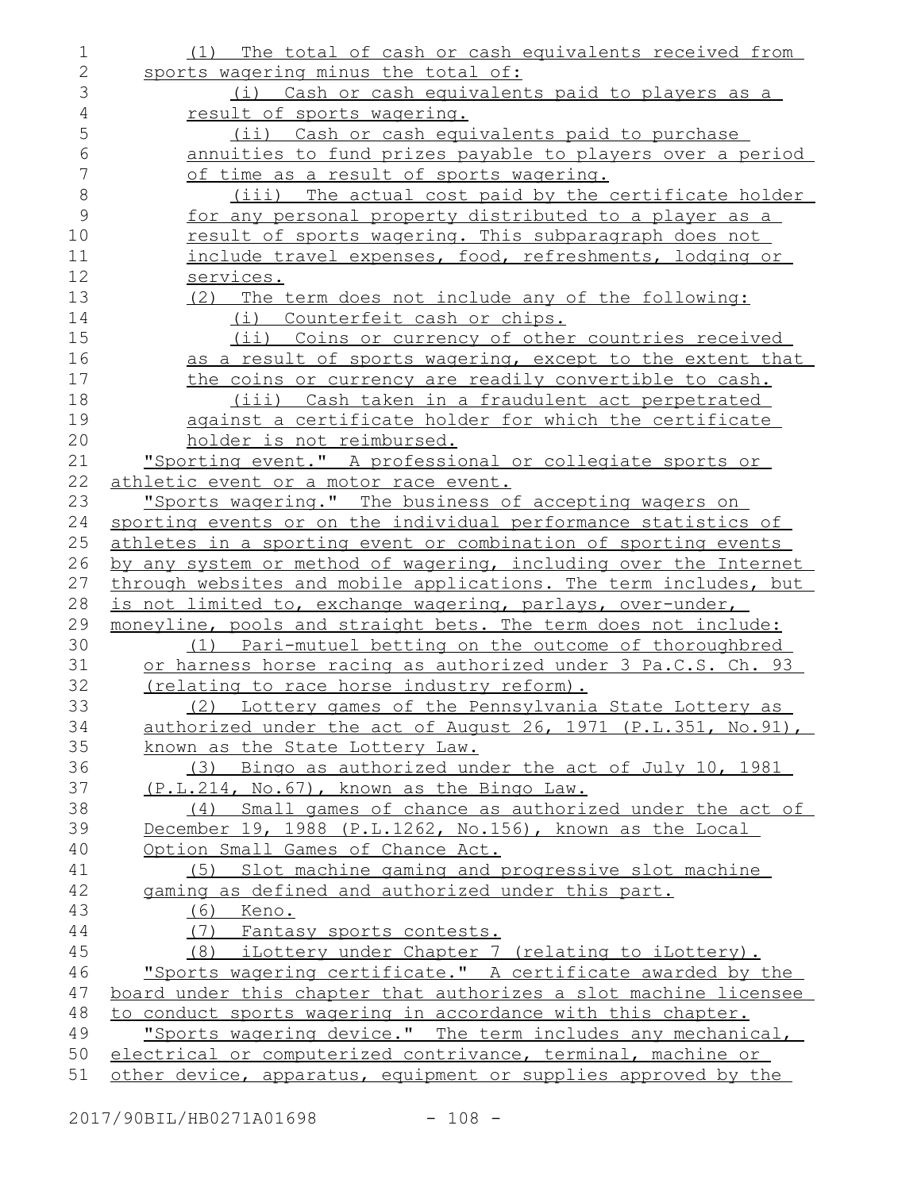(1) The total of cash or cash equivalents received from sports wagering minus the total of:

(i) Cash or cash equivalents paid to players as a result of sports wagering.

(ii) Cash or cash equivalents paid to purchase annuities to fund prizes payable to players over a period of time as a result of sports wagering.

(iii) The actual cost paid by the certificate holder for any personal property distributed to a player as a result of sports wagering. This subparagraph does not include travel expenses, food, refreshments, lodging or services.

(2) The term does not include any of the following:

(i) Counterfeit cash or chips.

(ii) Coins or currency of other countries received as a result of sports wagering, except to the extent that the coins or currency are readily convertible to cash.

(iii) Cash taken in a fraudulent act perpetrated against a certificate holder for which the certificate holder is not reimbursed.

"Sporting event." A professional or collegiate sports or athletic event or a motor race event.

"Sports wagering." The business of accepting wagers on sporting events or on the individual performance statistics of athletes in a sporting event or combination of sporting events by any system or method of wagering, including over the Internet through websites and mobile applications. The term includes, but is not limited to, exchange wagering, parlays, over-under, moneyline, pools and straight bets. The term does not include:

(1) Pari-mutuel betting on the outcome of thoroughbred or harness horse racing as authorized under 3 Pa.C.S. Ch. 93 (relating to race horse industry reform).

(2) Lottery games of the Pennsylvania State Lottery as authorized under the act of August 26, 1971 (P.L.351, No.91), known as the State Lottery Law.

(3) Bingo as authorized under the act of July 10, 1981 (P.L.214, No.67), known as the Bingo Law.

(4) Small games of chance as authorized under the act of December 19, 1988 (P.L.1262, No.156), known as the Local Option Small Games of Chance Act.

(5) Slot machine gaming and progressive slot machine gaming as defined and authorized under this part.

(6) Keno.

(7) Fantasy sports contests.

(8) iLottery under Chapter 7 (relating to iLottery).

"Sports wagering certificate." A certificate awarded by the board under this chapter that authorizes a slot machine licensee to conduct sports wagering in accordance with this chapter.

"Sports wagering device." The term includes any mechanical, electrical or computerized contrivance, terminal, machine or other device, apparatus, equipment or supplies approved by the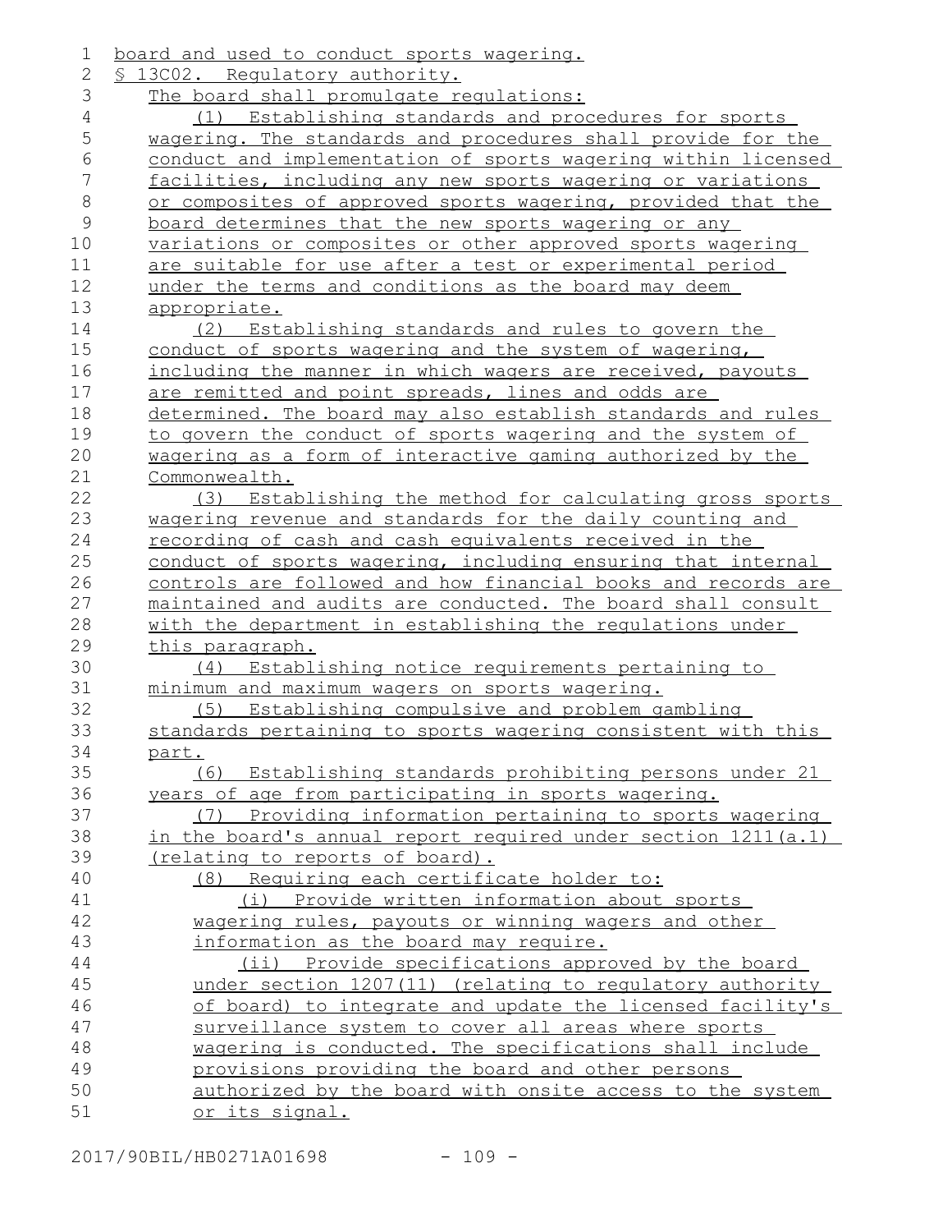board and used to conduct sports wagering.

§ 13C02. Regulatory authority.

The board shall promulgate regulations:

(1) Establishing standards and procedures for sports wagering. The standards and procedures shall provide for the conduct and implementation of sports wagering within licensed facilities, including any new sports wagering or variations or composites of approved sports wagering, provided that the board determines that the new sports wagering or any variations or composites or other approved sports wagering are suitable for use after a test or experimental period under the terms and conditions as the board may deem appropriate.

(2) Establishing standards and rules to govern the conduct of sports wagering and the system of wagering, including the manner in which wagers are received, payouts are remitted and point spreads, lines and odds are determined. The board may also establish standards and rules to govern the conduct of sports wagering and the system of wagering as a form of interactive gaming authorized by the Commonwealth.

(3) Establishing the method for calculating gross sports wagering revenue and standards for the daily counting and recording of cash and cash equivalents received in the conduct of sports wagering, including ensuring that internal controls are followed and how financial books and records are maintained and audits are conducted. The board shall consult with the department in establishing the regulations under this paragraph.

(4) Establishing notice requirements pertaining to minimum and maximum wagers on sports wagering.

(5) Establishing compulsive and problem gambling standards pertaining to sports wagering consistent with this part.

(6) Establishing standards prohibiting persons under 21 years of age from participating in sports wagering.

(7) Providing information pertaining to sports wagering in the board's annual report required under section 1211(a.1) (relating to reports of board).

(8) Requiring each certificate holder to:

(i) Provide written information about sports wagering rules, payouts or winning wagers and other information as the board may require.

(ii) Provide specifications approved by the board under section 1207(11) (relating to regulatory authority of board) to integrate and update the licensed facility's surveillance system to cover all areas where sports wagering is conducted. The specifications shall include provisions providing the board and other persons authorized by the board with onsite access to the system or its signal.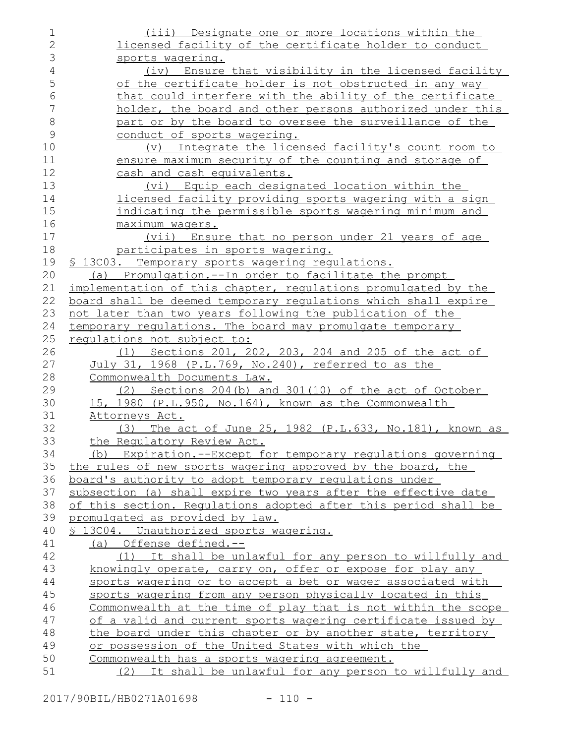(iii) Designate one or more locations within the licensed facility of the certificate holder to conduct sports wagering.

(iv) Ensure that visibility in the licensed facility of the certificate holder is not obstructed in any way that could interfere with the ability of the certificate holder, the board and other persons authorized under this part or by the board to oversee the surveillance of the conduct of sports wagering.

(v) Integrate the licensed facility's count room to ensure maximum security of the counting and storage of cash and cash equivalents.

(vi) Equip each designated location within the licensed facility providing sports wagering with a sign indicating the permissible sports wagering minimum and maximum wagers.

(vii) Ensure that no person under 21 years of age participates in sports wagering.

§ 13C03. Temporary sports wagering regulations.

(a) Promulgation.--In order to facilitate the prompt implementation of this chapter, regulations promulgated by the board shall be deemed temporary regulations which shall expire not later than two years following the publication of the temporary regulations. The board may promulgate temporary regulations not subject to:

(1) Sections 201, 202, 203, 204 and 205 of the act of July 31, 1968 (P.L.769, No.240), referred to as the Commonwealth Documents Law.

(2) Sections 204(b) and 301(10) of the act of October 15, 1980 (P.L.950, No.164), known as the Commonwealth Attorneys Act.

(3) The act of June 25, 1982 (P.L.633, No.181), known as the Regulatory Review Act.

(b) Expiration.--Except for temporary regulations governing the rules of new sports wagering approved by the board, the board's authority to adopt temporary regulations under subsection (a) shall expire two years after the effective date of this section. Regulations adopted after this period shall be promulgated as provided by law.

§ 13C04. Unauthorized sports wagering.

(a) Offense defined.--

(1) It shall be unlawful for any person to willfully and knowingly operate, carry on, offer or expose for play any sports wagering or to accept a bet or wager associated with sports wagering from any person physically located in this Commonwealth at the time of play that is not within the scope of a valid and current sports wagering certificate issued by the board under this chapter or by another state, territory or possession of the United States with which the Commonwealth has a sports wagering agreement.

(2) It shall be unlawful for any person to willfully and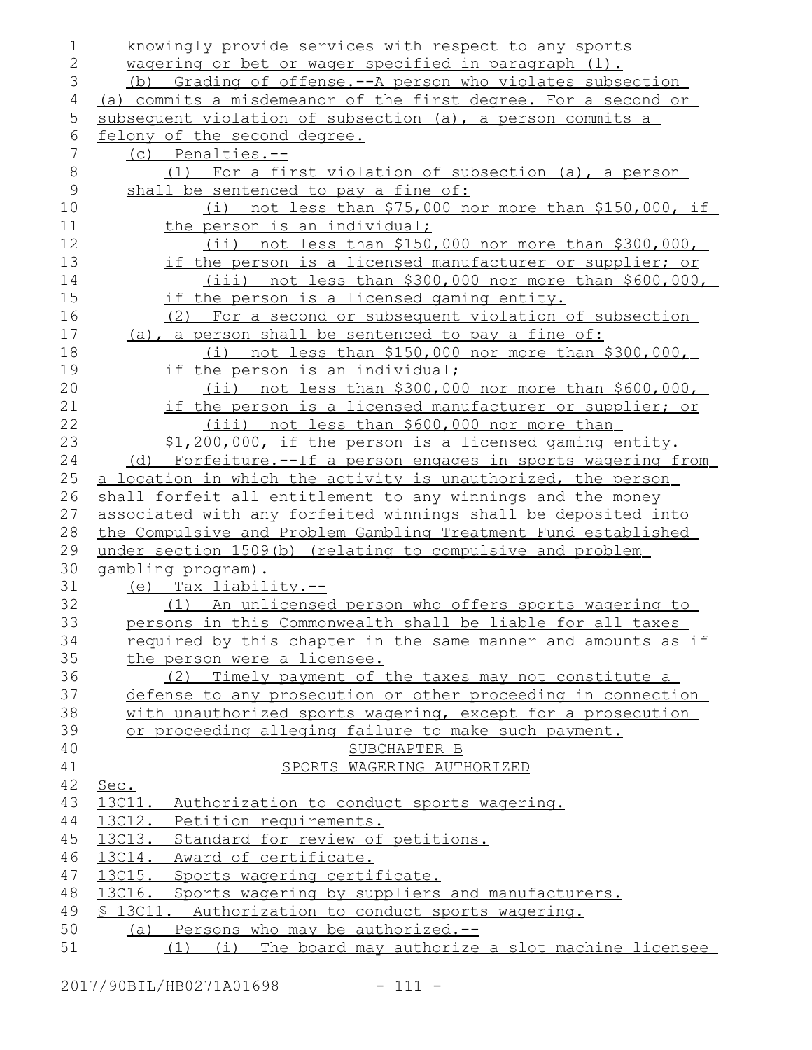knowingly provide services with respect to any sports wagering or bet or wager specified in paragraph (1).

(b) Grading of offense.--A person who violates subsection (a) commits a misdemeanor of the first degree. For a second or subsequent violation of subsection (a), a person commits a felony of the second degree.

(c) Penalties.--

(1) For a first violation of subsection (a), a person shall be sentenced to pay a fine of:

(i) not less than $75,000 nor more than $150,000, if the person is an individual;

(ii) not less than $150,000 nor more than $300,000, if the person is a licensed manufacturer or supplier; or

(iii) not less than $300,000 nor more than $600,000, if the person is a licensed gaming entity.

(2) For a second or subsequent violation of subsection (a), a person shall be sentenced to pay a fine of:

(i) not less than $150,000 nor more than $300,000, if the person is an individual;

(ii) not less than $300,000 nor more than $600,000, if the person is a licensed manufacturer or supplier; or

(iii) not less than $600,000 nor more than $1,200,000, if the person is a licensed gaming entity.

(d) Forfeiture.--If a person engages in sports wagering from a location in which the activity is unauthorized, the person shall forfeit all entitlement to any winnings and the money associated with any forfeited winnings shall be deposited into the Compulsive and Problem Gambling Treatment Fund established under section 1509(b) (relating to compulsive and problem gambling program).

(e) Tax liability.--

(1) An unlicensed person who offers sports wagering to persons in this Commonwealth shall be liable for all taxes required by this chapter in the same manner and amounts as if the person were a licensee.

(2) Timely payment of the taxes may not constitute a defense to any prosecution or other proceeding in connection with unauthorized sports wagering, except for a prosecution or proceeding alleging failure to make such payment.

SUBCHAPTER B

SPORTS WAGERING AUTHORIZED

Sec.

13C11. Authorization to conduct sports wagering.

13C12. Petition requirements.

13C13. Standard for review of petitions.

13C14. Award of certificate.

13C15. Sports wagering certificate.

13C16. Sports wagering by suppliers and manufacturers.

§ 13C11. Authorization to conduct sports wagering.

(a) Persons who may be authorized.--

(1) (i) The board may authorize a slot machine licensee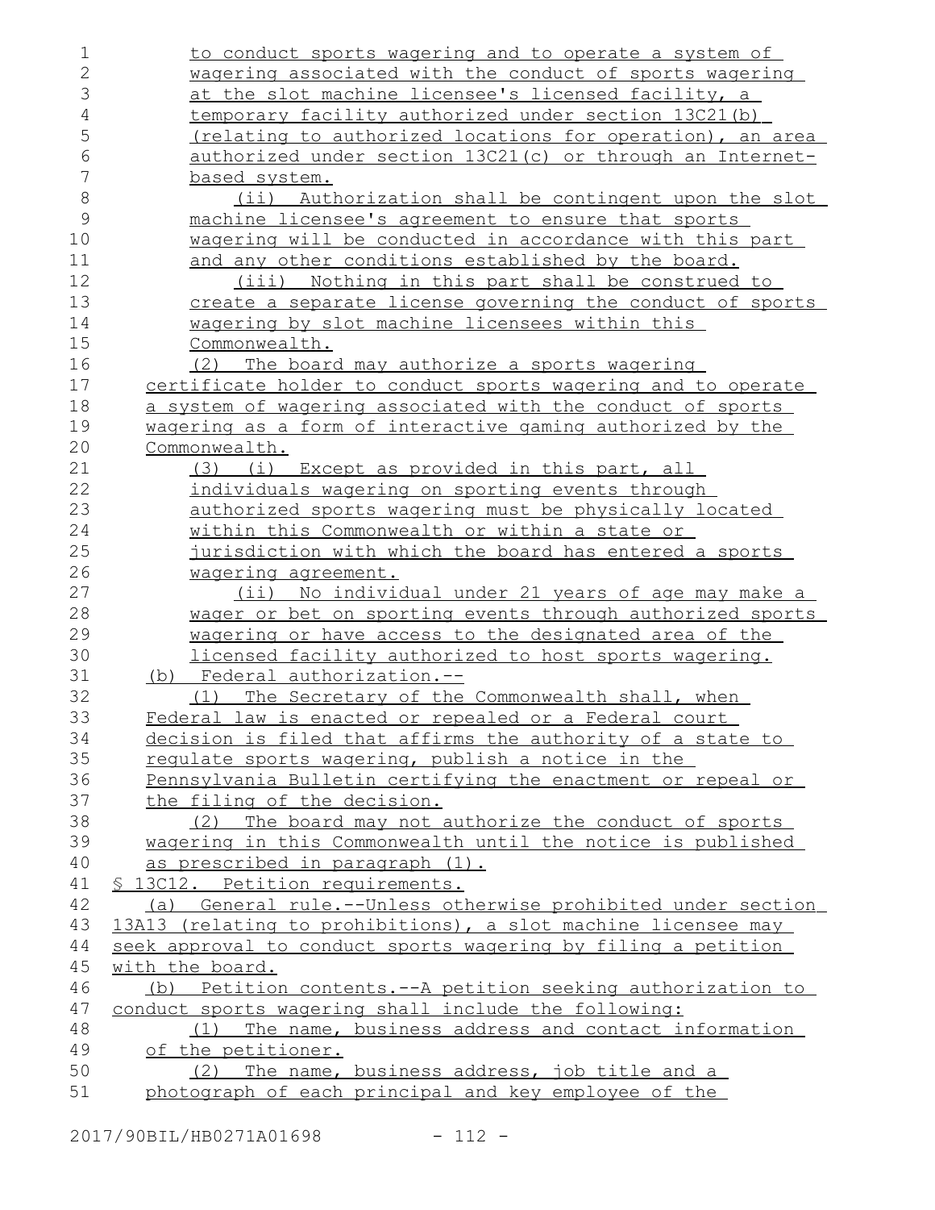to conduct sports wagering and to operate a system of wagering associated with the conduct of sports wagering at the slot machine licensee's licensed facility, a temporary facility authorized under section 13C21(b) (relating to authorized locations for operation), an area authorized under section 13C21(c) or through an Internet-based system.

(ii) Authorization shall be contingent upon the slot machine licensee's agreement to ensure that sports wagering will be conducted in accordance with this part and any other conditions established by the board.

(iii) Nothing in this part shall be construed to create a separate license governing the conduct of sports wagering by slot machine licensees within this Commonwealth.

(2) The board may authorize a sports wagering certificate holder to conduct sports wagering and to operate a system of wagering associated with the conduct of sports wagering as a form of interactive gaming authorized by the Commonwealth.

(3) (i) Except as provided in this part, all individuals wagering on sporting events through authorized sports wagering must be physically located within this Commonwealth or within a state or jurisdiction with which the board has entered a sports wagering agreement.

(ii) No individual under 21 years of age may make a wager or bet on sporting events through authorized sports wagering or have access to the designated area of the licensed facility authorized to host sports wagering.

(b) Federal authorization.--

(1) The Secretary of the Commonwealth shall, when Federal law is enacted or repealed or a Federal court decision is filed that affirms the authority of a state to regulate sports wagering, publish a notice in the Pennsylvania Bulletin certifying the enactment or repeal or the filing of the decision.

(2) The board may not authorize the conduct of sports wagering in this Commonwealth until the notice is published as prescribed in paragraph (1).

§ 13C12. Petition requirements.

(a) General rule.--Unless otherwise prohibited under section 13A13 (relating to prohibitions), a slot machine licensee may seek approval to conduct sports wagering by filing a petition with the board.

(b) Petition contents.--A petition seeking authorization to conduct sports wagering shall include the following:

(1) The name, business address and contact information of the petitioner.

(2) The name, business address, job title and a photograph of each principal and key employee of the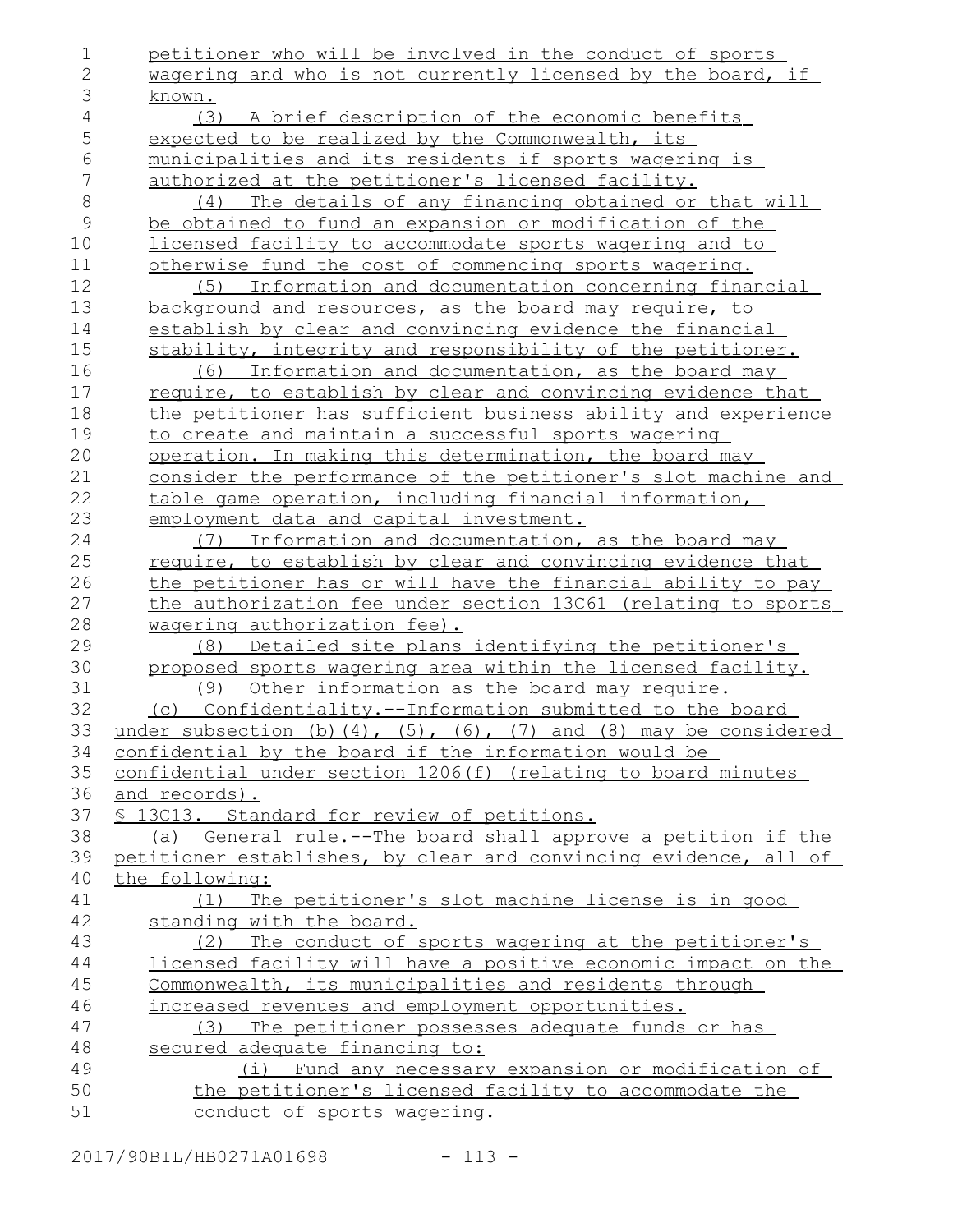petitioner who will be involved in the conduct of sports wagering and who is not currently licensed by the board, if known.

(3) A brief description of the economic benefits expected to be realized by the Commonwealth, its municipalities and its residents if sports wagering is authorized at the petitioner's licensed facility.

(4) The details of any financing obtained or that will be obtained to fund an expansion or modification of the licensed facility to accommodate sports wagering and to otherwise fund the cost of commencing sports wagering.

(5) Information and documentation concerning financial background and resources, as the board may require, to establish by clear and convincing evidence the financial stability, integrity and responsibility of the petitioner.

(6) Information and documentation, as the board may require, to establish by clear and convincing evidence that the petitioner has sufficient business ability and experience to create and maintain a successful sports wagering operation. In making this determination, the board may consider the performance of the petitioner's slot machine and table game operation, including financial information, employment data and capital investment.

(7) Information and documentation, as the board may require, to establish by clear and convincing evidence that the petitioner has or will have the financial ability to pay the authorization fee under section 13C61 (relating to sports wagering authorization fee).

(8) Detailed site plans identifying the petitioner's proposed sports wagering area within the licensed facility.

(9) Other information as the board may require.

(c) Confidentiality.--Information submitted to the board under subsection (b)(4), (5), (6), (7) and (8) may be considered confidential by the board if the information would be confidential under section 1206(f) (relating to board minutes and records).

§ 13C13. Standard for review of petitions.

(a) General rule.--The board shall approve a petition if the petitioner establishes, by clear and convincing evidence, all of the following:

(1) The petitioner's slot machine license is in good standing with the board.

(2) The conduct of sports wagering at the petitioner's licensed facility will have a positive economic impact on the Commonwealth, its municipalities and residents through increased revenues and employment opportunities.

(3) The petitioner possesses adequate funds or has secured adequate financing to:

(i) Fund any necessary expansion or modification of the petitioner's licensed facility to accommodate the conduct of sports wagering.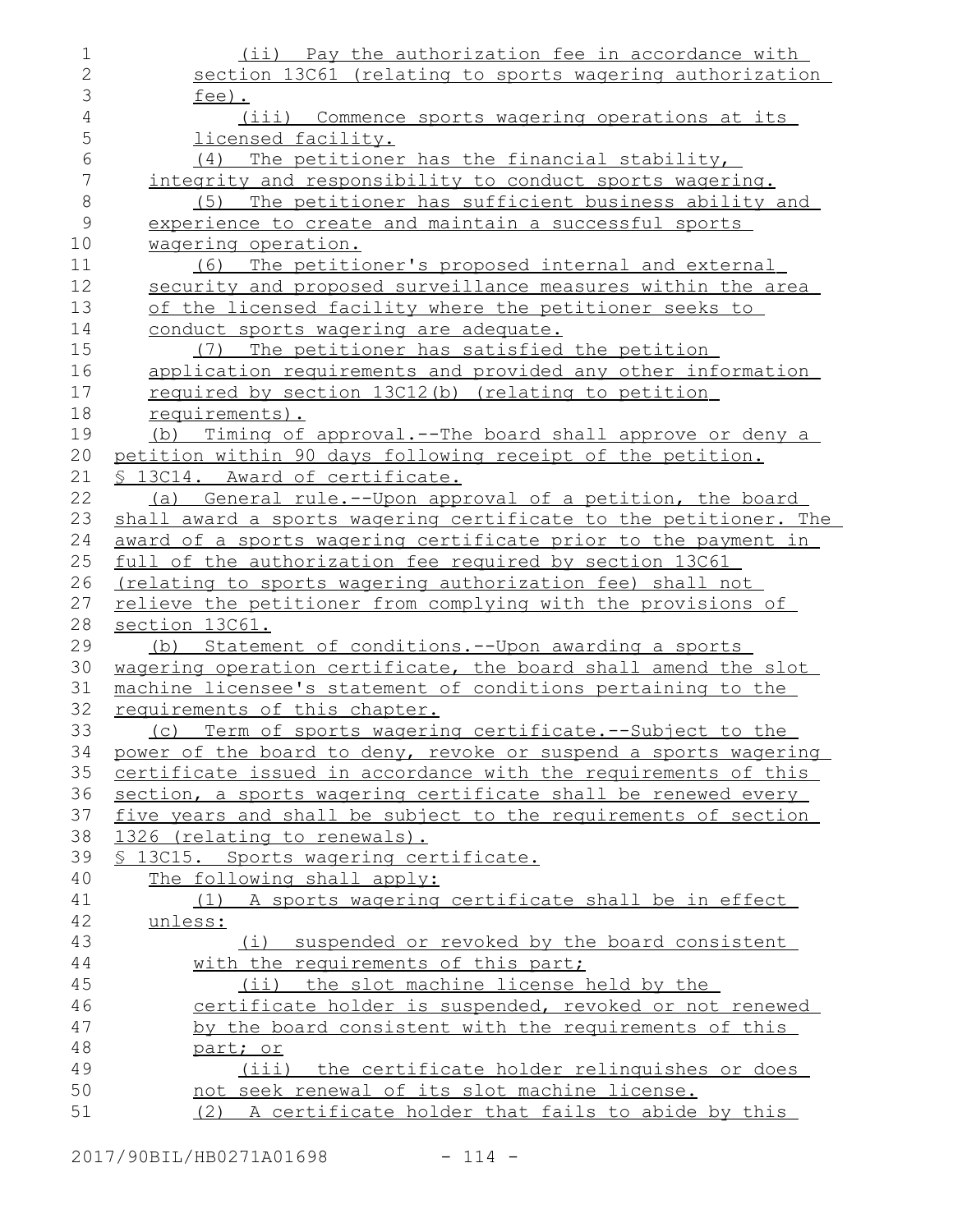(ii) Pay the authorization fee in accordance with section 13C61 (relating to sports wagering authorization fee).

(iii) Commence sports wagering operations at its licensed facility.

(4) The petitioner has the financial stability, integrity and responsibility to conduct sports wagering.

(5) The petitioner has sufficient business ability and experience to create and maintain a successful sports wagering operation.

(6) The petitioner's proposed internal and external security and proposed surveillance measures within the area of the licensed facility where the petitioner seeks to conduct sports wagering are adequate.

(7) The petitioner has satisfied the petition application requirements and provided any other information required by section 13C12(b) (relating to petition requirements).

(b) Timing of approval.--The board shall approve or deny a petition within 90 days following receipt of the petition.

§ 13C14. Award of certificate.

(a) General rule.--Upon approval of a petition, the board shall award a sports wagering certificate to the petitioner. The award of a sports wagering certificate prior to the payment in full of the authorization fee required by section 13C61 (relating to sports wagering authorization fee) shall not relieve the petitioner from complying with the provisions of section 13C61.

(b) Statement of conditions.--Upon awarding a sports wagering operation certificate, the board shall amend the slot machine licensee's statement of conditions pertaining to the requirements of this chapter.

(c) Term of sports wagering certificate.--Subject to the power of the board to deny, revoke or suspend a sports wagering certificate issued in accordance with the requirements of this section, a sports wagering certificate shall be renewed every five years and shall be subject to the requirements of section 1326 (relating to renewals).

§ 13C15. Sports wagering certificate.

The following shall apply:

(1) A sports wagering certificate shall be in effect unless:

(i) suspended or revoked by the board consistent with the requirements of this part;

(ii) the slot machine license held by the certificate holder is suspended, revoked or not renewed by the board consistent with the requirements of this part; or

(iii) the certificate holder relinquishes or does not seek renewal of its slot machine license.

(2) A certificate holder that fails to abide by this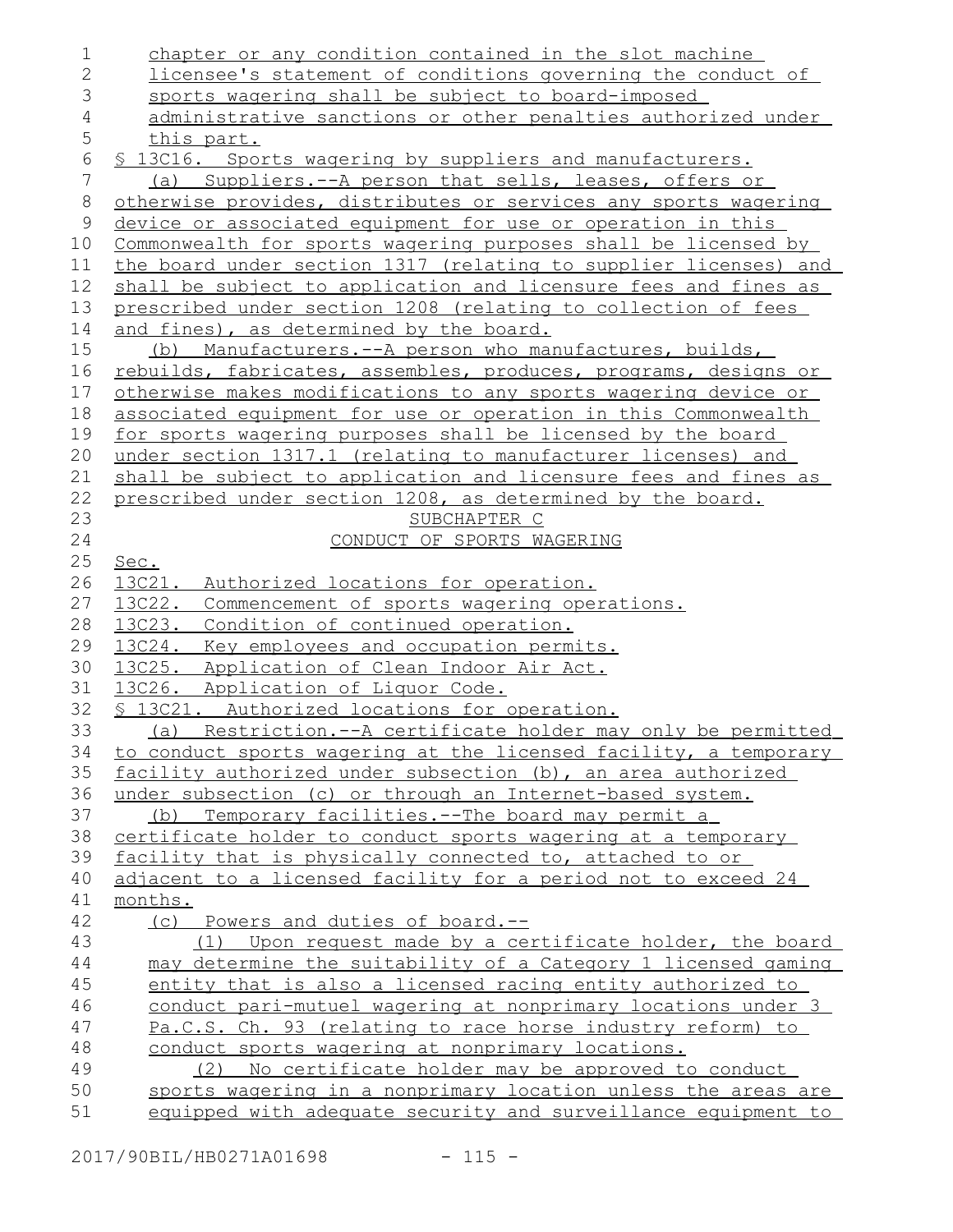chapter or any condition contained in the slot machine licensee's statement of conditions governing the conduct of sports wagering shall be subject to board-imposed administrative sanctions or other penalties authorized under this part.

§ 13C16. Sports wagering by suppliers and manufacturers.

(a) Suppliers.--A person that sells, leases, offers or otherwise provides, distributes or services any sports wagering device or associated equipment for use or operation in this Commonwealth for sports wagering purposes shall be licensed by the board under section 1317 (relating to supplier licenses) and shall be subject to application and licensure fees and fines as prescribed under section 1208 (relating to collection of fees and fines), as determined by the board.

(b) Manufacturers.--A person who manufactures, builds, rebuilds, fabricates, assembles, produces, programs, designs or otherwise makes modifications to any sports wagering device or associated equipment for use or operation in this Commonwealth for sports wagering purposes shall be licensed by the board under section 1317.1 (relating to manufacturer licenses) and shall be subject to application and licensure fees and fines as prescribed under section 1208, as determined by the board.

SUBCHAPTER C

CONDUCT OF SPORTS WAGERING

Sec.

13C21. Authorized locations for operation.

13C22. Commencement of sports wagering operations.

13C23. Condition of continued operation.

13C24. Key employees and occupation permits.

13C25. Application of Clean Indoor Air Act.

13C26. Application of Liquor Code.

§ 13C21. Authorized locations for operation.

(a) Restriction.--A certificate holder may only be permitted to conduct sports wagering at the licensed facility, a temporary facility authorized under subsection (b), an area authorized under subsection (c) or through an Internet-based system.

(b) Temporary facilities.--The board may permit a certificate holder to conduct sports wagering at a temporary facility that is physically connected to, attached to or adjacent to a licensed facility for a period not to exceed 24 months.

(c) Powers and duties of board.--

(1) Upon request made by a certificate holder, the board may determine the suitability of a Category 1 licensed gaming entity that is also a licensed racing entity authorized to conduct pari-mutuel wagering at nonprimary locations under 3 Pa.C.S. Ch. 93 (relating to race horse industry reform) to conduct sports wagering at nonprimary locations.

(2) No certificate holder may be approved to conduct sports wagering in a nonprimary location unless the areas are equipped with adequate security and surveillance equipment to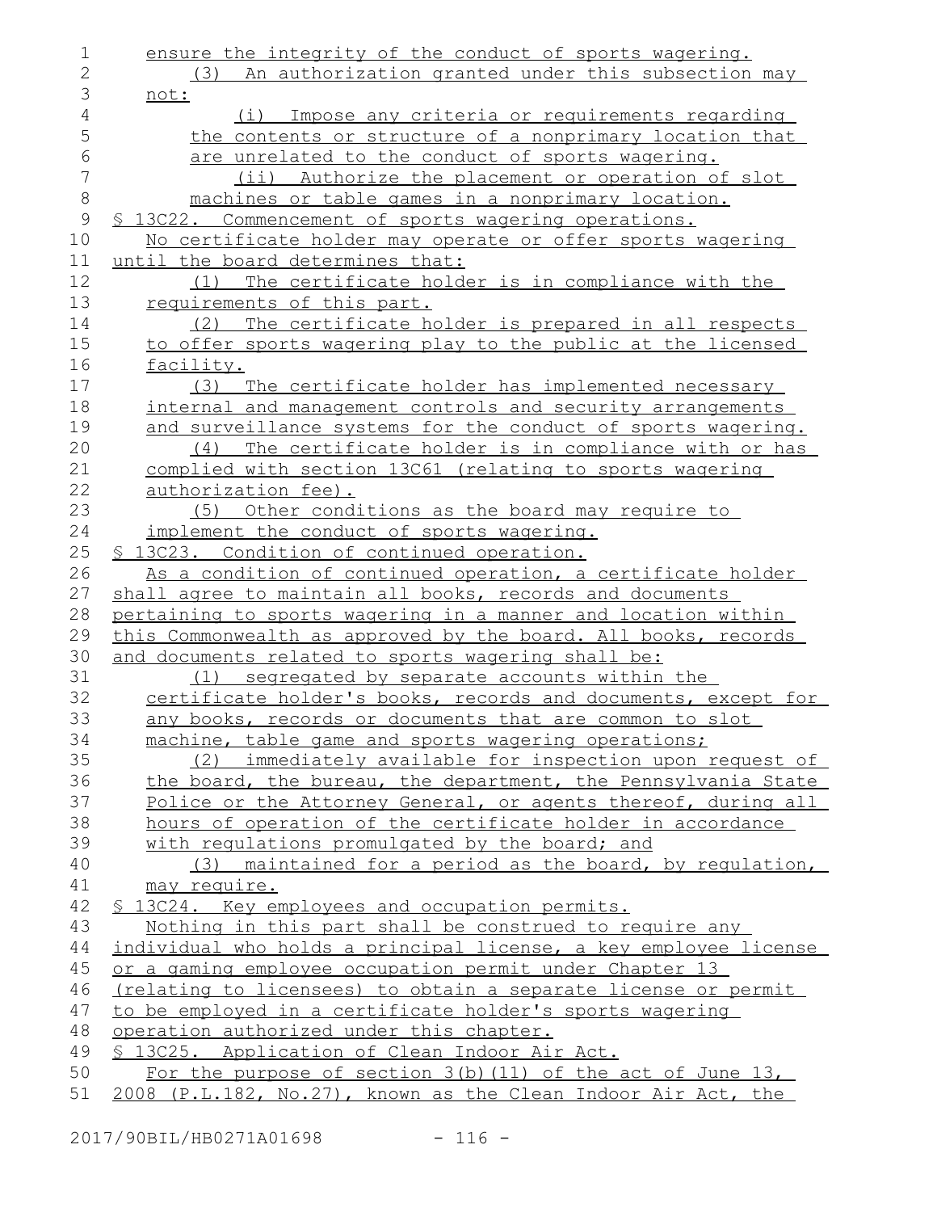ensure the integrity of the conduct of sports wagering.

(3) An authorization granted under this subsection may not:

(i) Impose any criteria or requirements regarding the contents or structure of a nonprimary location that are unrelated to the conduct of sports wagering.

(ii) Authorize the placement or operation of slot machines or table games in a nonprimary location.

§ 13C22. Commencement of sports wagering operations.

No certificate holder may operate or offer sports wagering until the board determines that:

(1) The certificate holder is in compliance with the requirements of this part.

(2) The certificate holder is prepared in all respects to offer sports wagering play to the public at the licensed facility.

(3) The certificate holder has implemented necessary internal and management controls and security arrangements and surveillance systems for the conduct of sports wagering.

(4) The certificate holder is in compliance with or has complied with section 13C61 (relating to sports wagering authorization fee).

(5) Other conditions as the board may require to implement the conduct of sports wagering.

§ 13C23. Condition of continued operation.

As a condition of continued operation, a certificate holder shall agree to maintain all books, records and documents pertaining to sports wagering in a manner and location within this Commonwealth as approved by the board. All books, records and documents related to sports wagering shall be:

(1) segregated by separate accounts within the certificate holder's books, records and documents, except for any books, records or documents that are common to slot machine, table game and sports wagering operations;

(2) immediately available for inspection upon request of the board, the bureau, the department, the Pennsylvania State Police or the Attorney General, or agents thereof, during all hours of operation of the certificate holder in accordance with regulations promulgated by the board; and

(3) maintained for a period as the board, by regulation, may require.

§ 13C24. Key employees and occupation permits.

Nothing in this part shall be construed to require any individual who holds a principal license, a key employee license or a gaming employee occupation permit under Chapter 13 (relating to licensees) to obtain a separate license or permit to be employed in a certificate holder's sports wagering operation authorized under this chapter.

§ 13C25. Application of Clean Indoor Air Act.

For the purpose of section 3(b)(11) of the act of June 13, 2008 (P.L.182, No.27), known as the Clean Indoor Air Act, the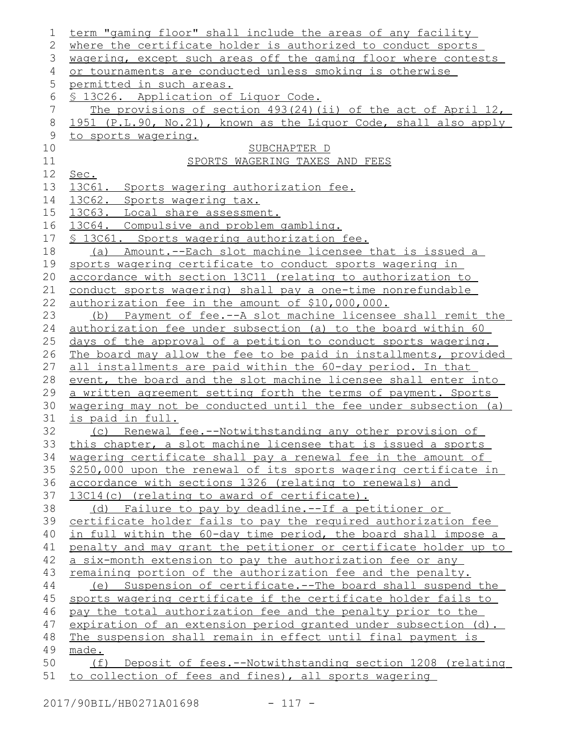term "gaming floor" shall include the areas of any facility where the certificate holder is authorized to conduct sports wagering, except such areas off the gaming floor where contests or tournaments are conducted unless smoking is otherwise permitted in such areas.

§ 13C26. Application of Liquor Code.

The provisions of section 493(24)(ii) of the act of April 12, 1951 (P.L.90, No.21), known as the Liquor Code, shall also apply to sports wagering.

SUBCHAPTER D

SPORTS WAGERING TAXES AND FEES

Sec.

13C61. Sports wagering authorization fee.

13C62. Sports wagering tax.

13C63. Local share assessment.

13C64. Compulsive and problem gambling.

§ 13C61. Sports wagering authorization fee.

(a) Amount.--Each slot machine licensee that is issued a sports wagering certificate to conduct sports wagering in accordance with section 13C11 (relating to authorization to conduct sports wagering) shall pay a one-time nonrefundable authorization fee in the amount of $10,000,000.

(b) Payment of fee.--A slot machine licensee shall remit the authorization fee under subsection (a) to the board within 60 days of the approval of a petition to conduct sports wagering. The board may allow the fee to be paid in installments, provided all installments are paid within the 60-day period. In that event, the board and the slot machine licensee shall enter into a written agreement setting forth the terms of payment. Sports wagering may not be conducted until the fee under subsection (a) is paid in full.

(c) Renewal fee.--Notwithstanding any other provision of this chapter, a slot machine licensee that is issued a sports wagering certificate shall pay a renewal fee in the amount of $250,000 upon the renewal of its sports wagering certificate in accordance with sections 1326 (relating to renewals) and 13C14(c) (relating to award of certificate).

(d) Failure to pay by deadline.--If a petitioner or certificate holder fails to pay the required authorization fee in full within the 60-day time period, the board shall impose a penalty and may grant the petitioner or certificate holder up to a six-month extension to pay the authorization fee or any remaining portion of the authorization fee and the penalty.

(e) Suspension of certificate.--The board shall suspend the sports wagering certificate if the certificate holder fails to pay the total authorization fee and the penalty prior to the expiration of an extension period granted under subsection (d). The suspension shall remain in effect until final payment is made.

(f) Deposit of fees.--Notwithstanding section 1208 (relating to collection of fees and fines), all sports wagering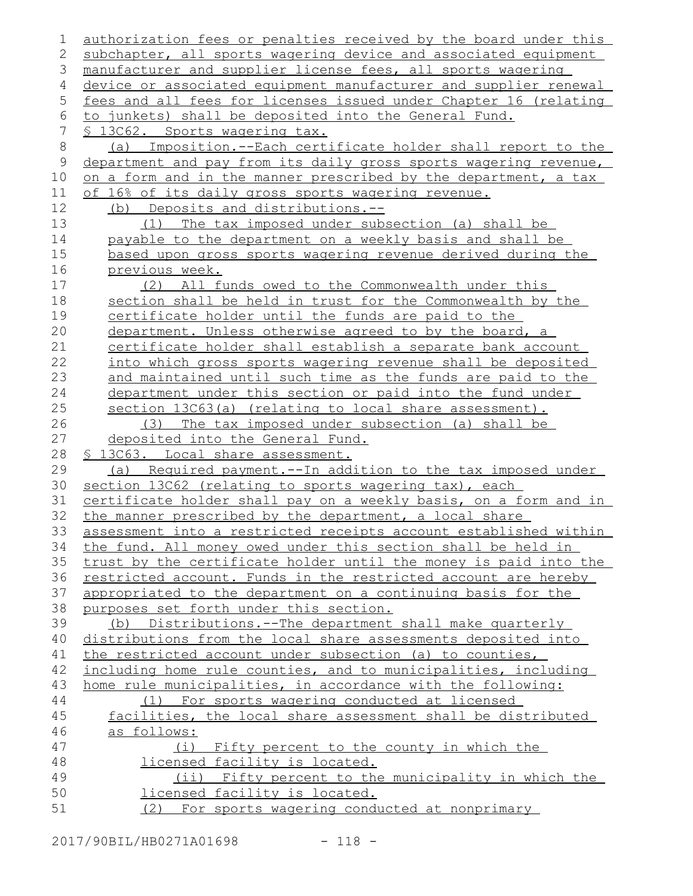authorization fees or penalties received by the board under this subchapter, all sports wagering device and associated equipment manufacturer and supplier license fees, all sports wagering device or associated equipment manufacturer and supplier renewal fees and all fees for licenses issued under Chapter 16 (relating to junkets) shall be deposited into the General Fund.

§ 13C62. Sports wagering tax.

(a) Imposition.--Each certificate holder shall report to the department and pay from its daily gross sports wagering revenue, on a form and in the manner prescribed by the department, a tax of 16% of its daily gross sports wagering revenue.

(b) Deposits and distributions.--

(1) The tax imposed under subsection (a) shall be payable to the department on a weekly basis and shall be based upon gross sports wagering revenue derived during the previous week.

(2) All funds owed to the Commonwealth under this section shall be held in trust for the Commonwealth by the certificate holder until the funds are paid to the department. Unless otherwise agreed to by the board, a certificate holder shall establish a separate bank account into which gross sports wagering revenue shall be deposited and maintained until such time as the funds are paid to the department under this section or paid into the fund under section 13C63(a) (relating to local share assessment).

(3) The tax imposed under subsection (a) shall be deposited into the General Fund.

§ 13C63. Local share assessment.

(a) Required payment.--In addition to the tax imposed under section 13C62 (relating to sports wagering tax), each certificate holder shall pay on a weekly basis, on a form and in the manner prescribed by the department, a local share assessment into a restricted receipts account established within the fund. All money owed under this section shall be held in trust by the certificate holder until the money is paid into the restricted account. Funds in the restricted account are hereby appropriated to the department on a continuing basis for the purposes set forth under this section.

(b) Distributions.--The department shall make quarterly distributions from the local share assessments deposited into the restricted account under subsection (a) to counties, including home rule counties, and to municipalities, including home rule municipalities, in accordance with the following:

(1) For sports wagering conducted at licensed facilities, the local share assessment shall be distributed as follows:

(i) Fifty percent to the county in which the licensed facility is located.

(ii) Fifty percent to the municipality in which the licensed facility is located.

(2) For sports wagering conducted at nonprimary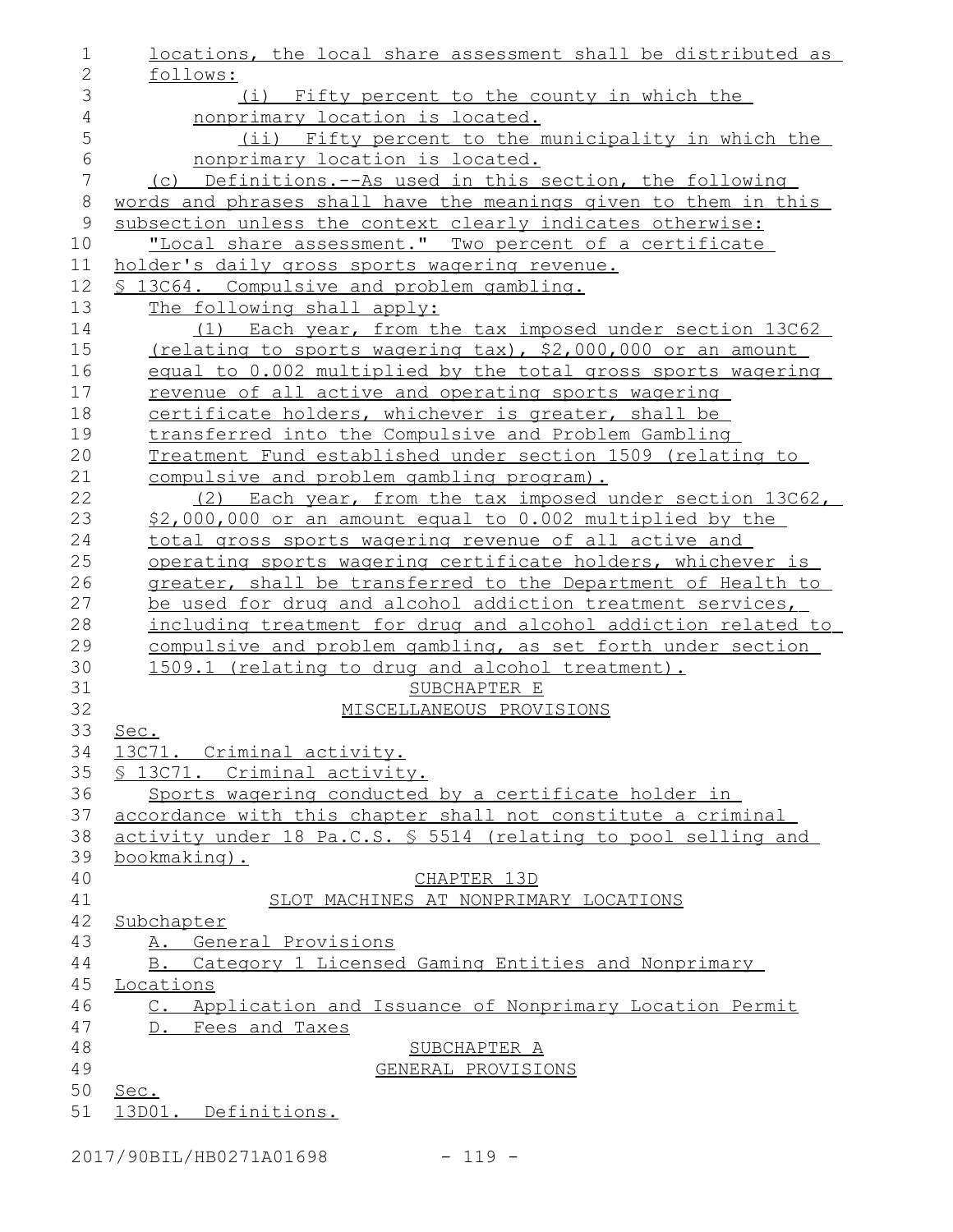locations, the local share assessment shall be distributed as follows:

(i) Fifty percent to the county in which the nonprimary location is located.

(ii) Fifty percent to the municipality in which the nonprimary location is located.

(c) Definitions.--As used in this section, the following words and phrases shall have the meanings given to them in this subsection unless the context clearly indicates otherwise:

"Local share assessment." Two percent of a certificate holder's daily gross sports wagering revenue.

§ 13C64. Compulsive and problem gambling.

The following shall apply:

(1) Each year, from the tax imposed under section 13C62 (relating to sports wagering tax), $2,000,000 or an amount equal to 0.002 multiplied by the total gross sports wagering revenue of all active and operating sports wagering certificate holders, whichever is greater, shall be transferred into the Compulsive and Problem Gambling Treatment Fund established under section 1509 (relating to compulsive and problem gambling program).

(2) Each year, from the tax imposed under section 13C62, $2,000,000 or an amount equal to 0.002 multiplied by the total gross sports wagering revenue of all active and operating sports wagering certificate holders, whichever is greater, shall be transferred to the Department of Health to be used for drug and alcohol addiction treatment services, including treatment for drug and alcohol addiction related to compulsive and problem gambling, as set forth under section 1509.1 (relating to drug and alcohol treatment).

SUBCHAPTER E

MISCELLANEOUS PROVISIONS

Sec.

13C71. Criminal activity.

§ 13C71. Criminal activity.

Sports wagering conducted by a certificate holder in accordance with this chapter shall not constitute a criminal activity under 18 Pa.C.S. § 5514 (relating to pool selling and bookmaking).

CHAPTER 13D

SLOT MACHINES AT NONPRIMARY LOCATIONS

Subchapter

A. General Provisions

B. Category 1 Licensed Gaming Entities and Nonprimary Locations

C. Application and Issuance of Nonprimary Location Permit

D. Fees and Taxes

SUBCHAPTER A

GENERAL PROVISIONS

Sec.

13D01. Definitions.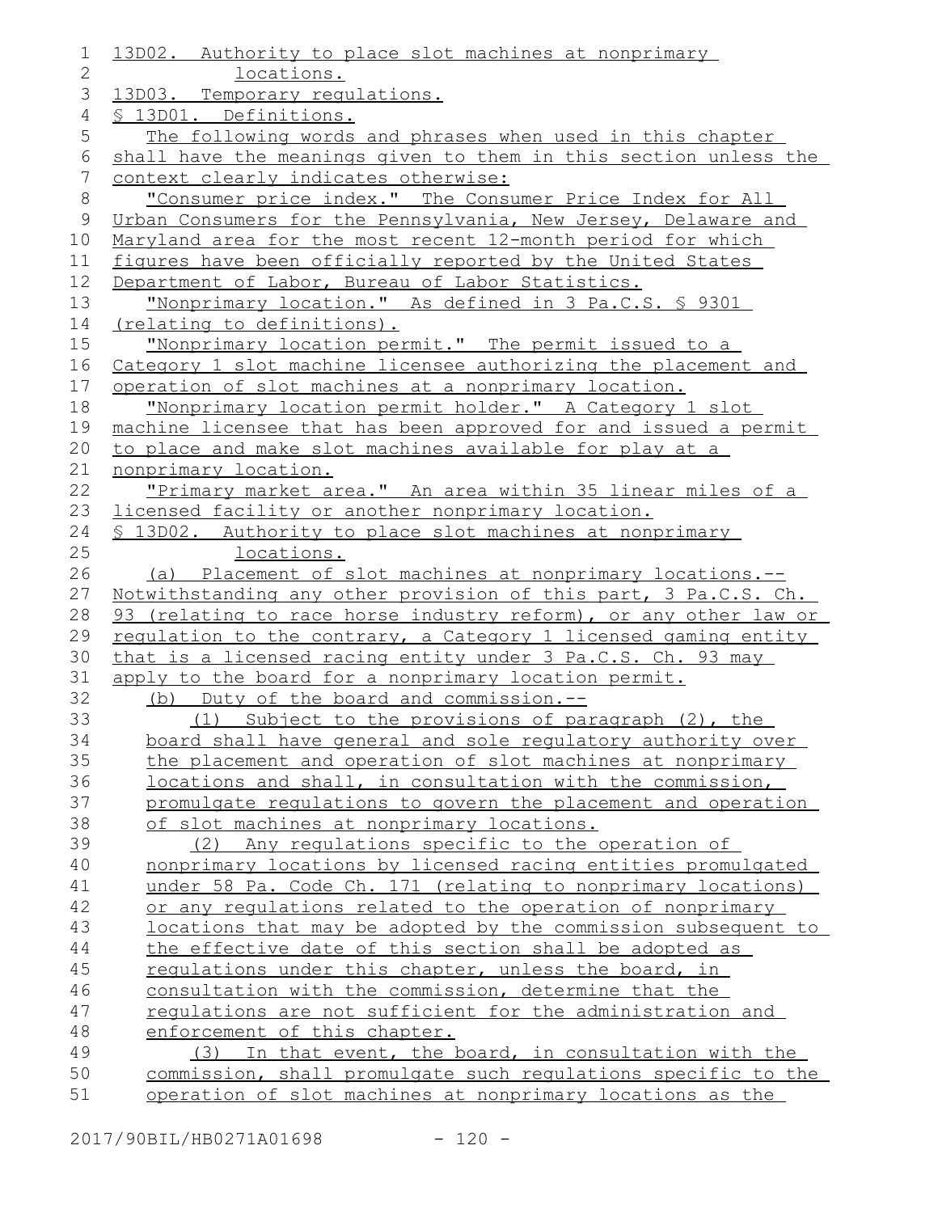13D02. Authority to place slot machines at nonprimary locations.

13D03. Temporary regulations.

§ 13D01. Definitions.

The following words and phrases when used in this chapter shall have the meanings given to them in this section unless the context clearly indicates otherwise:

"Consumer price index." The Consumer Price Index for All Urban Consumers for the Pennsylvania, New Jersey, Delaware and Maryland area for the most recent 12-month period for which figures have been officially reported by the United States Department of Labor, Bureau of Labor Statistics.

"Nonprimary location." As defined in 3 Pa.C.S. § 9301 (relating to definitions).

"Nonprimary location permit." The permit issued to a Category 1 slot machine licensee authorizing the placement and operation of slot machines at a nonprimary location.

"Nonprimary location permit holder." A Category 1 slot machine licensee that has been approved for and issued a permit to place and make slot machines available for play at a nonprimary location.

"Primary market area." An area within 35 linear miles of a licensed facility or another nonprimary location.

§ 13D02. Authority to place slot machines at nonprimary locations.

(a) Placement of slot machines at nonprimary locations.--Notwithstanding any other provision of this part, 3 Pa.C.S. Ch. 93 (relating to race horse industry reform), or any other law or regulation to the contrary, a Category 1 licensed gaming entity that is a licensed racing entity under 3 Pa.C.S. Ch. 93 may apply to the board for a nonprimary location permit.

(b) Duty of the board and commission.--

(1) Subject to the provisions of paragraph (2), the board shall have general and sole regulatory authority over the placement and operation of slot machines at nonprimary locations and shall, in consultation with the commission, promulgate regulations to govern the placement and operation of slot machines at nonprimary locations.

(2) Any regulations specific to the operation of nonprimary locations by licensed racing entities promulgated under 58 Pa. Code Ch. 171 (relating to nonprimary locations) or any regulations related to the operation of nonprimary locations that may be adopted by the commission subsequent to the effective date of this section shall be adopted as regulations under this chapter, unless the board, in consultation with the commission, determine that the regulations are not sufficient for the administration and enforcement of this chapter.

(3) In that event, the board, in consultation with the commission, shall promulgate such regulations specific to the operation of slot machines at nonprimary locations as the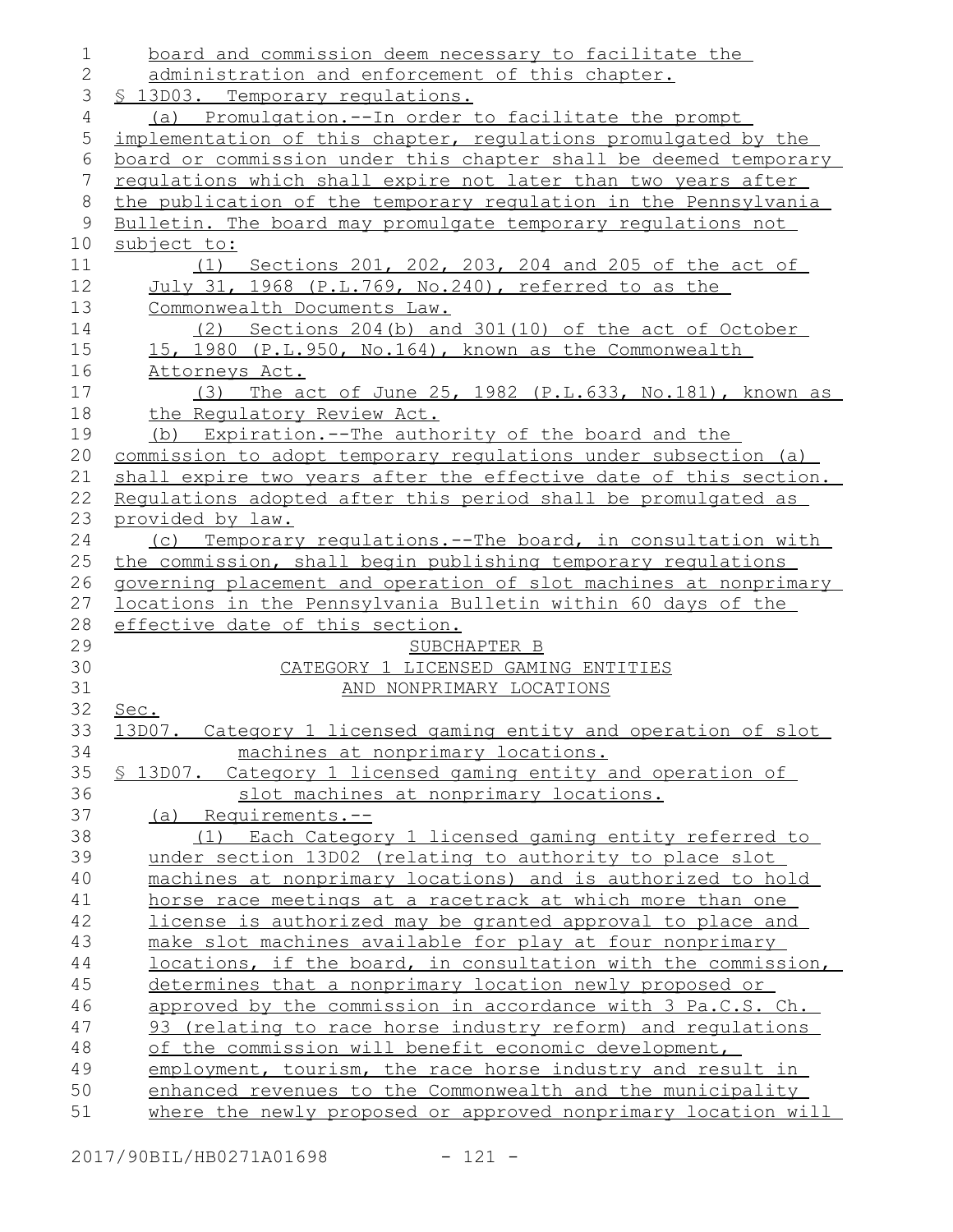board and commission deem necessary to facilitate the administration and enforcement of this chapter.

§ 13D03. Temporary regulations.

(a) Promulgation.--In order to facilitate the prompt implementation of this chapter, regulations promulgated by the board or commission under this chapter shall be deemed temporary regulations which shall expire not later than two years after the publication of the temporary regulation in the Pennsylvania Bulletin. The board may promulgate temporary regulations not subject to:

(1) Sections 201, 202, 203, 204 and 205 of the act of July 31, 1968 (P.L.769, No.240), referred to as the Commonwealth Documents Law.

(2) Sections 204(b) and 301(10) of the act of October 15, 1980 (P.L.950, No.164), known as the Commonwealth Attorneys Act.

(3) The act of June 25, 1982 (P.L.633, No.181), known as the Regulatory Review Act.

(b) Expiration.--The authority of the board and the commission to adopt temporary regulations under subsection (a) shall expire two years after the effective date of this section. Regulations adopted after this period shall be promulgated as provided by law.

(c) Temporary regulations.--The board, in consultation with the commission, shall begin publishing temporary regulations governing placement and operation of slot machines at nonprimary locations in the Pennsylvania Bulletin within 60 days of the effective date of this section.

SUBCHAPTER B

CATEGORY 1 LICENSED GAMING ENTITIES

AND NONPRIMARY LOCATIONS

Sec.

13D07. Category 1 licensed gaming entity and operation of slot machines at nonprimary locations.

§ 13D07. Category 1 licensed gaming entity and operation of slot machines at nonprimary locations.

(a) Requirements.--

(1) Each Category 1 licensed gaming entity referred to under section 13D02 (relating to authority to place slot machines at nonprimary locations) and is authorized to hold horse race meetings at a racetrack at which more than one license is authorized may be granted approval to place and make slot machines available for play at four nonprimary locations, if the board, in consultation with the commission, determines that a nonprimary location newly proposed or approved by the commission in accordance with 3 Pa.C.S. Ch. 93 (relating to race horse industry reform) and regulations of the commission will benefit economic development, employment, tourism, the race horse industry and result in enhanced revenues to the Commonwealth and the municipality where the newly proposed or approved nonprimary location will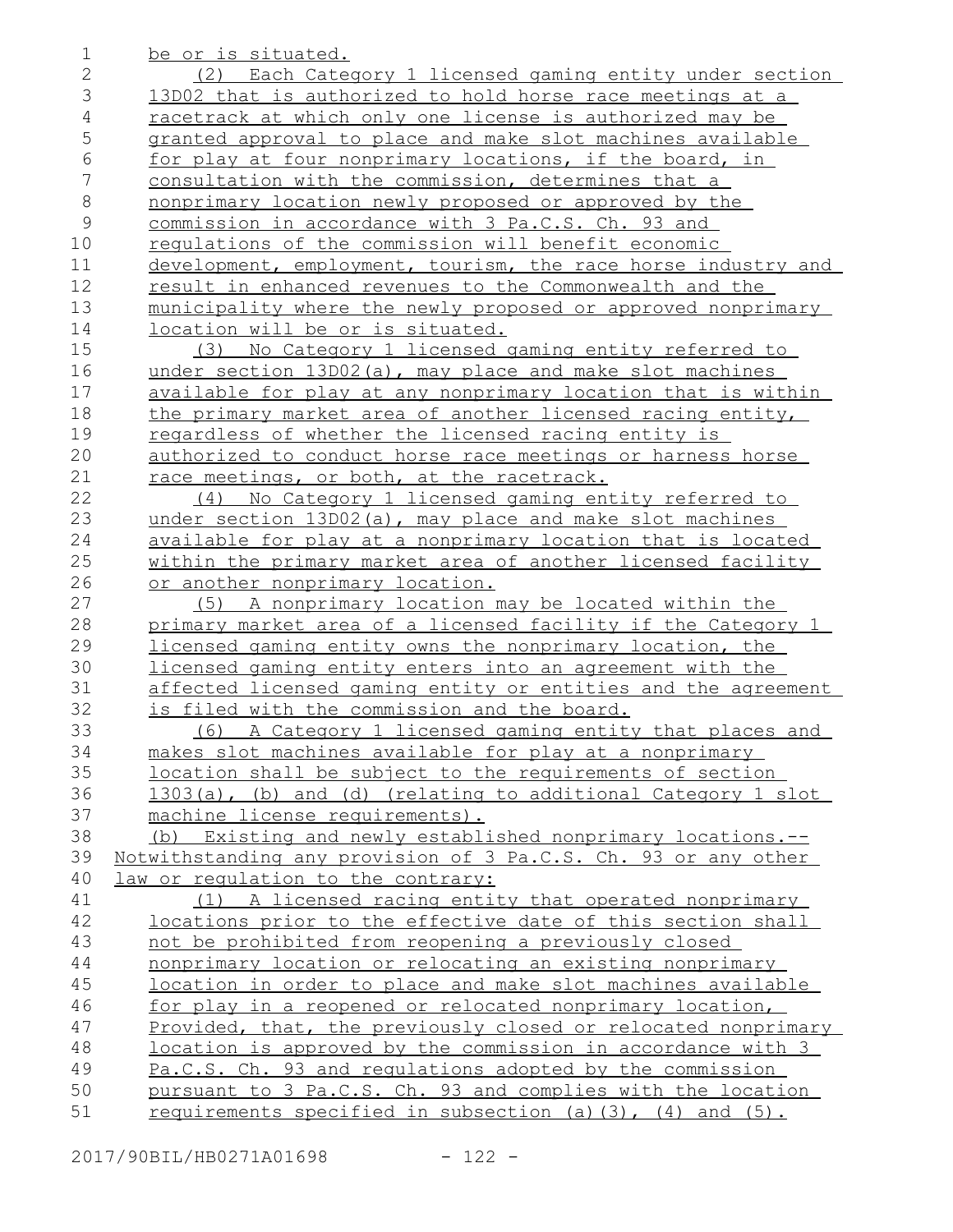be or is situated.

(2) Each Category 1 licensed gaming entity under section 13D02 that is authorized to hold horse race meetings at a racetrack at which only one license is authorized may be granted approval to place and make slot machines available for play at four nonprimary locations, if the board, in consultation with the commission, determines that a nonprimary location newly proposed or approved by the commission in accordance with 3 Pa.C.S. Ch. 93 and regulations of the commission will benefit economic development, employment, tourism, the race horse industry and result in enhanced revenues to the Commonwealth and the municipality where the newly proposed or approved nonprimary location will be or is situated.

(3) No Category 1 licensed gaming entity referred to under section 13D02(a), may place and make slot machines available for play at any nonprimary location that is within the primary market area of another licensed racing entity, regardless of whether the licensed racing entity is authorized to conduct horse race meetings or harness horse race meetings, or both, at the racetrack.

(4) No Category 1 licensed gaming entity referred to under section 13D02(a), may place and make slot machines available for play at a nonprimary location that is located within the primary market area of another licensed facility or another nonprimary location.

(5) A nonprimary location may be located within the primary market area of a licensed facility if the Category 1 licensed gaming entity owns the nonprimary location, the licensed gaming entity enters into an agreement with the affected licensed gaming entity or entities and the agreement is filed with the commission and the board.

(6) A Category 1 licensed gaming entity that places and makes slot machines available for play at a nonprimary location shall be subject to the requirements of section 1303(a), (b) and (d) (relating to additional Category 1 slot machine license requirements).

(b) Existing and newly established nonprimary locations.--Notwithstanding any provision of 3 Pa.C.S. Ch. 93 or any other law or regulation to the contrary:

(1) A licensed racing entity that operated nonprimary locations prior to the effective date of this section shall not be prohibited from reopening a previously closed nonprimary location or relocating an existing nonprimary location in order to place and make slot machines available for play in a reopened or relocated nonprimary location, Provided, that, the previously closed or relocated nonprimary location is approved by the commission in accordance with 3 Pa.C.S. Ch. 93 and regulations adopted by the commission pursuant to 3 Pa.C.S. Ch. 93 and complies with the location requirements specified in subsection (a)(3), (4) and (5).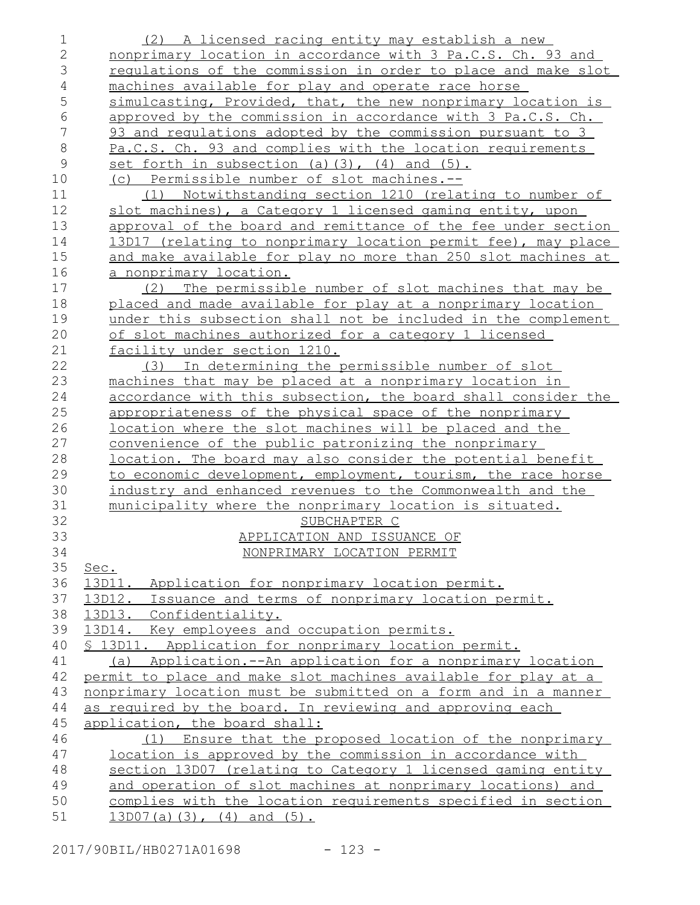(2) A licensed racing entity may establish a new nonprimary location in accordance with 3 Pa.C.S. Ch. 93 and regulations of the commission in order to place and make slot machines available for play and operate race horse simulcasting, Provided, that, the new nonprimary location is approved by the commission in accordance with 3 Pa.C.S. Ch. 93 and regulations adopted by the commission pursuant to 3 Pa.C.S. Ch. 93 and complies with the location requirements set forth in subsection (a)(3), (4) and (5).

(c) Permissible number of slot machines.--

(1) Notwithstanding section 1210 (relating to number of slot machines), a Category 1 licensed gaming entity, upon approval of the board and remittance of the fee under section 13D17 (relating to nonprimary location permit fee), may place and make available for play no more than 250 slot machines at a nonprimary location.

(2) The permissible number of slot machines that may be placed and made available for play at a nonprimary location under this subsection shall not be included in the complement of slot machines authorized for a category 1 licensed facility under section 1210.

(3) In determining the permissible number of slot machines that may be placed at a nonprimary location in accordance with this subsection, the board shall consider the appropriateness of the physical space of the nonprimary location where the slot machines will be placed and the convenience of the public patronizing the nonprimary location. The board may also consider the potential benefit to economic development, employment, tourism, the race horse industry and enhanced revenues to the Commonwealth and the municipality where the nonprimary location is situated.

SUBCHAPTER C
APPLICATION AND ISSUANCE OF
NONPRIMARY LOCATION PERMIT

Sec.
13D11. Application for nonprimary location permit.
13D12. Issuance and terms of nonprimary location permit.
13D13. Confidentiality.
13D14. Key employees and occupation permits.

§ 13D11. Application for nonprimary location permit.

(a) Application.--An application for a nonprimary location permit to place and make slot machines available for play at a nonprimary location must be submitted on a form and in a manner as required by the board. In reviewing and approving each application, the board shall:

(1) Ensure that the proposed location of the nonprimary location is approved by the commission in accordance with section 13D07 (relating to Category 1 licensed gaming entity and operation of slot machines at nonprimary locations) and complies with the location requirements specified in section 13D07(a)(3), (4) and (5).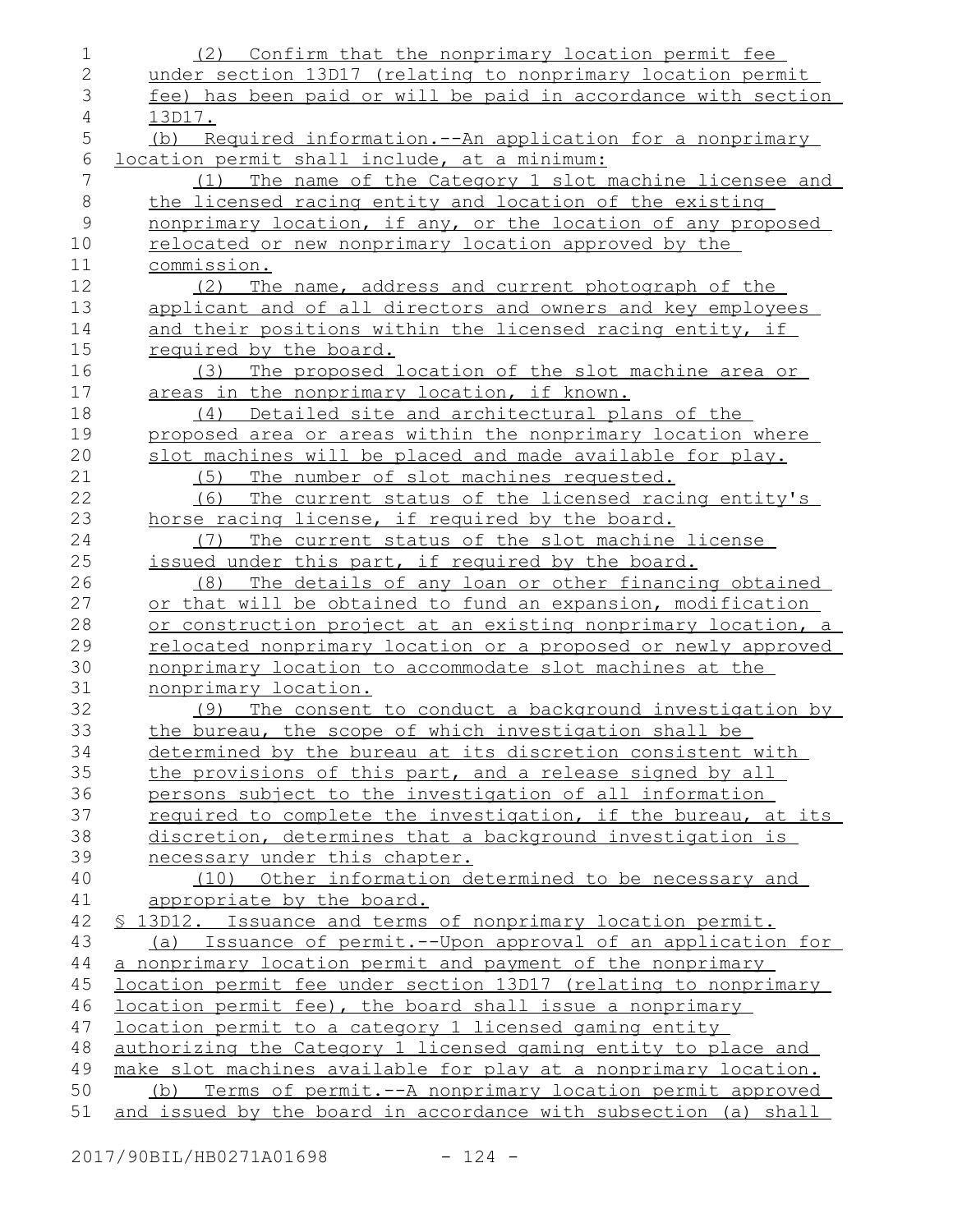(2) Confirm that the nonprimary location permit fee under section 13D17 (relating to nonprimary location permit fee) has been paid or will be paid in accordance with section 13D17.

(b) Required information.--An application for a nonprimary location permit shall include, at a minimum:

(1) The name of the Category 1 slot machine licensee and the licensed racing entity and location of the existing nonprimary location, if any, or the location of any proposed relocated or new nonprimary location approved by the commission.

(2) The name, address and current photograph of the applicant and of all directors and owners and key employees and their positions within the licensed racing entity, if required by the board.

(3) The proposed location of the slot machine area or areas in the nonprimary location, if known.

(4) Detailed site and architectural plans of the proposed area or areas within the nonprimary location where slot machines will be placed and made available for play.

(5) The number of slot machines requested.

(6) The current status of the licensed racing entity's horse racing license, if required by the board.

(7) The current status of the slot machine license issued under this part, if required by the board.

(8) The details of any loan or other financing obtained or that will be obtained to fund an expansion, modification or construction project at an existing nonprimary location, a relocated nonprimary location or a proposed or newly approved nonprimary location to accommodate slot machines at the nonprimary location.

(9) The consent to conduct a background investigation by the bureau, the scope of which investigation shall be determined by the bureau at its discretion consistent with the provisions of this part, and a release signed by all persons subject to the investigation of all information required to complete the investigation, if the bureau, at its discretion, determines that a background investigation is necessary under this chapter.

(10) Other information determined to be necessary and appropriate by the board.

§ 13D12. Issuance and terms of nonprimary location permit.

(a) Issuance of permit.--Upon approval of an application for a nonprimary location permit and payment of the nonprimary location permit fee under section 13D17 (relating to nonprimary location permit fee), the board shall issue a nonprimary location permit to a category 1 licensed gaming entity authorizing the Category 1 licensed gaming entity to place and make slot machines available for play at a nonprimary location.

(b) Terms of permit.--A nonprimary location permit approved and issued by the board in accordance with subsection (a) shall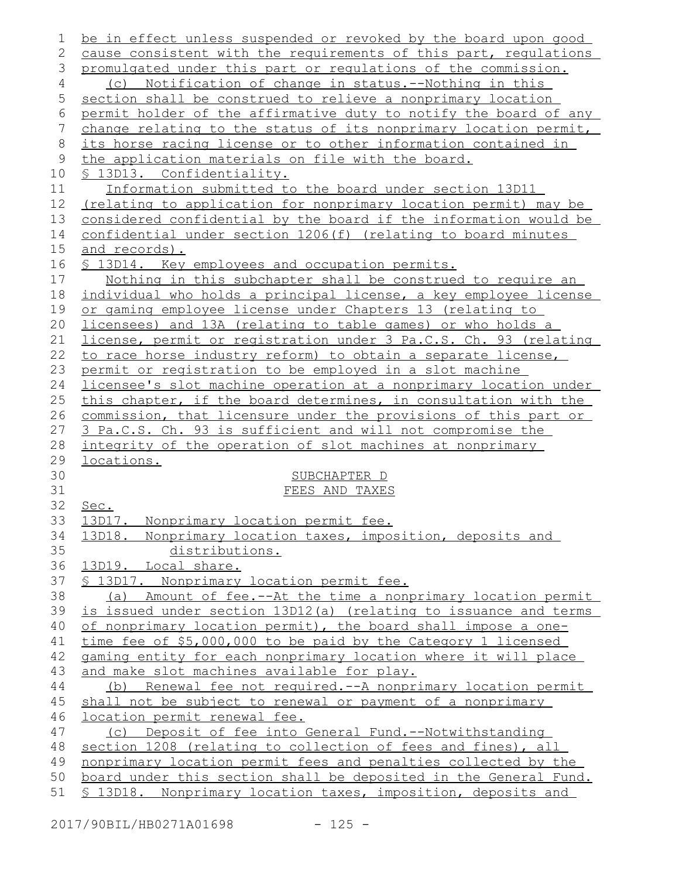be in effect unless suspended or revoked by the board upon good cause consistent with the requirements of this part, regulations promulgated under this part or regulations of the commission.

(c) Notification of change in status.--Nothing in this section shall be construed to relieve a nonprimary location permit holder of the affirmative duty to notify the board of any change relating to the status of its nonprimary location permit, its horse racing license or to other information contained in the application materials on file with the board.

§ 13D13. Confidentiality.

Information submitted to the board under section 13D11 (relating to application for nonprimary location permit) may be considered confidential by the board if the information would be confidential under section 1206(f) (relating to board minutes and records).

§ 13D14. Key employees and occupation permits.

Nothing in this subchapter shall be construed to require an individual who holds a principal license, a key employee license or gaming employee license under Chapters 13 (relating to licensees) and 13A (relating to table games) or who holds a license, permit or registration under 3 Pa.C.S. Ch. 93 (relating to race horse industry reform) to obtain a separate license, permit or registration to be employed in a slot machine licensee's slot machine operation at a nonprimary location under this chapter, if the board determines, in consultation with the commission, that licensure under the provisions of this part or 3 Pa.C.S. Ch. 93 is sufficient and will not compromise the integrity of the operation of slot machines at nonprimary locations.

SUBCHAPTER D
FEES AND TAXES

Sec.
13D17. Nonprimary location permit fee.
13D18. Nonprimary location taxes, imposition, deposits and distributions.
13D19. Local share.

§ 13D17. Nonprimary location permit fee.

(a) Amount of fee.--At the time a nonprimary location permit is issued under section 13D12(a) (relating to issuance and terms of nonprimary location permit), the board shall impose a one-time fee of $5,000,000 to be paid by the Category 1 licensed gaming entity for each nonprimary location where it will place and make slot machines available for play.

(b) Renewal fee not required.--A nonprimary location permit shall not be subject to renewal or payment of a nonprimary location permit renewal fee.

(c) Deposit of fee into General Fund.--Notwithstanding section 1208 (relating to collection of fees and fines), all nonprimary location permit fees and penalties collected by the board under this section shall be deposited in the General Fund.

§ 13D18. Nonprimary location taxes, imposition, deposits and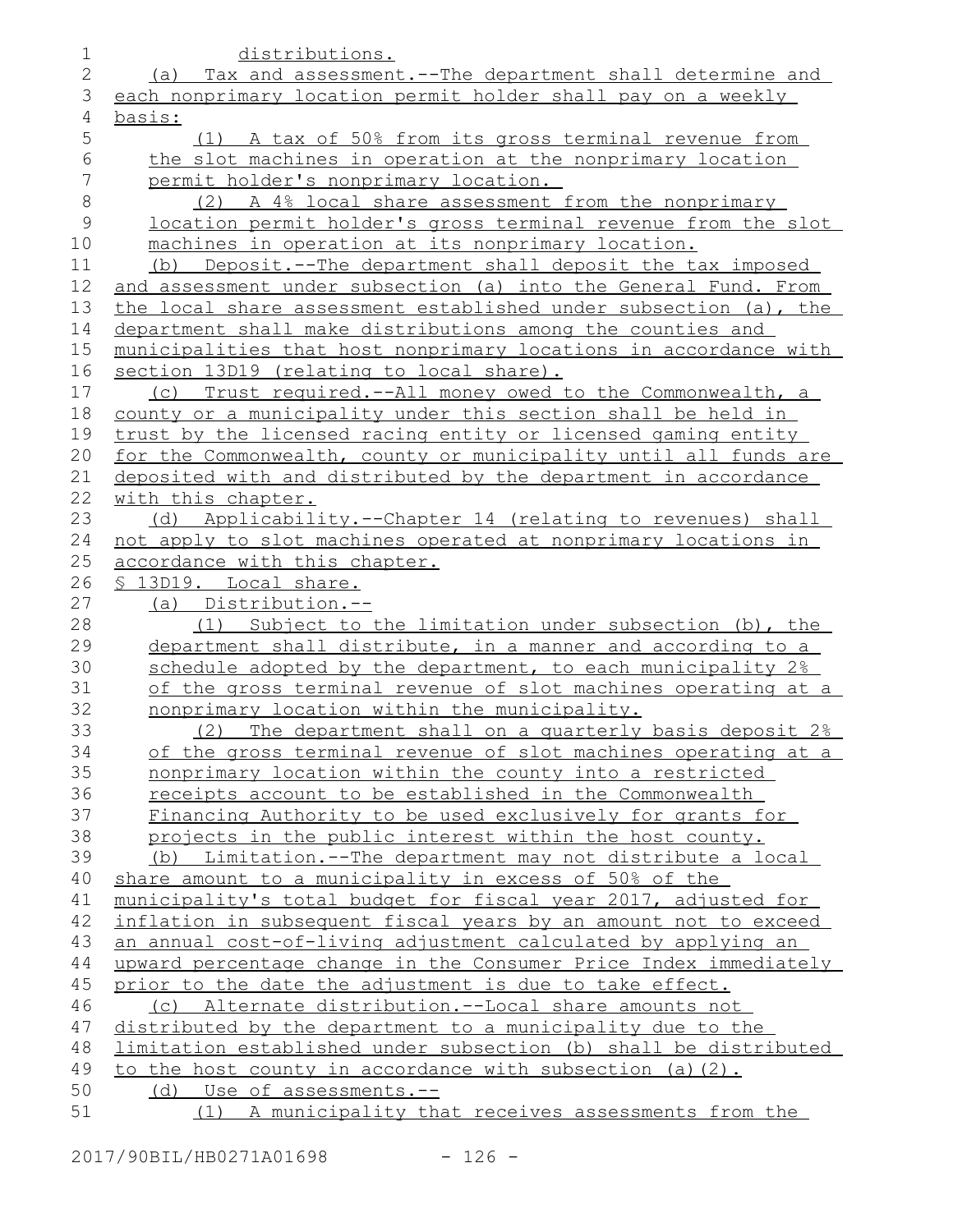distributions.

(a) Tax and assessment.--The department shall determine and each nonprimary location permit holder shall pay on a weekly basis:

(1) A tax of 50% from its gross terminal revenue from the slot machines in operation at the nonprimary location permit holder's nonprimary location.

(2) A 4% local share assessment from the nonprimary location permit holder's gross terminal revenue from the slot machines in operation at its nonprimary location.

(b) Deposit.--The department shall deposit the tax imposed and assessment under subsection (a) into the General Fund. From the local share assessment established under subsection (a), the department shall make distributions among the counties and municipalities that host nonprimary locations in accordance with section 13D19 (relating to local share).

(c) Trust required.--All money owed to the Commonwealth, a county or a municipality under this section shall be held in trust by the licensed racing entity or licensed gaming entity for the Commonwealth, county or municipality until all funds are deposited with and distributed by the department in accordance with this chapter.

(d) Applicability.--Chapter 14 (relating to revenues) shall not apply to slot machines operated at nonprimary locations in accordance with this chapter.

§ 13D19. Local share.

(a) Distribution.--

(1) Subject to the limitation under subsection (b), the department shall distribute, in a manner and according to a schedule adopted by the department, to each municipality 2% of the gross terminal revenue of slot machines operating at a nonprimary location within the municipality.

(2) The department shall on a quarterly basis deposit 2% of the gross terminal revenue of slot machines operating at a nonprimary location within the county into a restricted receipts account to be established in the Commonwealth Financing Authority to be used exclusively for grants for projects in the public interest within the host county.

(b) Limitation.--The department may not distribute a local share amount to a municipality in excess of 50% of the municipality's total budget for fiscal year 2017, adjusted for inflation in subsequent fiscal years by an amount not to exceed an annual cost-of-living adjustment calculated by applying an upward percentage change in the Consumer Price Index immediately prior to the date the adjustment is due to take effect.

(c) Alternate distribution.--Local share amounts not distributed by the department to a municipality due to the limitation established under subsection (b) shall be distributed to the host county in accordance with subsection (a)(2).

(d) Use of assessments.--

(1) A municipality that receives assessments from the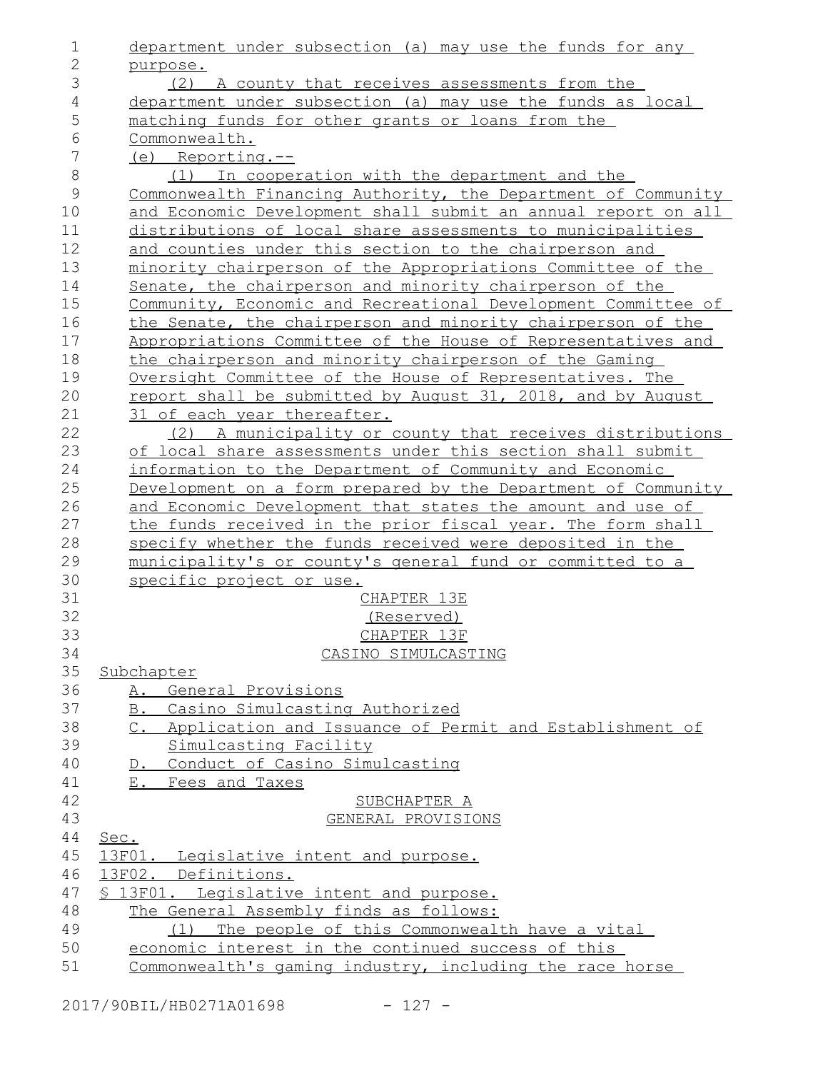department under subsection (a) may use the funds for any purpose.

(2) A county that receives assessments from the department under subsection (a) may use the funds as local matching funds for other grants or loans from the Commonwealth.

(e) Reporting.--

(1) In cooperation with the department and the Commonwealth Financing Authority, the Department of Community and Economic Development shall submit an annual report on all distributions of local share assessments to municipalities and counties under this section to the chairperson and minority chairperson of the Appropriations Committee of the Senate, the chairperson and minority chairperson of the Community, Economic and Recreational Development Committee of the Senate, the chairperson and minority chairperson of the Appropriations Committee of the House of Representatives and the chairperson and minority chairperson of the Gaming Oversight Committee of the House of Representatives. The report shall be submitted by August 31, 2018, and by August 31 of each year thereafter.

(2) A municipality or county that receives distributions of local share assessments under this section shall submit information to the Department of Community and Economic Development on a form prepared by the Department of Community and Economic Development that states the amount and use of the funds received in the prior fiscal year. The form shall specify whether the funds received were deposited in the municipality's or county's general fund or committed to a specific project or use.

CHAPTER 13E

(Reserved)

CHAPTER 13F

CASINO SIMULCASTING

Subchapter

A. General Provisions

B. Casino Simulcasting Authorized

C. Application and Issuance of Permit and Establishment of Simulcasting Facility

D. Conduct of Casino Simulcasting

E. Fees and Taxes

SUBCHAPTER A

GENERAL PROVISIONS

Sec.

13F01. Legislative intent and purpose.

13F02. Definitions.

§ 13F01. Legislative intent and purpose.

The General Assembly finds as follows:

(1) The people of this Commonwealth have a vital economic interest in the continued success of this Commonwealth's gaming industry, including the race horse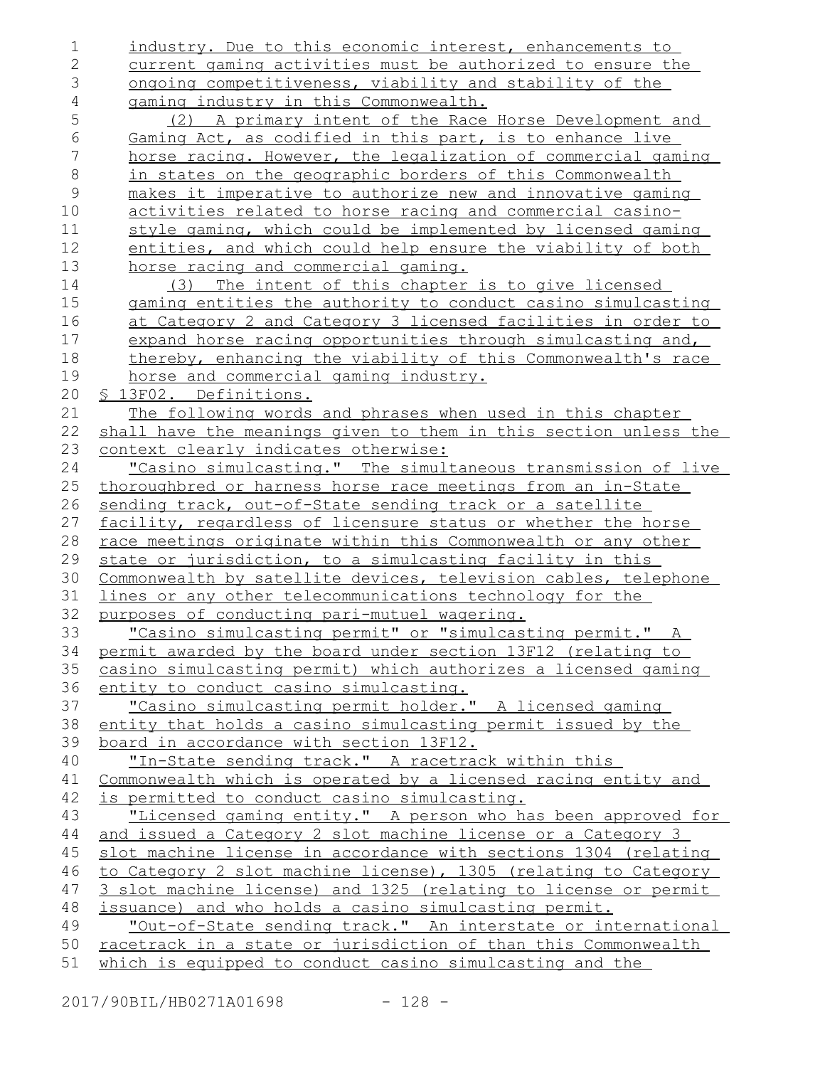industry. Due to this economic interest, enhancements to current gaming activities must be authorized to ensure the ongoing competitiveness, viability and stability of the gaming industry in this Commonwealth.

(2) A primary intent of the Race Horse Development and Gaming Act, as codified in this part, is to enhance live horse racing. However, the legalization of commercial gaming in states on the geographic borders of this Commonwealth makes it imperative to authorize new and innovative gaming activities related to horse racing and commercial casino-style gaming, which could be implemented by licensed gaming entities, and which could help ensure the viability of both horse racing and commercial gaming.

(3) The intent of this chapter is to give licensed gaming entities the authority to conduct casino simulcasting at Category 2 and Category 3 licensed facilities in order to expand horse racing opportunities through simulcasting and, thereby, enhancing the viability of this Commonwealth's race horse and commercial gaming industry.

§ 13F02. Definitions.

The following words and phrases when used in this chapter shall have the meanings given to them in this section unless the context clearly indicates otherwise:

"Casino simulcasting." The simultaneous transmission of live thoroughbred or harness horse race meetings from an in-State sending track, out-of-State sending track or a satellite facility, regardless of licensure status or whether the horse race meetings originate within this Commonwealth or any other state or jurisdiction, to a simulcasting facility in this Commonwealth by satellite devices, television cables, telephone lines or any other telecommunications technology for the purposes of conducting pari-mutuel wagering.

"Casino simulcasting permit" or "simulcasting permit." A permit awarded by the board under section 13F12 (relating to casino simulcasting permit) which authorizes a licensed gaming entity to conduct casino simulcasting.

"Casino simulcasting permit holder." A licensed gaming entity that holds a casino simulcasting permit issued by the board in accordance with section 13F12.

"In-State sending track." A racetrack within this Commonwealth which is operated by a licensed racing entity and is permitted to conduct casino simulcasting.

"Licensed gaming entity." A person who has been approved for and issued a Category 2 slot machine license or a Category 3 slot machine license in accordance with sections 1304 (relating to Category 2 slot machine license), 1305 (relating to Category 3 slot machine license) and 1325 (relating to license or permit issuance) and who holds a casino simulcasting permit.

"Out-of-State sending track." An interstate or international racetrack in a state or jurisdiction of than this Commonwealth which is equipped to conduct casino simulcasting and the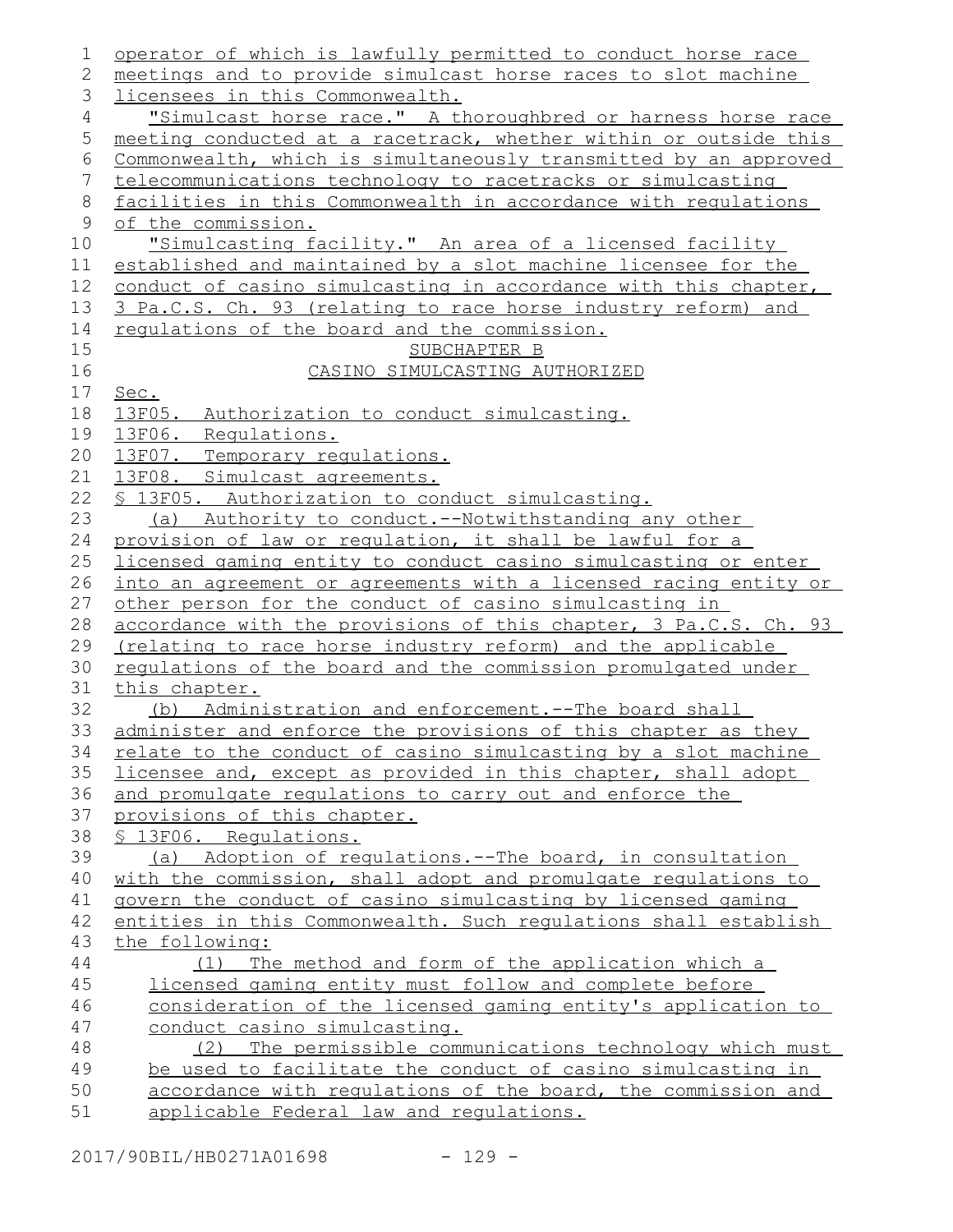operator of which is lawfully permitted to conduct horse race meetings and to provide simulcast horse races to slot machine licensees in this Commonwealth.

"Simulcast horse race." A thoroughbred or harness horse race meeting conducted at a racetrack, whether within or outside this Commonwealth, which is simultaneously transmitted by an approved telecommunications technology to racetracks or simulcasting facilities in this Commonwealth in accordance with regulations of the commission.

"Simulcasting facility." An area of a licensed facility established and maintained by a slot machine licensee for the conduct of casino simulcasting in accordance with this chapter, 3 Pa.C.S. Ch. 93 (relating to race horse industry reform) and regulations of the board and the commission.

SUBCHAPTER B

CASINO SIMULCASTING AUTHORIZED

Sec.

13F05. Authorization to conduct simulcasting.

13F06. Regulations.

13F07. Temporary regulations.

13F08. Simulcast agreements.

§ 13F05. Authorization to conduct simulcasting.

(a) Authority to conduct.--Notwithstanding any other provision of law or regulation, it shall be lawful for a licensed gaming entity to conduct casino simulcasting or enter into an agreement or agreements with a licensed racing entity or other person for the conduct of casino simulcasting in accordance with the provisions of this chapter, 3 Pa.C.S. Ch. 93 (relating to race horse industry reform) and the applicable regulations of the board and the commission promulgated under this chapter.

(b) Administration and enforcement.--The board shall administer and enforce the provisions of this chapter as they relate to the conduct of casino simulcasting by a slot machine licensee and, except as provided in this chapter, shall adopt and promulgate regulations to carry out and enforce the provisions of this chapter.

§ 13F06. Regulations.

(a) Adoption of regulations.--The board, in consultation with the commission, shall adopt and promulgate regulations to govern the conduct of casino simulcasting by licensed gaming entities in this Commonwealth. Such regulations shall establish the following:

(1) The method and form of the application which a licensed gaming entity must follow and complete before consideration of the licensed gaming entity's application to conduct casino simulcasting.

(2) The permissible communications technology which must be used to facilitate the conduct of casino simulcasting in accordance with regulations of the board, the commission and applicable Federal law and regulations.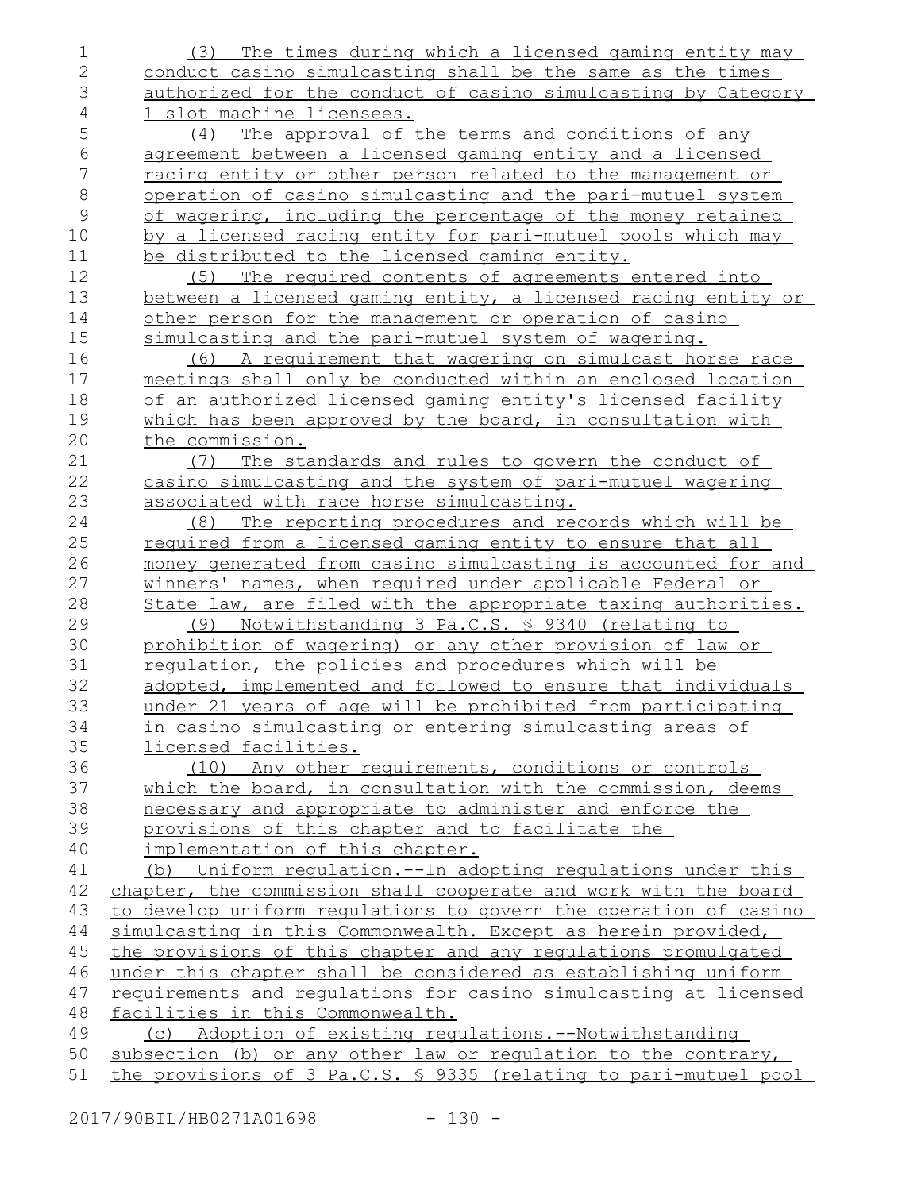(3) The times during which a licensed gaming entity may conduct casino simulcasting shall be the same as the times authorized for the conduct of casino simulcasting by Category 1 slot machine licensees.

(4) The approval of the terms and conditions of any agreement between a licensed gaming entity and a licensed racing entity or other person related to the management or operation of casino simulcasting and the pari-mutuel system of wagering, including the percentage of the money retained by a licensed racing entity for pari-mutuel pools which may be distributed to the licensed gaming entity.

(5) The required contents of agreements entered into between a licensed gaming entity, a licensed racing entity or other person for the management or operation of casino simulcasting and the pari-mutuel system of wagering.

(6) A requirement that wagering on simulcast horse race meetings shall only be conducted within an enclosed location of an authorized licensed gaming entity's licensed facility which has been approved by the board, in consultation with the commission.

(7) The standards and rules to govern the conduct of casino simulcasting and the system of pari-mutuel wagering associated with race horse simulcasting.

(8) The reporting procedures and records which will be required from a licensed gaming entity to ensure that all money generated from casino simulcasting is accounted for and winners' names, when required under applicable Federal or State law, are filed with the appropriate taxing authorities.

(9) Notwithstanding 3 Pa.C.S. § 9340 (relating to prohibition of wagering) or any other provision of law or regulation, the policies and procedures which will be adopted, implemented and followed to ensure that individuals under 21 years of age will be prohibited from participating in casino simulcasting or entering simulcasting areas of licensed facilities.

(10) Any other requirements, conditions or controls which the board, in consultation with the commission, deems necessary and appropriate to administer and enforce the provisions of this chapter and to facilitate the implementation of this chapter.

(b) Uniform regulation.--In adopting regulations under this chapter, the commission shall cooperate and work with the board to develop uniform regulations to govern the operation of casino simulcasting in this Commonwealth. Except as herein provided, the provisions of this chapter and any regulations promulgated under this chapter shall be considered as establishing uniform requirements and regulations for casino simulcasting at licensed facilities in this Commonwealth.

(c) Adoption of existing regulations.--Notwithstanding subsection (b) or any other law or regulation to the contrary, the provisions of 3 Pa.C.S. § 9335 (relating to pari-mutuel pool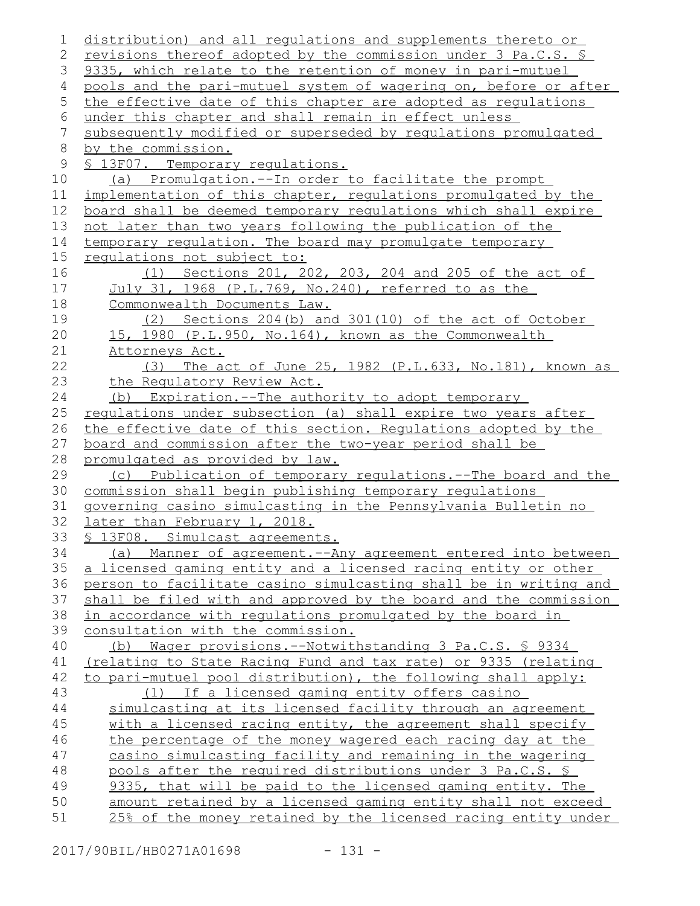distribution) and all regulations and supplements thereto or revisions thereof adopted by the commission under 3 Pa.C.S. § 9335, which relate to the retention of money in pari-mutuel pools and the pari-mutuel system of wagering on, before or after the effective date of this chapter are adopted as regulations under this chapter and shall remain in effect unless subsequently modified or superseded by regulations promulgated by the commission.

§ 13F07. Temporary regulations.

(a) Promulgation.--In order to facilitate the prompt implementation of this chapter, regulations promulgated by the board shall be deemed temporary regulations which shall expire not later than two years following the publication of the temporary regulation. The board may promulgate temporary regulations not subject to:

(1) Sections 201, 202, 203, 204 and 205 of the act of July 31, 1968 (P.L.769, No.240), referred to as the Commonwealth Documents Law.

(2) Sections 204(b) and 301(10) of the act of October 15, 1980 (P.L.950, No.164), known as the Commonwealth Attorneys Act.

(3) The act of June 25, 1982 (P.L.633, No.181), known as the Regulatory Review Act.

(b) Expiration.--The authority to adopt temporary regulations under subsection (a) shall expire two years after the effective date of this section. Regulations adopted by the board and commission after the two-year period shall be promulgated as provided by law.

(c) Publication of temporary regulations.--The board and the commission shall begin publishing temporary regulations governing casino simulcasting in the Pennsylvania Bulletin no later than February 1, 2018.

§ 13F08. Simulcast agreements.

(a) Manner of agreement.--Any agreement entered into between a licensed gaming entity and a licensed racing entity or other person to facilitate casino simulcasting shall be in writing and shall be filed with and approved by the board and the commission in accordance with regulations promulgated by the board in consultation with the commission.

(b) Wager provisions.--Notwithstanding 3 Pa.C.S. § 9334 (relating to State Racing Fund and tax rate) or 9335 (relating to pari-mutuel pool distribution), the following shall apply:

(1) If a licensed gaming entity offers casino simulcasting at its licensed facility through an agreement with a licensed racing entity, the agreement shall specify the percentage of the money wagered each racing day at the casino simulcasting facility and remaining in the wagering pools after the required distributions under 3 Pa.C.S. § 9335, that will be paid to the licensed gaming entity. The amount retained by a licensed gaming entity shall not exceed 25% of the money retained by the licensed racing entity under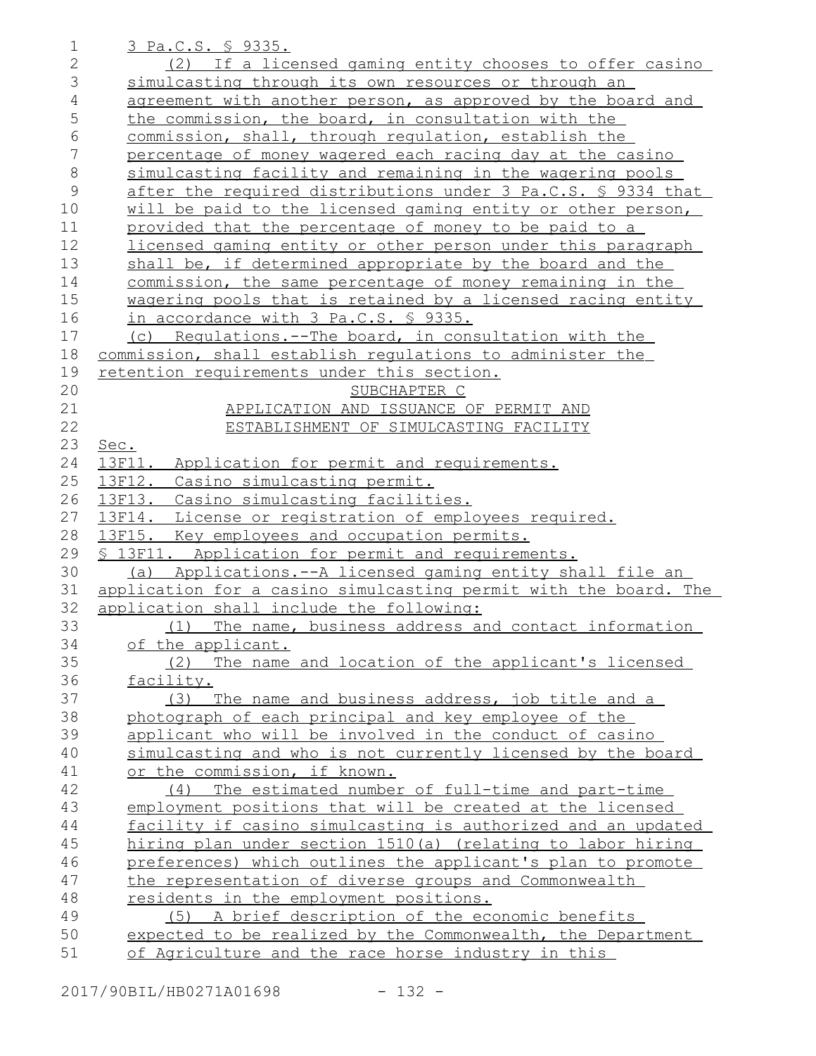3 Pa.C.S. § 9335.

(2) If a licensed gaming entity chooses to offer casino simulcasting through its own resources or through an agreement with another person, as approved by the board and the commission, the board, in consultation with the commission, shall, through regulation, establish the percentage of money wagered each racing day at the casino simulcasting facility and remaining in the wagering pools after the required distributions under 3 Pa.C.S. § 9334 that will be paid to the licensed gaming entity or other person, provided that the percentage of money to be paid to a licensed gaming entity or other person under this paragraph shall be, if determined appropriate by the board and the commission, the same percentage of money remaining in the wagering pools that is retained by a licensed racing entity in accordance with 3 Pa.C.S. § 9335.

(c) Regulations.--The board, in consultation with the commission, shall establish regulations to administer the retention requirements under this section.

SUBCHAPTER C
APPLICATION AND ISSUANCE OF PERMIT AND
ESTABLISHMENT OF SIMULCASTING FACILITY

Sec.
13F11. Application for permit and requirements.
13F12. Casino simulcasting permit.
13F13. Casino simulcasting facilities.
13F14. License or registration of employees required.
13F15. Key employees and occupation permits.

§ 13F11. Application for permit and requirements.

(a) Applications.--A licensed gaming entity shall file an application for a casino simulcasting permit with the board. The application shall include the following:

(1) The name, business address and contact information of the applicant.

(2) The name and location of the applicant's licensed facility.

(3) The name and business address, job title and a photograph of each principal and key employee of the applicant who will be involved in the conduct of casino simulcasting and who is not currently licensed by the board or the commission, if known.

(4) The estimated number of full-time and part-time employment positions that will be created at the licensed facility if casino simulcasting is authorized and an updated hiring plan under section 1510(a) (relating to labor hiring preferences) which outlines the applicant's plan to promote the representation of diverse groups and Commonwealth residents in the employment positions.

(5) A brief description of the economic benefits expected to be realized by the Commonwealth, the Department of Agriculture and the race horse industry in this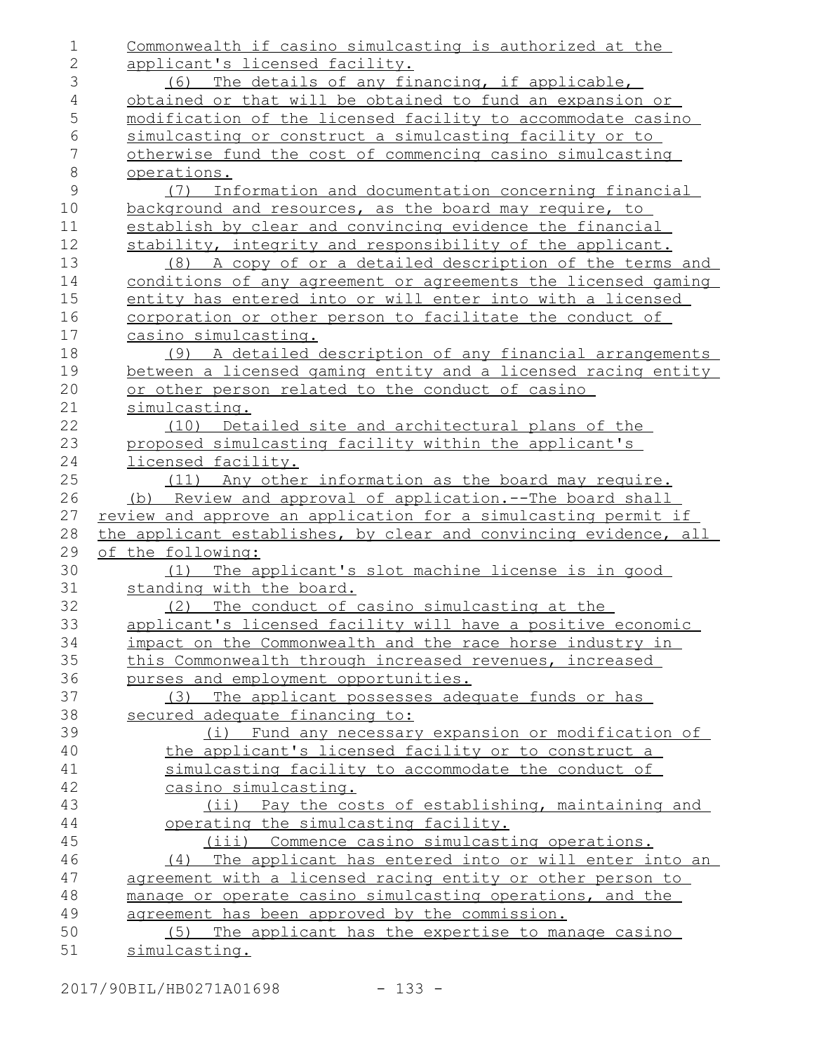Commonwealth if casino simulcasting is authorized at the applicant's licensed facility.

(6) The details of any financing, if applicable, obtained or that will be obtained to fund an expansion or modification of the licensed facility to accommodate casino simulcasting or construct a simulcasting facility or to otherwise fund the cost of commencing casino simulcasting operations.

(7) Information and documentation concerning financial background and resources, as the board may require, to establish by clear and convincing evidence the financial stability, integrity and responsibility of the applicant.

(8) A copy of or a detailed description of the terms and conditions of any agreement or agreements the licensed gaming entity has entered into or will enter into with a licensed corporation or other person to facilitate the conduct of casino simulcasting.

(9) A detailed description of any financial arrangements between a licensed gaming entity and a licensed racing entity or other person related to the conduct of casino simulcasting.

(10) Detailed site and architectural plans of the proposed simulcasting facility within the applicant's licensed facility.

(11) Any other information as the board may require.

(b) Review and approval of application.--The board shall review and approve an application for a simulcasting permit if the applicant establishes, by clear and convincing evidence, all of the following:

(1) The applicant's slot machine license is in good standing with the board.

(2) The conduct of casino simulcasting at the applicant's licensed facility will have a positive economic impact on the Commonwealth and the race horse industry in this Commonwealth through increased revenues, increased purses and employment opportunities.

(3) The applicant possesses adequate funds or has secured adequate financing to:

(i) Fund any necessary expansion or modification of the applicant's licensed facility or to construct a simulcasting facility to accommodate the conduct of casino simulcasting.

(ii) Pay the costs of establishing, maintaining and operating the simulcasting facility.

(iii) Commence casino simulcasting operations.

(4) The applicant has entered into or will enter into an agreement with a licensed racing entity or other person to manage or operate casino simulcasting operations, and the agreement has been approved by the commission.

(5) The applicant has the expertise to manage casino simulcasting.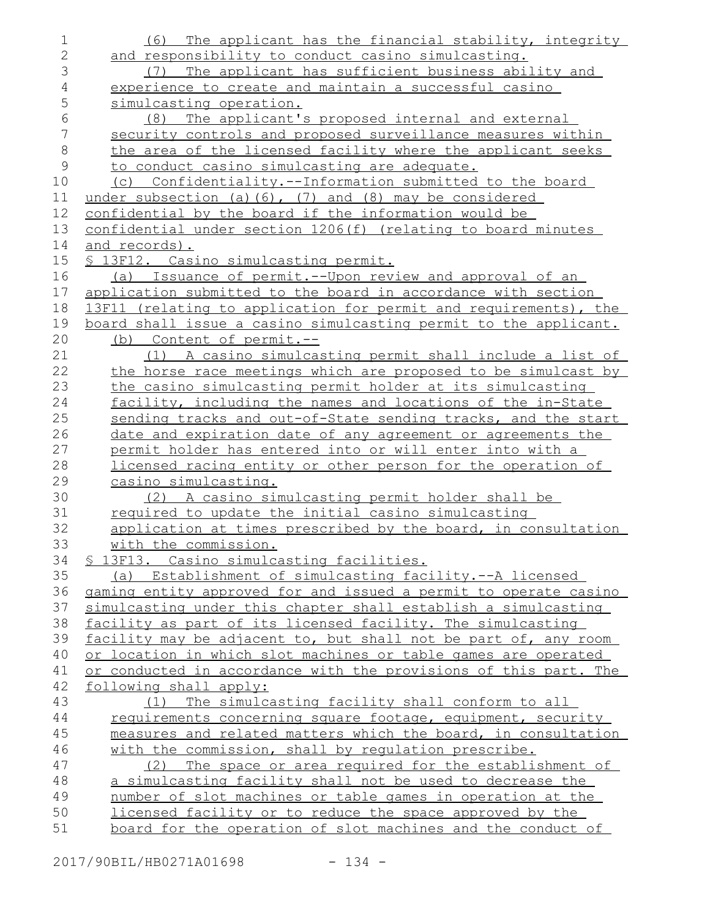(6) The applicant has the financial stability, integrity and responsibility to conduct casino simulcasting.

(7) The applicant has sufficient business ability and experience to create and maintain a successful casino simulcasting operation.

(8) The applicant's proposed internal and external security controls and proposed surveillance measures within the area of the licensed facility where the applicant seeks to conduct casino simulcasting are adequate.

(c) Confidentiality.--Information submitted to the board under subsection (a)(6), (7) and (8) may be considered confidential by the board if the information would be confidential under section 1206(f) (relating to board minutes and records).

§ 13F12. Casino simulcasting permit.

(a) Issuance of permit.--Upon review and approval of an application submitted to the board in accordance with section 13F11 (relating to application for permit and requirements), the board shall issue a casino simulcasting permit to the applicant.

(b) Content of permit.--

(1) A casino simulcasting permit shall include a list of the horse race meetings which are proposed to be simulcast by the casino simulcasting permit holder at its simulcasting facility, including the names and locations of the in-State sending tracks and out-of-State sending tracks, and the start date and expiration date of any agreement or agreements the permit holder has entered into or will enter into with a licensed racing entity or other person for the operation of casino simulcasting.

(2) A casino simulcasting permit holder shall be required to update the initial casino simulcasting application at times prescribed by the board, in consultation with the commission.

§ 13F13. Casino simulcasting facilities.

(a) Establishment of simulcasting facility.--A licensed gaming entity approved for and issued a permit to operate casino simulcasting under this chapter shall establish a simulcasting facility as part of its licensed facility. The simulcasting facility may be adjacent to, but shall not be part of, any room or location in which slot machines or table games are operated or conducted in accordance with the provisions of this part. The following shall apply:

(1) The simulcasting facility shall conform to all requirements concerning square footage, equipment, security measures and related matters which the board, in consultation with the commission, shall by regulation prescribe.

(2) The space or area required for the establishment of a simulcasting facility shall not be used to decrease the number of slot machines or table games in operation at the licensed facility or to reduce the space approved by the board for the operation of slot machines and the conduct of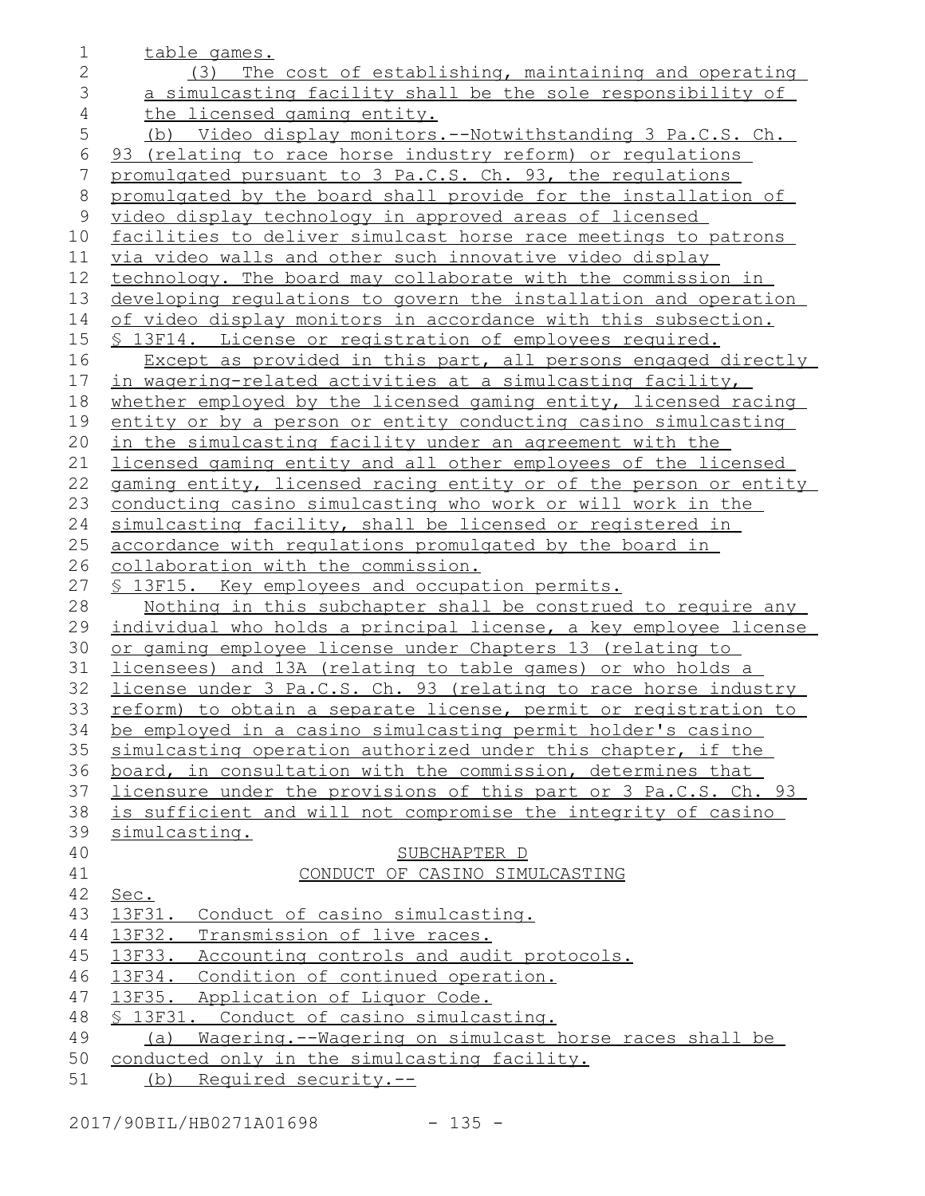table games.

(3) The cost of establishing, maintaining and operating a simulcasting facility shall be the sole responsibility of the licensed gaming entity.

(b) Video display monitors.--Notwithstanding 3 Pa.C.S. Ch. 93 (relating to race horse industry reform) or regulations promulgated pursuant to 3 Pa.C.S. Ch. 93, the regulations promulgated by the board shall provide for the installation of video display technology in approved areas of licensed facilities to deliver simulcast horse race meetings to patrons via video walls and other such innovative video display technology. The board may collaborate with the commission in developing regulations to govern the installation and operation of video display monitors in accordance with this subsection.

§ 13F14. License or registration of employees required.

Except as provided in this part, all persons engaged directly in wagering-related activities at a simulcasting facility, whether employed by the licensed gaming entity, licensed racing entity or by a person or entity conducting casino simulcasting in the simulcasting facility under an agreement with the licensed gaming entity and all other employees of the licensed gaming entity, licensed racing entity or of the person or entity conducting casino simulcasting who work or will work in the simulcasting facility, shall be licensed or registered in accordance with regulations promulgated by the board in collaboration with the commission.

§ 13F15. Key employees and occupation permits.

Nothing in this subchapter shall be construed to require any individual who holds a principal license, a key employee license or gaming employee license under Chapters 13 (relating to licensees) and 13A (relating to table games) or who holds a license under 3 Pa.C.S. Ch. 93 (relating to race horse industry reform) to obtain a separate license, permit or registration to be employed in a casino simulcasting permit holder's casino simulcasting operation authorized under this chapter, if the board, in consultation with the commission, determines that licensure under the provisions of this part or 3 Pa.C.S. Ch. 93 is sufficient and will not compromise the integrity of casino simulcasting.

SUBCHAPTER D

CONDUCT OF CASINO SIMULCASTING

Sec.

13F31. Conduct of casino simulcasting.

13F32. Transmission of live races.

13F33. Accounting controls and audit protocols.

13F34. Condition of continued operation.

13F35. Application of Liquor Code.

§ 13F31. Conduct of casino simulcasting.

(a) Wagering.--Wagering on simulcast horse races shall be conducted only in the simulcasting facility.

(b) Required security.--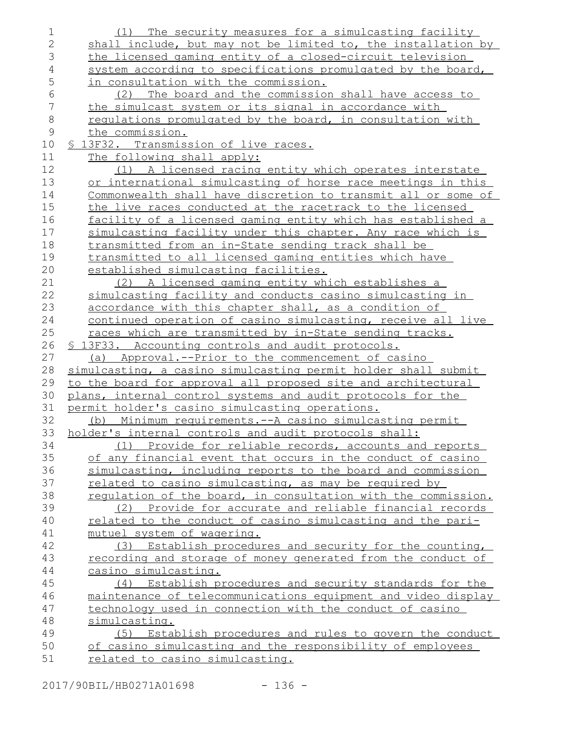(1) The security measures for a simulcasting facility shall include, but may not be limited to, the installation by the licensed gaming entity of a closed-circuit television system according to specifications promulgated by the board, in consultation with the commission.

(2) The board and the commission shall have access to the simulcast system or its signal in accordance with regulations promulgated by the board, in consultation with the commission.

§ 13F32. Transmission of live races.

The following shall apply:

(1) A licensed racing entity which operates interstate or international simulcasting of horse race meetings in this Commonwealth shall have discretion to transmit all or some of the live races conducted at the racetrack to the licensed facility of a licensed gaming entity which has established a simulcasting facility under this chapter. Any race which is transmitted from an in-State sending track shall be transmitted to all licensed gaming entities which have established simulcasting facilities.

(2) A licensed gaming entity which establishes a simulcasting facility and conducts casino simulcasting in accordance with this chapter shall, as a condition of continued operation of casino simulcasting, receive all live races which are transmitted by in-State sending tracks.

§ 13F33. Accounting controls and audit protocols.

(a) Approval.--Prior to the commencement of casino simulcasting, a casino simulcasting permit holder shall submit to the board for approval all proposed site and architectural plans, internal control systems and audit protocols for the permit holder's casino simulcasting operations.

(b) Minimum requirements.--A casino simulcasting permit holder's internal controls and audit protocols shall:

(1) Provide for reliable records, accounts and reports of any financial event that occurs in the conduct of casino simulcasting, including reports to the board and commission related to casino simulcasting, as may be required by regulation of the board, in consultation with the commission.

(2) Provide for accurate and reliable financial records related to the conduct of casino simulcasting and the pari-mutuel system of wagering.

(3) Establish procedures and security for the counting, recording and storage of money generated from the conduct of casino simulcasting.

(4) Establish procedures and security standards for the maintenance of telecommunications equipment and video display technology used in connection with the conduct of casino simulcasting.

(5) Establish procedures and rules to govern the conduct of casino simulcasting and the responsibility of employees related to casino simulcasting.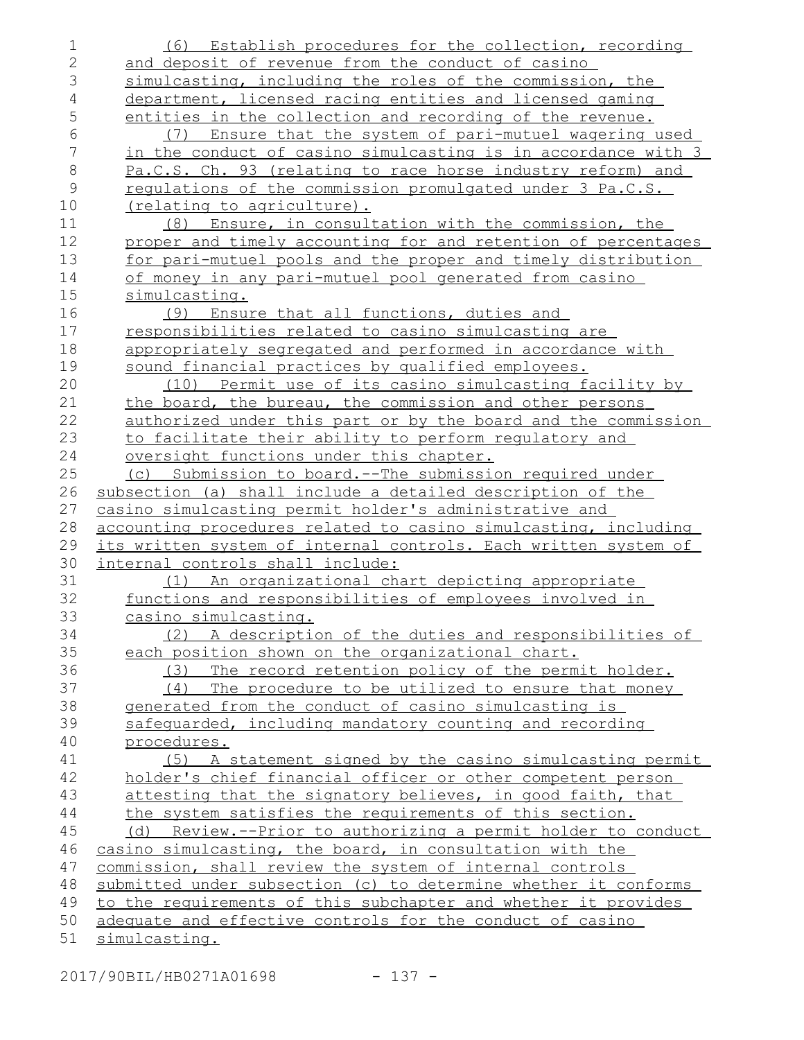(6) Establish procedures for the collection, recording and deposit of revenue from the conduct of casino simulcasting, including the roles of the commission, the department, licensed racing entities and licensed gaming entities in the collection and recording of the revenue.

(7) Ensure that the system of pari-mutuel wagering used in the conduct of casino simulcasting is in accordance with 3 Pa.C.S. Ch. 93 (relating to race horse industry reform) and regulations of the commission promulgated under 3 Pa.C.S. (relating to agriculture).

(8) Ensure, in consultation with the commission, the proper and timely accounting for and retention of percentages for pari-mutuel pools and the proper and timely distribution of money in any pari-mutuel pool generated from casino simulcasting.

(9) Ensure that all functions, duties and responsibilities related to casino simulcasting are appropriately segregated and performed in accordance with sound financial practices by qualified employees.

(10) Permit use of its casino simulcasting facility by the board, the bureau, the commission and other persons authorized under this part or by the board and the commission to facilitate their ability to perform regulatory and oversight functions under this chapter.

(c) Submission to board.--The submission required under subsection (a) shall include a detailed description of the casino simulcasting permit holder's administrative and accounting procedures related to casino simulcasting, including its written system of internal controls. Each written system of internal controls shall include:

(1) An organizational chart depicting appropriate functions and responsibilities of employees involved in casino simulcasting.

(2) A description of the duties and responsibilities of each position shown on the organizational chart.

(3) The record retention policy of the permit holder.

(4) The procedure to be utilized to ensure that money generated from the conduct of casino simulcasting is safeguarded, including mandatory counting and recording procedures.

(5) A statement signed by the casino simulcasting permit holder's chief financial officer or other competent person attesting that the signatory believes, in good faith, that the system satisfies the requirements of this section.

(d) Review.--Prior to authorizing a permit holder to conduct casino simulcasting, the board, in consultation with the commission, shall review the system of internal controls submitted under subsection (c) to determine whether it conforms to the requirements of this subchapter and whether it provides adequate and effective controls for the conduct of casino simulcasting.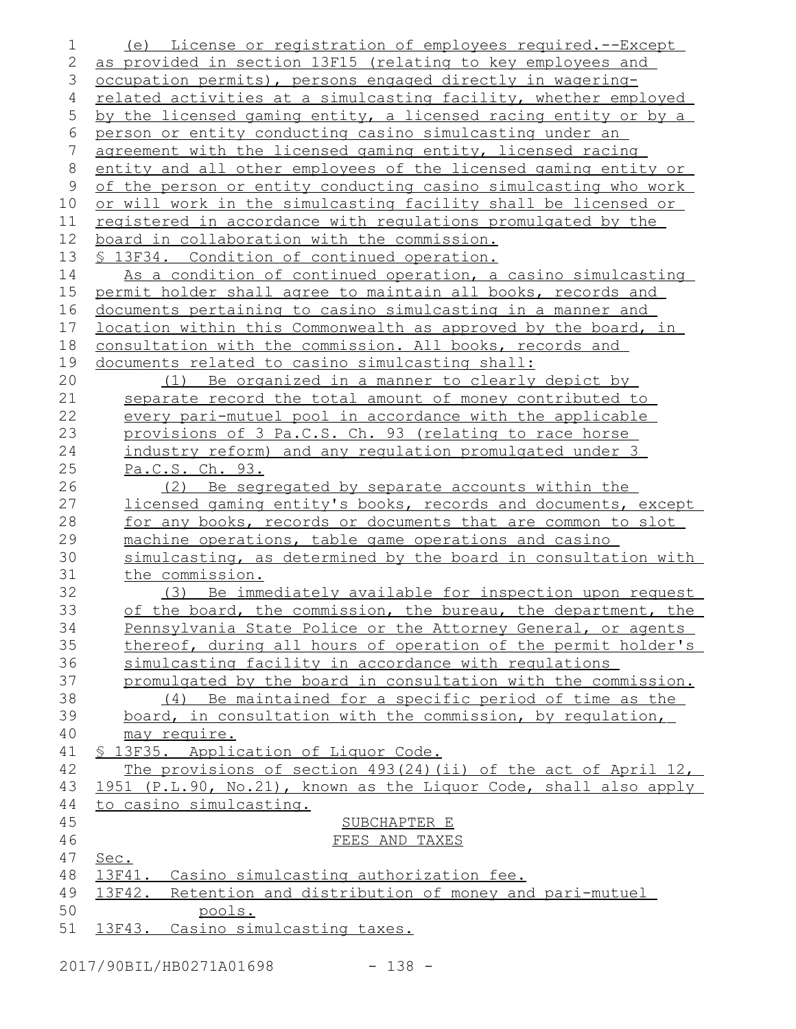(e) License or registration of employees required.--Except as provided in section 13F15 (relating to key employees and occupation permits), persons engaged directly in wagering-related activities at a simulcasting facility, whether employed by the licensed gaming entity, a licensed racing entity or by a person or entity conducting casino simulcasting under an agreement with the licensed gaming entity, licensed racing entity and all other employees of the licensed gaming entity or of the person or entity conducting casino simulcasting who work or will work in the simulcasting facility shall be licensed or registered in accordance with regulations promulgated by the board in collaboration with the commission.

§ 13F34. Condition of continued operation.

As a condition of continued operation, a casino simulcasting permit holder shall agree to maintain all books, records and documents pertaining to casino simulcasting in a manner and location within this Commonwealth as approved by the board, in consultation with the commission. All books, records and documents related to casino simulcasting shall:

(1) Be organized in a manner to clearly depict by separate record the total amount of money contributed to every pari-mutuel pool in accordance with the applicable provisions of 3 Pa.C.S. Ch. 93 (relating to race horse industry reform) and any regulation promulgated under 3 Pa.C.S. Ch. 93.

(2) Be segregated by separate accounts within the licensed gaming entity's books, records and documents, except for any books, records or documents that are common to slot machine operations, table game operations and casino simulcasting, as determined by the board in consultation with the commission.

(3) Be immediately available for inspection upon request of the board, the commission, the bureau, the department, the Pennsylvania State Police or the Attorney General, or agents thereof, during all hours of operation of the permit holder's simulcasting facility in accordance with regulations promulgated by the board in consultation with the commission.

(4) Be maintained for a specific period of time as the board, in consultation with the commission, by regulation, may require.

§ 13F35. Application of Liquor Code.

The provisions of section 493(24)(ii) of the act of April 12, 1951 (P.L.90, No.21), known as the Liquor Code, shall also apply to casino simulcasting.

SUBCHAPTER E

FEES AND TAXES

Sec.

13F41. Casino simulcasting authorization fee.

13F42. Retention and distribution of money and pari-mutuel pools.

13F43. Casino simulcasting taxes.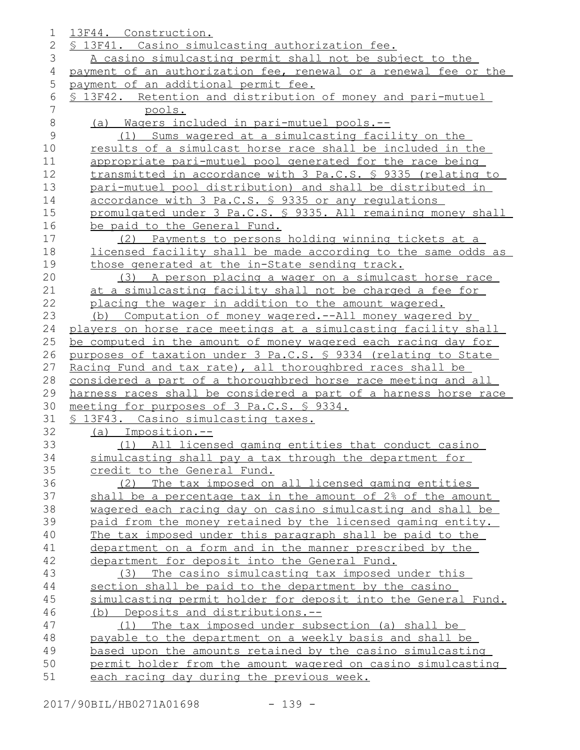13F44. Construction.

§ 13F41. Casino simulcasting authorization fee.

A casino simulcasting permit shall not be subject to the payment of an authorization fee, renewal or a renewal fee or the payment of an additional permit fee.

§ 13F42. Retention and distribution of money and pari-mutuel pools.

(a) Wagers included in pari-mutuel pools.--

(1) Sums wagered at a simulcasting facility on the results of a simulcast horse race shall be included in the appropriate pari-mutuel pool generated for the race being transmitted in accordance with 3 Pa.C.S. § 9335 (relating to pari-mutuel pool distribution) and shall be distributed in accordance with 3 Pa.C.S. § 9335 or any regulations promulgated under 3 Pa.C.S. § 9335. All remaining money shall be paid to the General Fund.

(2) Payments to persons holding winning tickets at a licensed facility shall be made according to the same odds as those generated at the in-State sending track.

(3) A person placing a wager on a simulcast horse race at a simulcasting facility shall not be charged a fee for placing the wager in addition to the amount wagered.

(b) Computation of money wagered.--All money wagered by players on horse race meetings at a simulcasting facility shall be computed in the amount of money wagered each racing day for purposes of taxation under 3 Pa.C.S. § 9334 (relating to State Racing Fund and tax rate), all thoroughbred races shall be considered a part of a thoroughbred horse race meeting and all harness races shall be considered a part of a harness horse race meeting for purposes of 3 Pa.C.S. § 9334.

§ 13F43. Casino simulcasting taxes.

(a) Imposition.--

(1) All licensed gaming entities that conduct casino simulcasting shall pay a tax through the department for credit to the General Fund.

(2) The tax imposed on all licensed gaming entities shall be a percentage tax in the amount of 2% of the amount wagered each racing day on casino simulcasting and shall be paid from the money retained by the licensed gaming entity. The tax imposed under this paragraph shall be paid to the department on a form and in the manner prescribed by the department for deposit into the General Fund.

(3) The casino simulcasting tax imposed under this section shall be paid to the department by the casino simulcasting permit holder for deposit into the General Fund.

(b) Deposits and distributions.--

(1) The tax imposed under subsection (a) shall be payable to the department on a weekly basis and shall be based upon the amounts retained by the casino simulcasting permit holder from the amount wagered on casino simulcasting each racing day during the previous week.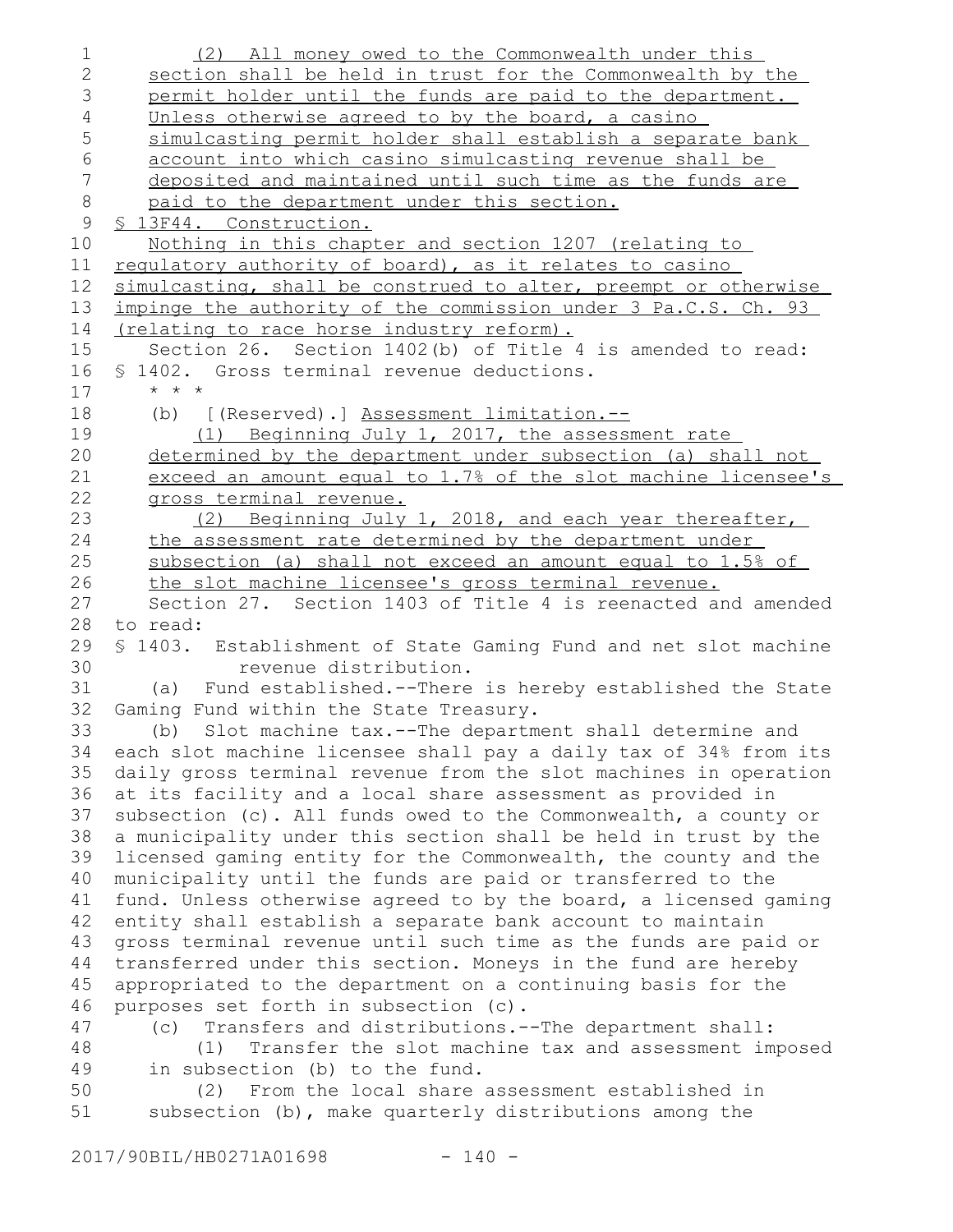(2) All money owed to the Commonwealth under this section shall be held in trust for the Commonwealth by the permit holder until the funds are paid to the department. Unless otherwise agreed to by the board, a casino simulcasting permit holder shall establish a separate bank account into which casino simulcasting revenue shall be deposited and maintained until such time as the funds are paid to the department under this section.

§ 13F44. Construction.

Nothing in this chapter and section 1207 (relating to regulatory authority of board), as it relates to casino simulcasting, shall be construed to alter, preempt or otherwise impinge the authority of the commission under 3 Pa.C.S. Ch. 93 (relating to race horse industry reform).

Section 26. Section 1402(b) of Title 4 is amended to read:

§ 1402. Gross terminal revenue deductions.

* * *

(b) [(Reserved).] Assessment limitation.--

(1) Beginning July 1, 2017, the assessment rate determined by the department under subsection (a) shall not exceed an amount equal to 1.7% of the slot machine licensee's gross terminal revenue.

(2) Beginning July 1, 2018, and each year thereafter, the assessment rate determined by the department under subsection (a) shall not exceed an amount equal to 1.5% of the slot machine licensee's gross terminal revenue.

Section 27. Section 1403 of Title 4 is reenacted and amended to read:

§ 1403. Establishment of State Gaming Fund and net slot machine revenue distribution.

(a) Fund established.--There is hereby established the State Gaming Fund within the State Treasury.

(b) Slot machine tax.--The department shall determine and each slot machine licensee shall pay a daily tax of 34% from its daily gross terminal revenue from the slot machines in operation at its facility and a local share assessment as provided in subsection (c). All funds owed to the Commonwealth, a county or a municipality under this section shall be held in trust by the licensed gaming entity for the Commonwealth, the county and the municipality until the funds are paid or transferred to the fund. Unless otherwise agreed to by the board, a licensed gaming entity shall establish a separate bank account to maintain gross terminal revenue until such time as the funds are paid or transferred under this section. Moneys in the fund are hereby appropriated to the department on a continuing basis for the purposes set forth in subsection (c).

(c) Transfers and distributions.--The department shall:

(1) Transfer the slot machine tax and assessment imposed in subsection (b) to the fund.

(2) From the local share assessment established in subsection (b), make quarterly distributions among the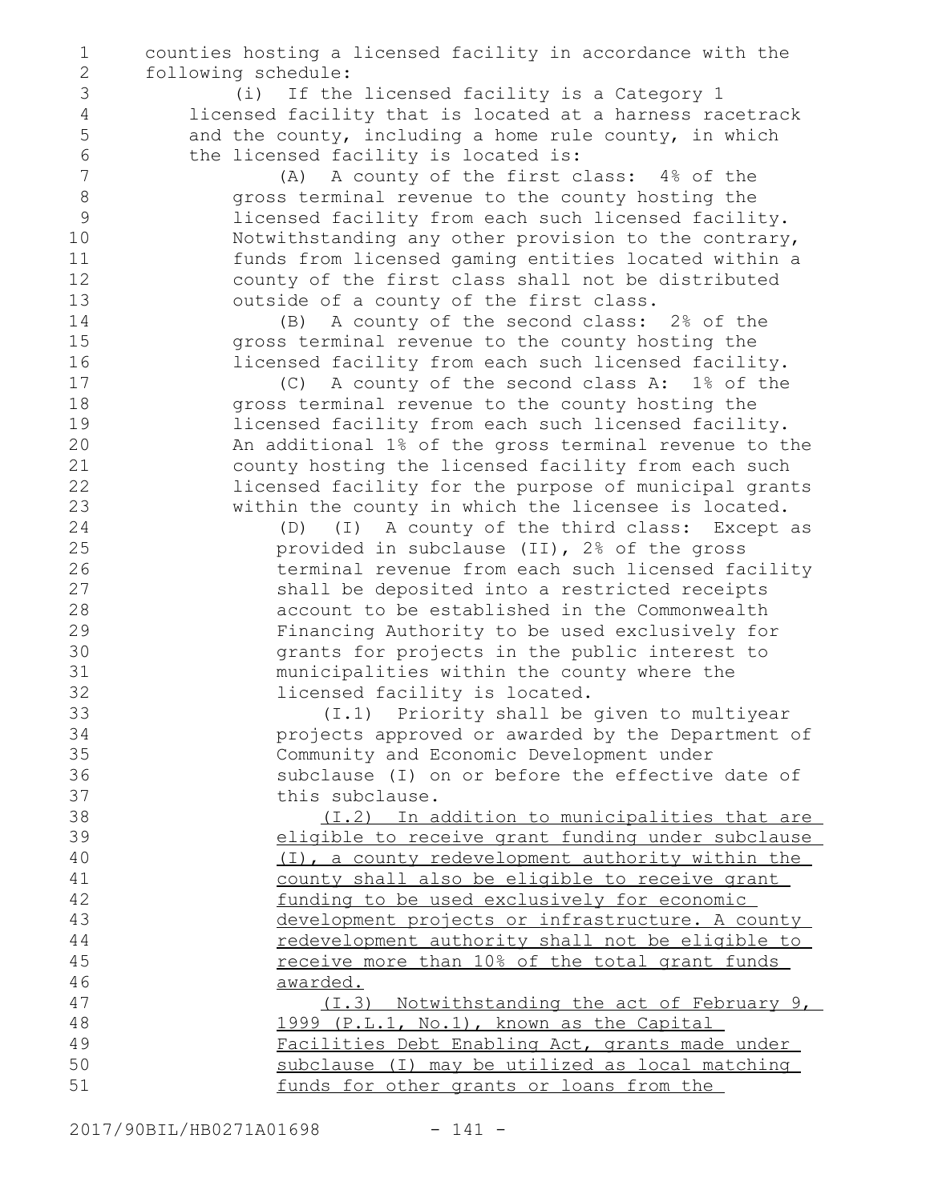counties hosting a licensed facility in accordance with the following schedule:

(i) If the licensed facility is a Category 1 licensed facility that is located at a harness racetrack and the county, including a home rule county, in which the licensed facility is located is:

(A) A county of the first class: 4% of the gross terminal revenue to the county hosting the licensed facility from each such licensed facility. Notwithstanding any other provision to the contrary, funds from licensed gaming entities located within a county of the first class shall not be distributed outside of a county of the first class.

(B) A county of the second class: 2% of the gross terminal revenue to the county hosting the licensed facility from each such licensed facility.

(C) A county of the second class A: 1% of the gross terminal revenue to the county hosting the licensed facility from each such licensed facility. An additional 1% of the gross terminal revenue to the county hosting the licensed facility from each such licensed facility for the purpose of municipal grants within the county in which the licensee is located.

(D) (I) A county of the third class: Except as provided in subclause (II), 2% of the gross terminal revenue from each such licensed facility shall be deposited into a restricted receipts account to be established in the Commonwealth Financing Authority to be used exclusively for grants for projects in the public interest to municipalities within the county where the licensed facility is located.

(I.1) Priority shall be given to multiyear projects approved or awarded by the Department of Community and Economic Development under subclause (I) on or before the effective date of this subclause.

<u>(I.2) In addition to municipalities that are eligible to receive grant funding under subclause (I), a county redevelopment authority within the county shall also be eligible to receive grant funding to be used exclusively for economic development projects or infrastructure. A county redevelopment authority shall not be eligible to receive more than 10% of the total grant funds awarded.</u>

<u>(I.3) Notwithstanding the act of February 9, 1999 (P.L.1, No.1), known as the Capital Facilities Debt Enabling Act, grants made under subclause (I) may be utilized as local matching funds for other grants or loans from the</u>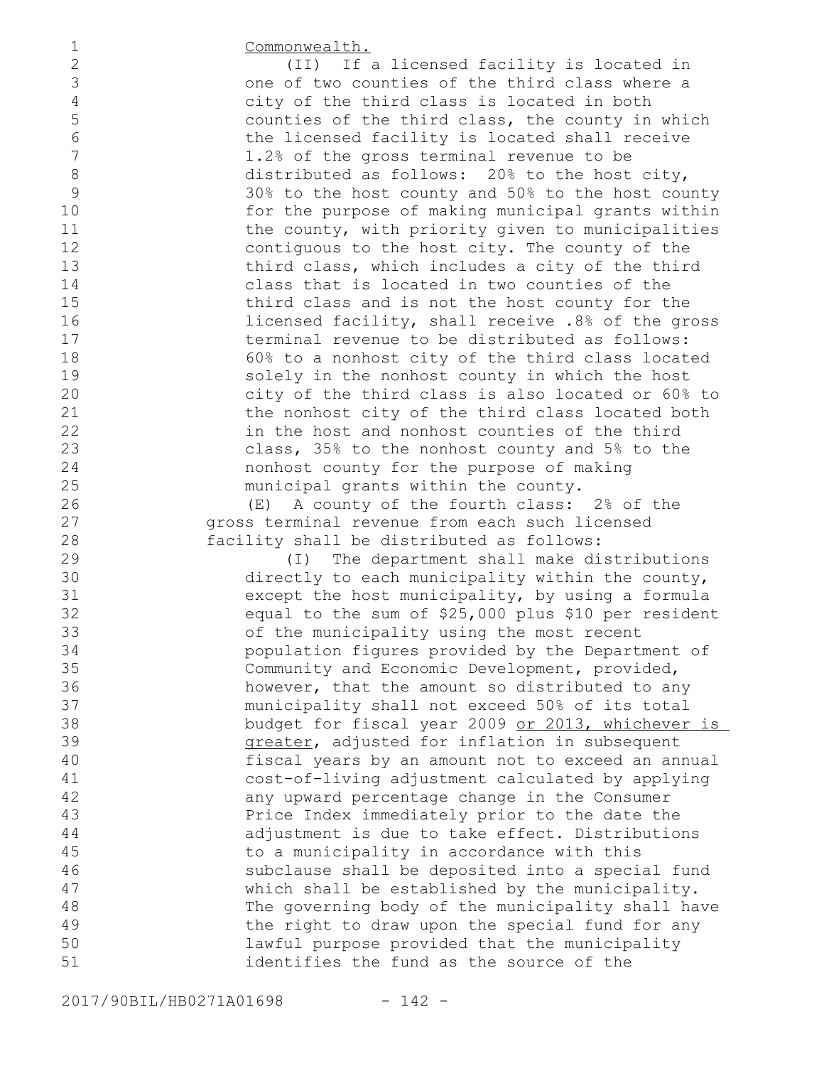Commonwealth.

(II) If a licensed facility is located in one of two counties of the third class where a city of the third class is located in both counties of the third class, the county in which the licensed facility is located shall receive 1.2% of the gross terminal revenue to be distributed as follows: 20% to the host city, 30% to the host county and 50% to the host county for the purpose of making municipal grants within the county, with priority given to municipalities contiguous to the host city. The county of the third class, which includes a city of the third class that is located in two counties of the third class and is not the host county for the licensed facility, shall receive .8% of the gross terminal revenue to be distributed as follows: 60% to a nonhost city of the third class located solely in the nonhost county in which the host city of the third class is also located or 60% to the nonhost city of the third class located both in the host and nonhost counties of the third class, 35% to the nonhost county and 5% to the nonhost county for the purpose of making municipal grants within the county.

(E) A county of the fourth class: 2% of the gross terminal revenue from each such licensed facility shall be distributed as follows:

(I) The department shall make distributions directly to each municipality within the county, except the host municipality, by using a formula equal to the sum of $25,000 plus $10 per resident of the municipality using the most recent population figures provided by the Department of Community and Economic Development, provided, however, that the amount so distributed to any municipality shall not exceed 50% of its total budget for fiscal year 2009 or 2013, whichever is greater, adjusted for inflation in subsequent fiscal years by an amount not to exceed an annual cost-of-living adjustment calculated by applying any upward percentage change in the Consumer Price Index immediately prior to the date the adjustment is due to take effect. Distributions to a municipality in accordance with this subclause shall be deposited into a special fund which shall be established by the municipality. The governing body of the municipality shall have the right to draw upon the special fund for any lawful purpose provided that the municipality identifies the fund as the source of the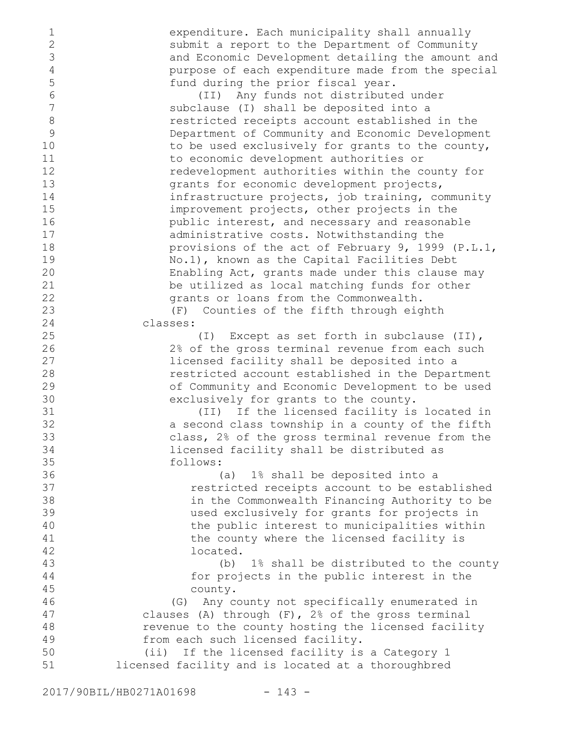expenditure. Each municipality shall annually submit a report to the Department of Community and Economic Development detailing the amount and purpose of each expenditure made from the special fund during the prior fiscal year.

(II) Any funds not distributed under subclause (I) shall be deposited into a restricted receipts account established in the Department of Community and Economic Development to be used exclusively for grants to the county, to economic development authorities or redevelopment authorities within the county for grants for economic development projects, infrastructure projects, job training, community improvement projects, other projects in the public interest, and necessary and reasonable administrative costs. Notwithstanding the provisions of the act of February 9, 1999 (P.L.1, No.1), known as the Capital Facilities Debt Enabling Act, grants made under this clause may be utilized as local matching funds for other grants or loans from the Commonwealth.

(F) Counties of the fifth through eighth classes:

(I) Except as set forth in subclause (II), 2% of the gross terminal revenue from each such licensed facility shall be deposited into a restricted account established in the Department of Community and Economic Development to be used exclusively for grants to the county.

(II) If the licensed facility is located in a second class township in a county of the fifth class, 2% of the gross terminal revenue from the licensed facility shall be distributed as follows:

(a) 1% shall be deposited into a restricted receipts account to be established in the Commonwealth Financing Authority to be used exclusively for grants for projects in the public interest to municipalities within the county where the licensed facility is located.

(b) 1% shall be distributed to the county for projects in the public interest in the county.

(G) Any county not specifically enumerated in clauses (A) through (F), 2% of the gross terminal revenue to the county hosting the licensed facility from each such licensed facility.

(ii) If the licensed facility is a Category 1 licensed facility and is located at a thoroughbred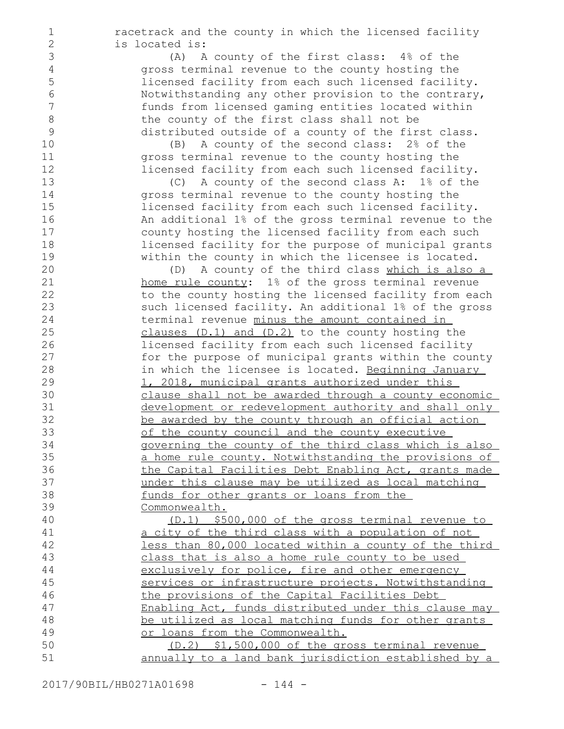racetrack and the county in which the licensed facility is located is:

(A) A county of the first class: 4% of the gross terminal revenue to the county hosting the licensed facility from each such licensed facility. Notwithstanding any other provision to the contrary, funds from licensed gaming entities located within the county of the first class shall not be distributed outside of a county of the first class.

(B) A county of the second class: 2% of the gross terminal revenue to the county hosting the licensed facility from each such licensed facility.

(C) A county of the second class A: 1% of the gross terminal revenue to the county hosting the licensed facility from each such licensed facility. An additional 1% of the gross terminal revenue to the county hosting the licensed facility from each such licensed facility for the purpose of municipal grants within the county in which the licensee is located.

(D) A county of the third class <u>which is also a home rule county</u>: 1% of the gross terminal revenue to the county hosting the licensed facility from each such licensed facility. An additional 1% of the gross terminal revenue <u>minus the amount contained in clauses (D.1) and (D.2)</u> to the county hosting the licensed facility from each such licensed facility for the purpose of municipal grants within the county in which the licensee is located. <u>Beginning January 1, 2018, municipal grants authorized under this clause shall not be awarded through a county economic development or redevelopment authority and shall only be awarded by the county through an official action of the county council and the county executive governing the county of the third class which is also a home rule county. Notwithstanding the provisions of the Capital Facilities Debt Enabling Act, grants made under this clause may be utilized as local matching funds for other grants or loans from the Commonwealth.</u>

<u>(D.1) $500,000 of the gross terminal revenue to a city of the third class with a population of not less than 80,000 located within a county of the third class that is also a home rule county to be used exclusively for police, fire and other emergency services or infrastructure projects. Notwithstanding the provisions of the Capital Facilities Debt Enabling Act, funds distributed under this clause may be utilized as local matching funds for other grants or loans from the Commonwealth.</u>

<u>(D.2) $1,500,000 of the gross terminal revenue annually to a land bank jurisdiction established by a</u>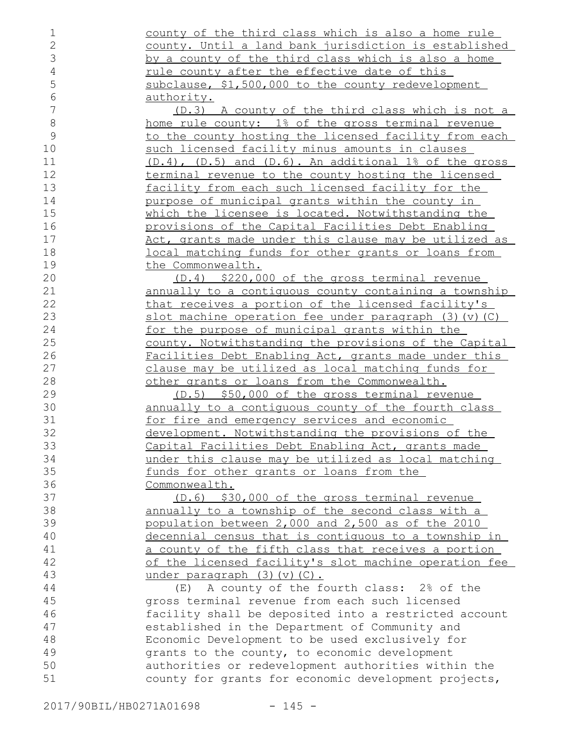county of the third class which is also a home rule county. Until a land bank jurisdiction is established by a county of the third class which is also a home rule county after the effective date of this subclause, $1,500,000 to the county redevelopment authority.

(D.3) A county of the third class which is not a home rule county: 1% of the gross terminal revenue to the county hosting the licensed facility from each such licensed facility minus amounts in clauses (D.4), (D.5) and (D.6). An additional 1% of the gross terminal revenue to the county hosting the licensed facility from each such licensed facility for the purpose of municipal grants within the county in which the licensee is located. Notwithstanding the provisions of the Capital Facilities Debt Enabling Act, grants made under this clause may be utilized as local matching funds for other grants or loans from the Commonwealth.

(D.4) $220,000 of the gross terminal revenue annually to a contiguous county containing a township that receives a portion of the licensed facility's slot machine operation fee under paragraph (3)(v)(C) for the purpose of municipal grants within the county. Notwithstanding the provisions of the Capital Facilities Debt Enabling Act, grants made under this clause may be utilized as local matching funds for other grants or loans from the Commonwealth.

(D.5) $50,000 of the gross terminal revenue annually to a contiguous county of the fourth class for fire and emergency services and economic development. Notwithstanding the provisions of the Capital Facilities Debt Enabling Act, grants made under this clause may be utilized as local matching funds for other grants or loans from the Commonwealth.

(D.6) $30,000 of the gross terminal revenue annually to a township of the second class with a population between 2,000 and 2,500 as of the 2010 decennial census that is contiguous to a township in a county of the fifth class that receives a portion of the licensed facility's slot machine operation fee under paragraph (3)(v)(C).

(E) A county of the fourth class: 2% of the gross terminal revenue from each such licensed facility shall be deposited into a restricted account established in the Department of Community and Economic Development to be used exclusively for grants to the county, to economic development authorities or redevelopment authorities within the county for grants for economic development projects,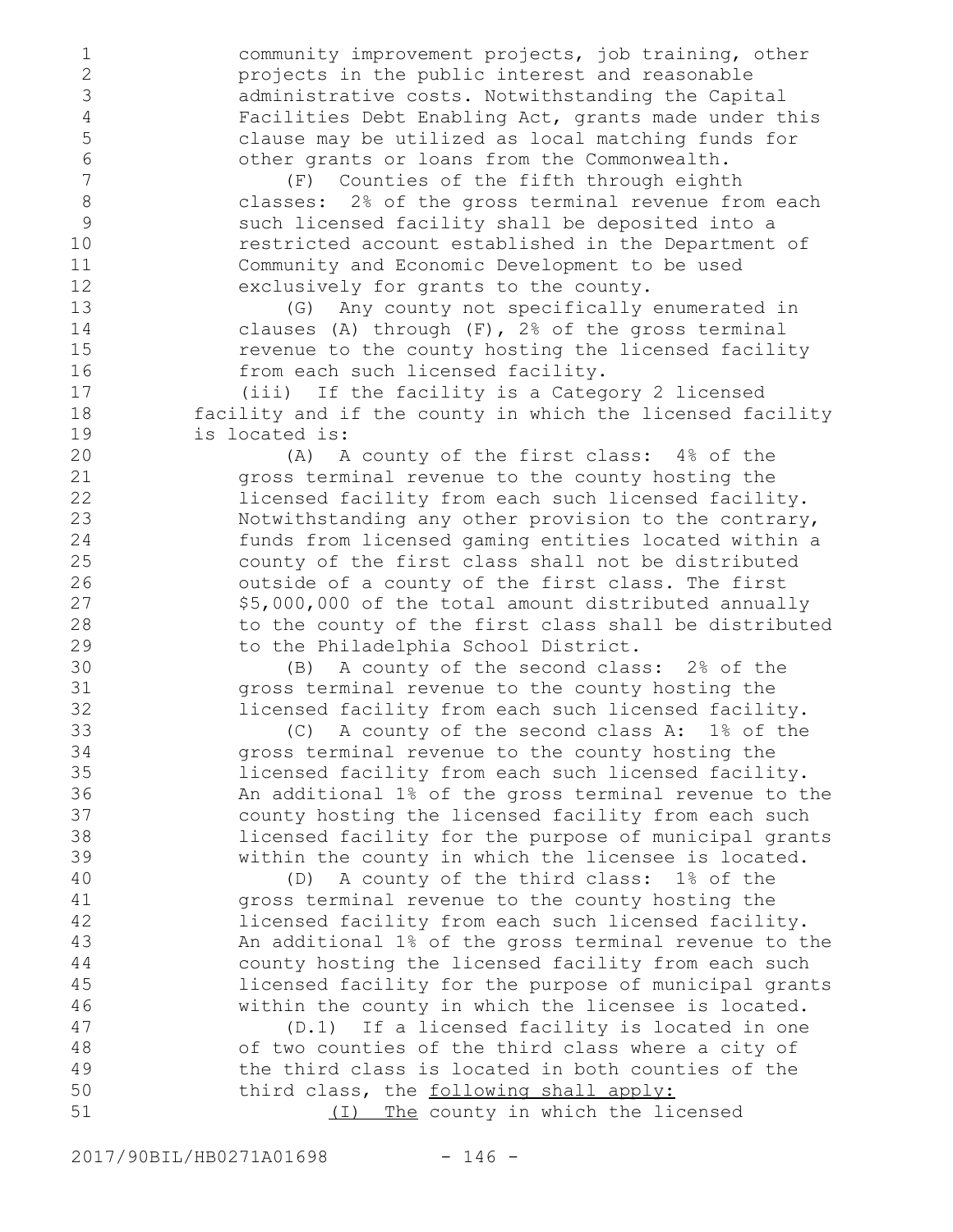community improvement projects, job training, other projects in the public interest and reasonable administrative costs. Notwithstanding the Capital Facilities Debt Enabling Act, grants made under this clause may be utilized as local matching funds for other grants or loans from the Commonwealth.

(F) Counties of the fifth through eighth classes: 2% of the gross terminal revenue from each such licensed facility shall be deposited into a restricted account established in the Department of Community and Economic Development to be used exclusively for grants to the county.

(G) Any county not specifically enumerated in clauses (A) through (F), 2% of the gross terminal revenue to the county hosting the licensed facility from each such licensed facility.

(iii) If the facility is a Category 2 licensed facility and if the county in which the licensed facility is located is:

(A) A county of the first class: 4% of the gross terminal revenue to the county hosting the licensed facility from each such licensed facility. Notwithstanding any other provision to the contrary, funds from licensed gaming entities located within a county of the first class shall not be distributed outside of a county of the first class. The first $5,000,000 of the total amount distributed annually to the county of the first class shall be distributed to the Philadelphia School District.

(B) A county of the second class: 2% of the gross terminal revenue to the county hosting the licensed facility from each such licensed facility.

(C) A county of the second class A: 1% of the gross terminal revenue to the county hosting the licensed facility from each such licensed facility. An additional 1% of the gross terminal revenue to the county hosting the licensed facility from each such licensed facility for the purpose of municipal grants within the county in which the licensee is located.

(D) A county of the third class: 1% of the gross terminal revenue to the county hosting the licensed facility from each such licensed facility. An additional 1% of the gross terminal revenue to the county hosting the licensed facility from each such licensed facility for the purpose of municipal grants within the county in which the licensee is located.

(D.1) If a licensed facility is located in one of two counties of the third class where a city of the third class is located in both counties of the third class, the <u>following shall apply:</u>

<u>(I) The</u> county in which the licensed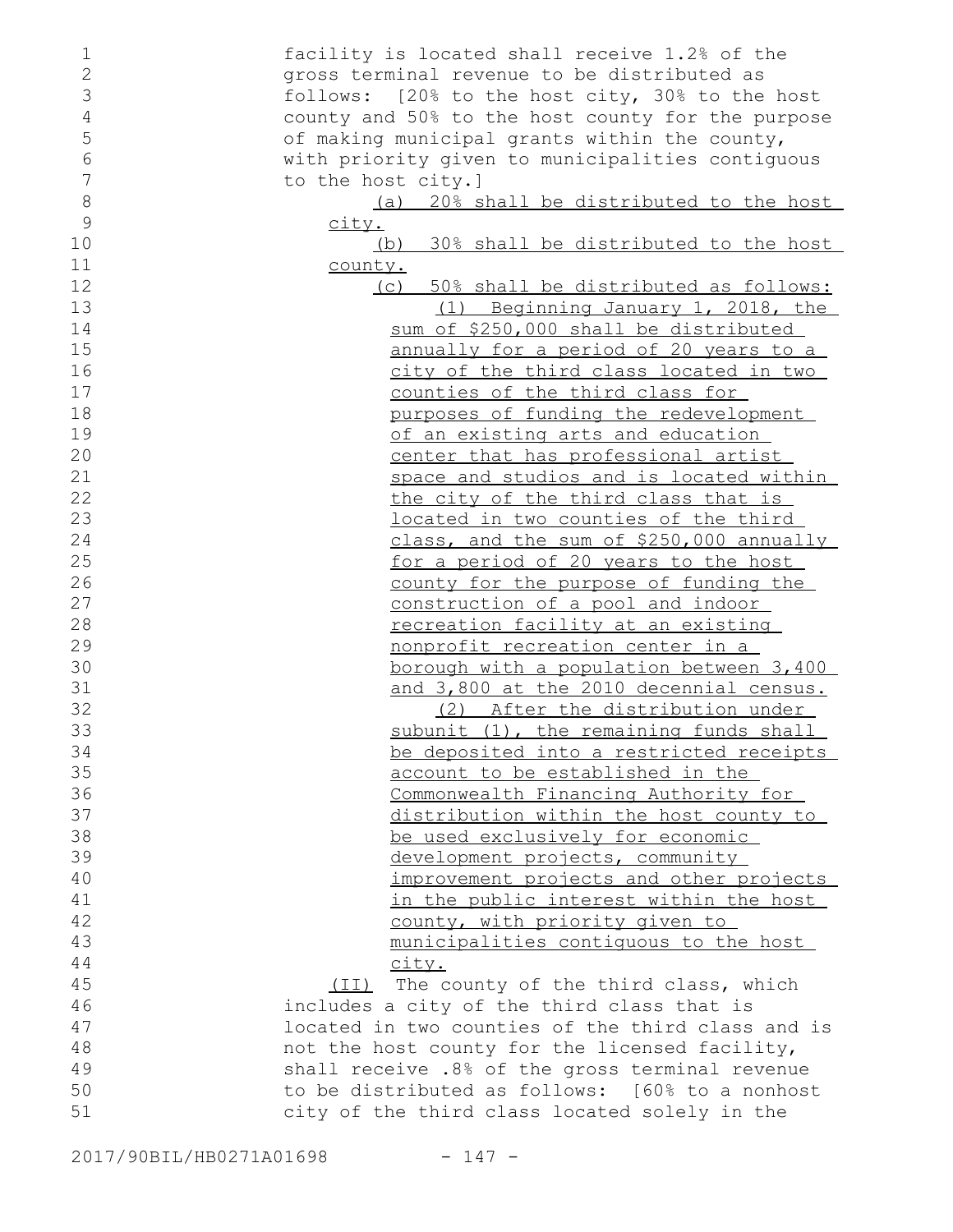facility is located shall receive 1.2% of the gross terminal revenue to be distributed as follows: [20% to the host city, 30% to the host county and 50% to the host county for the purpose of making municipal grants within the county, with priority given to municipalities contiguous to the host city.]

(a) 20% shall be distributed to the host city.

(b) 30% shall be distributed to the host county.

(c) 50% shall be distributed as follows:

(1) Beginning January 1, 2018, the sum of $250,000 shall be distributed annually for a period of 20 years to a city of the third class located in two counties of the third class for purposes of funding the redevelopment of an existing arts and education center that has professional artist space and studios and is located within the city of the third class that is located in two counties of the third class, and the sum of $250,000 annually for a period of 20 years to the host county for the purpose of funding the construction of a pool and indoor recreation facility at an existing nonprofit recreation center in a borough with a population between 3,400 and 3,800 at the 2010 decennial census.

(2) After the distribution under subunit (1), the remaining funds shall be deposited into a restricted receipts account to be established in the Commonwealth Financing Authority for distribution within the host county to be used exclusively for economic development projects, community improvement projects and other projects in the public interest within the host county, with priority given to municipalities contiguous to the host city.

(II) The county of the third class, which includes a city of the third class that is located in two counties of the third class and is not the host county for the licensed facility, shall receive .8% of the gross terminal revenue to be distributed as follows: [60% to a nonhost city of the third class located solely in the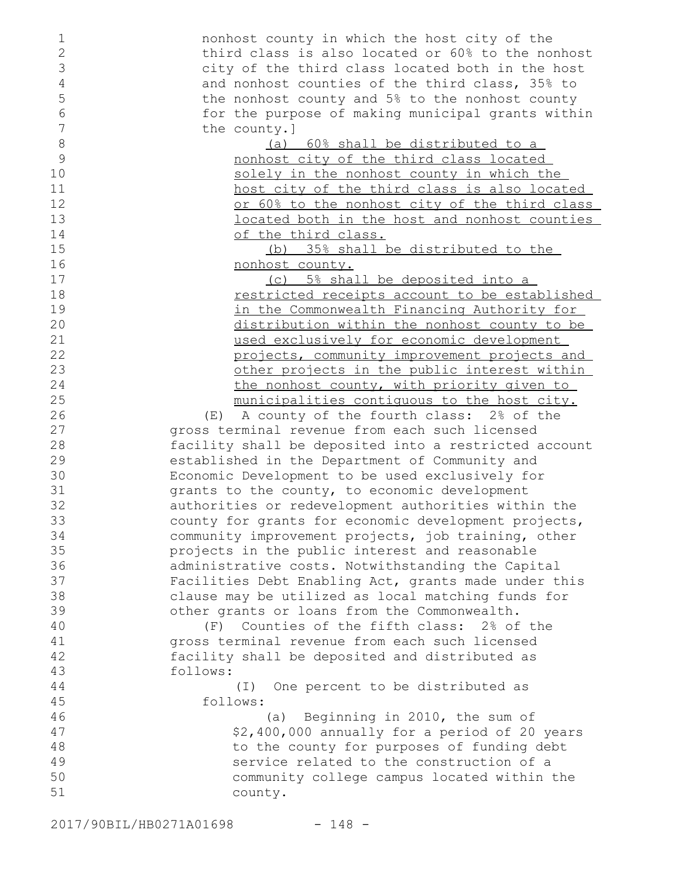nonhost county in which the host city of the third class is also located or 60% to the nonhost city of the third class located both in the host and nonhost counties of the third class, 35% to the nonhost county and 5% to the nonhost county for the purpose of making municipal grants within the county.]

(a) 60% shall be distributed to a nonhost city of the third class located solely in the nonhost county in which the host city of the third class is also located or 60% to the nonhost city of the third class located both in the host and nonhost counties of the third class.

(b) 35% shall be distributed to the nonhost county.

(c) 5% shall be deposited into a restricted receipts account to be established in the Commonwealth Financing Authority for distribution within the nonhost county to be used exclusively for economic development projects, community improvement projects and other projects in the public interest within the nonhost county, with priority given to municipalities contiguous to the host city.

(E) A county of the fourth class: 2% of the gross terminal revenue from each such licensed facility shall be deposited into a restricted account established in the Department of Community and Economic Development to be used exclusively for grants to the county, to economic development authorities or redevelopment authorities within the county for grants for economic development projects, community improvement projects, job training, other projects in the public interest and reasonable administrative costs. Notwithstanding the Capital Facilities Debt Enabling Act, grants made under this clause may be utilized as local matching funds for other grants or loans from the Commonwealth.

(F) Counties of the fifth class: 2% of the gross terminal revenue from each such licensed facility shall be deposited and distributed as follows:

(I) One percent to be distributed as follows:

(a) Beginning in 2010, the sum of $2,400,000 annually for a period of 20 years to the county for purposes of funding debt service related to the construction of a community college campus located within the county.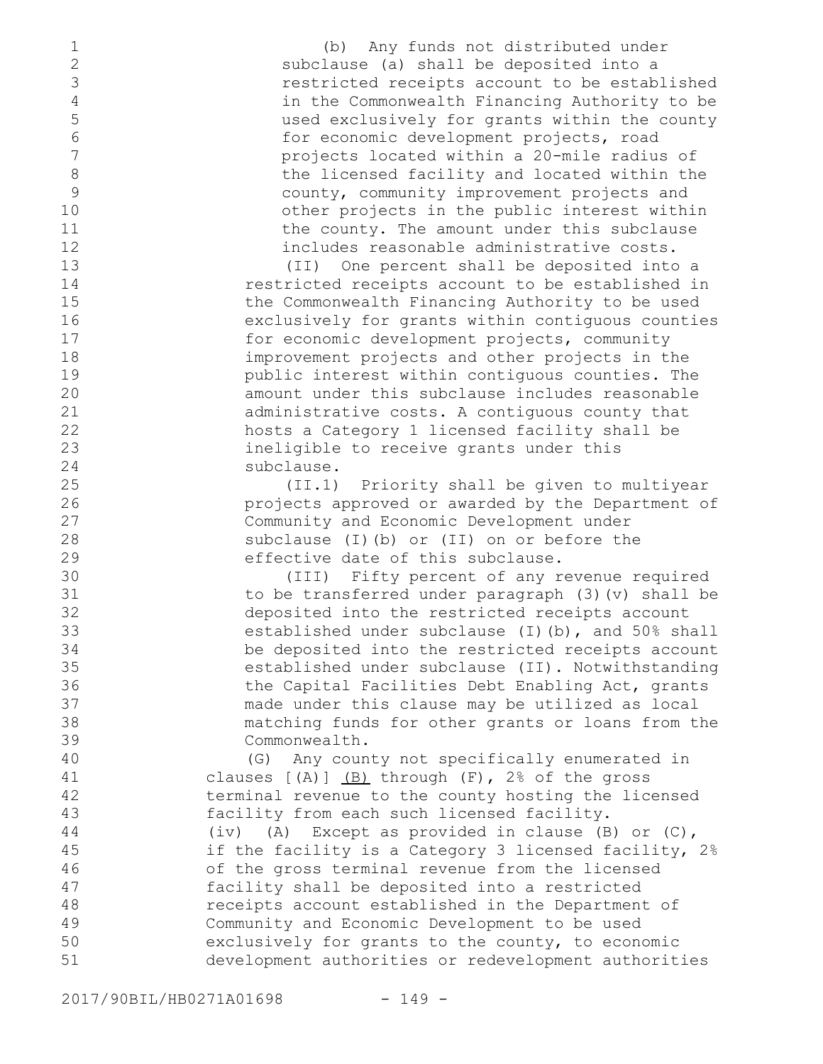(b) Any funds not distributed under subclause (a) shall be deposited into a restricted receipts account to be established in the Commonwealth Financing Authority to be used exclusively for grants within the county for economic development projects, road projects located within a 20-mile radius of the licensed facility and located within the county, community improvement projects and other projects in the public interest within the county. The amount under this subclause includes reasonable administrative costs.

(II) One percent shall be deposited into a restricted receipts account to be established in the Commonwealth Financing Authority to be used exclusively for grants within contiguous counties for economic development projects, community improvement projects and other projects in the public interest within contiguous counties. The amount under this subclause includes reasonable administrative costs. A contiguous county that hosts a Category 1 licensed facility shall be ineligible to receive grants under this subclause.

(II.1) Priority shall be given to multiyear projects approved or awarded by the Department of Community and Economic Development under subclause (I)(b) or (II) on or before the effective date of this subclause.

(III) Fifty percent of any revenue required to be transferred under paragraph (3)(v) shall be deposited into the restricted receipts account established under subclause (I)(b), and 50% shall be deposited into the restricted receipts account established under subclause (II). Notwithstanding the Capital Facilities Debt Enabling Act, grants made under this clause may be utilized as local matching funds for other grants or loans from the Commonwealth.

(G) Any county not specifically enumerated in clauses [(A)] <u>(B)</u> through (F), 2% of the gross terminal revenue to the county hosting the licensed facility from each such licensed facility.

(iv) (A) Except as provided in clause (B) or (C), if the facility is a Category 3 licensed facility, 2% of the gross terminal revenue from the licensed facility shall be deposited into a restricted receipts account established in the Department of Community and Economic Development to be used exclusively for grants to the county, to economic development authorities or redevelopment authorities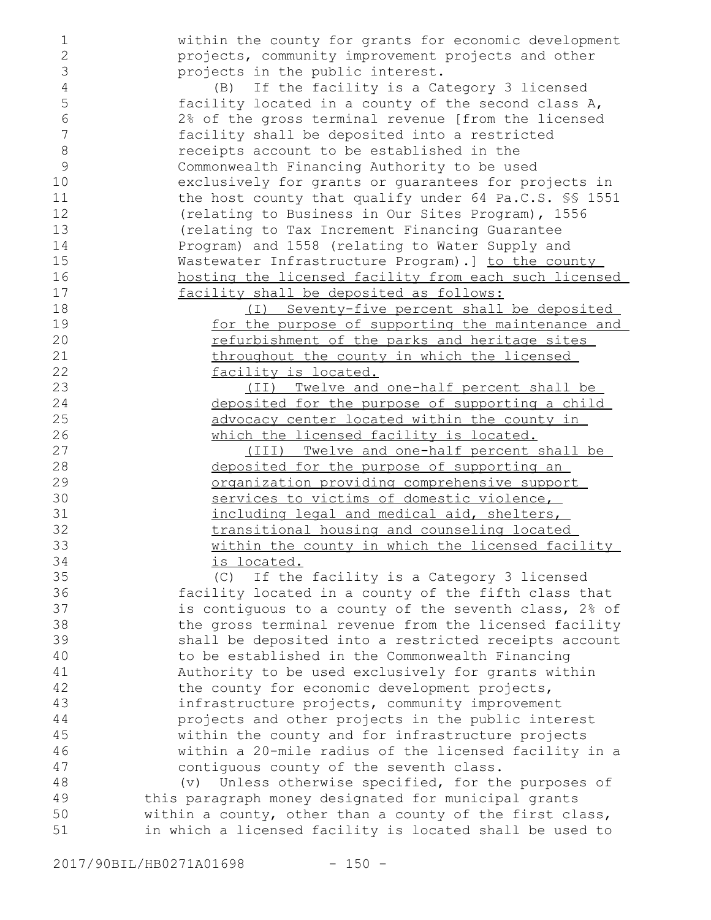within the county for grants for economic development projects, community improvement projects and other projects in the public interest.

(B) If the facility is a Category 3 licensed facility located in a county of the second class A, 2% of the gross terminal revenue [from the licensed facility shall be deposited into a restricted receipts account to be established in the Commonwealth Financing Authority to be used exclusively for grants or guarantees for projects in the host county that qualify under 64 Pa.C.S. §§ 1551 (relating to Business in Our Sites Program), 1556 (relating to Tax Increment Financing Guarantee Program) and 1558 (relating to Water Supply and Wastewater Infrastructure Program).] <u>to the county hosting the licensed facility from each such licensed facility shall be deposited as follows:</u>

<u>(I) Seventy-five percent shall be deposited for the purpose of supporting the maintenance and refurbishment of the parks and heritage sites throughout the county in which the licensed facility is located.</u>

<u>(II) Twelve and one-half percent shall be deposited for the purpose of supporting a child advocacy center located within the county in which the licensed facility is located.</u>

<u>(III) Twelve and one-half percent shall be deposited for the purpose of supporting an organization providing comprehensive support services to victims of domestic violence, including legal and medical aid, shelters, transitional housing and counseling located within the county in which the licensed facility is located.</u>

(C) If the facility is a Category 3 licensed facility located in a county of the fifth class that is contiguous to a county of the seventh class, 2% of the gross terminal revenue from the licensed facility shall be deposited into a restricted receipts account to be established in the Commonwealth Financing Authority to be used exclusively for grants within the county for economic development projects, infrastructure projects, community improvement projects and other projects in the public interest within the county and for infrastructure projects within a 20-mile radius of the licensed facility in a contiguous county of the seventh class.

(v) Unless otherwise specified, for the purposes of this paragraph money designated for municipal grants within a county, other than a county of the first class, in which a licensed facility is located shall be used to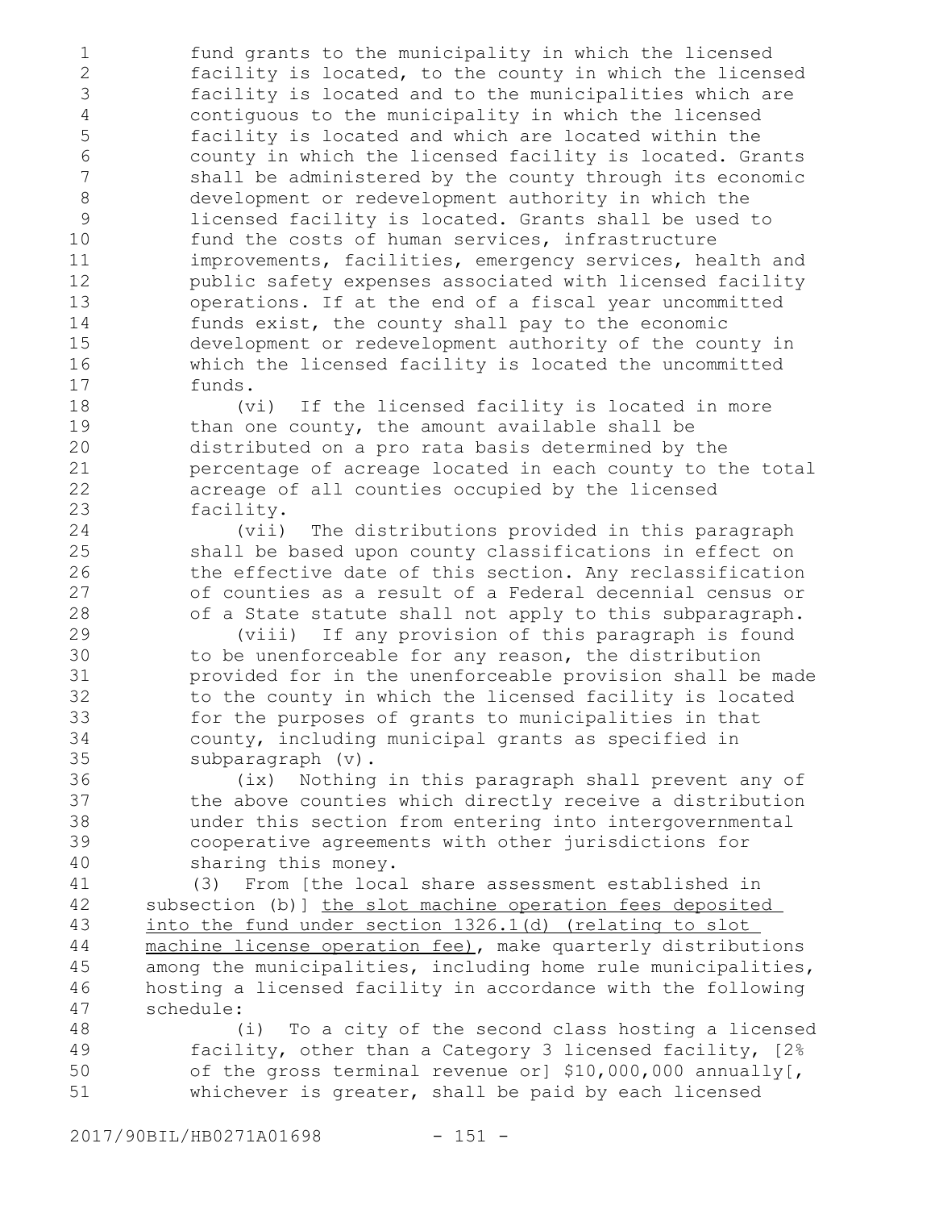fund grants to the municipality in which the licensed facility is located, to the county in which the licensed facility is located and to the municipalities which are contiguous to the municipality in which the licensed facility is located and which are located within the county in which the licensed facility is located. Grants shall be administered by the county through its economic development or redevelopment authority in which the licensed facility is located. Grants shall be used to fund the costs of human services, infrastructure improvements, facilities, emergency services, health and public safety expenses associated with licensed facility operations. If at the end of a fiscal year uncommitted funds exist, the county shall pay to the economic development or redevelopment authority of the county in which the licensed facility is located the uncommitted funds.

(vi) If the licensed facility is located in more than one county, the amount available shall be distributed on a pro rata basis determined by the percentage of acreage located in each county to the total acreage of all counties occupied by the licensed facility.

(vii) The distributions provided in this paragraph shall be based upon county classifications in effect on the effective date of this section. Any reclassification of counties as a result of a Federal decennial census or of a State statute shall not apply to this subparagraph.

(viii) If any provision of this paragraph is found to be unenforceable for any reason, the distribution provided for in the unenforceable provision shall be made to the county in which the licensed facility is located for the purposes of grants to municipalities in that county, including municipal grants as specified in subparagraph (v).

(ix) Nothing in this paragraph shall prevent any of the above counties which directly receive a distribution under this section from entering into intergovernmental cooperative agreements with other jurisdictions for sharing this money.

(3) From [the local share assessment established in subsection (b)] the slot machine operation fees deposited into the fund under section 1326.1(d) (relating to slot machine license operation fee), make quarterly distributions among the municipalities, including home rule municipalities, hosting a licensed facility in accordance with the following schedule:

(i) To a city of the second class hosting a licensed facility, other than a Category 3 licensed facility, [2% of the gross terminal revenue or] $10,000,000 annually[, whichever is greater, shall be paid by each licensed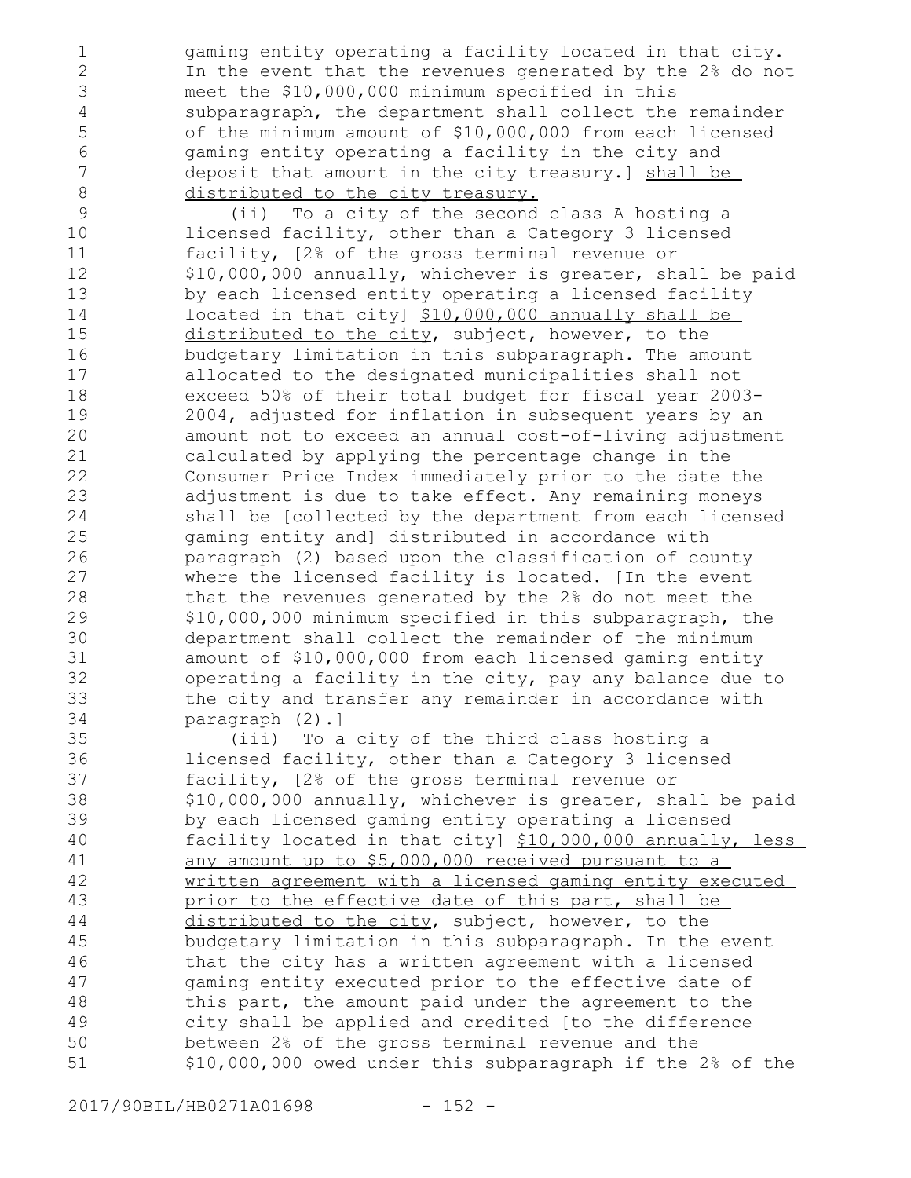gaming entity operating a facility located in that city. In the event that the revenues generated by the 2% do not meet the $10,000,000 minimum specified in this subparagraph, the department shall collect the remainder of the minimum amount of $10,000,000 from each licensed gaming entity operating a facility in the city and deposit that amount in the city treasury.] shall be distributed to the city treasury.

(ii) To a city of the second class A hosting a licensed facility, other than a Category 3 licensed facility, [2% of the gross terminal revenue or $10,000,000 annually, whichever is greater, shall be paid by each licensed entity operating a licensed facility located in that city] $10,000,000 annually shall be distributed to the city, subject, however, to the budgetary limitation in this subparagraph. The amount allocated to the designated municipalities shall not exceed 50% of their total budget for fiscal year 2003-2004, adjusted for inflation in subsequent years by an amount not to exceed an annual cost-of-living adjustment calculated by applying the percentage change in the Consumer Price Index immediately prior to the date the adjustment is due to take effect. Any remaining moneys shall be [collected by the department from each licensed gaming entity and] distributed in accordance with paragraph (2) based upon the classification of county where the licensed facility is located. [In the event that the revenues generated by the 2% do not meet the $10,000,000 minimum specified in this subparagraph, the department shall collect the remainder of the minimum amount of $10,000,000 from each licensed gaming entity operating a facility in the city, pay any balance due to the city and transfer any remainder in accordance with paragraph (2).]

(iii) To a city of the third class hosting a licensed facility, other than a Category 3 licensed facility, [2% of the gross terminal revenue or $10,000,000 annually, whichever is greater, shall be paid by each licensed gaming entity operating a licensed facility located in that city] $10,000,000 annually, less any amount up to $5,000,000 received pursuant to a written agreement with a licensed gaming entity executed prior to the effective date of this part, shall be distributed to the city, subject, however, to the budgetary limitation in this subparagraph. In the event that the city has a written agreement with a licensed gaming entity executed prior to the effective date of this part, the amount paid under the agreement to the city shall be applied and credited [to the difference between 2% of the gross terminal revenue and the $10,000,000 owed under this subparagraph if the 2% of the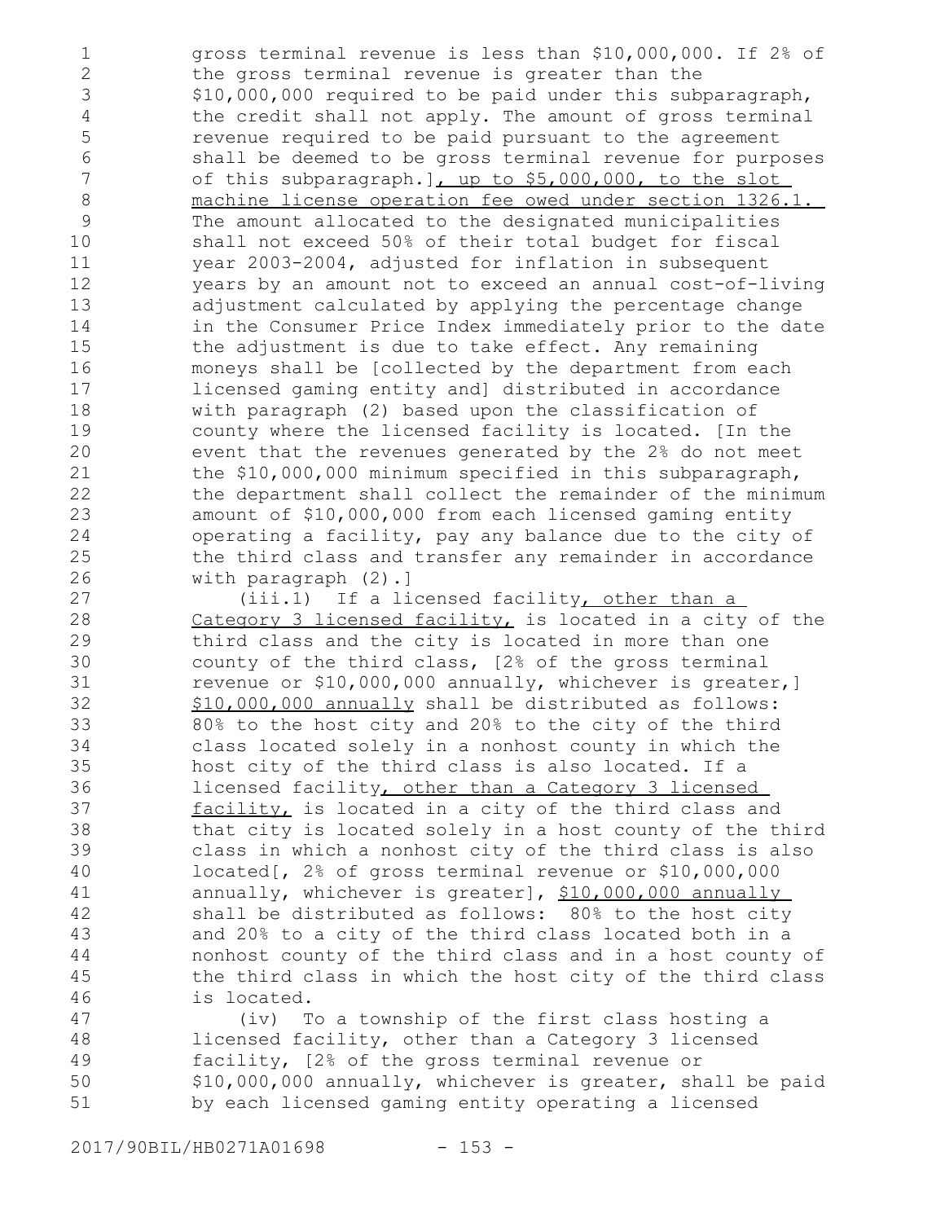gross terminal revenue is less than $10,000,000. If 2% of the gross terminal revenue is greater than the $10,000,000 required to be paid under this subparagraph, the credit shall not apply. The amount of gross terminal revenue required to be paid pursuant to the agreement shall be deemed to be gross terminal revenue for purposes of this subparagraph.], up to $5,000,000, to the slot machine license operation fee owed under section 1326.1. The amount allocated to the designated municipalities shall not exceed 50% of their total budget for fiscal year 2003-2004, adjusted for inflation in subsequent years by an amount not to exceed an annual cost-of-living adjustment calculated by applying the percentage change in the Consumer Price Index immediately prior to the date the adjustment is due to take effect. Any remaining moneys shall be [collected by the department from each licensed gaming entity and] distributed in accordance with paragraph (2) based upon the classification of county where the licensed facility is located. [In the event that the revenues generated by the 2% do not meet the $10,000,000 minimum specified in this subparagraph, the department shall collect the remainder of the minimum amount of $10,000,000 from each licensed gaming entity operating a facility, pay any balance due to the city of the third class and transfer any remainder in accordance with paragraph (2).]

(iii.1) If a licensed facility, other than a Category 3 licensed facility, is located in a city of the third class and the city is located in more than one county of the third class, [2% of the gross terminal revenue or $10,000,000 annually, whichever is greater,] $10,000,000 annually shall be distributed as follows: 80% to the host city and 20% to the city of the third class located solely in a nonhost county in which the host city of the third class is also located. If a licensed facility, other than a Category 3 licensed facility, is located in a city of the third class and that city is located solely in a host county of the third class in which a nonhost city of the third class is also located[, 2% of gross terminal revenue or $10,000,000 annually, whichever is greater], $10,000,000 annually shall be distributed as follows: 80% to the host city and 20% to a city of the third class located both in a nonhost county of the third class and in a host county of the third class in which the host city of the third class is located.

(iv) To a township of the first class hosting a licensed facility, other than a Category 3 licensed facility, [2% of the gross terminal revenue or $10,000,000 annually, whichever is greater, shall be paid by each licensed gaming entity operating a licensed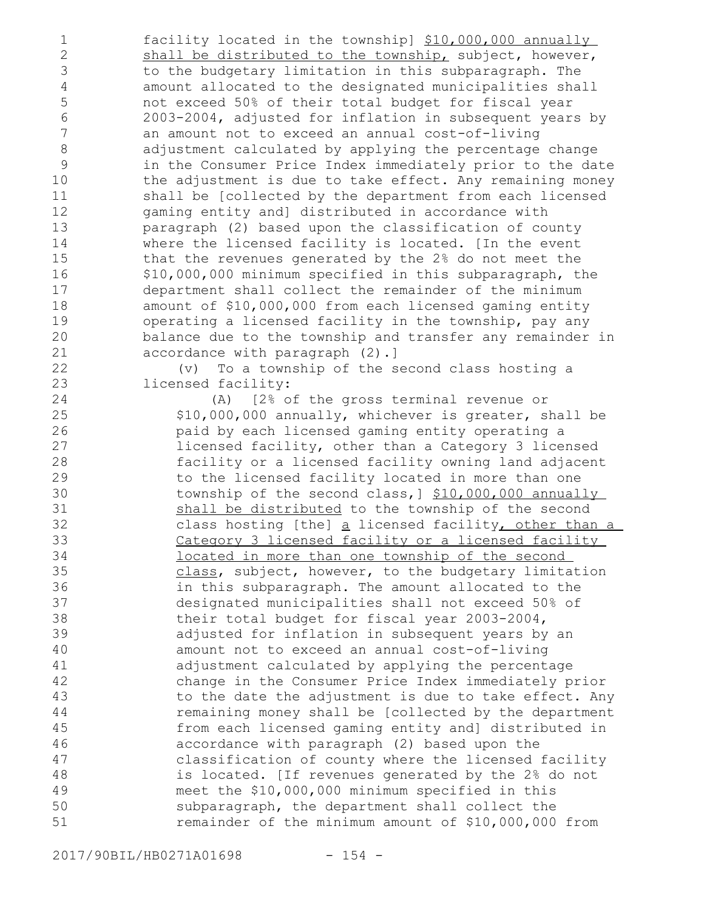facility located in the township] $10,000,000 annually shall be distributed to the township, subject, however, to the budgetary limitation in this subparagraph. The amount allocated to the designated municipalities shall not exceed 50% of their total budget for fiscal year 2003-2004, adjusted for inflation in subsequent years by an amount not to exceed an annual cost-of-living adjustment calculated by applying the percentage change in the Consumer Price Index immediately prior to the date the adjustment is due to take effect. Any remaining money shall be [collected by the department from each licensed gaming entity and] distributed in accordance with paragraph (2) based upon the classification of county where the licensed facility is located. [In the event that the revenues generated by the 2% do not meet the $10,000,000 minimum specified in this subparagraph, the department shall collect the remainder of the minimum amount of $10,000,000 from each licensed gaming entity operating a licensed facility in the township, pay any balance due to the township and transfer any remainder in accordance with paragraph (2).]

(v) To a township of the second class hosting a licensed facility:

(A) [2% of the gross terminal revenue or $10,000,000 annually, whichever is greater, shall be paid by each licensed gaming entity operating a licensed facility, other than a Category 3 licensed facility or a licensed facility owning land adjacent to the licensed facility located in more than one township of the second class,] $10,000,000 annually shall be distributed to the township of the second class hosting [the] a licensed facility, other than a Category 3 licensed facility or a licensed facility located in more than one township of the second class, subject, however, to the budgetary limitation in this subparagraph. The amount allocated to the designated municipalities shall not exceed 50% of their total budget for fiscal year 2003-2004, adjusted for inflation in subsequent years by an amount not to exceed an annual cost-of-living adjustment calculated by applying the percentage change in the Consumer Price Index immediately prior to the date the adjustment is due to take effect. Any remaining money shall be [collected by the department from each licensed gaming entity and] distributed in accordance with paragraph (2) based upon the classification of county where the licensed facility is located. [If revenues generated by the 2% do not meet the $10,000,000 minimum specified in this subparagraph, the department shall collect the remainder of the minimum amount of $10,000,000 from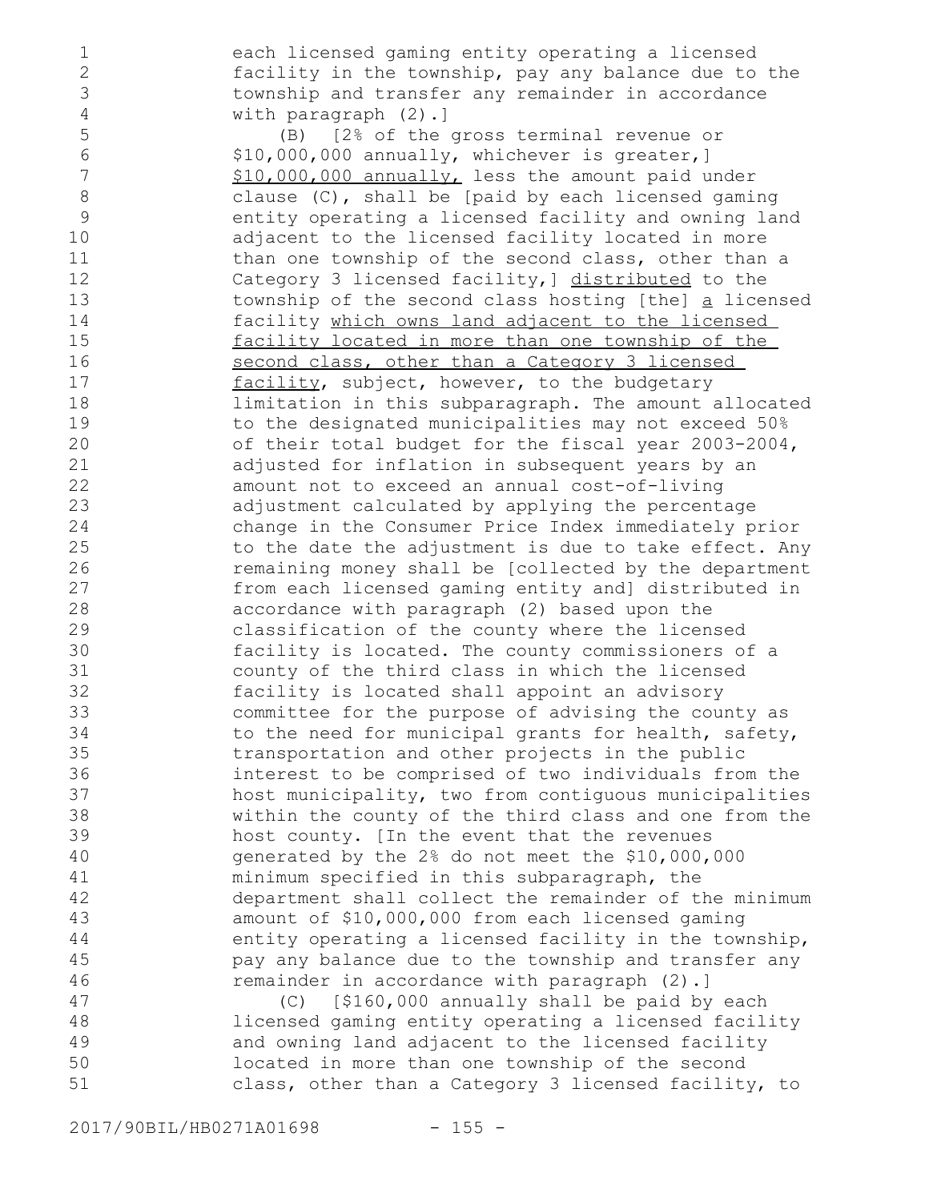each licensed gaming entity operating a licensed facility in the township, pay any balance due to the township and transfer any remainder in accordance with paragraph (2).]

(B) [2% of the gross terminal revenue or $10,000,000 annually, whichever is greater,] $10,000,000 annually, less the amount paid under clause (C), shall be [paid by each licensed gaming entity operating a licensed facility and owning land adjacent to the licensed facility located in more than one township of the second class, other than a Category 3 licensed facility,] distributed to the township of the second class hosting [the] a licensed facility which owns land adjacent to the licensed facility located in more than one township of the second class, other than a Category 3 licensed facility, subject, however, to the budgetary limitation in this subparagraph. The amount allocated to the designated municipalities may not exceed 50% of their total budget for the fiscal year 2003-2004, adjusted for inflation in subsequent years by an amount not to exceed an annual cost-of-living adjustment calculated by applying the percentage change in the Consumer Price Index immediately prior to the date the adjustment is due to take effect. Any remaining money shall be [collected by the department from each licensed gaming entity and] distributed in accordance with paragraph (2) based upon the classification of the county where the licensed facility is located. The county commissioners of a county of the third class in which the licensed facility is located shall appoint an advisory committee for the purpose of advising the county as to the need for municipal grants for health, safety, transportation and other projects in the public interest to be comprised of two individuals from the host municipality, two from contiguous municipalities within the county of the third class and one from the host county. [In the event that the revenues generated by the 2% do not meet the $10,000,000 minimum specified in this subparagraph, the department shall collect the remainder of the minimum amount of $10,000,000 from each licensed gaming entity operating a licensed facility in the township, pay any balance due to the township and transfer any remainder in accordance with paragraph (2).]

(C) [$160,000 annually shall be paid by each licensed gaming entity operating a licensed facility and owning land adjacent to the licensed facility located in more than one township of the second class, other than a Category 3 licensed facility, to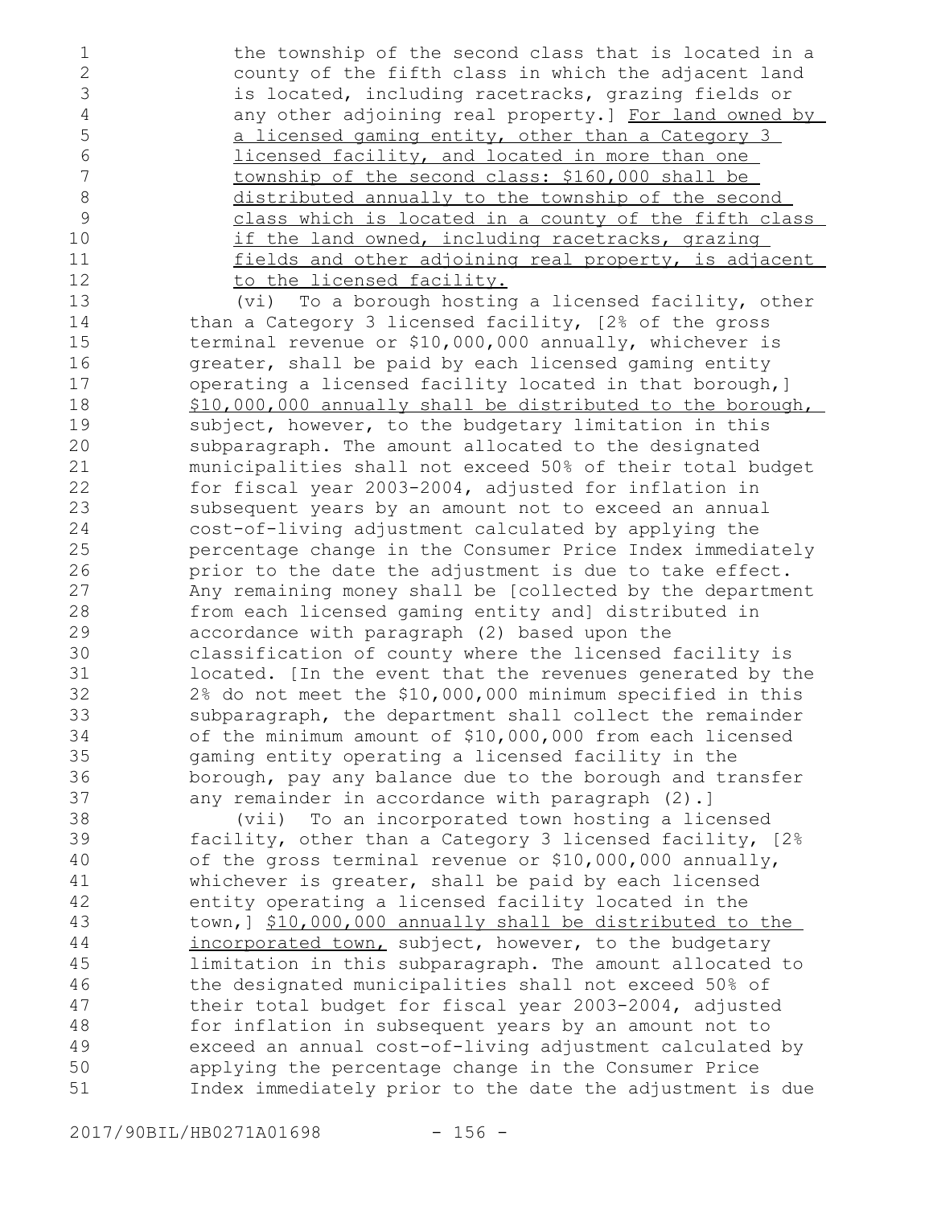the township of the second class that is located in a county of the fifth class in which the adjacent land is located, including racetracks, grazing fields or any other adjoining real property.] For land owned by a licensed gaming entity, other than a Category 3 licensed facility, and located in more than one township of the second class: $160,000 shall be distributed annually to the township of the second class which is located in a county of the fifth class if the land owned, including racetracks, grazing fields and other adjoining real property, is adjacent to the licensed facility.

(vi) To a borough hosting a licensed facility, other than a Category 3 licensed facility, [2% of the gross terminal revenue or $10,000,000 annually, whichever is greater, shall be paid by each licensed gaming entity operating a licensed facility located in that borough,] $10,000,000 annually shall be distributed to the borough, subject, however, to the budgetary limitation in this subparagraph. The amount allocated to the designated municipalities shall not exceed 50% of their total budget for fiscal year 2003-2004, adjusted for inflation in subsequent years by an amount not to exceed an annual cost-of-living adjustment calculated by applying the percentage change in the Consumer Price Index immediately prior to the date the adjustment is due to take effect. Any remaining money shall be [collected by the department from each licensed gaming entity and] distributed in accordance with paragraph (2) based upon the classification of county where the licensed facility is located. [In the event that the revenues generated by the 2% do not meet the $10,000,000 minimum specified in this subparagraph, the department shall collect the remainder of the minimum amount of $10,000,000 from each licensed gaming entity operating a licensed facility in the borough, pay any balance due to the borough and transfer any remainder in accordance with paragraph (2).]

(vii) To an incorporated town hosting a licensed facility, other than a Category 3 licensed facility, [2% of the gross terminal revenue or $10,000,000 annually, whichever is greater, shall be paid by each licensed entity operating a licensed facility located in the town,] $10,000,000 annually shall be distributed to the incorporated town, subject, however, to the budgetary limitation in this subparagraph. The amount allocated to the designated municipalities shall not exceed 50% of their total budget for fiscal year 2003-2004, adjusted for inflation in subsequent years by an amount not to exceed an annual cost-of-living adjustment calculated by applying the percentage change in the Consumer Price Index immediately prior to the date the adjustment is due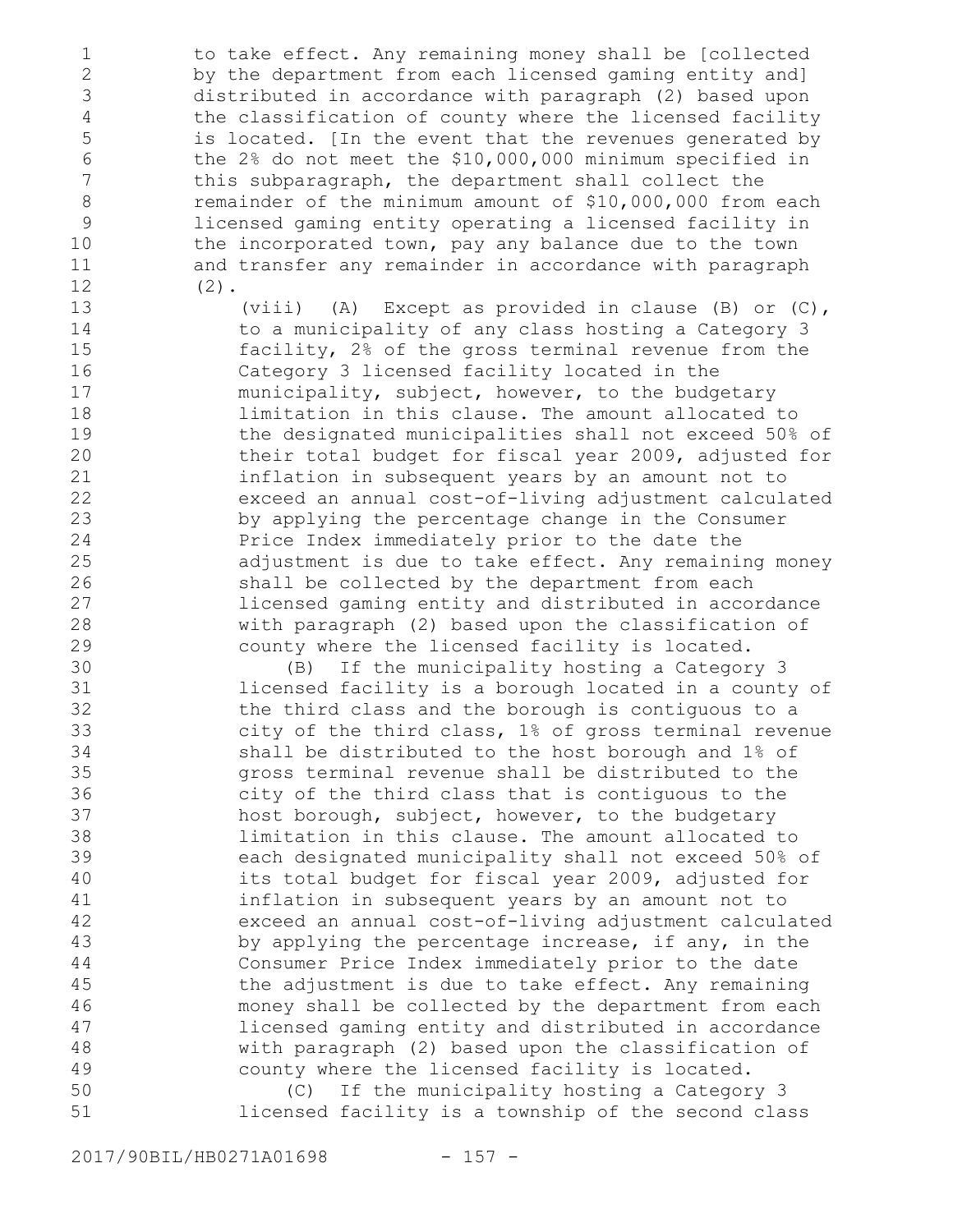to take effect. Any remaining money shall be [collected by the department from each licensed gaming entity and] distributed in accordance with paragraph (2) based upon the classification of county where the licensed facility is located. [In the event that the revenues generated by the 2% do not meet the $10,000,000 minimum specified in this subparagraph, the department shall collect the remainder of the minimum amount of $10,000,000 from each licensed gaming entity operating a licensed facility in the incorporated town, pay any balance due to the town and transfer any remainder in accordance with paragraph (2).

(viii) (A) Except as provided in clause (B) or (C), to a municipality of any class hosting a Category 3 facility, 2% of the gross terminal revenue from the Category 3 licensed facility located in the municipality, subject, however, to the budgetary limitation in this clause. The amount allocated to the designated municipalities shall not exceed 50% of their total budget for fiscal year 2009, adjusted for inflation in subsequent years by an amount not to exceed an annual cost-of-living adjustment calculated by applying the percentage change in the Consumer Price Index immediately prior to the date the adjustment is due to take effect. Any remaining money shall be collected by the department from each licensed gaming entity and distributed in accordance with paragraph (2) based upon the classification of county where the licensed facility is located.

(B) If the municipality hosting a Category 3 licensed facility is a borough located in a county of the third class and the borough is contiguous to a city of the third class, 1% of gross terminal revenue shall be distributed to the host borough and 1% of gross terminal revenue shall be distributed to the city of the third class that is contiguous to the host borough, subject, however, to the budgetary limitation in this clause. The amount allocated to each designated municipality shall not exceed 50% of its total budget for fiscal year 2009, adjusted for inflation in subsequent years by an amount not to exceed an annual cost-of-living adjustment calculated by applying the percentage increase, if any, in the Consumer Price Index immediately prior to the date the adjustment is due to take effect. Any remaining money shall be collected by the department from each licensed gaming entity and distributed in accordance with paragraph (2) based upon the classification of county where the licensed facility is located.

(C) If the municipality hosting a Category 3 licensed facility is a township of the second class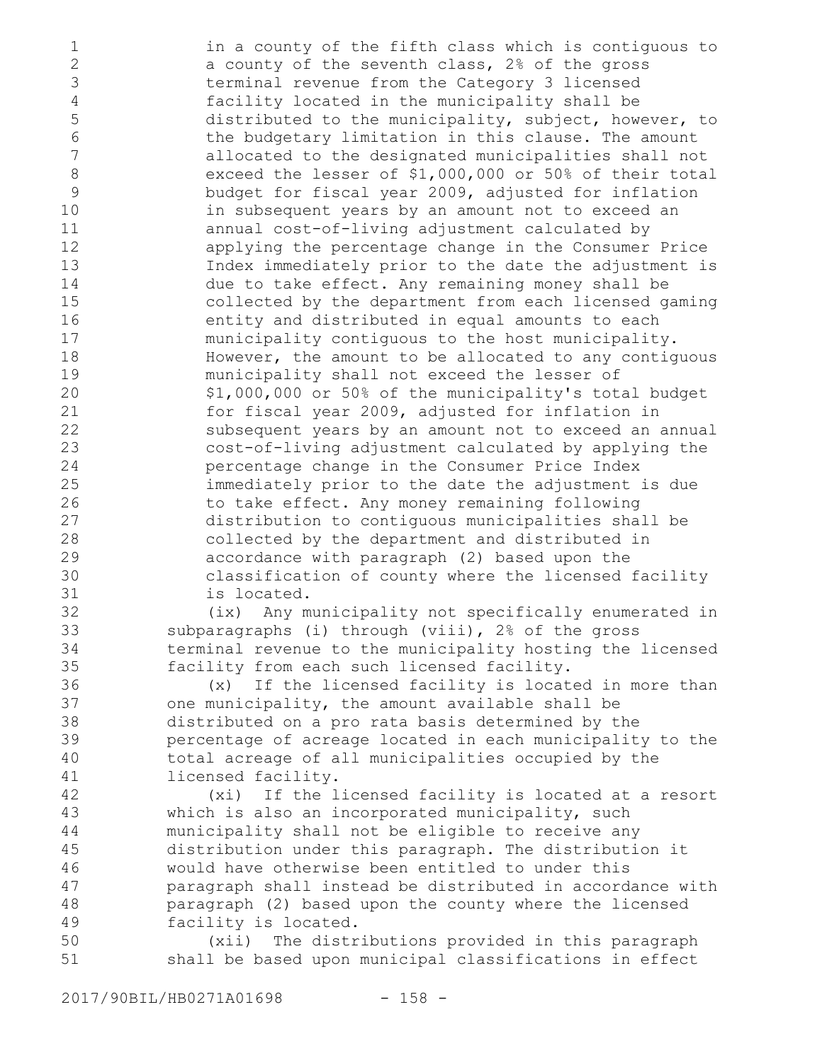in a county of the fifth class which is contiguous to a county of the seventh class, 2% of the gross terminal revenue from the Category 3 licensed facility located in the municipality shall be distributed to the municipality, subject, however, to the budgetary limitation in this clause. The amount allocated to the designated municipalities shall not exceed the lesser of $1,000,000 or 50% of their total budget for fiscal year 2009, adjusted for inflation in subsequent years by an amount not to exceed an annual cost-of-living adjustment calculated by applying the percentage change in the Consumer Price Index immediately prior to the date the adjustment is due to take effect. Any remaining money shall be collected by the department from each licensed gaming entity and distributed in equal amounts to each municipality contiguous to the host municipality. However, the amount to be allocated to any contiguous municipality shall not exceed the lesser of $1,000,000 or 50% of the municipality's total budget for fiscal year 2009, adjusted for inflation in subsequent years by an amount not to exceed an annual cost-of-living adjustment calculated by applying the percentage change in the Consumer Price Index immediately prior to the date the adjustment is due to take effect. Any money remaining following distribution to contiguous municipalities shall be collected by the department and distributed in accordance with paragraph (2) based upon the classification of county where the licensed facility is located.

(ix) Any municipality not specifically enumerated in subparagraphs (i) through (viii), 2% of the gross terminal revenue to the municipality hosting the licensed facility from each such licensed facility.

(x) If the licensed facility is located in more than one municipality, the amount available shall be distributed on a pro rata basis determined by the percentage of acreage located in each municipality to the total acreage of all municipalities occupied by the licensed facility.

(xi) If the licensed facility is located at a resort which is also an incorporated municipality, such municipality shall not be eligible to receive any distribution under this paragraph. The distribution it would have otherwise been entitled to under this paragraph shall instead be distributed in accordance with paragraph (2) based upon the county where the licensed facility is located.

(xii) The distributions provided in this paragraph shall be based upon municipal classifications in effect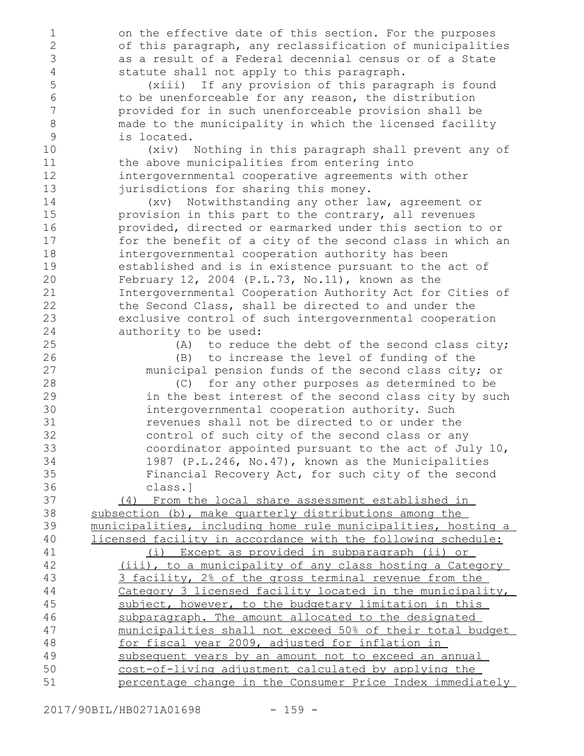on the effective date of this section. For the purposes of this paragraph, any reclassification of municipalities as a result of a Federal decennial census or of a State statute shall not apply to this paragraph.

(xiii) If any provision of this paragraph is found to be unenforceable for any reason, the distribution provided for in such unenforceable provision shall be made to the municipality in which the licensed facility is located.

(xiv) Nothing in this paragraph shall prevent any of the above municipalities from entering into intergovernmental cooperative agreements with other jurisdictions for sharing this money.

(xv) Notwithstanding any other law, agreement or provision in this part to the contrary, all revenues provided, directed or earmarked under this section to or for the benefit of a city of the second class in which an intergovernmental cooperation authority has been established and is in existence pursuant to the act of February 12, 2004 (P.L.73, No.11), known as the Intergovernmental Cooperation Authority Act for Cities of the Second Class, shall be directed to and under the exclusive control of such intergovernmental cooperation authority to be used:

(A) to reduce the debt of the second class city;

(B) to increase the level of funding of the municipal pension funds of the second class city; or

(C) for any other purposes as determined to be in the best interest of the second class city by such intergovernmental cooperation authority. Such revenues shall not be directed to or under the control of such city of the second class or any coordinator appointed pursuant to the act of July 10, 1987 (P.L.246, No.47), known as the Municipalities Financial Recovery Act, for such city of the second class.]

<u>(4) From the local share assessment established in subsection (b), make quarterly distributions among the municipalities, including home rule municipalities, hosting a licensed facility in accordance with the following schedule:</u>

<u>(i) Except as provided in subparagraph (ii) or (iii), to a municipality of any class hosting a Category 3 facility, 2% of the gross terminal revenue from the Category 3 licensed facility located in the municipality, subject, however, to the budgetary limitation in this subparagraph. The amount allocated to the designated municipalities shall not exceed 50% of their total budget for fiscal year 2009, adjusted for inflation in subsequent years by an amount not to exceed an annual cost-of-living adjustment calculated by applying the percentage change in the Consumer Price Index immediately</u>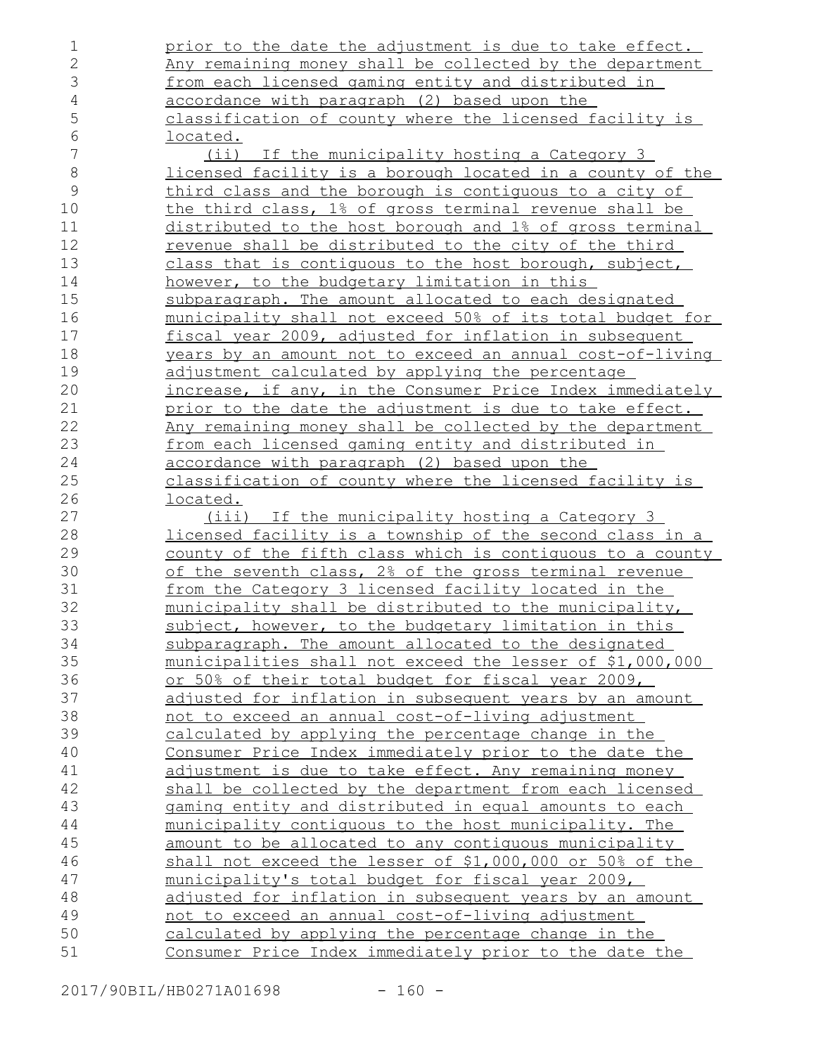prior to the date the adjustment is due to take effect. Any remaining money shall be collected by the department from each licensed gaming entity and distributed in accordance with paragraph (2) based upon the classification of county where the licensed facility is located.

(ii) If the municipality hosting a Category 3 licensed facility is a borough located in a county of the third class and the borough is contiguous to a city of the third class, 1% of gross terminal revenue shall be distributed to the host borough and 1% of gross terminal revenue shall be distributed to the city of the third class that is contiguous to the host borough, subject, however, to the budgetary limitation in this subparagraph. The amount allocated to each designated municipality shall not exceed 50% of its total budget for fiscal year 2009, adjusted for inflation in subsequent years by an amount not to exceed an annual cost-of-living adjustment calculated by applying the percentage increase, if any, in the Consumer Price Index immediately prior to the date the adjustment is due to take effect. Any remaining money shall be collected by the department from each licensed gaming entity and distributed in accordance with paragraph (2) based upon the classification of county where the licensed facility is located.

(iii) If the municipality hosting a Category 3 licensed facility is a township of the second class in a county of the fifth class which is contiguous to a county of the seventh class, 2% of the gross terminal revenue from the Category 3 licensed facility located in the municipality shall be distributed to the municipality, subject, however, to the budgetary limitation in this subparagraph. The amount allocated to the designated municipalities shall not exceed the lesser of $1,000,000 or 50% of their total budget for fiscal year 2009, adjusted for inflation in subsequent years by an amount not to exceed an annual cost-of-living adjustment calculated by applying the percentage change in the Consumer Price Index immediately prior to the date the adjustment is due to take effect. Any remaining money shall be collected by the department from each licensed gaming entity and distributed in equal amounts to each municipality contiguous to the host municipality. The amount to be allocated to any contiguous municipality shall not exceed the lesser of $1,000,000 or 50% of the municipality's total budget for fiscal year 2009, adjusted for inflation in subsequent years by an amount not to exceed an annual cost-of-living adjustment calculated by applying the percentage change in the Consumer Price Index immediately prior to the date the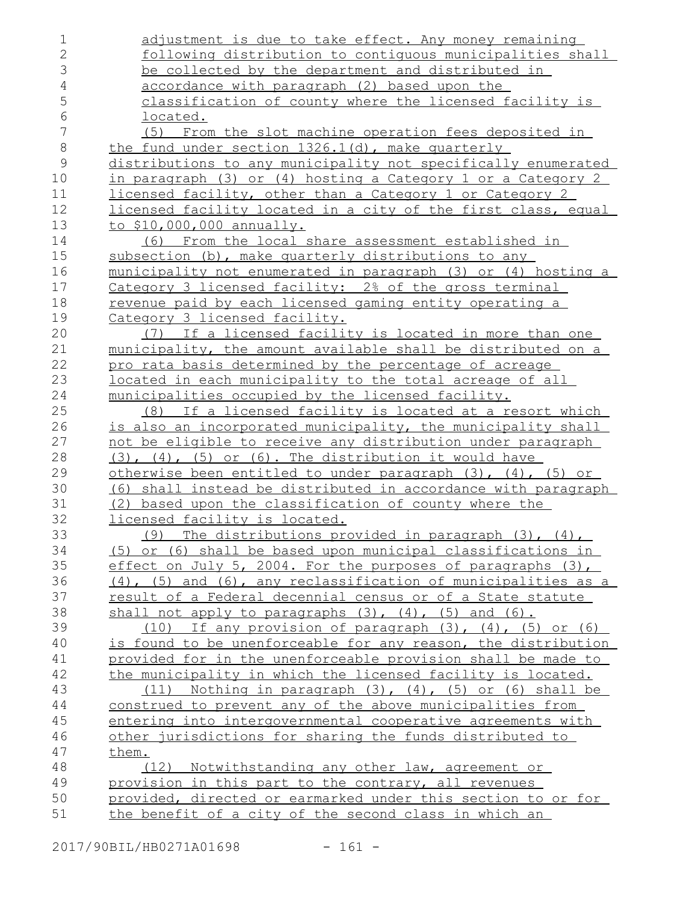adjustment is due to take effect. Any money remaining following distribution to contiguous municipalities shall be collected by the department and distributed in accordance with paragraph (2) based upon the classification of county where the licensed facility is located.

(5) From the slot machine operation fees deposited in the fund under section 1326.1(d), make quarterly distributions to any municipality not specifically enumerated in paragraph (3) or (4) hosting a Category 1 or a Category 2 licensed facility, other than a Category 1 or Category 2 licensed facility located in a city of the first class, equal to $10,000,000 annually.

(6) From the local share assessment established in subsection (b), make quarterly distributions to any municipality not enumerated in paragraph (3) or (4) hosting a Category 3 licensed facility: 2% of the gross terminal revenue paid by each licensed gaming entity operating a Category 3 licensed facility.

(7) If a licensed facility is located in more than one municipality, the amount available shall be distributed on a pro rata basis determined by the percentage of acreage located in each municipality to the total acreage of all municipalities occupied by the licensed facility.

(8) If a licensed facility is located at a resort which is also an incorporated municipality, the municipality shall not be eligible to receive any distribution under paragraph (3), (4), (5) or (6). The distribution it would have otherwise been entitled to under paragraph (3), (4), (5) or (6) shall instead be distributed in accordance with paragraph (2) based upon the classification of county where the licensed facility is located.

(9) The distributions provided in paragraph (3), (4), (5) or (6) shall be based upon municipal classifications in effect on July 5, 2004. For the purposes of paragraphs (3), (4), (5) and (6), any reclassification of municipalities as a result of a Federal decennial census or of a State statute shall not apply to paragraphs (3), (4), (5) and (6).

(10) If any provision of paragraph (3), (4), (5) or (6) is found to be unenforceable for any reason, the distribution provided for in the unenforceable provision shall be made to the municipality in which the licensed facility is located.

(11) Nothing in paragraph (3), (4), (5) or (6) shall be construed to prevent any of the above municipalities from entering into intergovernmental cooperative agreements with other jurisdictions for sharing the funds distributed to them.

(12) Notwithstanding any other law, agreement or provision in this part to the contrary, all revenues provided, directed or earmarked under this section to or for the benefit of a city of the second class in which an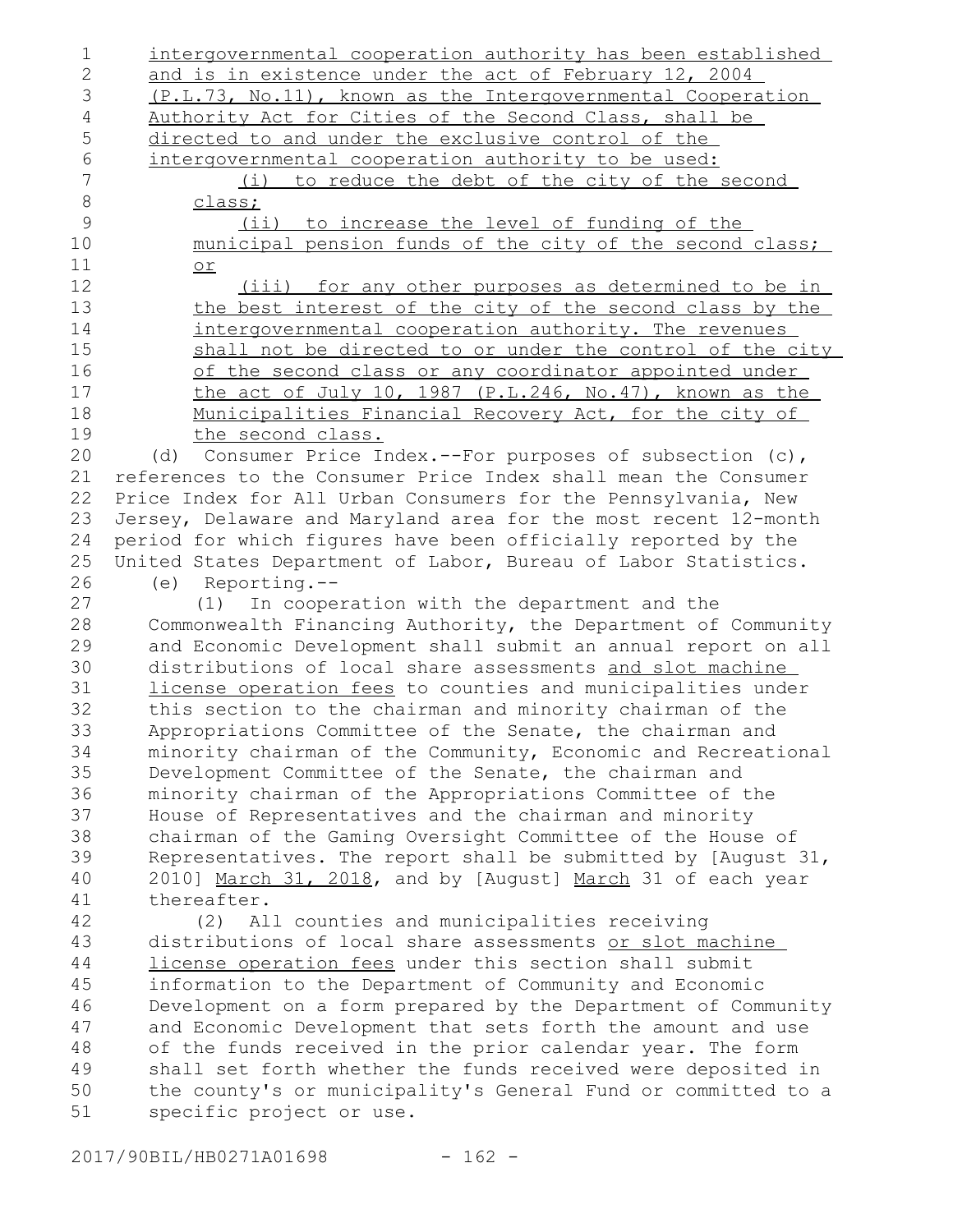intergovernmental cooperation authority has been established and is in existence under the act of February 12, 2004 (P.L.73, No.11), known as the Intergovernmental Cooperation Authority Act for Cities of the Second Class, shall be directed to and under the exclusive control of the intergovernmental cooperation authority to be used:

(i) to reduce the debt of the city of the second class;

(ii) to increase the level of funding of the municipal pension funds of the city of the second class; or

(iii) for any other purposes as determined to be in the best interest of the city of the second class by the intergovernmental cooperation authority. The revenues shall not be directed to or under the control of the city of the second class or any coordinator appointed under the act of July 10, 1987 (P.L.246, No.47), known as the Municipalities Financial Recovery Act, for the city of the second class.

(d) Consumer Price Index.--For purposes of subsection (c), references to the Consumer Price Index shall mean the Consumer Price Index for All Urban Consumers for the Pennsylvania, New Jersey, Delaware and Maryland area for the most recent 12-month period for which figures have been officially reported by the United States Department of Labor, Bureau of Labor Statistics.

(e) Reporting.--

(1) In cooperation with the department and the Commonwealth Financing Authority, the Department of Community and Economic Development shall submit an annual report on all distributions of local share assessments and slot machine license operation fees to counties and municipalities under this section to the chairman and minority chairman of the Appropriations Committee of the Senate, the chairman and minority chairman of the Community, Economic and Recreational Development Committee of the Senate, the chairman and minority chairman of the Appropriations Committee of the House of Representatives and the chairman and minority chairman of the Gaming Oversight Committee of the House of Representatives. The report shall be submitted by [August 31, 2010] March 31, 2018, and by [August] March 31 of each year thereafter.

(2) All counties and municipalities receiving distributions of local share assessments or slot machine license operation fees under this section shall submit information to the Department of Community and Economic Development on a form prepared by the Department of Community and Economic Development that sets forth the amount and use of the funds received in the prior calendar year. The form shall set forth whether the funds received were deposited in the county's or municipality's General Fund or committed to a specific project or use.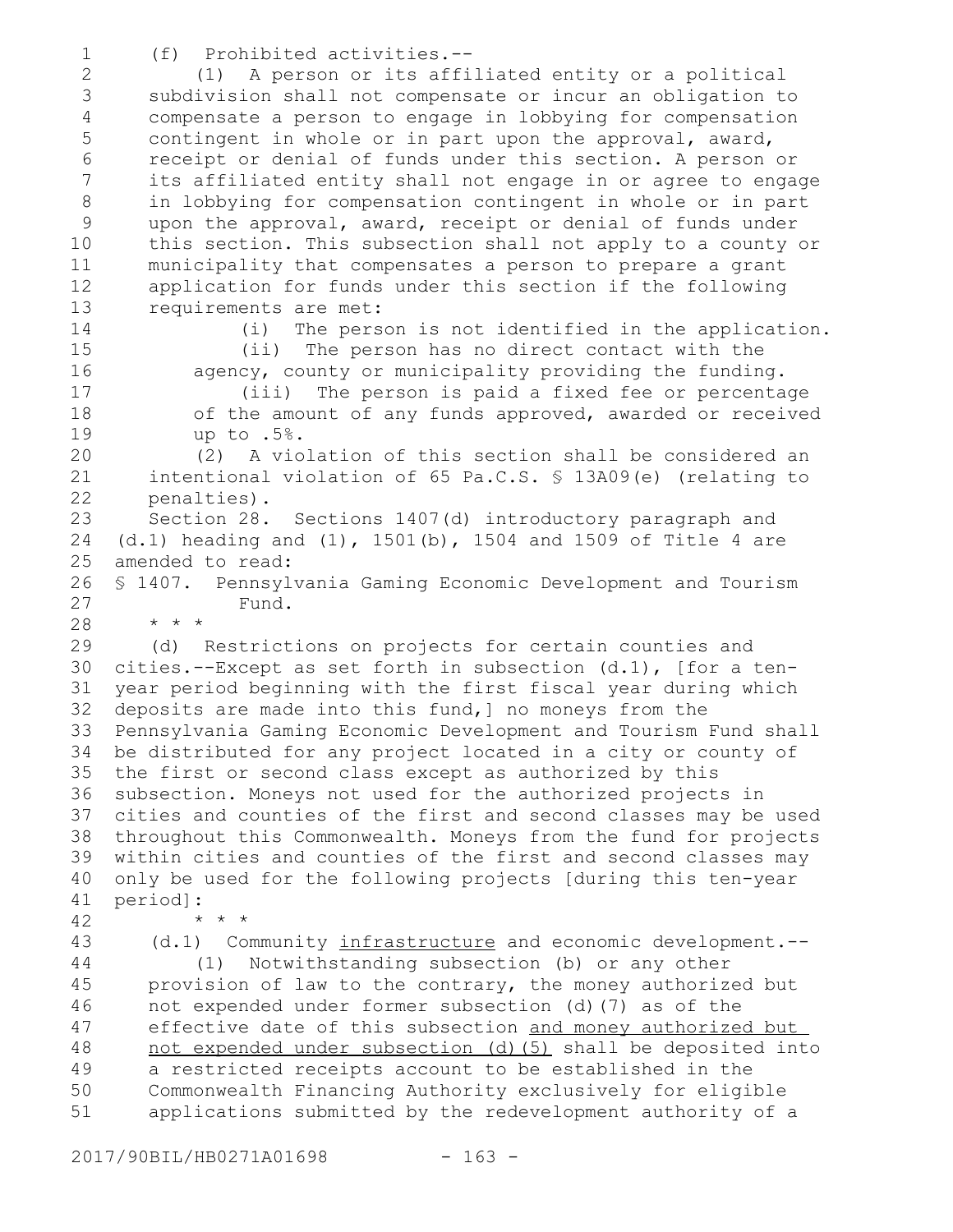(f) Prohibited activities.--

(1) A person or its affiliated entity or a political subdivision shall not compensate or incur an obligation to compensate a person to engage in lobbying for compensation contingent in whole or in part upon the approval, award, receipt or denial of funds under this section. A person or its affiliated entity shall not engage in or agree to engage in lobbying for compensation contingent in whole or in part upon the approval, award, receipt or denial of funds under this section. This subsection shall not apply to a county or municipality that compensates a person to prepare a grant application for funds under this section if the following requirements are met:

(i) The person is not identified in the application.

(ii) The person has no direct contact with the agency, county or municipality providing the funding.

(iii) The person is paid a fixed fee or percentage of the amount of any funds approved, awarded or received up to .5%.

(2) A violation of this section shall be considered an intentional violation of 65 Pa.C.S. § 13A09(e) (relating to penalties).

Section 28. Sections 1407(d) introductory paragraph and (d.1) heading and (1), 1501(b), 1504 and 1509 of Title 4 are amended to read:

§ 1407. Pennsylvania Gaming Economic Development and Tourism Fund.

\* \* \*

(d) Restrictions on projects for certain counties and cities.--Except as set forth in subsection (d.1), [for a ten-year period beginning with the first fiscal year during which deposits are made into this fund,] no moneys from the Pennsylvania Gaming Economic Development and Tourism Fund shall be distributed for any project located in a city or county of the first or second class except as authorized by this subsection. Moneys not used for the authorized projects in cities and counties of the first and second classes may be used throughout this Commonwealth. Moneys from the fund for projects within cities and counties of the first and second classes may only be used for the following projects [during this ten-year period]:

\* \* \*

(d.1) Community <u>infrastructure</u> and economic development.--

(1) Notwithstanding subsection (b) or any other provision of law to the contrary, the money authorized but not expended under former subsection (d)(7) as of the effective date of this subsection <u>and money authorized but not expended under subsection (d)(5)</u> shall be deposited into a restricted receipts account to be established in the Commonwealth Financing Authority exclusively for eligible applications submitted by the redevelopment authority of a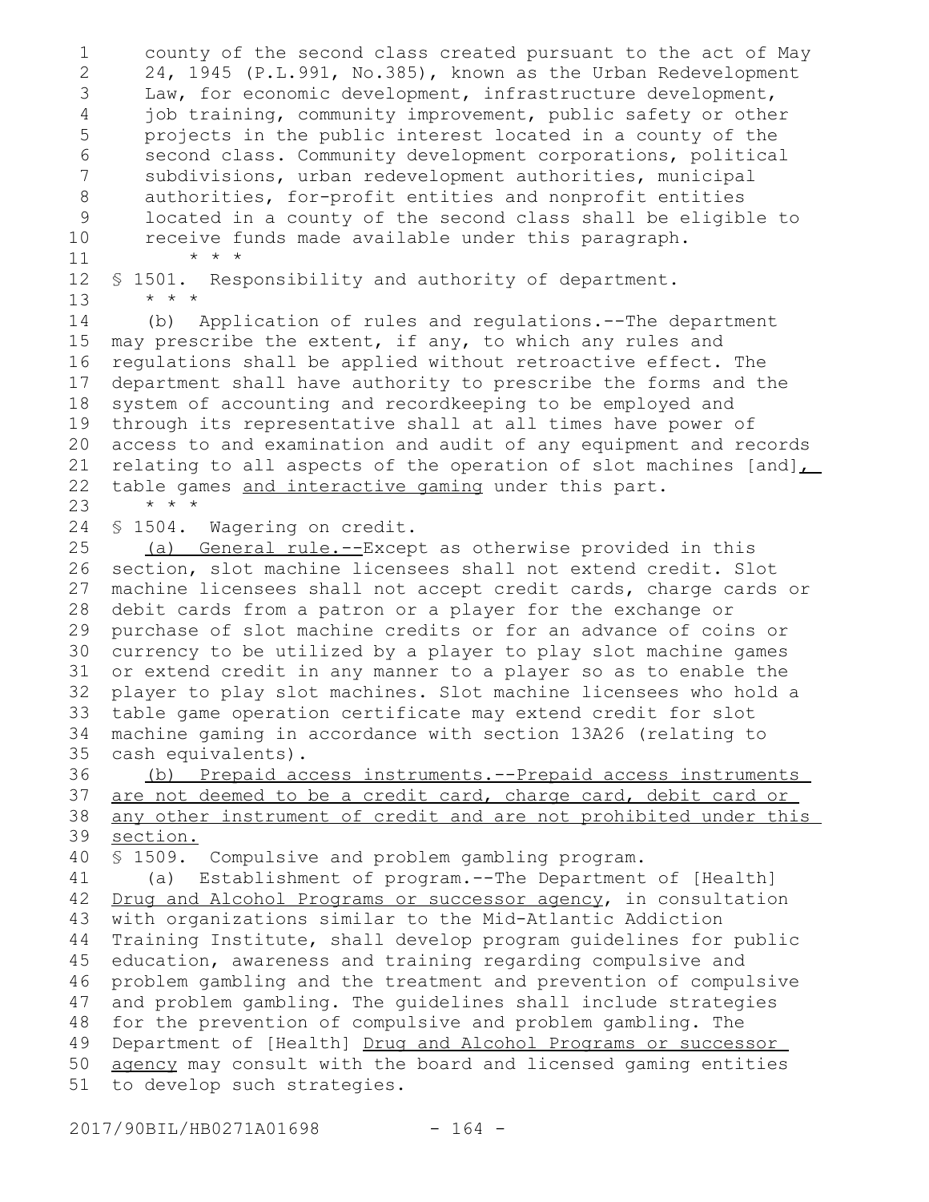county of the second class created pursuant to the act of May 24, 1945 (P.L.991, No.385), known as the Urban Redevelopment Law, for economic development, infrastructure development, job training, community improvement, public safety or other projects in the public interest located in a county of the second class. Community development corporations, political subdivisions, urban redevelopment authorities, municipal authorities, for-profit entities and nonprofit entities located in a county of the second class shall be eligible to receive funds made available under this paragraph.

* * *

§ 1501. Responsibility and authority of department.

* * *

(b) Application of rules and regulations.--The department may prescribe the extent, if any, to which any rules and regulations shall be applied without retroactive effect. The department shall have authority to prescribe the forms and the system of accounting and recordkeeping to be employed and through its representative shall at all times have power of access to and examination and audit of any equipment and records relating to all aspects of the operation of slot machines [and], table games and interactive gaming under this part.

* * *

§ 1504. Wagering on credit.

(a) General rule.--Except as otherwise provided in this section, slot machine licensees shall not extend credit. Slot machine licensees shall not accept credit cards, charge cards or debit cards from a patron or a player for the exchange or purchase of slot machine credits or for an advance of coins or currency to be utilized by a player to play slot machine games or extend credit in any manner to a player so as to enable the player to play slot machines. Slot machine licensees who hold a table game operation certificate may extend credit for slot machine gaming in accordance with section 13A26 (relating to cash equivalents).

(b) Prepaid access instruments.--Prepaid access instruments are not deemed to be a credit card, charge card, debit card or any other instrument of credit and are not prohibited under this section.

§ 1509. Compulsive and problem gambling program.

(a) Establishment of program.--The Department of [Health] Drug and Alcohol Programs or successor agency, in consultation with organizations similar to the Mid-Atlantic Addiction Training Institute, shall develop program guidelines for public education, awareness and training regarding compulsive and problem gambling and the treatment and prevention of compulsive and problem gambling. The guidelines shall include strategies for the prevention of compulsive and problem gambling. The Department of [Health] Drug and Alcohol Programs or successor agency may consult with the board and licensed gaming entities to develop such strategies.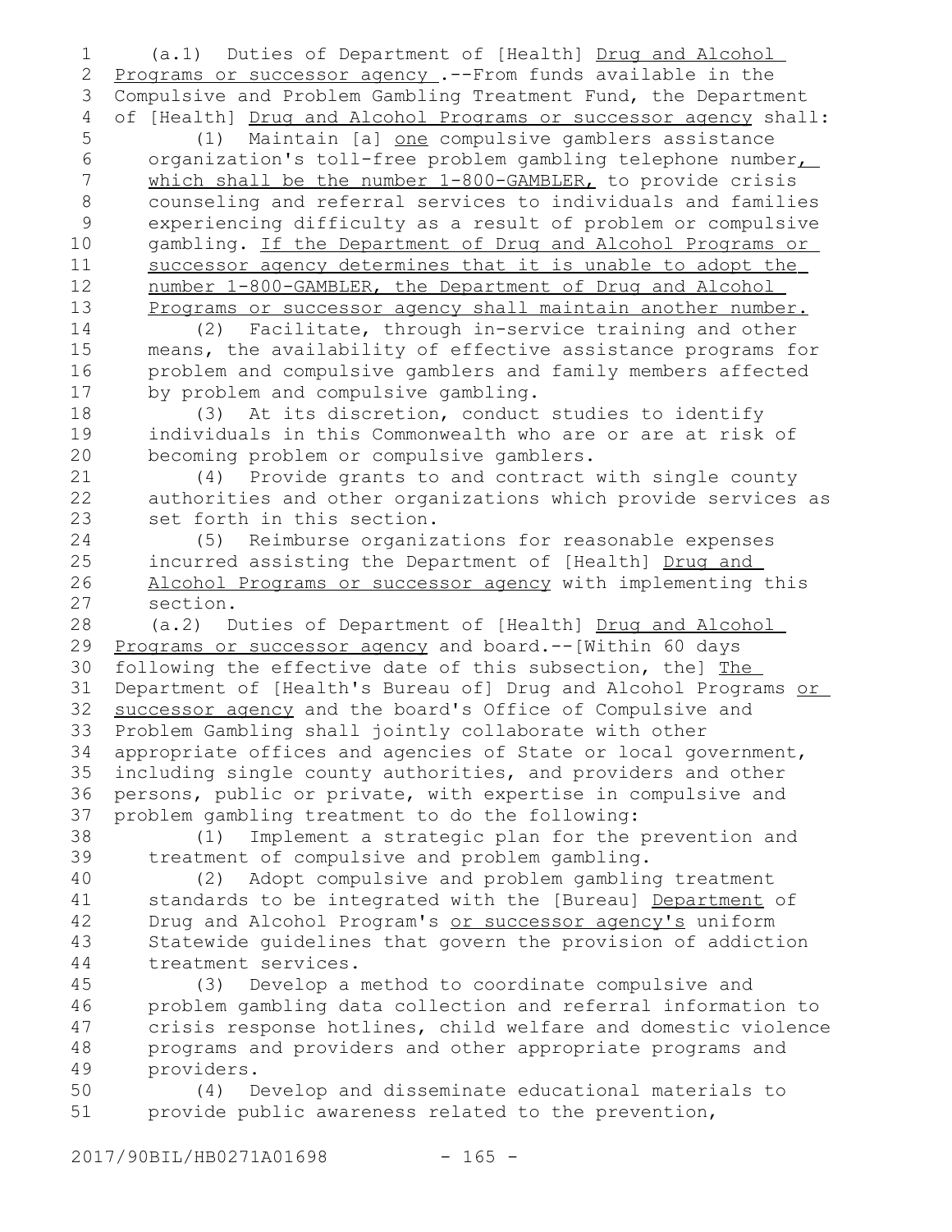(a.1) Duties of Department of [Health] Drug and Alcohol Programs or successor agency .--From funds available in the Compulsive and Problem Gambling Treatment Fund, the Department of [Health] Drug and Alcohol Programs or successor agency shall:

(1) Maintain [a] one compulsive gamblers assistance organization's toll-free problem gambling telephone number, which shall be the number 1-800-GAMBLER, to provide crisis counseling and referral services to individuals and families experiencing difficulty as a result of problem or compulsive gambling. If the Department of Drug and Alcohol Programs or successor agency determines that it is unable to adopt the number 1-800-GAMBLER, the Department of Drug and Alcohol Programs or successor agency shall maintain another number.

(2) Facilitate, through in-service training and other means, the availability of effective assistance programs for problem and compulsive gamblers and family members affected by problem and compulsive gambling.

(3) At its discretion, conduct studies to identify individuals in this Commonwealth who are or are at risk of becoming problem or compulsive gamblers.

(4) Provide grants to and contract with single county authorities and other organizations which provide services as set forth in this section.

(5) Reimburse organizations for reasonable expenses incurred assisting the Department of [Health] Drug and Alcohol Programs or successor agency with implementing this section.

(a.2) Duties of Department of [Health] Drug and Alcohol Programs or successor agency and board.--[Within 60 days following the effective date of this subsection, the] The Department of [Health's Bureau of] Drug and Alcohol Programs or successor agency and the board's Office of Compulsive and Problem Gambling shall jointly collaborate with other appropriate offices and agencies of State or local government, including single county authorities, and providers and other persons, public or private, with expertise in compulsive and problem gambling treatment to do the following:

(1) Implement a strategic plan for the prevention and treatment of compulsive and problem gambling.

(2) Adopt compulsive and problem gambling treatment standards to be integrated with the [Bureau] Department of Drug and Alcohol Program's or successor agency's uniform Statewide guidelines that govern the provision of addiction treatment services.

(3) Develop a method to coordinate compulsive and problem gambling data collection and referral information to crisis response hotlines, child welfare and domestic violence programs and providers and other appropriate programs and providers.

(4) Develop and disseminate educational materials to provide public awareness related to the prevention,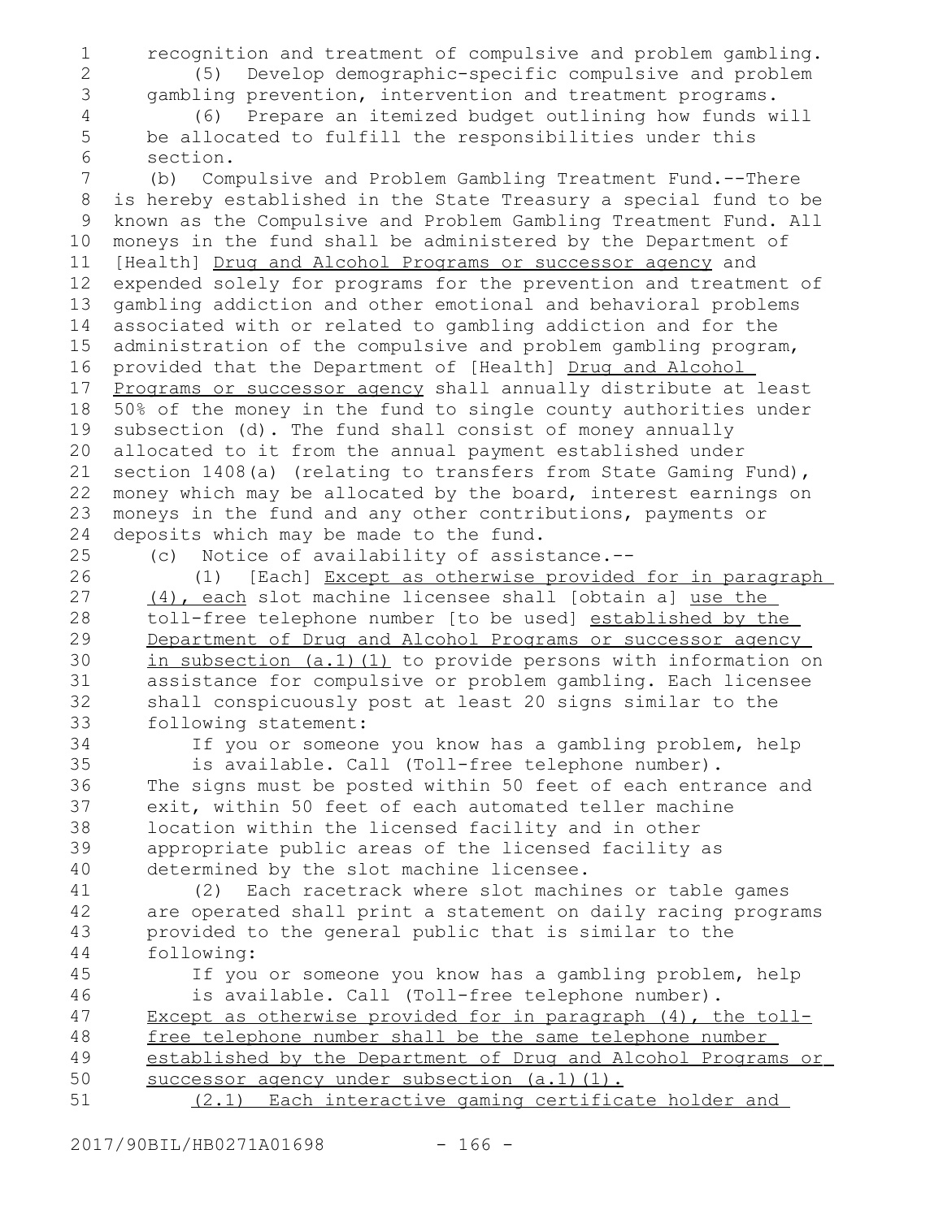recognition and treatment of compulsive and problem gambling.

(5) Develop demographic-specific compulsive and problem gambling prevention, intervention and treatment programs.

(6) Prepare an itemized budget outlining how funds will be allocated to fulfill the responsibilities under this section.

(b) Compulsive and Problem Gambling Treatment Fund.--There is hereby established in the State Treasury a special fund to be known as the Compulsive and Problem Gambling Treatment Fund. All moneys in the fund shall be administered by the Department of [Health] <u>Drug and Alcohol Programs or successor agency</u> and expended solely for programs for the prevention and treatment of gambling addiction and other emotional and behavioral problems associated with or related to gambling addiction and for the administration of the compulsive and problem gambling program, provided that the Department of [Health] <u>Drug and Alcohol Programs or successor agency</u> shall annually distribute at least 50% of the money in the fund to single county authorities under subsection (d). The fund shall consist of money annually allocated to it from the annual payment established under section 1408(a) (relating to transfers from State Gaming Fund), money which may be allocated by the board, interest earnings on moneys in the fund and any other contributions, payments or deposits which may be made to the fund.

(c) Notice of availability of assistance.--

(1) [Each] <u>Except as otherwise provided for in paragraph (4), each</u> slot machine licensee shall [obtain a] <u>use the</u> toll-free telephone number [to be used] <u>established by the Department of Drug and Alcohol Programs or successor agency in subsection (a.1)(1)</u> to provide persons with information on assistance for compulsive or problem gambling. Each licensee shall conspicuously post at least 20 signs similar to the following statement:

> If you or someone you know has a gambling problem, help is available. Call (Toll-free telephone number).

The signs must be posted within 50 feet of each entrance and exit, within 50 feet of each automated teller machine location within the licensed facility and in other appropriate public areas of the licensed facility as determined by the slot machine licensee.

(2) Each racetrack where slot machines or table games are operated shall print a statement on daily racing programs provided to the general public that is similar to the following:

> If you or someone you know has a gambling problem, help is available. Call (Toll-free telephone number).

<u>Except as otherwise provided for in paragraph (4), the toll-free telephone number shall be the same telephone number established by the Department of Drug and Alcohol Programs or successor agency under subsection (a.1)(1).</u>

<u>(2.1) Each interactive gaming certificate holder and</u>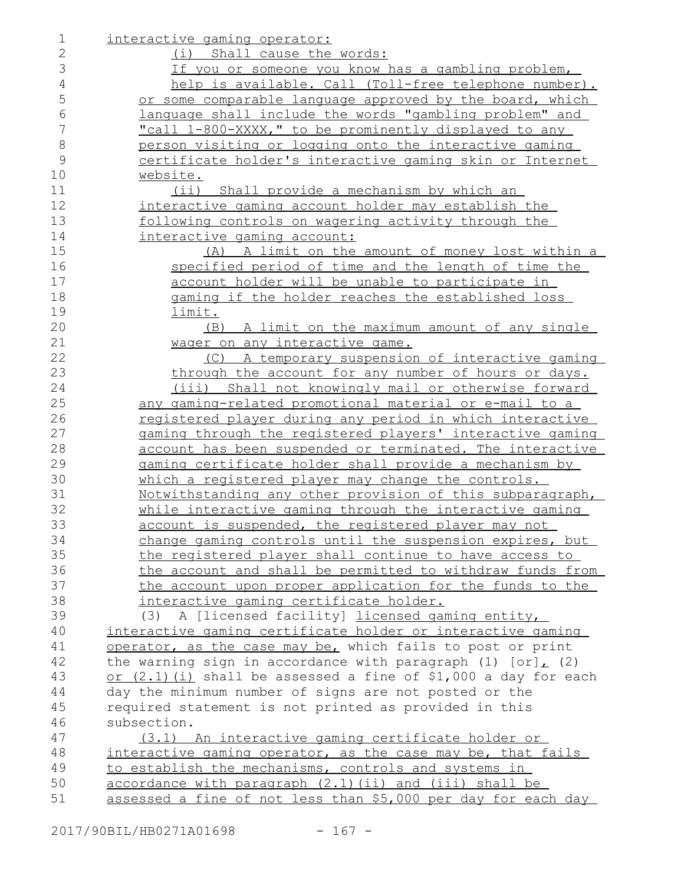interactive gaming operator:

(i) Shall cause the words:

If you or someone you know has a gambling problem, help is available. Call (Toll-free telephone number).

or some comparable language approved by the board, which language shall include the words "gambling problem" and "call 1-800-XXXX," to be prominently displayed to any person visiting or logging onto the interactive gaming certificate holder's interactive gaming skin or Internet website.

(ii) Shall provide a mechanism by which an interactive gaming account holder may establish the following controls on wagering activity through the interactive gaming account:

(A) A limit on the amount of money lost within a specified period of time and the length of time the account holder will be unable to participate in gaming if the holder reaches the established loss limit.

(B) A limit on the maximum amount of any single wager on any interactive game.

(C) A temporary suspension of interactive gaming through the account for any number of hours or days.

(iii) Shall not knowingly mail or otherwise forward any gaming-related promotional material or e-mail to a registered player during any period in which interactive gaming through the registered players' interactive gaming account has been suspended or terminated. The interactive gaming certificate holder shall provide a mechanism by which a registered player may change the controls. Notwithstanding any other provision of this subparagraph, while interactive gaming through the interactive gaming account is suspended, the registered player may not change gaming controls until the suspension expires, but the registered player shall continue to have access to the account and shall be permitted to withdraw funds from the account upon proper application for the funds to the interactive gaming certificate holder.

(3) A [licensed facility] licensed gaming entity, interactive gaming certificate holder or interactive gaming operator, as the case may be, which fails to post or print the warning sign in accordance with paragraph (1) [or], (2) or (2.1)(i) shall be assessed a fine of $1,000 a day for each day the minimum number of signs are not posted or the required statement is not printed as provided in this subsection.

(3.1) An interactive gaming certificate holder or interactive gaming operator, as the case may be, that fails to establish the mechanisms, controls and systems in accordance with paragraph (2.1)(ii) and (iii) shall be assessed a fine of not less than $5,000 per day for each day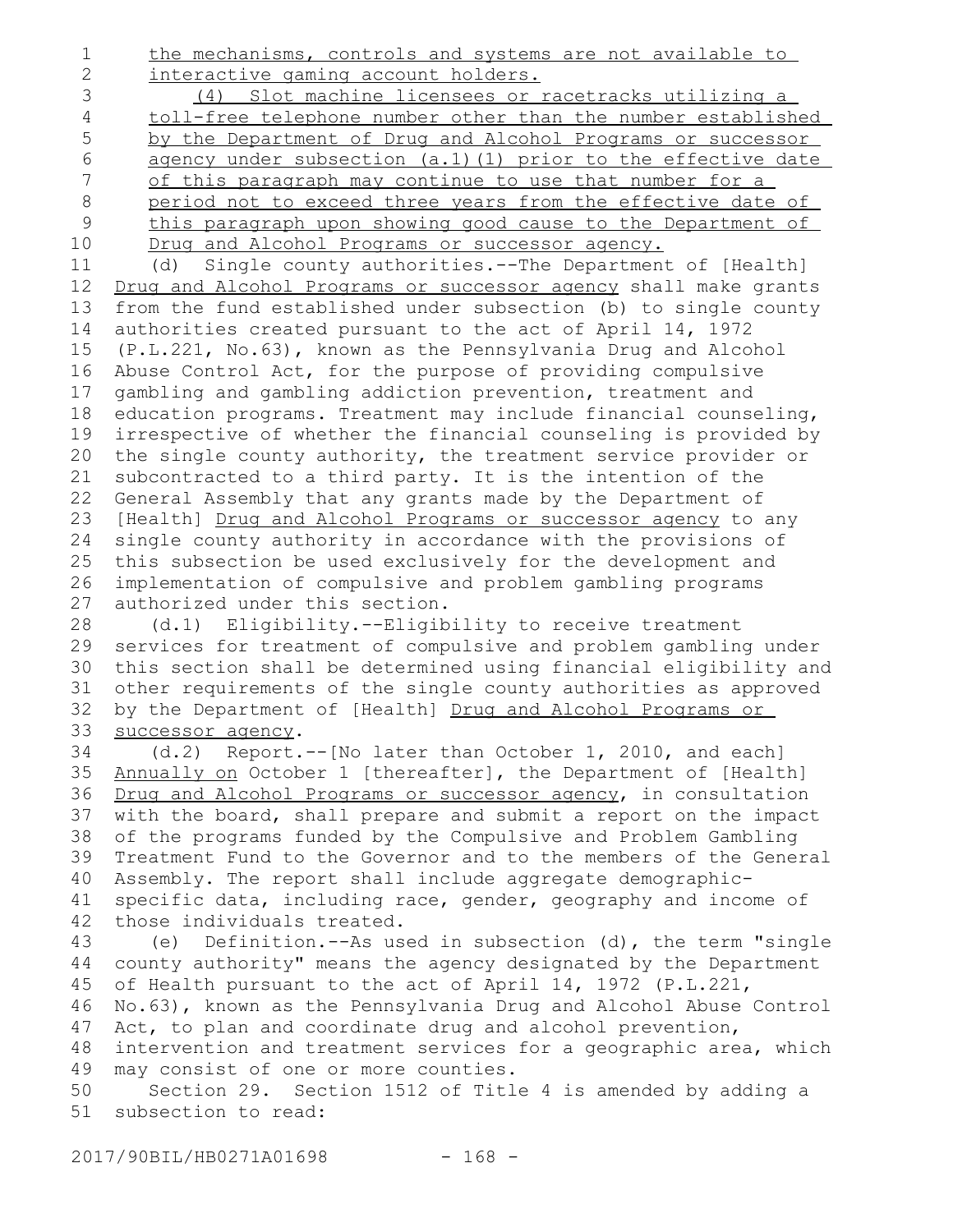the mechanisms, controls and systems are not available to interactive gaming account holders.

(4) Slot machine licensees or racetracks utilizing a toll-free telephone number other than the number established by the Department of Drug and Alcohol Programs or successor agency under subsection (a.1)(1) prior to the effective date of this paragraph may continue to use that number for a period not to exceed three years from the effective date of this paragraph upon showing good cause to the Department of Drug and Alcohol Programs or successor agency.

(d) Single county authorities.--The Department of [Health] Drug and Alcohol Programs or successor agency shall make grants from the fund established under subsection (b) to single county authorities created pursuant to the act of April 14, 1972 (P.L.221, No.63), known as the Pennsylvania Drug and Alcohol Abuse Control Act, for the purpose of providing compulsive gambling and gambling addiction prevention, treatment and education programs. Treatment may include financial counseling, irrespective of whether the financial counseling is provided by the single county authority, the treatment service provider or subcontracted to a third party. It is the intention of the General Assembly that any grants made by the Department of [Health] Drug and Alcohol Programs or successor agency to any single county authority in accordance with the provisions of this subsection be used exclusively for the development and implementation of compulsive and problem gambling programs authorized under this section.

(d.1) Eligibility.--Eligibility to receive treatment services for treatment of compulsive and problem gambling under this section shall be determined using financial eligibility and other requirements of the single county authorities as approved by the Department of [Health] Drug and Alcohol Programs or successor agency.

(d.2) Report.--[No later than October 1, 2010, and each] Annually on October 1 [thereafter], the Department of [Health] Drug and Alcohol Programs or successor agency, in consultation with the board, shall prepare and submit a report on the impact of the programs funded by the Compulsive and Problem Gambling Treatment Fund to the Governor and to the members of the General Assembly. The report shall include aggregate demographic-specific data, including race, gender, geography and income of those individuals treated.

(e) Definition.--As used in subsection (d), the term "single county authority" means the agency designated by the Department of Health pursuant to the act of April 14, 1972 (P.L.221, No.63), known as the Pennsylvania Drug and Alcohol Abuse Control Act, to plan and coordinate drug and alcohol prevention, intervention and treatment services for a geographic area, which may consist of one or more counties.

Section 29. Section 1512 of Title 4 is amended by adding a subsection to read: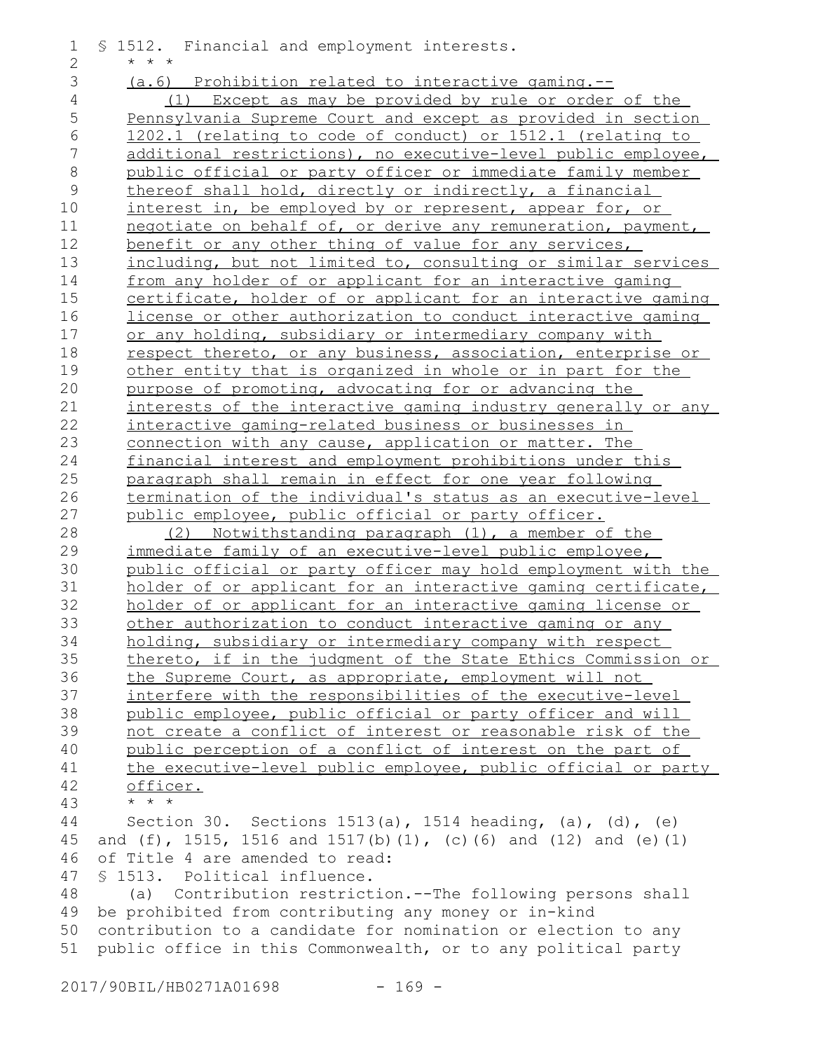§ 1512. Financial and employment interests.

\* \* \*

(a.6) Prohibition related to interactive gaming.--

(1) Except as may be provided by rule or order of the Pennsylvania Supreme Court and except as provided in section 1202.1 (relating to code of conduct) or 1512.1 (relating to additional restrictions), no executive-level public employee, public official or party officer or immediate family member thereof shall hold, directly or indirectly, a financial interest in, be employed by or represent, appear for, or negotiate on behalf of, or derive any remuneration, payment, benefit or any other thing of value for any services, including, but not limited to, consulting or similar services from any holder of or applicant for an interactive gaming certificate, holder of or applicant for an interactive gaming license or other authorization to conduct interactive gaming or any holding, subsidiary or intermediary company with respect thereto, or any business, association, enterprise or other entity that is organized in whole or in part for the purpose of promoting, advocating for or advancing the interests of the interactive gaming industry generally or any interactive gaming-related business or businesses in connection with any cause, application or matter. The financial interest and employment prohibitions under this paragraph shall remain in effect for one year following termination of the individual's status as an executive-level public employee, public official or party officer.

(2) Notwithstanding paragraph (1), a member of the immediate family of an executive-level public employee, public official or party officer may hold employment with the holder of or applicant for an interactive gaming certificate, holder of or applicant for an interactive gaming license or other authorization to conduct interactive gaming or any holding, subsidiary or intermediary company with respect thereto, if in the judgment of the State Ethics Commission or the Supreme Court, as appropriate, employment will not interfere with the responsibilities of the executive-level public employee, public official or party officer and will not create a conflict of interest or reasonable risk of the public perception of a conflict of interest on the part of the executive-level public employee, public official or party officer.

\* \* \*

Section 30. Sections 1513(a), 1514 heading, (a), (d), (e) and (f), 1515, 1516 and 1517(b)(1), (c)(6) and (12) and (e)(1) of Title 4 are amended to read:

§ 1513. Political influence.

(a) Contribution restriction.--The following persons shall be prohibited from contributing any money or in-kind contribution to a candidate for nomination or election to any public office in this Commonwealth, or to any political party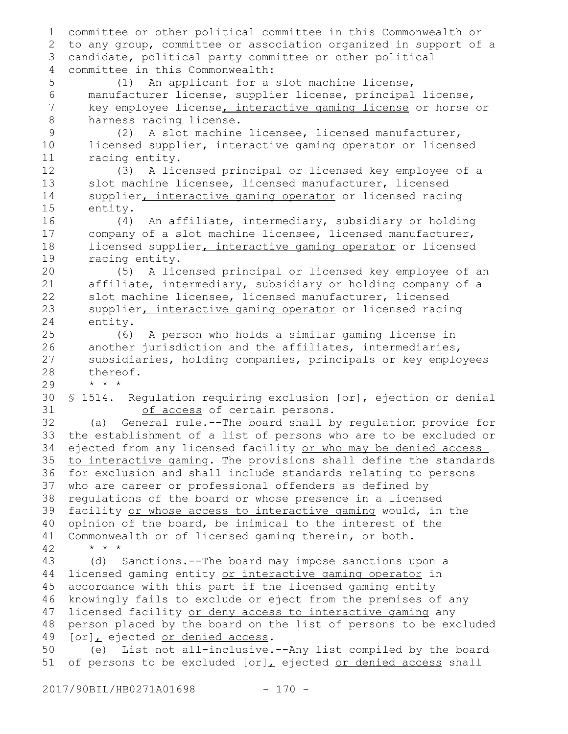committee or other political committee in this Commonwealth or to any group, committee or association organized in support of a candidate, political party committee or other political committee in this Commonwealth:

(1) An applicant for a slot machine license, manufacturer license, supplier license, principal license, key employee license, interactive gaming license or horse or harness racing license.

(2) A slot machine licensee, licensed manufacturer, licensed supplier, interactive gaming operator or licensed racing entity.

(3) A licensed principal or licensed key employee of a slot machine licensee, licensed manufacturer, licensed supplier, interactive gaming operator or licensed racing entity.

(4) An affiliate, intermediary, subsidiary or holding company of a slot machine licensee, licensed manufacturer, licensed supplier, interactive gaming operator or licensed racing entity.

(5) A licensed principal or licensed key employee of an affiliate, intermediary, subsidiary or holding company of a slot machine licensee, licensed manufacturer, licensed supplier, interactive gaming operator or licensed racing entity.

(6) A person who holds a similar gaming license in another jurisdiction and the affiliates, intermediaries, subsidiaries, holding companies, principals or key employees thereof.

* * *

§ 1514. Regulation requiring exclusion [or], ejection or denial of access of certain persons.

(a) General rule.--The board shall by regulation provide for the establishment of a list of persons who are to be excluded or ejected from any licensed facility or who may be denied access to interactive gaming. The provisions shall define the standards for exclusion and shall include standards relating to persons who are career or professional offenders as defined by regulations of the board or whose presence in a licensed facility or whose access to interactive gaming would, in the opinion of the board, be inimical to the interest of the Commonwealth or of licensed gaming therein, or both.

* * *

(d) Sanctions.--The board may impose sanctions upon a licensed gaming entity or interactive gaming operator in accordance with this part if the licensed gaming entity knowingly fails to exclude or eject from the premises of any licensed facility or deny access to interactive gaming any person placed by the board on the list of persons to be excluded [or], ejected or denied access.

(e) List not all-inclusive.--Any list compiled by the board of persons to be excluded [or], ejected or denied access shall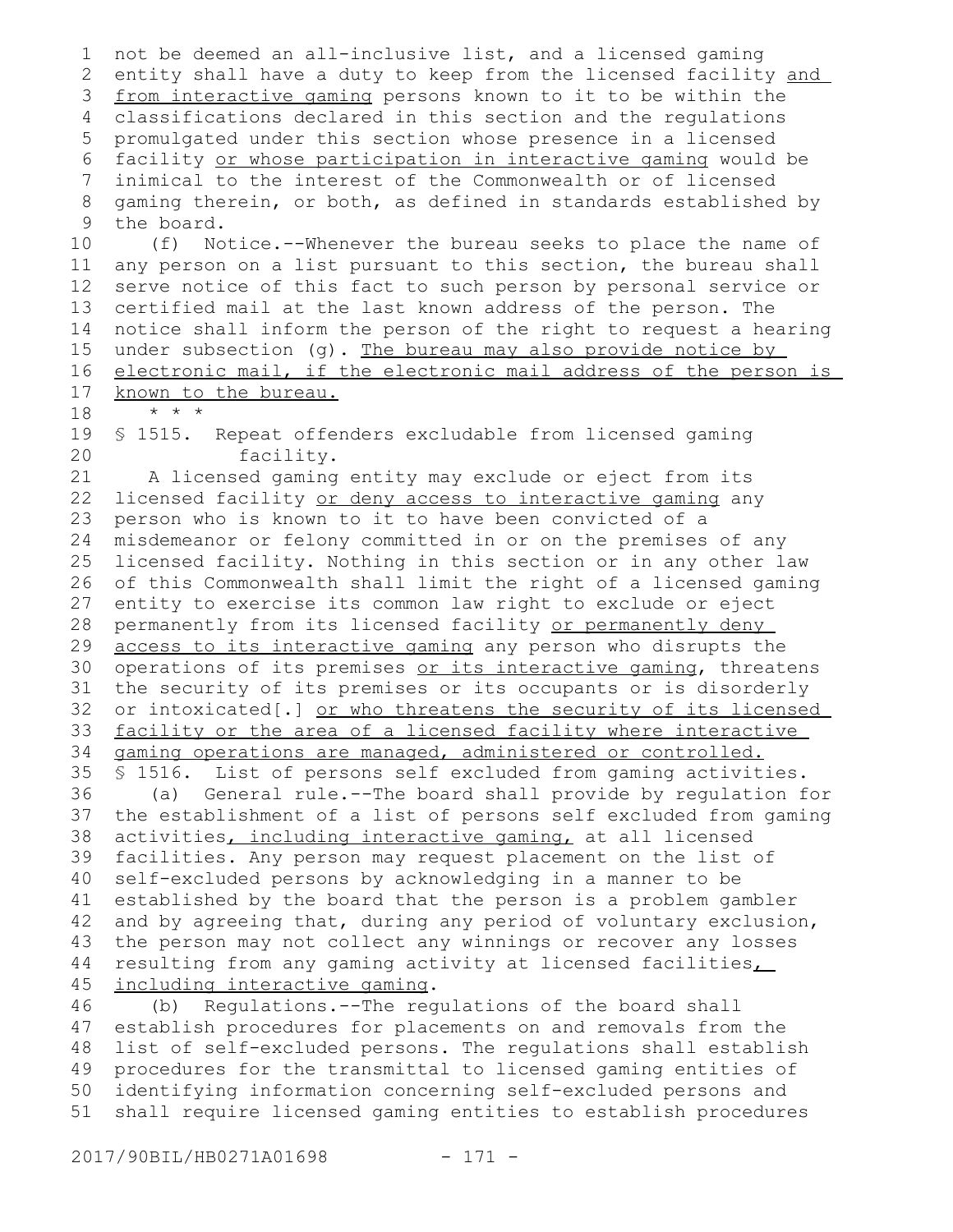not be deemed an all-inclusive list, and a licensed gaming entity shall have a duty to keep from the licensed facility <u>and from interactive gaming</u> persons known to it to be within the classifications declared in this section and the regulations promulgated under this section whose presence in a licensed facility <u>or whose participation in interactive gaming</u> would be inimical to the interest of the Commonwealth or of licensed gaming therein, or both, as defined in standards established by the board.

(f) Notice.--Whenever the bureau seeks to place the name of any person on a list pursuant to this section, the bureau shall serve notice of this fact to such person by personal service or certified mail at the last known address of the person. The notice shall inform the person of the right to request a hearing under subsection (g). <u>The bureau may also provide notice by electronic mail, if the electronic mail address of the person is known to the bureau.</u>

\* \* \*

§ 1515. Repeat offenders excludable from licensed gaming facility.

A licensed gaming entity may exclude or eject from its licensed facility <u>or deny access to interactive gaming</u> any person who is known to it to have been convicted of a misdemeanor or felony committed in or on the premises of any licensed facility. Nothing in this section or in any other law of this Commonwealth shall limit the right of a licensed gaming entity to exercise its common law right to exclude or eject permanently from its licensed facility <u>or permanently deny access to its interactive gaming</u> any person who disrupts the operations of its premises <u>or its interactive gaming</u>, threatens the security of its premises or its occupants or is disorderly or intoxicated[.] <u>or who threatens the security of its licensed facility or the area of a licensed facility where interactive gaming operations are managed, administered or controlled.</u>

§ 1516. List of persons self excluded from gaming activities.

(a) General rule.--The board shall provide by regulation for the establishment of a list of persons self excluded from gaming activities<u>, including interactive gaming,</u> at all licensed facilities. Any person may request placement on the list of self-excluded persons by acknowledging in a manner to be established by the board that the person is a problem gambler and by agreeing that, during any period of voluntary exclusion, the person may not collect any winnings or recover any losses resulting from any gaming activity at licensed facilities<u>, including interactive gaming</u>.

(b) Regulations.--The regulations of the board shall establish procedures for placements on and removals from the list of self-excluded persons. The regulations shall establish procedures for the transmittal to licensed gaming entities of identifying information concerning self-excluded persons and shall require licensed gaming entities to establish procedures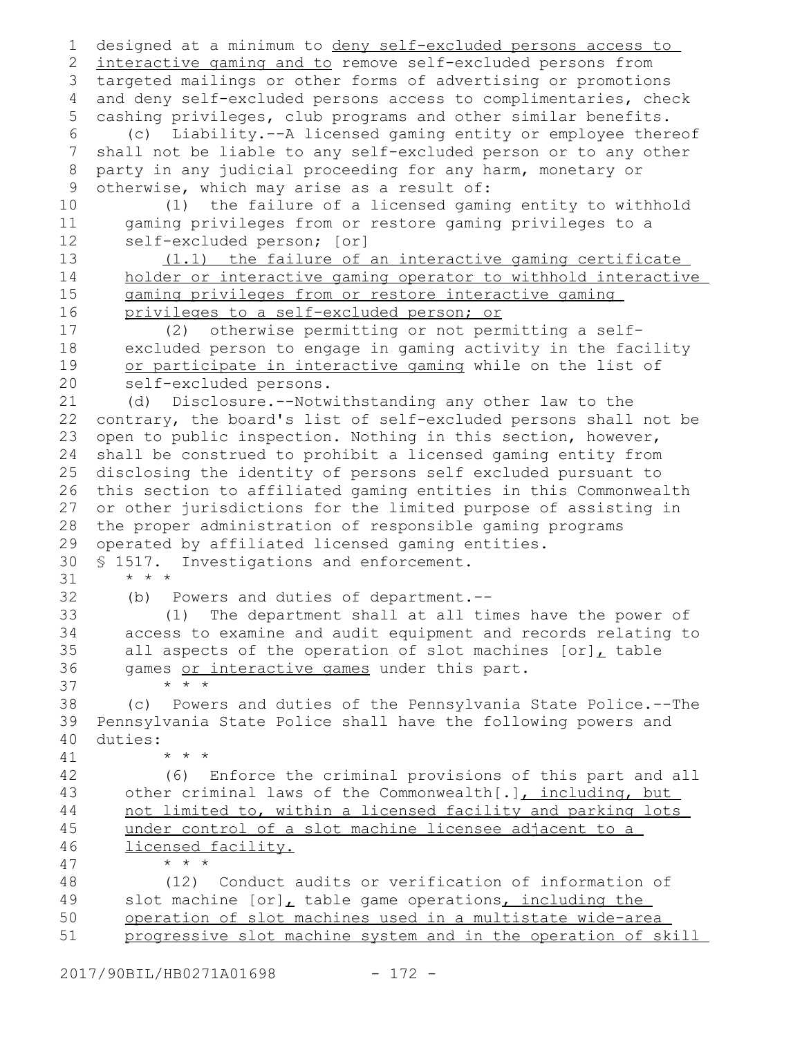designed at a minimum to <u>deny self-excluded persons access to interactive gaming and to</u> remove self-excluded persons from targeted mailings or other forms of advertising or promotions and deny self-excluded persons access to complimentaries, check cashing privileges, club programs and other similar benefits.

(c) Liability.--A licensed gaming entity or employee thereof shall not be liable to any self-excluded person or to any other party in any judicial proceeding for any harm, monetary or otherwise, which may arise as a result of:

(1) the failure of a licensed gaming entity to withhold gaming privileges from or restore gaming privileges to a self-excluded person; [or]

<u>(1.1) the failure of an interactive gaming certificate holder or interactive gaming operator to withhold interactive gaming privileges from or restore interactive gaming privileges to a self-excluded person; or</u>

(2) otherwise permitting or not permitting a self-excluded person to engage in gaming activity in the facility <u>or participate in interactive gaming</u> while on the list of self-excluded persons.

(d) Disclosure.--Notwithstanding any other law to the contrary, the board's list of self-excluded persons shall not be open to public inspection. Nothing in this section, however, shall be construed to prohibit a licensed gaming entity from disclosing the identity of persons self excluded pursuant to this section to affiliated gaming entities in this Commonwealth or other jurisdictions for the limited purpose of assisting in the proper administration of responsible gaming programs operated by affiliated licensed gaming entities.

§ 1517. Investigations and enforcement.

\* \* \*

(b) Powers and duties of department.--

(1) The department shall at all times have the power of access to examine and audit equipment and records relating to all aspects of the operation of slot machines [or]<u>,</u> table games <u>or interactive games</u> under this part.

\* \* \*

(c) Powers and duties of the Pennsylvania State Police.--The Pennsylvania State Police shall have the following powers and duties:

\* \* \*

(6) Enforce the criminal provisions of this part and all other criminal laws of the Commonwealth[.]<u>, including, but not limited to, within a licensed facility and parking lots under control of a slot machine licensee adjacent to a licensed facility.</u>

\* \* \*

(12) Conduct audits or verification of information of slot machine [or]<u>,</u> table game operations<u>, including the operation of slot machines used in a multistate wide-area progressive slot machine system and in the operation of skill</u>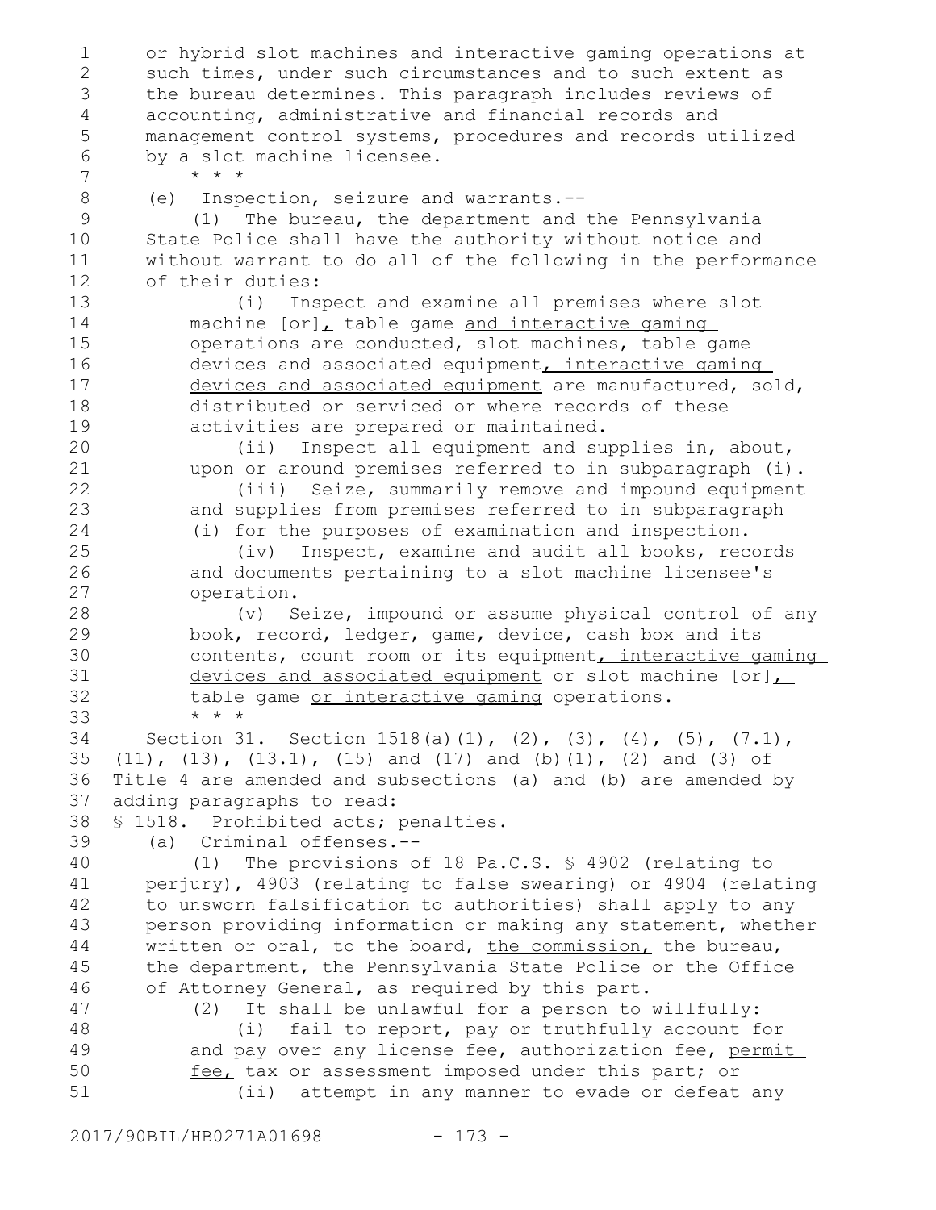or hybrid slot machines and interactive gaming operations at such times, under such circumstances and to such extent as the bureau determines. This paragraph includes reviews of accounting, administrative and financial records and management control systems, procedures and records utilized by a slot machine licensee.

\* \* \*

(e) Inspection, seizure and warrants.--

(1) The bureau, the department and the Pennsylvania State Police shall have the authority without notice and without warrant to do all of the following in the performance of their duties:

(i) Inspect and examine all premises where slot machine [or], table game and interactive gaming operations are conducted, slot machines, table game devices and associated equipment, interactive gaming devices and associated equipment are manufactured, sold, distributed or serviced or where records of these activities are prepared or maintained.

(ii) Inspect all equipment and supplies in, about, upon or around premises referred to in subparagraph (i).

(iii) Seize, summarily remove and impound equipment and supplies from premises referred to in subparagraph (i) for the purposes of examination and inspection.

(iv) Inspect, examine and audit all books, records and documents pertaining to a slot machine licensee's operation.

(v) Seize, impound or assume physical control of any book, record, ledger, game, device, cash box and its contents, count room or its equipment, interactive gaming devices and associated equipment or slot machine [or], table game or interactive gaming operations.

\* \* \*

Section 31. Section 1518(a)(1), (2), (3), (4), (5), (7.1), (11), (13), (13.1), (15) and (17) and (b)(1), (2) and (3) of Title 4 are amended and subsections (a) and (b) are amended by adding paragraphs to read:

§ 1518. Prohibited acts; penalties.

(a) Criminal offenses.--

(1) The provisions of 18 Pa.C.S. § 4902 (relating to perjury), 4903 (relating to false swearing) or 4904 (relating to unsworn falsification to authorities) shall apply to any person providing information or making any statement, whether written or oral, to the board, the commission, the bureau, the department, the Pennsylvania State Police or the Office of Attorney General, as required by this part.

(2) It shall be unlawful for a person to willfully:

(i) fail to report, pay or truthfully account for and pay over any license fee, authorization fee, permit fee, tax or assessment imposed under this part; or

(ii) attempt in any manner to evade or defeat any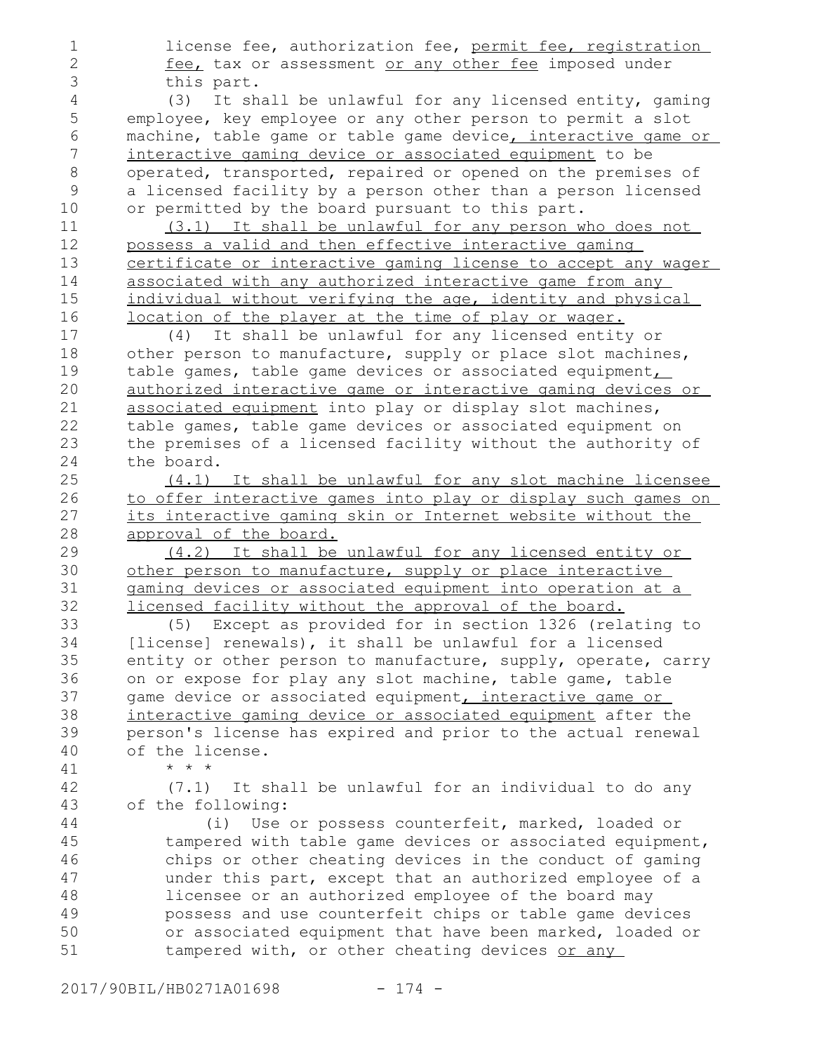license fee, authorization fee, permit fee, registration fee, tax or assessment or any other fee imposed under this part.

(3) It shall be unlawful for any licensed entity, gaming employee, key employee or any other person to permit a slot machine, table game or table game device, interactive game or interactive gaming device or associated equipment to be operated, transported, repaired or opened on the premises of a licensed facility by a person other than a person licensed or permitted by the board pursuant to this part.

(3.1) It shall be unlawful for any person who does not possess a valid and then effective interactive gaming certificate or interactive gaming license to accept any wager associated with any authorized interactive game from any individual without verifying the age, identity and physical location of the player at the time of play or wager.

(4) It shall be unlawful for any licensed entity or other person to manufacture, supply or place slot machines, table games, table game devices or associated equipment, authorized interactive game or interactive gaming devices or associated equipment into play or display slot machines, table games, table game devices or associated equipment on the premises of a licensed facility without the authority of the board.

(4.1) It shall be unlawful for any slot machine licensee to offer interactive games into play or display such games on its interactive gaming skin or Internet website without the approval of the board.

(4.2) It shall be unlawful for any licensed entity or other person to manufacture, supply or place interactive gaming devices or associated equipment into operation at a licensed facility without the approval of the board.

(5) Except as provided for in section 1326 (relating to [license] renewals), it shall be unlawful for a licensed entity or other person to manufacture, supply, operate, carry on or expose for play any slot machine, table game, table game device or associated equipment, interactive game or interactive gaming device or associated equipment after the person's license has expired and prior to the actual renewal of the license.

* * *

(7.1) It shall be unlawful for an individual to do any of the following:

(i) Use or possess counterfeit, marked, loaded or tampered with table game devices or associated equipment, chips or other cheating devices in the conduct of gaming under this part, except that an authorized employee of a licensee or an authorized employee of the board may possess and use counterfeit chips or table game devices or associated equipment that have been marked, loaded or tampered with, or other cheating devices or any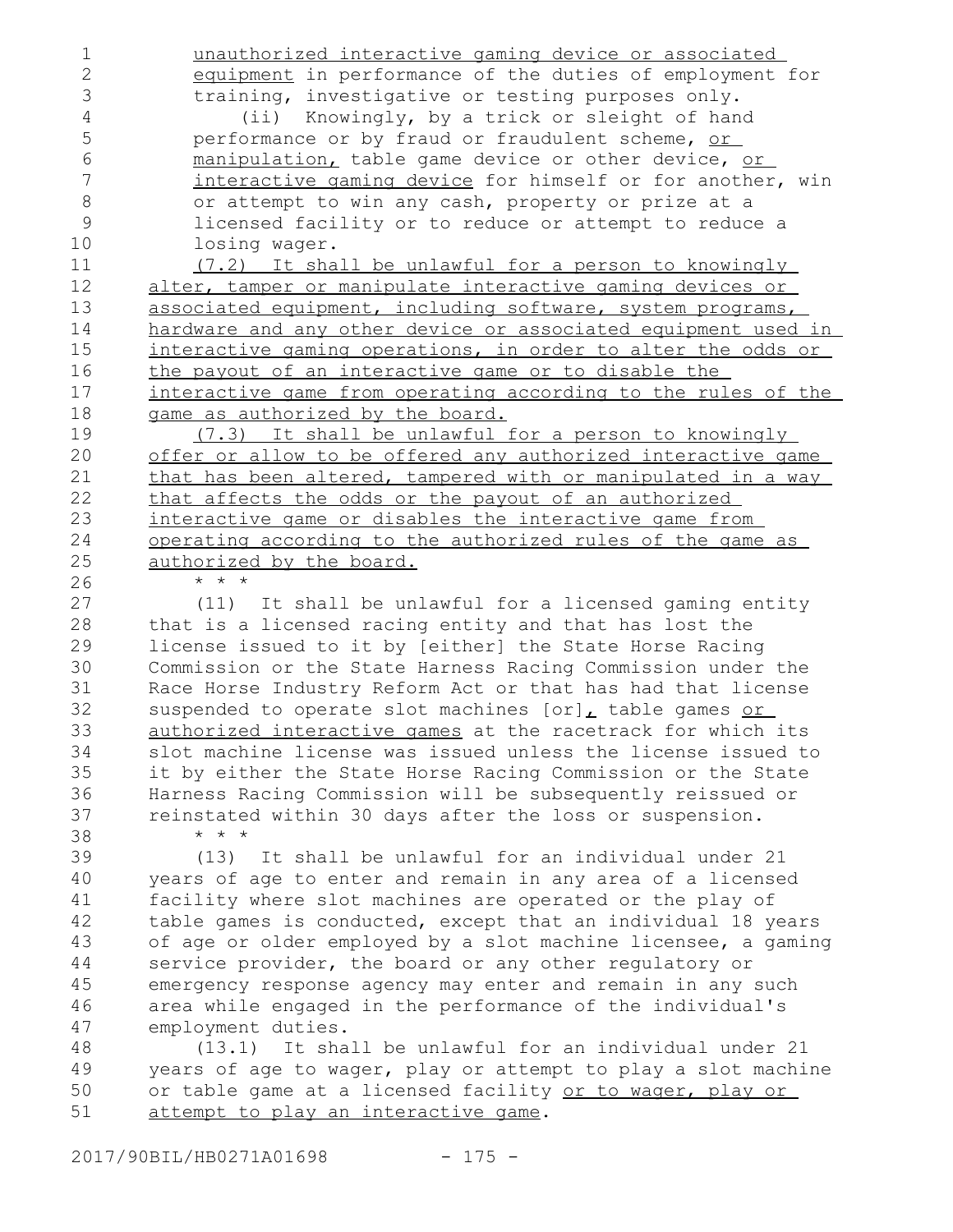unauthorized interactive gaming device or associated equipment in performance of the duties of employment for training, investigative or testing purposes only.

(ii) Knowingly, by a trick or sleight of hand performance or by fraud or fraudulent scheme, or manipulation, table game device or other device, or interactive gaming device for himself or for another, win or attempt to win any cash, property or prize at a licensed facility or to reduce or attempt to reduce a losing wager.

(7.2) It shall be unlawful for a person to knowingly alter, tamper or manipulate interactive gaming devices or associated equipment, including software, system programs, hardware and any other device or associated equipment used in interactive gaming operations, in order to alter the odds or the payout of an interactive game or to disable the interactive game from operating according to the rules of the game as authorized by the board.

(7.3) It shall be unlawful for a person to knowingly offer or allow to be offered any authorized interactive game that has been altered, tampered with or manipulated in a way that affects the odds or the payout of an authorized interactive game or disables the interactive game from operating according to the authorized rules of the game as authorized by the board.

* * *

(11) It shall be unlawful for a licensed gaming entity that is a licensed racing entity and that has lost the license issued to it by [either] the State Horse Racing Commission or the State Harness Racing Commission under the Race Horse Industry Reform Act or that has had that license suspended to operate slot machines [or], table games or authorized interactive games at the racetrack for which its slot machine license was issued unless the license issued to it by either the State Horse Racing Commission or the State Harness Racing Commission will be subsequently reissued or reinstated within 30 days after the loss or suspension.

* * *

(13) It shall be unlawful for an individual under 21 years of age to enter and remain in any area of a licensed facility where slot machines are operated or the play of table games is conducted, except that an individual 18 years of age or older employed by a slot machine licensee, a gaming service provider, the board or any other regulatory or emergency response agency may enter and remain in any such area while engaged in the performance of the individual's employment duties.

(13.1) It shall be unlawful for an individual under 21 years of age to wager, play or attempt to play a slot machine or table game at a licensed facility or to wager, play or attempt to play an interactive game.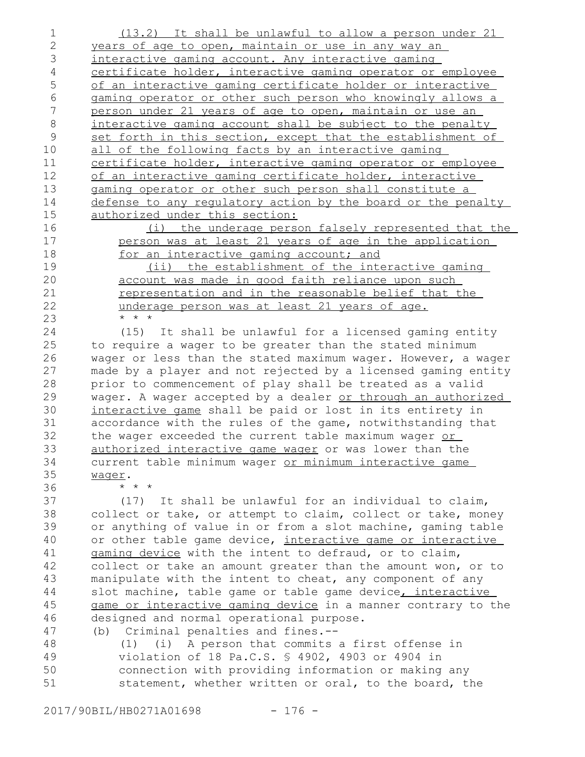(13.2) It shall be unlawful to allow a person under 21 years of age to open, maintain or use in any way an interactive gaming account. Any interactive gaming certificate holder, interactive gaming operator or employee of an interactive gaming certificate holder or interactive gaming operator or other such person who knowingly allows a person under 21 years of age to open, maintain or use an interactive gaming account shall be subject to the penalty set forth in this section, except that the establishment of all of the following facts by an interactive gaming certificate holder, interactive gaming operator or employee of an interactive gaming certificate holder, interactive gaming operator or other such person shall constitute a defense to any regulatory action by the board or the penalty authorized under this section:

(i) the underage person falsely represented that the person was at least 21 years of age in the application for an interactive gaming account; and

(ii) the establishment of the interactive gaming account was made in good faith reliance upon such representation and in the reasonable belief that the underage person was at least 21 years of age.

* * *

(15) It shall be unlawful for a licensed gaming entity to require a wager to be greater than the stated minimum wager or less than the stated maximum wager. However, a wager made by a player and not rejected by a licensed gaming entity prior to commencement of play shall be treated as a valid wager. A wager accepted by a dealer or through an authorized interactive game shall be paid or lost in its entirety in accordance with the rules of the game, notwithstanding that the wager exceeded the current table maximum wager or authorized interactive game wager or was lower than the current table minimum wager or minimum interactive game wager.

* * *

(17) It shall be unlawful for an individual to claim, collect or take, or attempt to claim, collect or take, money or anything of value in or from a slot machine, gaming table or other table game device, interactive game or interactive gaming device with the intent to defraud, or to claim, collect or take an amount greater than the amount won, or to manipulate with the intent to cheat, any component of any slot machine, table game or table game device, interactive game or interactive gaming device in a manner contrary to the designed and normal operational purpose.

(b) Criminal penalties and fines.--

(1) (i) A person that commits a first offense in violation of 18 Pa.C.S. § 4902, 4903 or 4904 in connection with providing information or making any statement, whether written or oral, to the board, the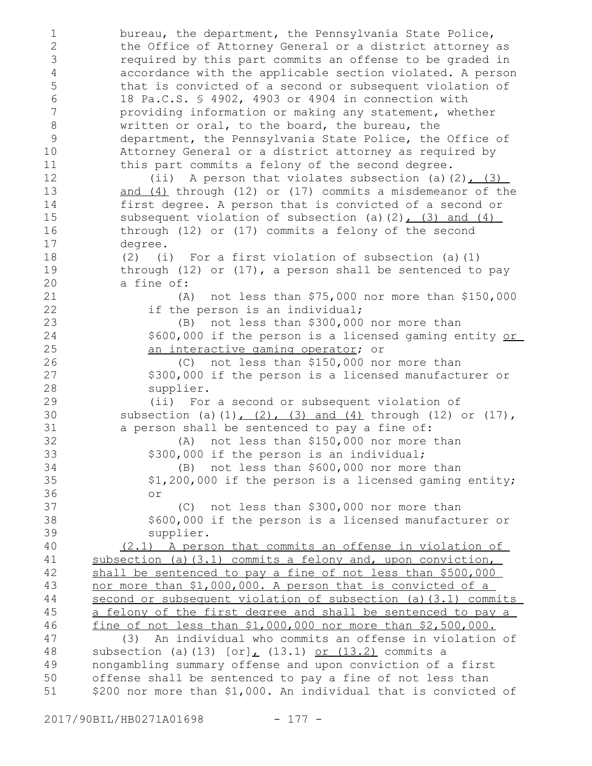bureau, the department, the Pennsylvania State Police, the Office of Attorney General or a district attorney as required by this part commits an offense to be graded in accordance with the applicable section violated. A person that is convicted of a second or subsequent violation of 18 Pa.C.S. § 4902, 4903 or 4904 in connection with providing information or making any statement, whether written or oral, to the board, the bureau, the department, the Pennsylvania State Police, the Office of Attorney General or a district attorney as required by this part commits a felony of the second degree.

(ii) A person that violates subsection (a)(2), (3) and (4) through (12) or (17) commits a misdemeanor of the first degree. A person that is convicted of a second or subsequent violation of subsection (a)(2), (3) and (4) through (12) or (17) commits a felony of the second degree.

(2) (i) For a first violation of subsection (a)(1) through (12) or (17), a person shall be sentenced to pay a fine of:

(A) not less than $75,000 nor more than $150,000 if the person is an individual;

(B) not less than $300,000 nor more than $600,000 if the person is a licensed gaming entity or an interactive gaming operator; or

(C) not less than $150,000 nor more than $300,000 if the person is a licensed manufacturer or supplier.

(ii) For a second or subsequent violation of subsection (a)(1), (2), (3) and (4) through (12) or (17), a person shall be sentenced to pay a fine of:

(A) not less than $150,000 nor more than $300,000 if the person is an individual;

(B) not less than $600,000 nor more than $1,200,000 if the person is a licensed gaming entity; or

(C) not less than $300,000 nor more than $600,000 if the person is a licensed manufacturer or supplier.

(2.1) A person that commits an offense in violation of subsection (a)(3.1) commits a felony and, upon conviction, shall be sentenced to pay a fine of not less than $500,000 nor more than $1,000,000. A person that is convicted of a second or subsequent violation of subsection (a)(3.1) commits a felony of the first degree and shall be sentenced to pay a fine of not less than $1,000,000 nor more than $2,500,000.

(3) An individual who commits an offense in violation of subsection (a)(13) [or], (13.1) or (13.2) commits a nongambling summary offense and upon conviction of a first offense shall be sentenced to pay a fine of not less than $200 nor more than $1,000. An individual that is convicted of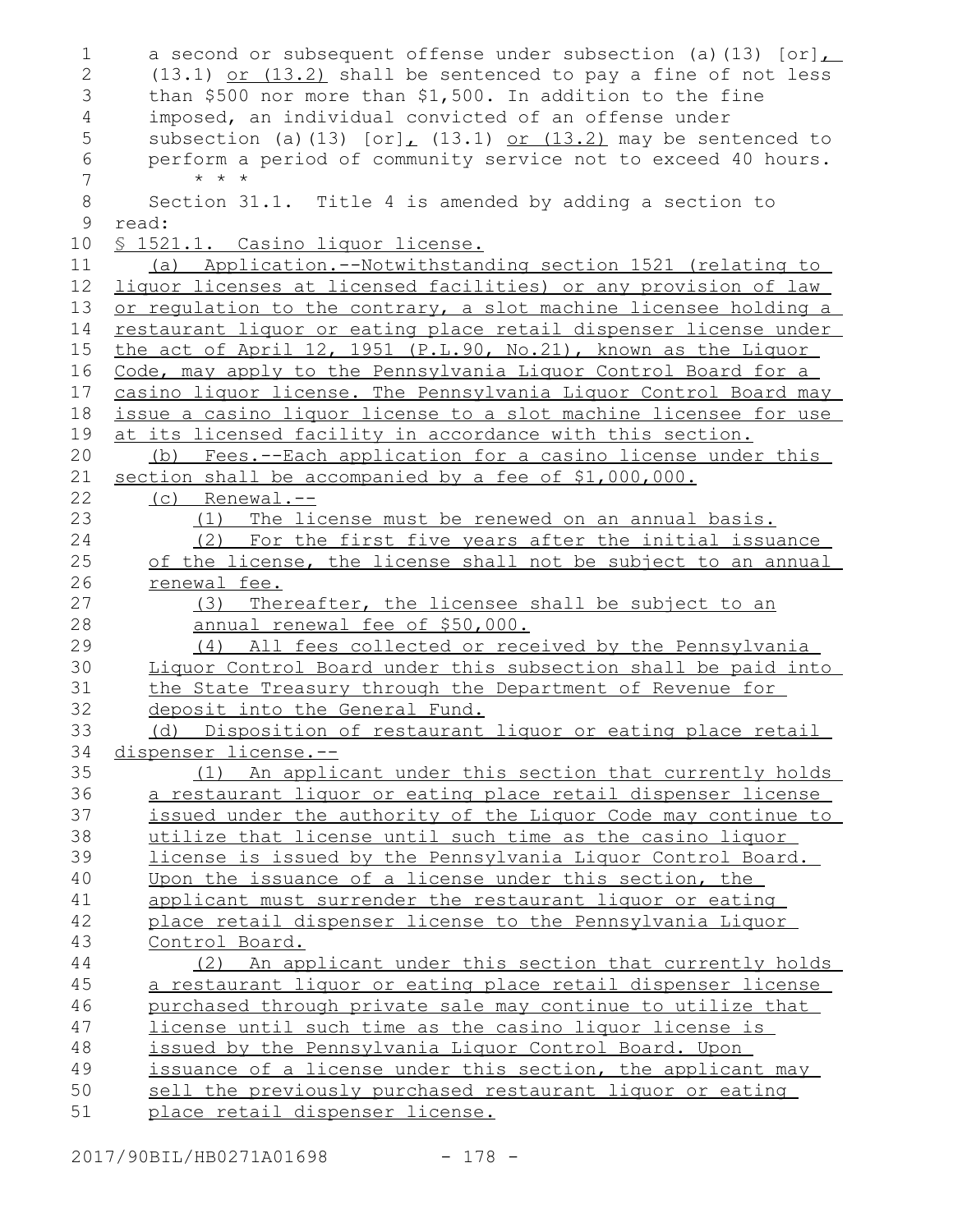a second or subsequent offense under subsection (a)(13) [or], (13.1) or (13.2) shall be sentenced to pay a fine of not less than $500 nor more than $1,500. In addition to the fine imposed, an individual convicted of an offense under subsection (a)(13) [or], (13.1) or (13.2) may be sentenced to perform a period of community service not to exceed 40 hours.

\* \* \*

Section 31.1. Title 4 is amended by adding a section to read:

§ 1521.1. Casino liquor license.

(a) Application.--Notwithstanding section 1521 (relating to liquor licenses at licensed facilities) or any provision of law or regulation to the contrary, a slot machine licensee holding a restaurant liquor or eating place retail dispenser license under the act of April 12, 1951 (P.L.90, No.21), known as the Liquor Code, may apply to the Pennsylvania Liquor Control Board for a casino liquor license. The Pennsylvania Liquor Control Board may issue a casino liquor license to a slot machine licensee for use at its licensed facility in accordance with this section.

(b) Fees.--Each application for a casino license under this section shall be accompanied by a fee of $1,000,000.

(c) Renewal.--

(1) The license must be renewed on an annual basis.

(2) For the first five years after the initial issuance of the license, the license shall not be subject to an annual renewal fee.

(3) Thereafter, the licensee shall be subject to an annual renewal fee of $50,000.

(4) All fees collected or received by the Pennsylvania Liquor Control Board under this subsection shall be paid into the State Treasury through the Department of Revenue for deposit into the General Fund.

(d) Disposition of restaurant liquor or eating place retail dispenser license.--

(1) An applicant under this section that currently holds a restaurant liquor or eating place retail dispenser license issued under the authority of the Liquor Code may continue to utilize that license until such time as the casino liquor license is issued by the Pennsylvania Liquor Control Board. Upon the issuance of a license under this section, the applicant must surrender the restaurant liquor or eating place retail dispenser license to the Pennsylvania Liquor Control Board.

(2) An applicant under this section that currently holds a restaurant liquor or eating place retail dispenser license purchased through private sale may continue to utilize that license until such time as the casino liquor license is issued by the Pennsylvania Liquor Control Board. Upon issuance of a license under this section, the applicant may sell the previously purchased restaurant liquor or eating place retail dispenser license.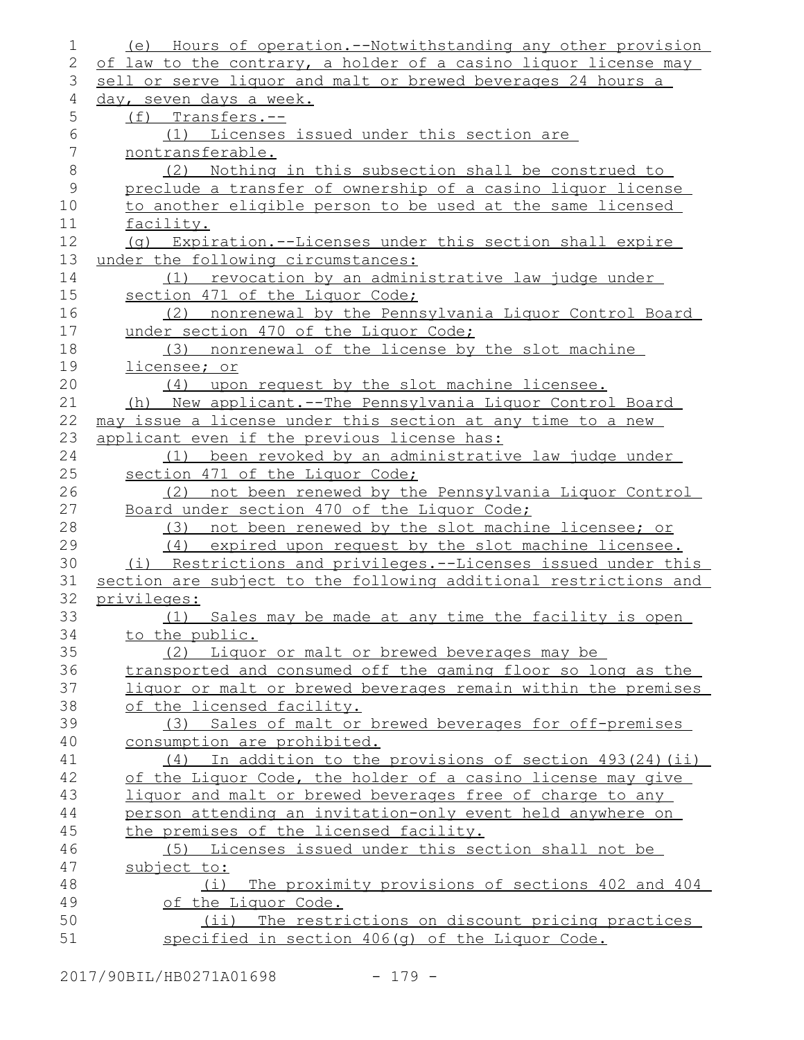(e) Hours of operation.--Notwithstanding any other provision of law to the contrary, a holder of a casino liquor license may sell or serve liquor and malt or brewed beverages 24 hours a day, seven days a week.

(f) Transfers.--

(1) Licenses issued under this section are nontransferable.

(2) Nothing in this subsection shall be construed to preclude a transfer of ownership of a casino liquor license to another eligible person to be used at the same licensed facility.

(g) Expiration.--Licenses under this section shall expire under the following circumstances:

(1) revocation by an administrative law judge under section 471 of the Liquor Code;

(2) nonrenewal by the Pennsylvania Liquor Control Board under section 470 of the Liquor Code;

(3) nonrenewal of the license by the slot machine licensee; or

(4) upon request by the slot machine licensee.

(h) New applicant.--The Pennsylvania Liquor Control Board may issue a license under this section at any time to a new applicant even if the previous license has:

(1) been revoked by an administrative law judge under section 471 of the Liquor Code;

(2) not been renewed by the Pennsylvania Liquor Control Board under section 470 of the Liquor Code;

(3) not been renewed by the slot machine licensee; or

(4) expired upon request by the slot machine licensee.

(i) Restrictions and privileges.--Licenses issued under this section are subject to the following additional restrictions and privileges:

(1) Sales may be made at any time the facility is open to the public.

(2) Liquor or malt or brewed beverages may be transported and consumed off the gaming floor so long as the liquor or malt or brewed beverages remain within the premises of the licensed facility.

(3) Sales of malt or brewed beverages for off-premises consumption are prohibited.

(4) In addition to the provisions of section 493(24)(ii) of the Liquor Code, the holder of a casino license may give liquor and malt or brewed beverages free of charge to any person attending an invitation-only event held anywhere on the premises of the licensed facility.

(5) Licenses issued under this section shall not be subject to:

(i) The proximity provisions of sections 402 and 404 of the Liquor Code.

(ii) The restrictions on discount pricing practices specified in section 406(g) of the Liquor Code.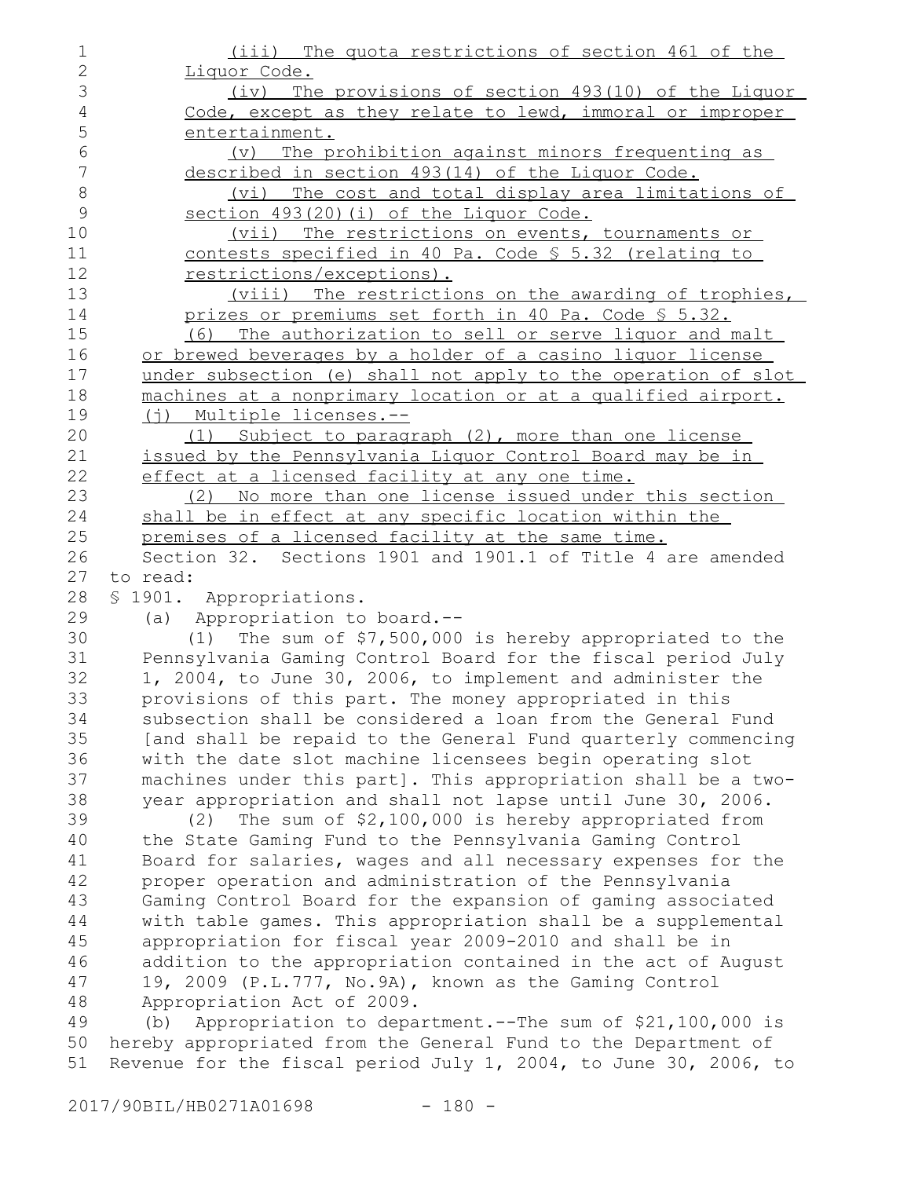(iii) The quota restrictions of section 461 of the Liquor Code.

(iv) The provisions of section 493(10) of the Liquor Code, except as they relate to lewd, immoral or improper entertainment.

(v) The prohibition against minors frequenting as described in section 493(14) of the Liquor Code.

(vi) The cost and total display area limitations of section 493(20)(i) of the Liquor Code.

(vii) The restrictions on events, tournaments or contests specified in 40 Pa. Code § 5.32 (relating to restrictions/exceptions).

(viii) The restrictions on the awarding of trophies, prizes or premiums set forth in 40 Pa. Code § 5.32.

(6) The authorization to sell or serve liquor and malt or brewed beverages by a holder of a casino liquor license under subsection (e) shall not apply to the operation of slot machines at a nonprimary location or at a qualified airport.

(j) Multiple licenses.--

(1) Subject to paragraph (2), more than one license issued by the Pennsylvania Liquor Control Board may be in effect at a licensed facility at any one time.

(2) No more than one license issued under this section shall be in effect at any specific location within the premises of a licensed facility at the same time.

Section 32. Sections 1901 and 1901.1 of Title 4 are amended to read:

§ 1901. Appropriations.

(a) Appropriation to board.--

(1) The sum of $7,500,000 is hereby appropriated to the Pennsylvania Gaming Control Board for the fiscal period July 1, 2004, to June 30, 2006, to implement and administer the provisions of this part. The money appropriated in this subsection shall be considered a loan from the General Fund [and shall be repaid to the General Fund quarterly commencing with the date slot machine licensees begin operating slot machines under this part]. This appropriation shall be a two-year appropriation and shall not lapse until June 30, 2006.

(2) The sum of $2,100,000 is hereby appropriated from the State Gaming Fund to the Pennsylvania Gaming Control Board for salaries, wages and all necessary expenses for the proper operation and administration of the Pennsylvania Gaming Control Board for the expansion of gaming associated with table games. This appropriation shall be a supplemental appropriation for fiscal year 2009-2010 and shall be in addition to the appropriation contained in the act of August 19, 2009 (P.L.777, No.9A), known as the Gaming Control Appropriation Act of 2009.

(b) Appropriation to department.--The sum of $21,100,000 is hereby appropriated from the General Fund to the Department of Revenue for the fiscal period July 1, 2004, to June 30, 2006, to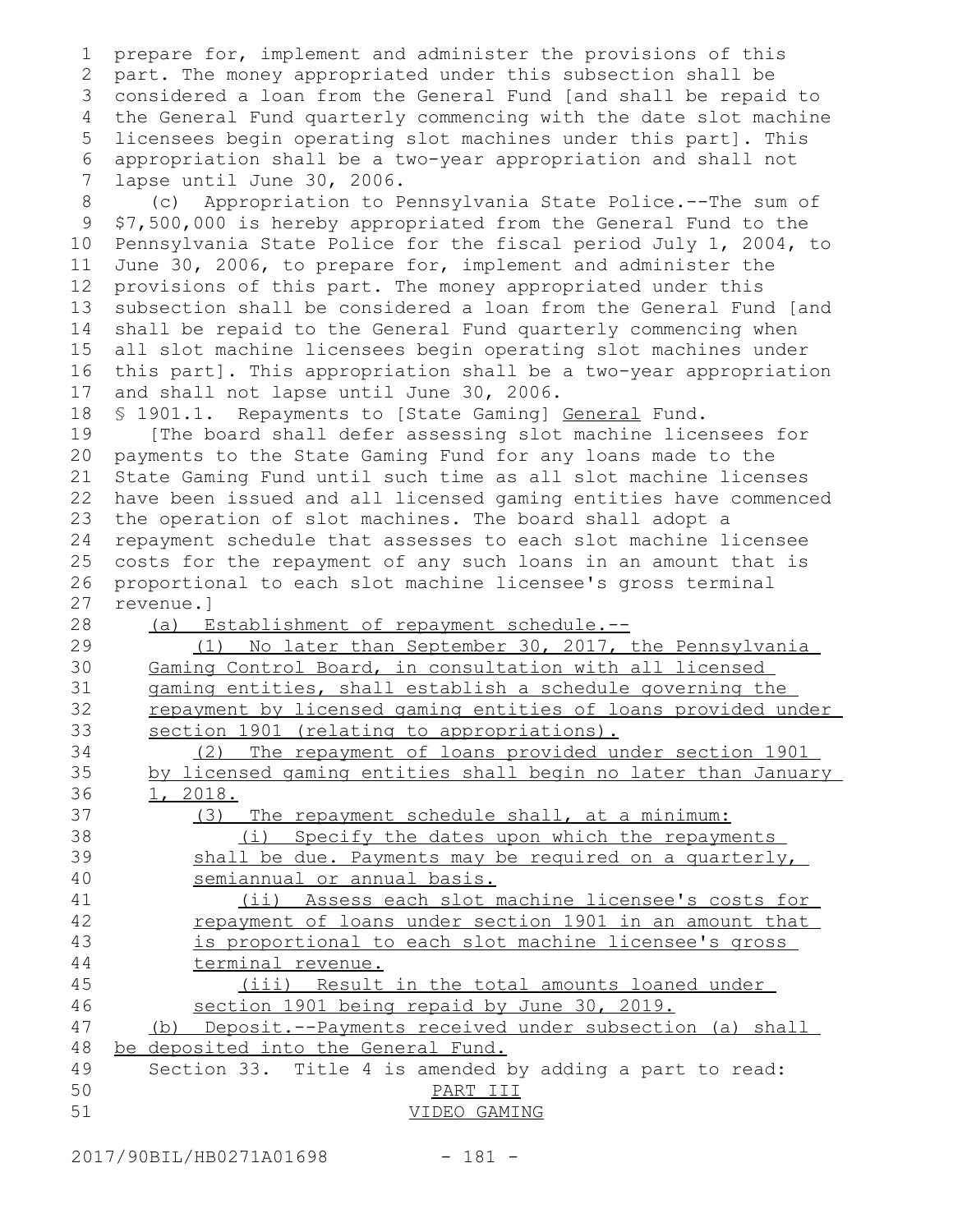prepare for, implement and administer the provisions of this part. The money appropriated under this subsection shall be considered a loan from the General Fund [and shall be repaid to the General Fund quarterly commencing with the date slot machine licensees begin operating slot machines under this part]. This appropriation shall be a two-year appropriation and shall not lapse until June 30, 2006.

(c) Appropriation to Pennsylvania State Police.--The sum of $7,500,000 is hereby appropriated from the General Fund to the Pennsylvania State Police for the fiscal period July 1, 2004, to June 30, 2006, to prepare for, implement and administer the provisions of this part. The money appropriated under this subsection shall be considered a loan from the General Fund [and shall be repaid to the General Fund quarterly commencing when all slot machine licensees begin operating slot machines under this part]. This appropriation shall be a two-year appropriation and shall not lapse until June 30, 2006.

§ 1901.1. Repayments to [State Gaming] General Fund.

[The board shall defer assessing slot machine licensees for payments to the State Gaming Fund for any loans made to the State Gaming Fund until such time as all slot machine licenses have been issued and all licensed gaming entities have commenced the operation of slot machines. The board shall adopt a repayment schedule that assesses to each slot machine licensee costs for the repayment of any such loans in an amount that is proportional to each slot machine licensee's gross terminal revenue.]

(a) Establishment of repayment schedule.--

(1) No later than September 30, 2017, the Pennsylvania Gaming Control Board, in consultation with all licensed gaming entities, shall establish a schedule governing the repayment by licensed gaming entities of loans provided under section 1901 (relating to appropriations).

(2) The repayment of loans provided under section 1901 by licensed gaming entities shall begin no later than January 1, 2018.

(3) The repayment schedule shall, at a minimum:

(i) Specify the dates upon which the repayments shall be due. Payments may be required on a quarterly, semiannual or annual basis.

(ii) Assess each slot machine licensee's costs for repayment of loans under section 1901 in an amount that is proportional to each slot machine licensee's gross terminal revenue.

(iii) Result in the total amounts loaned under section 1901 being repaid by June 30, 2019.

(b) Deposit.--Payments received under subsection (a) shall be deposited into the General Fund.

Section 33. Title 4 is amended by adding a part to read:

PART III

VIDEO GAMING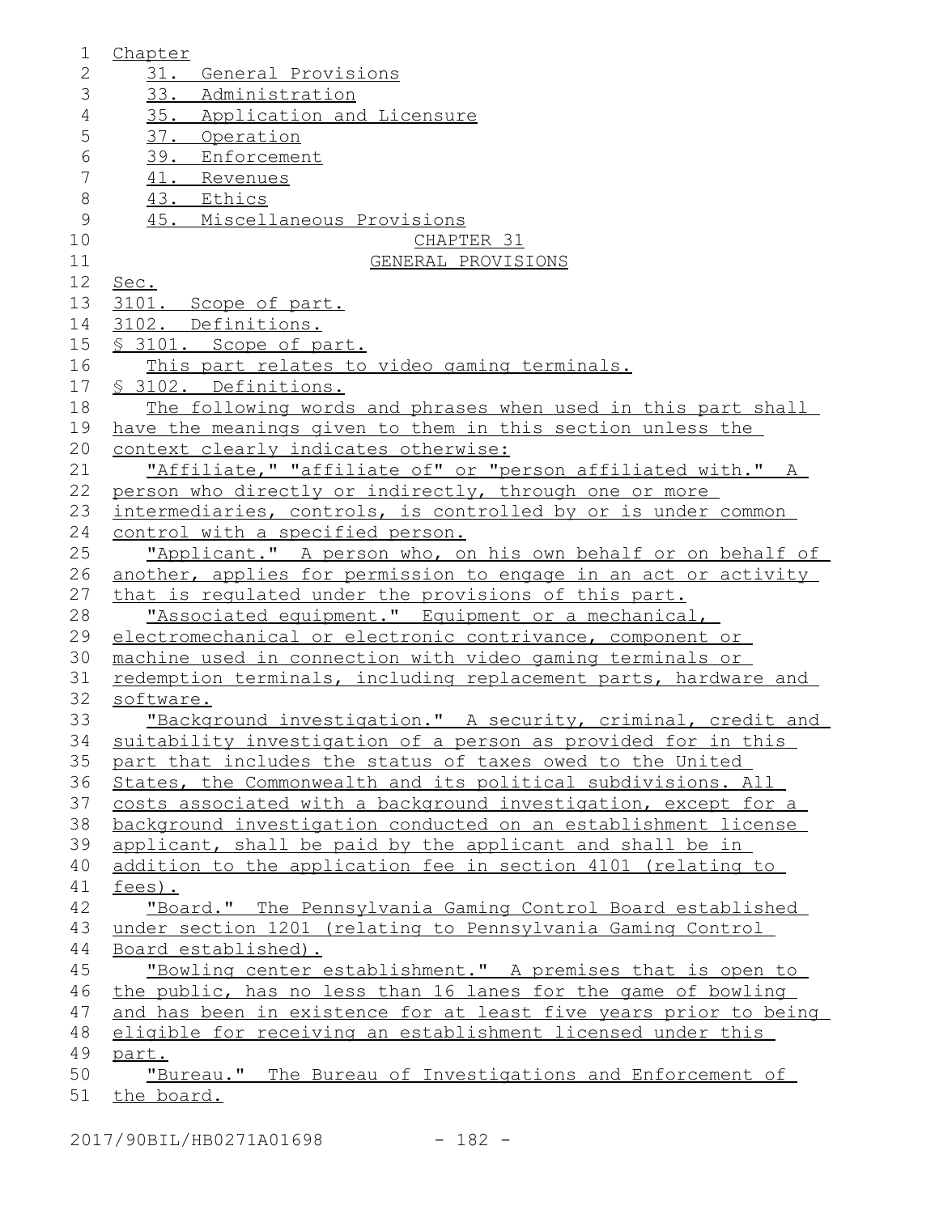Chapter

31. General Provisions
33. Administration
35. Application and Licensure
37. Operation
39. Enforcement
41. Revenues
43. Ethics
45. Miscellaneous Provisions

CHAPTER 31

GENERAL PROVISIONS

Sec.

3101. Scope of part.

3102. Definitions.

§ 3101. Scope of part.

This part relates to video gaming terminals.

§ 3102. Definitions.

The following words and phrases when used in this part shall have the meanings given to them in this section unless the context clearly indicates otherwise:

"Affiliate," "affiliate of" or "person affiliated with." A person who directly or indirectly, through one or more intermediaries, controls, is controlled by or is under common control with a specified person.

"Applicant." A person who, on his own behalf or on behalf of another, applies for permission to engage in an act or activity that is regulated under the provisions of this part.

"Associated equipment." Equipment or a mechanical, electromechanical or electronic contrivance, component or machine used in connection with video gaming terminals or redemption terminals, including replacement parts, hardware and software.

"Background investigation." A security, criminal, credit and suitability investigation of a person as provided for in this part that includes the status of taxes owed to the United States, the Commonwealth and its political subdivisions. All costs associated with a background investigation, except for a background investigation conducted on an establishment license applicant, shall be paid by the applicant and shall be in addition to the application fee in section 4101 (relating to fees).

"Board." The Pennsylvania Gaming Control Board established under section 1201 (relating to Pennsylvania Gaming Control Board established).

"Bowling center establishment." A premises that is open to the public, has no less than 16 lanes for the game of bowling and has been in existence for at least five years prior to being eligible for receiving an establishment licensed under this part.

"Bureau." The Bureau of Investigations and Enforcement of the board.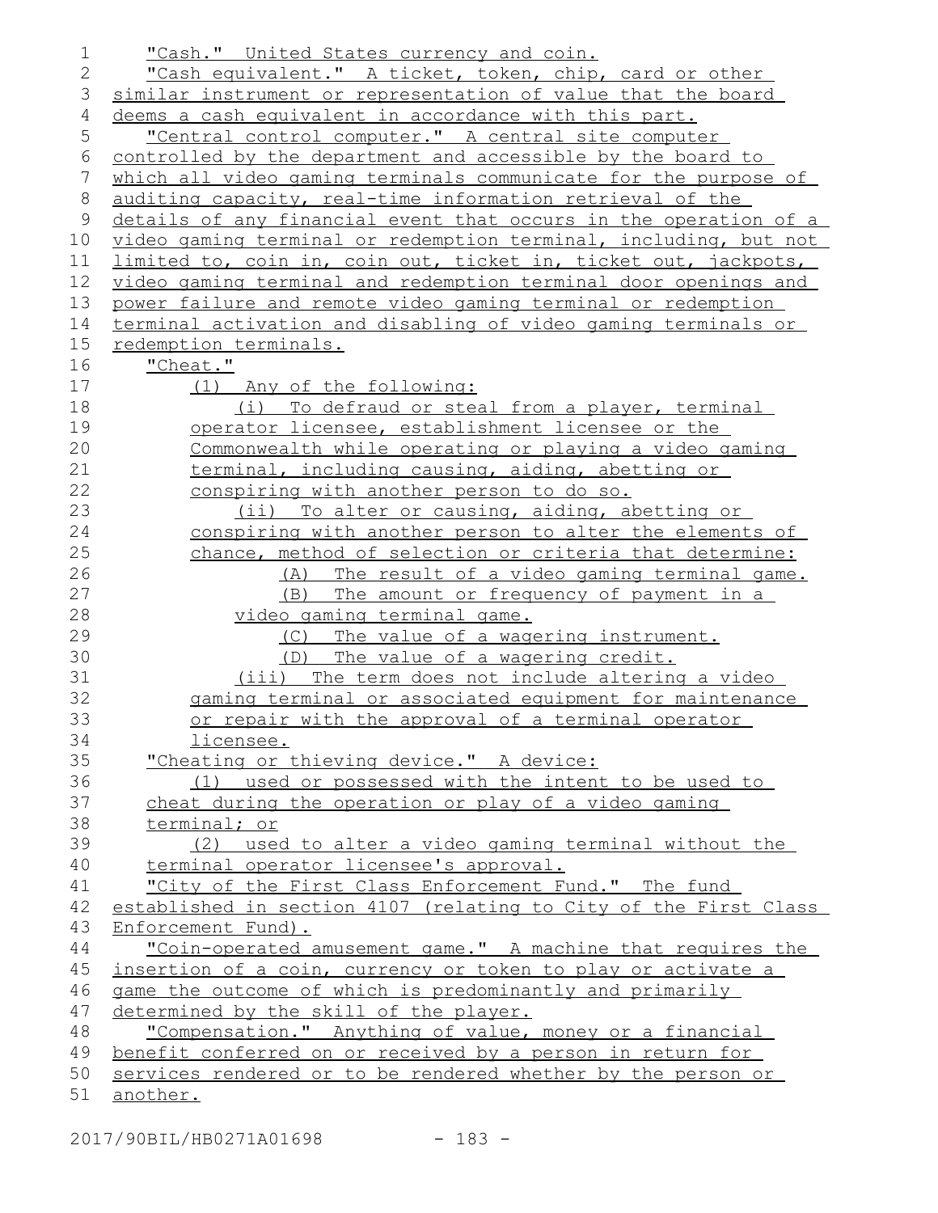"Cash." United States currency and coin.

"Cash equivalent." A ticket, token, chip, card or other similar instrument or representation of value that the board deems a cash equivalent in accordance with this part.

"Central control computer." A central site computer controlled by the department and accessible by the board to which all video gaming terminals communicate for the purpose of auditing capacity, real-time information retrieval of the details of any financial event that occurs in the operation of a video gaming terminal or redemption terminal, including, but not limited to, coin in, coin out, ticket in, ticket out, jackpots, video gaming terminal and redemption terminal door openings and power failure and remote video gaming terminal or redemption terminal activation and disabling of video gaming terminals or redemption terminals.

"Cheat."

(1) Any of the following:

(i) To defraud or steal from a player, terminal operator licensee, establishment licensee or the Commonwealth while operating or playing a video gaming terminal, including causing, aiding, abetting or conspiring with another person to do so.

(ii) To alter or causing, aiding, abetting or conspiring with another person to alter the elements of chance, method of selection or criteria that determine:

(A) The result of a video gaming terminal game.

(B) The amount or frequency of payment in a video gaming terminal game.

(C) The value of a wagering instrument.

(D) The value of a wagering credit.

(iii) The term does not include altering a video gaming terminal or associated equipment for maintenance or repair with the approval of a terminal operator licensee.

"Cheating or thieving device." A device:

(1) used or possessed with the intent to be used to cheat during the operation or play of a video gaming terminal; or

(2) used to alter a video gaming terminal without the terminal operator licensee's approval.

"City of the First Class Enforcement Fund." The fund established in section 4107 (relating to City of the First Class Enforcement Fund).

"Coin-operated amusement game." A machine that requires the insertion of a coin, currency or token to play or activate a game the outcome of which is predominantly and primarily determined by the skill of the player.

"Compensation." Anything of value, money or a financial benefit conferred on or received by a person in return for services rendered or to be rendered whether by the person or another.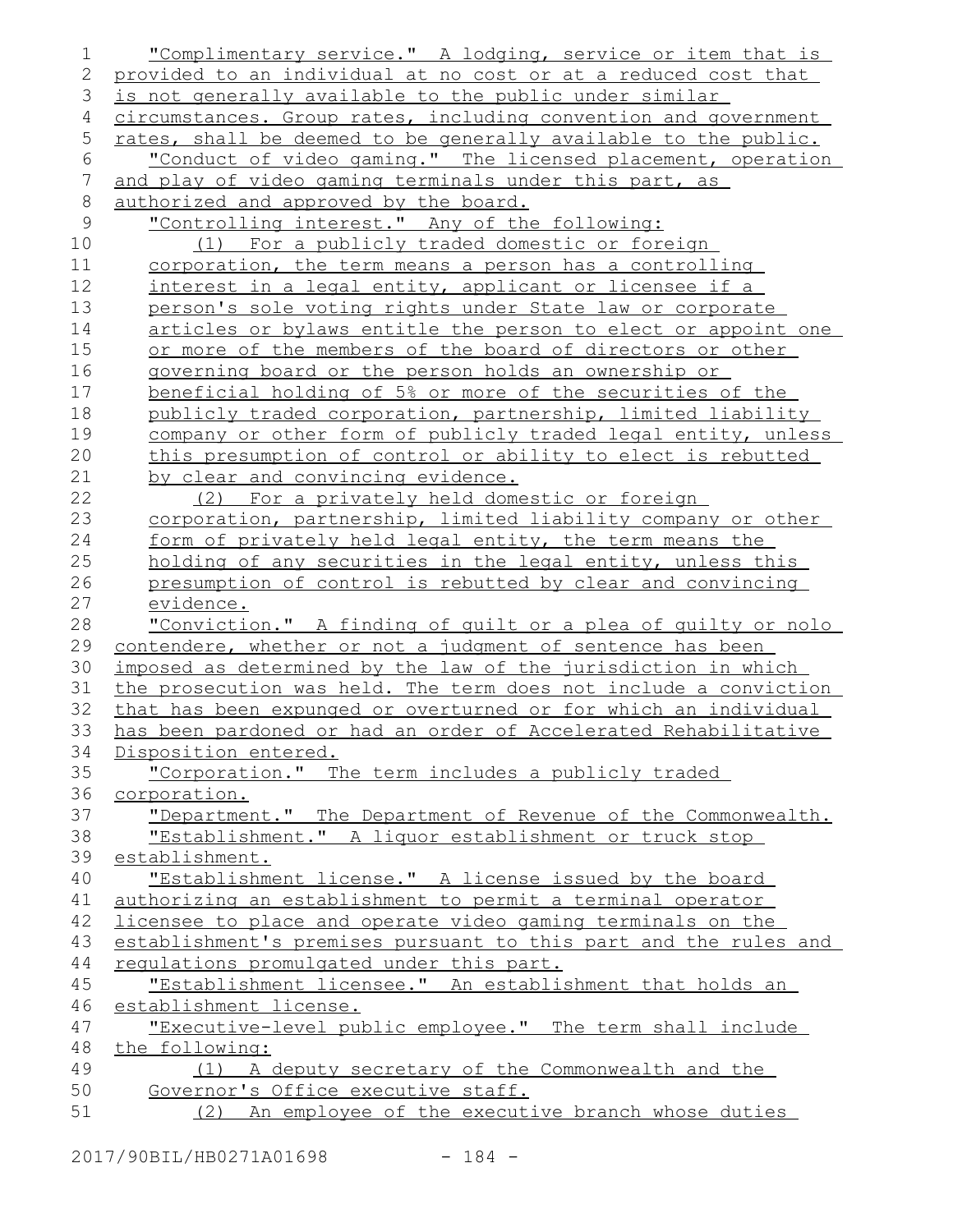"Complimentary service." A lodging, service or item that is provided to an individual at no cost or at a reduced cost that is not generally available to the public under similar circumstances. Group rates, including convention and government rates, shall be deemed to be generally available to the public.

"Conduct of video gaming." The licensed placement, operation and play of video gaming terminals under this part, as authorized and approved by the board.

"Controlling interest." Any of the following:

(1) For a publicly traded domestic or foreign corporation, the term means a person has a controlling interest in a legal entity, applicant or licensee if a person's sole voting rights under State law or corporate articles or bylaws entitle the person to elect or appoint one or more of the members of the board of directors or other governing board or the person holds an ownership or beneficial holding of 5% or more of the securities of the publicly traded corporation, partnership, limited liability company or other form of publicly traded legal entity, unless this presumption of control or ability to elect is rebutted by clear and convincing evidence.

(2) For a privately held domestic or foreign corporation, partnership, limited liability company or other form of privately held legal entity, the term means the holding of any securities in the legal entity, unless this presumption of control is rebutted by clear and convincing evidence.

"Conviction." A finding of guilt or a plea of guilty or nolo contendere, whether or not a judgment of sentence has been imposed as determined by the law of the jurisdiction in which the prosecution was held. The term does not include a conviction that has been expunged or overturned or for which an individual has been pardoned or had an order of Accelerated Rehabilitative Disposition entered.

"Corporation." The term includes a publicly traded corporation.

"Department." The Department of Revenue of the Commonwealth.

"Establishment." A liquor establishment or truck stop establishment.

"Establishment license." A license issued by the board authorizing an establishment to permit a terminal operator licensee to place and operate video gaming terminals on the establishment's premises pursuant to this part and the rules and regulations promulgated under this part.

"Establishment licensee." An establishment that holds an establishment license.

"Executive-level public employee." The term shall include the following:

(1) A deputy secretary of the Commonwealth and the Governor's Office executive staff.

(2) An employee of the executive branch whose duties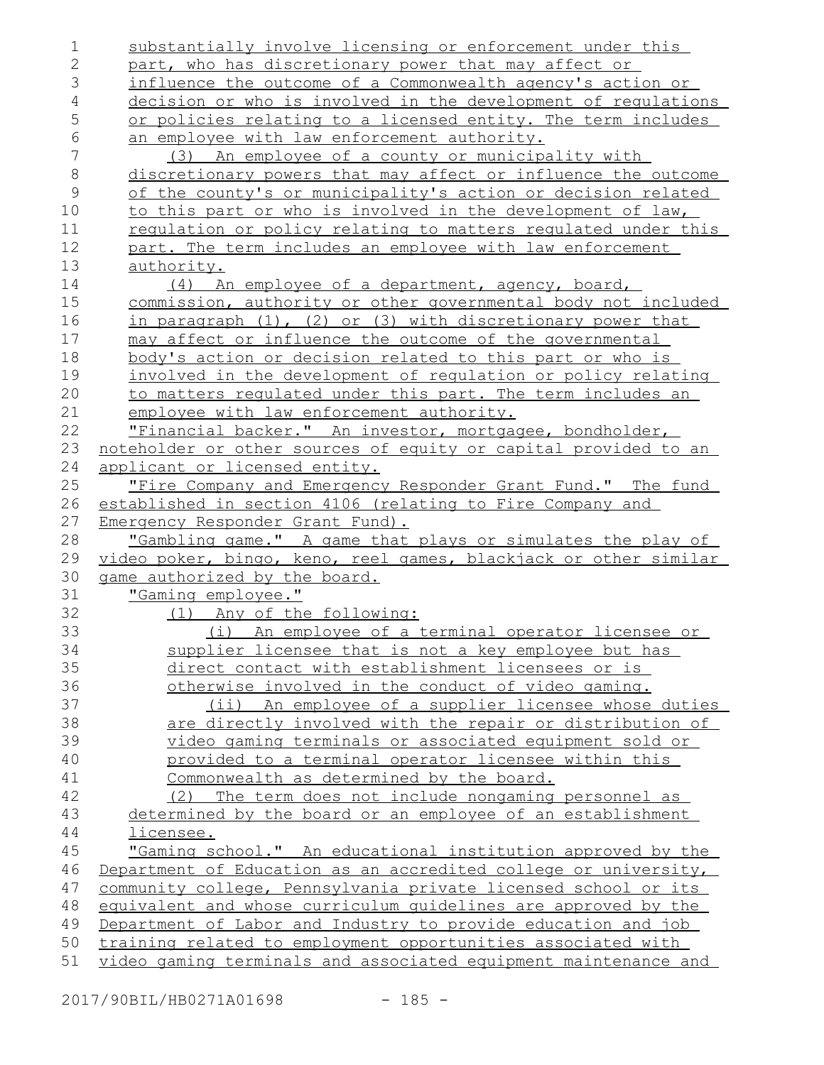substantially involve licensing or enforcement under this part, who has discretionary power that may affect or influence the outcome of a Commonwealth agency's action or decision or who is involved in the development of regulations or policies relating to a licensed entity. The term includes an employee with law enforcement authority.

(3) An employee of a county or municipality with discretionary powers that may affect or influence the outcome of the county's or municipality's action or decision related to this part or who is involved in the development of law, regulation or policy relating to matters regulated under this part. The term includes an employee with law enforcement authority.

(4) An employee of a department, agency, board, commission, authority or other governmental body not included in paragraph (1), (2) or (3) with discretionary power that may affect or influence the outcome of the governmental body's action or decision related to this part or who is involved in the development of regulation or policy relating to matters regulated under this part. The term includes an employee with law enforcement authority.

"Financial backer." An investor, mortgagee, bondholder, noteholder or other sources of equity or capital provided to an applicant or licensed entity.

"Fire Company and Emergency Responder Grant Fund." The fund established in section 4106 (relating to Fire Company and Emergency Responder Grant Fund).

"Gambling game." A game that plays or simulates the play of video poker, bingo, keno, reel games, blackjack or other similar game authorized by the board.

"Gaming employee."

(1) Any of the following:

(i) An employee of a terminal operator licensee or supplier licensee that is not a key employee but has direct contact with establishment licensees or is otherwise involved in the conduct of video gaming.

(ii) An employee of a supplier licensee whose duties are directly involved with the repair or distribution of video gaming terminals or associated equipment sold or provided to a terminal operator licensee within this Commonwealth as determined by the board.

(2) The term does not include nongaming personnel as determined by the board or an employee of an establishment licensee.

"Gaming school." An educational institution approved by the Department of Education as an accredited college or university, community college, Pennsylvania private licensed school or its equivalent and whose curriculum guidelines are approved by the Department of Labor and Industry to provide education and job training related to employment opportunities associated with video gaming terminals and associated equipment maintenance and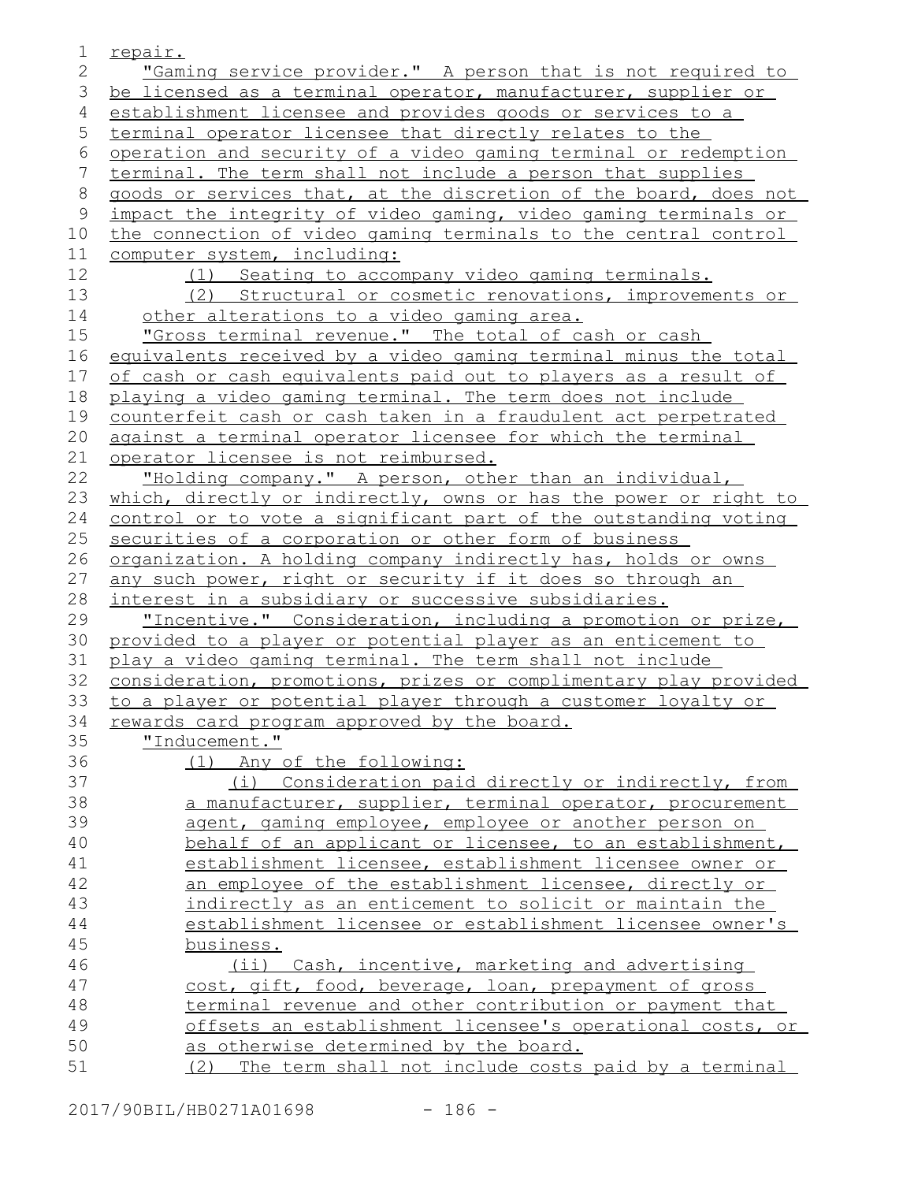repair.

"Gaming service provider." A person that is not required to be licensed as a terminal operator, manufacturer, supplier or establishment licensee and provides goods or services to a terminal operator licensee that directly relates to the operation and security of a video gaming terminal or redemption terminal. The term shall not include a person that supplies goods or services that, at the discretion of the board, does not impact the integrity of video gaming, video gaming terminals or the connection of video gaming terminals to the central control computer system, including:

(1) Seating to accompany video gaming terminals.

(2) Structural or cosmetic renovations, improvements or other alterations to a video gaming area.

"Gross terminal revenue." The total of cash or cash equivalents received by a video gaming terminal minus the total of cash or cash equivalents paid out to players as a result of playing a video gaming terminal. The term does not include counterfeit cash or cash taken in a fraudulent act perpetrated against a terminal operator licensee for which the terminal operator licensee is not reimbursed.

"Holding company." A person, other than an individual, which, directly or indirectly, owns or has the power or right to control or to vote a significant part of the outstanding voting securities of a corporation or other form of business organization. A holding company indirectly has, holds or owns any such power, right or security if it does so through an interest in a subsidiary or successive subsidiaries.

"Incentive." Consideration, including a promotion or prize, provided to a player or potential player as an enticement to play a video gaming terminal. The term shall not include consideration, promotions, prizes or complimentary play provided to a player or potential player through a customer loyalty or rewards card program approved by the board.

"Inducement."

(1) Any of the following:

(i) Consideration paid directly or indirectly, from a manufacturer, supplier, terminal operator, procurement agent, gaming employee, employee or another person on behalf of an applicant or licensee, to an establishment, establishment licensee, establishment licensee owner or an employee of the establishment licensee, directly or indirectly as an enticement to solicit or maintain the establishment licensee or establishment licensee owner's business.

(ii) Cash, incentive, marketing and advertising cost, gift, food, beverage, loan, prepayment of gross terminal revenue and other contribution or payment that offsets an establishment licensee's operational costs, or as otherwise determined by the board.

(2) The term shall not include costs paid by a terminal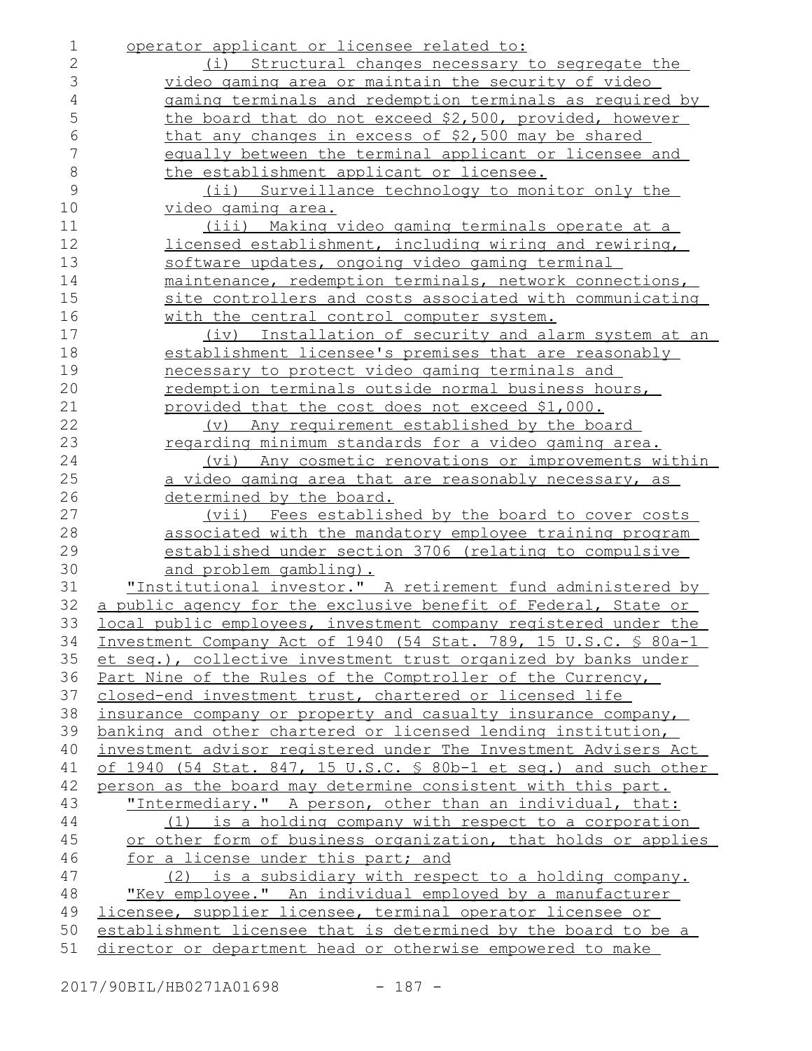operator applicant or licensee related to:

(i) Structural changes necessary to segregate the video gaming area or maintain the security of video gaming terminals and redemption terminals as required by the board that do not exceed $2,500, provided, however that any changes in excess of $2,500 may be shared equally between the terminal applicant or licensee and the establishment applicant or licensee.

(ii) Surveillance technology to monitor only the video gaming area.

(iii) Making video gaming terminals operate at a licensed establishment, including wiring and rewiring, software updates, ongoing video gaming terminal maintenance, redemption terminals, network connections, site controllers and costs associated with communicating with the central control computer system.

(iv) Installation of security and alarm system at an establishment licensee's premises that are reasonably necessary to protect video gaming terminals and redemption terminals outside normal business hours, provided that the cost does not exceed $1,000.

(v) Any requirement established by the board regarding minimum standards for a video gaming area.

(vi) Any cosmetic renovations or improvements within a video gaming area that are reasonably necessary, as determined by the board.

(vii) Fees established by the board to cover costs associated with the mandatory employee training program established under section 3706 (relating to compulsive and problem gambling).

"Institutional investor." A retirement fund administered by a public agency for the exclusive benefit of Federal, State or local public employees, investment company registered under the Investment Company Act of 1940 (54 Stat. 789, 15 U.S.C. § 80a-1 et seq.), collective investment trust organized by banks under Part Nine of the Rules of the Comptroller of the Currency, closed-end investment trust, chartered or licensed life insurance company or property and casualty insurance company, banking and other chartered or licensed lending institution, investment advisor registered under The Investment Advisers Act of 1940 (54 Stat. 847, 15 U.S.C. § 80b-1 et seq.) and such other person as the board may determine consistent with this part.

"Intermediary." A person, other than an individual, that:

(1) is a holding company with respect to a corporation or other form of business organization, that holds or applies for a license under this part; and

(2) is a subsidiary with respect to a holding company.

"Key employee." An individual employed by a manufacturer licensee, supplier licensee, terminal operator licensee or establishment licensee that is determined by the board to be a director or department head or otherwise empowered to make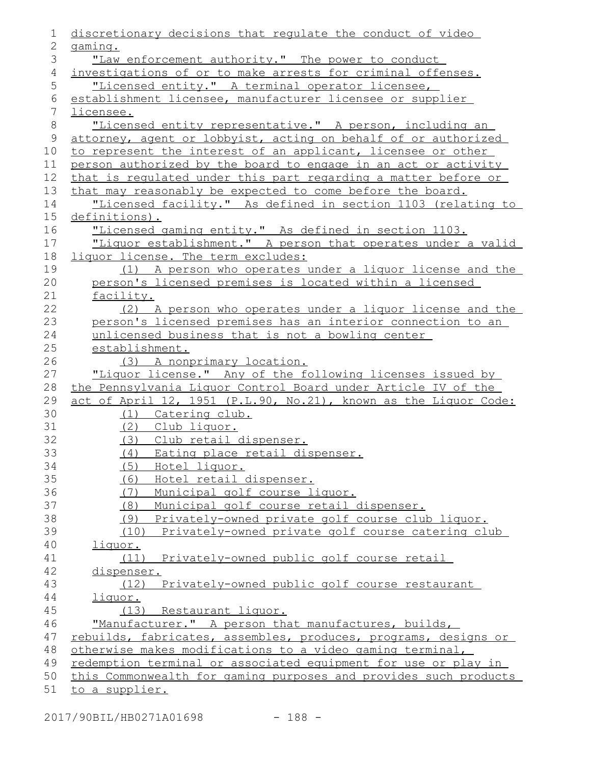discretionary decisions that regulate the conduct of video gaming.

"Law enforcement authority." The power to conduct investigations of or to make arrests for criminal offenses.

"Licensed entity." A terminal operator licensee, establishment licensee, manufacturer licensee or supplier licensee.

"Licensed entity representative." A person, including an attorney, agent or lobbyist, acting on behalf of or authorized to represent the interest of an applicant, licensee or other person authorized by the board to engage in an act or activity that is regulated under this part regarding a matter before or that may reasonably be expected to come before the board.

"Licensed facility." As defined in section 1103 (relating to definitions).

"Licensed gaming entity." As defined in section 1103.

"Liquor establishment." A person that operates under a valid liquor license. The term excludes:

(1) A person who operates under a liquor license and the person's licensed premises is located within a licensed facility.

(2) A person who operates under a liquor license and the person's licensed premises has an interior connection to an unlicensed business that is not a bowling center establishment.

(3) A nonprimary location.

"Liquor license." Any of the following licenses issued by the Pennsylvania Liquor Control Board under Article IV of the act of April 12, 1951 (P.L.90, No.21), known as the Liquor Code:

(1) Catering club.

(2) Club liquor.

(3) Club retail dispenser.

(4) Eating place retail dispenser.

(5) Hotel liquor.

(6) Hotel retail dispenser.

(7) Municipal golf course liquor.

(8) Municipal golf course retail dispenser.

(9) Privately-owned private golf course club liquor.

(10) Privately-owned private golf course catering club liquor.

(11) Privately-owned public golf course retail dispenser.

(12) Privately-owned public golf course restaurant liquor.

(13) Restaurant liquor.

"Manufacturer." A person that manufactures, builds, rebuilds, fabricates, assembles, produces, programs, designs or otherwise makes modifications to a video gaming terminal, redemption terminal or associated equipment for use or play in this Commonwealth for gaming purposes and provides such products to a supplier.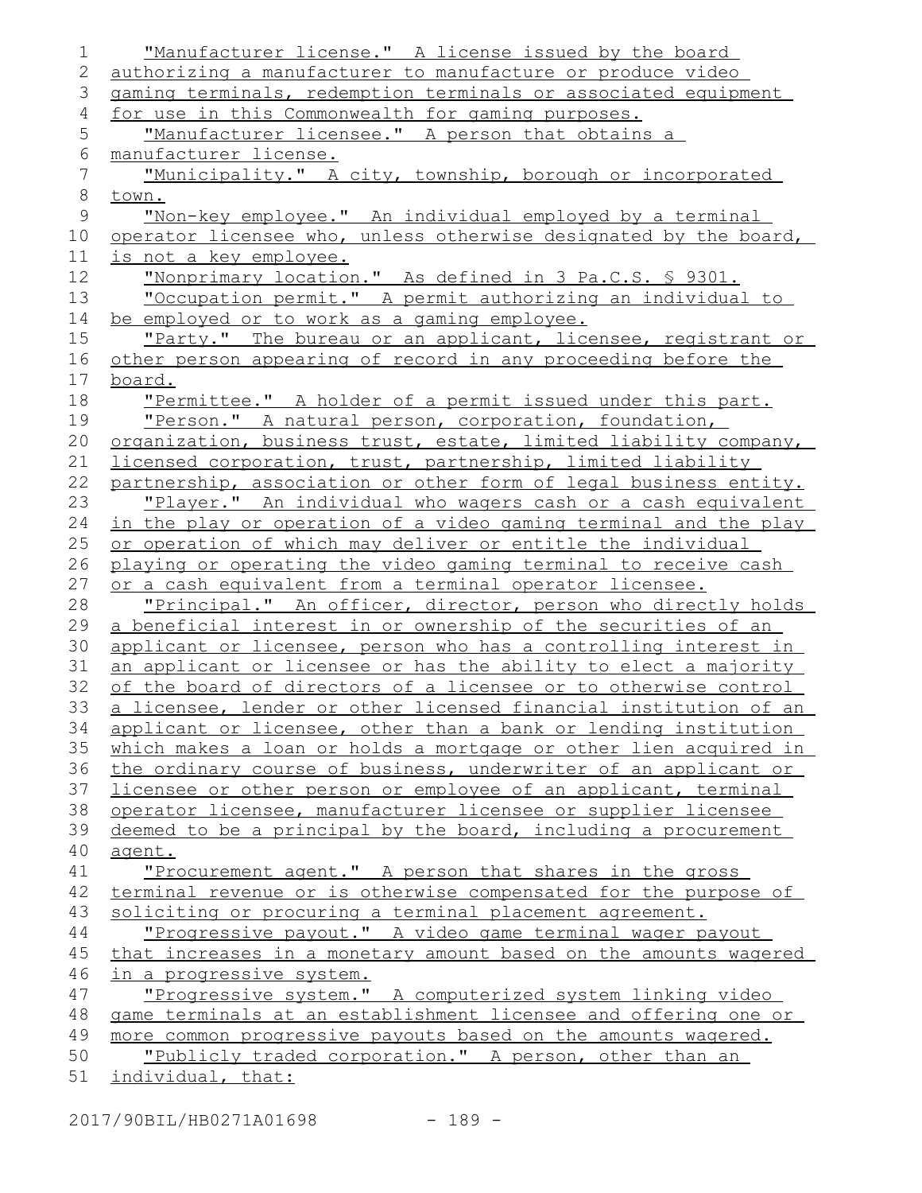"Manufacturer license." A license issued by the board authorizing a manufacturer to manufacture or produce video gaming terminals, redemption terminals or associated equipment for use in this Commonwealth for gaming purposes.

"Manufacturer licensee." A person that obtains a manufacturer license.

"Municipality." A city, township, borough or incorporated town.

"Non-key employee." An individual employed by a terminal operator licensee who, unless otherwise designated by the board, is not a key employee.

"Nonprimary location." As defined in 3 Pa.C.S. § 9301.

"Occupation permit." A permit authorizing an individual to be employed or to work as a gaming employee.

"Party." The bureau or an applicant, licensee, registrant or other person appearing of record in any proceeding before the board.

"Permittee." A holder of a permit issued under this part.

"Person." A natural person, corporation, foundation, organization, business trust, estate, limited liability company, licensed corporation, trust, partnership, limited liability partnership, association or other form of legal business entity.

"Player." An individual who wagers cash or a cash equivalent in the play or operation of a video gaming terminal and the play or operation of which may deliver or entitle the individual playing or operating the video gaming terminal to receive cash or a cash equivalent from a terminal operator licensee.

"Principal." An officer, director, person who directly holds a beneficial interest in or ownership of the securities of an applicant or licensee, person who has a controlling interest in an applicant or licensee or has the ability to elect a majority of the board of directors of a licensee or to otherwise control a licensee, lender or other licensed financial institution of an applicant or licensee, other than a bank or lending institution which makes a loan or holds a mortgage or other lien acquired in the ordinary course of business, underwriter of an applicant or licensee or other person or employee of an applicant, terminal operator licensee, manufacturer licensee or supplier licensee deemed to be a principal by the board, including a procurement agent.

"Procurement agent." A person that shares in the gross terminal revenue or is otherwise compensated for the purpose of soliciting or procuring a terminal placement agreement.

"Progressive payout." A video game terminal wager payout that increases in a monetary amount based on the amounts wagered in a progressive system.

"Progressive system." A computerized system linking video game terminals at an establishment licensee and offering one or more common progressive payouts based on the amounts wagered.

"Publicly traded corporation." A person, other than an individual, that: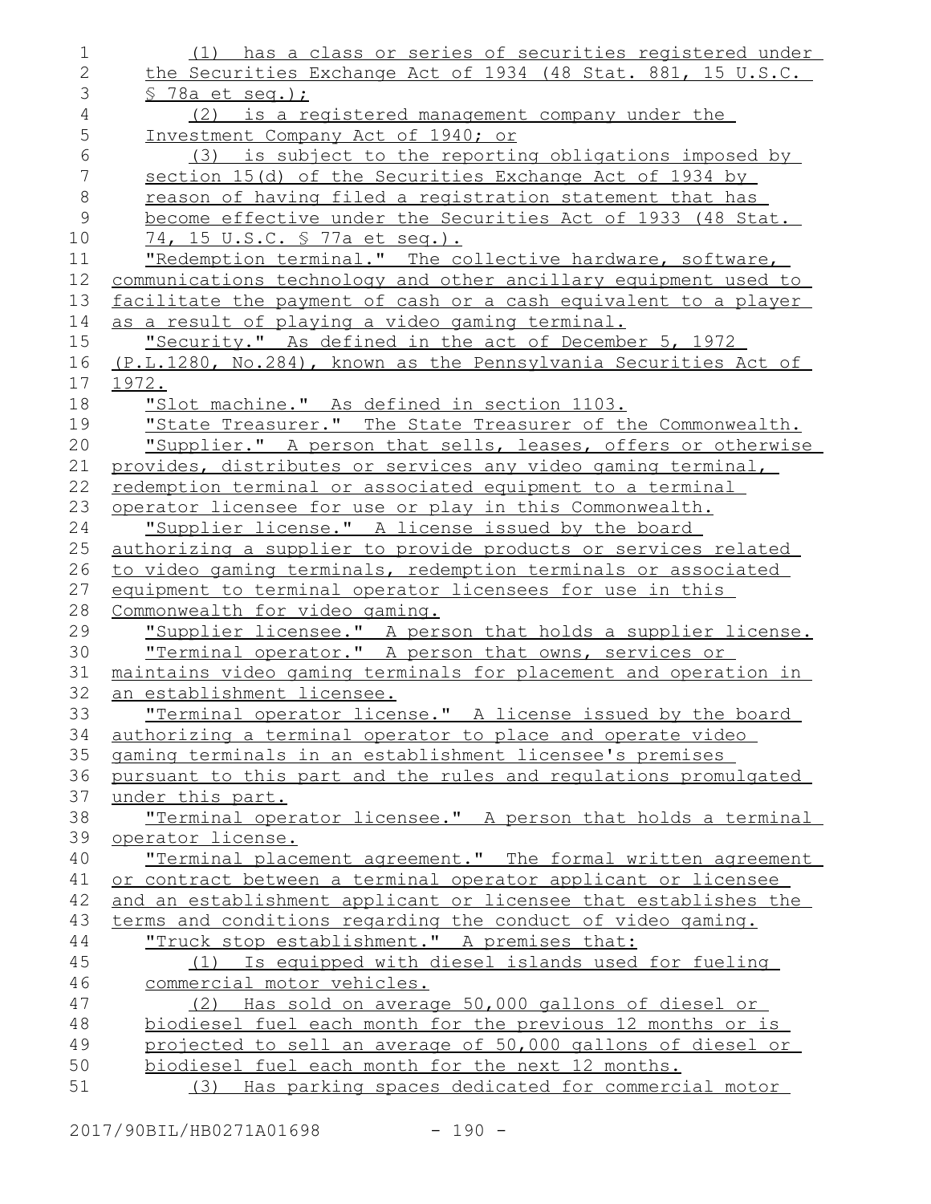(1) has a class or series of securities registered under the Securities Exchange Act of 1934 (48 Stat. 881, 15 U.S.C. § 78a et seq.);

(2) is a registered management company under the Investment Company Act of 1940; or

(3) is subject to the reporting obligations imposed by section 15(d) of the Securities Exchange Act of 1934 by reason of having filed a registration statement that has become effective under the Securities Act of 1933 (48 Stat. 74, 15 U.S.C. § 77a et seq.).

"Redemption terminal." The collective hardware, software, communications technology and other ancillary equipment used to facilitate the payment of cash or a cash equivalent to a player as a result of playing a video gaming terminal.

"Security." As defined in the act of December 5, 1972 (P.L.1280, No.284), known as the Pennsylvania Securities Act of 1972.

"Slot machine." As defined in section 1103.

"State Treasurer." The State Treasurer of the Commonwealth.

"Supplier." A person that sells, leases, offers or otherwise provides, distributes or services any video gaming terminal, redemption terminal or associated equipment to a terminal operator licensee for use or play in this Commonwealth.

"Supplier license." A license issued by the board authorizing a supplier to provide products or services related to video gaming terminals, redemption terminals or associated equipment to terminal operator licensees for use in this Commonwealth for video gaming.

"Supplier licensee." A person that holds a supplier license.

"Terminal operator." A person that owns, services or maintains video gaming terminals for placement and operation in an establishment licensee.

"Terminal operator license." A license issued by the board authorizing a terminal operator to place and operate video gaming terminals in an establishment licensee's premises pursuant to this part and the rules and regulations promulgated under this part.

"Terminal operator licensee." A person that holds a terminal operator license.

"Terminal placement agreement." The formal written agreement or contract between a terminal operator applicant or licensee and an establishment applicant or licensee that establishes the terms and conditions regarding the conduct of video gaming.

"Truck stop establishment." A premises that:

(1) Is equipped with diesel islands used for fueling commercial motor vehicles.

(2) Has sold on average 50,000 gallons of diesel or biodiesel fuel each month for the previous 12 months or is projected to sell an average of 50,000 gallons of diesel or biodiesel fuel each month for the next 12 months.

(3) Has parking spaces dedicated for commercial motor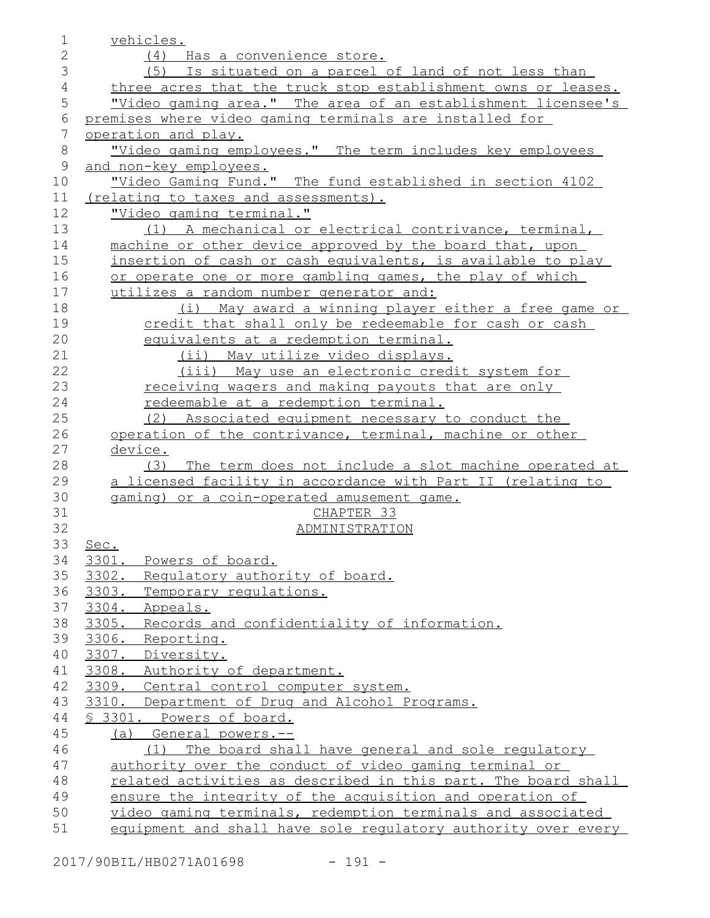vehicles.

(4) Has a convenience store.

(5) Is situated on a parcel of land of not less than three acres that the truck stop establishment owns or leases.

"Video gaming area." The area of an establishment licensee's premises where video gaming terminals are installed for operation and play.

"Video gaming employees." The term includes key employees and non-key employees.

"Video Gaming Fund." The fund established in section 4102 (relating to taxes and assessments).

"Video gaming terminal."

(1) A mechanical or electrical contrivance, terminal, machine or other device approved by the board that, upon insertion of cash or cash equivalents, is available to play or operate one or more gambling games, the play of which utilizes a random number generator and:

(i) May award a winning player either a free game or credit that shall only be redeemable for cash or cash equivalents at a redemption terminal.

(ii) May utilize video displays.

(iii) May use an electronic credit system for receiving wagers and making payouts that are only redeemable at a redemption terminal.

(2) Associated equipment necessary to conduct the operation of the contrivance, terminal, machine or other device.

(3) The term does not include a slot machine operated at a licensed facility in accordance with Part II (relating to gaming) or a coin-operated amusement game.

## CHAPTER 33
## ADMINISTRATION

Sec.
3301. Powers of board.
3302. Regulatory authority of board.
3303. Temporary regulations.
3304. Appeals.
3305. Records and confidentiality of information.
3306. Reporting.
3307. Diversity.
3308. Authority of department.
3309. Central control computer system.
3310. Department of Drug and Alcohol Programs.

§ 3301. Powers of board.

(a) General powers.--

(1) The board shall have general and sole regulatory authority over the conduct of video gaming terminal or related activities as described in this part. The board shall ensure the integrity of the acquisition and operation of video gaming terminals, redemption terminals and associated equipment and shall have sole regulatory authority over every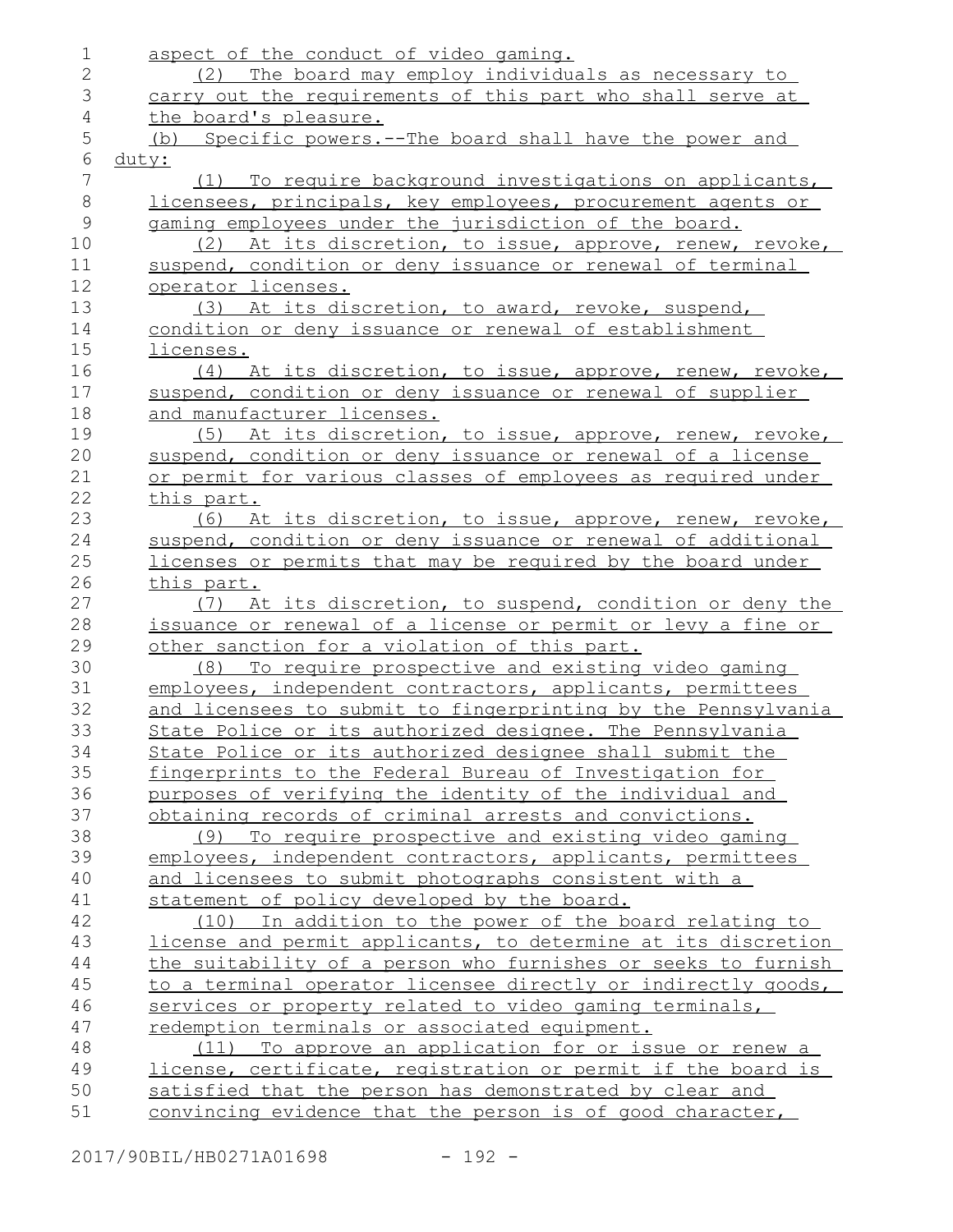aspect of the conduct of video gaming.

(2) The board may employ individuals as necessary to carry out the requirements of this part who shall serve at the board's pleasure.

(b) Specific powers.--The board shall have the power and duty:

(1) To require background investigations on applicants, licensees, principals, key employees, procurement agents or gaming employees under the jurisdiction of the board.

(2) At its discretion, to issue, approve, renew, revoke, suspend, condition or deny issuance or renewal of terminal operator licenses.

(3) At its discretion, to award, revoke, suspend, condition or deny issuance or renewal of establishment licenses.

(4) At its discretion, to issue, approve, renew, revoke, suspend, condition or deny issuance or renewal of supplier and manufacturer licenses.

(5) At its discretion, to issue, approve, renew, revoke, suspend, condition or deny issuance or renewal of a license or permit for various classes of employees as required under this part.

(6) At its discretion, to issue, approve, renew, revoke, suspend, condition or deny issuance or renewal of additional licenses or permits that may be required by the board under this part.

(7) At its discretion, to suspend, condition or deny the issuance or renewal of a license or permit or levy a fine or other sanction for a violation of this part.

(8) To require prospective and existing video gaming employees, independent contractors, applicants, permittees and licensees to submit to fingerprinting by the Pennsylvania State Police or its authorized designee. The Pennsylvania State Police or its authorized designee shall submit the fingerprints to the Federal Bureau of Investigation for purposes of verifying the identity of the individual and obtaining records of criminal arrests and convictions.

(9) To require prospective and existing video gaming employees, independent contractors, applicants, permittees and licensees to submit photographs consistent with a statement of policy developed by the board.

(10) In addition to the power of the board relating to license and permit applicants, to determine at its discretion the suitability of a person who furnishes or seeks to furnish to a terminal operator licensee directly or indirectly goods, services or property related to video gaming terminals, redemption terminals or associated equipment.

(11) To approve an application for or issue or renew a license, certificate, registration or permit if the board is satisfied that the person has demonstrated by clear and convincing evidence that the person is of good character,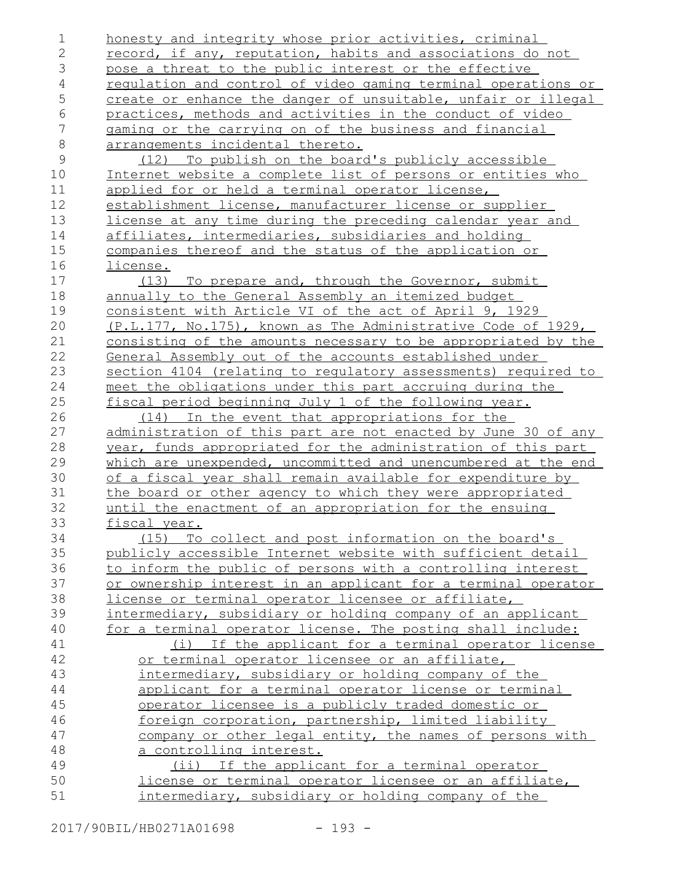honesty and integrity whose prior activities, criminal record, if any, reputation, habits and associations do not pose a threat to the public interest or the effective regulation and control of video gaming terminal operations or create or enhance the danger of unsuitable, unfair or illegal practices, methods and activities in the conduct of video gaming or the carrying on of the business and financial arrangements incidental thereto.

(12) To publish on the board's publicly accessible Internet website a complete list of persons or entities who applied for or held a terminal operator license, establishment license, manufacturer license or supplier license at any time during the preceding calendar year and affiliates, intermediaries, subsidiaries and holding companies thereof and the status of the application or license.

(13) To prepare and, through the Governor, submit annually to the General Assembly an itemized budget consistent with Article VI of the act of April 9, 1929 (P.L.177, No.175), known as The Administrative Code of 1929, consisting of the amounts necessary to be appropriated by the General Assembly out of the accounts established under section 4104 (relating to regulatory assessments) required to meet the obligations under this part accruing during the fiscal period beginning July 1 of the following year.

(14) In the event that appropriations for the administration of this part are not enacted by June 30 of any year, funds appropriated for the administration of this part which are unexpended, uncommitted and unencumbered at the end of a fiscal year shall remain available for expenditure by the board or other agency to which they were appropriated until the enactment of an appropriation for the ensuing fiscal year.

(15) To collect and post information on the board's publicly accessible Internet website with sufficient detail to inform the public of persons with a controlling interest or ownership interest in an applicant for a terminal operator license or terminal operator licensee or affiliate, intermediary, subsidiary or holding company of an applicant for a terminal operator license. The posting shall include:

(i) If the applicant for a terminal operator license or terminal operator licensee or an affiliate, intermediary, subsidiary or holding company of the applicant for a terminal operator license or terminal operator licensee is a publicly traded domestic or foreign corporation, partnership, limited liability company or other legal entity, the names of persons with a controlling interest.

(ii) If the applicant for a terminal operator license or terminal operator licensee or an affiliate, intermediary, subsidiary or holding company of the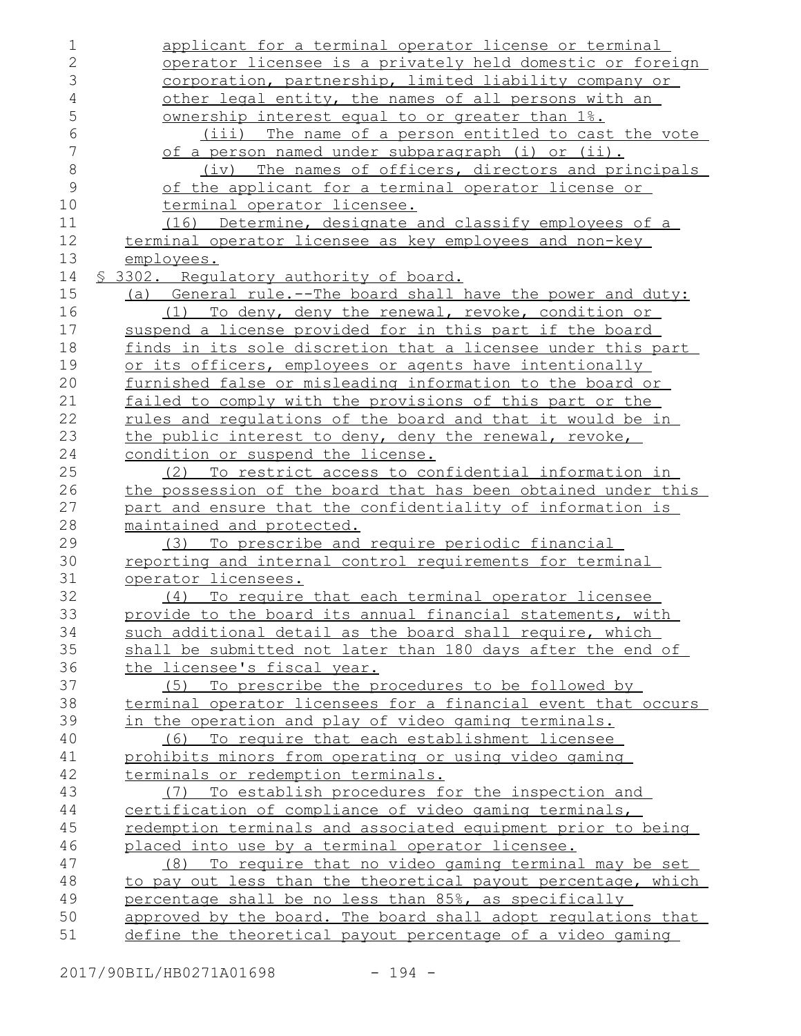applicant for a terminal operator license or terminal operator licensee is a privately held domestic or foreign corporation, partnership, limited liability company or other legal entity, the names of all persons with an ownership interest equal to or greater than 1%.

(iii) The name of a person entitled to cast the vote of a person named under subparagraph (i) or (ii).

(iv) The names of officers, directors and principals of the applicant for a terminal operator license or terminal operator licensee.

(16) Determine, designate and classify employees of a terminal operator licensee as key employees and non-key employees.

§ 3302. Regulatory authority of board.

(a) General rule.--The board shall have the power and duty:

(1) To deny, deny the renewal, revoke, condition or suspend a license provided for in this part if the board finds in its sole discretion that a licensee under this part or its officers, employees or agents have intentionally furnished false or misleading information to the board or failed to comply with the provisions of this part or the rules and regulations of the board and that it would be in the public interest to deny, deny the renewal, revoke, condition or suspend the license.

(2) To restrict access to confidential information in the possession of the board that has been obtained under this part and ensure that the confidentiality of information is maintained and protected.

(3) To prescribe and require periodic financial reporting and internal control requirements for terminal operator licensees.

(4) To require that each terminal operator licensee provide to the board its annual financial statements, with such additional detail as the board shall require, which shall be submitted not later than 180 days after the end of the licensee's fiscal year.

(5) To prescribe the procedures to be followed by terminal operator licensees for a financial event that occurs in the operation and play of video gaming terminals.

(6) To require that each establishment licensee prohibits minors from operating or using video gaming terminals or redemption terminals.

(7) To establish procedures for the inspection and certification of compliance of video gaming terminals, redemption terminals and associated equipment prior to being placed into use by a terminal operator licensee.

(8) To require that no video gaming terminal may be set to pay out less than the theoretical payout percentage, which percentage shall be no less than 85%, as specifically approved by the board. The board shall adopt regulations that define the theoretical payout percentage of a video gaming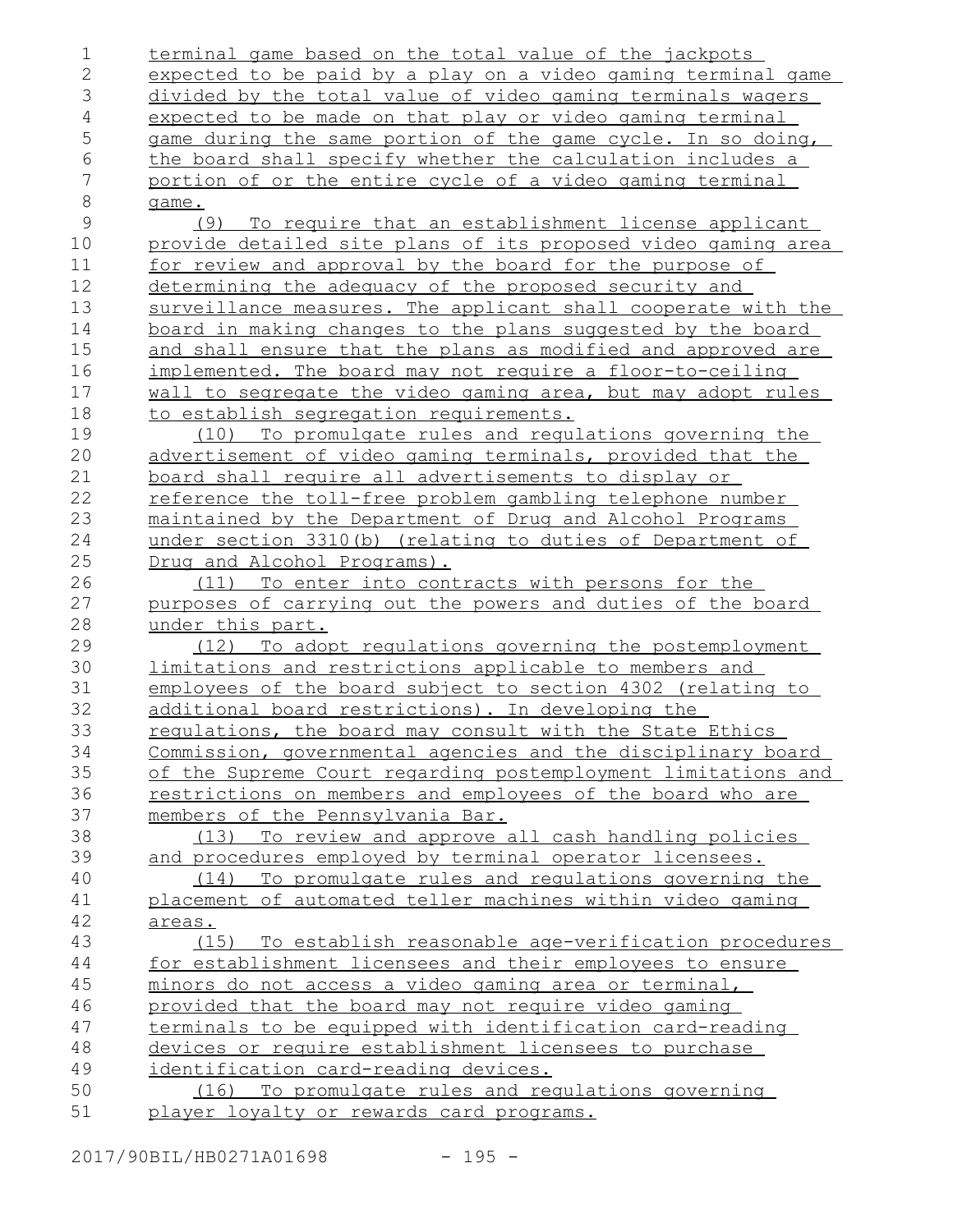terminal game based on the total value of the jackpots expected to be paid by a play on a video gaming terminal game divided by the total value of video gaming terminals wagers expected to be made on that play or video gaming terminal game during the same portion of the game cycle. In so doing, the board shall specify whether the calculation includes a portion of or the entire cycle of a video gaming terminal game.

(9) To require that an establishment license applicant provide detailed site plans of its proposed video gaming area for review and approval by the board for the purpose of determining the adequacy of the proposed security and surveillance measures. The applicant shall cooperate with the board in making changes to the plans suggested by the board and shall ensure that the plans as modified and approved are implemented. The board may not require a floor-to-ceiling wall to segregate the video gaming area, but may adopt rules to establish segregation requirements.

(10) To promulgate rules and regulations governing the advertisement of video gaming terminals, provided that the board shall require all advertisements to display or reference the toll-free problem gambling telephone number maintained by the Department of Drug and Alcohol Programs under section 3310(b) (relating to duties of Department of Drug and Alcohol Programs).

(11) To enter into contracts with persons for the purposes of carrying out the powers and duties of the board under this part.

(12) To adopt regulations governing the postemployment limitations and restrictions applicable to members and employees of the board subject to section 4302 (relating to additional board restrictions). In developing the regulations, the board may consult with the State Ethics Commission, governmental agencies and the disciplinary board of the Supreme Court regarding postemployment limitations and restrictions on members and employees of the board who are members of the Pennsylvania Bar.

(13) To review and approve all cash handling policies and procedures employed by terminal operator licensees.

(14) To promulgate rules and regulations governing the placement of automated teller machines within video gaming areas.

(15) To establish reasonable age-verification procedures for establishment licensees and their employees to ensure minors do not access a video gaming area or terminal, provided that the board may not require video gaming terminals to be equipped with identification card-reading devices or require establishment licensees to purchase identification card-reading devices.

(16) To promulgate rules and regulations governing player loyalty or rewards card programs.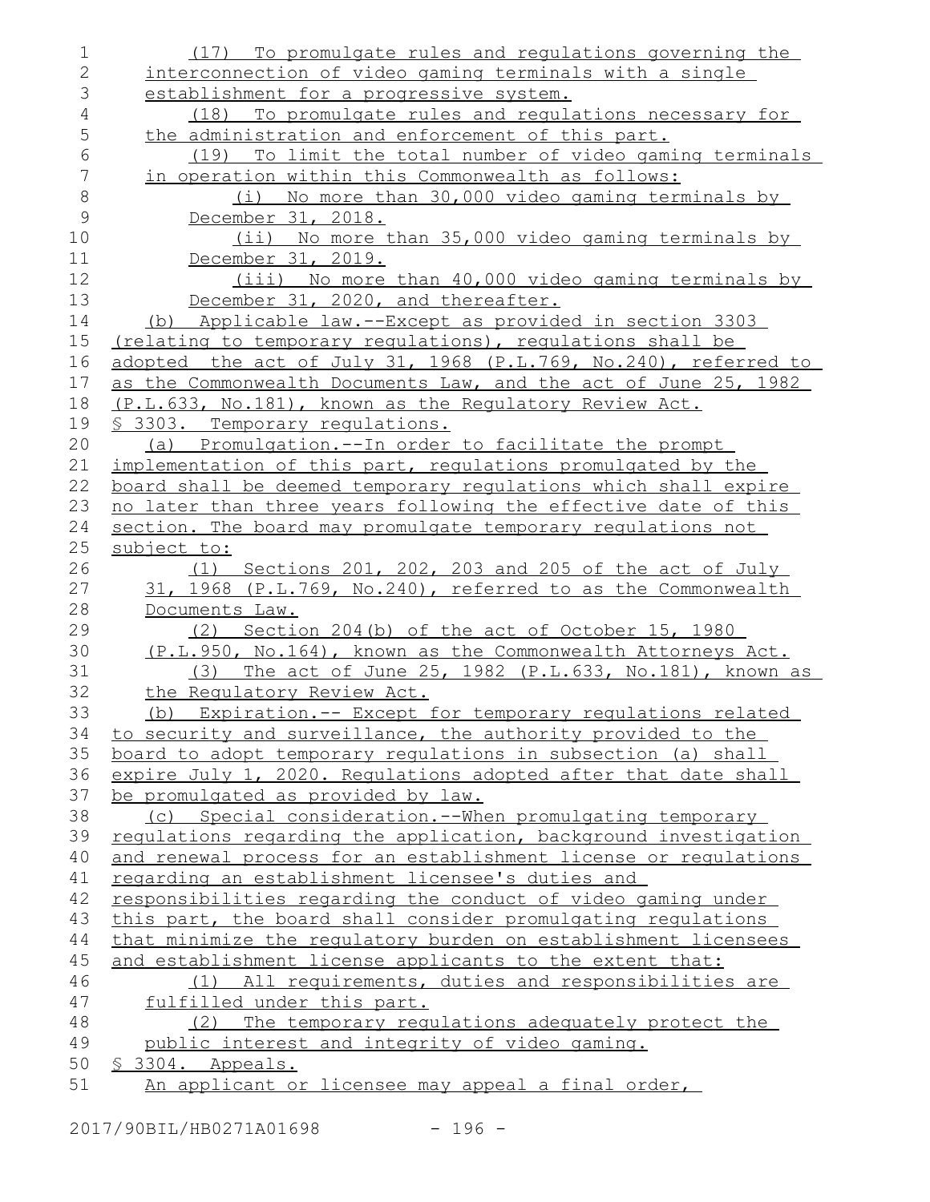(17) To promulgate rules and regulations governing the interconnection of video gaming terminals with a single establishment for a progressive system.

(18) To promulgate rules and regulations necessary for the administration and enforcement of this part.

(19) To limit the total number of video gaming terminals in operation within this Commonwealth as follows:

(i) No more than 30,000 video gaming terminals by December 31, 2018.

(ii) No more than 35,000 video gaming terminals by December 31, 2019.

(iii) No more than 40,000 video gaming terminals by December 31, 2020, and thereafter.

(b) Applicable law.--Except as provided in section 3303 (relating to temporary regulations), regulations shall be adopted the act of July 31, 1968 (P.L.769, No.240), referred to as the Commonwealth Documents Law, and the act of June 25, 1982 (P.L.633, No.181), known as the Regulatory Review Act.

§ 3303. Temporary regulations.

(a) Promulgation.--In order to facilitate the prompt implementation of this part, regulations promulgated by the board shall be deemed temporary regulations which shall expire no later than three years following the effective date of this section. The board may promulgate temporary regulations not subject to:

(1) Sections 201, 202, 203 and 205 of the act of July 31, 1968 (P.L.769, No.240), referred to as the Commonwealth Documents Law.

(2) Section 204(b) of the act of October 15, 1980 (P.L.950, No.164), known as the Commonwealth Attorneys Act.

(3) The act of June 25, 1982 (P.L.633, No.181), known as the Regulatory Review Act.

(b) Expiration.-- Except for temporary regulations related to security and surveillance, the authority provided to the board to adopt temporary regulations in subsection (a) shall expire July 1, 2020. Regulations adopted after that date shall be promulgated as provided by law.

(c) Special consideration.--When promulgating temporary regulations regarding the application, background investigation and renewal process for an establishment license or regulations regarding an establishment licensee's duties and responsibilities regarding the conduct of video gaming under this part, the board shall consider promulgating regulations that minimize the regulatory burden on establishment licensees and establishment license applicants to the extent that:

(1) All requirements, duties and responsibilities are fulfilled under this part.

(2) The temporary regulations adequately protect the public interest and integrity of video gaming.

§ 3304. Appeals.

An applicant or licensee may appeal a final order,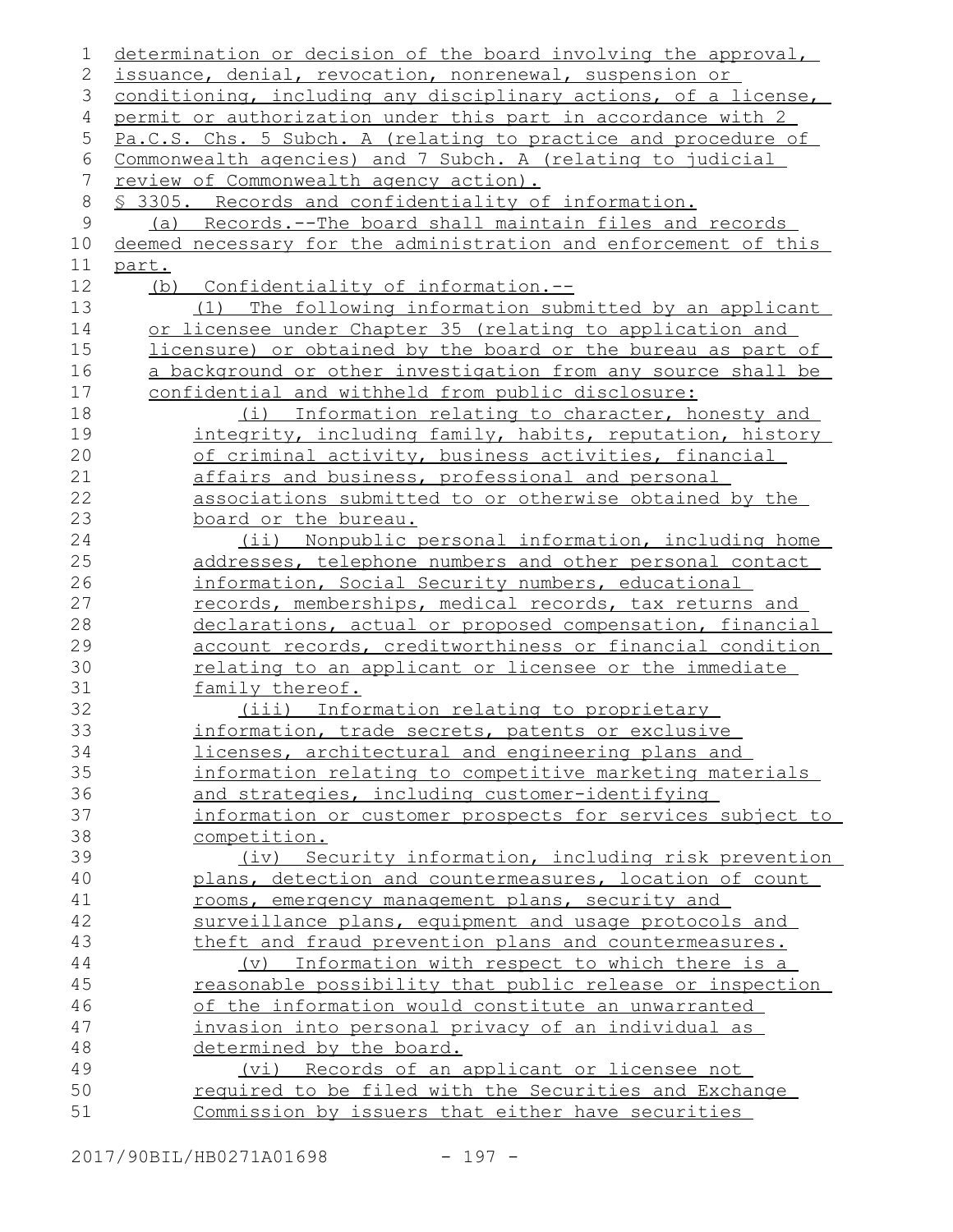determination or decision of the board involving the approval, issuance, denial, revocation, nonrenewal, suspension or conditioning, including any disciplinary actions, of a license, permit or authorization under this part in accordance with 2 Pa.C.S. Chs. 5 Subch. A (relating to practice and procedure of Commonwealth agencies) and 7 Subch. A (relating to judicial review of Commonwealth agency action).

§ 3305. Records and confidentiality of information.

(a) Records.--The board shall maintain files and records deemed necessary for the administration and enforcement of this part.

(b) Confidentiality of information.--

(1) The following information submitted by an applicant or licensee under Chapter 35 (relating to application and licensure) or obtained by the board or the bureau as part of a background or other investigation from any source shall be confidential and withheld from public disclosure:

(i) Information relating to character, honesty and integrity, including family, habits, reputation, history of criminal activity, business activities, financial affairs and business, professional and personal associations submitted to or otherwise obtained by the board or the bureau.

(ii) Nonpublic personal information, including home addresses, telephone numbers and other personal contact information, Social Security numbers, educational records, memberships, medical records, tax returns and declarations, actual or proposed compensation, financial account records, creditworthiness or financial condition relating to an applicant or licensee or the immediate family thereof.

(iii) Information relating to proprietary information, trade secrets, patents or exclusive licenses, architectural and engineering plans and information relating to competitive marketing materials and strategies, including customer-identifying information or customer prospects for services subject to competition.

(iv) Security information, including risk prevention plans, detection and countermeasures, location of count rooms, emergency management plans, security and surveillance plans, equipment and usage protocols and theft and fraud prevention plans and countermeasures.

(v) Information with respect to which there is a reasonable possibility that public release or inspection of the information would constitute an unwarranted invasion into personal privacy of an individual as determined by the board.

(vi) Records of an applicant or licensee not required to be filed with the Securities and Exchange Commission by issuers that either have securities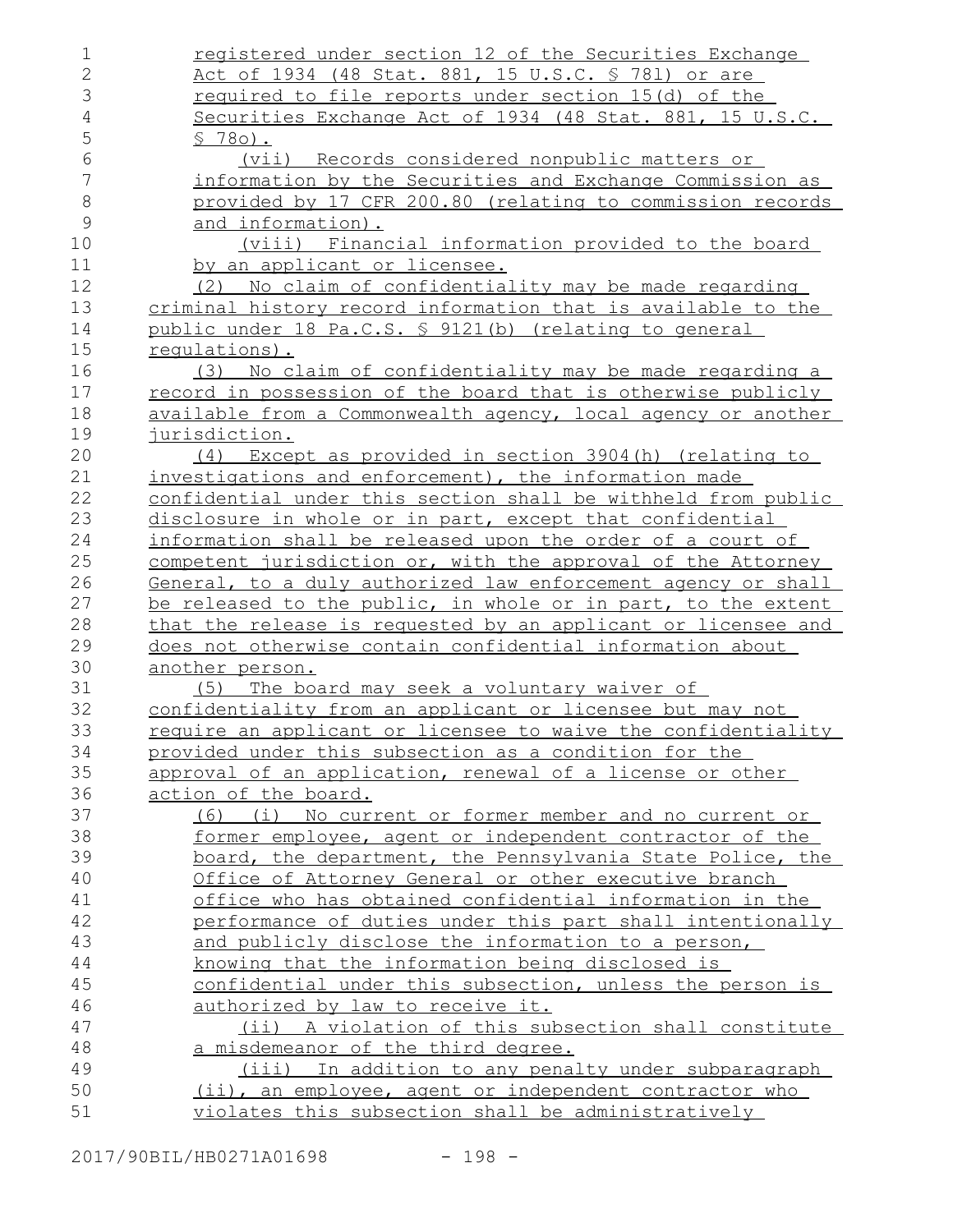registered under section 12 of the Securities Exchange Act of 1934 (48 Stat. 881, 15 U.S.C. § 78l) or are required to file reports under section 15(d) of the Securities Exchange Act of 1934 (48 Stat. 881, 15 U.S.C. § 78o).

(vii) Records considered nonpublic matters or information by the Securities and Exchange Commission as provided by 17 CFR 200.80 (relating to commission records and information).

(viii) Financial information provided to the board by an applicant or licensee.

(2) No claim of confidentiality may be made regarding criminal history record information that is available to the public under 18 Pa.C.S. § 9121(b) (relating to general regulations).

(3) No claim of confidentiality may be made regarding a record in possession of the board that is otherwise publicly available from a Commonwealth agency, local agency or another jurisdiction.

(4) Except as provided in section 3904(h) (relating to investigations and enforcement), the information made confidential under this section shall be withheld from public disclosure in whole or in part, except that confidential information shall be released upon the order of a court of competent jurisdiction or, with the approval of the Attorney General, to a duly authorized law enforcement agency or shall be released to the public, in whole or in part, to the extent that the release is requested by an applicant or licensee and does not otherwise contain confidential information about another person.

(5) The board may seek a voluntary waiver of confidentiality from an applicant or licensee but may not require an applicant or licensee to waive the confidentiality provided under this subsection as a condition for the approval of an application, renewal of a license or other action of the board.

(6) (i) No current or former member and no current or former employee, agent or independent contractor of the board, the department, the Pennsylvania State Police, the Office of Attorney General or other executive branch office who has obtained confidential information in the performance of duties under this part shall intentionally and publicly disclose the information to a person, knowing that the information being disclosed is confidential under this subsection, unless the person is authorized by law to receive it.

(ii) A violation of this subsection shall constitute a misdemeanor of the third degree.

(iii) In addition to any penalty under subparagraph (ii), an employee, agent or independent contractor who violates this subsection shall be administratively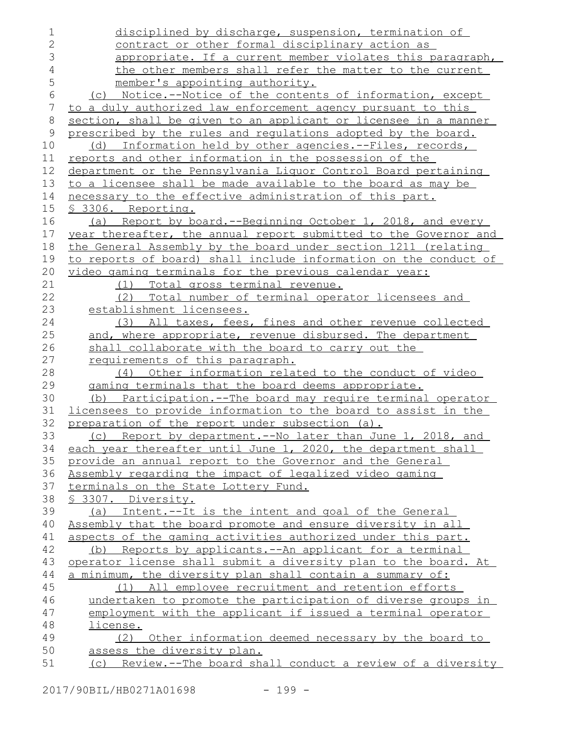disciplined by discharge, suspension, termination of contract or other formal disciplinary action as appropriate. If a current member violates this paragraph, the other members shall refer the matter to the current member's appointing authority.

(c) Notice.--Notice of the contents of information, except to a duly authorized law enforcement agency pursuant to this section, shall be given to an applicant or licensee in a manner prescribed by the rules and regulations adopted by the board.

(d) Information held by other agencies.--Files, records, reports and other information in the possession of the department or the Pennsylvania Liquor Control Board pertaining to a licensee shall be made available to the board as may be necessary to the effective administration of this part.

§ 3306. Reporting.

(a) Report by board.--Beginning October 1, 2018, and every year thereafter, the annual report submitted to the Governor and the General Assembly by the board under section 1211 (relating to reports of board) shall include information on the conduct of video gaming terminals for the previous calendar year:

(1) Total gross terminal revenue.

(2) Total number of terminal operator licensees and establishment licensees.

(3) All taxes, fees, fines and other revenue collected and, where appropriate, revenue disbursed. The department shall collaborate with the board to carry out the requirements of this paragraph.

(4) Other information related to the conduct of video gaming terminals that the board deems appropriate.

(b) Participation.--The board may require terminal operator licensees to provide information to the board to assist in the preparation of the report under subsection (a).

(c) Report by department.--No later than June 1, 2018, and each year thereafter until June 1, 2020, the department shall provide an annual report to the Governor and the General Assembly regarding the impact of legalized video gaming terminals on the State Lottery Fund.

§ 3307. Diversity.

(a) Intent.--It is the intent and goal of the General Assembly that the board promote and ensure diversity in all aspects of the gaming activities authorized under this part.

(b) Reports by applicants.--An applicant for a terminal operator license shall submit a diversity plan to the board. At a minimum, the diversity plan shall contain a summary of:

(1) All employee recruitment and retention efforts undertaken to promote the participation of diverse groups in employment with the applicant if issued a terminal operator license.

(2) Other information deemed necessary by the board to assess the diversity plan.

(c) Review.--The board shall conduct a review of a diversity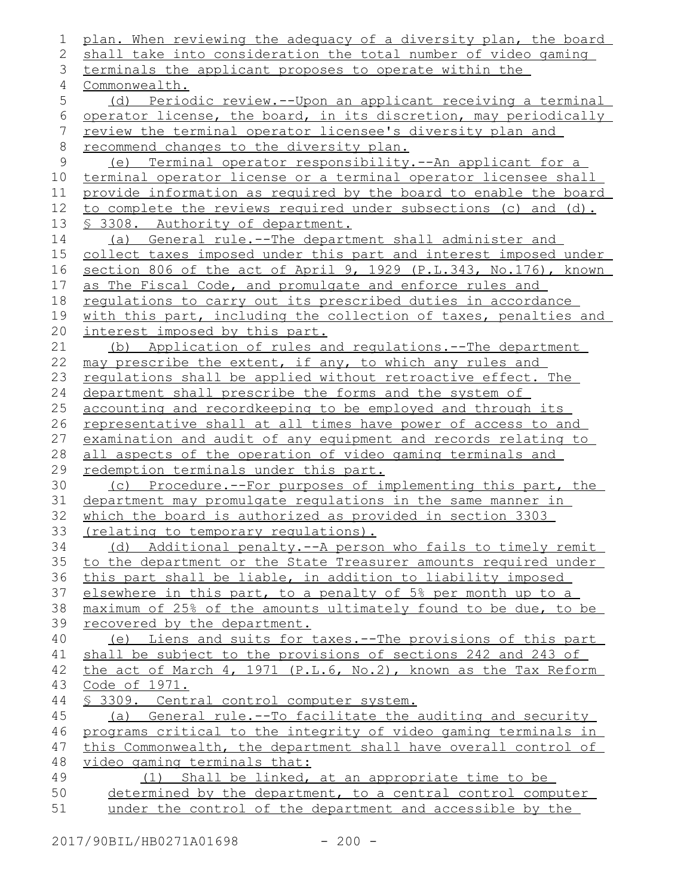plan. When reviewing the adequacy of a diversity plan, the board shall take into consideration the total number of video gaming terminals the applicant proposes to operate within the Commonwealth.

(d) Periodic review.--Upon an applicant receiving a terminal operator license, the board, in its discretion, may periodically review the terminal operator licensee's diversity plan and recommend changes to the diversity plan.

(e) Terminal operator responsibility.--An applicant for a terminal operator license or a terminal operator licensee shall provide information as required by the board to enable the board to complete the reviews required under subsections (c) and (d).

§ 3308. Authority of department.

(a) General rule.--The department shall administer and collect taxes imposed under this part and interest imposed under section 806 of the act of April 9, 1929 (P.L.343, No.176), known as The Fiscal Code, and promulgate and enforce rules and regulations to carry out its prescribed duties in accordance with this part, including the collection of taxes, penalties and interest imposed by this part.

(b) Application of rules and regulations.--The department may prescribe the extent, if any, to which any rules and regulations shall be applied without retroactive effect. The department shall prescribe the forms and the system of accounting and recordkeeping to be employed and through its representative shall at all times have power of access to and examination and audit of any equipment and records relating to all aspects of the operation of video gaming terminals and redemption terminals under this part.

(c) Procedure.--For purposes of implementing this part, the department may promulgate regulations in the same manner in which the board is authorized as provided in section 3303 (relating to temporary regulations).

(d) Additional penalty.--A person who fails to timely remit to the department or the State Treasurer amounts required under this part shall be liable, in addition to liability imposed elsewhere in this part, to a penalty of 5% per month up to a maximum of 25% of the amounts ultimately found to be due, to be recovered by the department.

(e) Liens and suits for taxes.--The provisions of this part shall be subject to the provisions of sections 242 and 243 of the act of March 4, 1971 (P.L.6, No.2), known as the Tax Reform Code of 1971.

§ 3309. Central control computer system.

(a) General rule.--To facilitate the auditing and security programs critical to the integrity of video gaming terminals in this Commonwealth, the department shall have overall control of video gaming terminals that:

(1) Shall be linked, at an appropriate time to be determined by the department, to a central control computer under the control of the department and accessible by the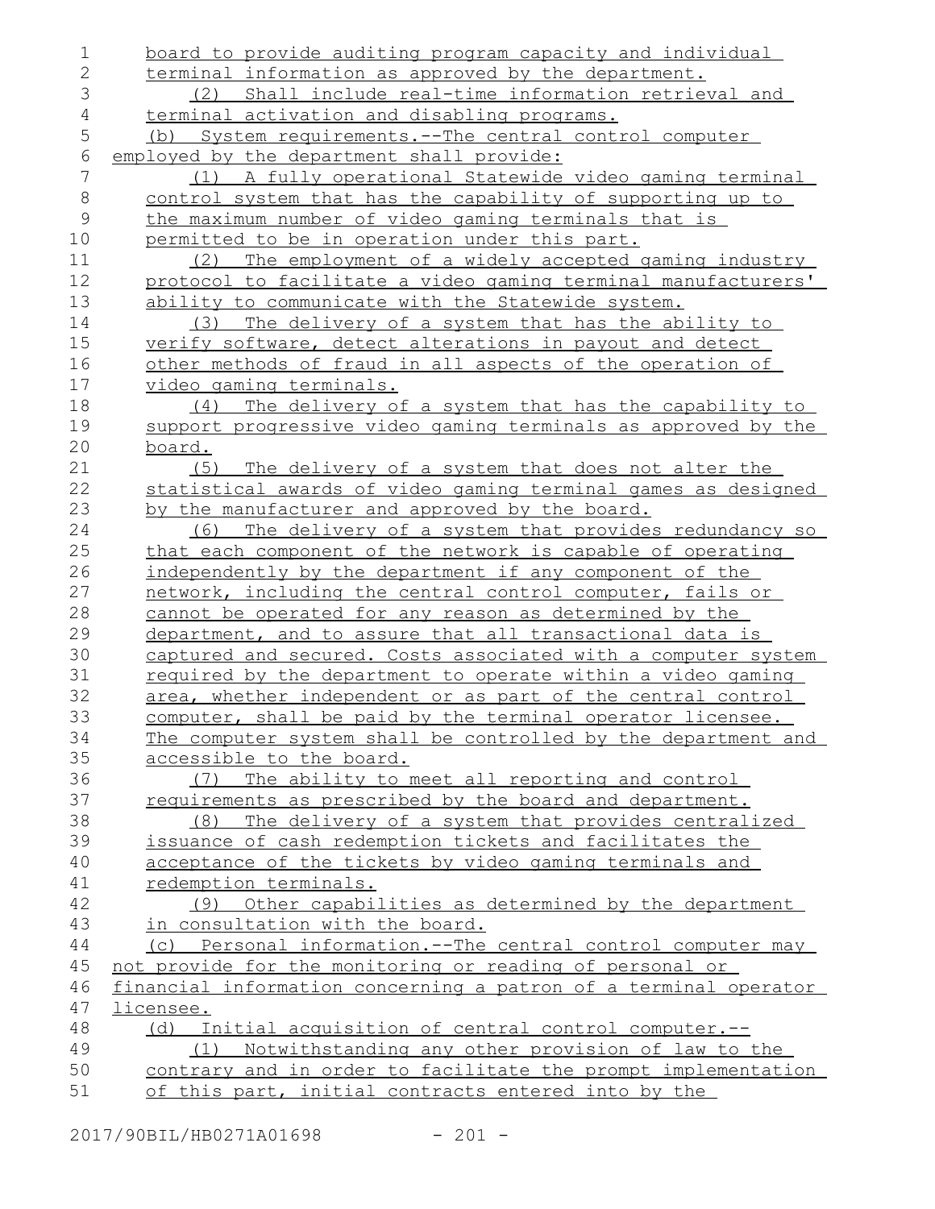board to provide auditing program capacity and individual terminal information as approved by the department.

(2) Shall include real-time information retrieval and terminal activation and disabling programs.

(b) System requirements.--The central control computer employed by the department shall provide:

(1) A fully operational Statewide video gaming terminal control system that has the capability of supporting up to the maximum number of video gaming terminals that is permitted to be in operation under this part.

(2) The employment of a widely accepted gaming industry protocol to facilitate a video gaming terminal manufacturers' ability to communicate with the Statewide system.

(3) The delivery of a system that has the ability to verify software, detect alterations in payout and detect other methods of fraud in all aspects of the operation of video gaming terminals.

(4) The delivery of a system that has the capability to support progressive video gaming terminals as approved by the board.

(5) The delivery of a system that does not alter the statistical awards of video gaming terminal games as designed by the manufacturer and approved by the board.

(6) The delivery of a system that provides redundancy so that each component of the network is capable of operating independently by the department if any component of the network, including the central control computer, fails or cannot be operated for any reason as determined by the department, and to assure that all transactional data is captured and secured. Costs associated with a computer system required by the department to operate within a video gaming area, whether independent or as part of the central control computer, shall be paid by the terminal operator licensee. The computer system shall be controlled by the department and accessible to the board.

(7) The ability to meet all reporting and control requirements as prescribed by the board and department.

(8) The delivery of a system that provides centralized issuance of cash redemption tickets and facilitates the acceptance of the tickets by video gaming terminals and redemption terminals.

(9) Other capabilities as determined by the department in consultation with the board.

(c) Personal information.--The central control computer may not provide for the monitoring or reading of personal or financial information concerning a patron of a terminal operator licensee.

(d) Initial acquisition of central control computer.--

(1) Notwithstanding any other provision of law to the contrary and in order to facilitate the prompt implementation of this part, initial contracts entered into by the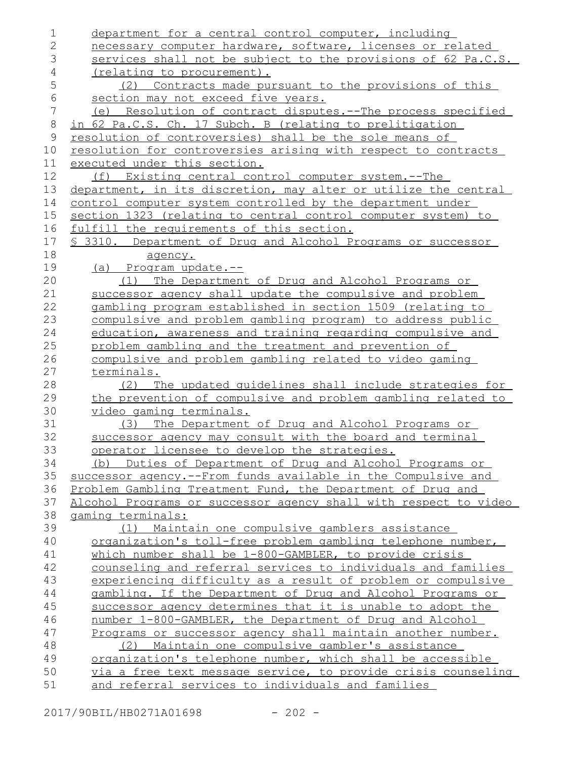department for a central control computer, including necessary computer hardware, software, licenses or related services shall not be subject to the provisions of 62 Pa.C.S. (relating to procurement).

(2) Contracts made pursuant to the provisions of this section may not exceed five years.

(e) Resolution of contract disputes.--The process specified in 62 Pa.C.S. Ch. 17 Subch. B (relating to prelitigation resolution of controversies) shall be the sole means of resolution for controversies arising with respect to contracts executed under this section.

(f) Existing central control computer system.--The department, in its discretion, may alter or utilize the central control computer system controlled by the department under section 1323 (relating to central control computer system) to fulfill the requirements of this section.

§ 3310. Department of Drug and Alcohol Programs or successor agency.

(a) Program update.--

(1) The Department of Drug and Alcohol Programs or successor agency shall update the compulsive and problem gambling program established in section 1509 (relating to compulsive and problem gambling program) to address public education, awareness and training regarding compulsive and problem gambling and the treatment and prevention of compulsive and problem gambling related to video gaming terminals.

(2) The updated guidelines shall include strategies for the prevention of compulsive and problem gambling related to video gaming terminals.

(3) The Department of Drug and Alcohol Programs or successor agency may consult with the board and terminal operator licensee to develop the strategies.

(b) Duties of Department of Drug and Alcohol Programs or successor agency.--From funds available in the Compulsive and Problem Gambling Treatment Fund, the Department of Drug and Alcohol Programs or successor agency shall with respect to video gaming terminals:

(1) Maintain one compulsive gamblers assistance organization's toll-free problem gambling telephone number, which number shall be 1-800-GAMBLER, to provide crisis counseling and referral services to individuals and families experiencing difficulty as a result of problem or compulsive gambling. If the Department of Drug and Alcohol Programs or successor agency determines that it is unable to adopt the number 1-800-GAMBLER, the Department of Drug and Alcohol Programs or successor agency shall maintain another number.

(2) Maintain one compulsive gambler's assistance organization's telephone number, which shall be accessible via a free text message service, to provide crisis counseling and referral services to individuals and families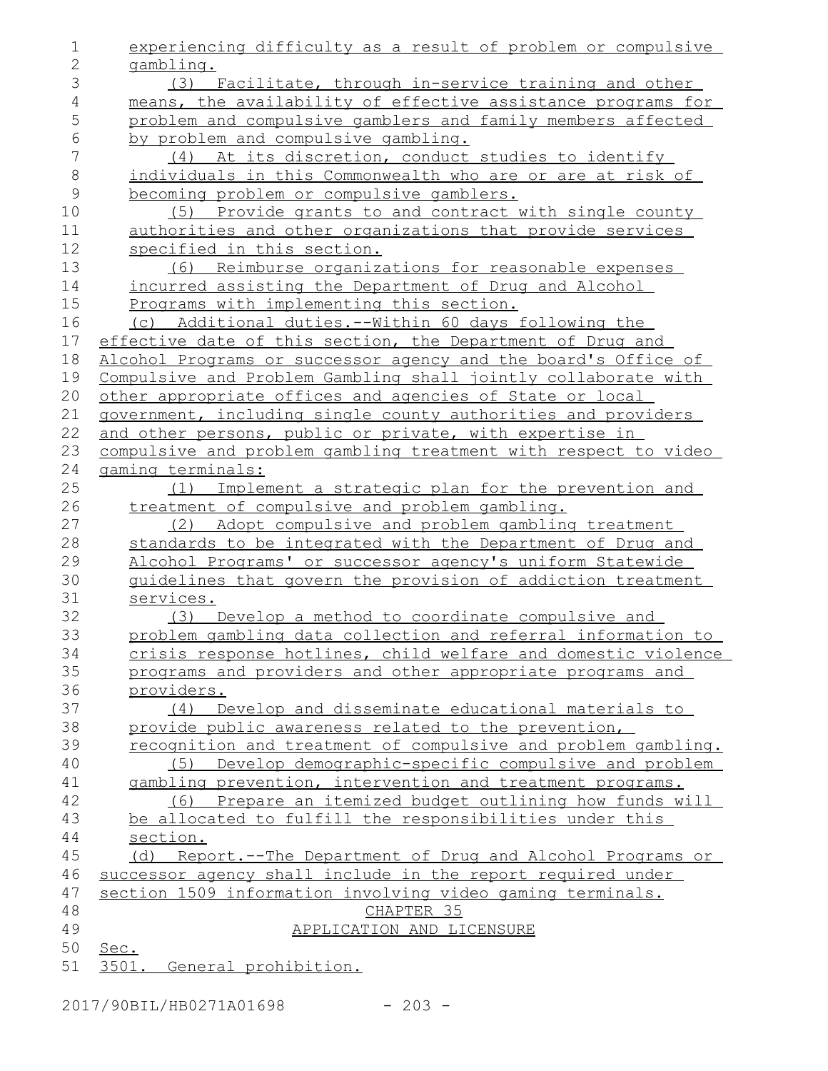experiencing difficulty as a result of problem or compulsive gambling.

(3) Facilitate, through in-service training and other means, the availability of effective assistance programs for problem and compulsive gamblers and family members affected by problem and compulsive gambling.

(4) At its discretion, conduct studies to identify individuals in this Commonwealth who are or are at risk of becoming problem or compulsive gamblers.

(5) Provide grants to and contract with single county authorities and other organizations that provide services specified in this section.

(6) Reimburse organizations for reasonable expenses incurred assisting the Department of Drug and Alcohol Programs with implementing this section.

(c) Additional duties.--Within 60 days following the effective date of this section, the Department of Drug and Alcohol Programs or successor agency and the board's Office of Compulsive and Problem Gambling shall jointly collaborate with other appropriate offices and agencies of State or local government, including single county authorities and providers and other persons, public or private, with expertise in compulsive and problem gambling treatment with respect to video gaming terminals:

(1) Implement a strategic plan for the prevention and treatment of compulsive and problem gambling.

(2) Adopt compulsive and problem gambling treatment standards to be integrated with the Department of Drug and Alcohol Programs' or successor agency's uniform Statewide guidelines that govern the provision of addiction treatment services.

(3) Develop a method to coordinate compulsive and problem gambling data collection and referral information to crisis response hotlines, child welfare and domestic violence programs and providers and other appropriate programs and providers.

(4) Develop and disseminate educational materials to provide public awareness related to the prevention, recognition and treatment of compulsive and problem gambling.

(5) Develop demographic-specific compulsive and problem gambling prevention, intervention and treatment programs.

(6) Prepare an itemized budget outlining how funds will be allocated to fulfill the responsibilities under this section.

(d) Report.--The Department of Drug and Alcohol Programs or successor agency shall include in the report required under section 1509 information involving video gaming terminals.

CHAPTER 35

APPLICATION AND LICENSURE

Sec.

3501. General prohibition.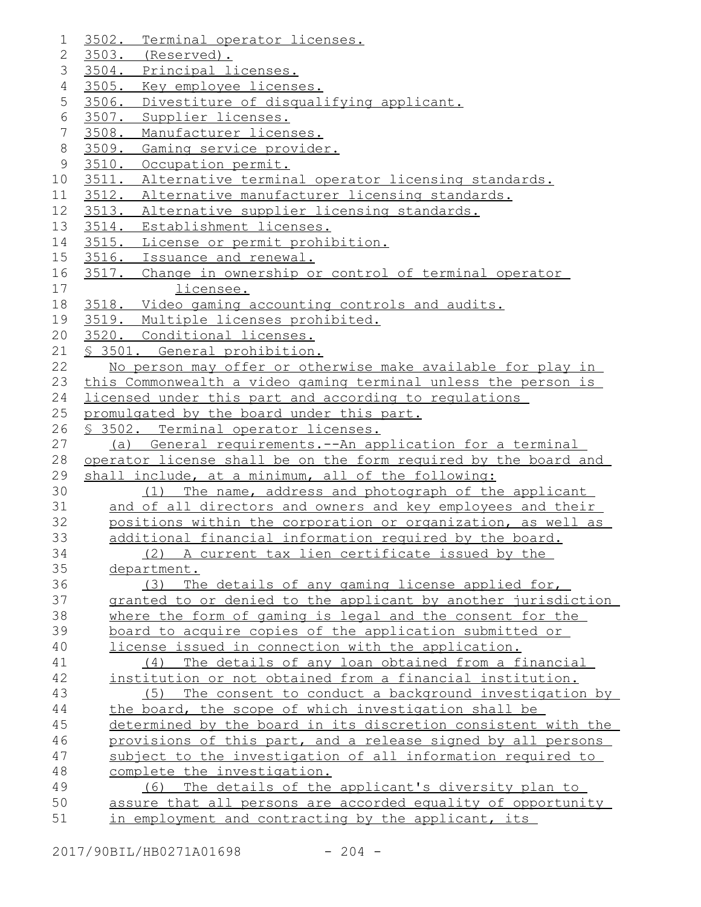3502. Terminal operator licenses.
3503. (Reserved).
3504. Principal licenses.
3505. Key employee licenses.
3506. Divestiture of disqualifying applicant.
3507. Supplier licenses.
3508. Manufacturer licenses.
3509. Gaming service provider.
3510. Occupation permit.
3511. Alternative terminal operator licensing standards.
3512. Alternative manufacturer licensing standards.
3513. Alternative supplier licensing standards.
3514. Establishment licenses.
3515. License or permit prohibition.
3516. Issuance and renewal.
3517. Change in ownership or control of terminal operator licensee.
3518. Video gaming accounting controls and audits.
3519. Multiple licenses prohibited.
3520. Conditional licenses.

§ 3501. General prohibition.

No person may offer or otherwise make available for play in this Commonwealth a video gaming terminal unless the person is licensed under this part and according to regulations promulgated by the board under this part.

§ 3502. Terminal operator licenses.

(a) General requirements.--An application for a terminal operator license shall be on the form required by the board and shall include, at a minimum, all of the following:

(1) The name, address and photograph of the applicant and of all directors and owners and key employees and their positions within the corporation or organization, as well as additional financial information required by the board.

(2) A current tax lien certificate issued by the department.

(3) The details of any gaming license applied for, granted to or denied to the applicant by another jurisdiction where the form of gaming is legal and the consent for the board to acquire copies of the application submitted or license issued in connection with the application.

(4) The details of any loan obtained from a financial institution or not obtained from a financial institution.

(5) The consent to conduct a background investigation by the board, the scope of which investigation shall be determined by the board in its discretion consistent with the provisions of this part, and a release signed by all persons subject to the investigation of all information required to complete the investigation.

(6) The details of the applicant's diversity plan to assure that all persons are accorded equality of opportunity in employment and contracting by the applicant, its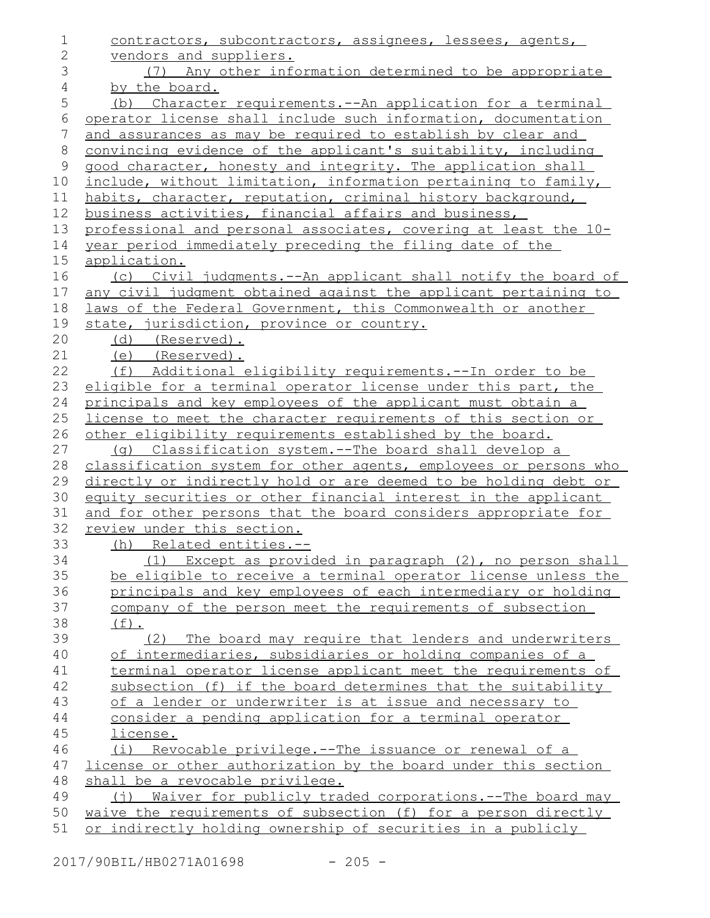contractors, subcontractors, assignees, lessees, agents, vendors and suppliers.

(7) Any other information determined to be appropriate by the board.

(b) Character requirements.--An application for a terminal operator license shall include such information, documentation and assurances as may be required to establish by clear and convincing evidence of the applicant's suitability, including good character, honesty and integrity. The application shall include, without limitation, information pertaining to family, habits, character, reputation, criminal history background, business activities, financial affairs and business, professional and personal associates, covering at least the 10-year period immediately preceding the filing date of the application.

(c) Civil judgments.--An applicant shall notify the board of any civil judgment obtained against the applicant pertaining to laws of the Federal Government, this Commonwealth or another state, jurisdiction, province or country.

(d) (Reserved).

(e) (Reserved).

(f) Additional eligibility requirements.--In order to be eligible for a terminal operator license under this part, the principals and key employees of the applicant must obtain a license to meet the character requirements of this section or other eligibility requirements established by the board.

(g) Classification system.--The board shall develop a classification system for other agents, employees or persons who directly or indirectly hold or are deemed to be holding debt or equity securities or other financial interest in the applicant and for other persons that the board considers appropriate for review under this section.

(h) Related entities.--

(1) Except as provided in paragraph (2), no person shall be eligible to receive a terminal operator license unless the principals and key employees of each intermediary or holding company of the person meet the requirements of subsection (f).

(2) The board may require that lenders and underwriters of intermediaries, subsidiaries or holding companies of a terminal operator license applicant meet the requirements of subsection (f) if the board determines that the suitability of a lender or underwriter is at issue and necessary to consider a pending application for a terminal operator license.

(i) Revocable privilege.--The issuance or renewal of a license or other authorization by the board under this section shall be a revocable privilege.

(j) Waiver for publicly traded corporations.--The board may waive the requirements of subsection (f) for a person directly or indirectly holding ownership of securities in a publicly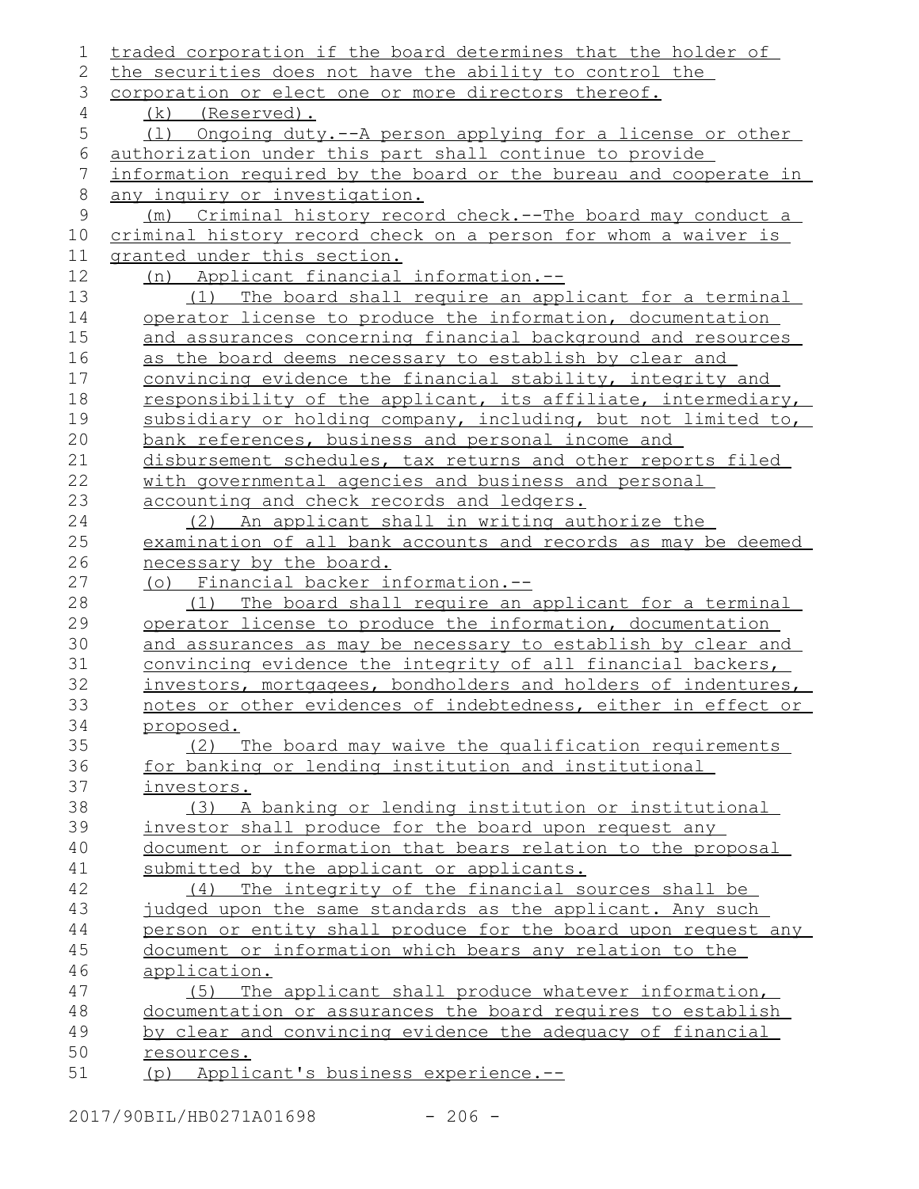traded corporation if the board determines that the holder of the securities does not have the ability to control the corporation or elect one or more directors thereof.

(k) (Reserved).

(l) Ongoing duty.--A person applying for a license or other authorization under this part shall continue to provide information required by the board or the bureau and cooperate in any inquiry or investigation.

(m) Criminal history record check.--The board may conduct a criminal history record check on a person for whom a waiver is granted under this section.

(n) Applicant financial information.--

(1) The board shall require an applicant for a terminal operator license to produce the information, documentation and assurances concerning financial background and resources as the board deems necessary to establish by clear and convincing evidence the financial stability, integrity and responsibility of the applicant, its affiliate, intermediary, subsidiary or holding company, including, but not limited to, bank references, business and personal income and disbursement schedules, tax returns and other reports filed with governmental agencies and business and personal accounting and check records and ledgers.

(2) An applicant shall in writing authorize the examination of all bank accounts and records as may be deemed necessary by the board.

(o) Financial backer information.--

(1) The board shall require an applicant for a terminal operator license to produce the information, documentation and assurances as may be necessary to establish by clear and convincing evidence the integrity of all financial backers, investors, mortgagees, bondholders and holders of indentures, notes or other evidences of indebtedness, either in effect or proposed.

(2) The board may waive the qualification requirements for banking or lending institution and institutional investors.

(3) A banking or lending institution or institutional investor shall produce for the board upon request any document or information that bears relation to the proposal submitted by the applicant or applicants.

(4) The integrity of the financial sources shall be judged upon the same standards as the applicant. Any such person or entity shall produce for the board upon request any document or information which bears any relation to the application.

(5) The applicant shall produce whatever information, documentation or assurances the board requires to establish by clear and convincing evidence the adequacy of financial resources.

(p) Applicant's business experience.--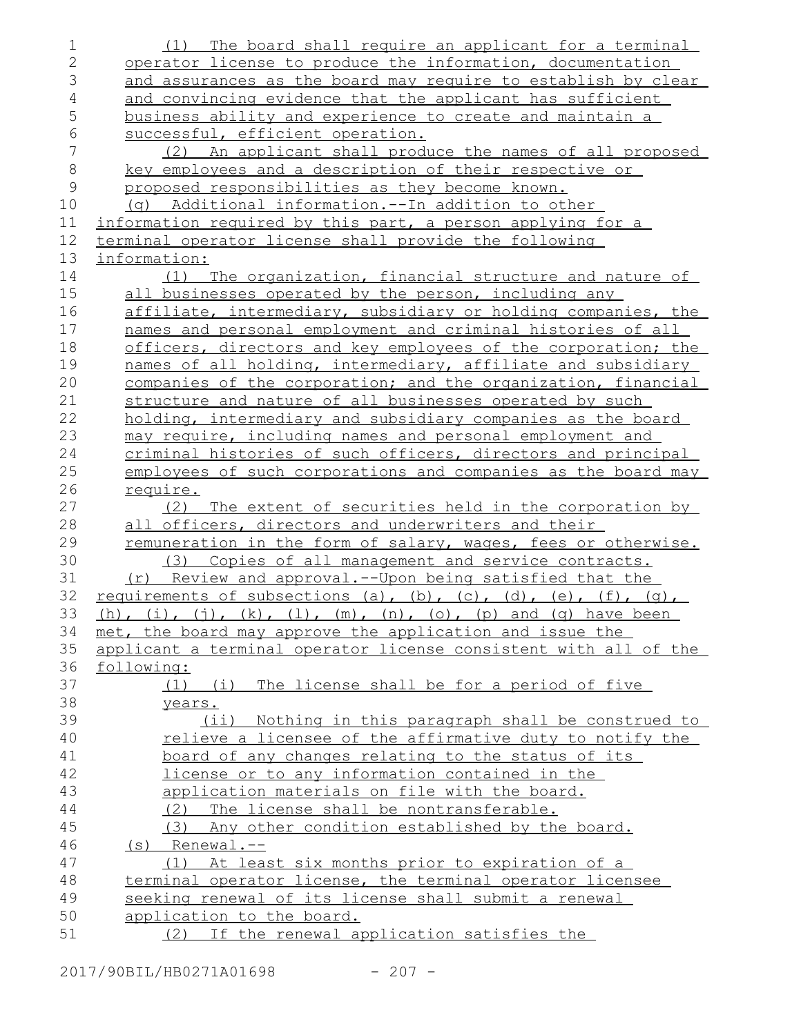(1) The board shall require an applicant for a terminal operator license to produce the information, documentation and assurances as the board may require to establish by clear and convincing evidence that the applicant has sufficient business ability and experience to create and maintain a successful, efficient operation.

(2) An applicant shall produce the names of all proposed key employees and a description of their respective or proposed responsibilities as they become known.

(q) Additional information.--In addition to other information required by this part, a person applying for a terminal operator license shall provide the following information:

(1) The organization, financial structure and nature of all businesses operated by the person, including any affiliate, intermediary, subsidiary or holding companies, the names and personal employment and criminal histories of all officers, directors and key employees of the corporation; the names of all holding, intermediary, affiliate and subsidiary companies of the corporation; and the organization, financial structure and nature of all businesses operated by such holding, intermediary and subsidiary companies as the board may require, including names and personal employment and criminal histories of such officers, directors and principal employees of such corporations and companies as the board may require.

(2) The extent of securities held in the corporation by all officers, directors and underwriters and their remuneration in the form of salary, wages, fees or otherwise.

(3) Copies of all management and service contracts.

(r) Review and approval.--Upon being satisfied that the requirements of subsections (a), (b), (c), (d), (e), (f), (g), (h), (i), (j), (k), (l), (m), (n), (o), (p) and (q) have been met, the board may approve the application and issue the applicant a terminal operator license consistent with all of the following:

(1) (i) The license shall be for a period of five years.

(ii) Nothing in this paragraph shall be construed to relieve a licensee of the affirmative duty to notify the board of any changes relating to the status of its license or to any information contained in the application materials on file with the board.

(2) The license shall be nontransferable.

(3) Any other condition established by the board.

(s) Renewal.--

(1) At least six months prior to expiration of a terminal operator license, the terminal operator licensee seeking renewal of its license shall submit a renewal application to the board.

(2) If the renewal application satisfies the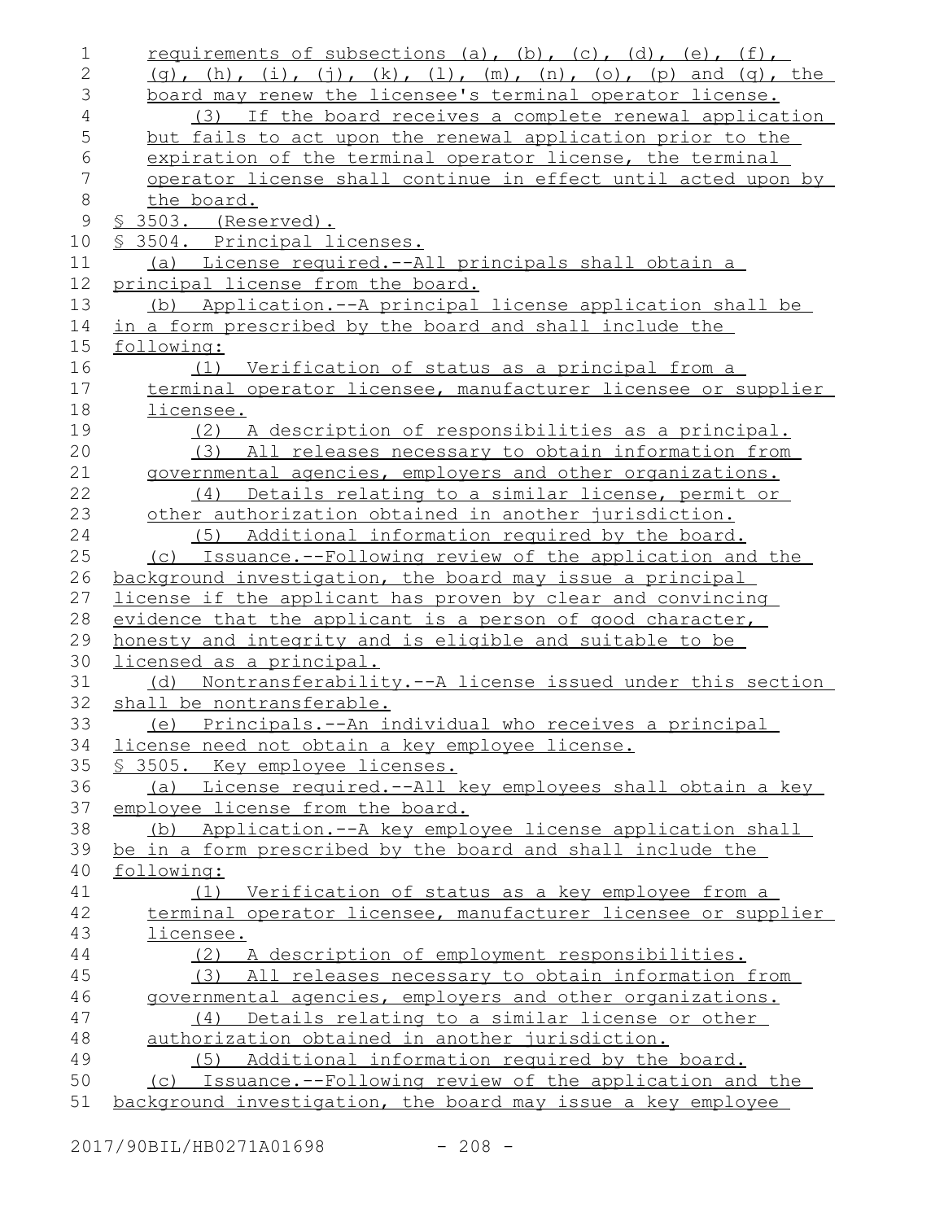requirements of subsections (a), (b), (c), (d), (e), (f), (g), (h), (i), (j), (k), (l), (m), (n), (o), (p) and (q), the board may renew the licensee's terminal operator license.

(3) If the board receives a complete renewal application but fails to act upon the renewal application prior to the expiration of the terminal operator license, the terminal operator license shall continue in effect until acted upon by the board.

§ 3503. (Reserved).

§ 3504. Principal licenses.

(a) License required.--All principals shall obtain a principal license from the board.

(b) Application.--A principal license application shall be in a form prescribed by the board and shall include the following:

(1) Verification of status as a principal from a terminal operator licensee, manufacturer licensee or supplier licensee.

(2) A description of responsibilities as a principal.

(3) All releases necessary to obtain information from governmental agencies, employers and other organizations.

(4) Details relating to a similar license, permit or other authorization obtained in another jurisdiction.

(5) Additional information required by the board.

(c) Issuance.--Following review of the application and the background investigation, the board may issue a principal license if the applicant has proven by clear and convincing evidence that the applicant is a person of good character, honesty and integrity and is eligible and suitable to be licensed as a principal.

(d) Nontransferability.--A license issued under this section shall be nontransferable.

(e) Principals.--An individual who receives a principal license need not obtain a key employee license.

§ 3505. Key employee licenses.

(a) License required.--All key employees shall obtain a key employee license from the board.

(b) Application.--A key employee license application shall be in a form prescribed by the board and shall include the following:

(1) Verification of status as a key employee from a terminal operator licensee, manufacturer licensee or supplier licensee.

(2) A description of employment responsibilities.

(3) All releases necessary to obtain information from governmental agencies, employers and other organizations.

(4) Details relating to a similar license or other authorization obtained in another jurisdiction.

(5) Additional information required by the board.

(c) Issuance.--Following review of the application and the background investigation, the board may issue a key employee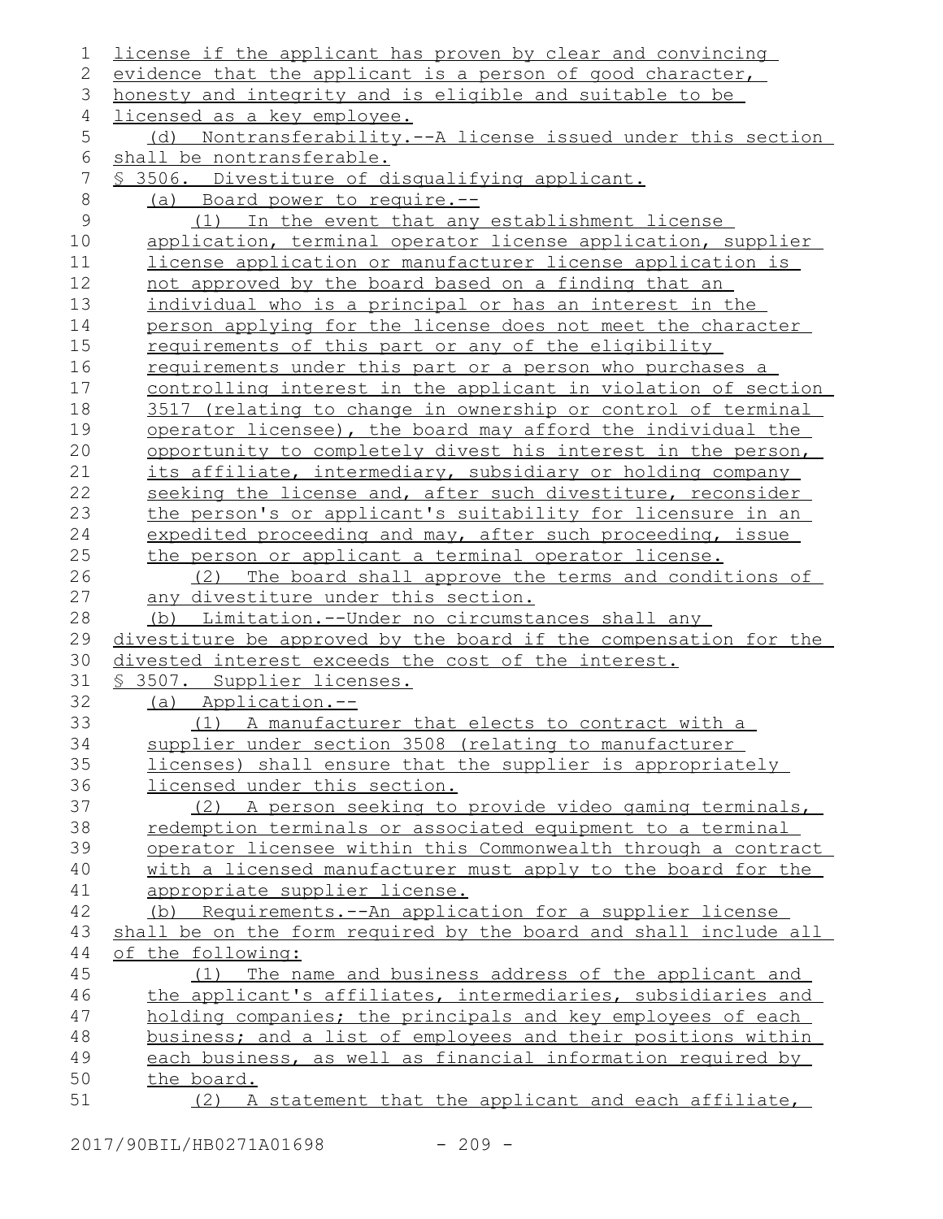license if the applicant has proven by clear and convincing evidence that the applicant is a person of good character, honesty and integrity and is eligible and suitable to be licensed as a key employee.

(d) Nontransferability.--A license issued under this section shall be nontransferable.

§ 3506. Divestiture of disqualifying applicant.

(a) Board power to require.--

(1) In the event that any establishment license application, terminal operator license application, supplier license application or manufacturer license application is not approved by the board based on a finding that an individual who is a principal or has an interest in the person applying for the license does not meet the character requirements of this part or any of the eligibility requirements under this part or a person who purchases a controlling interest in the applicant in violation of section 3517 (relating to change in ownership or control of terminal operator licensee), the board may afford the individual the opportunity to completely divest his interest in the person, its affiliate, intermediary, subsidiary or holding company seeking the license and, after such divestiture, reconsider the person's or applicant's suitability for licensure in an expedited proceeding and may, after such proceeding, issue the person or applicant a terminal operator license.

(2) The board shall approve the terms and conditions of any divestiture under this section.

(b) Limitation.--Under no circumstances shall any divestiture be approved by the board if the compensation for the divested interest exceeds the cost of the interest.

§ 3507. Supplier licenses.

(a) Application.--

(1) A manufacturer that elects to contract with a supplier under section 3508 (relating to manufacturer licenses) shall ensure that the supplier is appropriately licensed under this section.

(2) A person seeking to provide video gaming terminals, redemption terminals or associated equipment to a terminal operator licensee within this Commonwealth through a contract with a licensed manufacturer must apply to the board for the appropriate supplier license.

(b) Requirements.--An application for a supplier license shall be on the form required by the board and shall include all of the following:

(1) The name and business address of the applicant and the applicant's affiliates, intermediaries, subsidiaries and holding companies; the principals and key employees of each business; and a list of employees and their positions within each business, as well as financial information required by the board.

(2) A statement that the applicant and each affiliate,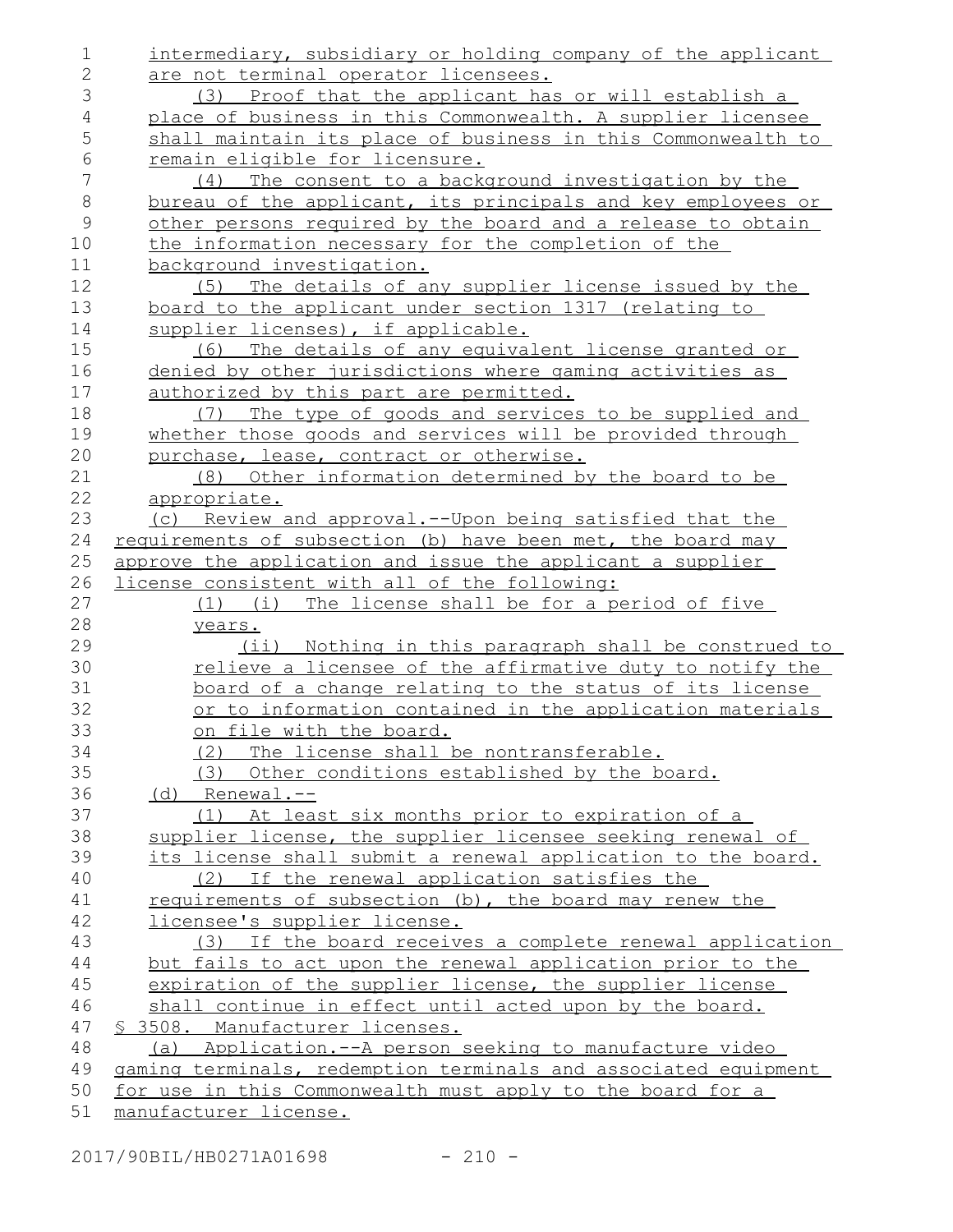intermediary, subsidiary or holding company of the applicant are not terminal operator licensees.

(3) Proof that the applicant has or will establish a place of business in this Commonwealth. A supplier licensee shall maintain its place of business in this Commonwealth to remain eligible for licensure.

(4) The consent to a background investigation by the bureau of the applicant, its principals and key employees or other persons required by the board and a release to obtain the information necessary for the completion of the background investigation.

(5) The details of any supplier license issued by the board to the applicant under section 1317 (relating to supplier licenses), if applicable.

(6) The details of any equivalent license granted or denied by other jurisdictions where gaming activities as authorized by this part are permitted.

(7) The type of goods and services to be supplied and whether those goods and services will be provided through purchase, lease, contract or otherwise.

(8) Other information determined by the board to be appropriate.

(c) Review and approval.--Upon being satisfied that the requirements of subsection (b) have been met, the board may approve the application and issue the applicant a supplier license consistent with all of the following:

(1) (i) The license shall be for a period of five years.

(ii) Nothing in this paragraph shall be construed to relieve a licensee of the affirmative duty to notify the board of a change relating to the status of its license or to information contained in the application materials on file with the board.

(2) The license shall be nontransferable.

(3) Other conditions established by the board.

(d) Renewal.--

(1) At least six months prior to expiration of a supplier license, the supplier licensee seeking renewal of its license shall submit a renewal application to the board.

(2) If the renewal application satisfies the requirements of subsection (b), the board may renew the licensee's supplier license.

(3) If the board receives a complete renewal application but fails to act upon the renewal application prior to the expiration of the supplier license, the supplier license shall continue in effect until acted upon by the board.

§ 3508. Manufacturer licenses.

(a) Application.--A person seeking to manufacture video gaming terminals, redemption terminals and associated equipment for use in this Commonwealth must apply to the board for a manufacturer license.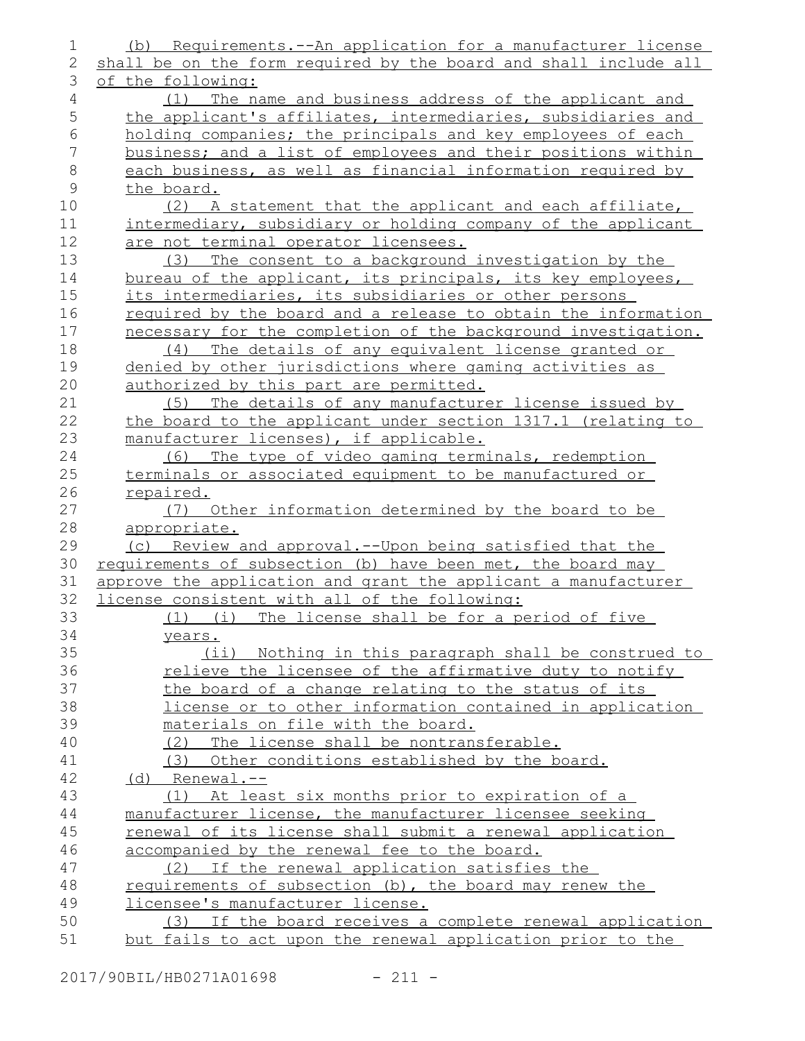(b) Requirements.--An application for a manufacturer license shall be on the form required by the board and shall include all of the following:

(1) The name and business address of the applicant and the applicant's affiliates, intermediaries, subsidiaries and holding companies; the principals and key employees of each business; and a list of employees and their positions within each business, as well as financial information required by the board.

(2) A statement that the applicant and each affiliate, intermediary, subsidiary or holding company of the applicant are not terminal operator licensees.

(3) The consent to a background investigation by the bureau of the applicant, its principals, its key employees, its intermediaries, its subsidiaries or other persons required by the board and a release to obtain the information necessary for the completion of the background investigation.

(4) The details of any equivalent license granted or denied by other jurisdictions where gaming activities as authorized by this part are permitted.

(5) The details of any manufacturer license issued by the board to the applicant under section 1317.1 (relating to manufacturer licenses), if applicable.

(6) The type of video gaming terminals, redemption terminals or associated equipment to be manufactured or repaired.

(7) Other information determined by the board to be appropriate.

(c) Review and approval.--Upon being satisfied that the requirements of subsection (b) have been met, the board may approve the application and grant the applicant a manufacturer license consistent with all of the following:

(1) (i) The license shall be for a period of five years.

(ii) Nothing in this paragraph shall be construed to relieve the licensee of the affirmative duty to notify the board of a change relating to the status of its license or to other information contained in application materials on file with the board.

(2) The license shall be nontransferable.

(3) Other conditions established by the board.

(d) Renewal.--

(1) At least six months prior to expiration of a manufacturer license, the manufacturer licensee seeking renewal of its license shall submit a renewal application accompanied by the renewal fee to the board.

(2) If the renewal application satisfies the requirements of subsection (b), the board may renew the licensee's manufacturer license.

(3) If the board receives a complete renewal application but fails to act upon the renewal application prior to the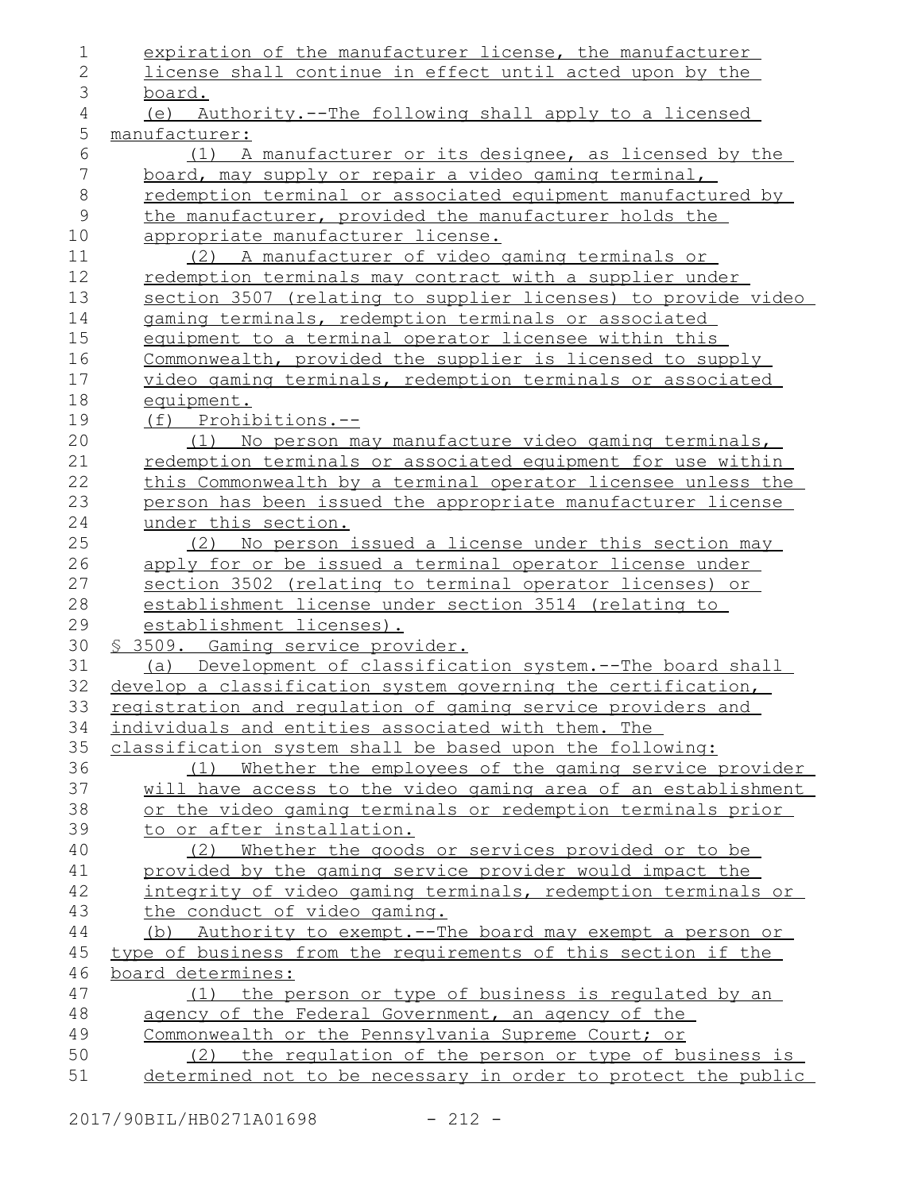expiration of the manufacturer license, the manufacturer license shall continue in effect until acted upon by the board.

(e) Authority.--The following shall apply to a licensed manufacturer:

(1) A manufacturer or its designee, as licensed by the board, may supply or repair a video gaming terminal, redemption terminal or associated equipment manufactured by the manufacturer, provided the manufacturer holds the appropriate manufacturer license.

(2) A manufacturer of video gaming terminals or redemption terminals may contract with a supplier under section 3507 (relating to supplier licenses) to provide video gaming terminals, redemption terminals or associated equipment to a terminal operator licensee within this Commonwealth, provided the supplier is licensed to supply video gaming terminals, redemption terminals or associated equipment.

(f) Prohibitions.--

(1) No person may manufacture video gaming terminals, redemption terminals or associated equipment for use within this Commonwealth by a terminal operator licensee unless the person has been issued the appropriate manufacturer license under this section.

(2) No person issued a license under this section may apply for or be issued a terminal operator license under section 3502 (relating to terminal operator licenses) or establishment license under section 3514 (relating to establishment licenses).

§ 3509. Gaming service provider.

(a) Development of classification system.--The board shall develop a classification system governing the certification, registration and regulation of gaming service providers and individuals and entities associated with them. The classification system shall be based upon the following:

(1) Whether the employees of the gaming service provider will have access to the video gaming area of an establishment or the video gaming terminals or redemption terminals prior to or after installation.

(2) Whether the goods or services provided or to be provided by the gaming service provider would impact the integrity of video gaming terminals, redemption terminals or the conduct of video gaming.

(b) Authority to exempt.--The board may exempt a person or type of business from the requirements of this section if the board determines:

(1) the person or type of business is regulated by an agency of the Federal Government, an agency of the Commonwealth or the Pennsylvania Supreme Court; or

(2) the regulation of the person or type of business is determined not to be necessary in order to protect the public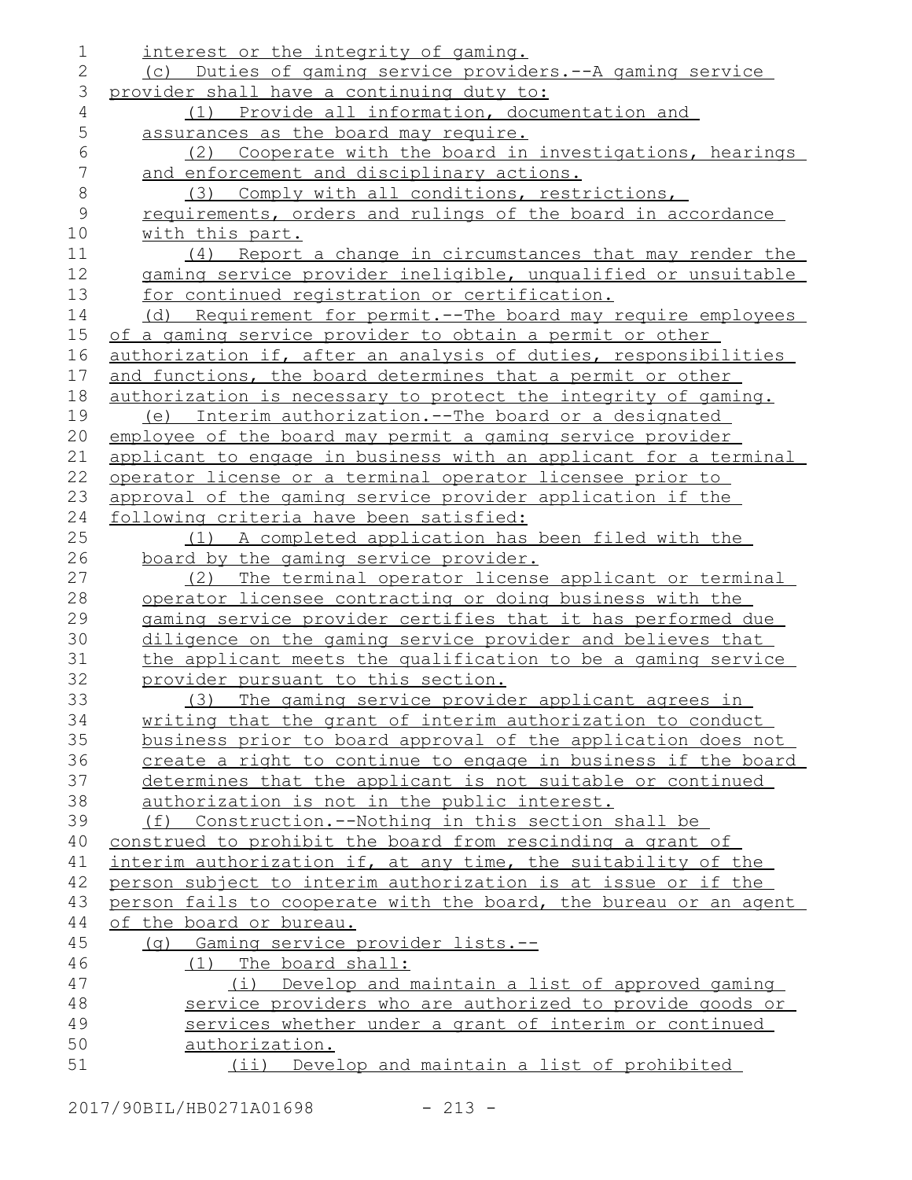interest or the integrity of gaming.

(c) Duties of gaming service providers.--A gaming service provider shall have a continuing duty to:

(1) Provide all information, documentation and assurances as the board may require.

(2) Cooperate with the board in investigations, hearings and enforcement and disciplinary actions.

(3) Comply with all conditions, restrictions, requirements, orders and rulings of the board in accordance with this part.

(4) Report a change in circumstances that may render the gaming service provider ineligible, unqualified or unsuitable for continued registration or certification.

(d) Requirement for permit.--The board may require employees of a gaming service provider to obtain a permit or other authorization if, after an analysis of duties, responsibilities and functions, the board determines that a permit or other authorization is necessary to protect the integrity of gaming.

(e) Interim authorization.--The board or a designated employee of the board may permit a gaming service provider applicant to engage in business with an applicant for a terminal operator license or a terminal operator licensee prior to approval of the gaming service provider application if the following criteria have been satisfied:

(1) A completed application has been filed with the board by the gaming service provider.

(2) The terminal operator license applicant or terminal operator licensee contracting or doing business with the gaming service provider certifies that it has performed due diligence on the gaming service provider and believes that the applicant meets the qualification to be a gaming service provider pursuant to this section.

(3) The gaming service provider applicant agrees in writing that the grant of interim authorization to conduct business prior to board approval of the application does not create a right to continue to engage in business if the board determines that the applicant is not suitable or continued authorization is not in the public interest.

(f) Construction.--Nothing in this section shall be construed to prohibit the board from rescinding a grant of interim authorization if, at any time, the suitability of the person subject to interim authorization is at issue or if the person fails to cooperate with the board, the bureau or an agent of the board or bureau.

(g) Gaming service provider lists.--

(1) The board shall:

(i) Develop and maintain a list of approved gaming service providers who are authorized to provide goods or services whether under a grant of interim or continued authorization.

(ii) Develop and maintain a list of prohibited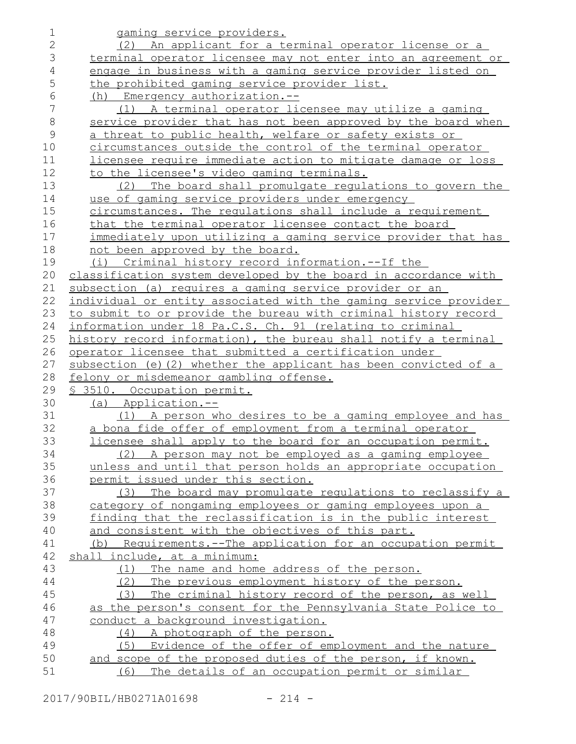gaming service providers.

(2) An applicant for a terminal operator license or a terminal operator licensee may not enter into an agreement or engage in business with a gaming service provider listed on the prohibited gaming service provider list.

(h) Emergency authorization.--

(1) A terminal operator licensee may utilize a gaming service provider that has not been approved by the board when a threat to public health, welfare or safety exists or circumstances outside the control of the terminal operator licensee require immediate action to mitigate damage or loss to the licensee's video gaming terminals.

(2) The board shall promulgate regulations to govern the use of gaming service providers under emergency circumstances. The regulations shall include a requirement that the terminal operator licensee contact the board immediately upon utilizing a gaming service provider that has not been approved by the board.

(i) Criminal history record information.--If the classification system developed by the board in accordance with subsection (a) requires a gaming service provider or an individual or entity associated with the gaming service provider to submit to or provide the bureau with criminal history record information under 18 Pa.C.S. Ch. 91 (relating to criminal history record information), the bureau shall notify a terminal operator licensee that submitted a certification under subsection (e)(2) whether the applicant has been convicted of a felony or misdemeanor gambling offense.

§ 3510. Occupation permit.

(a) Application.--

(1) A person who desires to be a gaming employee and has a bona fide offer of employment from a terminal operator licensee shall apply to the board for an occupation permit.

(2) A person may not be employed as a gaming employee unless and until that person holds an appropriate occupation permit issued under this section.

(3) The board may promulgate regulations to reclassify a category of nongaming employees or gaming employees upon a finding that the reclassification is in the public interest and consistent with the objectives of this part.

(b) Requirements.--The application for an occupation permit shall include, at a minimum:

(1) The name and home address of the person.

(2) The previous employment history of the person.

(3) The criminal history record of the person, as well as the person's consent for the Pennsylvania State Police to conduct a background investigation.

(4) A photograph of the person.

(5) Evidence of the offer of employment and the nature and scope of the proposed duties of the person, if known.

(6) The details of an occupation permit or similar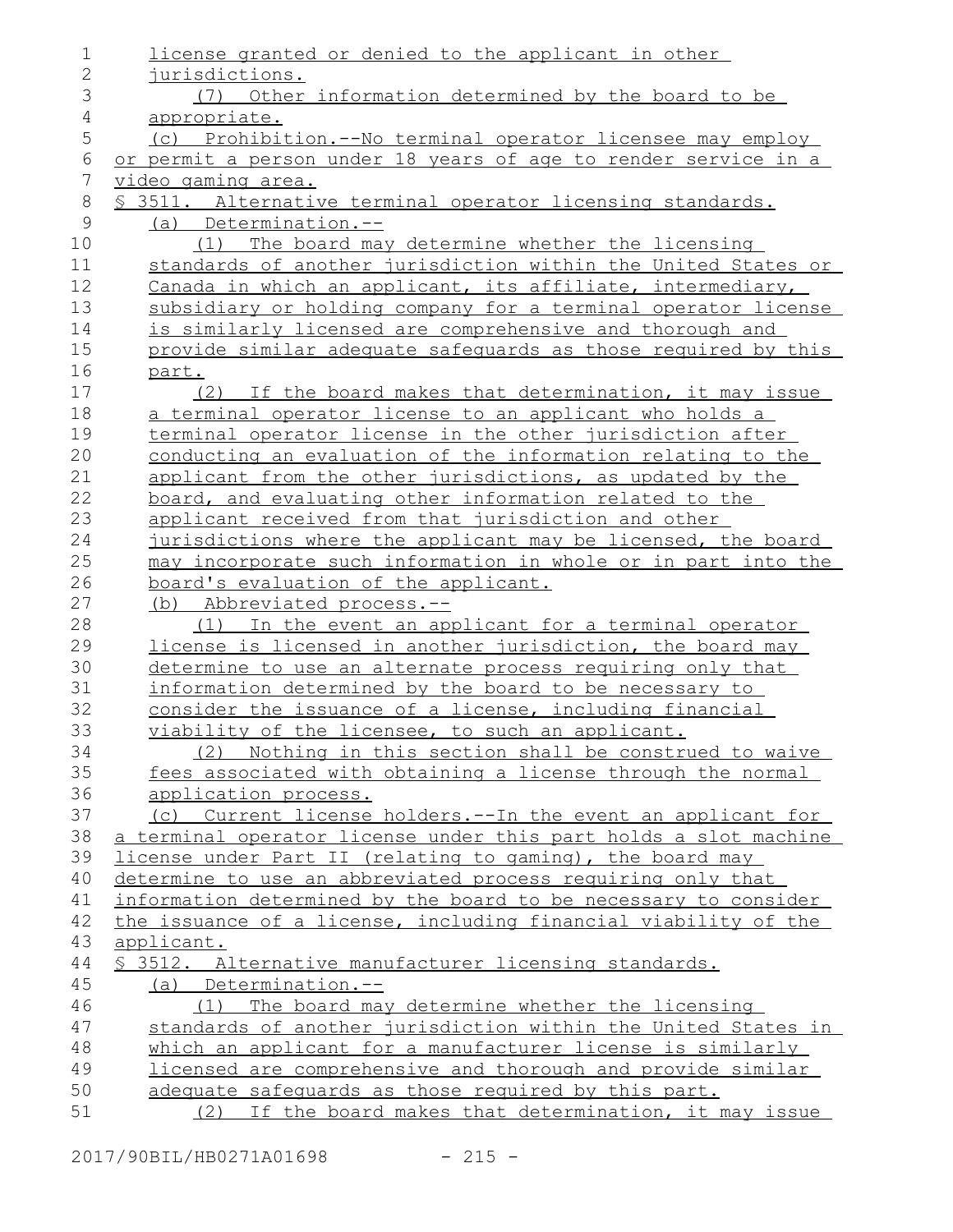license granted or denied to the applicant in other jurisdictions.

(7) Other information determined by the board to be appropriate.

(c) Prohibition.--No terminal operator licensee may employ or permit a person under 18 years of age to render service in a video gaming area.

§ 3511. Alternative terminal operator licensing standards.

(a) Determination.--

(1) The board may determine whether the licensing standards of another jurisdiction within the United States or Canada in which an applicant, its affiliate, intermediary, subsidiary or holding company for a terminal operator license is similarly licensed are comprehensive and thorough and provide similar adequate safeguards as those required by this part.

(2) If the board makes that determination, it may issue a terminal operator license to an applicant who holds a terminal operator license in the other jurisdiction after conducting an evaluation of the information relating to the applicant from the other jurisdictions, as updated by the board, and evaluating other information related to the applicant received from that jurisdiction and other jurisdictions where the applicant may be licensed, the board may incorporate such information in whole or in part into the board's evaluation of the applicant.

(b) Abbreviated process.--

(1) In the event an applicant for a terminal operator license is licensed in another jurisdiction, the board may determine to use an alternate process requiring only that information determined by the board to be necessary to consider the issuance of a license, including financial viability of the licensee, to such an applicant.

(2) Nothing in this section shall be construed to waive fees associated with obtaining a license through the normal application process.

(c) Current license holders.--In the event an applicant for a terminal operator license under this part holds a slot machine license under Part II (relating to gaming), the board may determine to use an abbreviated process requiring only that information determined by the board to be necessary to consider the issuance of a license, including financial viability of the applicant.

§ 3512. Alternative manufacturer licensing standards.

(a) Determination.--

(1) The board may determine whether the licensing standards of another jurisdiction within the United States in which an applicant for a manufacturer license is similarly licensed are comprehensive and thorough and provide similar adequate safeguards as those required by this part.

(2) If the board makes that determination, it may issue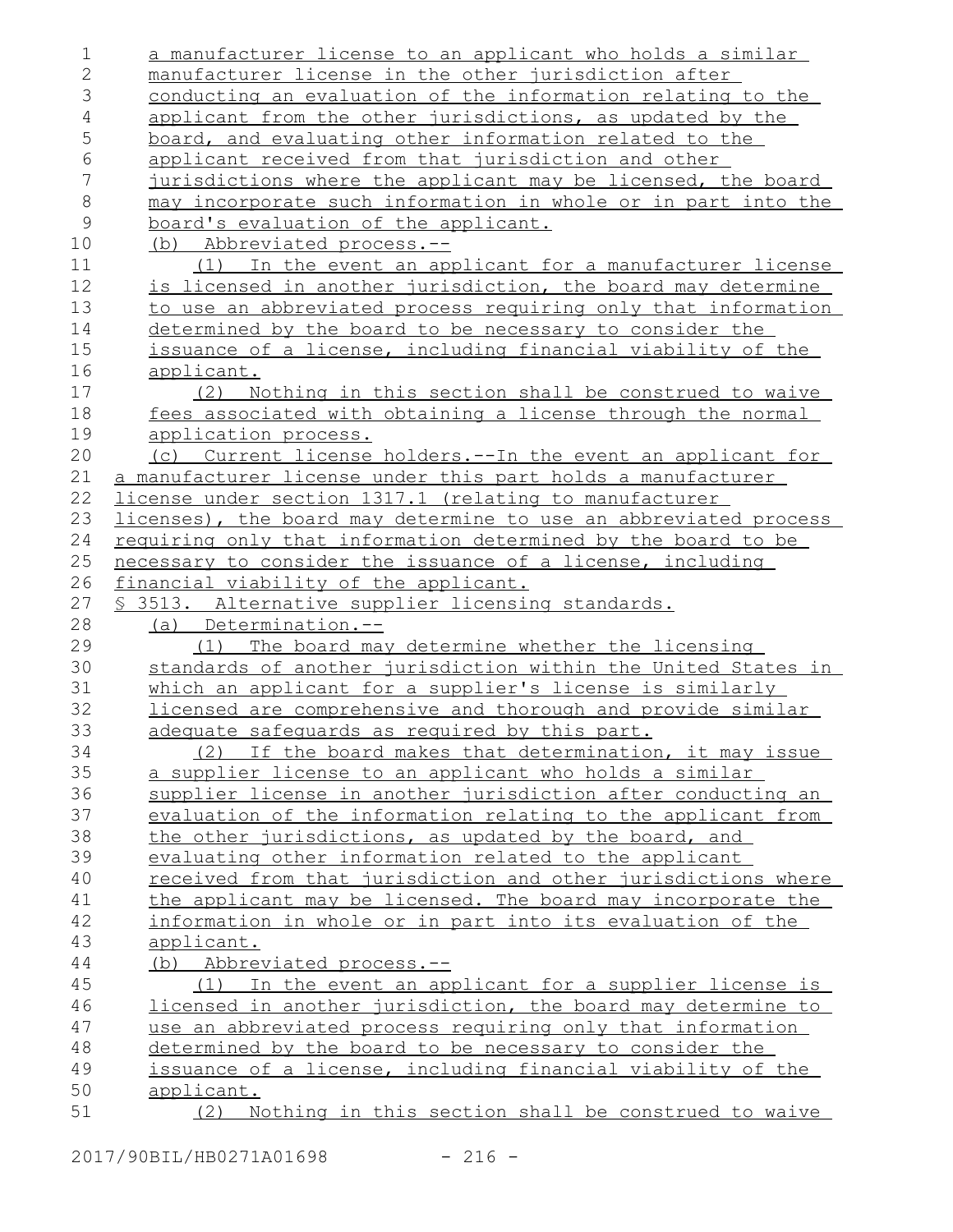a manufacturer license to an applicant who holds a similar manufacturer license in the other jurisdiction after conducting an evaluation of the information relating to the applicant from the other jurisdictions, as updated by the board, and evaluating other information related to the applicant received from that jurisdiction and other jurisdictions where the applicant may be licensed, the board may incorporate such information in whole or in part into the board's evaluation of the applicant.

(b) Abbreviated process.--

(1) In the event an applicant for a manufacturer license is licensed in another jurisdiction, the board may determine to use an abbreviated process requiring only that information determined by the board to be necessary to consider the issuance of a license, including financial viability of the applicant.

(2) Nothing in this section shall be construed to waive fees associated with obtaining a license through the normal application process.

(c) Current license holders.--In the event an applicant for a manufacturer license under this part holds a manufacturer license under section 1317.1 (relating to manufacturer licenses), the board may determine to use an abbreviated process requiring only that information determined by the board to be necessary to consider the issuance of a license, including financial viability of the applicant.

§ 3513. Alternative supplier licensing standards.

(a) Determination.--

(1) The board may determine whether the licensing standards of another jurisdiction within the United States in which an applicant for a supplier's license is similarly licensed are comprehensive and thorough and provide similar adequate safeguards as required by this part.

(2) If the board makes that determination, it may issue a supplier license to an applicant who holds a similar supplier license in another jurisdiction after conducting an evaluation of the information relating to the applicant from the other jurisdictions, as updated by the board, and evaluating other information related to the applicant received from that jurisdiction and other jurisdictions where the applicant may be licensed. The board may incorporate the information in whole or in part into its evaluation of the applicant.

(b) Abbreviated process.--

(1) In the event an applicant for a supplier license is licensed in another jurisdiction, the board may determine to use an abbreviated process requiring only that information determined by the board to be necessary to consider the issuance of a license, including financial viability of the applicant.

(2) Nothing in this section shall be construed to waive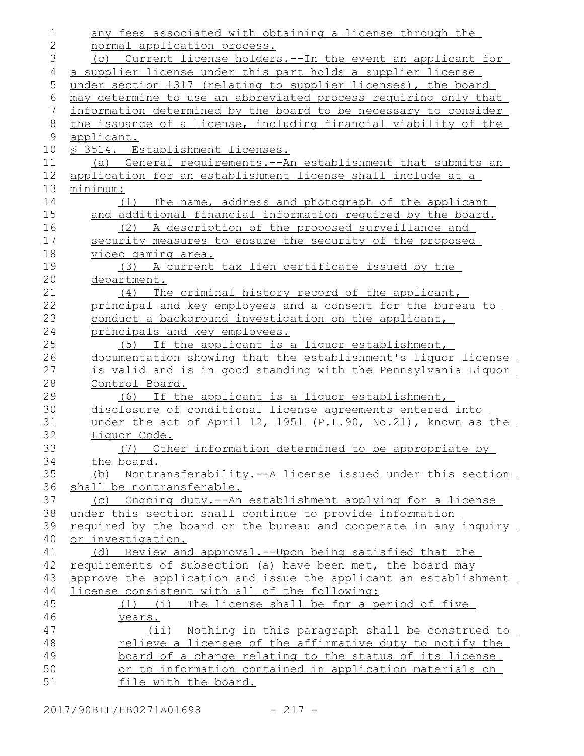any fees associated with obtaining a license through the normal application process.

(c) Current license holders.--In the event an applicant for a supplier license under this part holds a supplier license under section 1317 (relating to supplier licenses), the board may determine to use an abbreviated process requiring only that information determined by the board to be necessary to consider the issuance of a license, including financial viability of the applicant.

§ 3514. Establishment licenses.

(a) General requirements.--An establishment that submits an application for an establishment license shall include at a minimum:

(1) The name, address and photograph of the applicant and additional financial information required by the board.

(2) A description of the proposed surveillance and security measures to ensure the security of the proposed video gaming area.

(3) A current tax lien certificate issued by the department.

(4) The criminal history record of the applicant, principal and key employees and a consent for the bureau to conduct a background investigation on the applicant, principals and key employees.

(5) If the applicant is a liquor establishment, documentation showing that the establishment's liquor license is valid and is in good standing with the Pennsylvania Liquor Control Board.

(6) If the applicant is a liquor establishment, disclosure of conditional license agreements entered into under the act of April 12, 1951 (P.L.90, No.21), known as the Liquor Code.

(7) Other information determined to be appropriate by the board.

(b) Nontransferability.--A license issued under this section shall be nontransferable.

(c) Ongoing duty.--An establishment applying for a license under this section shall continue to provide information required by the board or the bureau and cooperate in any inquiry or investigation.

(d) Review and approval.--Upon being satisfied that the requirements of subsection (a) have been met, the board may approve the application and issue the applicant an establishment license consistent with all of the following:

(1) (i) The license shall be for a period of five years.

(ii) Nothing in this paragraph shall be construed to relieve a licensee of the affirmative duty to notify the board of a change relating to the status of its license or to information contained in application materials on file with the board.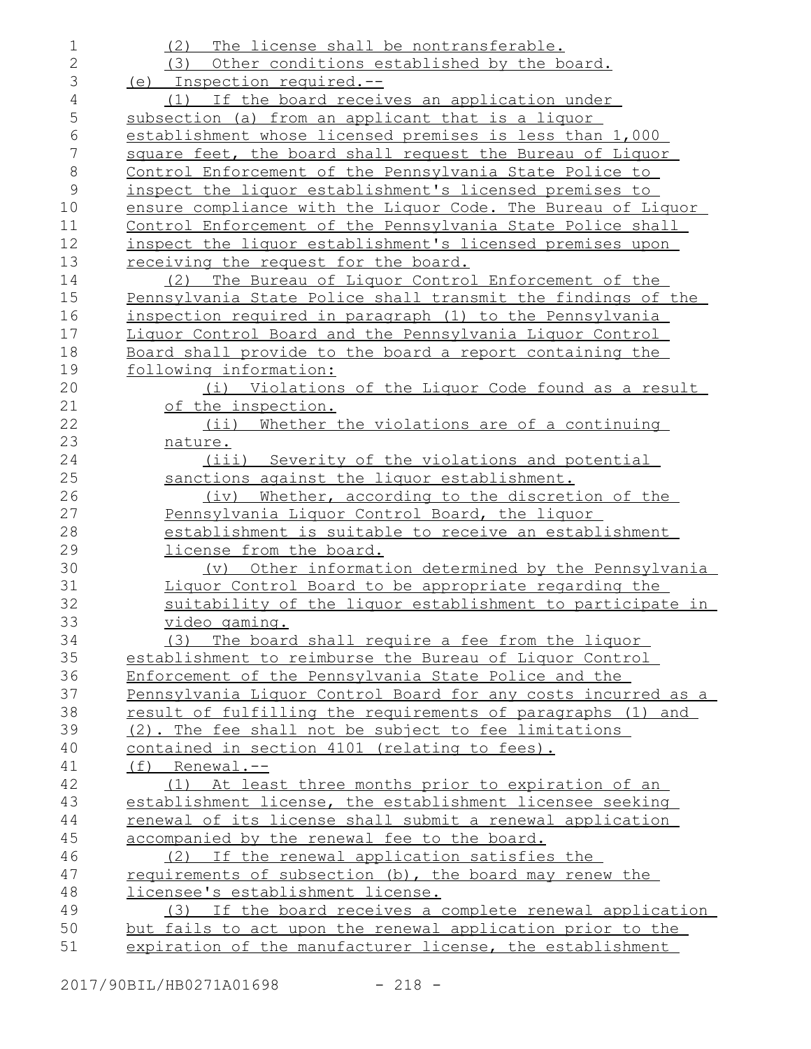(2) The license shall be nontransferable.

(3) Other conditions established by the board.

(e) Inspection required.--

(1) If the board receives an application under subsection (a) from an applicant that is a liquor establishment whose licensed premises is less than 1,000 square feet, the board shall request the Bureau of Liquor Control Enforcement of the Pennsylvania State Police to inspect the liquor establishment's licensed premises to ensure compliance with the Liquor Code. The Bureau of Liquor Control Enforcement of the Pennsylvania State Police shall inspect the liquor establishment's licensed premises upon receiving the request for the board.

(2) The Bureau of Liquor Control Enforcement of the Pennsylvania State Police shall transmit the findings of the inspection required in paragraph (1) to the Pennsylvania Liquor Control Board and the Pennsylvania Liquor Control Board shall provide to the board a report containing the following information:

(i) Violations of the Liquor Code found as a result of the inspection.

(ii) Whether the violations are of a continuing nature.

(iii) Severity of the violations and potential sanctions against the liquor establishment.

(iv) Whether, according to the discretion of the Pennsylvania Liquor Control Board, the liquor establishment is suitable to receive an establishment license from the board.

(v) Other information determined by the Pennsylvania Liquor Control Board to be appropriate regarding the suitability of the liquor establishment to participate in video gaming.

(3) The board shall require a fee from the liquor establishment to reimburse the Bureau of Liquor Control Enforcement of the Pennsylvania State Police and the Pennsylvania Liquor Control Board for any costs incurred as a result of fulfilling the requirements of paragraphs (1) and (2). The fee shall not be subject to fee limitations contained in section 4101 (relating to fees).

(f) Renewal.--

(1) At least three months prior to expiration of an establishment license, the establishment licensee seeking renewal of its license shall submit a renewal application accompanied by the renewal fee to the board.

(2) If the renewal application satisfies the requirements of subsection (b), the board may renew the licensee's establishment license.

(3) If the board receives a complete renewal application but fails to act upon the renewal application prior to the expiration of the manufacturer license, the establishment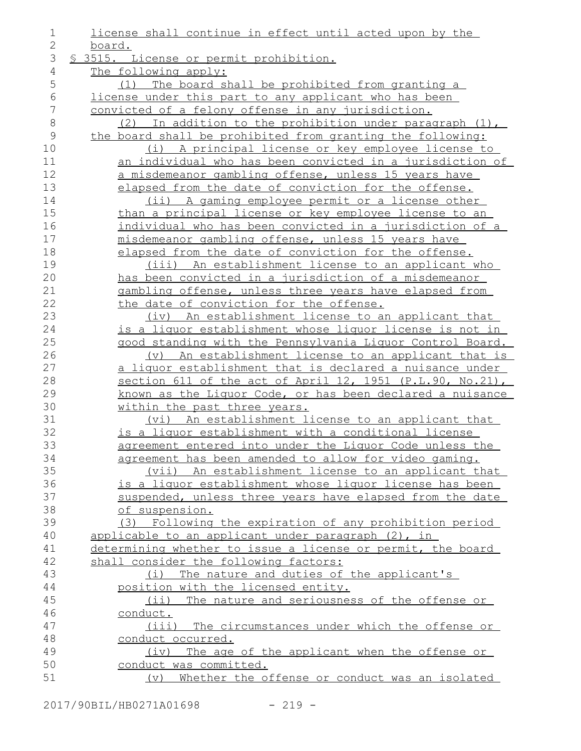license shall continue in effect until acted upon by the board.

§ 3515. License or permit prohibition.

The following apply:

(1) The board shall be prohibited from granting a license under this part to any applicant who has been convicted of a felony offense in any jurisdiction.

(2) In addition to the prohibition under paragraph (1), the board shall be prohibited from granting the following:

(i) A principal license or key employee license to an individual who has been convicted in a jurisdiction of a misdemeanor gambling offense, unless 15 years have elapsed from the date of conviction for the offense.

(ii) A gaming employee permit or a license other than a principal license or key employee license to an individual who has been convicted in a jurisdiction of a misdemeanor gambling offense, unless 15 years have elapsed from the date of conviction for the offense.

(iii) An establishment license to an applicant who has been convicted in a jurisdiction of a misdemeanor gambling offense, unless three years have elapsed from the date of conviction for the offense.

(iv) An establishment license to an applicant that is a liquor establishment whose liquor license is not in good standing with the Pennsylvania Liquor Control Board.

(v) An establishment license to an applicant that is a liquor establishment that is declared a nuisance under section 611 of the act of April 12, 1951 (P.L.90, No.21), known as the Liquor Code, or has been declared a nuisance within the past three years.

(vi) An establishment license to an applicant that is a liquor establishment with a conditional license agreement entered into under the Liquor Code unless the agreement has been amended to allow for video gaming.

(vii) An establishment license to an applicant that is a liquor establishment whose liquor license has been suspended, unless three years have elapsed from the date of suspension.

(3) Following the expiration of any prohibition period applicable to an applicant under paragraph (2), in determining whether to issue a license or permit, the board shall consider the following factors:

(i) The nature and duties of the applicant's position with the licensed entity.

(ii) The nature and seriousness of the offense or conduct.

(iii) The circumstances under which the offense or conduct occurred.

(iv) The age of the applicant when the offense or conduct was committed.

(v) Whether the offense or conduct was an isolated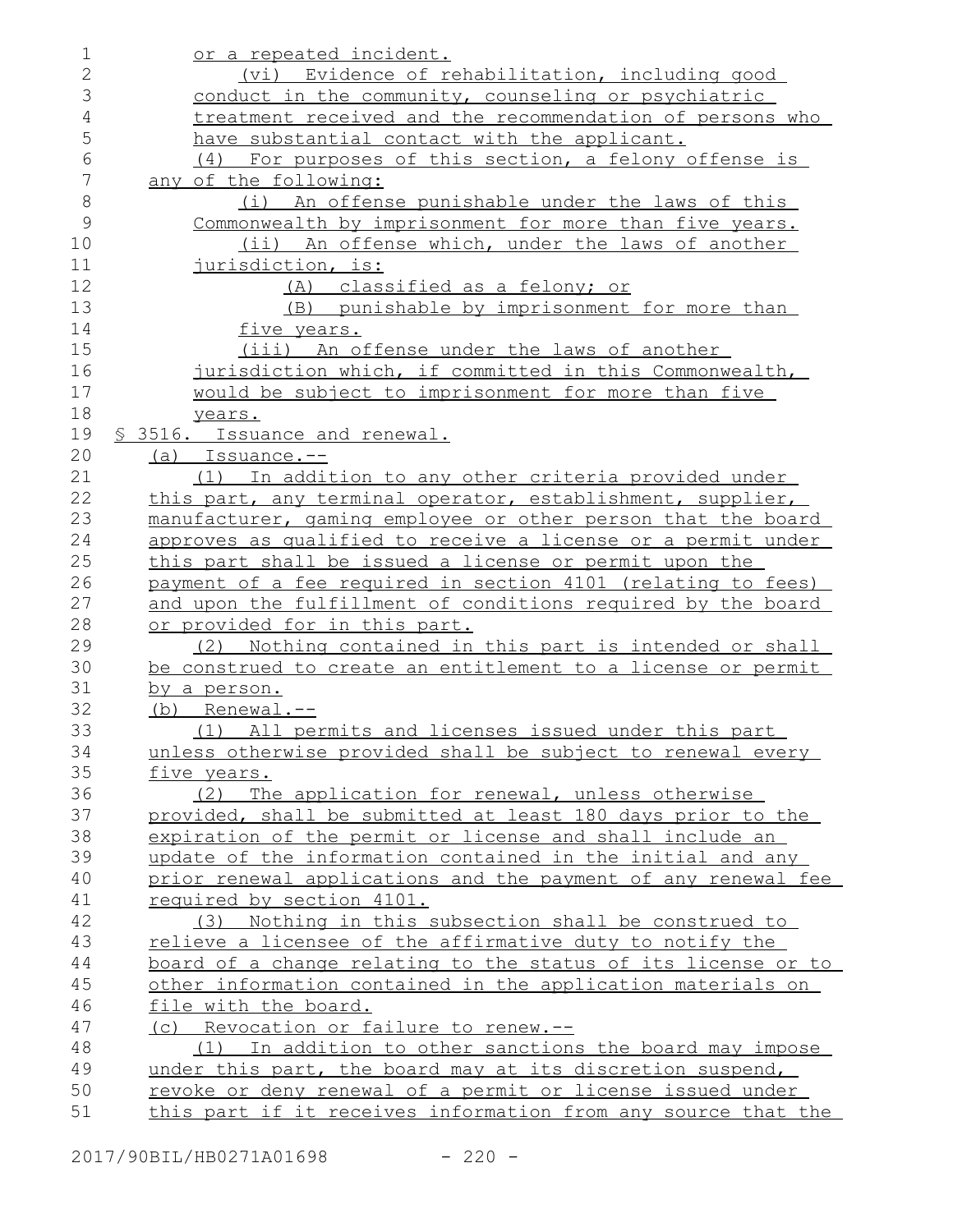or a repeated incident.

(vi) Evidence of rehabilitation, including good conduct in the community, counseling or psychiatric treatment received and the recommendation of persons who have substantial contact with the applicant.

(4) For purposes of this section, a felony offense is any of the following:

(i) An offense punishable under the laws of this Commonwealth by imprisonment for more than five years.

(ii) An offense which, under the laws of another jurisdiction, is:

(A) classified as a felony; or

(B) punishable by imprisonment for more than five years.

(iii) An offense under the laws of another jurisdiction which, if committed in this Commonwealth, would be subject to imprisonment for more than five years.

§ 3516. Issuance and renewal.

(a) Issuance.--

(1) In addition to any other criteria provided under this part, any terminal operator, establishment, supplier, manufacturer, gaming employee or other person that the board approves as qualified to receive a license or a permit under this part shall be issued a license or permit upon the payment of a fee required in section 4101 (relating to fees) and upon the fulfillment of conditions required by the board or provided for in this part.

(2) Nothing contained in this part is intended or shall be construed to create an entitlement to a license or permit by a person.

(b) Renewal.--

(1) All permits and licenses issued under this part unless otherwise provided shall be subject to renewal every five years.

(2) The application for renewal, unless otherwise provided, shall be submitted at least 180 days prior to the expiration of the permit or license and shall include an update of the information contained in the initial and any prior renewal applications and the payment of any renewal fee required by section 4101.

(3) Nothing in this subsection shall be construed to relieve a licensee of the affirmative duty to notify the board of a change relating to the status of its license or to other information contained in the application materials on file with the board.

(c) Revocation or failure to renew.--

(1) In addition to other sanctions the board may impose under this part, the board may at its discretion suspend, revoke or deny renewal of a permit or license issued under this part if it receives information from any source that the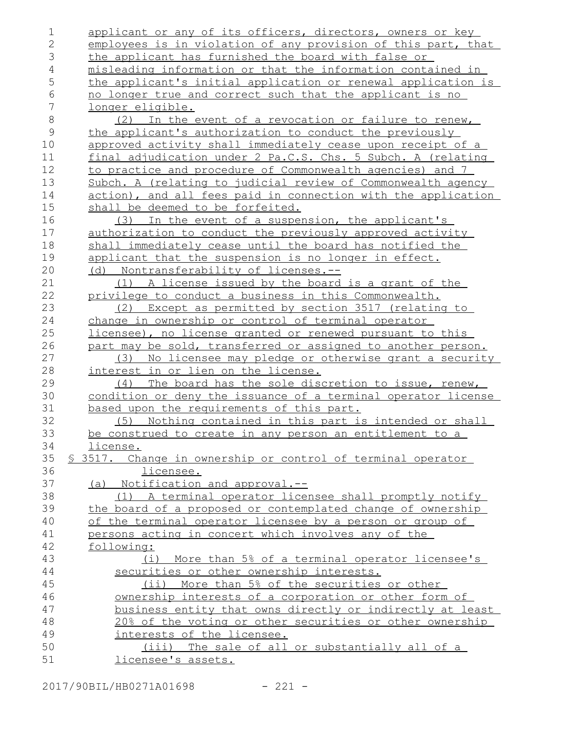applicant or any of its officers, directors, owners or key employees is in violation of any provision of this part, that the applicant has furnished the board with false or misleading information or that the information contained in the applicant's initial application or renewal application is no longer true and correct such that the applicant is no longer eligible.

(2) In the event of a revocation or failure to renew, the applicant's authorization to conduct the previously approved activity shall immediately cease upon receipt of a final adjudication under 2 Pa.C.S. Chs. 5 Subch. A (relating to practice and procedure of Commonwealth agencies) and 7 Subch. A (relating to judicial review of Commonwealth agency action), and all fees paid in connection with the application shall be deemed to be forfeited.

(3) In the event of a suspension, the applicant's authorization to conduct the previously approved activity shall immediately cease until the board has notified the applicant that the suspension is no longer in effect.

(d) Nontransferability of licenses.--

(1) A license issued by the board is a grant of the privilege to conduct a business in this Commonwealth.

(2) Except as permitted by section 3517 (relating to change in ownership or control of terminal operator licensee), no license granted or renewed pursuant to this part may be sold, transferred or assigned to another person.

(3) No licensee may pledge or otherwise grant a security interest in or lien on the license.

(4) The board has the sole discretion to issue, renew, condition or deny the issuance of a terminal operator license based upon the requirements of this part.

(5) Nothing contained in this part is intended or shall be construed to create in any person an entitlement to a license.

§ 3517. Change in ownership or control of terminal operator licensee.

(a) Notification and approval.--

(1) A terminal operator licensee shall promptly notify the board of a proposed or contemplated change of ownership of the terminal operator licensee by a person or group of persons acting in concert which involves any of the following:

(i) More than 5% of a terminal operator licensee's securities or other ownership interests.

(ii) More than 5% of the securities or other ownership interests of a corporation or other form of business entity that owns directly or indirectly at least 20% of the voting or other securities or other ownership interests of the licensee.

(iii) The sale of all or substantially all of a licensee's assets.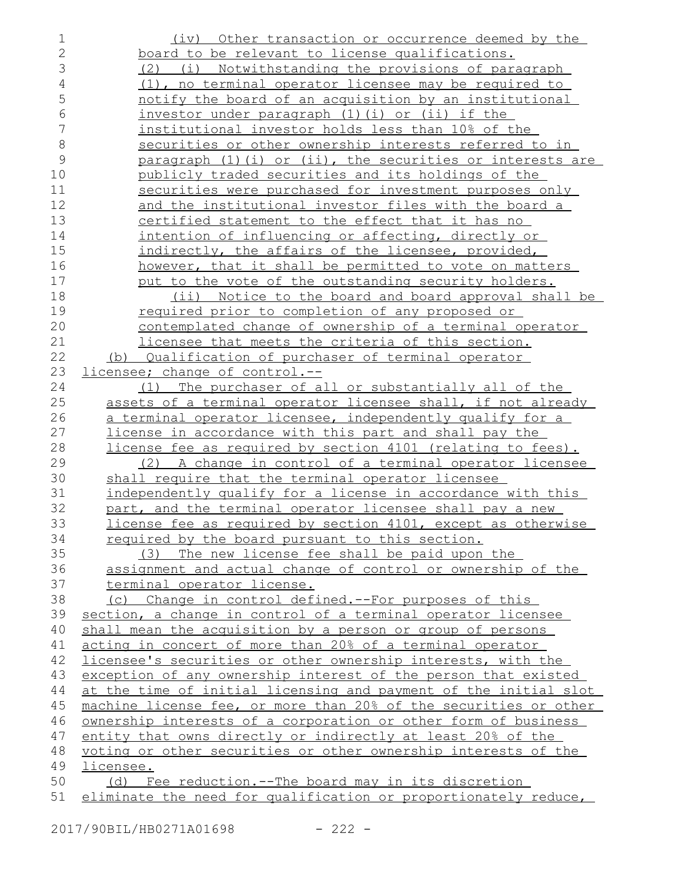(iv) Other transaction or occurrence deemed by the board to be relevant to license qualifications.

(2) (i) Notwithstanding the provisions of paragraph (1), no terminal operator licensee may be required to notify the board of an acquisition by an institutional investor under paragraph (1)(i) or (ii) if the institutional investor holds less than 10% of the securities or other ownership interests referred to in paragraph (1)(i) or (ii), the securities or interests are publicly traded securities and its holdings of the securities were purchased for investment purposes only and the institutional investor files with the board a certified statement to the effect that it has no intention of influencing or affecting, directly or indirectly, the affairs of the licensee, provided, however, that it shall be permitted to vote on matters put to the vote of the outstanding security holders.

(ii) Notice to the board and board approval shall be required prior to completion of any proposed or contemplated change of ownership of a terminal operator licensee that meets the criteria of this section.

(b) Qualification of purchaser of terminal operator licensee; change of control.--

(1) The purchaser of all or substantially all of the assets of a terminal operator licensee shall, if not already a terminal operator licensee, independently qualify for a license in accordance with this part and shall pay the license fee as required by section 4101 (relating to fees).

(2) A change in control of a terminal operator licensee shall require that the terminal operator licensee independently qualify for a license in accordance with this part, and the terminal operator licensee shall pay a new license fee as required by section 4101, except as otherwise required by the board pursuant to this section.

(3) The new license fee shall be paid upon the assignment and actual change of control or ownership of the terminal operator license.

(c) Change in control defined.--For purposes of this section, a change in control of a terminal operator licensee shall mean the acquisition by a person or group of persons acting in concert of more than 20% of a terminal operator licensee's securities or other ownership interests, with the exception of any ownership interest of the person that existed at the time of initial licensing and payment of the initial slot machine license fee, or more than 20% of the securities or other ownership interests of a corporation or other form of business entity that owns directly or indirectly at least 20% of the voting or other securities or other ownership interests of the licensee.

(d) Fee reduction.--The board may in its discretion eliminate the need for qualification or proportionately reduce,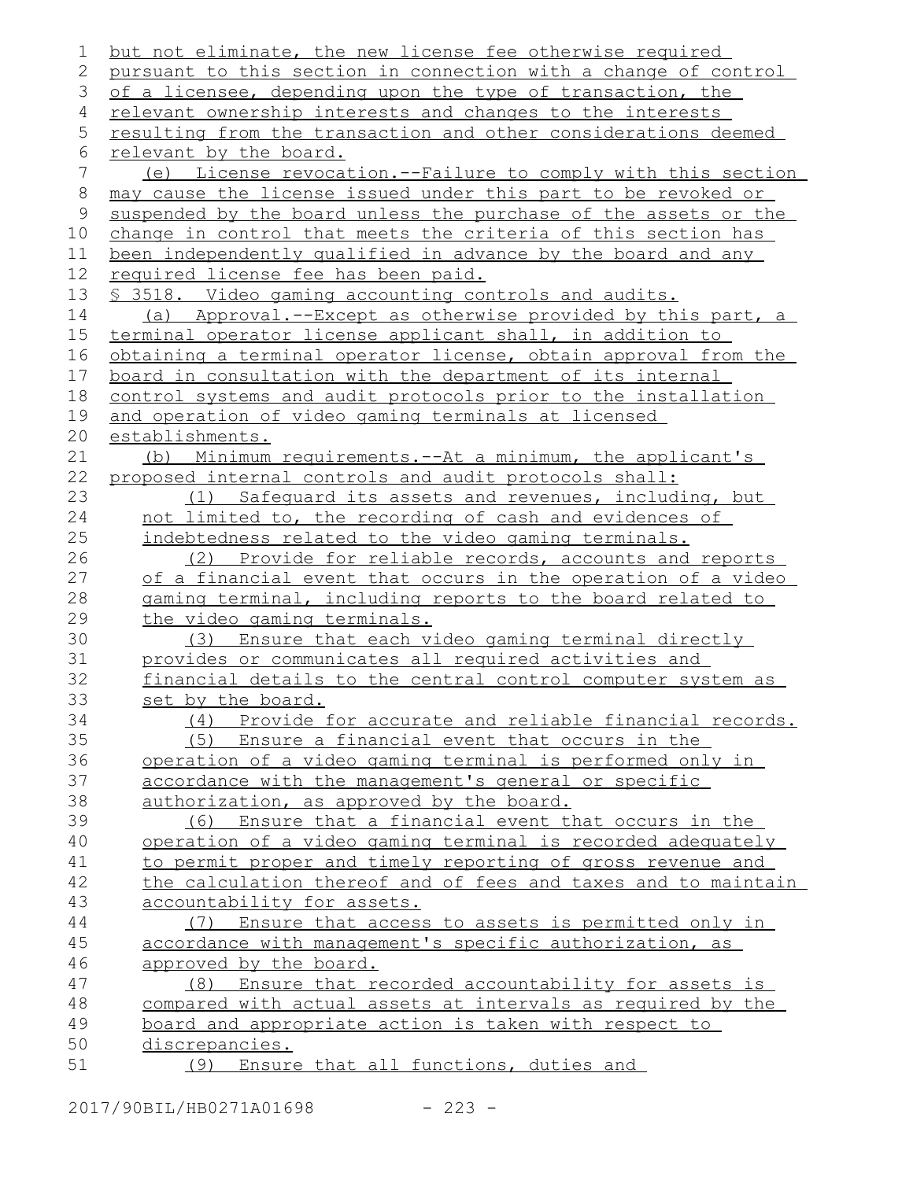but not eliminate, the new license fee otherwise required pursuant to this section in connection with a change of control of a licensee, depending upon the type of transaction, the relevant ownership interests and changes to the interests resulting from the transaction and other considerations deemed relevant by the board.

(e) License revocation.--Failure to comply with this section may cause the license issued under this part to be revoked or suspended by the board unless the purchase of the assets or the change in control that meets the criteria of this section has been independently qualified in advance by the board and any required license fee has been paid.

§ 3518. Video gaming accounting controls and audits.

(a) Approval.--Except as otherwise provided by this part, a terminal operator license applicant shall, in addition to obtaining a terminal operator license, obtain approval from the board in consultation with the department of its internal control systems and audit protocols prior to the installation and operation of video gaming terminals at licensed establishments.

(b) Minimum requirements.--At a minimum, the applicant's proposed internal controls and audit protocols shall:

(1) Safeguard its assets and revenues, including, but not limited to, the recording of cash and evidences of indebtedness related to the video gaming terminals.

(2) Provide for reliable records, accounts and reports of a financial event that occurs in the operation of a video gaming terminal, including reports to the board related to the video gaming terminals.

(3) Ensure that each video gaming terminal directly provides or communicates all required activities and financial details to the central control computer system as set by the board.

(4) Provide for accurate and reliable financial records.

(5) Ensure a financial event that occurs in the operation of a video gaming terminal is performed only in accordance with the management's general or specific authorization, as approved by the board.

(6) Ensure that a financial event that occurs in the operation of a video gaming terminal is recorded adequately to permit proper and timely reporting of gross revenue and the calculation thereof and of fees and taxes and to maintain accountability for assets.

(7) Ensure that access to assets is permitted only in accordance with management's specific authorization, as approved by the board.

(8) Ensure that recorded accountability for assets is compared with actual assets at intervals as required by the board and appropriate action is taken with respect to discrepancies.

(9) Ensure that all functions, duties and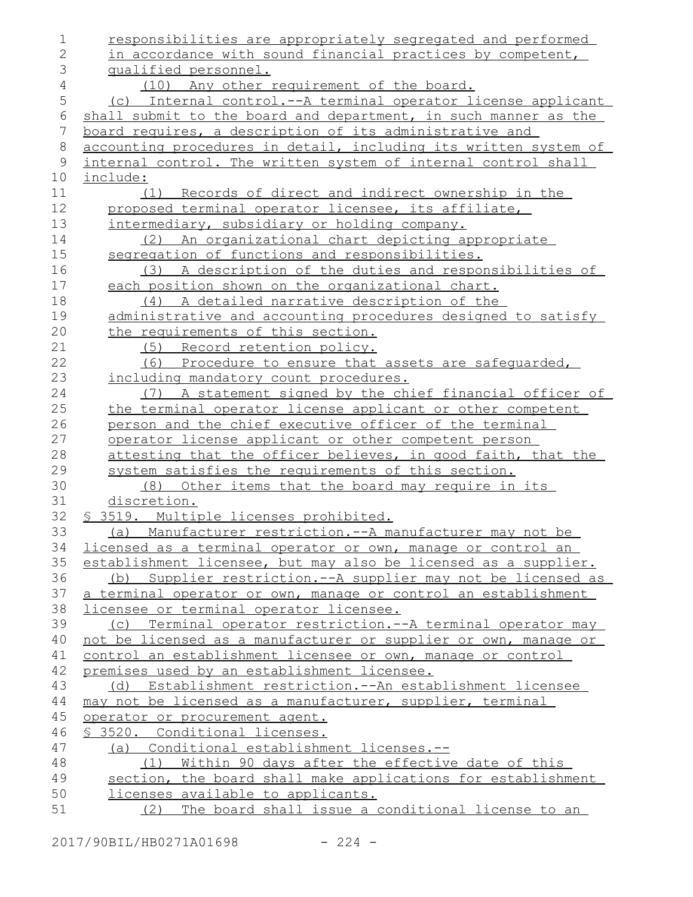responsibilities are appropriately segregated and performed in accordance with sound financial practices by competent, qualified personnel.

(10) Any other requirement of the board.

(c) Internal control.--A terminal operator license applicant shall submit to the board and department, in such manner as the board requires, a description of its administrative and accounting procedures in detail, including its written system of internal control. The written system of internal control shall include:

(1) Records of direct and indirect ownership in the proposed terminal operator licensee, its affiliate, intermediary, subsidiary or holding company.

(2) An organizational chart depicting appropriate segregation of functions and responsibilities.

(3) A description of the duties and responsibilities of each position shown on the organizational chart.

(4) A detailed narrative description of the administrative and accounting procedures designed to satisfy the requirements of this section.

(5) Record retention policy.

(6) Procedure to ensure that assets are safeguarded, including mandatory count procedures.

(7) A statement signed by the chief financial officer of the terminal operator license applicant or other competent person and the chief executive officer of the terminal operator license applicant or other competent person attesting that the officer believes, in good faith, that the system satisfies the requirements of this section.

(8) Other items that the board may require in its discretion.

§ 3519. Multiple licenses prohibited.

(a) Manufacturer restriction.--A manufacturer may not be licensed as a terminal operator or own, manage or control an establishment licensee, but may also be licensed as a supplier.

(b) Supplier restriction.--A supplier may not be licensed as a terminal operator or own, manage or control an establishment licensee or terminal operator licensee.

(c) Terminal operator restriction.--A terminal operator may not be licensed as a manufacturer or supplier or own, manage or control an establishment licensee or own, manage or control premises used by an establishment licensee.

(d) Establishment restriction.--An establishment licensee may not be licensed as a manufacturer, supplier, terminal operator or procurement agent.

§ 3520. Conditional licenses.

(a) Conditional establishment licenses.--

(1) Within 90 days after the effective date of this section, the board shall make applications for establishment licenses available to applicants.

(2) The board shall issue a conditional license to an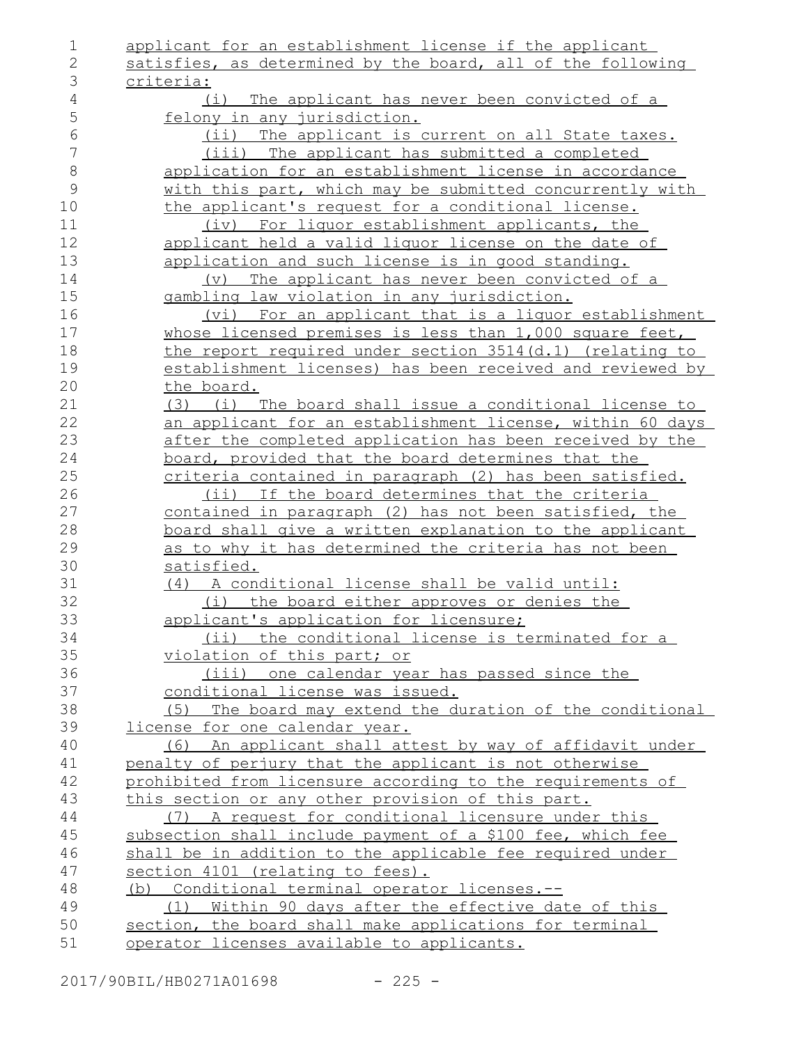applicant for an establishment license if the applicant satisfies, as determined by the board, all of the following criteria:

(i) The applicant has never been convicted of a felony in any jurisdiction.

(ii) The applicant is current on all State taxes.

(iii) The applicant has submitted a completed application for an establishment license in accordance with this part, which may be submitted concurrently with the applicant's request for a conditional license.

(iv) For liquor establishment applicants, the applicant held a valid liquor license on the date of application and such license is in good standing.

(v) The applicant has never been convicted of a gambling law violation in any jurisdiction.

(vi) For an applicant that is a liquor establishment whose licensed premises is less than 1,000 square feet, the report required under section 3514(d.1) (relating to establishment licenses) has been received and reviewed by the board.

(3) (i) The board shall issue a conditional license to an applicant for an establishment license, within 60 days after the completed application has been received by the board, provided that the board determines that the criteria contained in paragraph (2) has been satisfied.

(ii) If the board determines that the criteria contained in paragraph (2) has not been satisfied, the board shall give a written explanation to the applicant as to why it has determined the criteria has not been satisfied.

(4) A conditional license shall be valid until:

(i) the board either approves or denies the applicant's application for licensure;

(ii) the conditional license is terminated for a violation of this part; or

(iii) one calendar year has passed since the conditional license was issued.

(5) The board may extend the duration of the conditional license for one calendar year.

(6) An applicant shall attest by way of affidavit under penalty of perjury that the applicant is not otherwise prohibited from licensure according to the requirements of this section or any other provision of this part.

(7) A request for conditional licensure under this subsection shall include payment of a $100 fee, which fee shall be in addition to the applicable fee required under section 4101 (relating to fees).

(b) Conditional terminal operator licenses.--

(1) Within 90 days after the effective date of this section, the board shall make applications for terminal operator licenses available to applicants.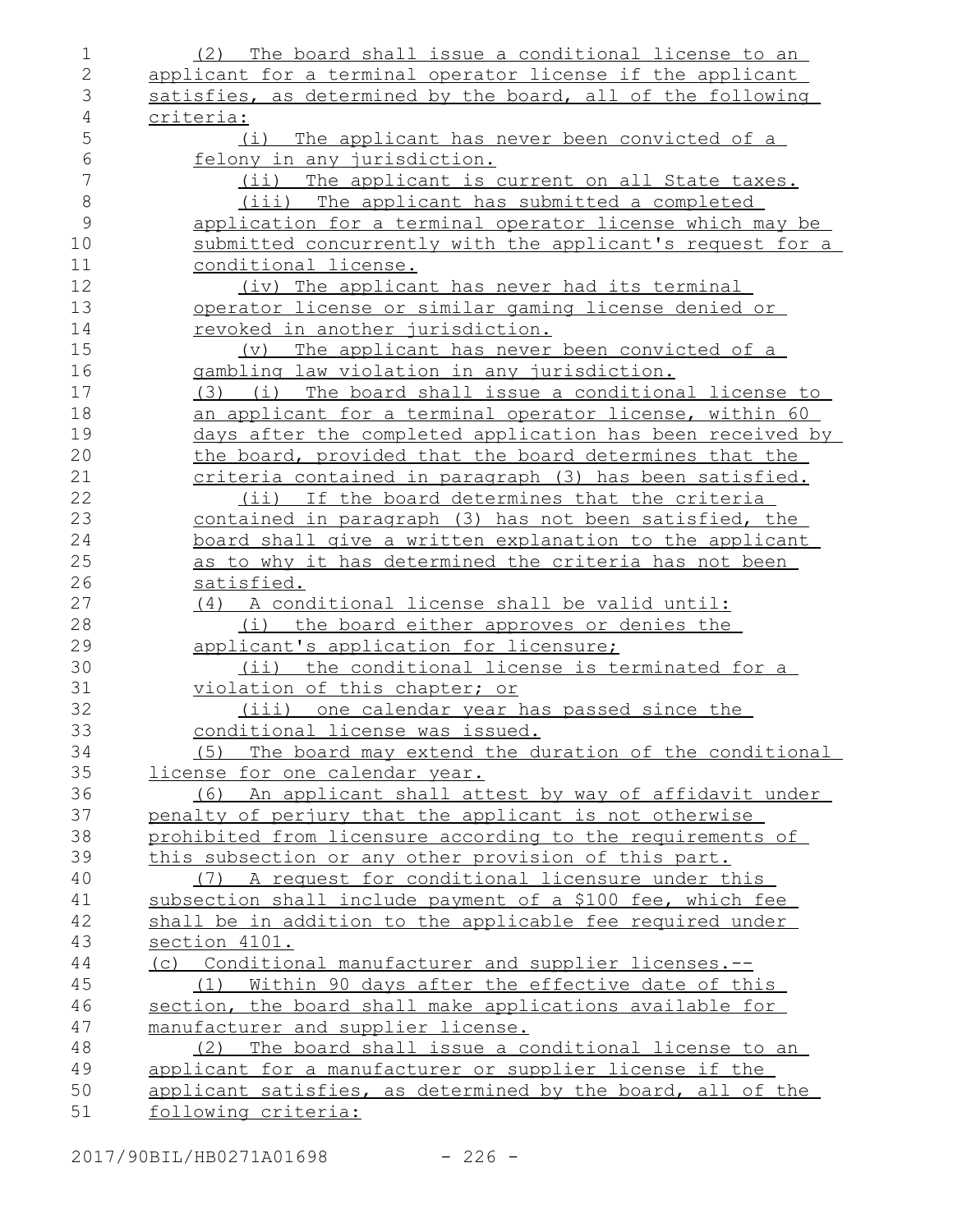(2) The board shall issue a conditional license to an applicant for a terminal operator license if the applicant satisfies, as determined by the board, all of the following criteria:

(i) The applicant has never been convicted of a felony in any jurisdiction.

(ii) The applicant is current on all State taxes.

(iii) The applicant has submitted a completed application for a terminal operator license which may be submitted concurrently with the applicant's request for a conditional license.

(iv) The applicant has never had its terminal operator license or similar gaming license denied or revoked in another jurisdiction.

(v) The applicant has never been convicted of a gambling law violation in any jurisdiction.

(3) (i) The board shall issue a conditional license to an applicant for a terminal operator license, within 60 days after the completed application has been received by the board, provided that the board determines that the criteria contained in paragraph (3) has been satisfied.

(ii) If the board determines that the criteria contained in paragraph (3) has not been satisfied, the board shall give a written explanation to the applicant as to why it has determined the criteria has not been satisfied.

(4) A conditional license shall be valid until:

(i) the board either approves or denies the applicant's application for licensure;

(ii) the conditional license is terminated for a violation of this chapter; or

(iii) one calendar year has passed since the conditional license was issued.

(5) The board may extend the duration of the conditional license for one calendar year.

(6) An applicant shall attest by way of affidavit under penalty of perjury that the applicant is not otherwise prohibited from licensure according to the requirements of this subsection or any other provision of this part.

(7) A request for conditional licensure under this subsection shall include payment of a $100 fee, which fee shall be in addition to the applicable fee required under section 4101.

(c) Conditional manufacturer and supplier licenses.--

(1) Within 90 days after the effective date of this section, the board shall make applications available for manufacturer and supplier license.

(2) The board shall issue a conditional license to an applicant for a manufacturer or supplier license if the applicant satisfies, as determined by the board, all of the following criteria: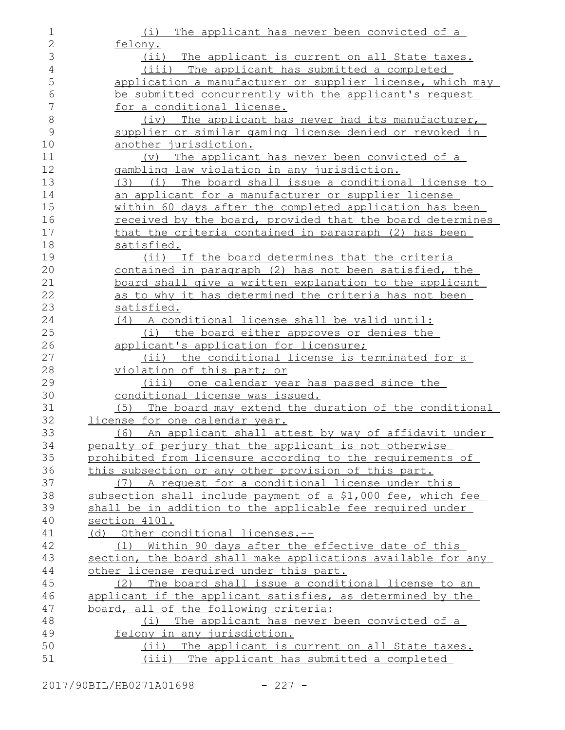(i) The applicant has never been convicted of a felony.

(ii) The applicant is current on all State taxes.

(iii) The applicant has submitted a completed application a manufacturer or supplier license, which may be submitted concurrently with the applicant's request for a conditional license.

(iv) The applicant has never had its manufacturer, supplier or similar gaming license denied or revoked in another jurisdiction.

(v) The applicant has never been convicted of a gambling law violation in any jurisdiction.

(3) (i) The board shall issue a conditional license to an applicant for a manufacturer or supplier license within 60 days after the completed application has been received by the board, provided that the board determines that the criteria contained in paragraph (2) has been satisfied.

(ii) If the board determines that the criteria contained in paragraph (2) has not been satisfied, the board shall give a written explanation to the applicant as to why it has determined the criteria has not been satisfied.

(4) A conditional license shall be valid until:

(i) the board either approves or denies the applicant's application for licensure;

(ii) the conditional license is terminated for a violation of this part; or

(iii) one calendar year has passed since the conditional license was issued.

(5) The board may extend the duration of the conditional license for one calendar year.

(6) An applicant shall attest by way of affidavit under penalty of perjury that the applicant is not otherwise prohibited from licensure according to the requirements of this subsection or any other provision of this part.

(7) A request for a conditional license under this subsection shall include payment of a $1,000 fee, which fee shall be in addition to the applicable fee required under section 4101.

(d) Other conditional licenses.--

(1) Within 90 days after the effective date of this section, the board shall make applications available for any other license required under this part.

(2) The board shall issue a conditional license to an applicant if the applicant satisfies, as determined by the board, all of the following criteria:

(i) The applicant has never been convicted of a felony in any jurisdiction.

(ii) The applicant is current on all State taxes.

(iii) The applicant has submitted a completed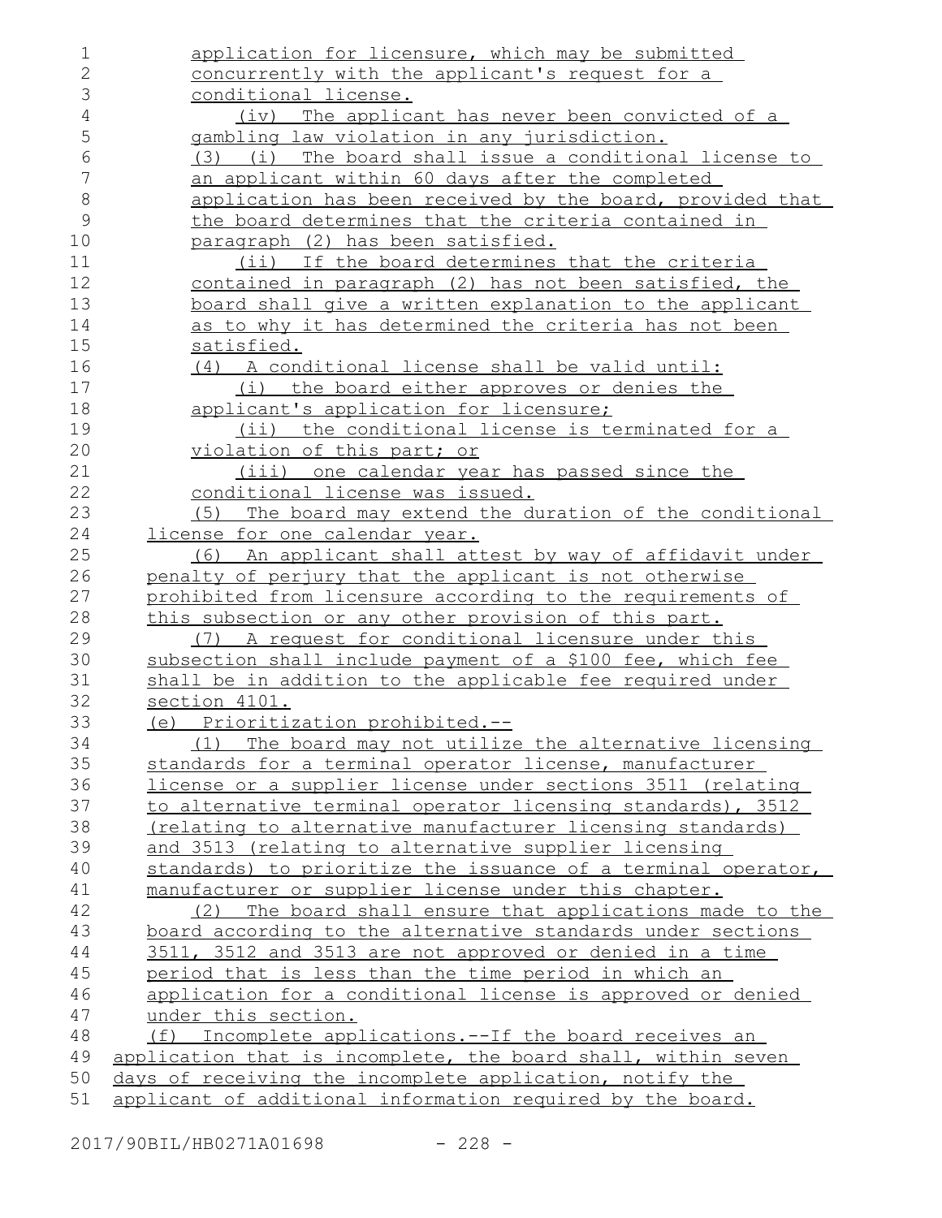application for licensure, which may be submitted concurrently with the applicant's request for a conditional license.

(iv) The applicant has never been convicted of a gambling law violation in any jurisdiction.

(3) (i) The board shall issue a conditional license to an applicant within 60 days after the completed application has been received by the board, provided that the board determines that the criteria contained in paragraph (2) has been satisfied.

(ii) If the board determines that the criteria contained in paragraph (2) has not been satisfied, the board shall give a written explanation to the applicant as to why it has determined the criteria has not been satisfied.

(4) A conditional license shall be valid until:

(i) the board either approves or denies the applicant's application for licensure;

(ii) the conditional license is terminated for a violation of this part; or

(iii) one calendar year has passed since the conditional license was issued.

(5) The board may extend the duration of the conditional license for one calendar year.

(6) An applicant shall attest by way of affidavit under penalty of perjury that the applicant is not otherwise prohibited from licensure according to the requirements of this subsection or any other provision of this part.

(7) A request for conditional licensure under this subsection shall include payment of a $100 fee, which fee shall be in addition to the applicable fee required under section 4101.

(e) Prioritization prohibited.--

(1) The board may not utilize the alternative licensing standards for a terminal operator license, manufacturer license or a supplier license under sections 3511 (relating to alternative terminal operator licensing standards), 3512 (relating to alternative manufacturer licensing standards) and 3513 (relating to alternative supplier licensing standards) to prioritize the issuance of a terminal operator, manufacturer or supplier license under this chapter.

(2) The board shall ensure that applications made to the board according to the alternative standards under sections 3511, 3512 and 3513 are not approved or denied in a time period that is less than the time period in which an application for a conditional license is approved or denied under this section.

(f) Incomplete applications.--If the board receives an application that is incomplete, the board shall, within seven days of receiving the incomplete application, notify the applicant of additional information required by the board.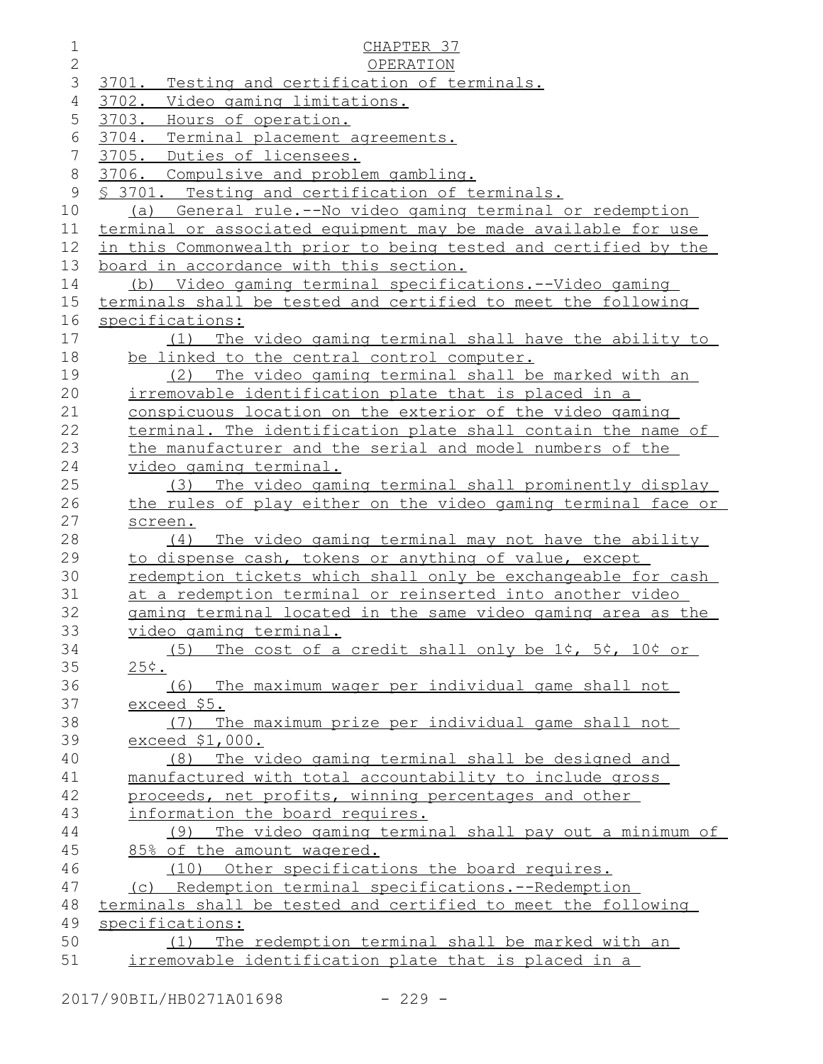## CHAPTER 37

## OPERATION

3701. Testing and certification of terminals.
3702. Video gaming limitations.
3703. Hours of operation.
3704. Terminal placement agreements.
3705. Duties of licensees.
3706. Compulsive and problem gambling.

§ 3701. Testing and certification of terminals.

(a) General rule.--No video gaming terminal or redemption terminal or associated equipment may be made available for use in this Commonwealth prior to being tested and certified by the board in accordance with this section.

(b) Video gaming terminal specifications.--Video gaming terminals shall be tested and certified to meet the following specifications:

(1) The video gaming terminal shall have the ability to be linked to the central control computer.

(2) The video gaming terminal shall be marked with an irremovable identification plate that is placed in a conspicuous location on the exterior of the video gaming terminal. The identification plate shall contain the name of the manufacturer and the serial and model numbers of the video gaming terminal.

(3) The video gaming terminal shall prominently display the rules of play either on the video gaming terminal face or screen.

(4) The video gaming terminal may not have the ability to dispense cash, tokens or anything of value, except redemption tickets which shall only be exchangeable for cash at a redemption terminal or reinserted into another video gaming terminal located in the same video gaming area as the video gaming terminal.

(5) The cost of a credit shall only be 1¢, 5¢, 10¢ or 25¢.

(6) The maximum wager per individual game shall not exceed $5.

(7) The maximum prize per individual game shall not exceed $1,000.

(8) The video gaming terminal shall be designed and manufactured with total accountability to include gross proceeds, net profits, winning percentages and other information the board requires.

(9) The video gaming terminal shall pay out a minimum of 85% of the amount wagered.

(10) Other specifications the board requires.

(c) Redemption terminal specifications.--Redemption terminals shall be tested and certified to meet the following specifications:

(1) The redemption terminal shall be marked with an irremovable identification plate that is placed in a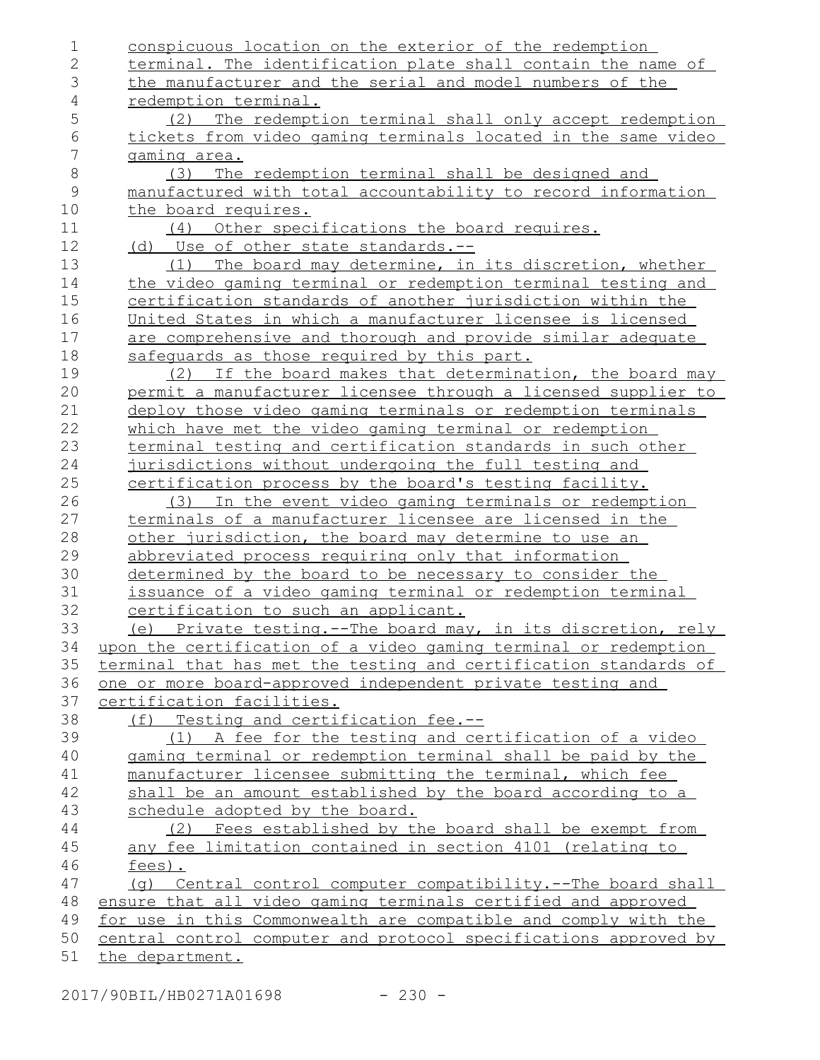conspicuous location on the exterior of the redemption terminal. The identification plate shall contain the name of the manufacturer and the serial and model numbers of the redemption terminal.

(2) The redemption terminal shall only accept redemption tickets from video gaming terminals located in the same video gaming area.

(3) The redemption terminal shall be designed and manufactured with total accountability to record information the board requires.

(4) Other specifications the board requires.

(d) Use of other state standards.--

(1) The board may determine, in its discretion, whether the video gaming terminal or redemption terminal testing and certification standards of another jurisdiction within the United States in which a manufacturer licensee is licensed are comprehensive and thorough and provide similar adequate safeguards as those required by this part.

(2) If the board makes that determination, the board may permit a manufacturer licensee through a licensed supplier to deploy those video gaming terminals or redemption terminals which have met the video gaming terminal or redemption terminal testing and certification standards in such other jurisdictions without undergoing the full testing and certification process by the board's testing facility.

(3) In the event video gaming terminals or redemption terminals of a manufacturer licensee are licensed in the other jurisdiction, the board may determine to use an abbreviated process requiring only that information determined by the board to be necessary to consider the issuance of a video gaming terminal or redemption terminal certification to such an applicant.

(e) Private testing.--The board may, in its discretion, rely upon the certification of a video gaming terminal or redemption terminal that has met the testing and certification standards of one or more board-approved independent private testing and certification facilities.

(f) Testing and certification fee.--

(1) A fee for the testing and certification of a video gaming terminal or redemption terminal shall be paid by the manufacturer licensee submitting the terminal, which fee shall be an amount established by the board according to a schedule adopted by the board.

(2) Fees established by the board shall be exempt from any fee limitation contained in section 4101 (relating to fees).

(g) Central control computer compatibility.--The board shall ensure that all video gaming terminals certified and approved for use in this Commonwealth are compatible and comply with the central control computer and protocol specifications approved by the department.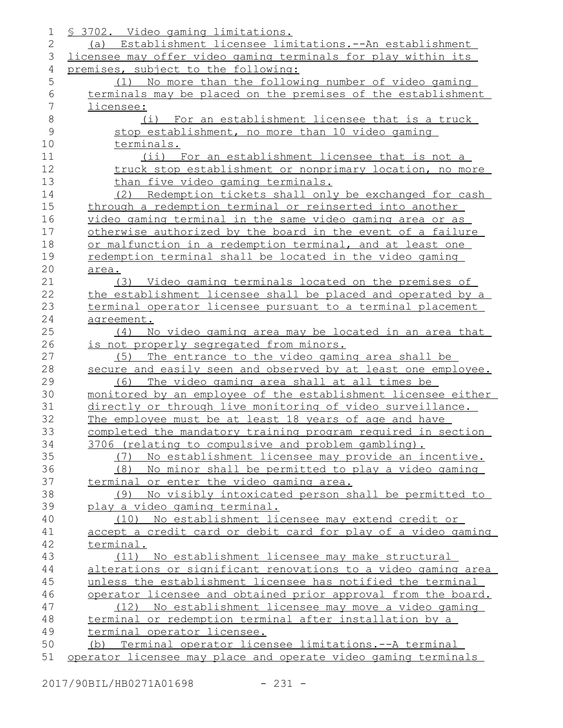§ 3702. Video gaming limitations.

(a) Establishment licensee limitations.--An establishment licensee may offer video gaming terminals for play within its premises, subject to the following:

(1) No more than the following number of video gaming terminals may be placed on the premises of the establishment licensee:

(i) For an establishment licensee that is a truck stop establishment, no more than 10 video gaming terminals.

(ii) For an establishment licensee that is not a truck stop establishment or nonprimary location, no more than five video gaming terminals.

(2) Redemption tickets shall only be exchanged for cash through a redemption terminal or reinserted into another video gaming terminal in the same video gaming area or as otherwise authorized by the board in the event of a failure or malfunction in a redemption terminal, and at least one redemption terminal shall be located in the video gaming area.

(3) Video gaming terminals located on the premises of the establishment licensee shall be placed and operated by a terminal operator licensee pursuant to a terminal placement agreement.

(4) No video gaming area may be located in an area that is not properly segregated from minors.

(5) The entrance to the video gaming area shall be secure and easily seen and observed by at least one employee.

(6) The video gaming area shall at all times be monitored by an employee of the establishment licensee either directly or through live monitoring of video surveillance. The employee must be at least 18 years of age and have completed the mandatory training program required in section 3706 (relating to compulsive and problem gambling).

(7) No establishment licensee may provide an incentive.

(8) No minor shall be permitted to play a video gaming terminal or enter the video gaming area.

(9) No visibly intoxicated person shall be permitted to play a video gaming terminal.

(10) No establishment licensee may extend credit or accept a credit card or debit card for play of a video gaming terminal.

(11) No establishment licensee may make structural alterations or significant renovations to a video gaming area unless the establishment licensee has notified the terminal operator licensee and obtained prior approval from the board.

(12) No establishment licensee may move a video gaming terminal or redemption terminal after installation by a terminal operator licensee.

(b) Terminal operator licensee limitations.--A terminal operator licensee may place and operate video gaming terminals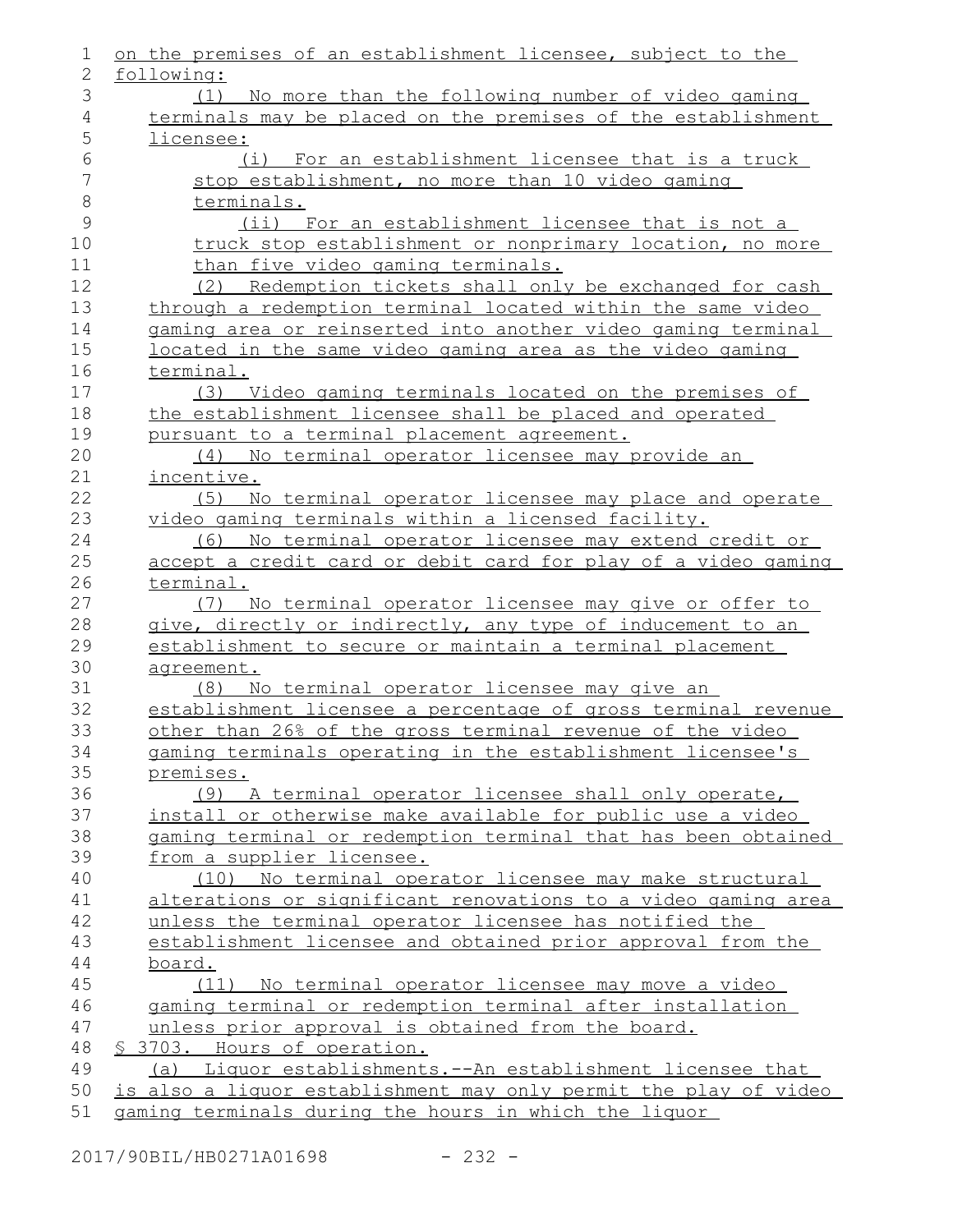on the premises of an establishment licensee, subject to the following:

(1) No more than the following number of video gaming terminals may be placed on the premises of the establishment licensee:

(i) For an establishment licensee that is a truck stop establishment, no more than 10 video gaming terminals.

(ii) For an establishment licensee that is not a truck stop establishment or nonprimary location, no more than five video gaming terminals.

(2) Redemption tickets shall only be exchanged for cash through a redemption terminal located within the same video gaming area or reinserted into another video gaming terminal located in the same video gaming area as the video gaming terminal.

(3) Video gaming terminals located on the premises of the establishment licensee shall be placed and operated pursuant to a terminal placement agreement.

(4) No terminal operator licensee may provide an incentive.

(5) No terminal operator licensee may place and operate video gaming terminals within a licensed facility.

(6) No terminal operator licensee may extend credit or accept a credit card or debit card for play of a video gaming terminal.

(7) No terminal operator licensee may give or offer to give, directly or indirectly, any type of inducement to an establishment to secure or maintain a terminal placement agreement.

(8) No terminal operator licensee may give an establishment licensee a percentage of gross terminal revenue other than 26% of the gross terminal revenue of the video gaming terminals operating in the establishment licensee's premises.

(9) A terminal operator licensee shall only operate, install or otherwise make available for public use a video gaming terminal or redemption terminal that has been obtained from a supplier licensee.

(10) No terminal operator licensee may make structural alterations or significant renovations to a video gaming area unless the terminal operator licensee has notified the establishment licensee and obtained prior approval from the board.

(11) No terminal operator licensee may move a video gaming terminal or redemption terminal after installation unless prior approval is obtained from the board.

§ 3703. Hours of operation.

(a) Liquor establishments.--An establishment licensee that is also a liquor establishment may only permit the play of video gaming terminals during the hours in which the liquor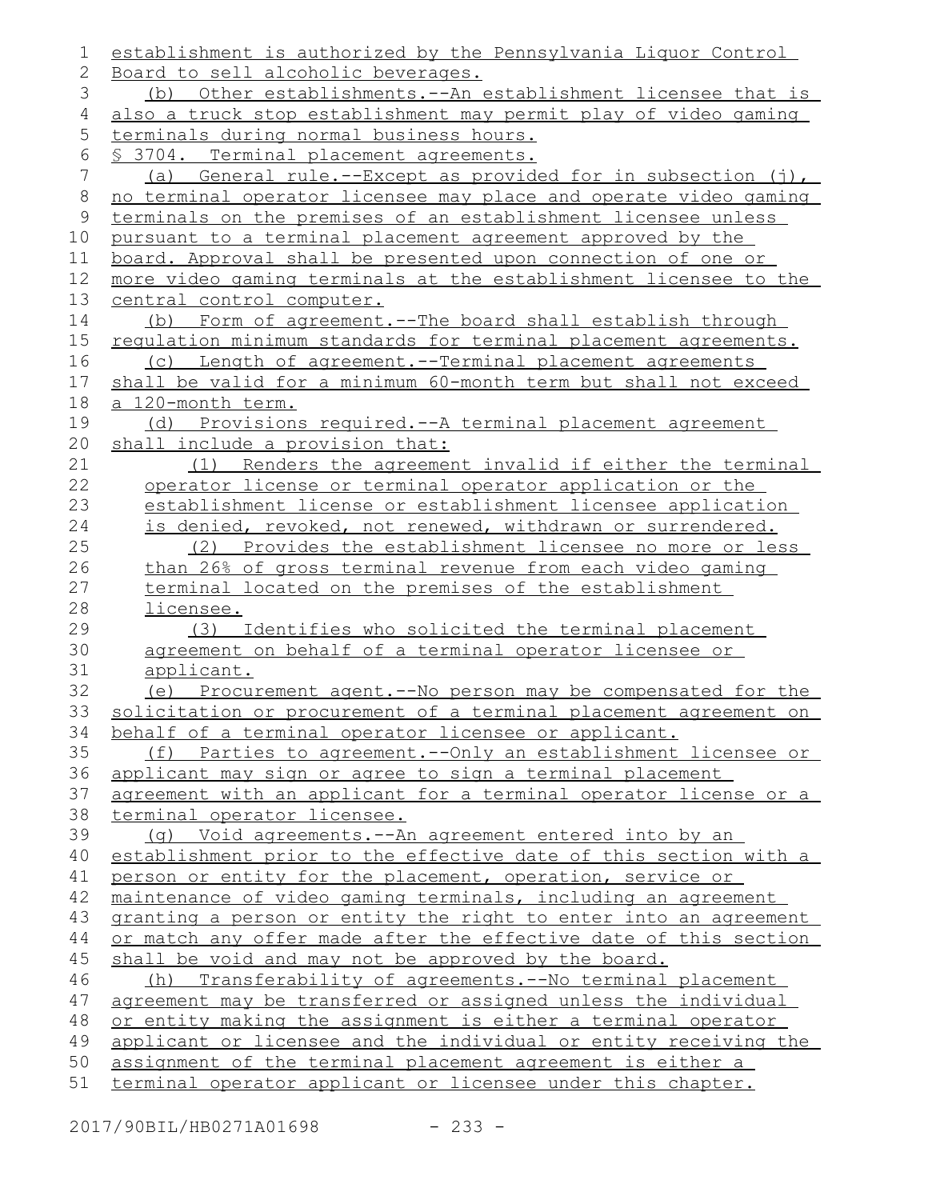establishment is authorized by the Pennsylvania Liquor Control Board to sell alcoholic beverages.

(b) Other establishments.--An establishment licensee that is also a truck stop establishment may permit play of video gaming terminals during normal business hours.

§ 3704. Terminal placement agreements.

(a) General rule.--Except as provided for in subsection (j), no terminal operator licensee may place and operate video gaming terminals on the premises of an establishment licensee unless pursuant to a terminal placement agreement approved by the board. Approval shall be presented upon connection of one or more video gaming terminals at the establishment licensee to the central control computer.

(b) Form of agreement.--The board shall establish through regulation minimum standards for terminal placement agreements.

(c) Length of agreement.--Terminal placement agreements shall be valid for a minimum 60-month term but shall not exceed a 120-month term.

(d) Provisions required.--A terminal placement agreement shall include a provision that:

(1) Renders the agreement invalid if either the terminal operator license or terminal operator application or the establishment license or establishment licensee application is denied, revoked, not renewed, withdrawn or surrendered.

(2) Provides the establishment licensee no more or less than 26% of gross terminal revenue from each video gaming terminal located on the premises of the establishment licensee.

(3) Identifies who solicited the terminal placement agreement on behalf of a terminal operator licensee or applicant.

(e) Procurement agent.--No person may be compensated for the solicitation or procurement of a terminal placement agreement on behalf of a terminal operator licensee or applicant.

(f) Parties to agreement.--Only an establishment licensee or applicant may sign or agree to sign a terminal placement agreement with an applicant for a terminal operator license or a terminal operator licensee.

(g) Void agreements.--An agreement entered into by an establishment prior to the effective date of this section with a person or entity for the placement, operation, service or maintenance of video gaming terminals, including an agreement granting a person or entity the right to enter into an agreement or match any offer made after the effective date of this section shall be void and may not be approved by the board.

(h) Transferability of agreements.--No terminal placement agreement may be transferred or assigned unless the individual or entity making the assignment is either a terminal operator applicant or licensee and the individual or entity receiving the assignment of the terminal placement agreement is either a terminal operator applicant or licensee under this chapter.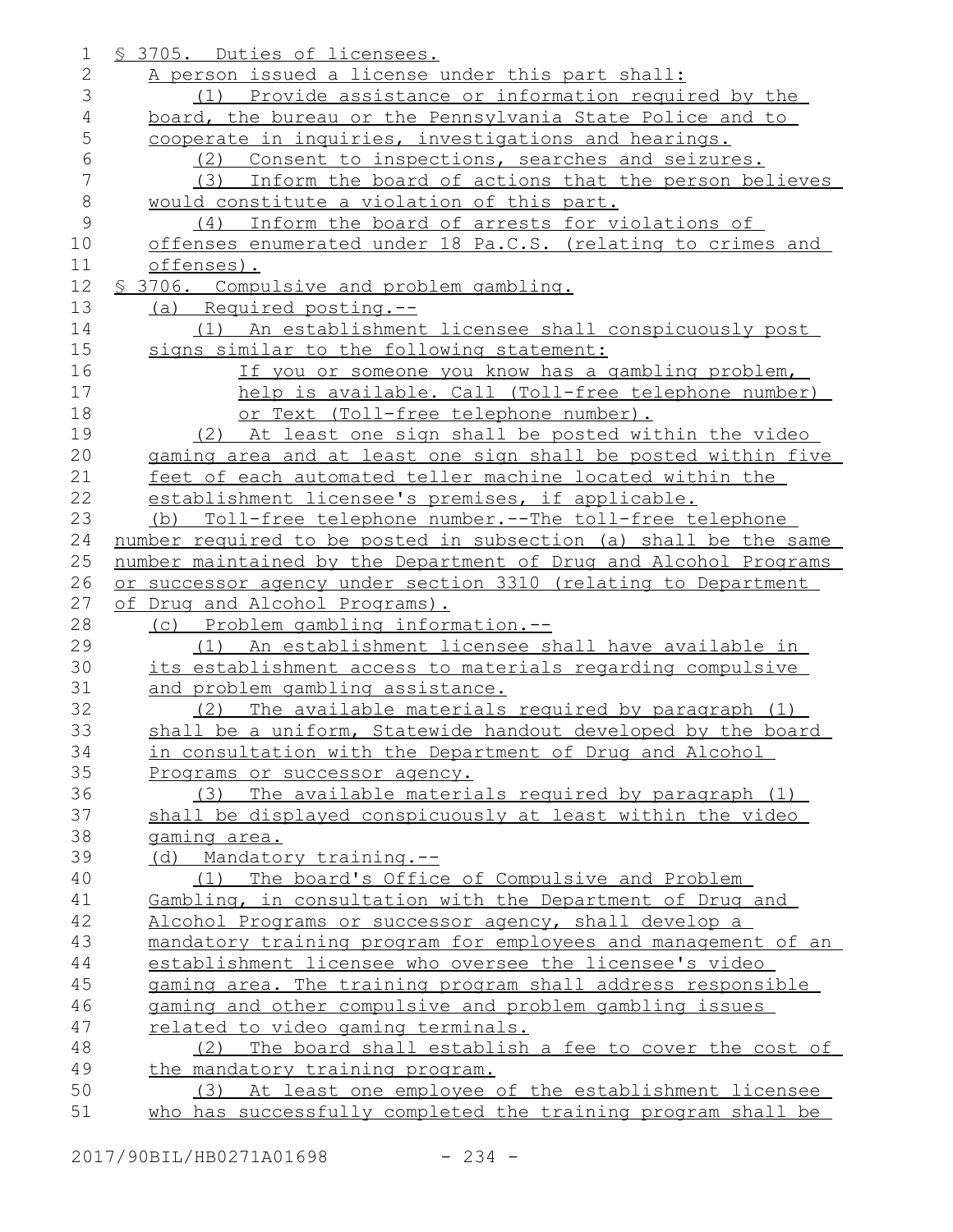§ 3705. Duties of licensees.

A person issued a license under this part shall:

(1) Provide assistance or information required by the board, the bureau or the Pennsylvania State Police and to cooperate in inquiries, investigations and hearings.

(2) Consent to inspections, searches and seizures.

(3) Inform the board of actions that the person believes would constitute a violation of this part.

(4) Inform the board of arrests for violations of offenses enumerated under 18 Pa.C.S. (relating to crimes and offenses).

§ 3706. Compulsive and problem gambling.

(a) Required posting.--

(1) An establishment licensee shall conspicuously post signs similar to the following statement:

> If you or someone you know has a gambling problem, help is available. Call (Toll-free telephone number) or Text (Toll-free telephone number).

(2) At least one sign shall be posted within the video gaming area and at least one sign shall be posted within five feet of each automated teller machine located within the establishment licensee's premises, if applicable.

(b) Toll-free telephone number.--The toll-free telephone number required to be posted in subsection (a) shall be the same number maintained by the Department of Drug and Alcohol Programs or successor agency under section 3310 (relating to Department of Drug and Alcohol Programs).

(c) Problem gambling information.--

(1) An establishment licensee shall have available in its establishment access to materials regarding compulsive and problem gambling assistance.

(2) The available materials required by paragraph (1) shall be a uniform, Statewide handout developed by the board in consultation with the Department of Drug and Alcohol Programs or successor agency.

(3) The available materials required by paragraph (1) shall be displayed conspicuously at least within the video gaming area.

(d) Mandatory training.--

(1) The board's Office of Compulsive and Problem Gambling, in consultation with the Department of Drug and Alcohol Programs or successor agency, shall develop a mandatory training program for employees and management of an establishment licensee who oversee the licensee's video gaming area. The training program shall address responsible gaming and other compulsive and problem gambling issues related to video gaming terminals.

(2) The board shall establish a fee to cover the cost of the mandatory training program.

(3) At least one employee of the establishment licensee who has successfully completed the training program shall be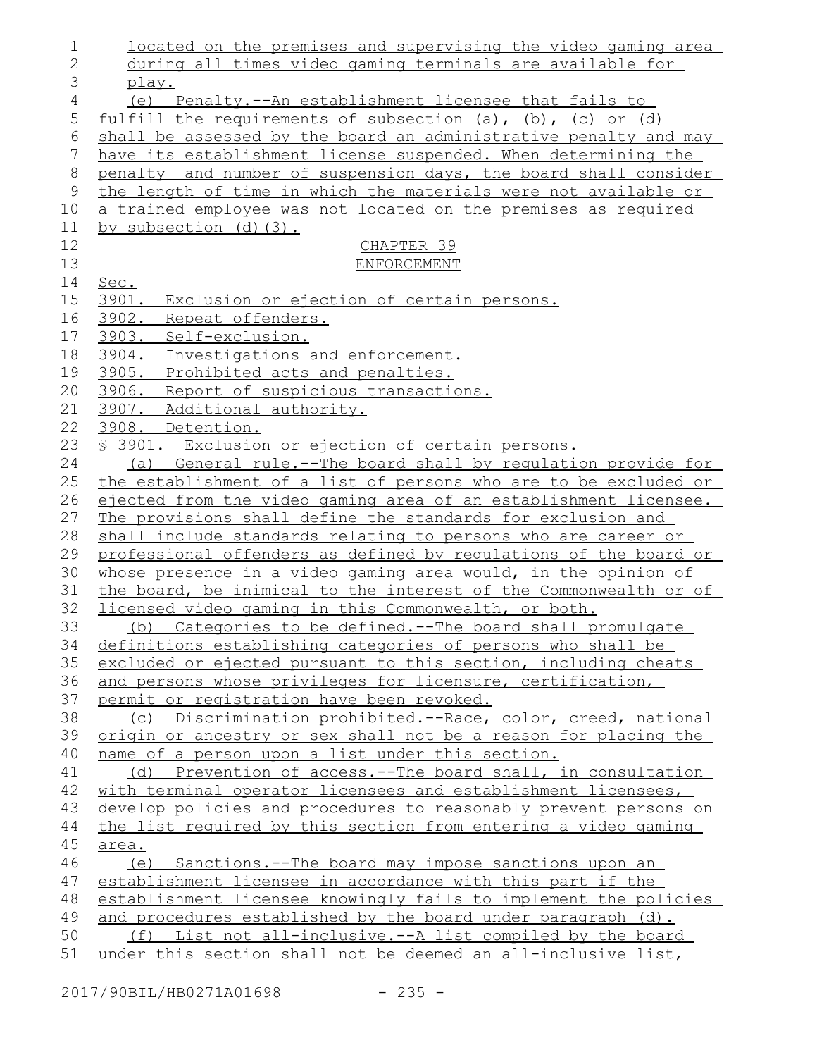located on the premises and supervising the video gaming area during all times video gaming terminals are available for play.

(e) Penalty.--An establishment licensee that fails to fulfill the requirements of subsection (a), (b), (c) or (d) shall be assessed by the board an administrative penalty and may have its establishment license suspended. When determining the penalty and number of suspension days, the board shall consider the length of time in which the materials were not available or a trained employee was not located on the premises as required by subsection (d)(3).

## CHAPTER 39
## ENFORCEMENT

Sec.
3901. Exclusion or ejection of certain persons.
3902. Repeat offenders.
3903. Self-exclusion.
3904. Investigations and enforcement.
3905. Prohibited acts and penalties.
3906. Report of suspicious transactions.
3907. Additional authority.
3908. Detention.

§ 3901. Exclusion or ejection of certain persons.

(a) General rule.--The board shall by regulation provide for the establishment of a list of persons who are to be excluded or ejected from the video gaming area of an establishment licensee. The provisions shall define the standards for exclusion and shall include standards relating to persons who are career or professional offenders as defined by regulations of the board or whose presence in a video gaming area would, in the opinion of the board, be inimical to the interest of the Commonwealth or of licensed video gaming in this Commonwealth, or both.

(b) Categories to be defined.--The board shall promulgate definitions establishing categories of persons who shall be excluded or ejected pursuant to this section, including cheats and persons whose privileges for licensure, certification, permit or registration have been revoked.

(c) Discrimination prohibited.--Race, color, creed, national origin or ancestry or sex shall not be a reason for placing the name of a person upon a list under this section.

(d) Prevention of access.--The board shall, in consultation with terminal operator licensees and establishment licensees, develop policies and procedures to reasonably prevent persons on the list required by this section from entering a video gaming area.

(e) Sanctions.--The board may impose sanctions upon an establishment licensee in accordance with this part if the establishment licensee knowingly fails to implement the policies and procedures established by the board under paragraph (d).

(f) List not all-inclusive.--A list compiled by the board under this section shall not be deemed an all-inclusive list,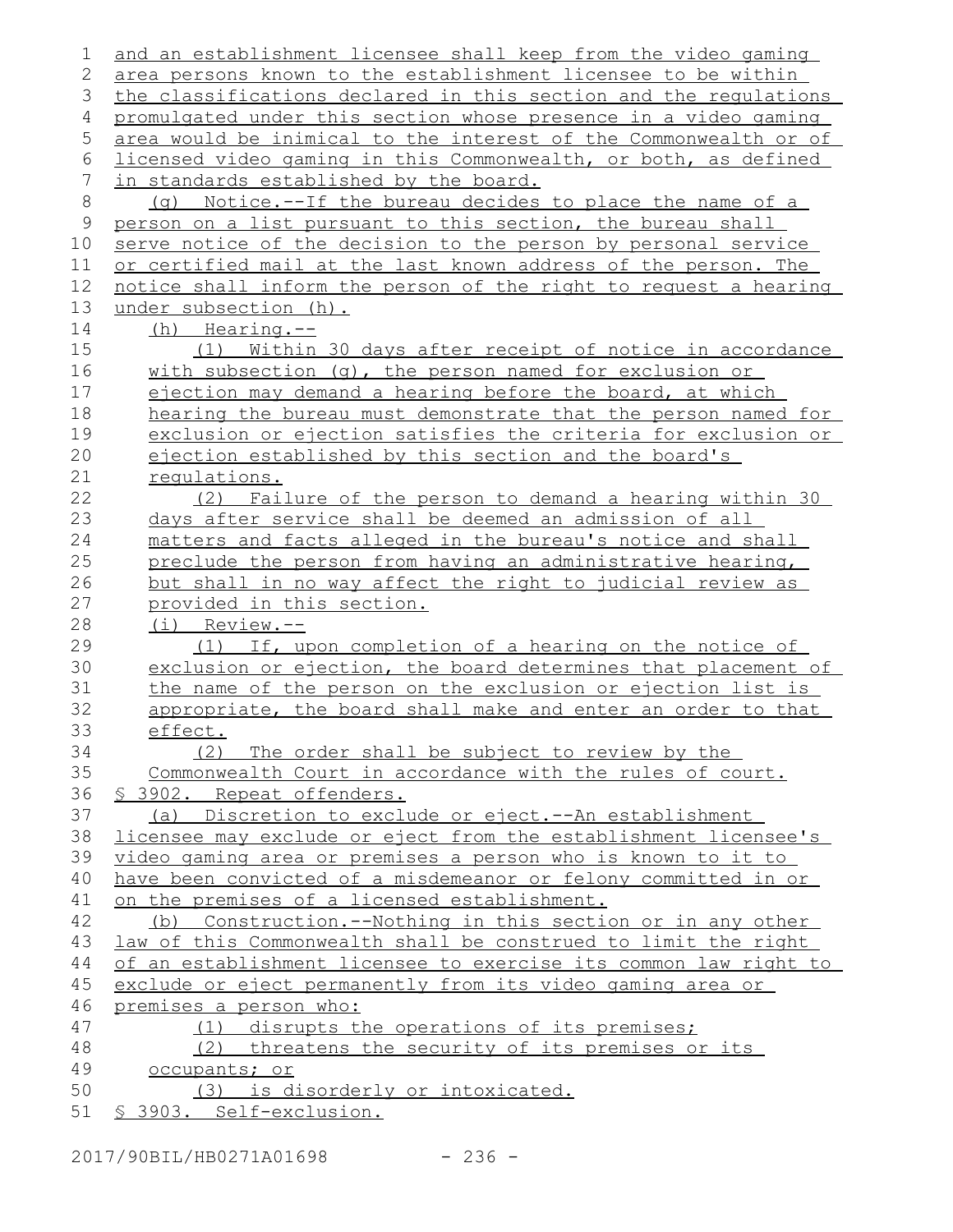and an establishment licensee shall keep from the video gaming area persons known to the establishment licensee to be within the classifications declared in this section and the regulations promulgated under this section whose presence in a video gaming area would be inimical to the interest of the Commonwealth or of licensed video gaming in this Commonwealth, or both, as defined in standards established by the board.

(g) Notice.--If the bureau decides to place the name of a person on a list pursuant to this section, the bureau shall serve notice of the decision to the person by personal service or certified mail at the last known address of the person. The notice shall inform the person of the right to request a hearing under subsection (h).

(h) Hearing.--

(1) Within 30 days after receipt of notice in accordance with subsection (g), the person named for exclusion or ejection may demand a hearing before the board, at which hearing the bureau must demonstrate that the person named for exclusion or ejection satisfies the criteria for exclusion or ejection established by this section and the board's regulations.

(2) Failure of the person to demand a hearing within 30 days after service shall be deemed an admission of all matters and facts alleged in the bureau's notice and shall preclude the person from having an administrative hearing, but shall in no way affect the right to judicial review as provided in this section.

(i) Review.--

(1) If, upon completion of a hearing on the notice of exclusion or ejection, the board determines that placement of the name of the person on the exclusion or ejection list is appropriate, the board shall make and enter an order to that effect.

(2) The order shall be subject to review by the Commonwealth Court in accordance with the rules of court.

§ 3902. Repeat offenders.

(a) Discretion to exclude or eject.--An establishment licensee may exclude or eject from the establishment licensee's video gaming area or premises a person who is known to it to have been convicted of a misdemeanor or felony committed in or on the premises of a licensed establishment.

(b) Construction.--Nothing in this section or in any other law of this Commonwealth shall be construed to limit the right of an establishment licensee to exercise its common law right to exclude or eject permanently from its video gaming area or premises a person who:

(1) disrupts the operations of its premises;

(2) threatens the security of its premises or its occupants; or

(3) is disorderly or intoxicated.

§ 3903. Self-exclusion.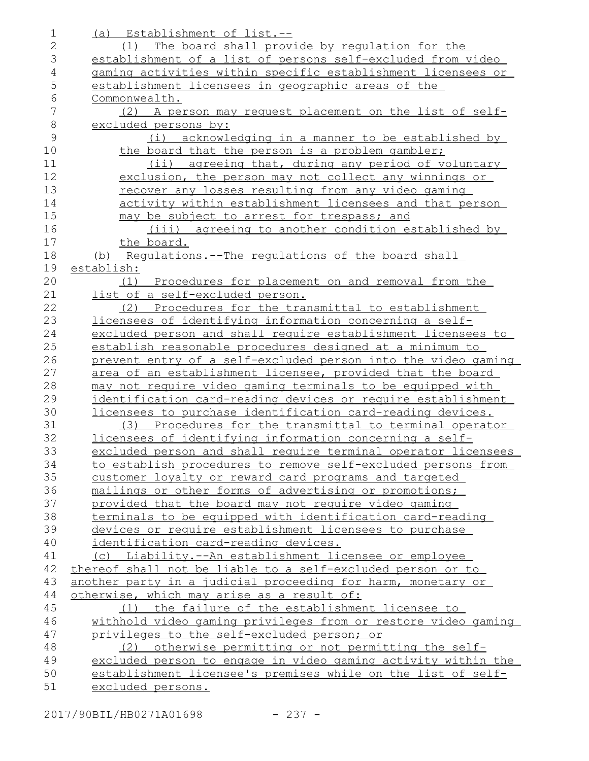(a) Establishment of list.--

(1) The board shall provide by regulation for the establishment of a list of persons self-excluded from video gaming activities within specific establishment licensees or establishment licensees in geographic areas of the Commonwealth.

(2) A person may request placement on the list of self-excluded persons by:

(i) acknowledging in a manner to be established by the board that the person is a problem gambler;

(ii) agreeing that, during any period of voluntary exclusion, the person may not collect any winnings or recover any losses resulting from any video gaming activity within establishment licensees and that person may be subject to arrest for trespass; and

(iii) agreeing to another condition established by the board.

(b) Regulations.--The regulations of the board shall establish:

(1) Procedures for placement on and removal from the list of a self-excluded person.

(2) Procedures for the transmittal to establishment licensees of identifying information concerning a self-excluded person and shall require establishment licensees to establish reasonable procedures designed at a minimum to prevent entry of a self-excluded person into the video gaming area of an establishment licensee, provided that the board may not require video gaming terminals to be equipped with identification card-reading devices or require establishment licensees to purchase identification card-reading devices.

(3) Procedures for the transmittal to terminal operator licensees of identifying information concerning a self-excluded person and shall require terminal operator licensees to establish procedures to remove self-excluded persons from customer loyalty or reward card programs and targeted mailings or other forms of advertising or promotions; provided that the board may not require video gaming terminals to be equipped with identification card-reading devices or require establishment licensees to purchase identification card-reading devices.

(c) Liability.--An establishment licensee or employee thereof shall not be liable to a self-excluded person or to another party in a judicial proceeding for harm, monetary or otherwise, which may arise as a result of:

(1) the failure of the establishment licensee to withhold video gaming privileges from or restore video gaming privileges to the self-excluded person; or

(2) otherwise permitting or not permitting the self-excluded person to engage in video gaming activity within the establishment licensee's premises while on the list of self-excluded persons.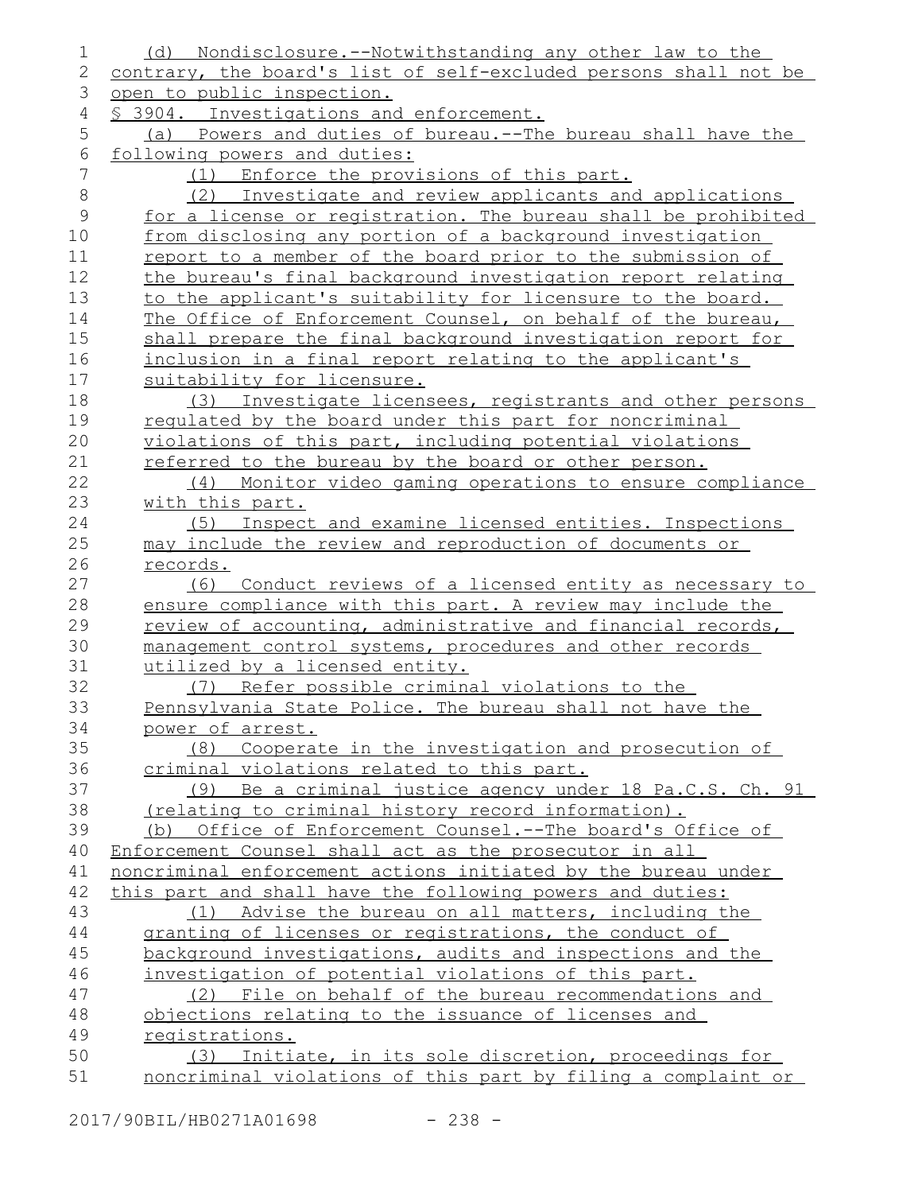(d) Nondisclosure.--Notwithstanding any other law to the contrary, the board's list of self-excluded persons shall not be open to public inspection.

§ 3904. Investigations and enforcement.

(a) Powers and duties of bureau.--The bureau shall have the following powers and duties:

(1) Enforce the provisions of this part.

(2) Investigate and review applicants and applications for a license or registration. The bureau shall be prohibited from disclosing any portion of a background investigation report to a member of the board prior to the submission of the bureau's final background investigation report relating to the applicant's suitability for licensure to the board. The Office of Enforcement Counsel, on behalf of the bureau, shall prepare the final background investigation report for inclusion in a final report relating to the applicant's suitability for licensure.

(3) Investigate licensees, registrants and other persons regulated by the board under this part for noncriminal violations of this part, including potential violations referred to the bureau by the board or other person.

(4) Monitor video gaming operations to ensure compliance with this part.

(5) Inspect and examine licensed entities. Inspections may include the review and reproduction of documents or records.

(6) Conduct reviews of a licensed entity as necessary to ensure compliance with this part. A review may include the review of accounting, administrative and financial records, management control systems, procedures and other records utilized by a licensed entity.

(7) Refer possible criminal violations to the Pennsylvania State Police. The bureau shall not have the power of arrest.

(8) Cooperate in the investigation and prosecution of criminal violations related to this part.

(9) Be a criminal justice agency under 18 Pa.C.S. Ch. 91 (relating to criminal history record information).

(b) Office of Enforcement Counsel.--The board's Office of Enforcement Counsel shall act as the prosecutor in all noncriminal enforcement actions initiated by the bureau under this part and shall have the following powers and duties:

(1) Advise the bureau on all matters, including the granting of licenses or registrations, the conduct of background investigations, audits and inspections and the investigation of potential violations of this part.

(2) File on behalf of the bureau recommendations and objections relating to the issuance of licenses and registrations.

(3) Initiate, in its sole discretion, proceedings for noncriminal violations of this part by filing a complaint or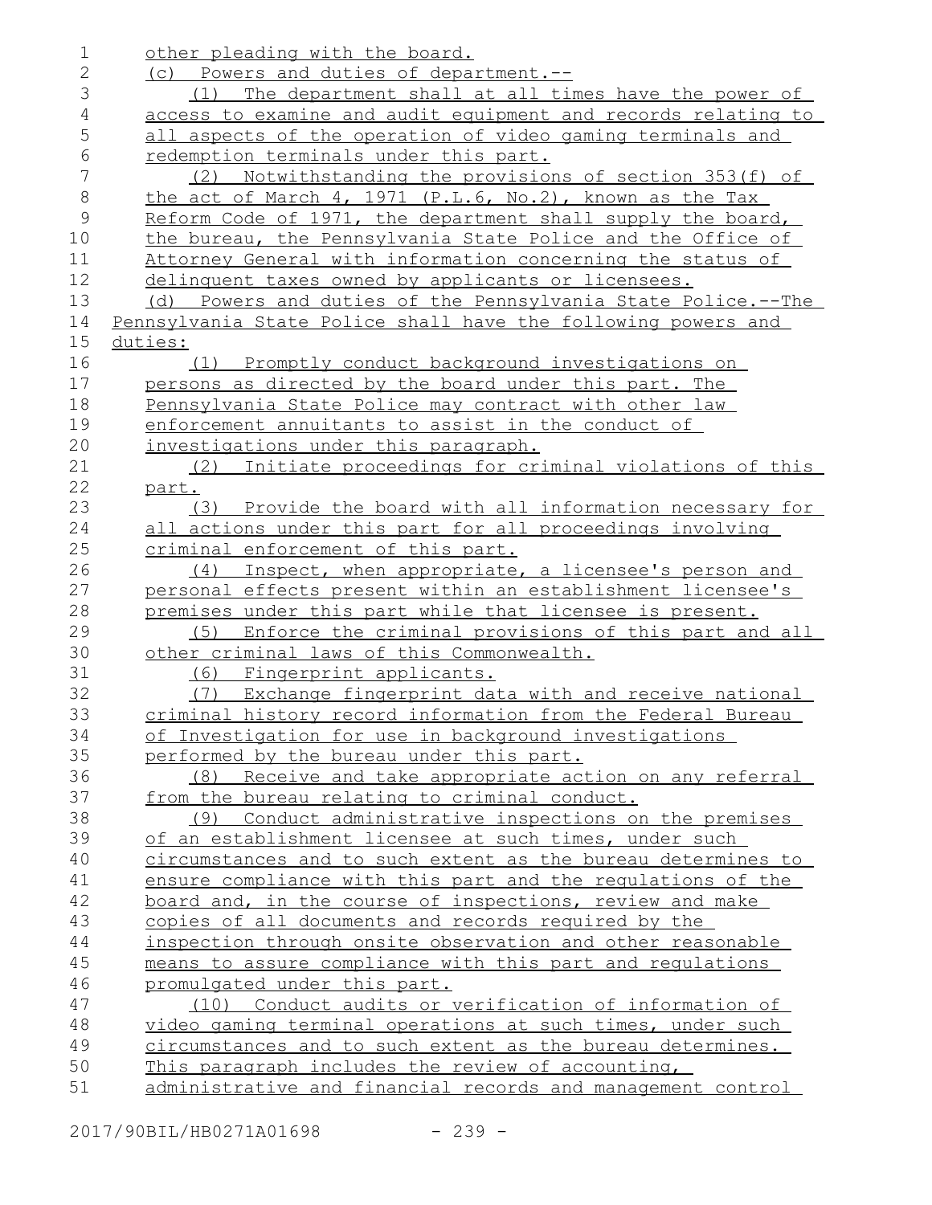other pleading with the board.

(c) Powers and duties of department.--

(1) The department shall at all times have the power of access to examine and audit equipment and records relating to all aspects of the operation of video gaming terminals and redemption terminals under this part.

(2) Notwithstanding the provisions of section 353(f) of the act of March 4, 1971 (P.L.6, No.2), known as the Tax Reform Code of 1971, the department shall supply the board, the bureau, the Pennsylvania State Police and the Office of Attorney General with information concerning the status of delinquent taxes owned by applicants or licensees.

(d) Powers and duties of the Pennsylvania State Police.--The Pennsylvania State Police shall have the following powers and duties:

(1) Promptly conduct background investigations on persons as directed by the board under this part. The Pennsylvania State Police may contract with other law enforcement annuitants to assist in the conduct of investigations under this paragraph.

(2) Initiate proceedings for criminal violations of this part.

(3) Provide the board with all information necessary for all actions under this part for all proceedings involving criminal enforcement of this part.

(4) Inspect, when appropriate, a licensee's person and personal effects present within an establishment licensee's premises under this part while that licensee is present.

(5) Enforce the criminal provisions of this part and all other criminal laws of this Commonwealth.

(6) Fingerprint applicants.

(7) Exchange fingerprint data with and receive national criminal history record information from the Federal Bureau of Investigation for use in background investigations performed by the bureau under this part.

(8) Receive and take appropriate action on any referral from the bureau relating to criminal conduct.

(9) Conduct administrative inspections on the premises of an establishment licensee at such times, under such circumstances and to such extent as the bureau determines to ensure compliance with this part and the regulations of the board and, in the course of inspections, review and make copies of all documents and records required by the inspection through onsite observation and other reasonable means to assure compliance with this part and regulations promulgated under this part.

(10) Conduct audits or verification of information of video gaming terminal operations at such times, under such circumstances and to such extent as the bureau determines. This paragraph includes the review of accounting, administrative and financial records and management control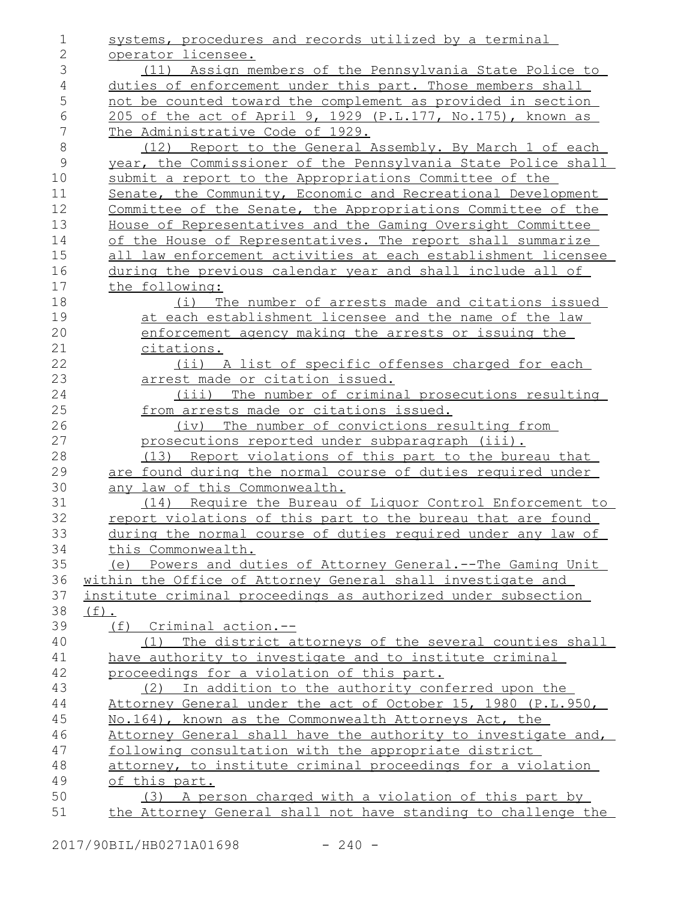systems, procedures and records utilized by a terminal operator licensee.

(11) Assign members of the Pennsylvania State Police to duties of enforcement under this part. Those members shall not be counted toward the complement as provided in section 205 of the act of April 9, 1929 (P.L.177, No.175), known as The Administrative Code of 1929.

(12) Report to the General Assembly. By March 1 of each year, the Commissioner of the Pennsylvania State Police shall submit a report to the Appropriations Committee of the Senate, the Community, Economic and Recreational Development Committee of the Senate, the Appropriations Committee of the House of Representatives and the Gaming Oversight Committee of the House of Representatives. The report shall summarize all law enforcement activities at each establishment licensee during the previous calendar year and shall include all of the following:

(i) The number of arrests made and citations issued at each establishment licensee and the name of the law enforcement agency making the arrests or issuing the citations.

(ii) A list of specific offenses charged for each arrest made or citation issued.

(iii) The number of criminal prosecutions resulting from arrests made or citations issued.

(iv) The number of convictions resulting from prosecutions reported under subparagraph (iii).

(13) Report violations of this part to the bureau that are found during the normal course of duties required under any law of this Commonwealth.

(14) Require the Bureau of Liquor Control Enforcement to report violations of this part to the bureau that are found during the normal course of duties required under any law of this Commonwealth.

(e) Powers and duties of Attorney General.--The Gaming Unit within the Office of Attorney General shall investigate and institute criminal proceedings as authorized under subsection (f).

(f) Criminal action.--

(1) The district attorneys of the several counties shall have authority to investigate and to institute criminal proceedings for a violation of this part.

(2) In addition to the authority conferred upon the Attorney General under the act of October 15, 1980 (P.L.950, No.164), known as the Commonwealth Attorneys Act, the Attorney General shall have the authority to investigate and, following consultation with the appropriate district attorney, to institute criminal proceedings for a violation of this part.

(3) A person charged with a violation of this part by the Attorney General shall not have standing to challenge the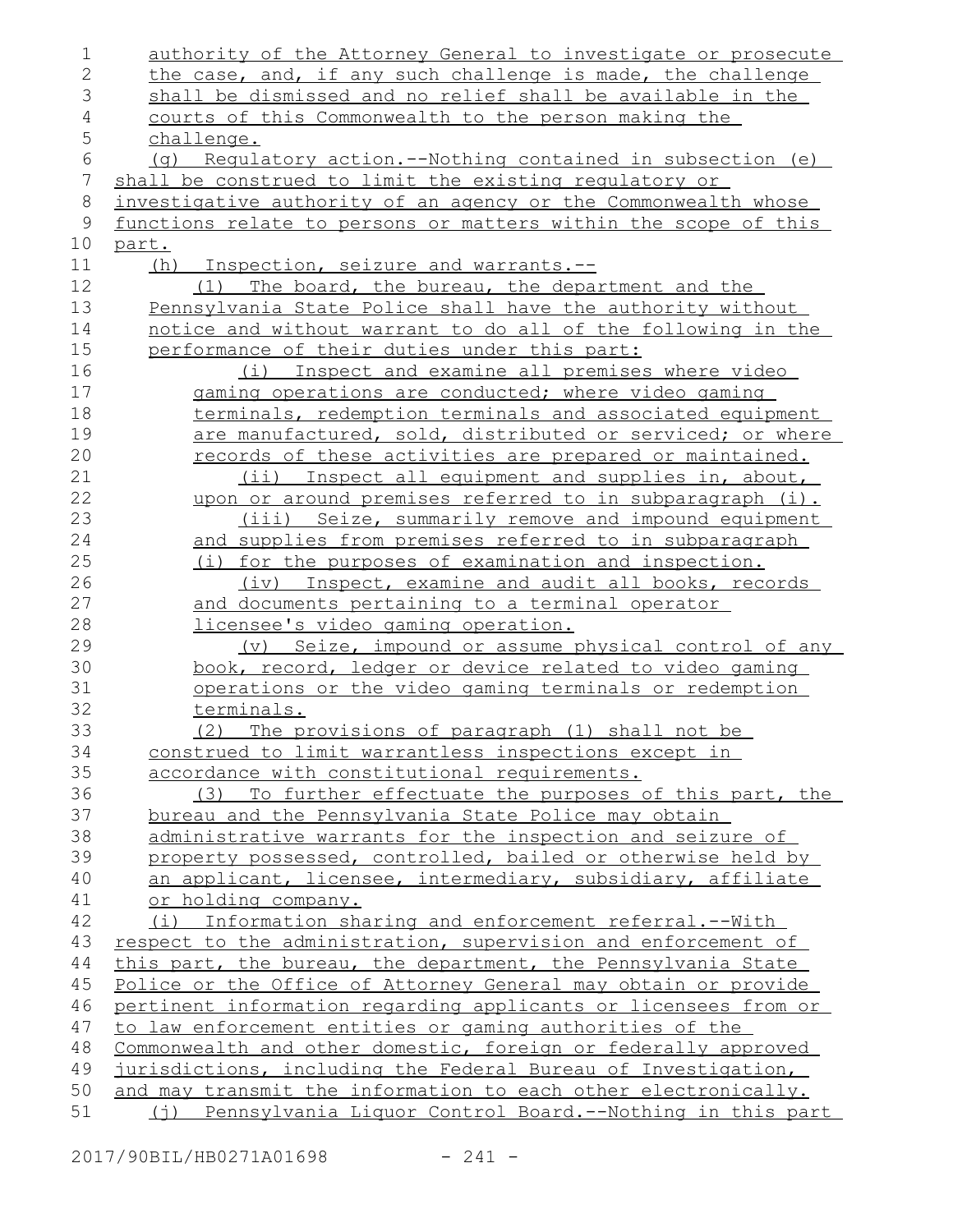authority of the Attorney General to investigate or prosecute the case, and, if any such challenge is made, the challenge shall be dismissed and no relief shall be available in the courts of this Commonwealth to the person making the challenge.

(g) Regulatory action.--Nothing contained in subsection (e) shall be construed to limit the existing regulatory or investigative authority of an agency or the Commonwealth whose functions relate to persons or matters within the scope of this part.

(h) Inspection, seizure and warrants.--

(1) The board, the bureau, the department and the Pennsylvania State Police shall have the authority without notice and without warrant to do all of the following in the performance of their duties under this part:

(i) Inspect and examine all premises where video gaming operations are conducted; where video gaming terminals, redemption terminals and associated equipment are manufactured, sold, distributed or serviced; or where records of these activities are prepared or maintained.

(ii) Inspect all equipment and supplies in, about, upon or around premises referred to in subparagraph (i).

(iii) Seize, summarily remove and impound equipment and supplies from premises referred to in subparagraph (i) for the purposes of examination and inspection.

(iv) Inspect, examine and audit all books, records and documents pertaining to a terminal operator licensee's video gaming operation.

(v) Seize, impound or assume physical control of any book, record, ledger or device related to video gaming operations or the video gaming terminals or redemption terminals.

(2) The provisions of paragraph (1) shall not be construed to limit warrantless inspections except in accordance with constitutional requirements.

(3) To further effectuate the purposes of this part, the bureau and the Pennsylvania State Police may obtain administrative warrants for the inspection and seizure of property possessed, controlled, bailed or otherwise held by an applicant, licensee, intermediary, subsidiary, affiliate or holding company.

(i) Information sharing and enforcement referral.--With respect to the administration, supervision and enforcement of this part, the bureau, the department, the Pennsylvania State Police or the Office of Attorney General may obtain or provide pertinent information regarding applicants or licensees from or to law enforcement entities or gaming authorities of the Commonwealth and other domestic, foreign or federally approved jurisdictions, including the Federal Bureau of Investigation, and may transmit the information to each other electronically.

(j) Pennsylvania Liquor Control Board.--Nothing in this part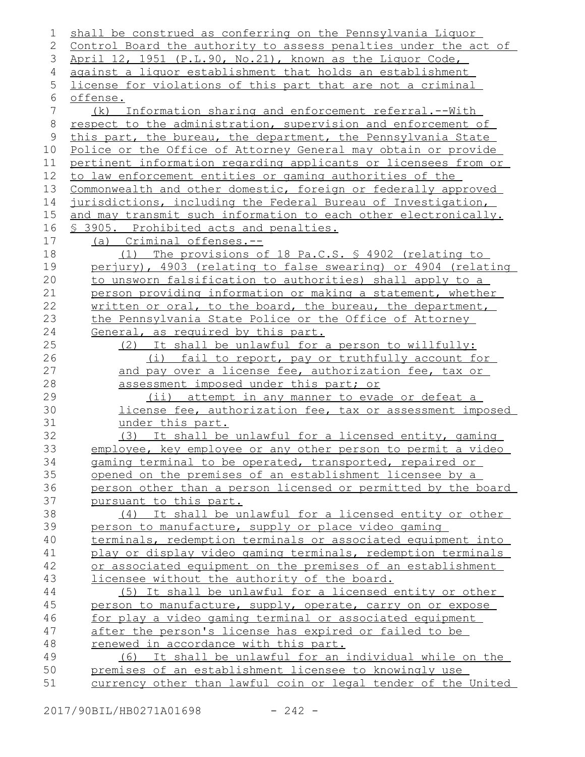shall be construed as conferring on the Pennsylvania Liquor Control Board the authority to assess penalties under the act of April 12, 1951 (P.L.90, No.21), known as the Liquor Code, against a liquor establishment that holds an establishment license for violations of this part that are not a criminal offense.

(k) Information sharing and enforcement referral.--With respect to the administration, supervision and enforcement of this part, the bureau, the department, the Pennsylvania State Police or the Office of Attorney General may obtain or provide pertinent information regarding applicants or licensees from or to law enforcement entities or gaming authorities of the Commonwealth and other domestic, foreign or federally approved jurisdictions, including the Federal Bureau of Investigation, and may transmit such information to each other electronically.

§ 3905. Prohibited acts and penalties.

(a) Criminal offenses.--

(1) The provisions of 18 Pa.C.S. § 4902 (relating to perjury), 4903 (relating to false swearing) or 4904 (relating to unsworn falsification to authorities) shall apply to a person providing information or making a statement, whether written or oral, to the board, the bureau, the department, the Pennsylvania State Police or the Office of Attorney General, as required by this part.

(2) It shall be unlawful for a person to willfully:

(i) fail to report, pay or truthfully account for and pay over a license fee, authorization fee, tax or assessment imposed under this part; or

(ii) attempt in any manner to evade or defeat a license fee, authorization fee, tax or assessment imposed under this part.

(3) It shall be unlawful for a licensed entity, gaming employee, key employee or any other person to permit a video gaming terminal to be operated, transported, repaired or opened on the premises of an establishment licensee by a person other than a person licensed or permitted by the board pursuant to this part.

(4) It shall be unlawful for a licensed entity or other person to manufacture, supply or place video gaming terminals, redemption terminals or associated equipment into play or display video gaming terminals, redemption terminals or associated equipment on the premises of an establishment licensee without the authority of the board.

(5) It shall be unlawful for a licensed entity or other person to manufacture, supply, operate, carry on or expose for play a video gaming terminal or associated equipment after the person's license has expired or failed to be renewed in accordance with this part.

(6) It shall be unlawful for an individual while on the premises of an establishment licensee to knowingly use currency other than lawful coin or legal tender of the United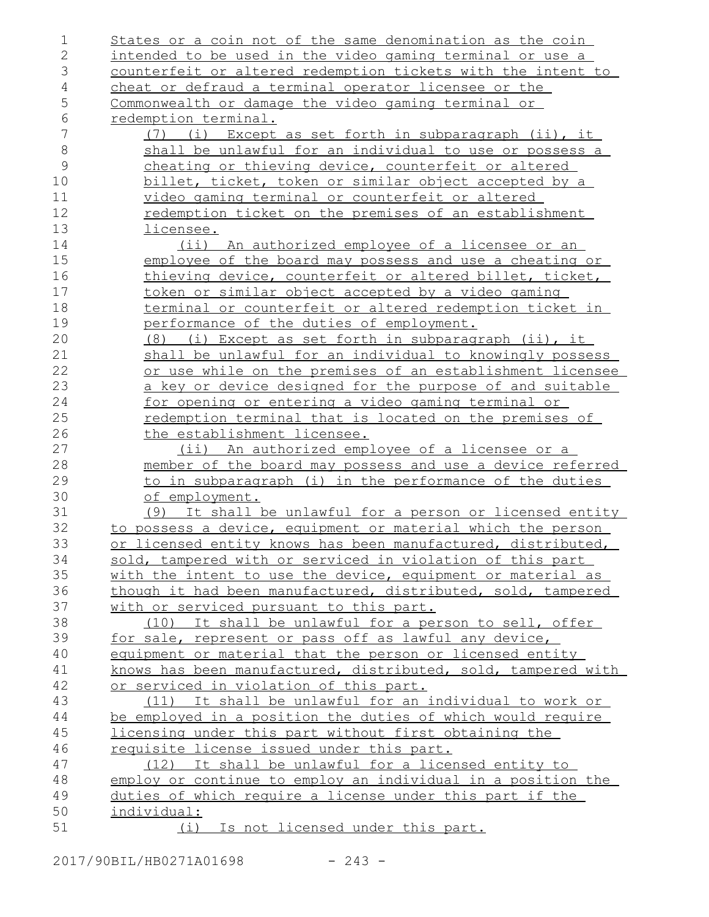States or a coin not of the same denomination as the coin intended to be used in the video gaming terminal or use a counterfeit or altered redemption tickets with the intent to cheat or defraud a terminal operator licensee or the Commonwealth or damage the video gaming terminal or redemption terminal.

(7) (i) Except as set forth in subparagraph (ii), it shall be unlawful for an individual to use or possess a cheating or thieving device, counterfeit or altered billet, ticket, token or similar object accepted by a video gaming terminal or counterfeit or altered redemption ticket on the premises of an establishment licensee.

(ii) An authorized employee of a licensee or an employee of the board may possess and use a cheating or thieving device, counterfeit or altered billet, ticket, token or similar object accepted by a video gaming terminal or counterfeit or altered redemption ticket in performance of the duties of employment.

(8) (i) Except as set forth in subparagraph (ii), it shall be unlawful for an individual to knowingly possess or use while on the premises of an establishment licensee a key or device designed for the purpose of and suitable for opening or entering a video gaming terminal or redemption terminal that is located on the premises of the establishment licensee.

(ii) An authorized employee of a licensee or a member of the board may possess and use a device referred to in subparagraph (i) in the performance of the duties of employment.

(9) It shall be unlawful for a person or licensed entity to possess a device, equipment or material which the person or licensed entity knows has been manufactured, distributed, sold, tampered with or serviced in violation of this part with the intent to use the device, equipment or material as though it had been manufactured, distributed, sold, tampered with or serviced pursuant to this part.

(10) It shall be unlawful for a person to sell, offer for sale, represent or pass off as lawful any device, equipment or material that the person or licensed entity knows has been manufactured, distributed, sold, tampered with or serviced in violation of this part.

(11) It shall be unlawful for an individual to work or be employed in a position the duties of which would require licensing under this part without first obtaining the requisite license issued under this part.

(12) It shall be unlawful for a licensed entity to employ or continue to employ an individual in a position the duties of which require a license under this part if the individual:

(i) Is not licensed under this part.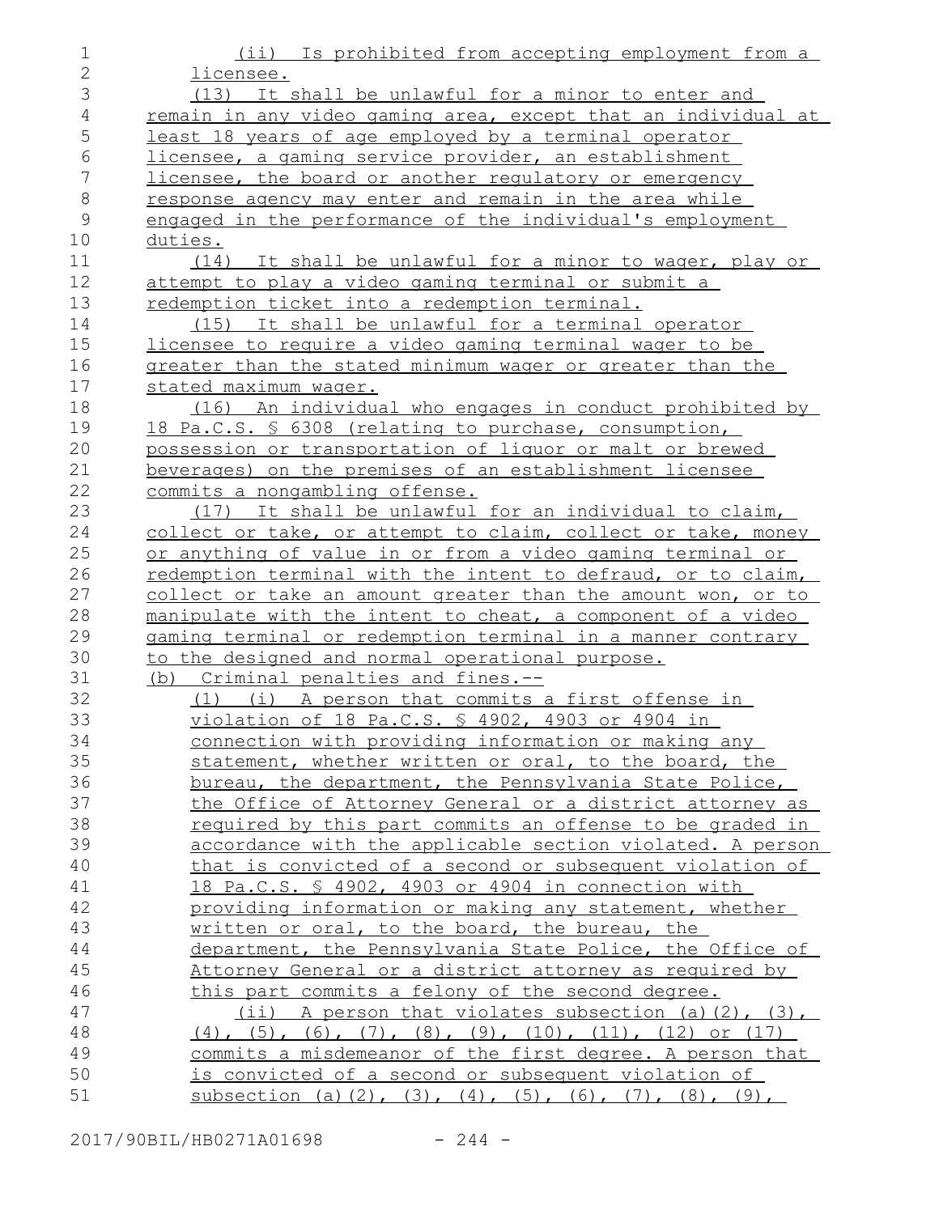(ii) Is prohibited from accepting employment from a licensee.

(13) It shall be unlawful for a minor to enter and remain in any video gaming area, except that an individual at least 18 years of age employed by a terminal operator licensee, a gaming service provider, an establishment licensee, the board or another regulatory or emergency response agency may enter and remain in the area while engaged in the performance of the individual's employment duties.

(14) It shall be unlawful for a minor to wager, play or attempt to play a video gaming terminal or submit a redemption ticket into a redemption terminal.

(15) It shall be unlawful for a terminal operator licensee to require a video gaming terminal wager to be greater than the stated minimum wager or greater than the stated maximum wager.

(16) An individual who engages in conduct prohibited by 18 Pa.C.S. § 6308 (relating to purchase, consumption, possession or transportation of liquor or malt or brewed beverages) on the premises of an establishment licensee commits a nongambling offense.

(17) It shall be unlawful for an individual to claim, collect or take, or attempt to claim, collect or take, money or anything of value in or from a video gaming terminal or redemption terminal with the intent to defraud, or to claim, collect or take an amount greater than the amount won, or to manipulate with the intent to cheat, a component of a video gaming terminal or redemption terminal in a manner contrary to the designed and normal operational purpose.

(b) Criminal penalties and fines.--

(1) (i) A person that commits a first offense in violation of 18 Pa.C.S. § 4902, 4903 or 4904 in connection with providing information or making any statement, whether written or oral, to the board, the bureau, the department, the Pennsylvania State Police, the Office of Attorney General or a district attorney as required by this part commits an offense to be graded in accordance with the applicable section violated. A person that is convicted of a second or subsequent violation of 18 Pa.C.S. § 4902, 4903 or 4904 in connection with providing information or making any statement, whether written or oral, to the board, the bureau, the department, the Pennsylvania State Police, the Office of Attorney General or a district attorney as required by this part commits a felony of the second degree.

(ii) A person that violates subsection (a)(2), (3), (4), (5), (6), (7), (8), (9), (10), (11), (12) or (17) commits a misdemeanor of the first degree. A person that is convicted of a second or subsequent violation of subsection (a)(2), (3), (4), (5), (6), (7), (8), (9),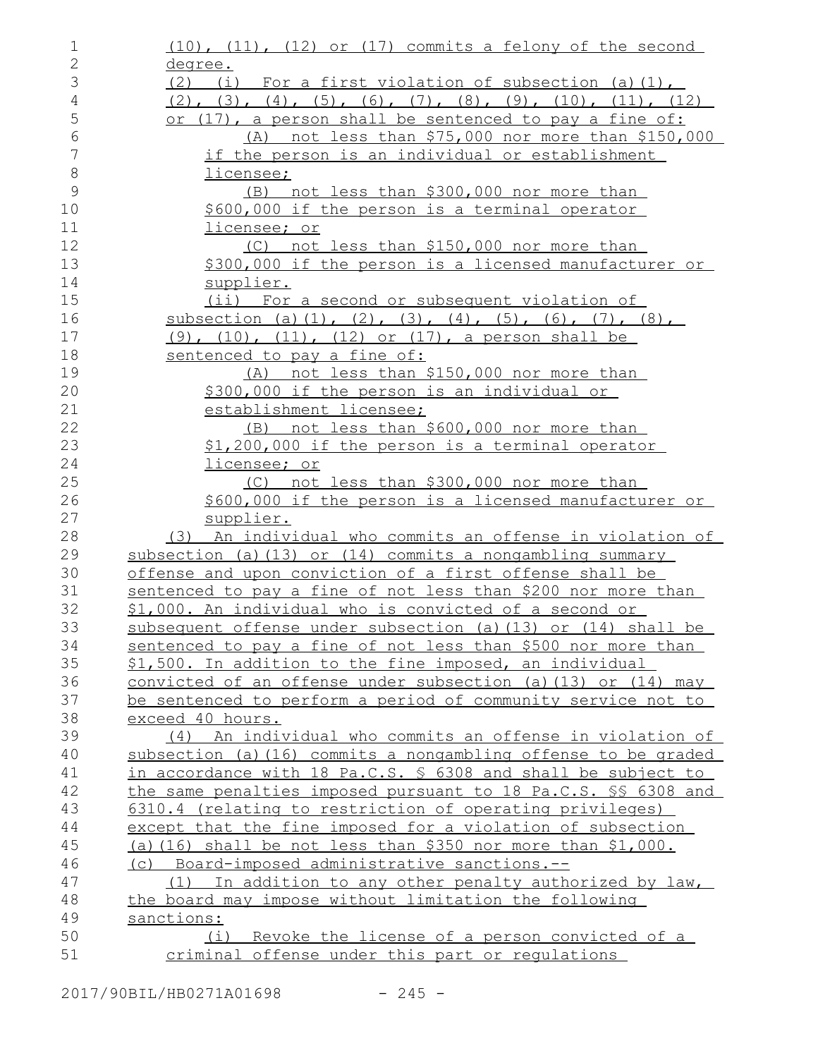(10), (11), (12) or (17) commits a felony of the second degree.

(2) (i) For a first violation of subsection (a)(1), (2), (3), (4), (5), (6), (7), (8), (9), (10), (11), (12) or (17), a person shall be sentenced to pay a fine of:

(A) not less than $75,000 nor more than $150,000 if the person is an individual or establishment licensee;

(B) not less than $300,000 nor more than $600,000 if the person is a terminal operator licensee; or

(C) not less than $150,000 nor more than $300,000 if the person is a licensed manufacturer or supplier.

(ii) For a second or subsequent violation of subsection (a)(1), (2), (3), (4), (5), (6), (7), (8), (9), (10), (11), (12) or (17), a person shall be sentenced to pay a fine of:

(A) not less than $150,000 nor more than $300,000 if the person is an individual or establishment licensee;

(B) not less than $600,000 nor more than $1,200,000 if the person is a terminal operator licensee; or

(C) not less than $300,000 nor more than $600,000 if the person is a licensed manufacturer or supplier.

(3) An individual who commits an offense in violation of subsection (a)(13) or (14) commits a nongambling summary offense and upon conviction of a first offense shall be sentenced to pay a fine of not less than $200 nor more than $1,000. An individual who is convicted of a second or subsequent offense under subsection (a)(13) or (14) shall be sentenced to pay a fine of not less than $500 nor more than $1,500. In addition to the fine imposed, an individual convicted of an offense under subsection (a)(13) or (14) may be sentenced to perform a period of community service not to exceed 40 hours.

(4) An individual who commits an offense in violation of subsection (a)(16) commits a nongambling offense to be graded in accordance with 18 Pa.C.S. § 6308 and shall be subject to the same penalties imposed pursuant to 18 Pa.C.S. §§ 6308 and 6310.4 (relating to restriction of operating privileges) except that the fine imposed for a violation of subsection (a)(16) shall be not less than $350 nor more than $1,000.

(c) Board-imposed administrative sanctions.--

(1) In addition to any other penalty authorized by law, the board may impose without limitation the following sanctions:

(i) Revoke the license of a person convicted of a criminal offense under this part or regulations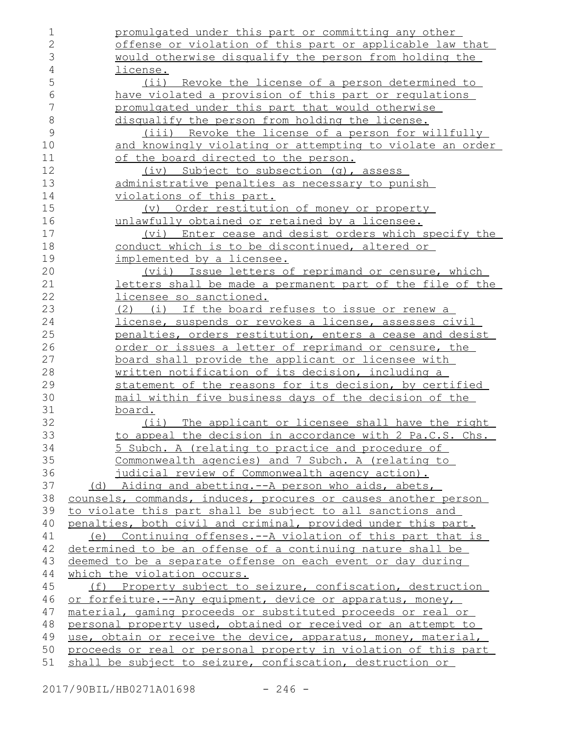promulgated under this part or committing any other offense or violation of this part or applicable law that would otherwise disqualify the person from holding the license.

(ii) Revoke the license of a person determined to have violated a provision of this part or regulations promulgated under this part that would otherwise disqualify the person from holding the license.

(iii) Revoke the license of a person for willfully and knowingly violating or attempting to violate an order of the board directed to the person.

(iv) Subject to subsection (g), assess administrative penalties as necessary to punish violations of this part.

(v) Order restitution of money or property unlawfully obtained or retained by a licensee.

(vi) Enter cease and desist orders which specify the conduct which is to be discontinued, altered or implemented by a licensee.

(vii) Issue letters of reprimand or censure, which letters shall be made a permanent part of the file of the licensee so sanctioned.

(2) (i) If the board refuses to issue or renew a license, suspends or revokes a license, assesses civil penalties, orders restitution, enters a cease and desist order or issues a letter of reprimand or censure, the board shall provide the applicant or licensee with written notification of its decision, including a statement of the reasons for its decision, by certified mail within five business days of the decision of the board.

(ii) The applicant or licensee shall have the right to appeal the decision in accordance with 2 Pa.C.S. Chs. 5 Subch. A (relating to practice and procedure of Commonwealth agencies) and 7 Subch. A (relating to judicial review of Commonwealth agency action).

(d) Aiding and abetting.--A person who aids, abets, counsels, commands, induces, procures or causes another person to violate this part shall be subject to all sanctions and penalties, both civil and criminal, provided under this part.

(e) Continuing offenses.--A violation of this part that is determined to be an offense of a continuing nature shall be deemed to be a separate offense on each event or day during which the violation occurs.

(f) Property subject to seizure, confiscation, destruction or forfeiture.--Any equipment, device or apparatus, money, material, gaming proceeds or substituted proceeds or real or personal property used, obtained or received or an attempt to use, obtain or receive the device, apparatus, money, material, proceeds or real or personal property in violation of this part shall be subject to seizure, confiscation, destruction or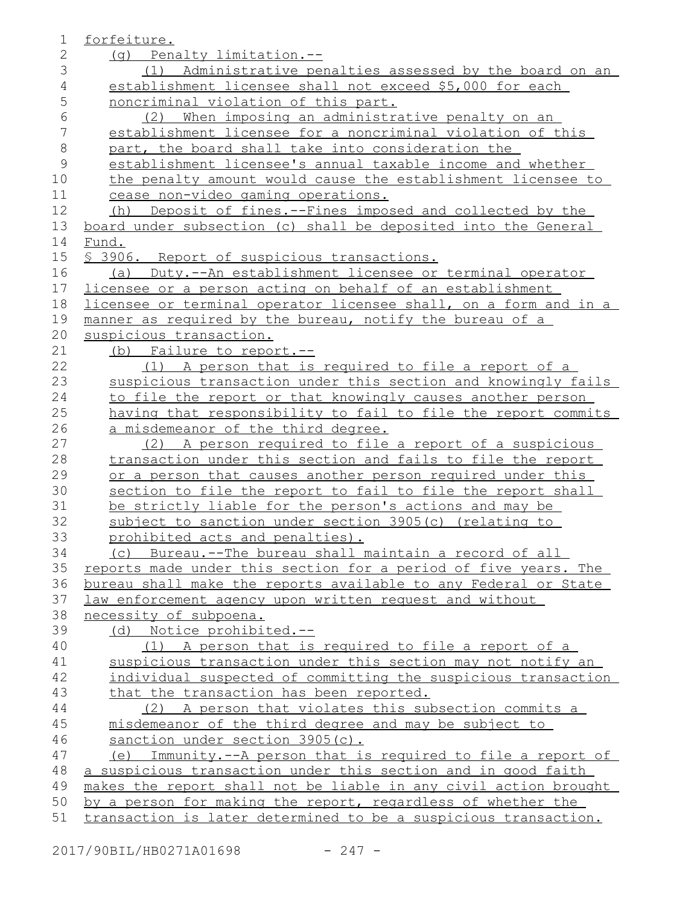forfeiture.

(g) Penalty limitation.--

(1) Administrative penalties assessed by the board on an establishment licensee shall not exceed $5,000 for each noncriminal violation of this part.

(2) When imposing an administrative penalty on an establishment licensee for a noncriminal violation of this part, the board shall take into consideration the establishment licensee's annual taxable income and whether the penalty amount would cause the establishment licensee to cease non-video gaming operations.

(h) Deposit of fines.--Fines imposed and collected by the board under subsection (c) shall be deposited into the General Fund.

§ 3906. Report of suspicious transactions.

(a) Duty.--An establishment licensee or terminal operator licensee or a person acting on behalf of an establishment licensee or terminal operator licensee shall, on a form and in a manner as required by the bureau, notify the bureau of a suspicious transaction.

(b) Failure to report.--

(1) A person that is required to file a report of a suspicious transaction under this section and knowingly fails to file the report or that knowingly causes another person having that responsibility to fail to file the report commits a misdemeanor of the third degree.

(2) A person required to file a report of a suspicious transaction under this section and fails to file the report or a person that causes another person required under this section to file the report to fail to file the report shall be strictly liable for the person's actions and may be subject to sanction under section 3905(c) (relating to prohibited acts and penalties).

(c) Bureau.--The bureau shall maintain a record of all reports made under this section for a period of five years. The bureau shall make the reports available to any Federal or State law enforcement agency upon written request and without necessity of subpoena.

(d) Notice prohibited.--

(1) A person that is required to file a report of a suspicious transaction under this section may not notify an individual suspected of committing the suspicious transaction that the transaction has been reported.

(2) A person that violates this subsection commits a misdemeanor of the third degree and may be subject to sanction under section 3905(c).

(e) Immunity.--A person that is required to file a report of a suspicious transaction under this section and in good faith makes the report shall not be liable in any civil action brought by a person for making the report, regardless of whether the transaction is later determined to be a suspicious transaction.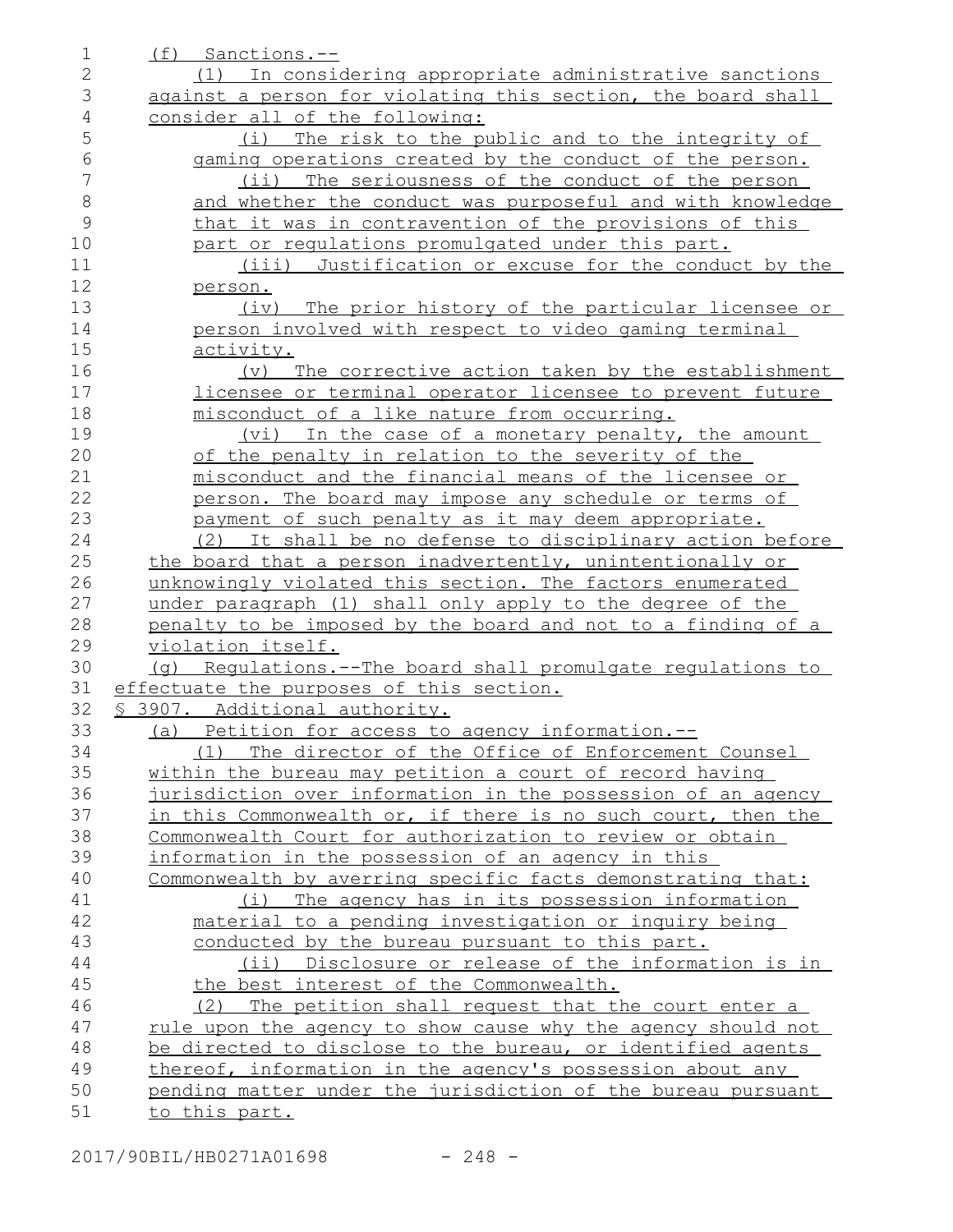(f) Sanctions.--

(1) In considering appropriate administrative sanctions against a person for violating this section, the board shall consider all of the following:

(i) The risk to the public and to the integrity of gaming operations created by the conduct of the person.

(ii) The seriousness of the conduct of the person and whether the conduct was purposeful and with knowledge that it was in contravention of the provisions of this part or regulations promulgated under this part.

(iii) Justification or excuse for the conduct by the person.

(iv) The prior history of the particular licensee or person involved with respect to video gaming terminal activity.

(v) The corrective action taken by the establishment licensee or terminal operator licensee to prevent future misconduct of a like nature from occurring.

(vi) In the case of a monetary penalty, the amount of the penalty in relation to the severity of the misconduct and the financial means of the licensee or person. The board may impose any schedule or terms of payment of such penalty as it may deem appropriate.

(2) It shall be no defense to disciplinary action before the board that a person inadvertently, unintentionally or unknowingly violated this section. The factors enumerated under paragraph (1) shall only apply to the degree of the penalty to be imposed by the board and not to a finding of a violation itself.

(g) Regulations.--The board shall promulgate regulations to effectuate the purposes of this section.

§ 3907. Additional authority.

(a) Petition for access to agency information.--

(1) The director of the Office of Enforcement Counsel within the bureau may petition a court of record having jurisdiction over information in the possession of an agency in this Commonwealth or, if there is no such court, then the Commonwealth Court for authorization to review or obtain information in the possession of an agency in this Commonwealth by averring specific facts demonstrating that:

(i) The agency has in its possession information material to a pending investigation or inquiry being conducted by the bureau pursuant to this part.

(ii) Disclosure or release of the information is in the best interest of the Commonwealth.

(2) The petition shall request that the court enter a rule upon the agency to show cause why the agency should not be directed to disclose to the bureau, or identified agents thereof, information in the agency's possession about any pending matter under the jurisdiction of the bureau pursuant to this part.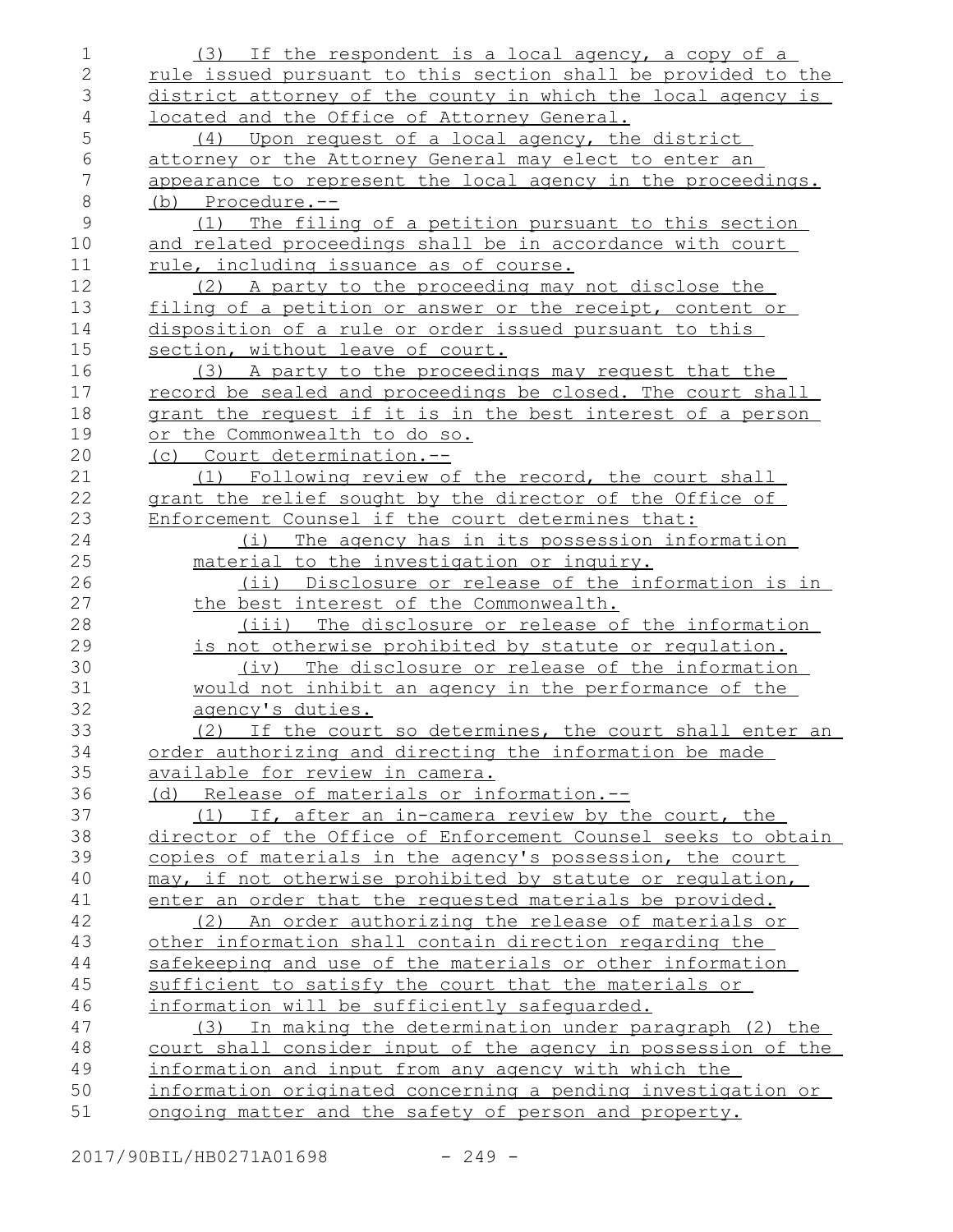(3) If the respondent is a local agency, a copy of a rule issued pursuant to this section shall be provided to the district attorney of the county in which the local agency is located and the Office of Attorney General.

(4) Upon request of a local agency, the district attorney or the Attorney General may elect to enter an appearance to represent the local agency in the proceedings.

(b) Procedure.--

(1) The filing of a petition pursuant to this section and related proceedings shall be in accordance with court rule, including issuance as of course.

(2) A party to the proceeding may not disclose the filing of a petition or answer or the receipt, content or disposition of a rule or order issued pursuant to this section, without leave of court.

(3) A party to the proceedings may request that the record be sealed and proceedings be closed. The court shall grant the request if it is in the best interest of a person or the Commonwealth to do so.

(c) Court determination.--

(1) Following review of the record, the court shall grant the relief sought by the director of the Office of Enforcement Counsel if the court determines that:

(i) The agency has in its possession information material to the investigation or inquiry.

(ii) Disclosure or release of the information is in the best interest of the Commonwealth.

(iii) The disclosure or release of the information is not otherwise prohibited by statute or regulation.

(iv) The disclosure or release of the information would not inhibit an agency in the performance of the agency's duties.

(2) If the court so determines, the court shall enter an order authorizing and directing the information be made available for review in camera.

(d) Release of materials or information.--

(1) If, after an in-camera review by the court, the director of the Office of Enforcement Counsel seeks to obtain copies of materials in the agency's possession, the court may, if not otherwise prohibited by statute or regulation, enter an order that the requested materials be provided.

(2) An order authorizing the release of materials or other information shall contain direction regarding the safekeeping and use of the materials or other information sufficient to satisfy the court that the materials or information will be sufficiently safeguarded.

(3) In making the determination under paragraph (2) the court shall consider input of the agency in possession of the information and input from any agency with which the information originated concerning a pending investigation or ongoing matter and the safety of person and property.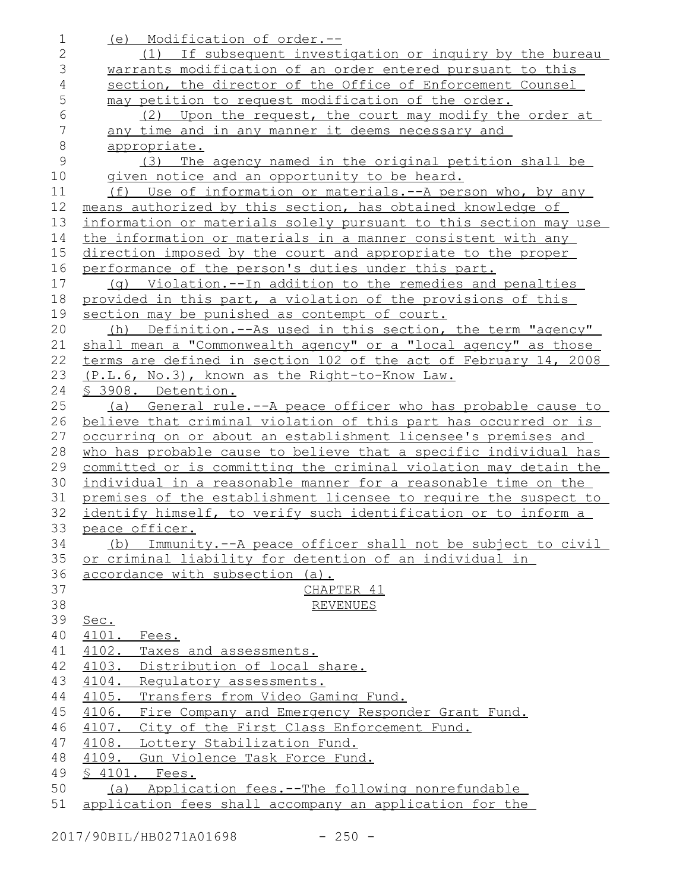(e) Modification of order.--

(1) If subsequent investigation or inquiry by the bureau warrants modification of an order entered pursuant to this section, the director of the Office of Enforcement Counsel may petition to request modification of the order.

(2) Upon the request, the court may modify the order at any time and in any manner it deems necessary and appropriate.

(3) The agency named in the original petition shall be given notice and an opportunity to be heard.

(f) Use of information or materials.--A person who, by any means authorized by this section, has obtained knowledge of information or materials solely pursuant to this section may use the information or materials in a manner consistent with any direction imposed by the court and appropriate to the proper performance of the person's duties under this part.

(g) Violation.--In addition to the remedies and penalties provided in this part, a violation of the provisions of this section may be punished as contempt of court.

(h) Definition.--As used in this section, the term "agency" shall mean a "Commonwealth agency" or a "local agency" as those terms are defined in section 102 of the act of February 14, 2008 (P.L.6, No.3), known as the Right-to-Know Law.

§ 3908. Detention.

(a) General rule.--A peace officer who has probable cause to believe that criminal violation of this part has occurred or is occurring on or about an establishment licensee's premises and who has probable cause to believe that a specific individual has committed or is committing the criminal violation may detain the individual in a reasonable manner for a reasonable time on the premises of the establishment licensee to require the suspect to identify himself, to verify such identification or to inform a peace officer.

(b) Immunity.--A peace officer shall not be subject to civil or criminal liability for detention of an individual in accordance with subsection (a).

CHAPTER 41

REVENUES

Sec.

4101. Fees.

4102. Taxes and assessments.

4103. Distribution of local share.

4104. Regulatory assessments.

4105. Transfers from Video Gaming Fund.

4106. Fire Company and Emergency Responder Grant Fund.

4107. City of the First Class Enforcement Fund.

4108. Lottery Stabilization Fund.

4109. Gun Violence Task Force Fund.

§ 4101. Fees.

(a) Application fees.--The following nonrefundable application fees shall accompany an application for the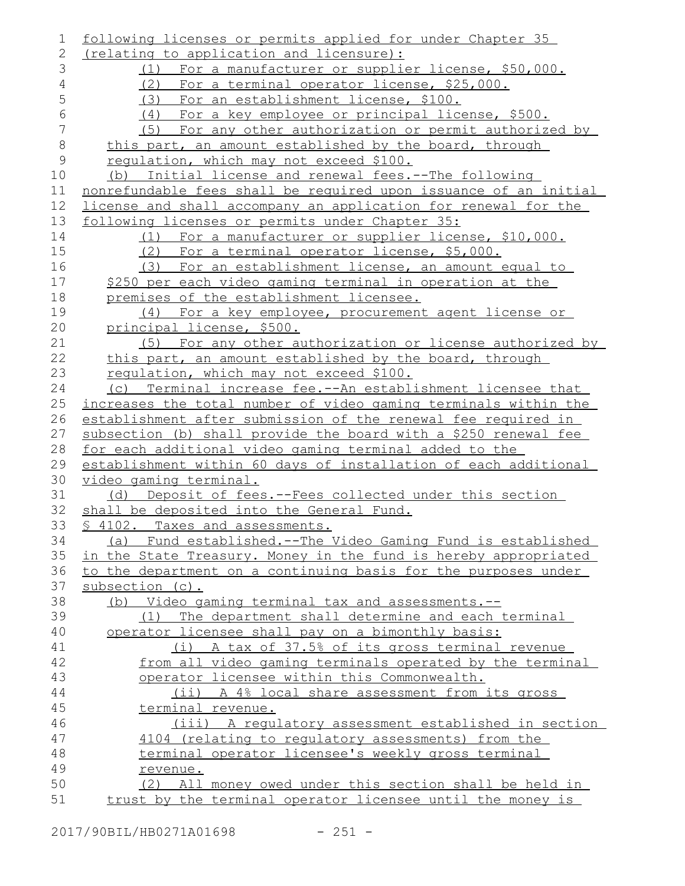following licenses or permits applied for under Chapter 35 (relating to application and licensure):

(1) For a manufacturer or supplier license, $50,000.

(2) For a terminal operator license, $25,000.

(3) For an establishment license, $100.

(4) For a key employee or principal license, $500.

(5) For any other authorization or permit authorized by this part, an amount established by the board, through regulation, which may not exceed $100.

(b) Initial license and renewal fees.--The following nonrefundable fees shall be required upon issuance of an initial license and shall accompany an application for renewal for the following licenses or permits under Chapter 35:

(1) For a manufacturer or supplier license, $10,000.

(2) For a terminal operator license, $5,000.

(3) For an establishment license, an amount equal to $250 per each video gaming terminal in operation at the premises of the establishment licensee.

(4) For a key employee, procurement agent license or principal license, $500.

(5) For any other authorization or license authorized by this part, an amount established by the board, through regulation, which may not exceed $100.

(c) Terminal increase fee.--An establishment licensee that increases the total number of video gaming terminals within the establishment after submission of the renewal fee required in subsection (b) shall provide the board with a $250 renewal fee for each additional video gaming terminal added to the establishment within 60 days of installation of each additional video gaming terminal.

(d) Deposit of fees.--Fees collected under this section shall be deposited into the General Fund.

§ 4102. Taxes and assessments.

(a) Fund established.--The Video Gaming Fund is established in the State Treasury. Money in the fund is hereby appropriated to the department on a continuing basis for the purposes under subsection (c).

(b) Video gaming terminal tax and assessments.--

(1) The department shall determine and each terminal operator licensee shall pay on a bimonthly basis:

(i) A tax of 37.5% of its gross terminal revenue from all video gaming terminals operated by the terminal operator licensee within this Commonwealth.

(ii) A 4% local share assessment from its gross terminal revenue.

(iii) A regulatory assessment established in section 4104 (relating to regulatory assessments) from the terminal operator licensee's weekly gross terminal revenue.

(2) All money owed under this section shall be held in trust by the terminal operator licensee until the money is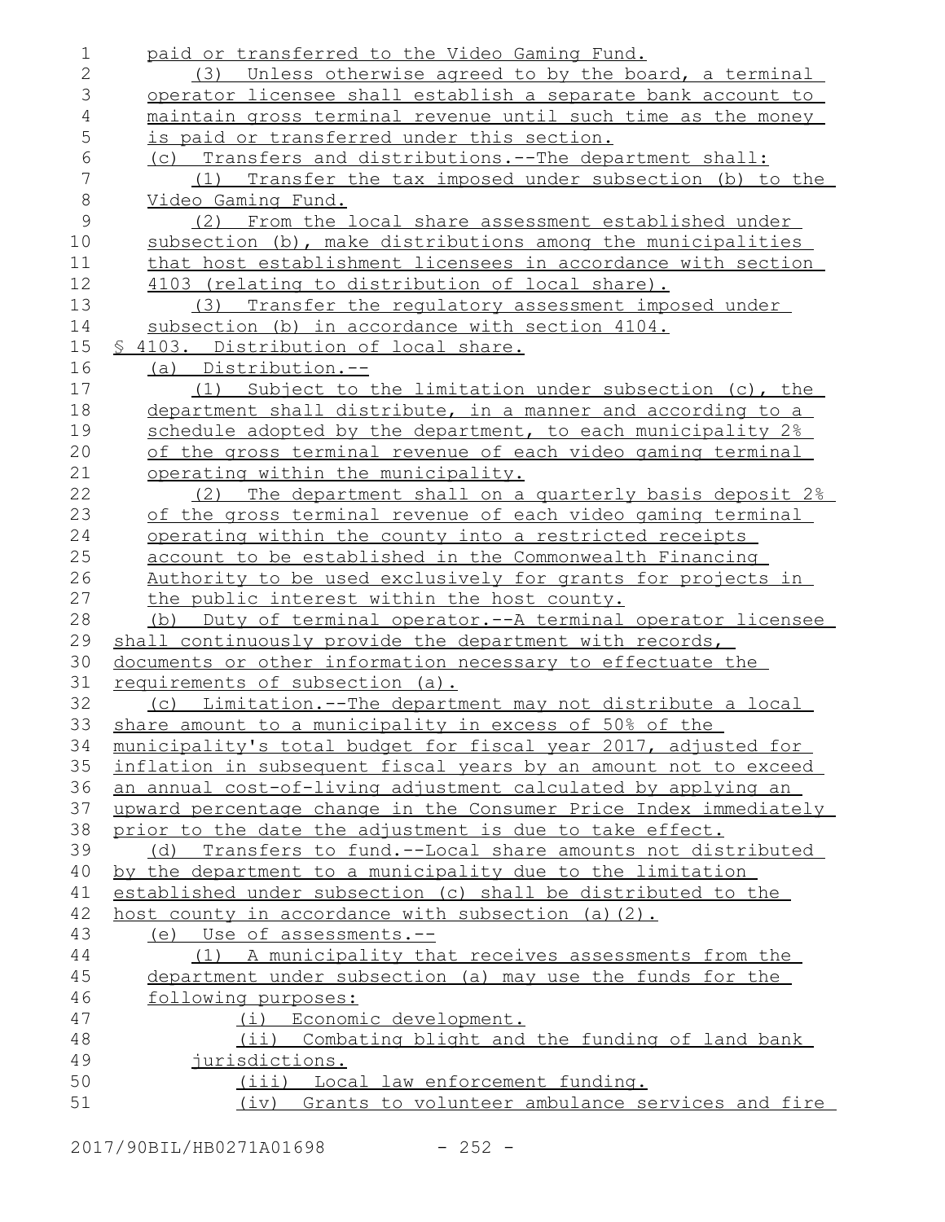paid or transferred to the Video Gaming Fund.

(3) Unless otherwise agreed to by the board, a terminal operator licensee shall establish a separate bank account to maintain gross terminal revenue until such time as the money is paid or transferred under this section.

(c) Transfers and distributions.--The department shall:

(1) Transfer the tax imposed under subsection (b) to the Video Gaming Fund.

(2) From the local share assessment established under subsection (b), make distributions among the municipalities that host establishment licensees in accordance with section 4103 (relating to distribution of local share).

(3) Transfer the regulatory assessment imposed under subsection (b) in accordance with section 4104.

§ 4103. Distribution of local share.

(a) Distribution.--

(1) Subject to the limitation under subsection (c), the department shall distribute, in a manner and according to a schedule adopted by the department, to each municipality 2% of the gross terminal revenue of each video gaming terminal operating within the municipality.

(2) The department shall on a quarterly basis deposit 2% of the gross terminal revenue of each video gaming terminal operating within the county into a restricted receipts account to be established in the Commonwealth Financing Authority to be used exclusively for grants for projects in the public interest within the host county.

(b) Duty of terminal operator.--A terminal operator licensee shall continuously provide the department with records, documents or other information necessary to effectuate the requirements of subsection (a).

(c) Limitation.--The department may not distribute a local share amount to a municipality in excess of 50% of the municipality's total budget for fiscal year 2017, adjusted for inflation in subsequent fiscal years by an amount not to exceed an annual cost-of-living adjustment calculated by applying an upward percentage change in the Consumer Price Index immediately prior to the date the adjustment is due to take effect.

(d) Transfers to fund.--Local share amounts not distributed by the department to a municipality due to the limitation established under subsection (c) shall be distributed to the host county in accordance with subsection (a)(2).

(e) Use of assessments.--

(1) A municipality that receives assessments from the department under subsection (a) may use the funds for the following purposes:

(i) Economic development.

(ii) Combating blight and the funding of land bank jurisdictions.

(iii) Local law enforcement funding.

(iv) Grants to volunteer ambulance services and fire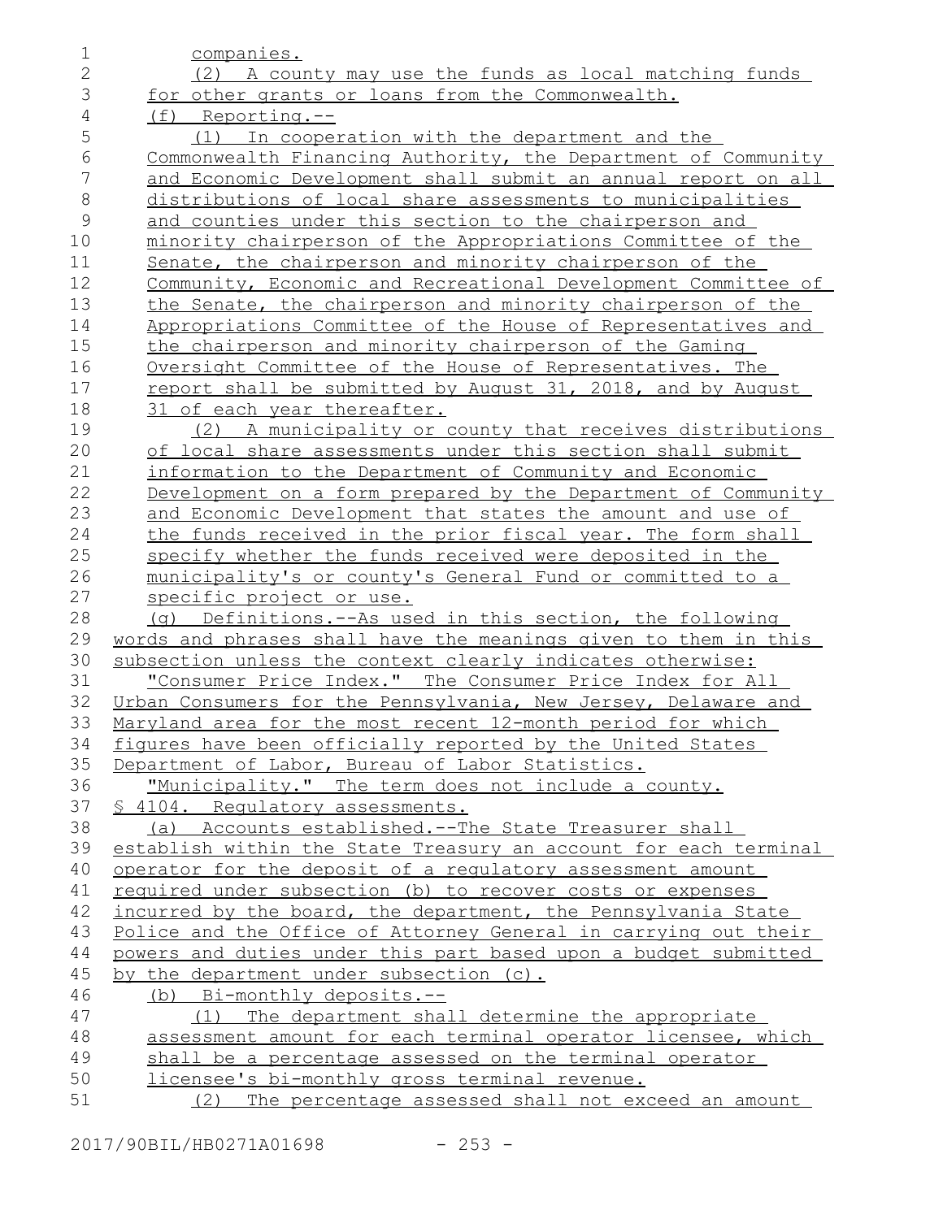companies.

(2) A county may use the funds as local matching funds for other grants or loans from the Commonwealth.

(f) Reporting.--

(1) In cooperation with the department and the Commonwealth Financing Authority, the Department of Community and Economic Development shall submit an annual report on all distributions of local share assessments to municipalities and counties under this section to the chairperson and minority chairperson of the Appropriations Committee of the Senate, the chairperson and minority chairperson of the Community, Economic and Recreational Development Committee of the Senate, the chairperson and minority chairperson of the Appropriations Committee of the House of Representatives and the chairperson and minority chairperson of the Gaming Oversight Committee of the House of Representatives. The report shall be submitted by August 31, 2018, and by August 31 of each year thereafter.

(2) A municipality or county that receives distributions of local share assessments under this section shall submit information to the Department of Community and Economic Development on a form prepared by the Department of Community and Economic Development that states the amount and use of the funds received in the prior fiscal year. The form shall specify whether the funds received were deposited in the municipality's or county's General Fund or committed to a specific project or use.

(g) Definitions.--As used in this section, the following words and phrases shall have the meanings given to them in this subsection unless the context clearly indicates otherwise:

"Consumer Price Index." The Consumer Price Index for All Urban Consumers for the Pennsylvania, New Jersey, Delaware and Maryland area for the most recent 12-month period for which figures have been officially reported by the United States Department of Labor, Bureau of Labor Statistics.

"Municipality." The term does not include a county.

§ 4104. Regulatory assessments.

(a) Accounts established.--The State Treasurer shall establish within the State Treasury an account for each terminal operator for the deposit of a regulatory assessment amount required under subsection (b) to recover costs or expenses incurred by the board, the department, the Pennsylvania State Police and the Office of Attorney General in carrying out their powers and duties under this part based upon a budget submitted by the department under subsection (c).

(b) Bi-monthly deposits.--

(1) The department shall determine the appropriate assessment amount for each terminal operator licensee, which shall be a percentage assessed on the terminal operator licensee's bi-monthly gross terminal revenue.

(2) The percentage assessed shall not exceed an amount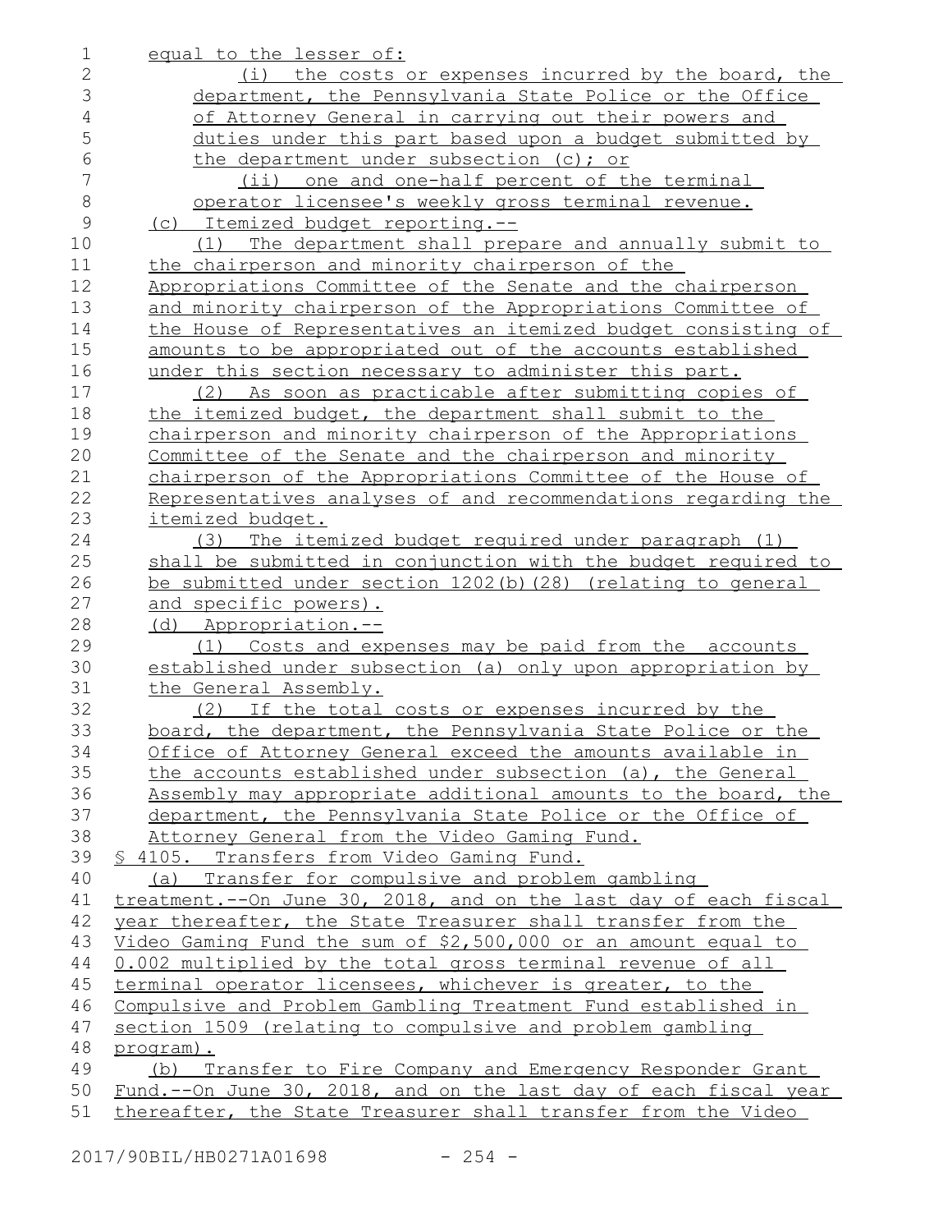equal to the lesser of:

(i) the costs or expenses incurred by the board, the department, the Pennsylvania State Police or the Office of Attorney General in carrying out their powers and duties under this part based upon a budget submitted by the department under subsection (c); or

(ii) one and one-half percent of the terminal operator licensee's weekly gross terminal revenue.

(c) Itemized budget reporting.--

(1) The department shall prepare and annually submit to the chairperson and minority chairperson of the Appropriations Committee of the Senate and the chairperson and minority chairperson of the Appropriations Committee of the House of Representatives an itemized budget consisting of amounts to be appropriated out of the accounts established under this section necessary to administer this part.

(2) As soon as practicable after submitting copies of the itemized budget, the department shall submit to the chairperson and minority chairperson of the Appropriations Committee of the Senate and the chairperson and minority chairperson of the Appropriations Committee of the House of Representatives analyses of and recommendations regarding the itemized budget.

(3) The itemized budget required under paragraph (1) shall be submitted in conjunction with the budget required to be submitted under section 1202(b)(28) (relating to general and specific powers).

(d) Appropriation.--

(1) Costs and expenses may be paid from the accounts established under subsection (a) only upon appropriation by the General Assembly.

(2) If the total costs or expenses incurred by the board, the department, the Pennsylvania State Police or the Office of Attorney General exceed the amounts available in the accounts established under subsection (a), the General Assembly may appropriate additional amounts to the board, the department, the Pennsylvania State Police or the Office of Attorney General from the Video Gaming Fund.

§ 4105. Transfers from Video Gaming Fund.

(a) Transfer for compulsive and problem gambling treatment.--On June 30, 2018, and on the last day of each fiscal year thereafter, the State Treasurer shall transfer from the Video Gaming Fund the sum of $2,500,000 or an amount equal to 0.002 multiplied by the total gross terminal revenue of all terminal operator licensees, whichever is greater, to the Compulsive and Problem Gambling Treatment Fund established in section 1509 (relating to compulsive and problem gambling program).

(b) Transfer to Fire Company and Emergency Responder Grant Fund.--On June 30, 2018, and on the last day of each fiscal year thereafter, the State Treasurer shall transfer from the Video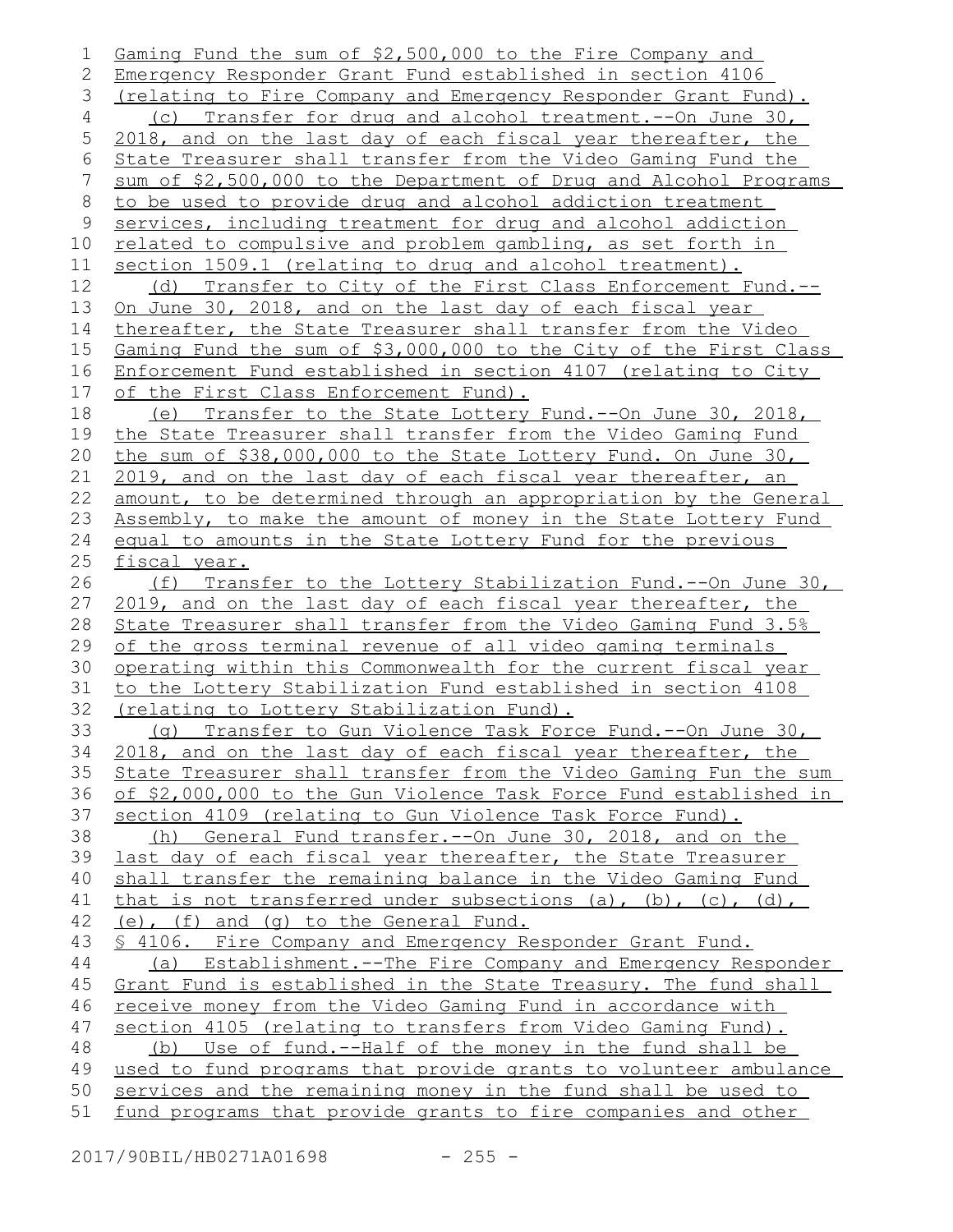Gaming Fund the sum of $2,500,000 to the Fire Company and Emergency Responder Grant Fund established in section 4106 (relating to Fire Company and Emergency Responder Grant Fund).

(c) Transfer for drug and alcohol treatment.--On June 30, 2018, and on the last day of each fiscal year thereafter, the State Treasurer shall transfer from the Video Gaming Fund the sum of $2,500,000 to the Department of Drug and Alcohol Programs to be used to provide drug and alcohol addiction treatment services, including treatment for drug and alcohol addiction related to compulsive and problem gambling, as set forth in section 1509.1 (relating to drug and alcohol treatment).

(d) Transfer to City of the First Class Enforcement Fund.--On June 30, 2018, and on the last day of each fiscal year thereafter, the State Treasurer shall transfer from the Video Gaming Fund the sum of $3,000,000 to the City of the First Class Enforcement Fund established in section 4107 (relating to City of the First Class Enforcement Fund).

(e) Transfer to the State Lottery Fund.--On June 30, 2018, the State Treasurer shall transfer from the Video Gaming Fund the sum of $38,000,000 to the State Lottery Fund. On June 30, 2019, and on the last day of each fiscal year thereafter, an amount, to be determined through an appropriation by the General Assembly, to make the amount of money in the State Lottery Fund equal to amounts in the State Lottery Fund for the previous fiscal year.

(f) Transfer to the Lottery Stabilization Fund.--On June 30, 2019, and on the last day of each fiscal year thereafter, the State Treasurer shall transfer from the Video Gaming Fund 3.5% of the gross terminal revenue of all video gaming terminals operating within this Commonwealth for the current fiscal year to the Lottery Stabilization Fund established in section 4108 (relating to Lottery Stabilization Fund).

(g) Transfer to Gun Violence Task Force Fund.--On June 30, 2018, and on the last day of each fiscal year thereafter, the State Treasurer shall transfer from the Video Gaming Fun the sum of $2,000,000 to the Gun Violence Task Force Fund established in section 4109 (relating to Gun Violence Task Force Fund).

(h) General Fund transfer.--On June 30, 2018, and on the last day of each fiscal year thereafter, the State Treasurer shall transfer the remaining balance in the Video Gaming Fund that is not transferred under subsections (a), (b), (c), (d), (e), (f) and (g) to the General Fund.

§ 4106. Fire Company and Emergency Responder Grant Fund.

(a) Establishment.--The Fire Company and Emergency Responder Grant Fund is established in the State Treasury. The fund shall receive money from the Video Gaming Fund in accordance with section 4105 (relating to transfers from Video Gaming Fund).

(b) Use of fund.--Half of the money in the fund shall be used to fund programs that provide grants to volunteer ambulance services and the remaining money in the fund shall be used to fund programs that provide grants to fire companies and other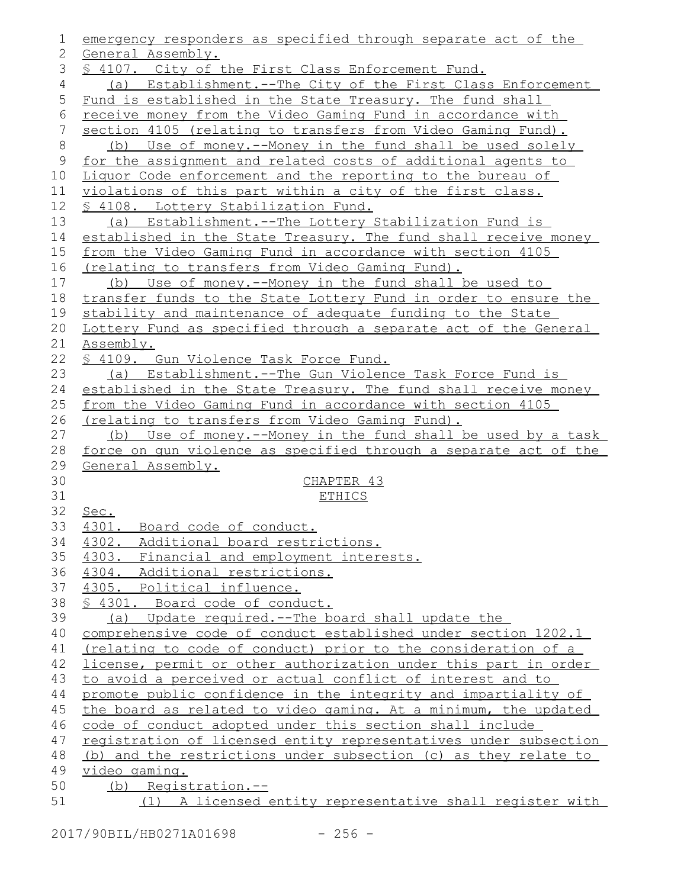emergency responders as specified through separate act of the General Assembly.

§ 4107. City of the First Class Enforcement Fund.

(a) Establishment.--The City of the First Class Enforcement Fund is established in the State Treasury. The fund shall receive money from the Video Gaming Fund in accordance with section 4105 (relating to transfers from Video Gaming Fund).

(b) Use of money.--Money in the fund shall be used solely for the assignment and related costs of additional agents to Liquor Code enforcement and the reporting to the bureau of violations of this part within a city of the first class.

§ 4108. Lottery Stabilization Fund.

(a) Establishment.--The Lottery Stabilization Fund is established in the State Treasury. The fund shall receive money from the Video Gaming Fund in accordance with section 4105 (relating to transfers from Video Gaming Fund).

(b) Use of money.--Money in the fund shall be used to transfer funds to the State Lottery Fund in order to ensure the stability and maintenance of adequate funding to the State Lottery Fund as specified through a separate act of the General Assembly.

§ 4109. Gun Violence Task Force Fund.

(a) Establishment.--The Gun Violence Task Force Fund is established in the State Treasury. The fund shall receive money from the Video Gaming Fund in accordance with section 4105 (relating to transfers from Video Gaming Fund).

(b) Use of money.--Money in the fund shall be used by a task force on gun violence as specified through a separate act of the General Assembly.

## CHAPTER 43
## ETHICS

Sec.
4301. Board code of conduct.
4302. Additional board restrictions.
4303. Financial and employment interests.
4304. Additional restrictions.
4305. Political influence.

§ 4301. Board code of conduct.

(a) Update required.--The board shall update the comprehensive code of conduct established under section 1202.1 (relating to code of conduct) prior to the consideration of a license, permit or other authorization under this part in order to avoid a perceived or actual conflict of interest and to promote public confidence in the integrity and impartiality of the board as related to video gaming. At a minimum, the updated code of conduct adopted under this section shall include registration of licensed entity representatives under subsection (b) and the restrictions under subsection (c) as they relate to video gaming.

(b) Registration.--

(1) A licensed entity representative shall register with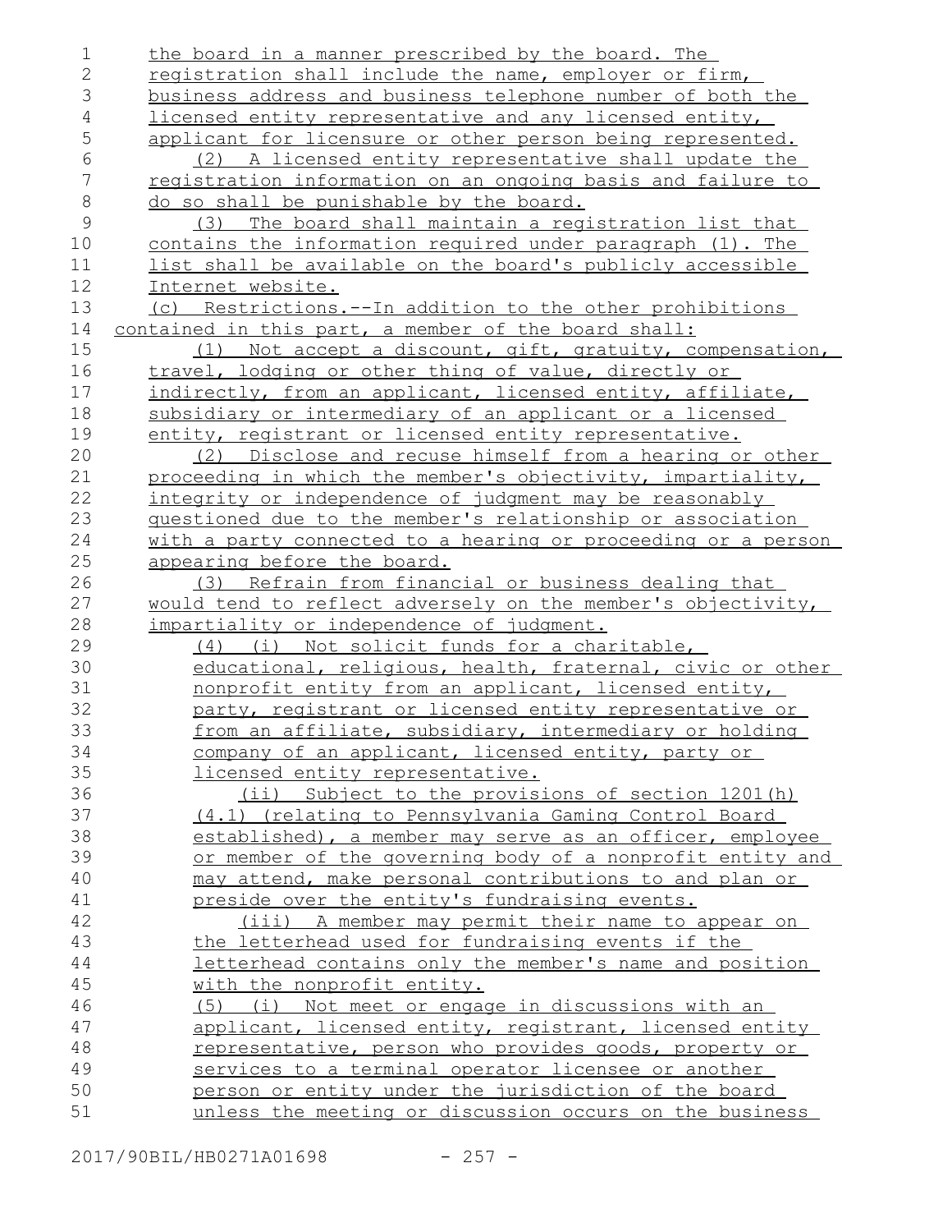the board in a manner prescribed by the board. The registration shall include the name, employer or firm, business address and business telephone number of both the licensed entity representative and any licensed entity, applicant for licensure or other person being represented.

(2) A licensed entity representative shall update the registration information on an ongoing basis and failure to do so shall be punishable by the board.

(3) The board shall maintain a registration list that contains the information required under paragraph (1). The list shall be available on the board's publicly accessible Internet website.

(c) Restrictions.--In addition to the other prohibitions contained in this part, a member of the board shall:

(1) Not accept a discount, gift, gratuity, compensation, travel, lodging or other thing of value, directly or indirectly, from an applicant, licensed entity, affiliate, subsidiary or intermediary of an applicant or a licensed entity, registrant or licensed entity representative.

(2) Disclose and recuse himself from a hearing or other proceeding in which the member's objectivity, impartiality, integrity or independence of judgment may be reasonably questioned due to the member's relationship or association with a party connected to a hearing or proceeding or a person appearing before the board.

(3) Refrain from financial or business dealing that would tend to reflect adversely on the member's objectivity, impartiality or independence of judgment.

(4) (i) Not solicit funds for a charitable, educational, religious, health, fraternal, civic or other nonprofit entity from an applicant, licensed entity, party, registrant or licensed entity representative or from an affiliate, subsidiary, intermediary or holding company of an applicant, licensed entity, party or licensed entity representative.

(ii) Subject to the provisions of section 1201(h)(4.1) (relating to Pennsylvania Gaming Control Board established), a member may serve as an officer, employee or member of the governing body of a nonprofit entity and may attend, make personal contributions to and plan or preside over the entity's fundraising events.

(iii) A member may permit their name to appear on the letterhead used for fundraising events if the letterhead contains only the member's name and position with the nonprofit entity.

(5) (i) Not meet or engage in discussions with an applicant, licensed entity, registrant, licensed entity representative, person who provides goods, property or services to a terminal operator licensee or another person or entity under the jurisdiction of the board unless the meeting or discussion occurs on the business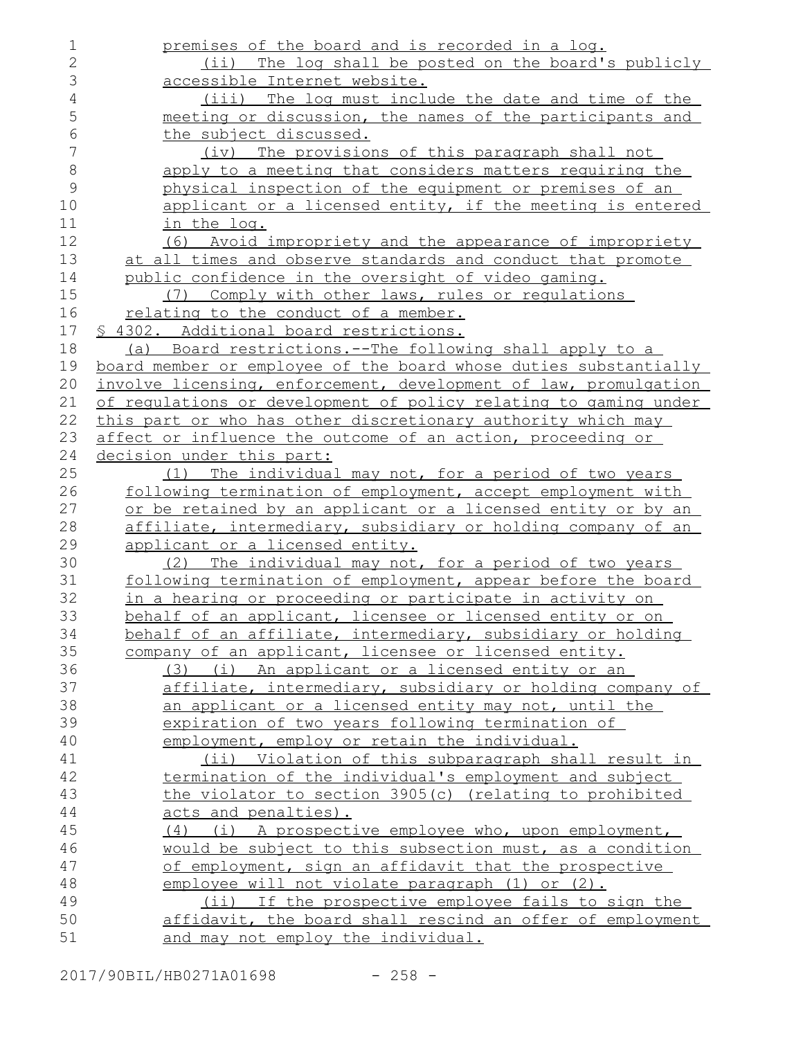premises of the board and is recorded in a log.

(ii) The log shall be posted on the board's publicly accessible Internet website.

(iii) The log must include the date and time of the meeting or discussion, the names of the participants and the subject discussed.

(iv) The provisions of this paragraph shall not apply to a meeting that considers matters requiring the physical inspection of the equipment or premises of an applicant or a licensed entity, if the meeting is entered in the log.

(6) Avoid impropriety and the appearance of impropriety at all times and observe standards and conduct that promote public confidence in the oversight of video gaming.

(7) Comply with other laws, rules or regulations relating to the conduct of a member.

§ 4302. Additional board restrictions.

(a) Board restrictions.--The following shall apply to a board member or employee of the board whose duties substantially involve licensing, enforcement, development of law, promulgation of regulations or development of policy relating to gaming under this part or who has other discretionary authority which may affect or influence the outcome of an action, proceeding or decision under this part:

(1) The individual may not, for a period of two years following termination of employment, accept employment with or be retained by an applicant or a licensed entity or by an affiliate, intermediary, subsidiary or holding company of an applicant or a licensed entity.

(2) The individual may not, for a period of two years following termination of employment, appear before the board in a hearing or proceeding or participate in activity on behalf of an applicant, licensee or licensed entity or on behalf of an affiliate, intermediary, subsidiary or holding company of an applicant, licensee or licensed entity.

(3) (i) An applicant or a licensed entity or an affiliate, intermediary, subsidiary or holding company of an applicant or a licensed entity may not, until the expiration of two years following termination of employment, employ or retain the individual.

(ii) Violation of this subparagraph shall result in termination of the individual's employment and subject the violator to section 3905(c) (relating to prohibited acts and penalties).

(4) (i) A prospective employee who, upon employment, would be subject to this subsection must, as a condition of employment, sign an affidavit that the prospective employee will not violate paragraph (1) or (2).

(ii) If the prospective employee fails to sign the affidavit, the board shall rescind an offer of employment and may not employ the individual.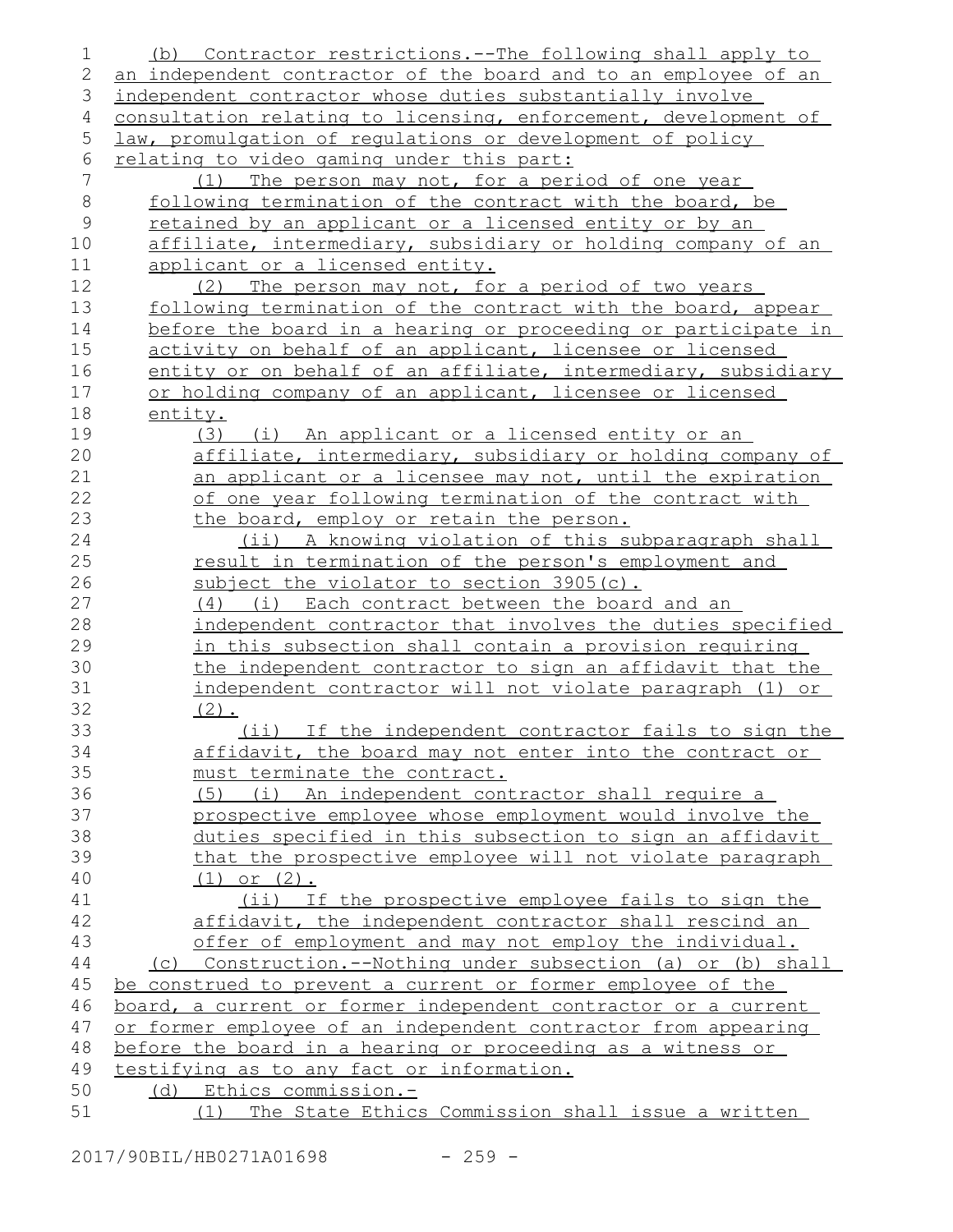(b) Contractor restrictions.--The following shall apply to an independent contractor of the board and to an employee of an independent contractor whose duties substantially involve consultation relating to licensing, enforcement, development of law, promulgation of regulations or development of policy relating to video gaming under this part:

(1) The person may not, for a period of one year following termination of the contract with the board, be retained by an applicant or a licensed entity or by an affiliate, intermediary, subsidiary or holding company of an applicant or a licensed entity.

(2) The person may not, for a period of two years following termination of the contract with the board, appear before the board in a hearing or proceeding or participate in activity on behalf of an applicant, licensee or licensed entity or on behalf of an affiliate, intermediary, subsidiary or holding company of an applicant, licensee or licensed entity.

(3) (i) An applicant or a licensed entity or an affiliate, intermediary, subsidiary or holding company of an applicant or a licensee may not, until the expiration of one year following termination of the contract with the board, employ or retain the person.

(ii) A knowing violation of this subparagraph shall result in termination of the person's employment and subject the violator to section 3905(c).

(4) (i) Each contract between the board and an independent contractor that involves the duties specified in this subsection shall contain a provision requiring the independent contractor to sign an affidavit that the independent contractor will not violate paragraph (1) or (2).

(ii) If the independent contractor fails to sign the affidavit, the board may not enter into the contract or must terminate the contract.

(5) (i) An independent contractor shall require a prospective employee whose employment would involve the duties specified in this subsection to sign an affidavit that the prospective employee will not violate paragraph (1) or (2).

(ii) If the prospective employee fails to sign the affidavit, the independent contractor shall rescind an offer of employment and may not employ the individual.

(c) Construction.--Nothing under subsection (a) or (b) shall be construed to prevent a current or former employee of the board, a current or former independent contractor or a current or former employee of an independent contractor from appearing before the board in a hearing or proceeding as a witness or testifying as to any fact or information.

(d) Ethics commission.-

(1) The State Ethics Commission shall issue a written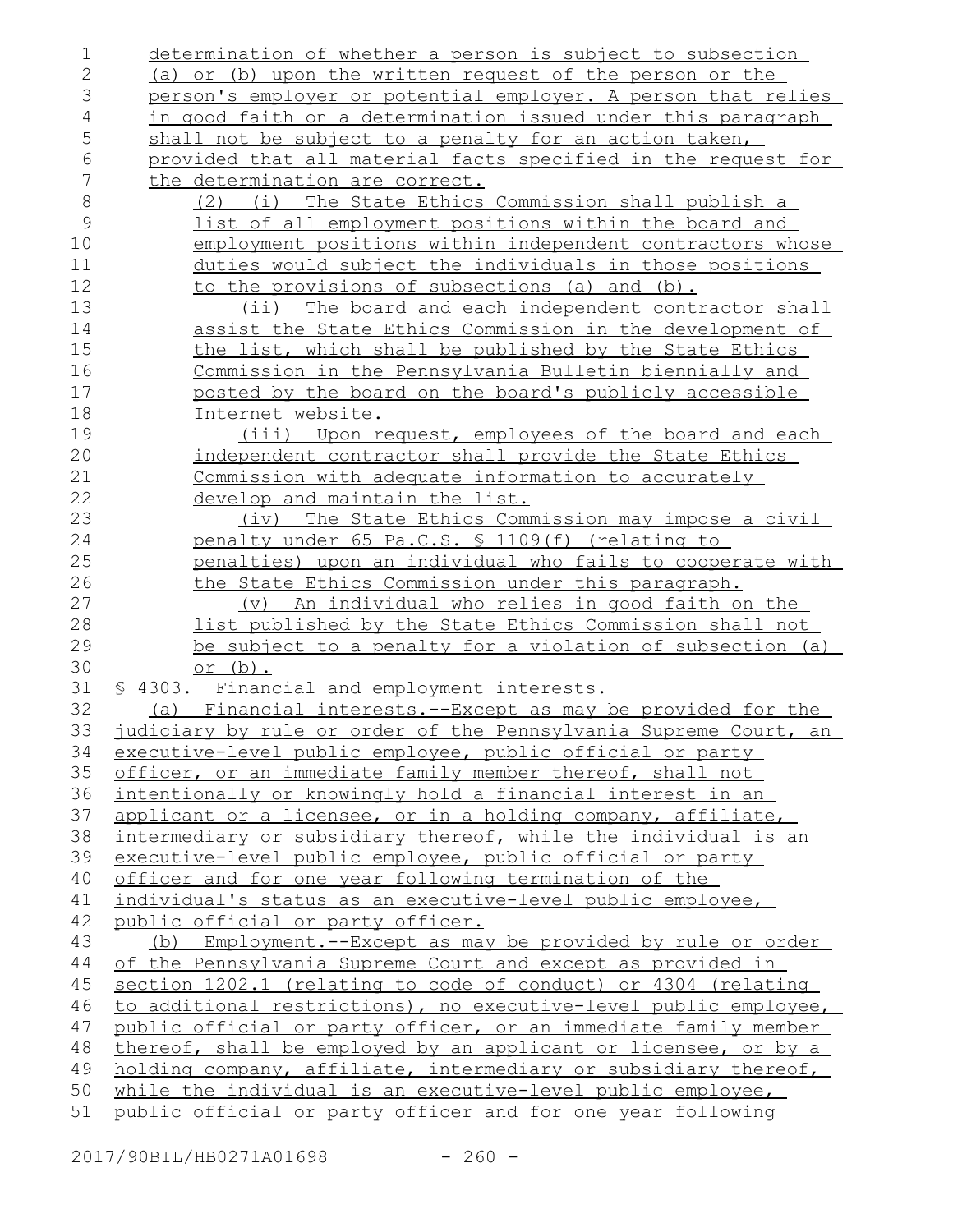determination of whether a person is subject to subsection (a) or (b) upon the written request of the person or the person's employer or potential employer. A person that relies in good faith on a determination issued under this paragraph shall not be subject to a penalty for an action taken, provided that all material facts specified in the request for the determination are correct.

(2) (i) The State Ethics Commission shall publish a list of all employment positions within the board and employment positions within independent contractors whose duties would subject the individuals in those positions to the provisions of subsections (a) and (b).

(ii) The board and each independent contractor shall assist the State Ethics Commission in the development of the list, which shall be published by the State Ethics Commission in the Pennsylvania Bulletin biennially and posted by the board on the board's publicly accessible Internet website.

(iii) Upon request, employees of the board and each independent contractor shall provide the State Ethics Commission with adequate information to accurately develop and maintain the list.

(iv) The State Ethics Commission may impose a civil penalty under 65 Pa.C.S. § 1109(f) (relating to penalties) upon an individual who fails to cooperate with the State Ethics Commission under this paragraph.

(v) An individual who relies in good faith on the list published by the State Ethics Commission shall not be subject to a penalty for a violation of subsection (a) or (b).

§ 4303. Financial and employment interests.

(a) Financial interests.--Except as may be provided for the judiciary by rule or order of the Pennsylvania Supreme Court, an executive-level public employee, public official or party officer, or an immediate family member thereof, shall not intentionally or knowingly hold a financial interest in an applicant or a licensee, or in a holding company, affiliate, intermediary or subsidiary thereof, while the individual is an executive-level public employee, public official or party officer and for one year following termination of the individual's status as an executive-level public employee, public official or party officer.

(b) Employment.--Except as may be provided by rule or order of the Pennsylvania Supreme Court and except as provided in section 1202.1 (relating to code of conduct) or 4304 (relating to additional restrictions), no executive-level public employee, public official or party officer, or an immediate family member thereof, shall be employed by an applicant or licensee, or by a holding company, affiliate, intermediary or subsidiary thereof, while the individual is an executive-level public employee, public official or party officer and for one year following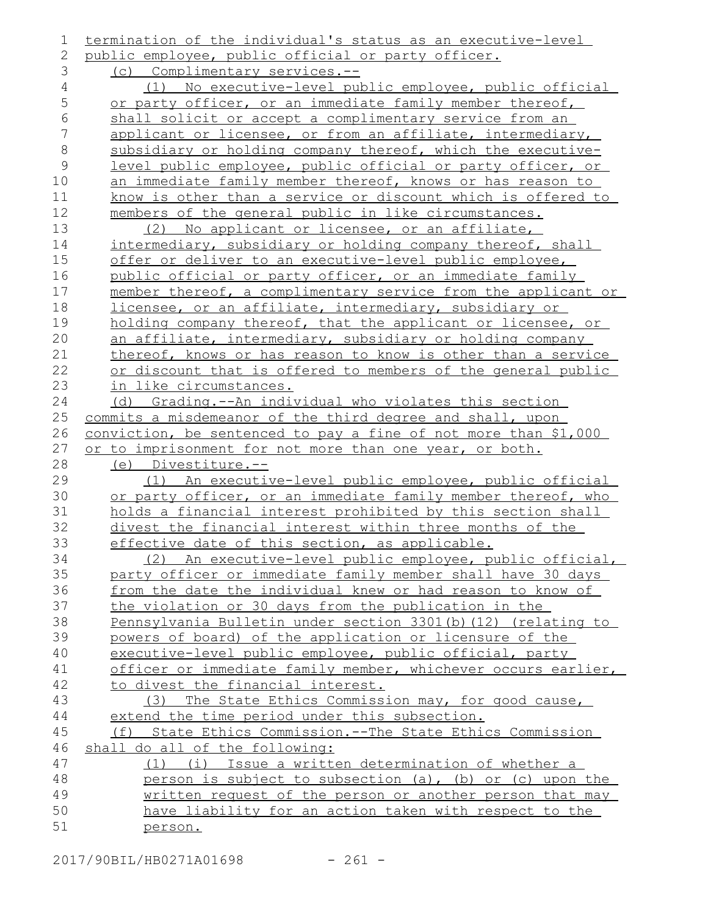termination of the individual's status as an executive-level public employee, public official or party officer.

(c) Complimentary services.--

(1) No executive-level public employee, public official or party officer, or an immediate family member thereof, shall solicit or accept a complimentary service from an applicant or licensee, or from an affiliate, intermediary, subsidiary or holding company thereof, which the executive-level public employee, public official or party officer, or an immediate family member thereof, knows or has reason to know is other than a service or discount which is offered to members of the general public in like circumstances.

(2) No applicant or licensee, or an affiliate, intermediary, subsidiary or holding company thereof, shall offer or deliver to an executive-level public employee, public official or party officer, or an immediate family member thereof, a complimentary service from the applicant or licensee, or an affiliate, intermediary, subsidiary or holding company thereof, that the applicant or licensee, or an affiliate, intermediary, subsidiary or holding company thereof, knows or has reason to know is other than a service or discount that is offered to members of the general public in like circumstances.

(d) Grading.--An individual who violates this section commits a misdemeanor of the third degree and shall, upon conviction, be sentenced to pay a fine of not more than $1,000 or to imprisonment for not more than one year, or both.

(e) Divestiture.--

(1) An executive-level public employee, public official or party officer, or an immediate family member thereof, who holds a financial interest prohibited by this section shall divest the financial interest within three months of the effective date of this section, as applicable.

(2) An executive-level public employee, public official, party officer or immediate family member shall have 30 days from the date the individual knew or had reason to know of the violation or 30 days from the publication in the Pennsylvania Bulletin under section 3301(b)(12) (relating to powers of board) of the application or licensure of the executive-level public employee, public official, party officer or immediate family member, whichever occurs earlier, to divest the financial interest.

(3) The State Ethics Commission may, for good cause, extend the time period under this subsection.

(f) State Ethics Commission.--The State Ethics Commission shall do all of the following:

(1) (i) Issue a written determination of whether a person is subject to subsection (a), (b) or (c) upon the written request of the person or another person that may have liability for an action taken with respect to the person.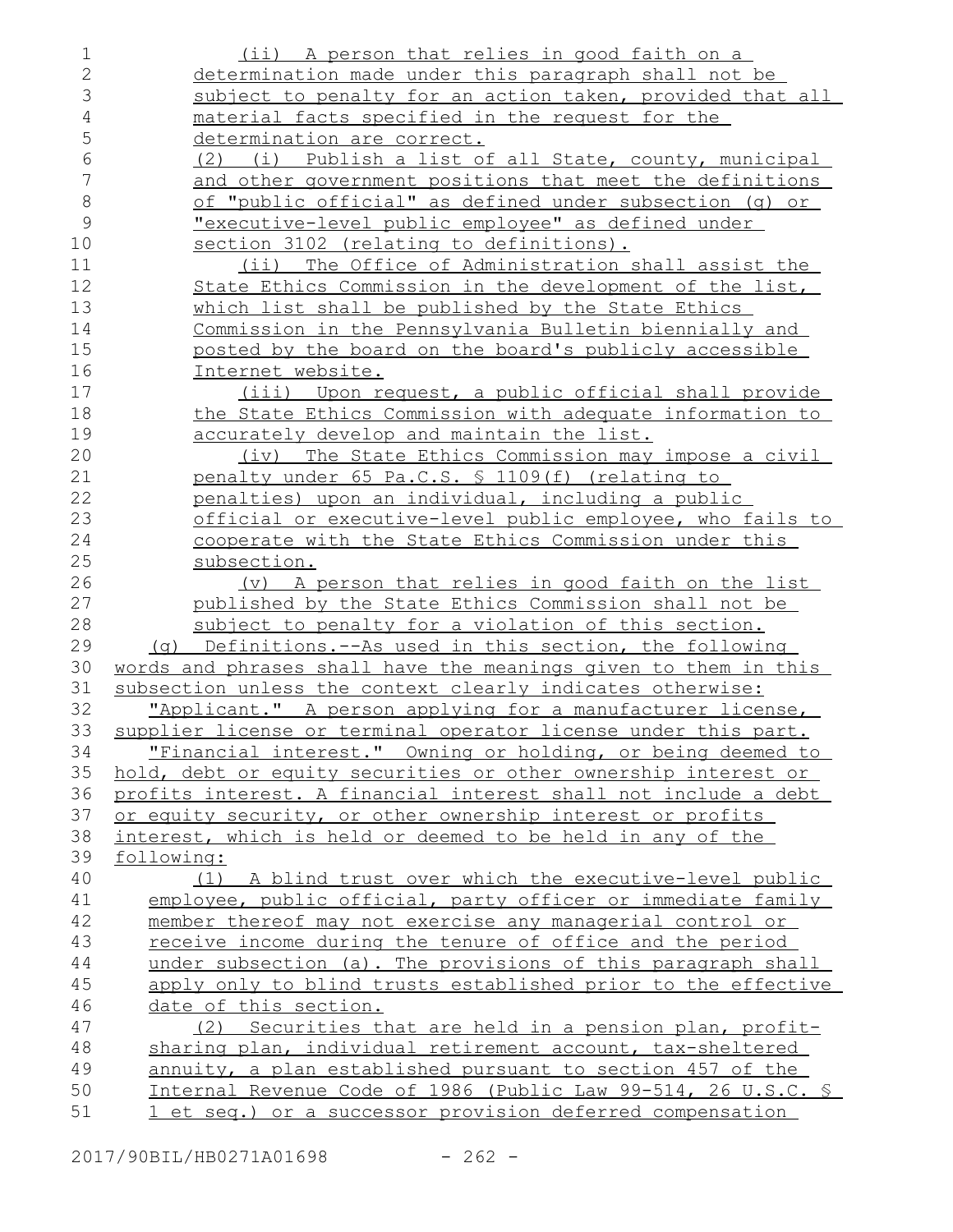(ii) A person that relies in good faith on a determination made under this paragraph shall not be subject to penalty for an action taken, provided that all material facts specified in the request for the determination are correct.

(2) (i) Publish a list of all State, county, municipal and other government positions that meet the definitions of "public official" as defined under subsection (g) or "executive-level public employee" as defined under section 3102 (relating to definitions).

(ii) The Office of Administration shall assist the State Ethics Commission in the development of the list, which list shall be published by the State Ethics Commission in the Pennsylvania Bulletin biennially and posted by the board on the board's publicly accessible Internet website.

(iii) Upon request, a public official shall provide the State Ethics Commission with adequate information to accurately develop and maintain the list.

(iv) The State Ethics Commission may impose a civil penalty under 65 Pa.C.S. § 1109(f) (relating to penalties) upon an individual, including a public official or executive-level public employee, who fails to cooperate with the State Ethics Commission under this subsection.

(v) A person that relies in good faith on the list published by the State Ethics Commission shall not be subject to penalty for a violation of this section.

(g) Definitions.--As used in this section, the following words and phrases shall have the meanings given to them in this subsection unless the context clearly indicates otherwise:

"Applicant." A person applying for a manufacturer license, supplier license or terminal operator license under this part.

"Financial interest." Owning or holding, or being deemed to hold, debt or equity securities or other ownership interest or profits interest. A financial interest shall not include a debt or equity security, or other ownership interest or profits interest, which is held or deemed to be held in any of the following:

(1) A blind trust over which the executive-level public employee, public official, party officer or immediate family member thereof may not exercise any managerial control or receive income during the tenure of office and the period under subsection (a). The provisions of this paragraph shall apply only to blind trusts established prior to the effective date of this section.

(2) Securities that are held in a pension plan, profit-sharing plan, individual retirement account, tax-sheltered annuity, a plan established pursuant to section 457 of the Internal Revenue Code of 1986 (Public Law 99-514, 26 U.S.C. § 1 et seq.) or a successor provision deferred compensation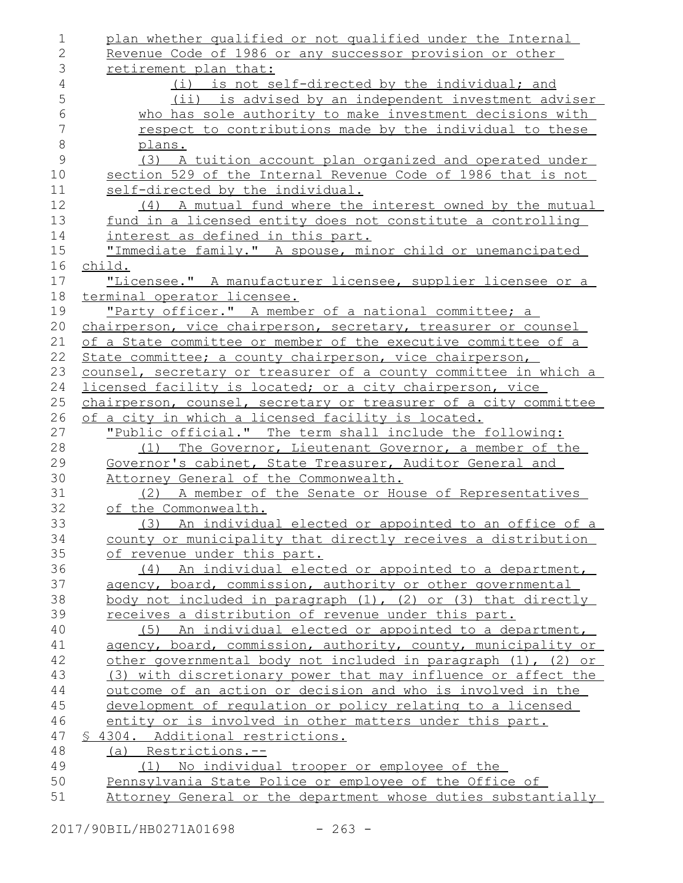plan whether qualified or not qualified under the Internal Revenue Code of 1986 or any successor provision or other retirement plan that:

(i) is not self-directed by the individual; and

(ii) is advised by an independent investment adviser who has sole authority to make investment decisions with respect to contributions made by the individual to these plans.

(3) A tuition account plan organized and operated under section 529 of the Internal Revenue Code of 1986 that is not self-directed by the individual.

(4) A mutual fund where the interest owned by the mutual fund in a licensed entity does not constitute a controlling interest as defined in this part.

"Immediate family." A spouse, minor child or unemancipated child.

"Licensee." A manufacturer licensee, supplier licensee or a terminal operator licensee.

"Party officer." A member of a national committee; a chairperson, vice chairperson, secretary, treasurer or counsel of a State committee or member of the executive committee of a State committee; a county chairperson, vice chairperson, counsel, secretary or treasurer of a county committee in which a licensed facility is located; or a city chairperson, vice chairperson, counsel, secretary or treasurer of a city committee of a city in which a licensed facility is located.

"Public official." The term shall include the following:

(1) The Governor, Lieutenant Governor, a member of the Governor's cabinet, State Treasurer, Auditor General and Attorney General of the Commonwealth.

(2) A member of the Senate or House of Representatives of the Commonwealth.

(3) An individual elected or appointed to an office of a county or municipality that directly receives a distribution of revenue under this part.

(4) An individual elected or appointed to a department, agency, board, commission, authority or other governmental body not included in paragraph (1), (2) or (3) that directly receives a distribution of revenue under this part.

(5) An individual elected or appointed to a department, agency, board, commission, authority, county, municipality or other governmental body not included in paragraph (1), (2) or (3) with discretionary power that may influence or affect the outcome of an action or decision and who is involved in the development of regulation or policy relating to a licensed entity or is involved in other matters under this part.

§ 4304. Additional restrictions.

(a) Restrictions.--

(1) No individual trooper or employee of the Pennsylvania State Police or employee of the Office of Attorney General or the department whose duties substantially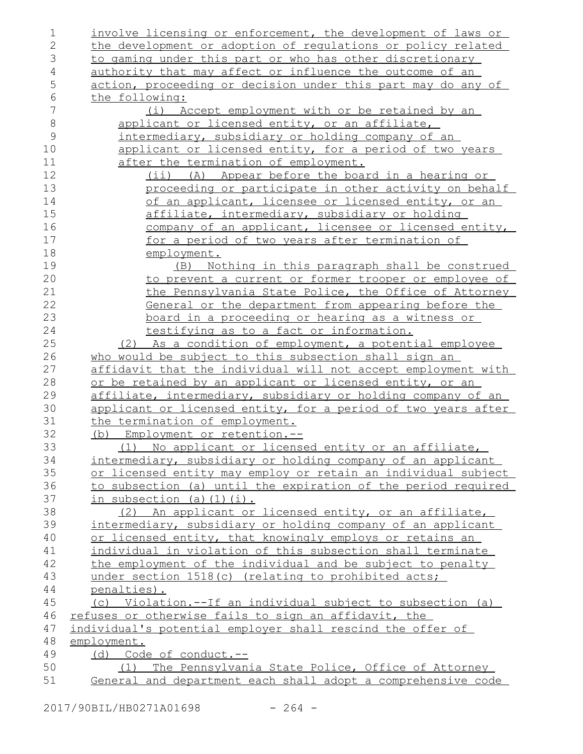involve licensing or enforcement, the development of laws or the development or adoption of regulations or policy related to gaming under this part or who has other discretionary authority that may affect or influence the outcome of an action, proceeding or decision under this part may do any of the following:

(i) Accept employment with or be retained by an applicant or licensed entity, or an affiliate, intermediary, subsidiary or holding company of an applicant or licensed entity, for a period of two years after the termination of employment.

(ii) (A) Appear before the board in a hearing or proceeding or participate in other activity on behalf of an applicant, licensee or licensed entity, or an affiliate, intermediary, subsidiary or holding company of an applicant, licensee or licensed entity, for a period of two years after termination of employment.

(B) Nothing in this paragraph shall be construed to prevent a current or former trooper or employee of the Pennsylvania State Police, the Office of Attorney General or the department from appearing before the board in a proceeding or hearing as a witness or testifying as to a fact or information.

(2) As a condition of employment, a potential employee who would be subject to this subsection shall sign an affidavit that the individual will not accept employment with or be retained by an applicant or licensed entity, or an affiliate, intermediary, subsidiary or holding company of an applicant or licensed entity, for a period of two years after the termination of employment.

(b) Employment or retention.--

(1) No applicant or licensed entity or an affiliate, intermediary, subsidiary or holding company of an applicant or licensed entity may employ or retain an individual subject to subsection (a) until the expiration of the period required in subsection (a)(1)(i).

(2) An applicant or licensed entity, or an affiliate, intermediary, subsidiary or holding company of an applicant or licensed entity, that knowingly employs or retains an individual in violation of this subsection shall terminate the employment of the individual and be subject to penalty under section 1518(c) (relating to prohibited acts; penalties).

(c) Violation.--If an individual subject to subsection (a) refuses or otherwise fails to sign an affidavit, the individual's potential employer shall rescind the offer of employment.

(d) Code of conduct.--

(1) The Pennsylvania State Police, Office of Attorney General and department each shall adopt a comprehensive code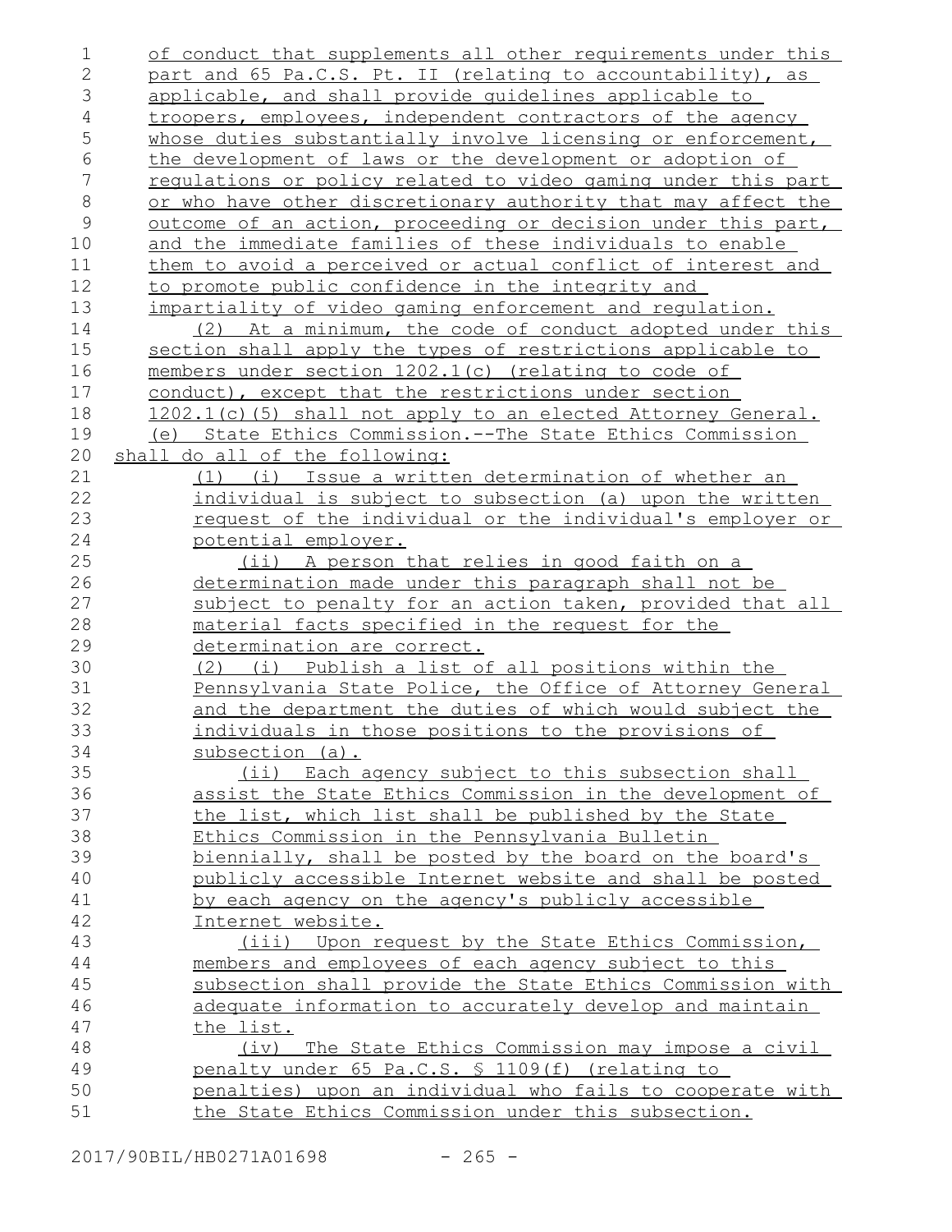of conduct that supplements all other requirements under this part and 65 Pa.C.S. Pt. II (relating to accountability), as applicable, and shall provide guidelines applicable to troopers, employees, independent contractors of the agency whose duties substantially involve licensing or enforcement, the development of laws or the development or adoption of regulations or policy related to video gaming under this part or who have other discretionary authority that may affect the outcome of an action, proceeding or decision under this part, and the immediate families of these individuals to enable them to avoid a perceived or actual conflict of interest and to promote public confidence in the integrity and impartiality of video gaming enforcement and regulation.

(2) At a minimum, the code of conduct adopted under this section shall apply the types of restrictions applicable to members under section 1202.1(c) (relating to code of conduct), except that the restrictions under section 1202.1(c)(5) shall not apply to an elected Attorney General.

(e) State Ethics Commission.--The State Ethics Commission shall do all of the following:

(1) (i) Issue a written determination of whether an individual is subject to subsection (a) upon the written request of the individual or the individual's employer or potential employer.

(ii) A person that relies in good faith on a determination made under this paragraph shall not be subject to penalty for an action taken, provided that all material facts specified in the request for the determination are correct.

(2) (i) Publish a list of all positions within the Pennsylvania State Police, the Office of Attorney General and the department the duties of which would subject the individuals in those positions to the provisions of subsection (a).

(ii) Each agency subject to this subsection shall assist the State Ethics Commission in the development of the list, which list shall be published by the State Ethics Commission in the Pennsylvania Bulletin biennially, shall be posted by the board on the board's publicly accessible Internet website and shall be posted by each agency on the agency's publicly accessible Internet website.

(iii) Upon request by the State Ethics Commission, members and employees of each agency subject to this subsection shall provide the State Ethics Commission with adequate information to accurately develop and maintain the list.

(iv) The State Ethics Commission may impose a civil penalty under 65 Pa.C.S. § 1109(f) (relating to penalties) upon an individual who fails to cooperate with the State Ethics Commission under this subsection.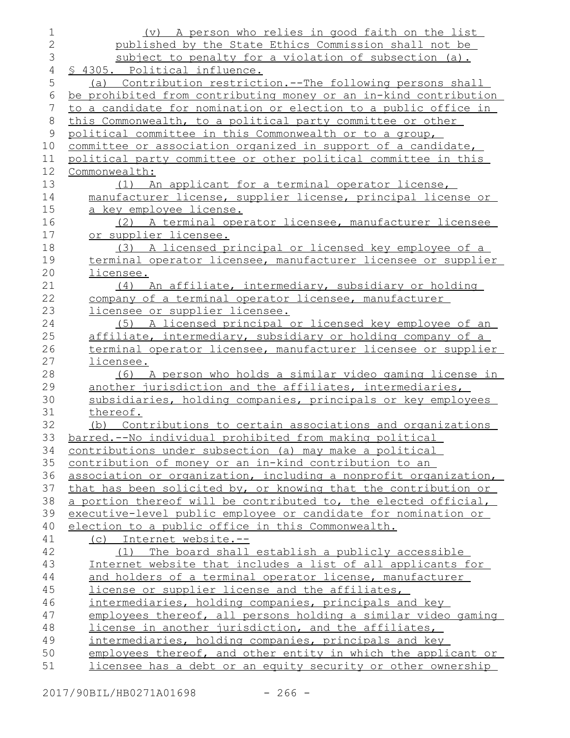(v) A person who relies in good faith on the list published by the State Ethics Commission shall not be subject to penalty for a violation of subsection (a).

§ 4305. Political influence.

(a) Contribution restriction.--The following persons shall be prohibited from contributing money or an in-kind contribution to a candidate for nomination or election to a public office in this Commonwealth, to a political party committee or other political committee in this Commonwealth or to a group, committee or association organized in support of a candidate, political party committee or other political committee in this Commonwealth:

(1) An applicant for a terminal operator license, manufacturer license, supplier license, principal license or a key employee license.

(2) A terminal operator licensee, manufacturer licensee or supplier licensee.

(3) A licensed principal or licensed key employee of a terminal operator licensee, manufacturer licensee or supplier licensee.

(4) An affiliate, intermediary, subsidiary or holding company of a terminal operator licensee, manufacturer licensee or supplier licensee.

(5) A licensed principal or licensed key employee of an affiliate, intermediary, subsidiary or holding company of a terminal operator licensee, manufacturer licensee or supplier licensee.

(6) A person who holds a similar video gaming license in another jurisdiction and the affiliates, intermediaries, subsidiaries, holding companies, principals or key employees thereof.

(b) Contributions to certain associations and organizations barred.--No individual prohibited from making political contributions under subsection (a) may make a political contribution of money or an in-kind contribution to an association or organization, including a nonprofit organization, that has been solicited by, or knowing that the contribution or a portion thereof will be contributed to, the elected official, executive-level public employee or candidate for nomination or election to a public office in this Commonwealth.

(c) Internet website.--

(1) The board shall establish a publicly accessible Internet website that includes a list of all applicants for and holders of a terminal operator license, manufacturer license or supplier license and the affiliates, intermediaries, holding companies, principals and key employees thereof, all persons holding a similar video gaming license in another jurisdiction, and the affiliates, intermediaries, holding companies, principals and key employees thereof, and other entity in which the applicant or licensee has a debt or an equity security or other ownership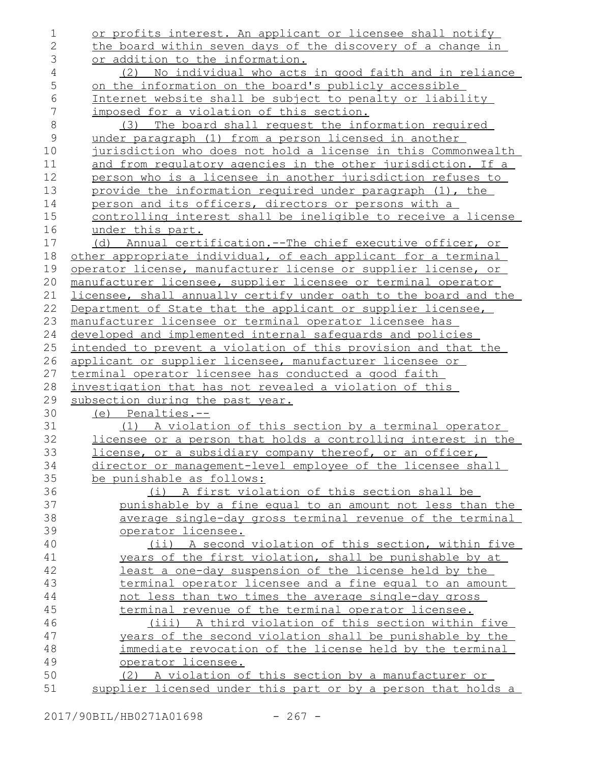or profits interest. An applicant or licensee shall notify the board within seven days of the discovery of a change in or addition to the information.

(2) No individual who acts in good faith and in reliance on the information on the board's publicly accessible Internet website shall be subject to penalty or liability imposed for a violation of this section.

(3) The board shall request the information required under paragraph (1) from a person licensed in another jurisdiction who does not hold a license in this Commonwealth and from regulatory agencies in the other jurisdiction. If a person who is a licensee in another jurisdiction refuses to provide the information required under paragraph (1), the person and its officers, directors or persons with a controlling interest shall be ineligible to receive a license under this part.

(d) Annual certification.--The chief executive officer, or other appropriate individual, of each applicant for a terminal operator license, manufacturer license or supplier license, or manufacturer licensee, supplier licensee or terminal operator licensee, shall annually certify under oath to the board and the Department of State that the applicant or supplier licensee, manufacturer licensee or terminal operator licensee has developed and implemented internal safeguards and policies intended to prevent a violation of this provision and that the applicant or supplier licensee, manufacturer licensee or terminal operator licensee has conducted a good faith investigation that has not revealed a violation of this subsection during the past year.

(e) Penalties.--

(1) A violation of this section by a terminal operator licensee or a person that holds a controlling interest in the license, or a subsidiary company thereof, or an officer, director or management-level employee of the licensee shall be punishable as follows:

(i) A first violation of this section shall be punishable by a fine equal to an amount not less than the average single-day gross terminal revenue of the terminal operator licensee.

(ii) A second violation of this section, within five years of the first violation, shall be punishable by at least a one-day suspension of the license held by the terminal operator licensee and a fine equal to an amount not less than two times the average single-day gross terminal revenue of the terminal operator licensee.

(iii) A third violation of this section within five years of the second violation shall be punishable by the immediate revocation of the license held by the terminal operator licensee.

(2) A violation of this section by a manufacturer or supplier licensed under this part or by a person that holds a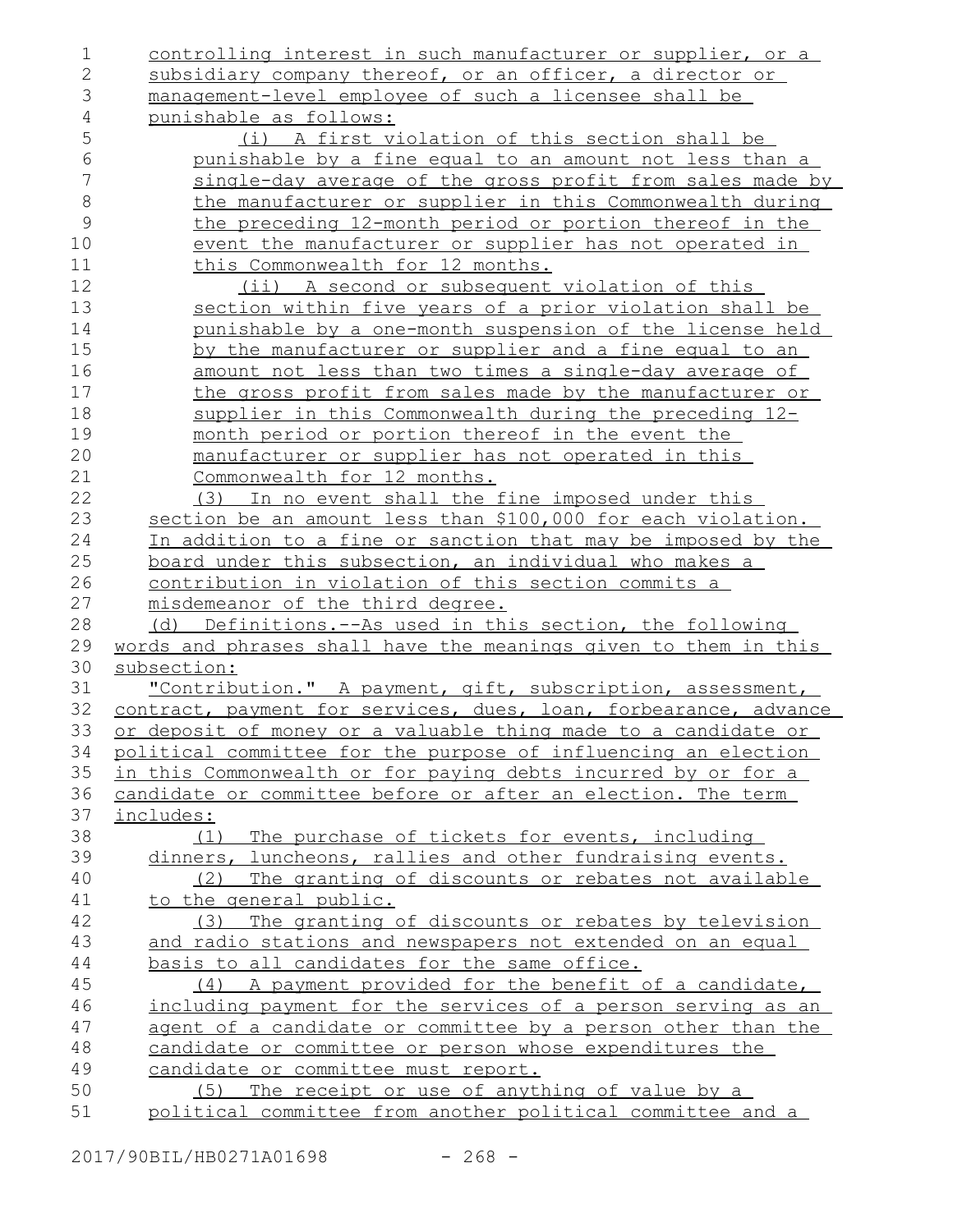controlling interest in such manufacturer or supplier, or a subsidiary company thereof, or an officer, a director or management-level employee of such a licensee shall be punishable as follows:

(i) A first violation of this section shall be punishable by a fine equal to an amount not less than a single-day average of the gross profit from sales made by the manufacturer or supplier in this Commonwealth during the preceding 12-month period or portion thereof in the event the manufacturer or supplier has not operated in this Commonwealth for 12 months.

(ii) A second or subsequent violation of this section within five years of a prior violation shall be punishable by a one-month suspension of the license held by the manufacturer or supplier and a fine equal to an amount not less than two times a single-day average of the gross profit from sales made by the manufacturer or supplier in this Commonwealth during the preceding 12-month period or portion thereof in the event the manufacturer or supplier has not operated in this Commonwealth for 12 months.

(3) In no event shall the fine imposed under this section be an amount less than $100,000 for each violation. In addition to a fine or sanction that may be imposed by the board under this subsection, an individual who makes a contribution in violation of this section commits a misdemeanor of the third degree.

(d) Definitions.--As used in this section, the following words and phrases shall have the meanings given to them in this subsection:

"Contribution." A payment, gift, subscription, assessment, contract, payment for services, dues, loan, forbearance, advance or deposit of money or a valuable thing made to a candidate or political committee for the purpose of influencing an election in this Commonwealth or for paying debts incurred by or for a candidate or committee before or after an election. The term includes:

(1) The purchase of tickets for events, including dinners, luncheons, rallies and other fundraising events.

(2) The granting of discounts or rebates not available to the general public.

(3) The granting of discounts or rebates by television and radio stations and newspapers not extended on an equal basis to all candidates for the same office.

(4) A payment provided for the benefit of a candidate, including payment for the services of a person serving as an agent of a candidate or committee by a person other than the candidate or committee or person whose expenditures the candidate or committee must report.

(5) The receipt or use of anything of value by a political committee from another political committee and a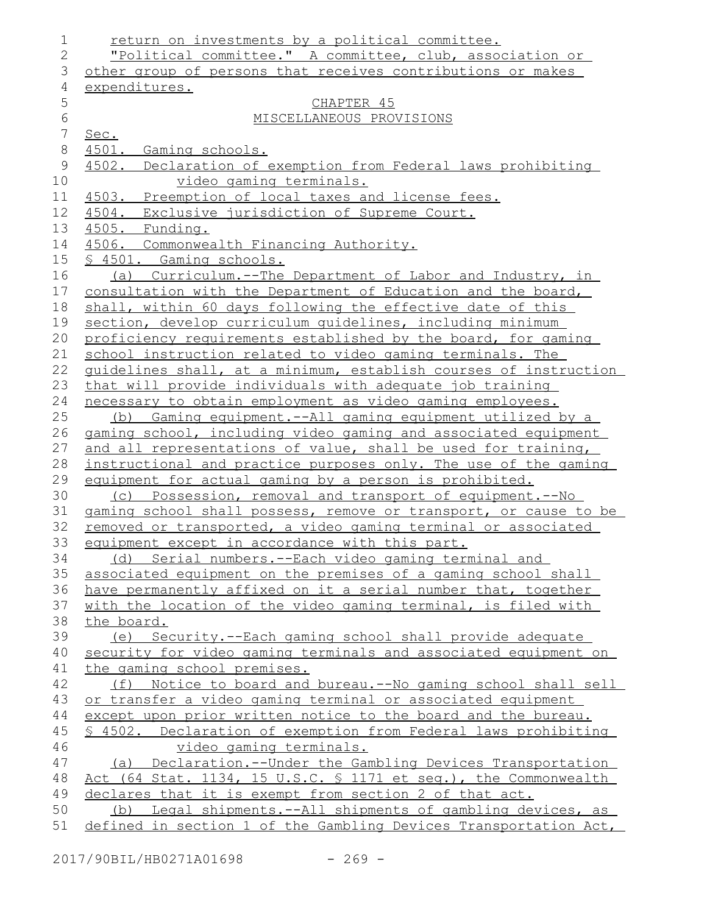return on investments by a political committee.

"Political committee." A committee, club, association or other group of persons that receives contributions or makes expenditures.

CHAPTER 45

MISCELLANEOUS PROVISIONS

Sec.

4501. Gaming schools.

4502. Declaration of exemption from Federal laws prohibiting video gaming terminals.

4503. Preemption of local taxes and license fees.

4504. Exclusive jurisdiction of Supreme Court.

4505. Funding.

4506. Commonwealth Financing Authority.

§ 4501. Gaming schools.

(a) Curriculum.--The Department of Labor and Industry, in consultation with the Department of Education and the board, shall, within 60 days following the effective date of this section, develop curriculum guidelines, including minimum proficiency requirements established by the board, for gaming school instruction related to video gaming terminals. The guidelines shall, at a minimum, establish courses of instruction that will provide individuals with adequate job training necessary to obtain employment as video gaming employees.

(b) Gaming equipment.--All gaming equipment utilized by a gaming school, including video gaming and associated equipment and all representations of value, shall be used for training, instructional and practice purposes only. The use of the gaming equipment for actual gaming by a person is prohibited.

(c) Possession, removal and transport of equipment.--No gaming school shall possess, remove or transport, or cause to be removed or transported, a video gaming terminal or associated equipment except in accordance with this part.

(d) Serial numbers.--Each video gaming terminal and associated equipment on the premises of a gaming school shall have permanently affixed on it a serial number that, together with the location of the video gaming terminal, is filed with the board.

(e) Security.--Each gaming school shall provide adequate security for video gaming terminals and associated equipment on the gaming school premises.

(f) Notice to board and bureau.--No gaming school shall sell or transfer a video gaming terminal or associated equipment except upon prior written notice to the board and the bureau.

§ 4502. Declaration of exemption from Federal laws prohibiting video gaming terminals.

(a) Declaration.--Under the Gambling Devices Transportation Act (64 Stat. 1134, 15 U.S.C. § 1171 et seq.), the Commonwealth declares that it is exempt from section 2 of that act.

(b) Legal shipments.--All shipments of gambling devices, as defined in section 1 of the Gambling Devices Transportation Act,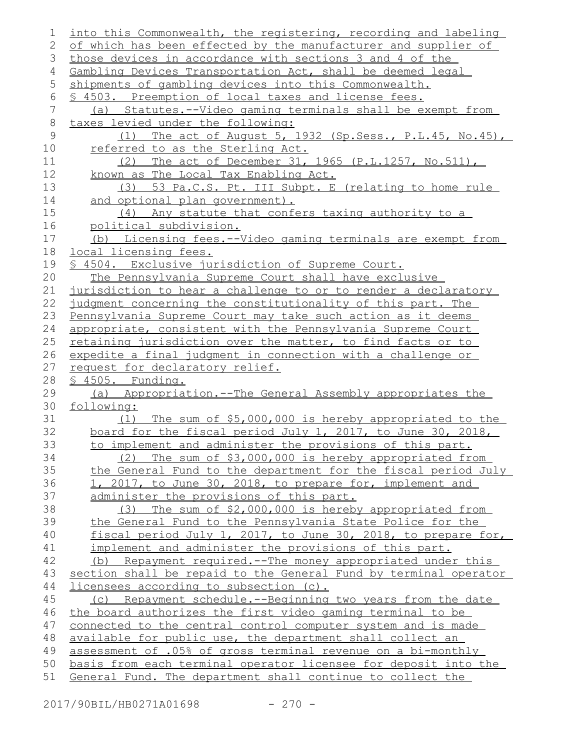into this Commonwealth, the registering, recording and labeling of which has been effected by the manufacturer and supplier of those devices in accordance with sections 3 and 4 of the Gambling Devices Transportation Act, shall be deemed legal shipments of gambling devices into this Commonwealth.

§ 4503. Preemption of local taxes and license fees.

(a) Statutes.--Video gaming terminals shall be exempt from taxes levied under the following:

(1) The act of August 5, 1932 (Sp.Sess., P.L.45, No.45), referred to as the Sterling Act.

(2) The act of December 31, 1965 (P.L.1257, No.511), known as The Local Tax Enabling Act.

(3) 53 Pa.C.S. Pt. III Subpt. E (relating to home rule and optional plan government).

(4) Any statute that confers taxing authority to a political subdivision.

(b) Licensing fees.--Video gaming terminals are exempt from local licensing fees.

§ 4504. Exclusive jurisdiction of Supreme Court.

The Pennsylvania Supreme Court shall have exclusive jurisdiction to hear a challenge to or to render a declaratory judgment concerning the constitutionality of this part. The Pennsylvania Supreme Court may take such action as it deems appropriate, consistent with the Pennsylvania Supreme Court retaining jurisdiction over the matter, to find facts or to expedite a final judgment in connection with a challenge or request for declaratory relief.

§ 4505. Funding.

(a) Appropriation.--The General Assembly appropriates the following:

(1) The sum of $5,000,000 is hereby appropriated to the board for the fiscal period July 1, 2017, to June 30, 2018, to implement and administer the provisions of this part.

(2) The sum of $3,000,000 is hereby appropriated from the General Fund to the department for the fiscal period July 1, 2017, to June 30, 2018, to prepare for, implement and administer the provisions of this part.

(3) The sum of $2,000,000 is hereby appropriated from the General Fund to the Pennsylvania State Police for the fiscal period July 1, 2017, to June 30, 2018, to prepare for, implement and administer the provisions of this part.

(b) Repayment required.--The money appropriated under this section shall be repaid to the General Fund by terminal operator licensees according to subsection (c).

(c) Repayment schedule.--Beginning two years from the date the board authorizes the first video gaming terminal to be connected to the central control computer system and is made available for public use, the department shall collect an assessment of .05% of gross terminal revenue on a bi-monthly basis from each terminal operator licensee for deposit into the General Fund. The department shall continue to collect the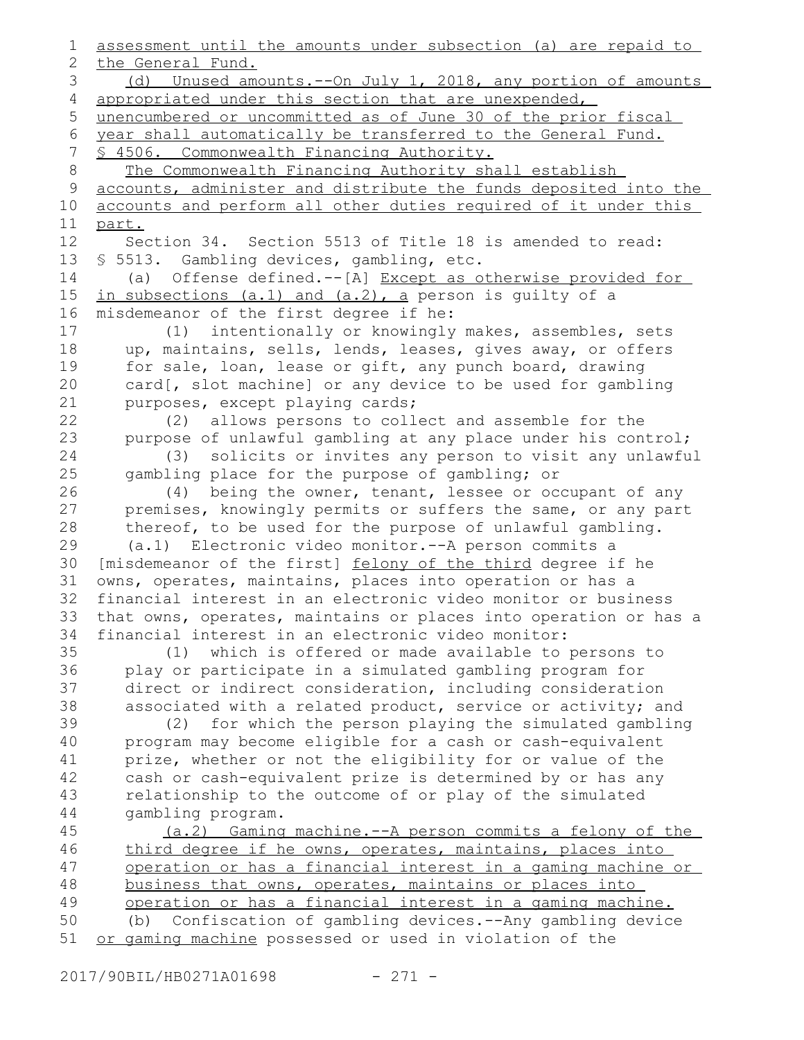assessment until the amounts under subsection (a) are repaid to the General Fund.

(d) Unused amounts.--On July 1, 2018, any portion of amounts appropriated under this section that are unexpended, unencumbered or uncommitted as of June 30 of the prior fiscal year shall automatically be transferred to the General Fund.

§ 4506. Commonwealth Financing Authority.

The Commonwealth Financing Authority shall establish accounts, administer and distribute the funds deposited into the accounts and perform all other duties required of it under this part.

Section 34. Section 5513 of Title 18 is amended to read:

§ 5513. Gambling devices, gambling, etc.

(a) Offense defined.--[A] Except as otherwise provided for in subsections (a.1) and (a.2), a person is guilty of a misdemeanor of the first degree if he:

(1) intentionally or knowingly makes, assembles, sets up, maintains, sells, lends, leases, gives away, or offers for sale, loan, lease or gift, any punch board, drawing card[, slot machine] or any device to be used for gambling purposes, except playing cards;

(2) allows persons to collect and assemble for the purpose of unlawful gambling at any place under his control;

(3) solicits or invites any person to visit any unlawful gambling place for the purpose of gambling; or

(4) being the owner, tenant, lessee or occupant of any premises, knowingly permits or suffers the same, or any part thereof, to be used for the purpose of unlawful gambling.

(a.1) Electronic video monitor.--A person commits a [misdemeanor of the first] felony of the third degree if he owns, operates, maintains, places into operation or has a financial interest in an electronic video monitor or business that owns, operates, maintains or places into operation or has a financial interest in an electronic video monitor:

(1) which is offered or made available to persons to play or participate in a simulated gambling program for direct or indirect consideration, including consideration associated with a related product, service or activity; and

(2) for which the person playing the simulated gambling program may become eligible for a cash or cash-equivalent prize, whether or not the eligibility for or value of the cash or cash-equivalent prize is determined by or has any relationship to the outcome of or play of the simulated gambling program.

(a.2) Gaming machine.--A person commits a felony of the third degree if he owns, operates, maintains, places into operation or has a financial interest in a gaming machine or business that owns, operates, maintains or places into operation or has a financial interest in a gaming machine.

(b) Confiscation of gambling devices.--Any gambling device or gaming machine possessed or used in violation of the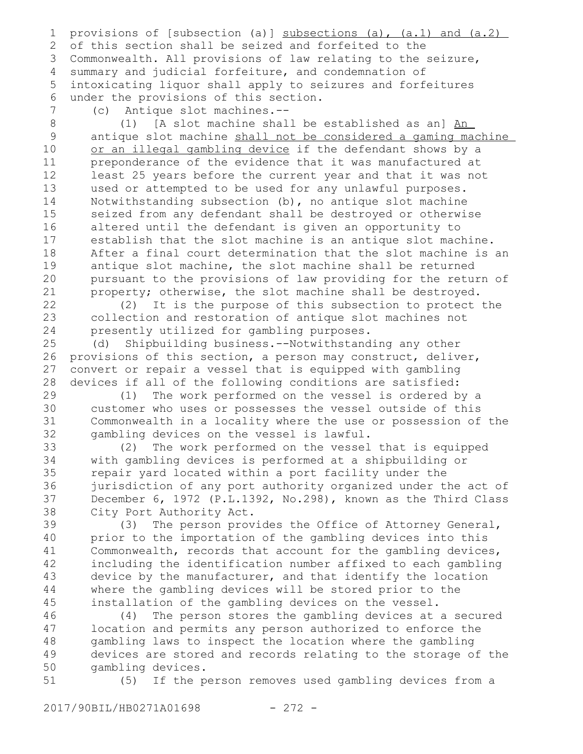provisions of [subsection (a)] <u>subsections (a), (a.1) and (a.2)</u> of this section shall be seized and forfeited to the Commonwealth. All provisions of law relating to the seizure, summary and judicial forfeiture, and condemnation of intoxicating liquor shall apply to seizures and forfeitures under the provisions of this section.

(c) Antique slot machines.--

(1) [A slot machine shall be established as an] <u>An</u> antique slot machine <u>shall not be considered a gaming machine or an illegal gambling device</u> if the defendant shows by a preponderance of the evidence that it was manufactured at least 25 years before the current year and that it was not used or attempted to be used for any unlawful purposes. Notwithstanding subsection (b), no antique slot machine seized from any defendant shall be destroyed or otherwise altered until the defendant is given an opportunity to establish that the slot machine is an antique slot machine. After a final court determination that the slot machine is an antique slot machine, the slot machine shall be returned pursuant to the provisions of law providing for the return of property; otherwise, the slot machine shall be destroyed.

(2) It is the purpose of this subsection to protect the collection and restoration of antique slot machines not presently utilized for gambling purposes.

(d) Shipbuilding business.--Notwithstanding any other provisions of this section, a person may construct, deliver, convert or repair a vessel that is equipped with gambling devices if all of the following conditions are satisfied:

(1) The work performed on the vessel is ordered by a customer who uses or possesses the vessel outside of this Commonwealth in a locality where the use or possession of the gambling devices on the vessel is lawful.

(2) The work performed on the vessel that is equipped with gambling devices is performed at a shipbuilding or repair yard located within a port facility under the jurisdiction of any port authority organized under the act of December 6, 1972 (P.L.1392, No.298), known as the Third Class City Port Authority Act.

(3) The person provides the Office of Attorney General, prior to the importation of the gambling devices into this Commonwealth, records that account for the gambling devices, including the identification number affixed to each gambling device by the manufacturer, and that identify the location where the gambling devices will be stored prior to the installation of the gambling devices on the vessel.

(4) The person stores the gambling devices at a secured location and permits any person authorized to enforce the gambling laws to inspect the location where the gambling devices are stored and records relating to the storage of the gambling devices.

(5) If the person removes used gambling devices from a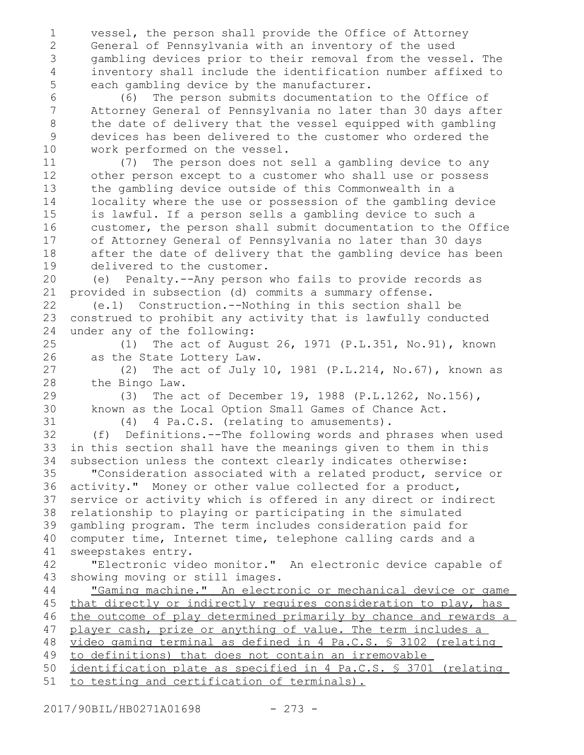vessel, the person shall provide the Office of Attorney General of Pennsylvania with an inventory of the used gambling devices prior to their removal from the vessel. The inventory shall include the identification number affixed to each gambling device by the manufacturer.

(6) The person submits documentation to the Office of Attorney General of Pennsylvania no later than 30 days after the date of delivery that the vessel equipped with gambling devices has been delivered to the customer who ordered the work performed on the vessel.

(7) The person does not sell a gambling device to any other person except to a customer who shall use or possess the gambling device outside of this Commonwealth in a locality where the use or possession of the gambling device is lawful. If a person sells a gambling device to such a customer, the person shall submit documentation to the Office of Attorney General of Pennsylvania no later than 30 days after the date of delivery that the gambling device has been delivered to the customer.

(e) Penalty.--Any person who fails to provide records as provided in subsection (d) commits a summary offense.

(e.1) Construction.--Nothing in this section shall be construed to prohibit any activity that is lawfully conducted under any of the following:

(1) The act of August 26, 1971 (P.L.351, No.91), known as the State Lottery Law.

(2) The act of July 10, 1981 (P.L.214, No.67), known as the Bingo Law.

(3) The act of December 19, 1988 (P.L.1262, No.156), known as the Local Option Small Games of Chance Act.

(4) 4 Pa.C.S. (relating to amusements).

(f) Definitions.--The following words and phrases when used in this section shall have the meanings given to them in this subsection unless the context clearly indicates otherwise:

"Consideration associated with a related product, service or activity." Money or other value collected for a product, service or activity which is offered in any direct or indirect relationship to playing or participating in the simulated gambling program. The term includes consideration paid for computer time, Internet time, telephone calling cards and a sweepstakes entry.

"Electronic video monitor." An electronic device capable of showing moving or still images.

"Gaming machine." An electronic or mechanical device or game that directly or indirectly requires consideration to play, has the outcome of play determined primarily by chance and rewards a player cash, prize or anything of value. The term includes a video gaming terminal as defined in 4 Pa.C.S. § 3102 (relating to definitions) that does not contain an irremovable identification plate as specified in 4 Pa.C.S. § 3701 (relating to testing and certification of terminals).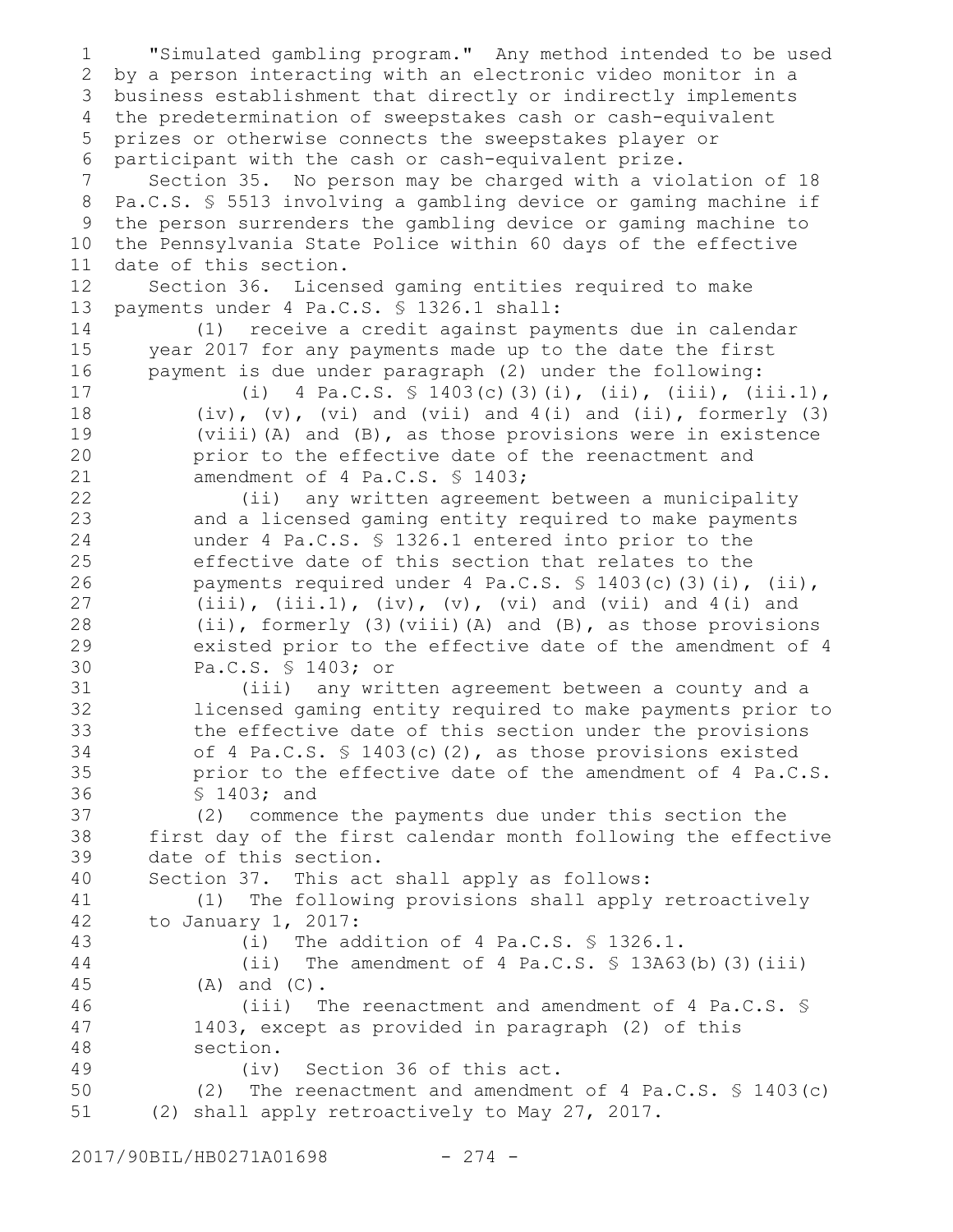"Simulated gambling program." Any method intended to be used by a person interacting with an electronic video monitor in a business establishment that directly or indirectly implements the predetermination of sweepstakes cash or cash-equivalent prizes or otherwise connects the sweepstakes player or participant with the cash or cash-equivalent prize.

Section 35. No person may be charged with a violation of 18 Pa.C.S. § 5513 involving a gambling device or gaming machine if the person surrenders the gambling device or gaming machine to the Pennsylvania State Police within 60 days of the effective date of this section.

Section 36. Licensed gaming entities required to make payments under 4 Pa.C.S. § 1326.1 shall:

(1) receive a credit against payments due in calendar year 2017 for any payments made up to the date the first payment is due under paragraph (2) under the following:

(i) 4 Pa.C.S. § 1403(c)(3)(i), (ii), (iii), (iii.1), (iv), (v), (vi) and (vii) and 4(i) and (ii), formerly (3)(viii)(A) and (B), as those provisions were in existence prior to the effective date of the reenactment and amendment of 4 Pa.C.S. § 1403;

(ii) any written agreement between a municipality and a licensed gaming entity required to make payments under 4 Pa.C.S. § 1326.1 entered into prior to the effective date of this section that relates to the payments required under 4 Pa.C.S. § 1403(c)(3)(i), (ii), (iii), (iii.1), (iv), (v), (vi) and (vii) and 4(i) and (ii), formerly (3)(viii)(A) and (B), as those provisions existed prior to the effective date of the amendment of 4 Pa.C.S. § 1403; or

(iii) any written agreement between a county and a licensed gaming entity required to make payments prior to the effective date of this section under the provisions of 4 Pa.C.S. § 1403(c)(2), as those provisions existed prior to the effective date of the amendment of 4 Pa.C.S. § 1403; and

(2) commence the payments due under this section the first day of the first calendar month following the effective date of this section.

Section 37. This act shall apply as follows:

(1) The following provisions shall apply retroactively to January 1, 2017:

(i) The addition of 4 Pa.C.S. § 1326.1.

(ii) The amendment of 4 Pa.C.S. § 13A63(b)(3)(iii)(A) and (C).

(iii) The reenactment and amendment of 4 Pa.C.S. § 1403, except as provided in paragraph (2) of this section.

(iv) Section 36 of this act.

(2) The reenactment and amendment of 4 Pa.C.S. § 1403(c)(2) shall apply retroactively to May 27, 2017.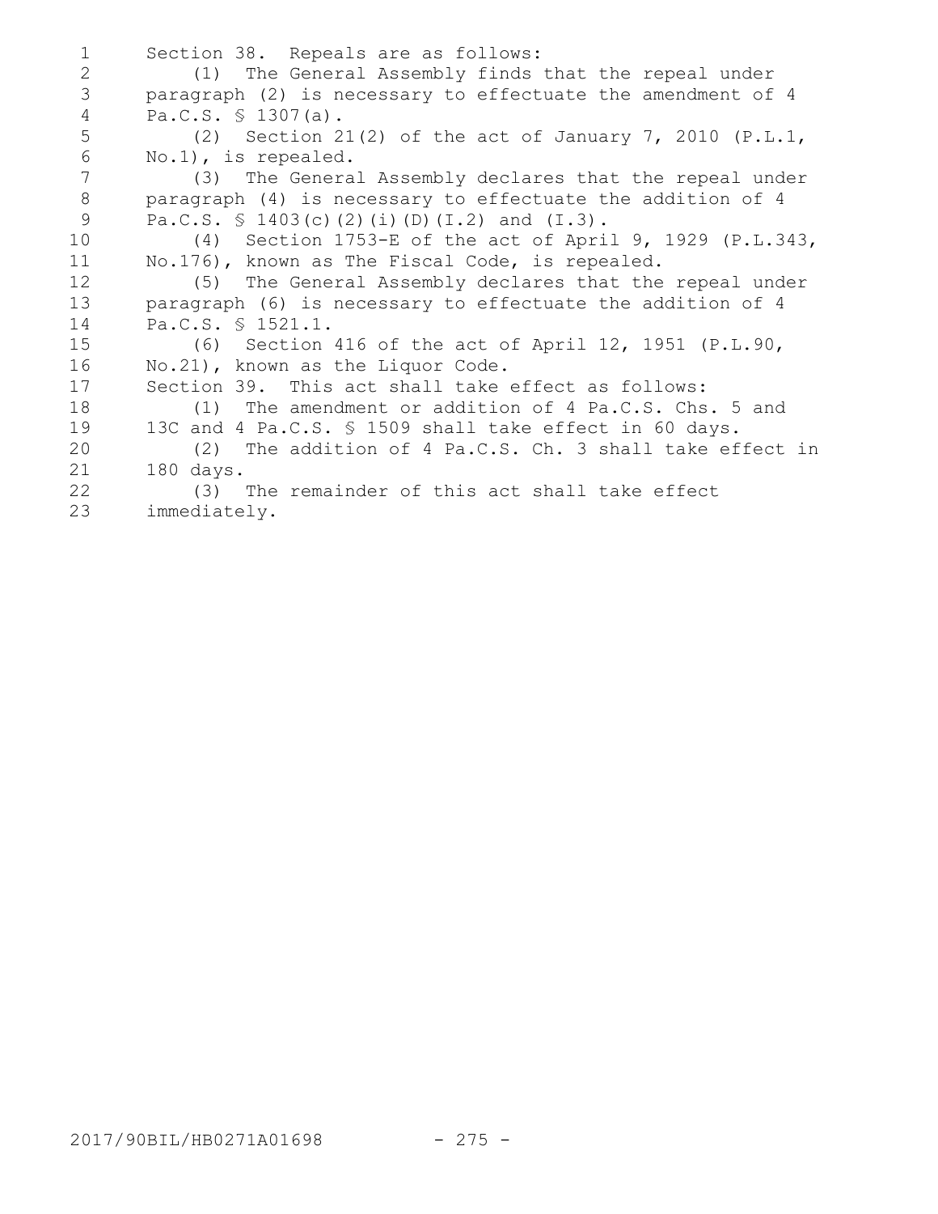Section 38. Repeals are as follows:

(1) The General Assembly finds that the repeal under paragraph (2) is necessary to effectuate the amendment of 4 Pa.C.S. § 1307(a).

(2) Section 21(2) of the act of January 7, 2010 (P.L.1, No.1), is repealed.

(3) The General Assembly declares that the repeal under paragraph (4) is necessary to effectuate the addition of 4 Pa.C.S. § 1403(c)(2)(i)(D)(I.2) and (I.3).

(4) Section 1753-E of the act of April 9, 1929 (P.L.343, No.176), known as The Fiscal Code, is repealed.

(5) The General Assembly declares that the repeal under paragraph (6) is necessary to effectuate the addition of 4 Pa.C.S. § 1521.1.

(6) Section 416 of the act of April 12, 1951 (P.L.90, No.21), known as the Liquor Code.

Section 39. This act shall take effect as follows:

(1) The amendment or addition of 4 Pa.C.S. Chs. 5 and 13C and 4 Pa.C.S. § 1509 shall take effect in 60 days.

(2) The addition of 4 Pa.C.S. Ch. 3 shall take effect in 180 days.

(3) The remainder of this act shall take effect immediately.